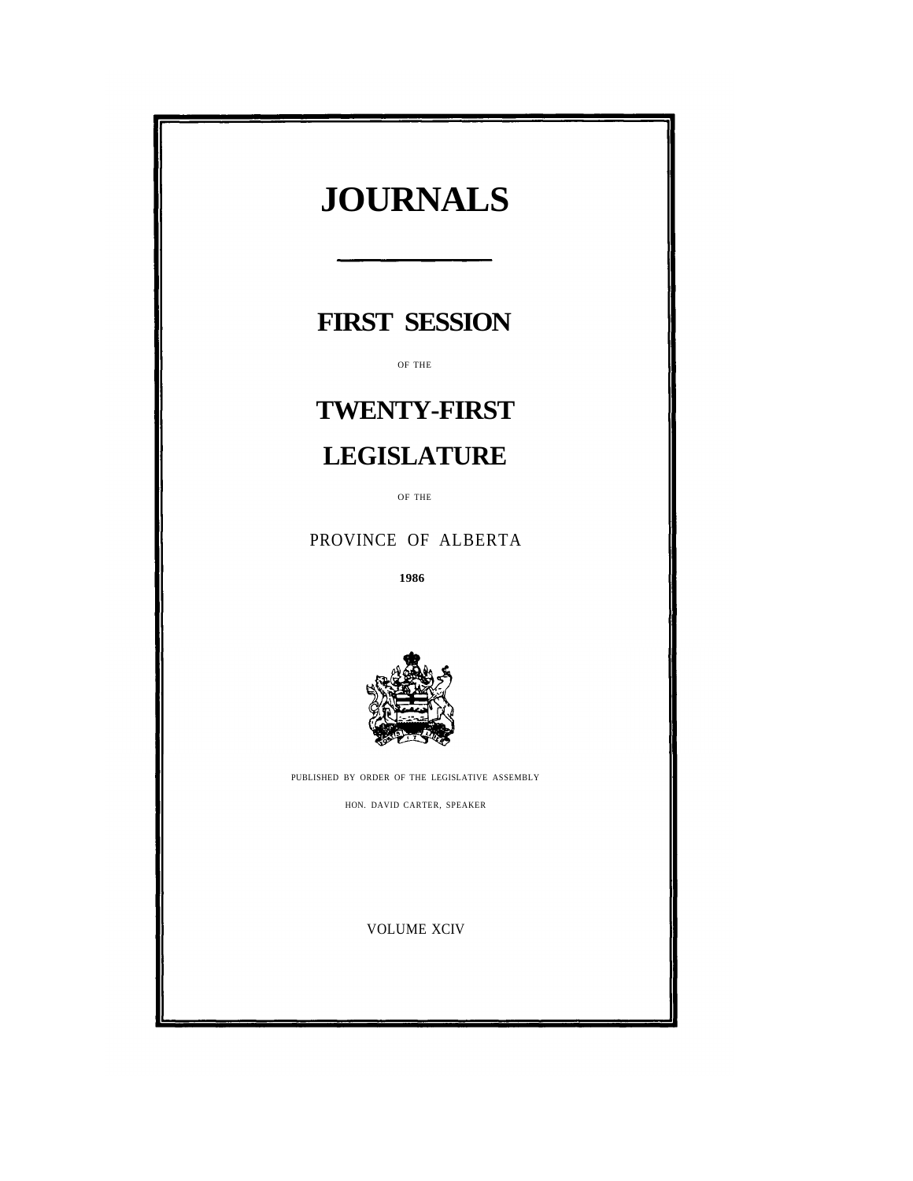# JOURNALS

## FIRST SESSION

OF THE

## TWENTY-FIRST

## LEGISLATURE

OF THE

PROVINCE OF ALBERTA

**1986**

PUBLISHED BY ORDER OF THE LEGISLATIVE ASSEMBLY

HON. DAVID CARTER, SPEAKER

VOLUME XCIV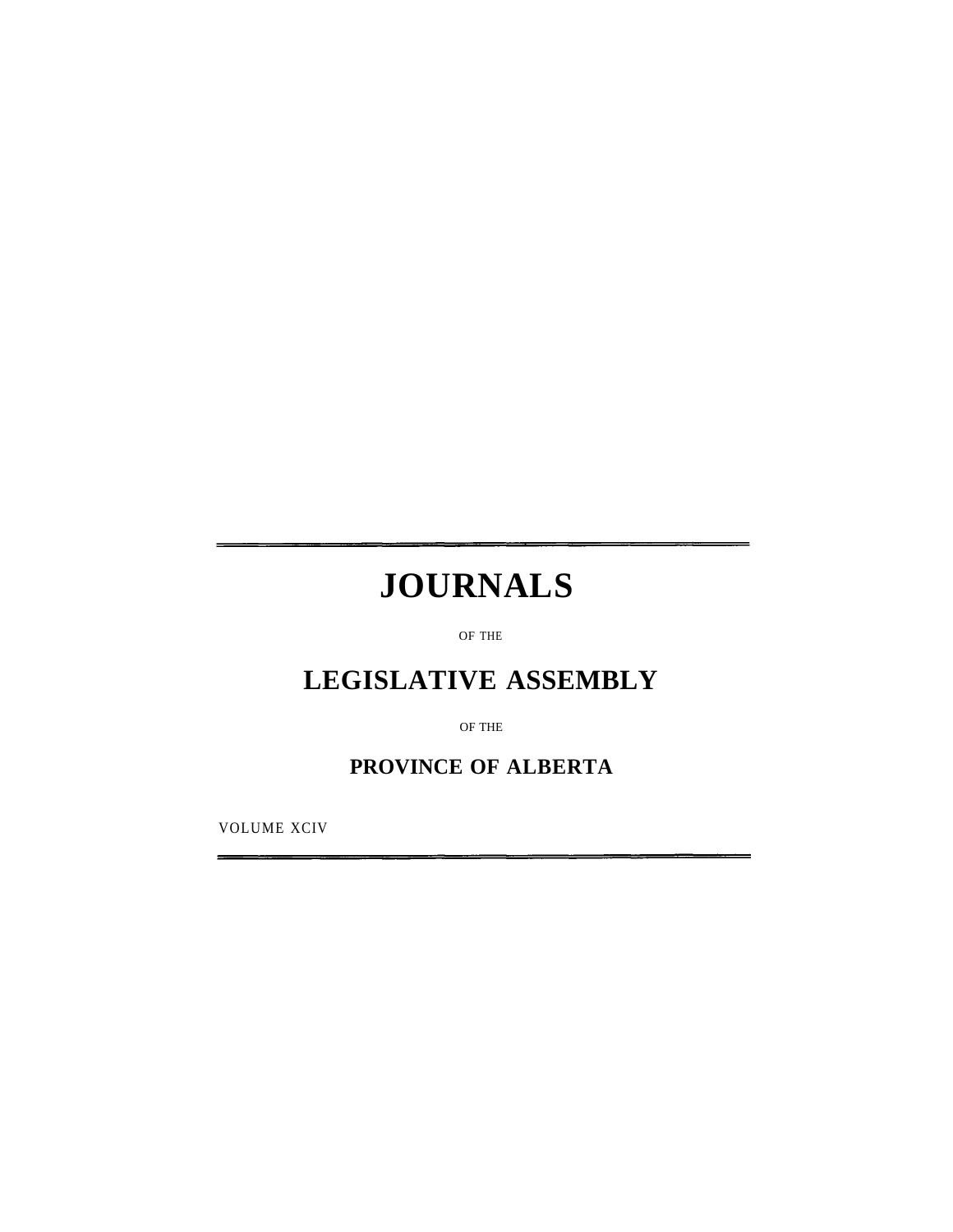---

# JOURNALS

OF THE

## LEGISLATIVE ASSEMBLY

OF THE

### PROVINCE OF ALBERTA

VOLUME XCIV

---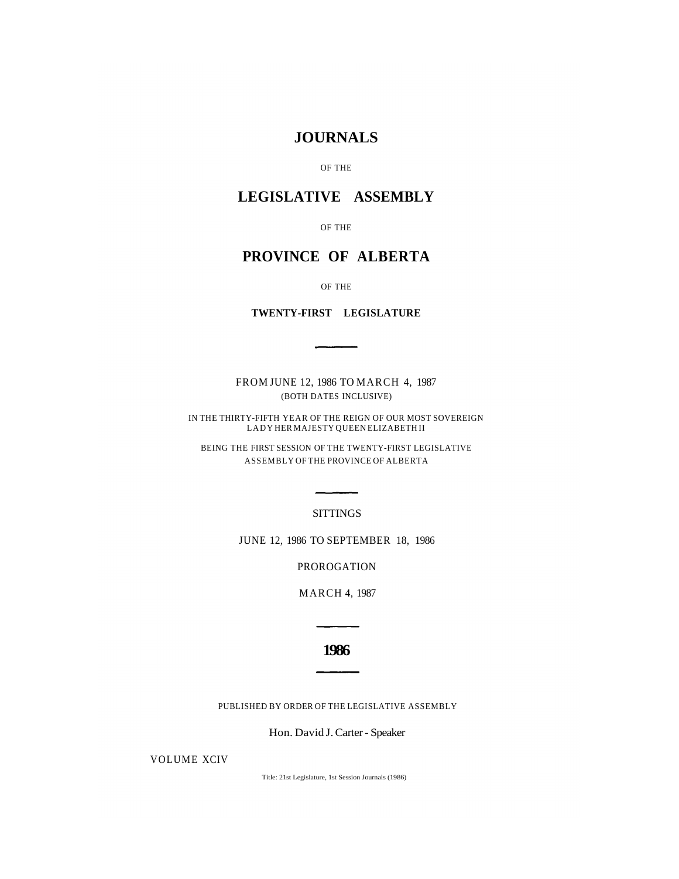# JOURNALS

OF THE

# LEGISLATIVE ASSEMBLY

OF THE

# PROVINCE OF ALBERTA

OF THE

**TWENTY-FIRST LEGISLATURE**

---

FROM JUNE 12, 1986 TO MARCH 4, 1987
(BOTH DATES INCLUSIVE)

IN THE THIRTY-FIFTH YEAR OF THE REIGN OF OUR MOST SOVEREIGN LADY HER MAJESTY QUEEN ELIZABETH II

BEING THE FIRST SESSION OF THE TWENTY-FIRST LEGISLATIVE ASSEMBLY OF THE PROVINCE OF ALBERTA

---

SITTINGS

JUNE 12, 1986 TO SEPTEMBER 18, 1986

PROROGATION

MARCH 4, 1987

---

**1986**

---

PUBLISHED BY ORDER OF THE LEGISLATIVE ASSEMBLY

Hon. David J. Carter - Speaker

VOLUME XCIV

Title: 21st Legislature, 1st Session Journals (1986)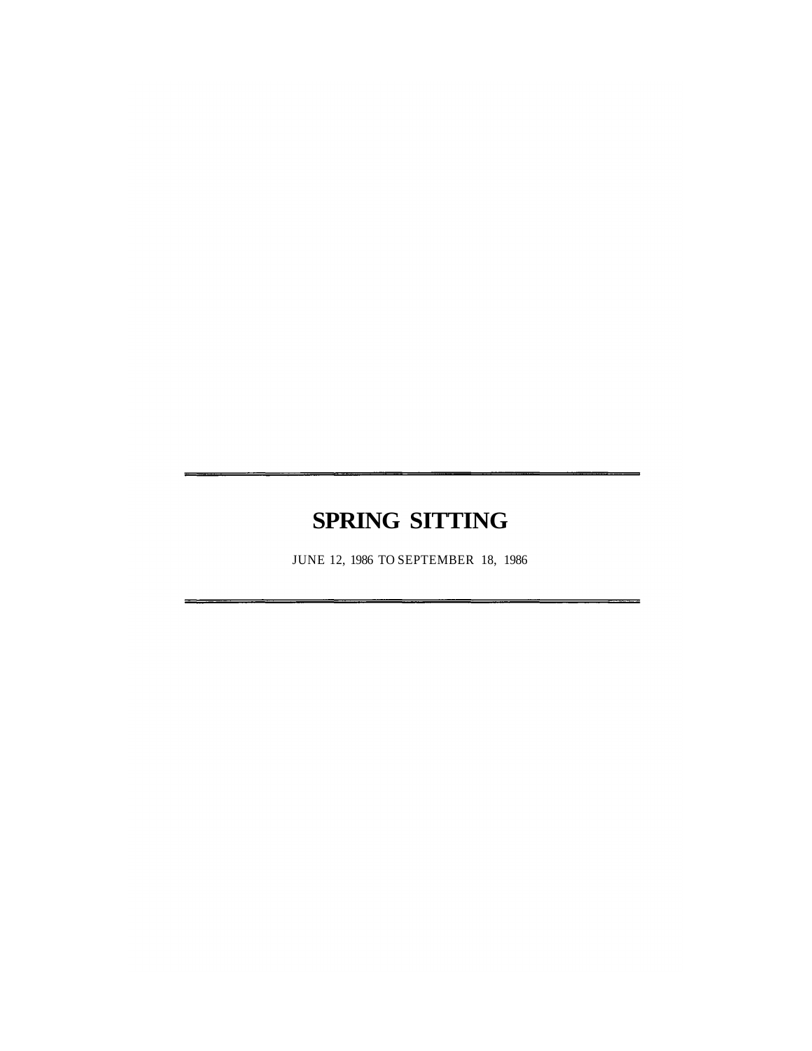# SPRING SITTING

JUNE 12, 1986 TO SEPTEMBER 18, 1986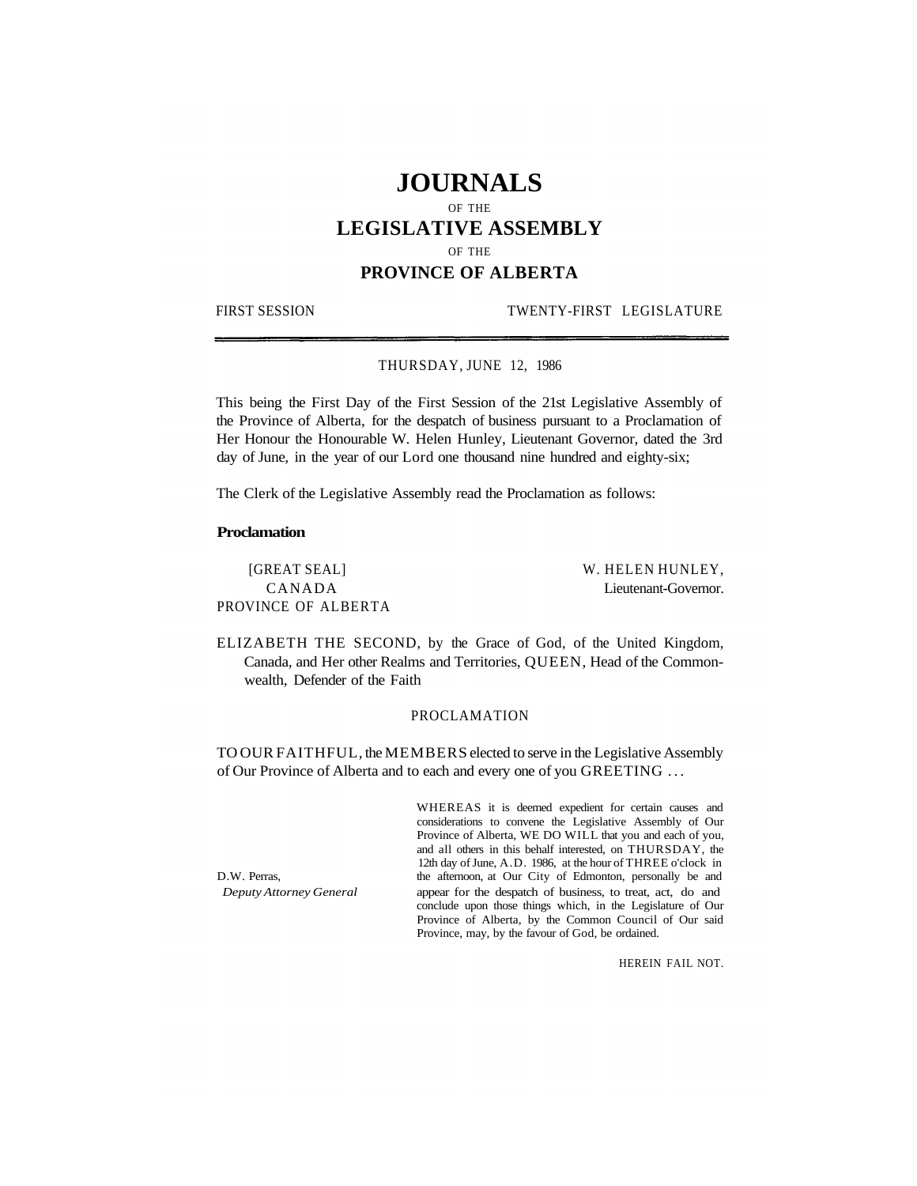# JOURNALS

OF THE

## LEGISLATIVE ASSEMBLY

OF THE

### PROVINCE OF ALBERTA

FIRST SESSION TWENTY-FIRST LEGISLATURE

---

THURSDAY, JUNE 12, 1986

This being the First Day of the First Session of the 21st Legislative Assembly of the Province of Alberta, for the despatch of business pursuant to a Proclamation of Her Honour the Honourable W. Helen Hunley, Lieutenant Governor, dated the 3rd day of June, in the year of our Lord one thousand nine hundred and eighty-six;

The Clerk of the Legislative Assembly read the Proclamation as follows:

**Proclamation**

[GREAT SEAL]
CANADA
PROVINCE OF ALBERTA

W. HELEN HUNLEY,
Lieutenant-Governor.

ELIZABETH THE SECOND, by the Grace of God, of the United Kingdom, Canada, and Her other Realms and Territories, QUEEN, Head of the Commonwealth, Defender of the Faith

PROCLAMATION

TO OUR FAITHFUL, the MEMBERS elected to serve in the Legislative Assembly of Our Province of Alberta and to each and every one of you GREETING . . .

WHEREAS it is deemed expedient for certain causes and considerations to convene the Legislative Assembly of Our Province of Alberta, WE DO WILL that you and each of you, and all others in this behalf interested, on THURSDAY, the 12th day of June, A.D. 1986, at the hour of THREE o'clock in the afternoon, at Our City of Edmonton, personally be and appear for the despatch of business, to treat, act, do and conclude upon those things which, in the Legislature of Our Province of Alberta, by the Common Council of Our said Province, may, by the favour of God, be ordained.

D.W. Perras,
*Deputy Attorney General*

HEREIN FAIL NOT.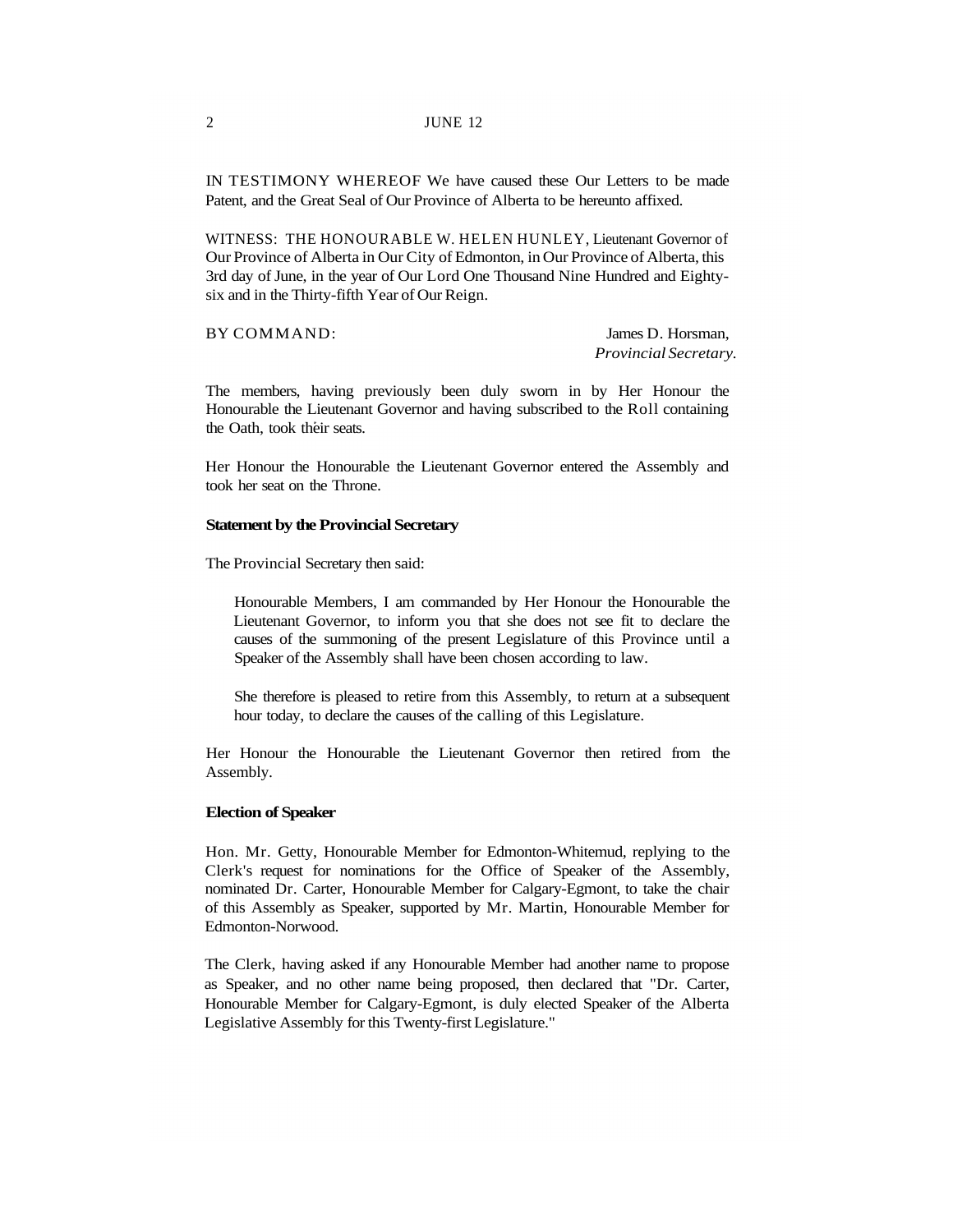IN TESTIMONY WHEREOF We have caused these Our Letters to be made Patent, and the Great Seal of Our Province of Alberta to be hereunto affixed.

WITNESS: THE HONOURABLE W. HELEN HUNLEY, Lieutenant Governor of Our Province of Alberta in Our City of Edmonton, in Our Province of Alberta, this 3rd day of June, in the year of Our Lord One Thousand Nine Hundred and Eighty-six and in the Thirty-fifth Year of Our Reign.

BY COMMAND: James D. Horsman, *Provincial Secretary.*

The members, having previously been duly sworn in by Her Honour the Honourable the Lieutenant Governor and having subscribed to the Roll containing the Oath, took their seats.

Her Honour the Honourable the Lieutenant Governor entered the Assembly and took her seat on the Throne.

**Statement by the Provincial Secretary**

The Provincial Secretary then said:

> Honourable Members, I am commanded by Her Honour the Honourable the Lieutenant Governor, to inform you that she does not see fit to declare the causes of the summoning of the present Legislature of this Province until a Speaker of the Assembly shall have been chosen according to law.
>
> She therefore is pleased to retire from this Assembly, to return at a subsequent hour today, to declare the causes of the calling of this Legislature.

Her Honour the Honourable the Lieutenant Governor then retired from the Assembly.

**Election of Speaker**

Hon. Mr. Getty, Honourable Member for Edmonton-Whitemud, replying to the Clerk's request for nominations for the Office of Speaker of the Assembly, nominated Dr. Carter, Honourable Member for Calgary-Egmont, to take the chair of this Assembly as Speaker, supported by Mr. Martin, Honourable Member for Edmonton-Norwood.

The Clerk, having asked if any Honourable Member had another name to propose as Speaker, and no other name being proposed, then declared that "Dr. Carter, Honourable Member for Calgary-Egmont, is duly elected Speaker of the Alberta Legislative Assembly for this Twenty-first Legislature."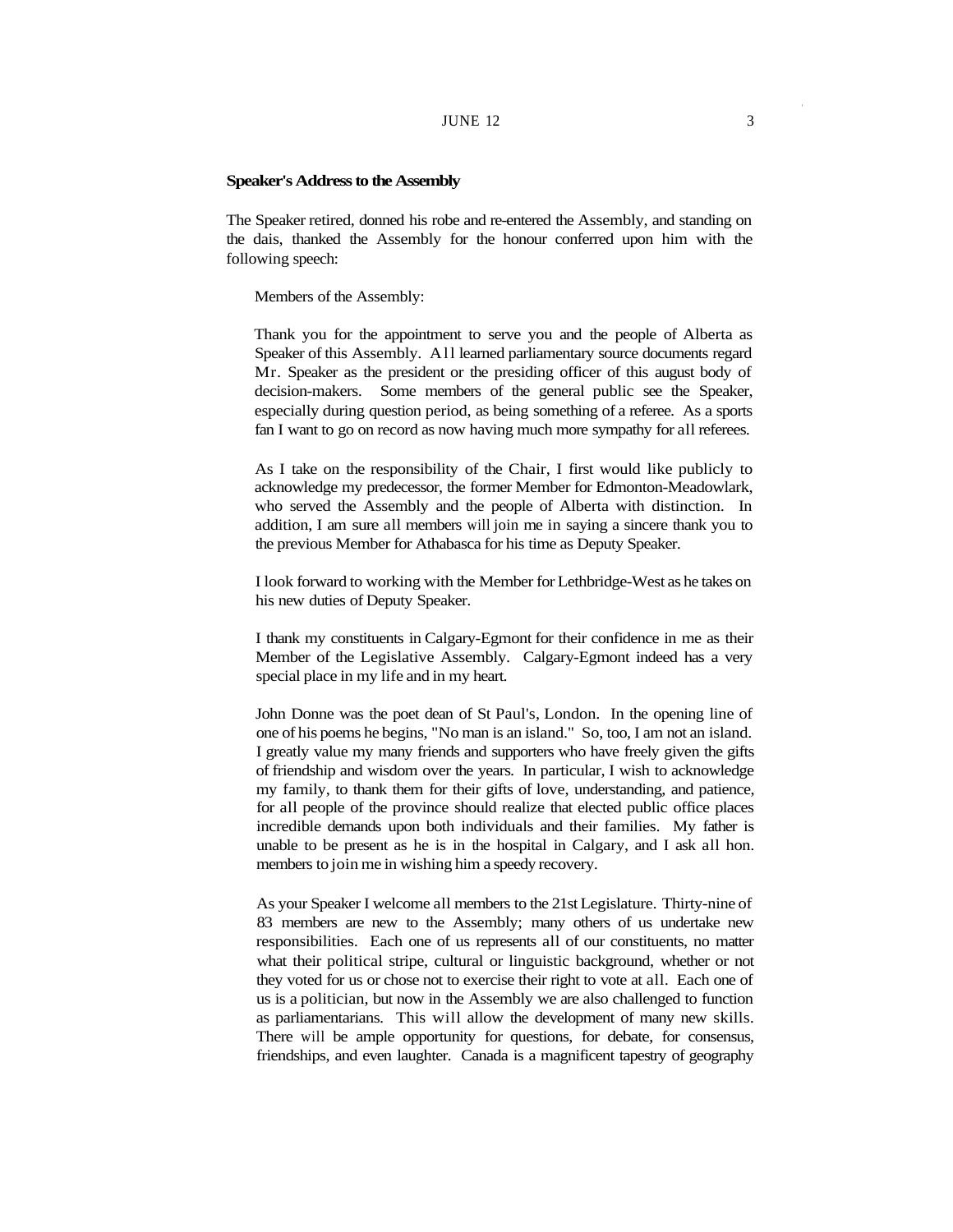**Speaker's Address to the Assembly**

The Speaker retired, donned his robe and re-entered the Assembly, and standing on the dais, thanked the Assembly for the honour conferred upon him with the following speech:

> Members of the Assembly:
>
> Thank you for the appointment to serve you and the people of Alberta as Speaker of this Assembly. All learned parliamentary source documents regard Mr. Speaker as the president or the presiding officer of this august body of decision-makers. Some members of the general public see the Speaker, especially during question period, as being something of a referee. As a sports fan I want to go on record as now having much more sympathy for all referees.
>
> As I take on the responsibility of the Chair, I first would like publicly to acknowledge my predecessor, the former Member for Edmonton-Meadowlark, who served the Assembly and the people of Alberta with distinction. In addition, I am sure all members will join me in saying a sincere thank you to the previous Member for Athabasca for his time as Deputy Speaker.
>
> I look forward to working with the Member for Lethbridge-West as he takes on his new duties of Deputy Speaker.
>
> I thank my constituents in Calgary-Egmont for their confidence in me as their Member of the Legislative Assembly. Calgary-Egmont indeed has a very special place in my life and in my heart.
>
> John Donne was the poet dean of St Paul's, London. In the opening line of one of his poems he begins, "No man is an island." So, too, I am not an island. I greatly value my many friends and supporters who have freely given the gifts of friendship and wisdom over the years. In particular, I wish to acknowledge my family, to thank them for their gifts of love, understanding, and patience, for all people of the province should realize that elected public office places incredible demands upon both individuals and their families. My father is unable to be present as he is in the hospital in Calgary, and I ask all hon. members to join me in wishing him a speedy recovery.
>
> As your Speaker I welcome all members to the 21st Legislature. Thirty-nine of 83 members are new to the Assembly; many others of us undertake new responsibilities. Each one of us represents all of our constituents, no matter what their political stripe, cultural or linguistic background, whether or not they voted for us or chose not to exercise their right to vote at all. Each one of us is a politician, but now in the Assembly we are also challenged to function as parliamentarians. This will allow the development of many new skills. There will be ample opportunity for questions, for debate, for consensus, friendships, and even laughter. Canada is a magnificent tapestry of geography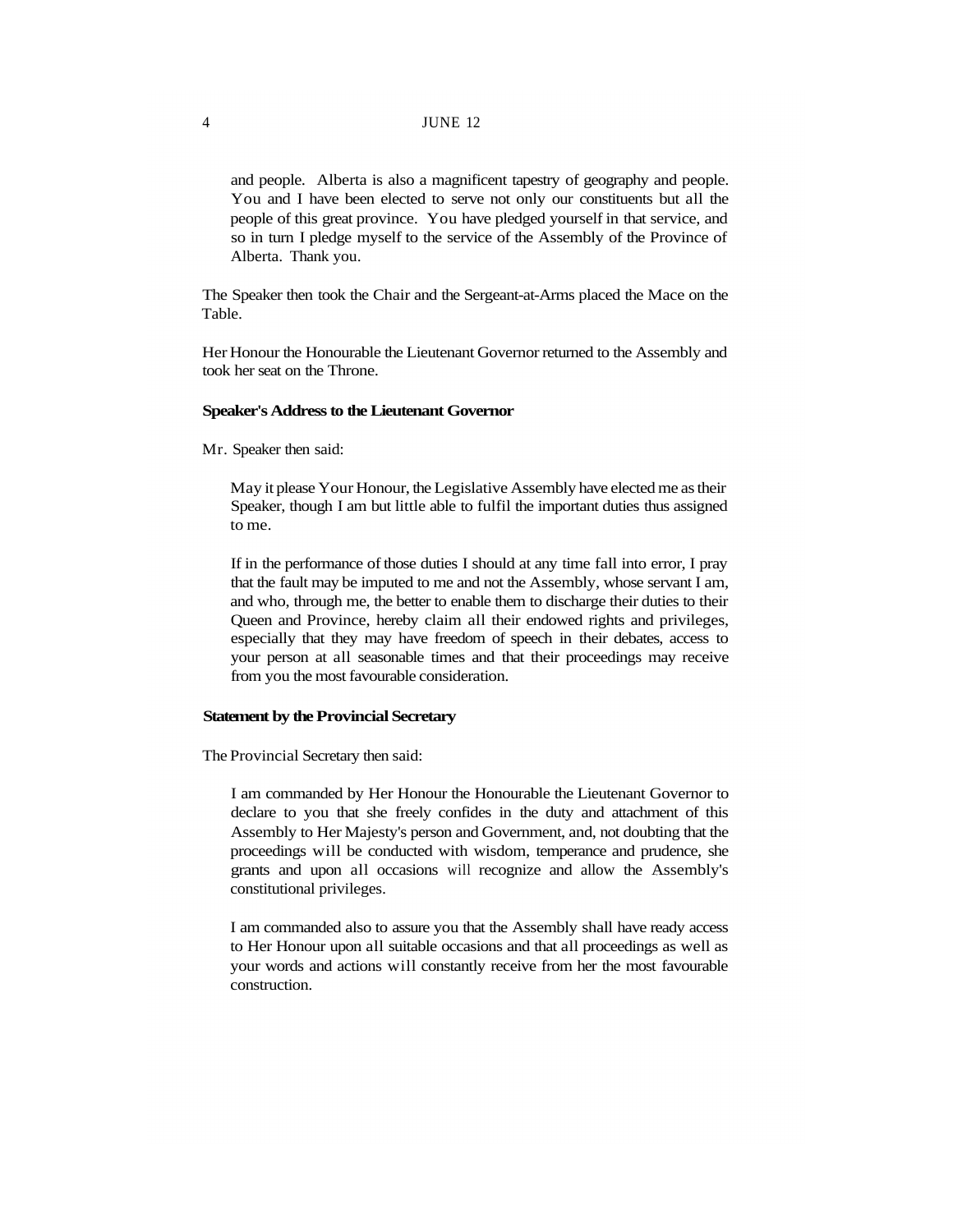and people. Alberta is also a magnificent tapestry of geography and people. You and I have been elected to serve not only our constituents but all the people of this great province. You have pledged yourself in that service, and so in turn I pledge myself to the service of the Assembly of the Province of Alberta. Thank you.

The Speaker then took the Chair and the Sergeant-at-Arms placed the Mace on the Table.

Her Honour the Honourable the Lieutenant Governor returned to the Assembly and took her seat on the Throne.

**Speaker's Address to the Lieutenant Governor**

Mr. Speaker then said:

> May it please Your Honour, the Legislative Assembly have elected me as their Speaker, though I am but little able to fulfil the important duties thus assigned to me.
>
> If in the performance of those duties I should at any time fall into error, I pray that the fault may be imputed to me and not the Assembly, whose servant I am, and who, through me, the better to enable them to discharge their duties to their Queen and Province, hereby claim all their endowed rights and privileges, especially that they may have freedom of speech in their debates, access to your person at all seasonable times and that their proceedings may receive from you the most favourable consideration.

**Statement by the Provincial Secretary**

The Provincial Secretary then said:

> I am commanded by Her Honour the Honourable the Lieutenant Governor to declare to you that she freely confides in the duty and attachment of this Assembly to Her Majesty's person and Government, and, not doubting that the proceedings will be conducted with wisdom, temperance and prudence, she grants and upon all occasions will recognize and allow the Assembly's constitutional privileges.
>
> I am commanded also to assure you that the Assembly shall have ready access to Her Honour upon all suitable occasions and that all proceedings as well as your words and actions will constantly receive from her the most favourable construction.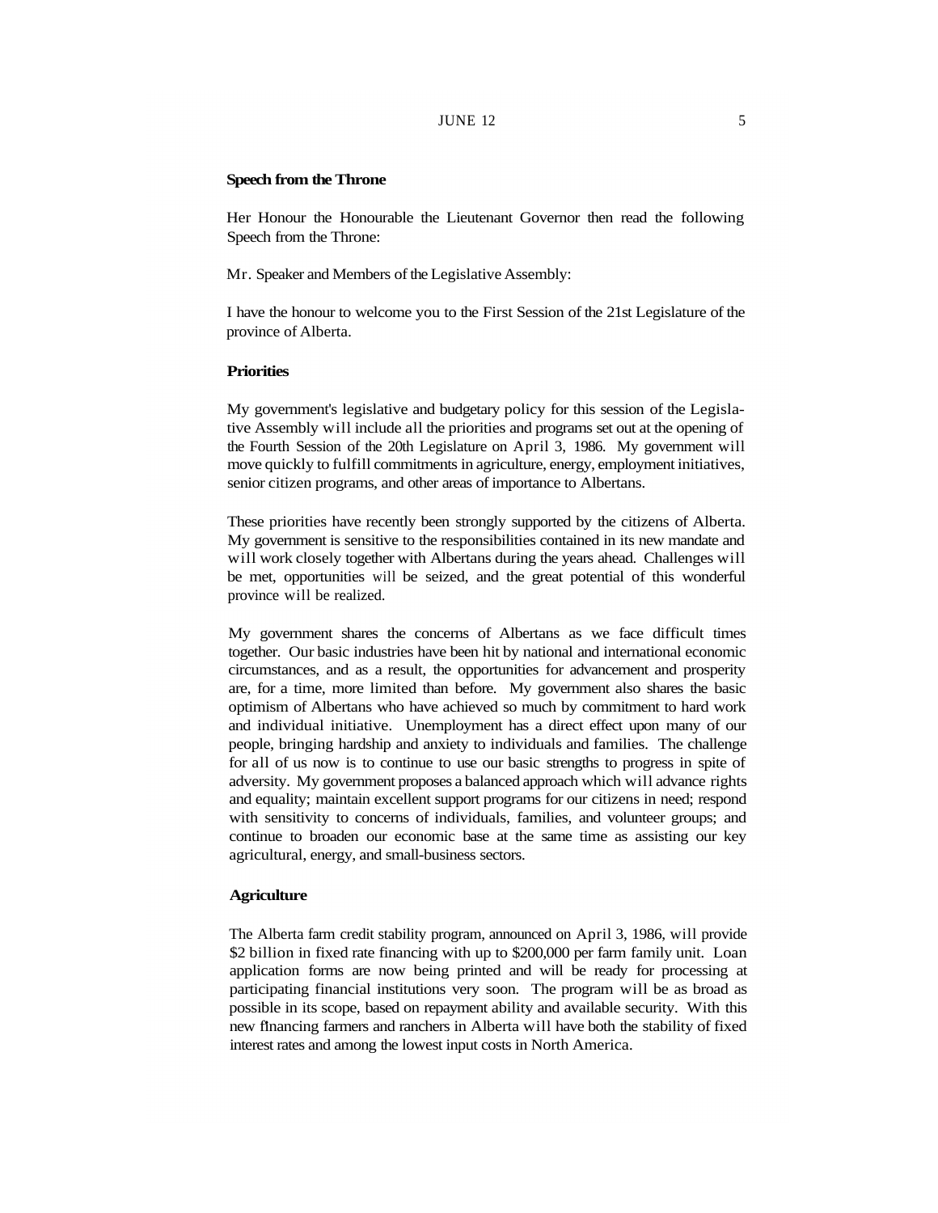**Speech from the Throne**

Her Honour the Honourable the Lieutenant Governor then read the following Speech from the Throne:

Mr. Speaker and Members of the Legislative Assembly:

I have the honour to welcome you to the First Session of the 21st Legislature of the province of Alberta.

**Priorities**

My government's legislative and budgetary policy for this session of the Legislative Assembly will include all the priorities and programs set out at the opening of the Fourth Session of the 20th Legislature on April 3, 1986. My government will move quickly to fulfill commitments in agriculture, energy, employment initiatives, senior citizen programs, and other areas of importance to Albertans.

These priorities have recently been strongly supported by the citizens of Alberta. My government is sensitive to the responsibilities contained in its new mandate and will work closely together with Albertans during the years ahead. Challenges will be met, opportunities will be seized, and the great potential of this wonderful province will be realized.

My government shares the concerns of Albertans as we face difficult times together. Our basic industries have been hit by national and international economic circumstances, and as a result, the opportunities for advancement and prosperity are, for a time, more limited than before. My government also shares the basic optimism of Albertans who have achieved so much by commitment to hard work and individual initiative. Unemployment has a direct effect upon many of our people, bringing hardship and anxiety to individuals and families. The challenge for all of us now is to continue to use our basic strengths to progress in spite of adversity. My government proposes a balanced approach which will advance rights and equality; maintain excellent support programs for our citizens in need; respond with sensitivity to concerns of individuals, families, and volunteer groups; and continue to broaden our economic base at the same time as assisting our key agricultural, energy, and small-business sectors.

**Agriculture**

The Alberta farm credit stability program, announced on April 3, 1986, will provide $2 billion in fixed rate financing with up to $200,000 per farm family unit. Loan application forms are now being printed and will be ready for processing at participating financial institutions very soon. The program will be as broad as possible in its scope, based on repayment ability and available security. With this new financing farmers and ranchers in Alberta will have both the stability of fixed interest rates and among the lowest input costs in North America.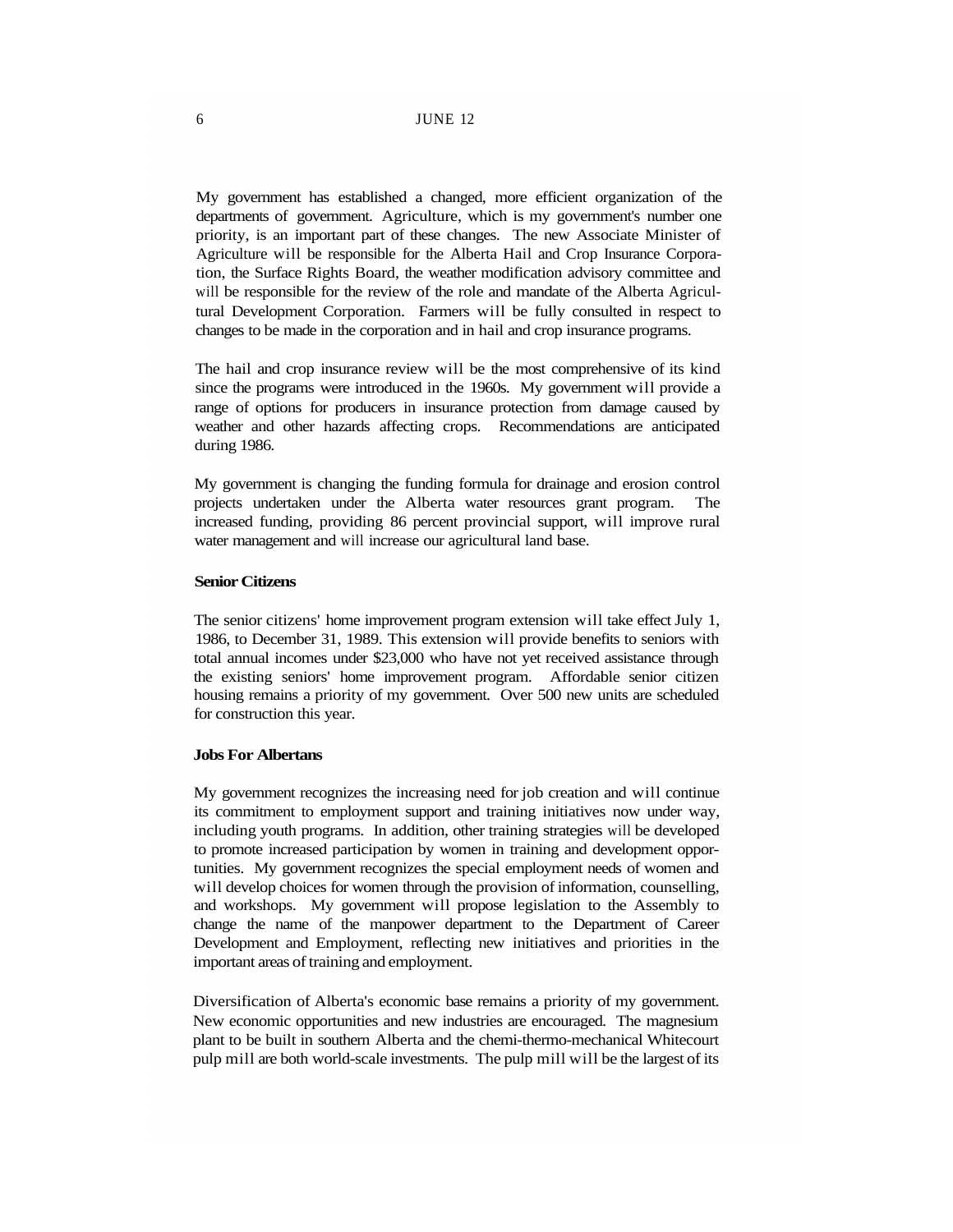My government has established a changed, more efficient organization of the departments of government. Agriculture, which is my government's number one priority, is an important part of these changes. The new Associate Minister of Agriculture will be responsible for the Alberta Hail and Crop Insurance Corporation, the Surface Rights Board, the weather modification advisory committee and will be responsible for the review of the role and mandate of the Alberta Agricultural Development Corporation. Farmers will be fully consulted in respect to changes to be made in the corporation and in hail and crop insurance programs.

The hail and crop insurance review will be the most comprehensive of its kind since the programs were introduced in the 1960s. My government will provide a range of options for producers in insurance protection from damage caused by weather and other hazards affecting crops. Recommendations are anticipated during 1986.

My government is changing the funding formula for drainage and erosion control projects undertaken under the Alberta water resources grant program. The increased funding, providing 86 percent provincial support, will improve rural water management and will increase our agricultural land base.

**Senior Citizens**

The senior citizens' home improvement program extension will take effect July 1, 1986, to December 31, 1989. This extension will provide benefits to seniors with total annual incomes under $23,000 who have not yet received assistance through the existing seniors' home improvement program. Affordable senior citizen housing remains a priority of my government. Over 500 new units are scheduled for construction this year.

**Jobs For Albertans**

My government recognizes the increasing need for job creation and will continue its commitment to employment support and training initiatives now under way, including youth programs. In addition, other training strategies will be developed to promote increased participation by women in training and development opportunities. My government recognizes the special employment needs of women and will develop choices for women through the provision of information, counselling, and workshops. My government will propose legislation to the Assembly to change the name of the manpower department to the Department of Career Development and Employment, reflecting new initiatives and priorities in the important areas of training and employment.

Diversification of Alberta's economic base remains a priority of my government. New economic opportunities and new industries are encouraged. The magnesium plant to be built in southern Alberta and the chemi-thermo-mechanical Whitecourt pulp mill are both world-scale investments. The pulp mill will be the largest of its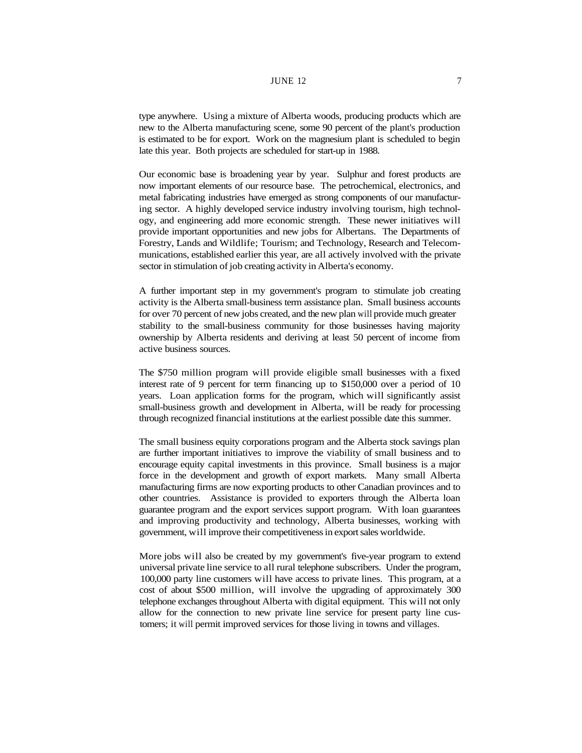type anywhere. Using a mixture of Alberta woods, producing products which are new to the Alberta manufacturing scene, some 90 percent of the plant's production is estimated to be for export. Work on the magnesium plant is scheduled to begin late this year. Both projects are scheduled for start-up in 1988.

Our economic base is broadening year by year. Sulphur and forest products are now important elements of our resource base. The petrochemical, electronics, and metal fabricating industries have emerged as strong components of our manufacturing sector. A highly developed service industry involving tourism, high technology, and engineering add more economic strength. These newer initiatives will provide important opportunities and new jobs for Albertans. The Departments of Forestry, Lands and Wildlife; Tourism; and Technology, Research and Telecommunications, established earlier this year, are all actively involved with the private sector in stimulation of job creating activity in Alberta's economy.

A further important step in my government's program to stimulate job creating activity is the Alberta small-business term assistance plan. Small business accounts for over 70 percent of new jobs created, and the new plan will provide much greater stability to the small-business community for those businesses having majority ownership by Alberta residents and deriving at least 50 percent of income from active business sources.

The $750 million program will provide eligible small businesses with a fixed interest rate of 9 percent for term financing up to $150,000 over a period of 10 years. Loan application forms for the program, which will significantly assist small-business growth and development in Alberta, will be ready for processing through recognized financial institutions at the earliest possible date this summer.

The small business equity corporations program and the Alberta stock savings plan are further important initiatives to improve the viability of small business and to encourage equity capital investments in this province. Small business is a major force in the development and growth of export markets. Many small Alberta manufacturing firms are now exporting products to other Canadian provinces and to other countries. Assistance is provided to exporters through the Alberta loan guarantee program and the export services support program. With loan guarantees and improving productivity and technology, Alberta businesses, working with government, will improve their competitiveness in export sales worldwide.

More jobs will also be created by my government's five-year program to extend universal private line service to all rural telephone subscribers. Under the program, 100,000 party line customers will have access to private lines. This program, at a cost of about $500 million, will involve the upgrading of approximately 300 telephone exchanges throughout Alberta with digital equipment. This will not only allow for the connection to new private line service for present party line customers; it will permit improved services for those living in towns and villages.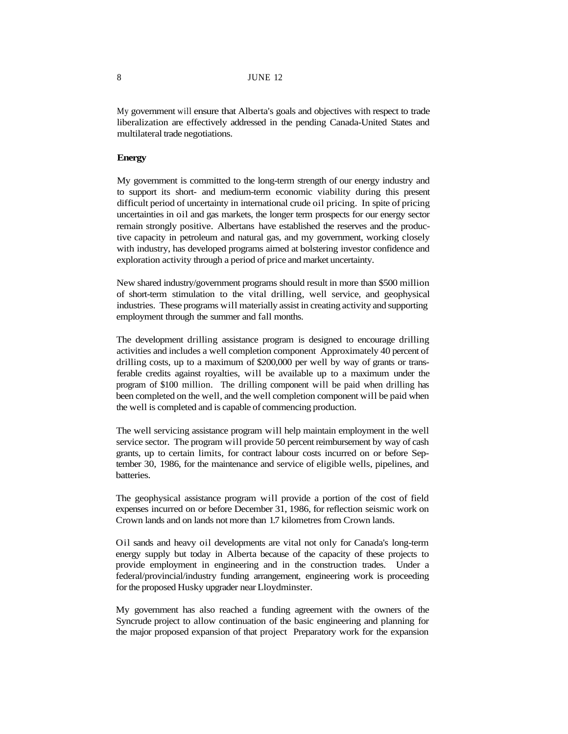My government will ensure that Alberta's goals and objectives with respect to trade liberalization are effectively addressed in the pending Canada-United States and multilateral trade negotiations.

**Energy**

My government is committed to the long-term strength of our energy industry and to support its short- and medium-term economic viability during this present difficult period of uncertainty in international crude oil pricing. In spite of pricing uncertainties in oil and gas markets, the longer term prospects for our energy sector remain strongly positive. Albertans have established the reserves and the productive capacity in petroleum and natural gas, and my government, working closely with industry, has developed programs aimed at bolstering investor confidence and exploration activity through a period of price and market uncertainty.

New shared industry/government programs should result in more than $500 million of short-term stimulation to the vital drilling, well service, and geophysical industries. These programs will materially assist in creating activity and supporting employment through the summer and fall months.

The development drilling assistance program is designed to encourage drilling activities and includes a well completion component Approximately 40 percent of drilling costs, up to a maximum of $200,000 per well by way of grants or transferable credits against royalties, will be available up to a maximum under the program of $100 million. The drilling component will be paid when drilling has been completed on the well, and the well completion component will be paid when the well is completed and is capable of commencing production.

The well servicing assistance program will help maintain employment in the well service sector. The program will provide 50 percent reimbursement by way of cash grants, up to certain limits, for contract labour costs incurred on or before September 30, 1986, for the maintenance and service of eligible wells, pipelines, and batteries.

The geophysical assistance program will provide a portion of the cost of field expenses incurred on or before December 31, 1986, for reflection seismic work on Crown lands and on lands not more than 1.7 kilometres from Crown lands.

Oil sands and heavy oil developments are vital not only for Canada's long-term energy supply but today in Alberta because of the capacity of these projects to provide employment in engineering and in the construction trades. Under a federal/provincial/industry funding arrangement, engineering work is proceeding for the proposed Husky upgrader near Lloydminster.

My government has also reached a funding agreement with the owners of the Syncrude project to allow continuation of the basic engineering and planning for the major proposed expansion of that project Preparatory work for the expansion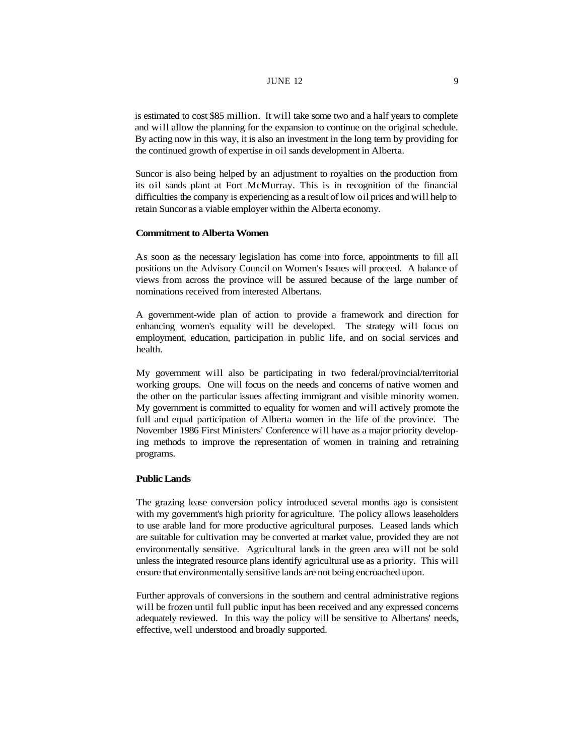is estimated to cost $85 million. It will take some two and a half years to complete and will allow the planning for the expansion to continue on the original schedule. By acting now in this way, it is also an investment in the long term by providing for the continued growth of expertise in oil sands development in Alberta.

Suncor is also being helped by an adjustment to royalties on the production from its oil sands plant at Fort McMurray. This is in recognition of the financial difficulties the company is experiencing as a result of low oil prices and will help to retain Suncor as a viable employer within the Alberta economy.

**Commitment to Alberta Women**

As soon as the necessary legislation has come into force, appointments to fill all positions on the Advisory Council on Women's Issues will proceed. A balance of views from across the province will be assured because of the large number of nominations received from interested Albertans.

A government-wide plan of action to provide a framework and direction for enhancing women's equality will be developed. The strategy will focus on employment, education, participation in public life, and on social services and health.

My government will also be participating in two federal/provincial/territorial working groups. One will focus on the needs and concerns of native women and the other on the particular issues affecting immigrant and visible minority women. My government is committed to equality for women and will actively promote the full and equal participation of Alberta women in the life of the province. The November 1986 First Ministers' Conference will have as a major priority developing methods to improve the representation of women in training and retraining programs.

**Public Lands**

The grazing lease conversion policy introduced several months ago is consistent with my government's high priority for agriculture. The policy allows leaseholders to use arable land for more productive agricultural purposes. Leased lands which are suitable for cultivation may be converted at market value, provided they are not environmentally sensitive. Agricultural lands in the green area will not be sold unless the integrated resource plans identify agricultural use as a priority. This will ensure that environmentally sensitive lands are not being encroached upon.

Further approvals of conversions in the southern and central administrative regions will be frozen until full public input has been received and any expressed concerns adequately reviewed. In this way the policy will be sensitive to Albertans' needs, effective, well understood and broadly supported.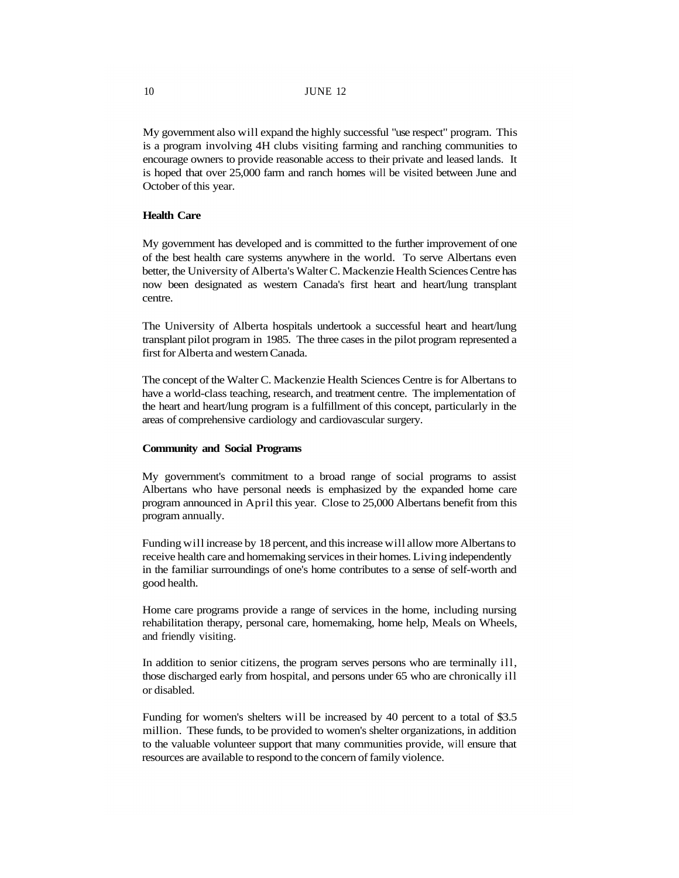My government also will expand the highly successful "use respect" program. This is a program involving 4H clubs visiting farming and ranching communities to encourage owners to provide reasonable access to their private and leased lands. It is hoped that over 25,000 farm and ranch homes will be visited between June and October of this year.

**Health Care**

My government has developed and is committed to the further improvement of one of the best health care systems anywhere in the world. To serve Albertans even better, the University of Alberta's Walter C. Mackenzie Health Sciences Centre has now been designated as western Canada's first heart and heart/lung transplant centre.

The University of Alberta hospitals undertook a successful heart and heart/lung transplant pilot program in 1985. The three cases in the pilot program represented a first for Alberta and western Canada.

The concept of the Walter C. Mackenzie Health Sciences Centre is for Albertans to have a world-class teaching, research, and treatment centre. The implementation of the heart and heart/lung program is a fulfillment of this concept, particularly in the areas of comprehensive cardiology and cardiovascular surgery.

**Community and Social Programs**

My government's commitment to a broad range of social programs to assist Albertans who have personal needs is emphasized by the expanded home care program announced in April this year. Close to 25,000 Albertans benefit from this program annually.

Funding will increase by 18 percent, and this increase will allow more Albertans to receive health care and homemaking services in their homes. Living independently in the familiar surroundings of one's home contributes to a sense of self-worth and good health.

Home care programs provide a range of services in the home, including nursing rehabilitation therapy, personal care, homemaking, home help, Meals on Wheels, and friendly visiting.

In addition to senior citizens, the program serves persons who are terminally ill, those discharged early from hospital, and persons under 65 who are chronically ill or disabled.

Funding for women's shelters will be increased by 40 percent to a total of $3.5 million. These funds, to be provided to women's shelter organizations, in addition to the valuable volunteer support that many communities provide, will ensure that resources are available to respond to the concern of family violence.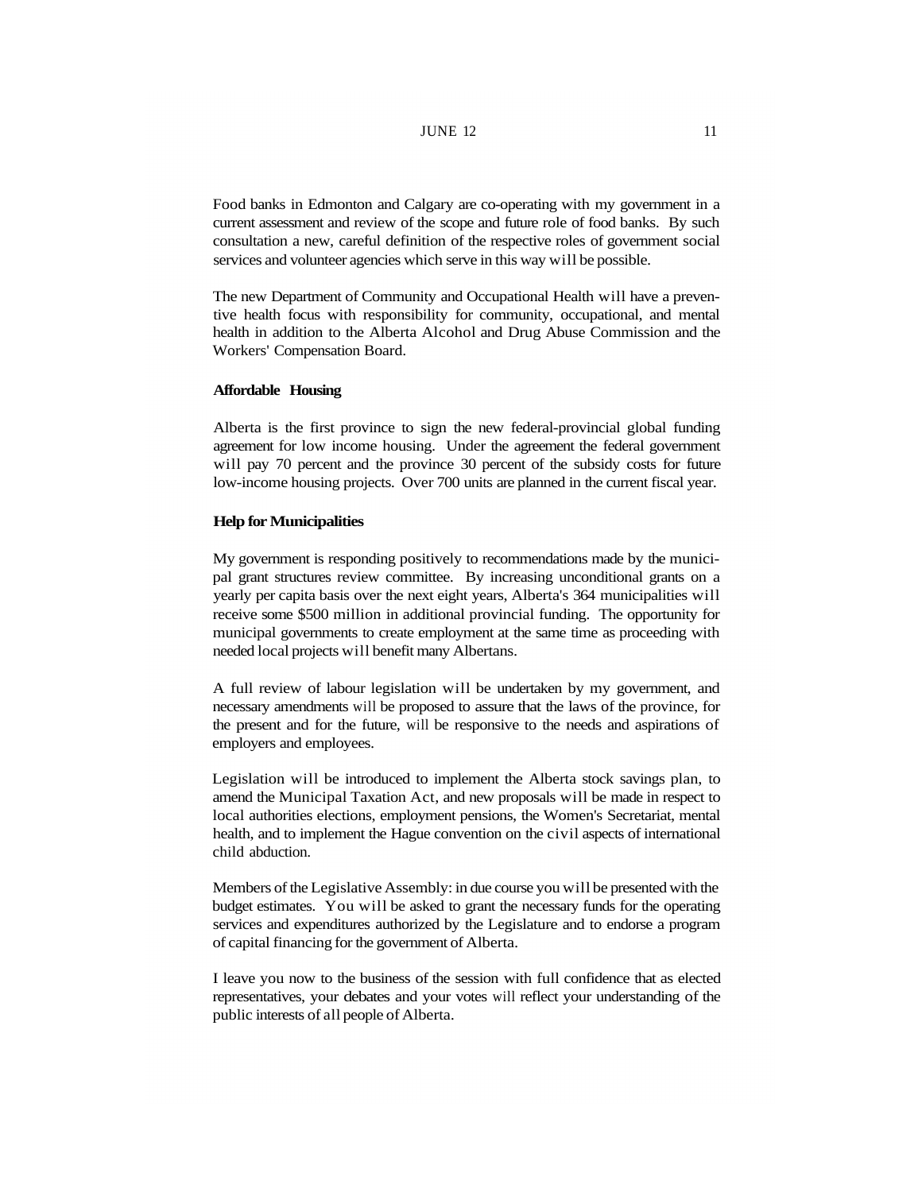Food banks in Edmonton and Calgary are co-operating with my government in a current assessment and review of the scope and future role of food banks. By such consultation a new, careful definition of the respective roles of government social services and volunteer agencies which serve in this way will be possible.

The new Department of Community and Occupational Health will have a preventive health focus with responsibility for community, occupational, and mental health in addition to the Alberta Alcohol and Drug Abuse Commission and the Workers' Compensation Board.

**Affordable Housing**

Alberta is the first province to sign the new federal-provincial global funding agreement for low income housing. Under the agreement the federal government will pay 70 percent and the province 30 percent of the subsidy costs for future low-income housing projects. Over 700 units are planned in the current fiscal year.

**Help for Municipalities**

My government is responding positively to recommendations made by the municipal grant structures review committee. By increasing unconditional grants on a yearly per capita basis over the next eight years, Alberta's 364 municipalities will receive some $500 million in additional provincial funding. The opportunity for municipal governments to create employment at the same time as proceeding with needed local projects will benefit many Albertans.

A full review of labour legislation will be undertaken by my government, and necessary amendments will be proposed to assure that the laws of the province, for the present and for the future, will be responsive to the needs and aspirations of employers and employees.

Legislation will be introduced to implement the Alberta stock savings plan, to amend the Municipal Taxation Act, and new proposals will be made in respect to local authorities elections, employment pensions, the Women's Secretariat, mental health, and to implement the Hague convention on the civil aspects of international child abduction.

Members of the Legislative Assembly: in due course you will be presented with the budget estimates. You will be asked to grant the necessary funds for the operating services and expenditures authorized by the Legislature and to endorse a program of capital financing for the government of Alberta.

I leave you now to the business of the session with full confidence that as elected representatives, your debates and your votes will reflect your understanding of the public interests of all people of Alberta.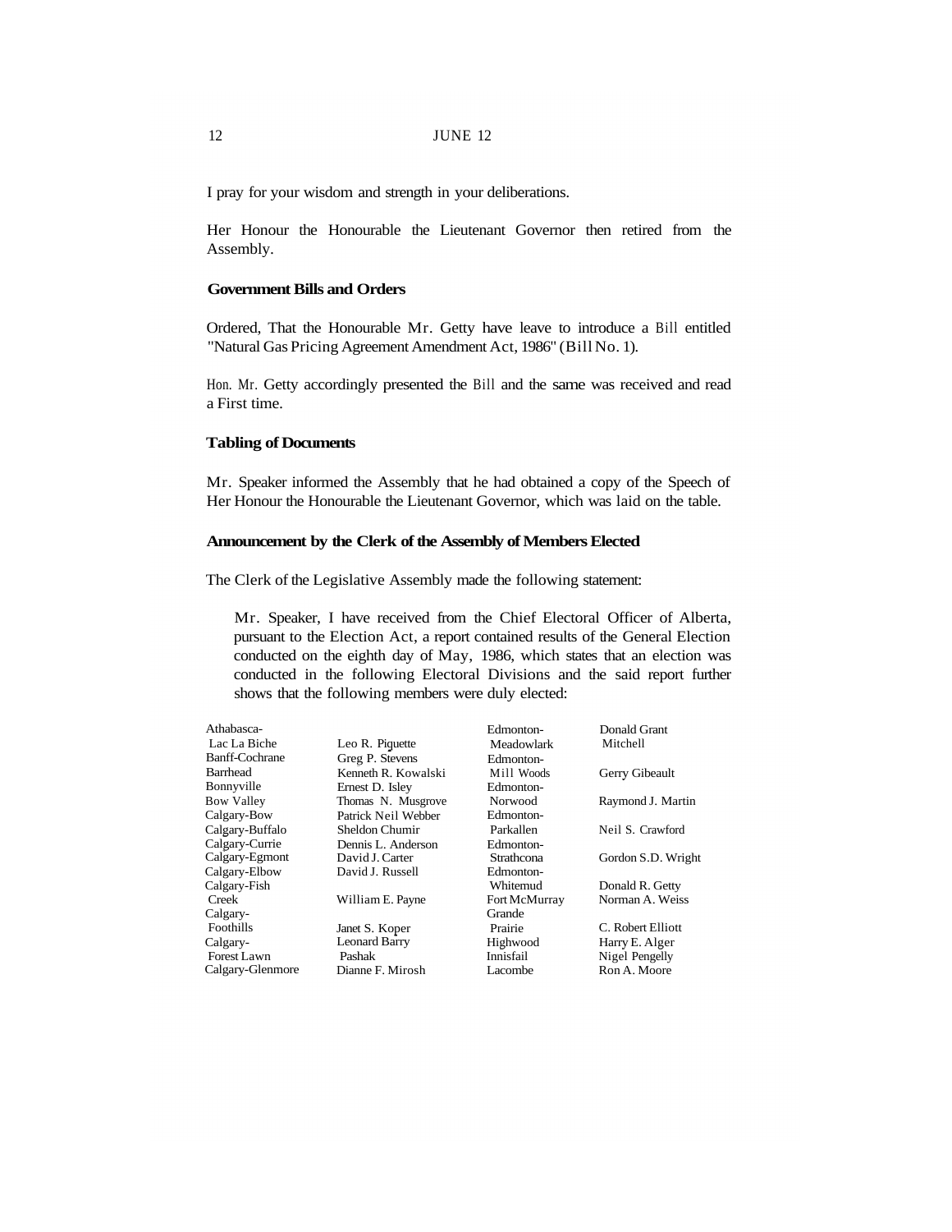I pray for your wisdom and strength in your deliberations.

Her Honour the Honourable the Lieutenant Governor then retired from the Assembly.

### Government Bills and Orders

Ordered, That the Honourable Mr. Getty have leave to introduce a Bill entitled "Natural Gas Pricing Agreement Amendment Act, 1986" (Bill No. 1).

Hon. Mr. Getty accordingly presented the Bill and the same was received and read a First time.

### Tabling of Documents

Mr. Speaker informed the Assembly that he had obtained a copy of the Speech of Her Honour the Honourable the Lieutenant Governor, which was laid on the table.

### Announcement by the Clerk of the Assembly of Members Elected

The Clerk of the Legislative Assembly made the following statement:

> Mr. Speaker, I have received from the Chief Electoral Officer of Alberta, pursuant to the Election Act, a report contained results of the General Election conducted on the eighth day of May, 1986, which states that an election was conducted in the following Electoral Divisions and the said report further shows that the following members were duly elected:

| | |
|---|---|
| Athabasca-Lac La Biche | Leo R. Piquette |
| Banff-Cochrane | Greg P. Stevens |
| Barrhead | Kenneth R. Kowalski |
| Bonnyville | Ernest D. Isley |
| Bow Valley | Thomas N. Musgrove |
| Calgary-Bow | Patrick Neil Webber |
| Calgary-Buffalo | Sheldon Chumir |
| Calgary-Currie | Dennis L. Anderson |
| Calgary-Egmont | David J. Carter |
| Calgary-Elbow | David J. Russell |
| Calgary-Fish Creek | William E. Payne |
| Calgary-Foothills | Janet S. Koper |
| Calgary-Forest Lawn | Leonard Barry Pashak |
| Calgary-Glenmore | Dianne F. Mirosh |
| Edmonton-Meadowlark | Donald Grant Mitchell |
| Edmonton-Mill Woods | Gerry Gibeault |
| Edmonton-Norwood | Raymond J. Martin |
| Edmonton-Parkallen | Neil S. Crawford |
| Edmonton-Strathcona | Gordon S.D. Wright |
| Edmonton-Whitemud | Donald R. Getty |
| Fort McMurray | Norman A. Weiss |
| Grande Prairie | C. Robert Elliott |
| Highwood | Harry E. Alger |
| Innisfail | Nigel Pengelly |
| Lacombe | Ron A. Moore |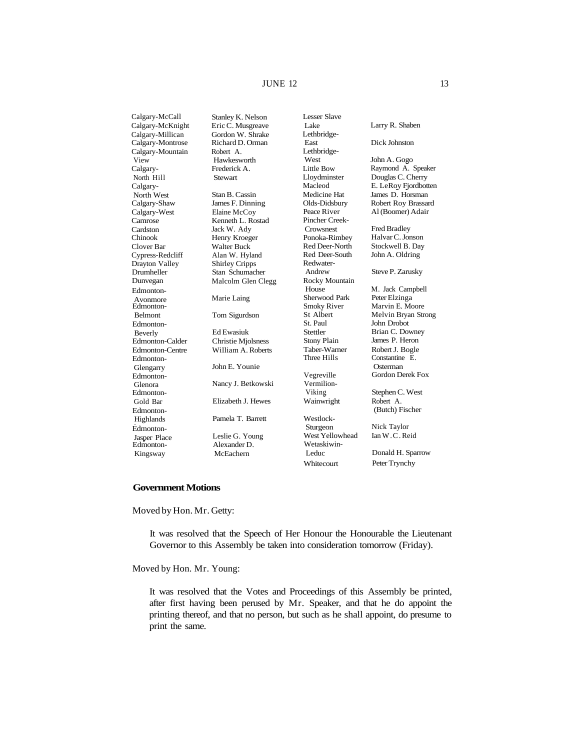| Constituency | Member | Constituency | Member |
|---|---|---|---|
| Calgary-McCall | Stanley K. Nelson | Lesser Slave Lake | Larry R. Shaben |
| Calgary-McKnight | Eric C. Musgreave | Lethbridge-East | Dick Johnston |
| Calgary-Millican | Gordon W. Shrake | Lethbridge-West | John A. Gogo |
| Calgary-Montrose | Richard D. Orman | Little Bow | Raymond A. Speaker |
| Calgary-Mountain View | Robert A. Hawkesworth | Lloydminster | Douglas C. Cherry |
| Calgary-North Hill | Frederick A. Stewart | Macleod | E. LeRoy Fjordbotten |
| Calgary-North West | Stan B. Cassin | Medicine Hat | James D. Horsman |
| Calgary-Shaw | James F. Dinning | Olds-Didsbury | Robert Roy Brassard |
| Calgary-West | Elaine McCoy | Peace River | Al (Boomer) Adair |
| Camrose | Kenneth L. Rostad | Pincher Creek-Crowsnest | Fred Bradley |
| Cardston | Jack W. Ady | Ponoka-Rimbey | Halvar C. Jonson |
| Chinook | Henry Kroeger | Red Deer-North | Stockwell B. Day |
| Clover Bar | Walter Buck | Red Deer-South | John A. Oldring |
| Cypress-Redcliff | Alan W. Hyland | Redwater-Andrew | Steve P. Zarusky |
| Drayton Valley | Shirley Cripps | Rocky Mountain House | M. Jack Campbell |
| Drumheller | Stan Schumacher | Sherwood Park | Peter Elzinga |
| Dunvegan | Malcolm Glen Clegg | Smoky River | Marvin E. Moore |
| Edmonton-Avonmore | Marie Laing | St Albert | Melvin Bryan Strong |
| Edmonton-Belmont | Tom Sigurdson | St. Paul | John Drobot |
| Edmonton-Beverly | Ed Ewasiuk | Stettler | Brian C. Downey |
| Edmonton-Calder | Christie Mjolsness | Stony Plain | James P. Heron |
| Edmonton-Centre | William A. Roberts | Taber-Warner | Robert J. Bogle |
| Edmonton-Glengarry | John E. Younie | Three Hills | Constantine E. Osterman |
| Edmonton-Glenora | Nancy J. Betkowski | Vegreville | Gordon Derek Fox |
| Edmonton-Gold Bar | Elizabeth J. Hewes | Vermilion-Viking | Stephen C. West |
| Edmonton-Highlands | Pamela T. Barrett | Wainwright | Robert A. (Butch) Fischer |
| Edmonton-Jasper Place | Leslie G. Young | Westlock-Sturgeon | Nick Taylor |
| Edmonton-Kingsway | Alexander D. McEachern | West Yellowhead | Ian W. C. Reid |
| | | Wetaskiwin-Leduc | Donald H. Sparrow |
| | | Whitecourt | Peter Trynchy |

## Government Motions

Moved by Hon. Mr. Getty:

> It was resolved that the Speech of Her Honour the Honourable the Lieutenant Governor to this Assembly be taken into consideration tomorrow (Friday).

Moved by Hon. Mr. Young:

> It was resolved that the Votes and Proceedings of this Assembly be printed, after first having been perused by Mr. Speaker, and that he do appoint the printing thereof, and that no person, but such as he shall appoint, do presume to print the same.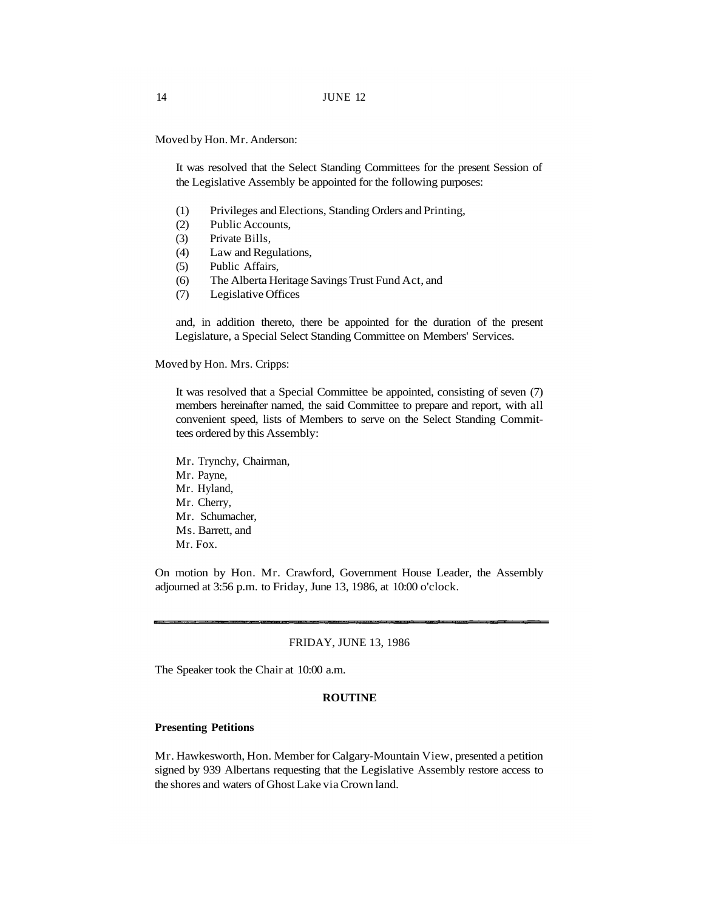Moved by Hon. Mr. Anderson:

It was resolved that the Select Standing Committees for the present Session of the Legislative Assembly be appointed for the following purposes:

(1) Privileges and Elections, Standing Orders and Printing,
(2) Public Accounts,
(3) Private Bills,
(4) Law and Regulations,
(5) Public Affairs,
(6) The Alberta Heritage Savings Trust Fund Act, and
(7) Legislative Offices

and, in addition thereto, there be appointed for the duration of the present Legislature, a Special Select Standing Committee on Members' Services.

Moved by Hon. Mrs. Cripps:

It was resolved that a Special Committee be appointed, consisting of seven (7) members hereinafter named, the said Committee to prepare and report, with all convenient speed, lists of Members to serve on the Select Standing Committees ordered by this Assembly:

Mr. Trynchy, Chairman,
Mr. Payne,
Mr. Hyland,
Mr. Cherry,
Mr. Schumacher,
Ms. Barrett, and
Mr. Fox.

On motion by Hon. Mr. Crawford, Government House Leader, the Assembly adjourned at 3:56 p.m. to Friday, June 13, 1986, at 10:00 o'clock.

---

FRIDAY, JUNE 13, 1986

The Speaker took the Chair at 10:00 a.m.

## ROUTINE

### Presenting Petitions

Mr. Hawkesworth, Hon. Member for Calgary-Mountain View, presented a petition signed by 939 Albertans requesting that the Legislative Assembly restore access to the shores and waters of Ghost Lake via Crown land.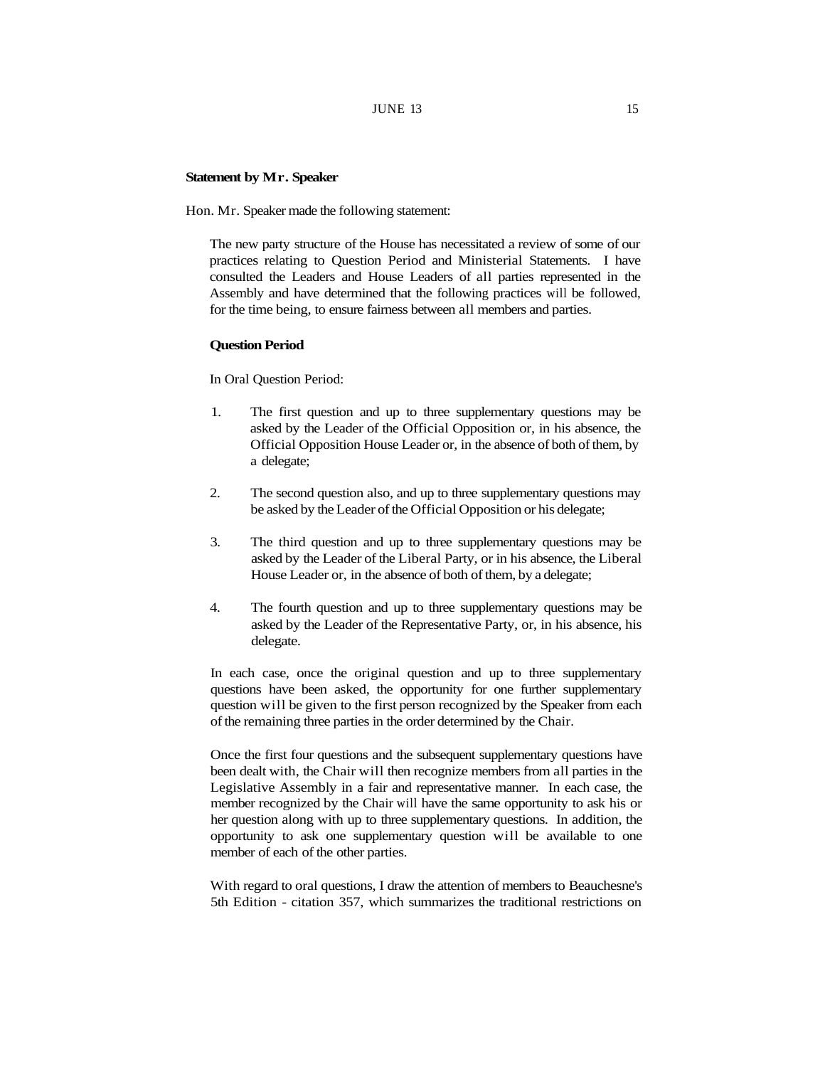**Statement by Mr. Speaker**

Hon. Mr. Speaker made the following statement:

> The new party structure of the House has necessitated a review of some of our practices relating to Question Period and Ministerial Statements. I have consulted the Leaders and House Leaders of all parties represented in the Assembly and have determined that the following practices will be followed, for the time being, to ensure fairness between all members and parties.
>
> **Question Period**
>
> In Oral Question Period:
>
> 1. The first question and up to three supplementary questions may be asked by the Leader of the Official Opposition or, in his absence, the Official Opposition House Leader or, in the absence of both of them, by a delegate;
> 2. The second question also, and up to three supplementary questions may be asked by the Leader of the Official Opposition or his delegate;
> 3. The third question and up to three supplementary questions may be asked by the Leader of the Liberal Party, or in his absence, the Liberal House Leader or, in the absence of both of them, by a delegate;
> 4. The fourth question and up to three supplementary questions may be asked by the Leader of the Representative Party, or, in his absence, his delegate.
>
> In each case, once the original question and up to three supplementary questions have been asked, the opportunity for one further supplementary question will be given to the first person recognized by the Speaker from each of the remaining three parties in the order determined by the Chair.
>
> Once the first four questions and the subsequent supplementary questions have been dealt with, the Chair will then recognize members from all parties in the Legislative Assembly in a fair and representative manner. In each case, the member recognized by the Chair will have the same opportunity to ask his or her question along with up to three supplementary questions. In addition, the opportunity to ask one supplementary question will be available to one member of each of the other parties.
>
> With regard to oral questions, I draw the attention of members to Beauchesne's 5th Edition - citation 357, which summarizes the traditional restrictions on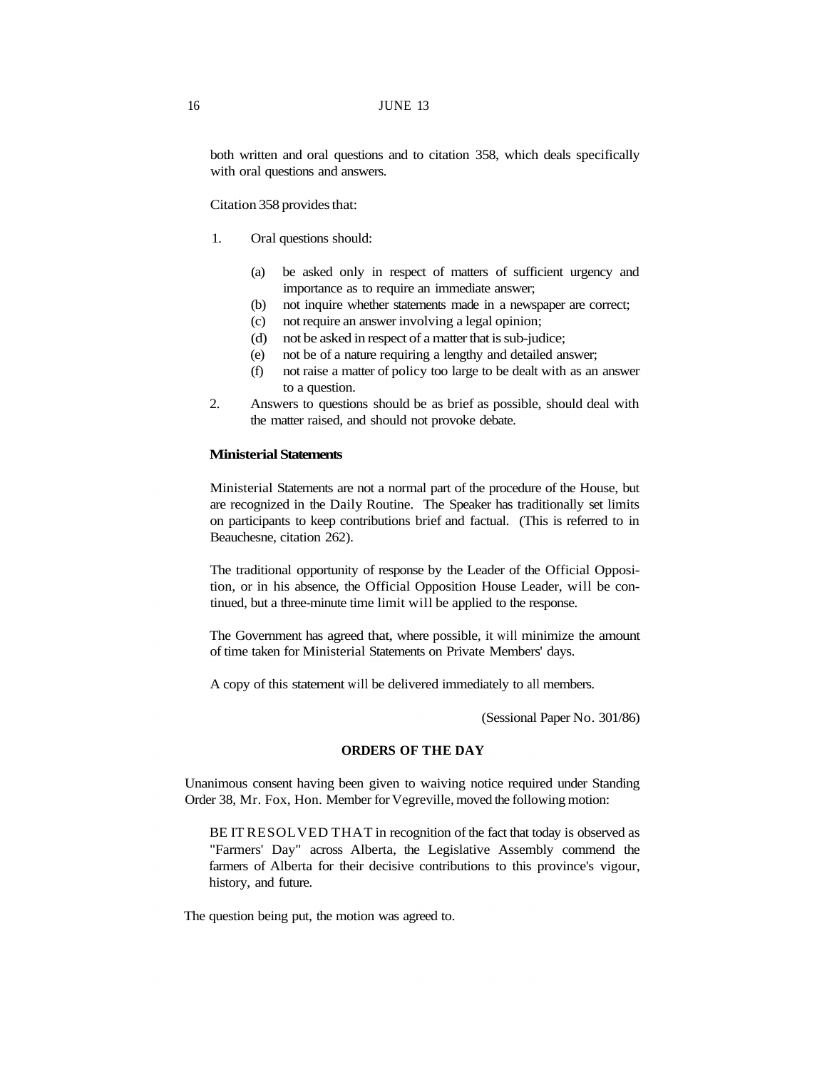both written and oral questions and to citation 358, which deals specifically with oral questions and answers.

Citation 358 provides that:

1. Oral questions should:

   (a) be asked only in respect of matters of sufficient urgency and importance as to require an immediate answer;
   (b) not inquire whether statements made in a newspaper are correct;
   (c) not require an answer involving a legal opinion;
   (d) not be asked in respect of a matter that is sub-judice;
   (e) not be of a nature requiring a lengthy and detailed answer;
   (f) not raise a matter of policy too large to be dealt with as an answer to a question.

2. Answers to questions should be as brief as possible, should deal with the matter raised, and should not provoke debate.

**Ministerial Statements**

Ministerial Statements are not a normal part of the procedure of the House, but are recognized in the Daily Routine. The Speaker has traditionally set limits on participants to keep contributions brief and factual. (This is referred to in Beauchesne, citation 262).

The traditional opportunity of response by the Leader of the Official Opposition, or in his absence, the Official Opposition House Leader, will be continued, but a three-minute time limit will be applied to the response.

The Government has agreed that, where possible, it will minimize the amount of time taken for Ministerial Statements on Private Members' days.

A copy of this statement will be delivered immediately to all members.

(Sessional Paper No. 301/86)

## ORDERS OF THE DAY

Unanimous consent having been given to waiving notice required under Standing Order 38, Mr. Fox, Hon. Member for Vegreville, moved the following motion:

BE IT RESOLVED THAT in recognition of the fact that today is observed as "Farmers' Day" across Alberta, the Legislative Assembly commend the farmers of Alberta for their decisive contributions to this province's vigour, history, and future.

The question being put, the motion was agreed to.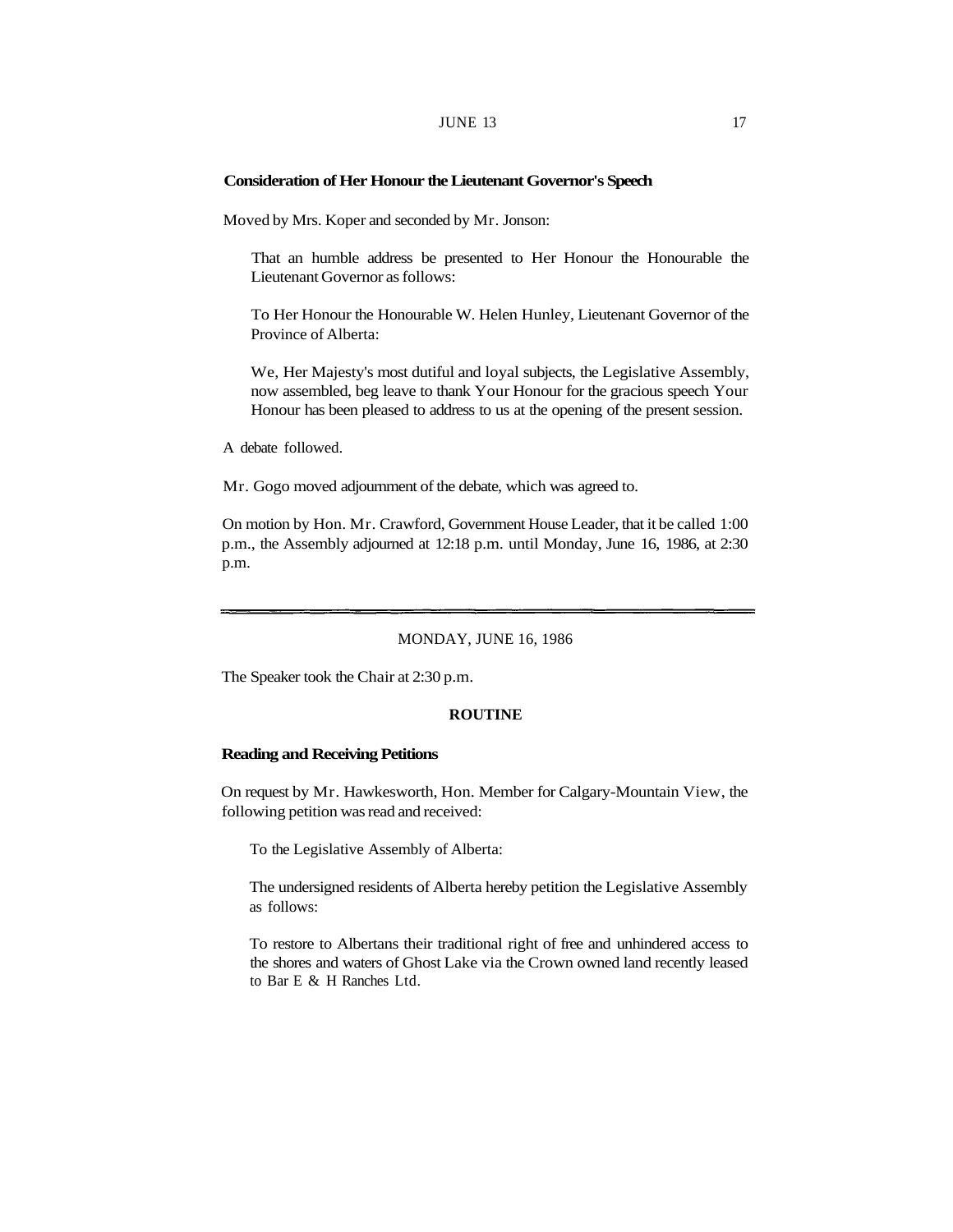**Consideration of Her Honour the Lieutenant Governor's Speech**

Moved by Mrs. Koper and seconded by Mr. Jonson:

> That an humble address be presented to Her Honour the Honourable the Lieutenant Governor as follows:
>
> To Her Honour the Honourable W. Helen Hunley, Lieutenant Governor of the Province of Alberta:
>
> We, Her Majesty's most dutiful and loyal subjects, the Legislative Assembly, now assembled, beg leave to thank Your Honour for the gracious speech Your Honour has been pleased to address to us at the opening of the present session.

A debate followed.

Mr. Gogo moved adjournment of the debate, which was agreed to.

On motion by Hon. Mr. Crawford, Government House Leader, that it be called 1:00 p.m., the Assembly adjourned at 12:18 p.m. until Monday, June 16, 1986, at 2:30 p.m.

---

MONDAY, JUNE 16, 1986

The Speaker took the Chair at 2:30 p.m.

## ROUTINE

**Reading and Receiving Petitions**

On request by Mr. Hawkesworth, Hon. Member for Calgary-Mountain View, the following petition was read and received:

> To the Legislative Assembly of Alberta:
>
> The undersigned residents of Alberta hereby petition the Legislative Assembly as follows:
>
> To restore to Albertans their traditional right of free and unhindered access to the shores and waters of Ghost Lake via the Crown owned land recently leased to Bar E & H Ranches Ltd.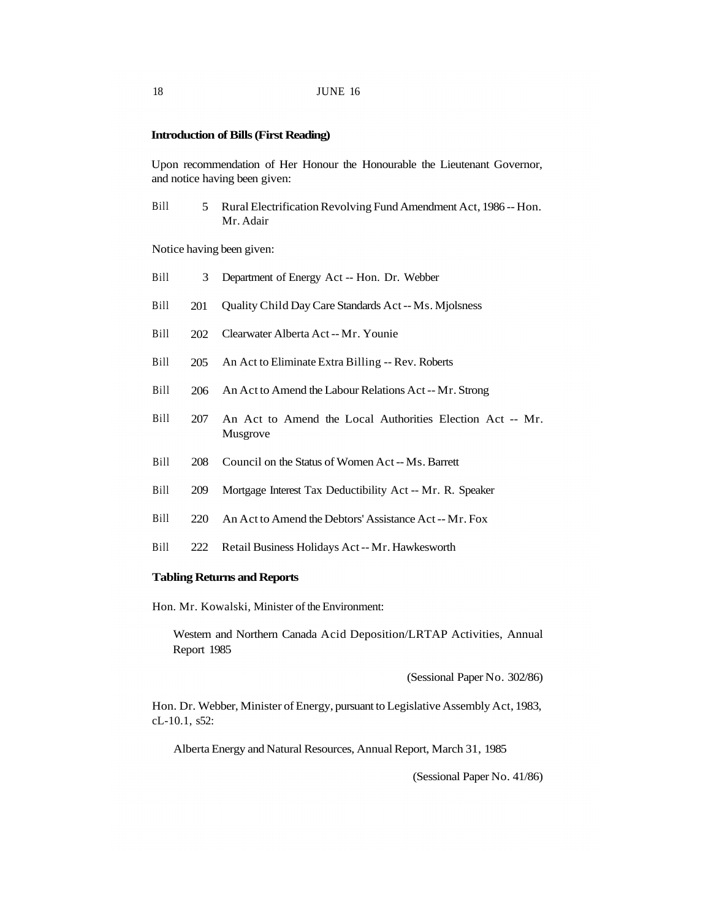**Introduction of Bills (First Reading)**

Upon recommendation of Her Honour the Honourable the Lieutenant Governor, and notice having been given:

Bill 5 Rural Electrification Revolving Fund Amendment Act, 1986 -- Hon. Mr. Adair

Notice having been given:

Bill 3 Department of Energy Act -- Hon. Dr. Webber

Bill 201 Quality Child Day Care Standards Act -- Ms. Mjolsness

Bill 202 Clearwater Alberta Act -- Mr. Younie

Bill 205 An Act to Eliminate Extra Billing -- Rev. Roberts

Bill 206 An Act to Amend the Labour Relations Act -- Mr. Strong

Bill 207 An Act to Amend the Local Authorities Election Act -- Mr. Musgrove

Bill 208 Council on the Status of Women Act -- Ms. Barrett

Bill 209 Mortgage Interest Tax Deductibility Act -- Mr. R. Speaker

Bill 220 An Act to Amend the Debtors' Assistance Act -- Mr. Fox

Bill 222 Retail Business Holidays Act -- Mr. Hawkesworth

**Tabling Returns and Reports**

Hon. Mr. Kowalski, Minister of the Environment:

Western and Northern Canada Acid Deposition/LRTAP Activities, Annual Report 1985

(Sessional Paper No. 302/86)

Hon. Dr. Webber, Minister of Energy, pursuant to Legislative Assembly Act, 1983, cL-10.1, s52:

Alberta Energy and Natural Resources, Annual Report, March 31, 1985

(Sessional Paper No. 41/86)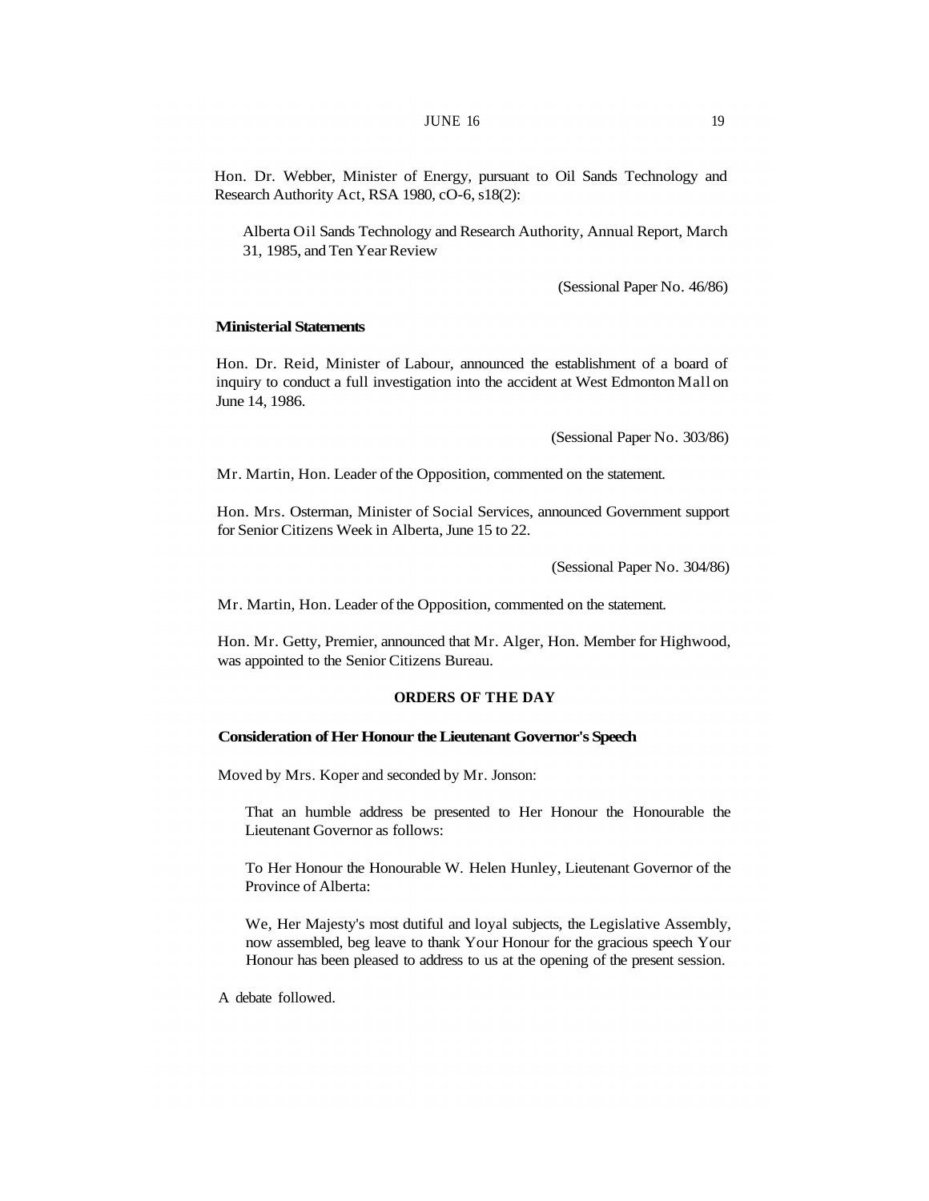Hon. Dr. Webber, Minister of Energy, pursuant to Oil Sands Technology and Research Authority Act, RSA 1980, cO-6, s18(2):

> Alberta Oil Sands Technology and Research Authority, Annual Report, March 31, 1985, and Ten Year Review

(Sessional Paper No. 46/86)

**Ministerial Statements**

Hon. Dr. Reid, Minister of Labour, announced the establishment of a board of inquiry to conduct a full investigation into the accident at West Edmonton Mall on June 14, 1986.

(Sessional Paper No. 303/86)

Mr. Martin, Hon. Leader of the Opposition, commented on the statement.

Hon. Mrs. Osterman, Minister of Social Services, announced Government support for Senior Citizens Week in Alberta, June 15 to 22.

(Sessional Paper No. 304/86)

Mr. Martin, Hon. Leader of the Opposition, commented on the statement.

Hon. Mr. Getty, Premier, announced that Mr. Alger, Hon. Member for Highwood, was appointed to the Senior Citizens Bureau.

## ORDERS OF THE DAY

**Consideration of Her Honour the Lieutenant Governor's Speech**

Moved by Mrs. Koper and seconded by Mr. Jonson:

> That an humble address be presented to Her Honour the Honourable the Lieutenant Governor as follows:
>
> To Her Honour the Honourable W. Helen Hunley, Lieutenant Governor of the Province of Alberta:
>
> We, Her Majesty's most dutiful and loyal subjects, the Legislative Assembly, now assembled, beg leave to thank Your Honour for the gracious speech Your Honour has been pleased to address to us at the opening of the present session.

A debate followed.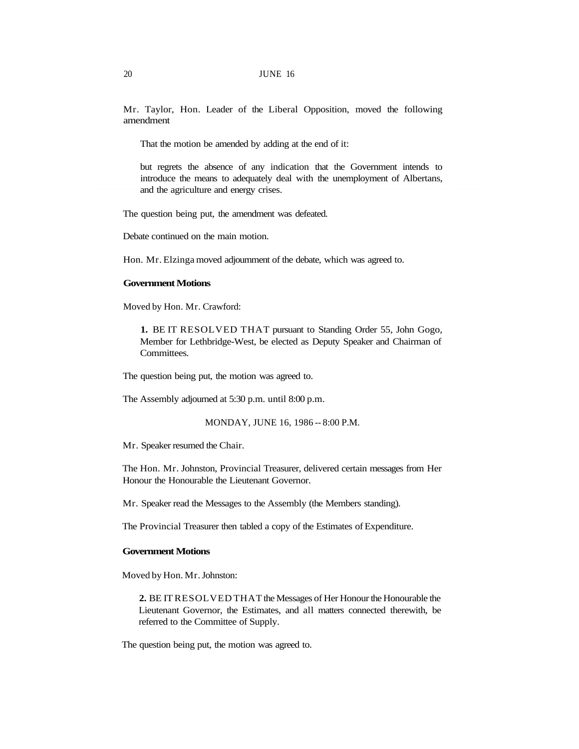Mr. Taylor, Hon. Leader of the Liberal Opposition, moved the following amendment

> That the motion be amended by adding at the end of it:
>
> but regrets the absence of any indication that the Government intends to introduce the means to adequately deal with the unemployment of Albertans, and the agriculture and energy crises.

The question being put, the amendment was defeated.

Debate continued on the main motion.

Hon. Mr. Elzinga moved adjournment of the debate, which was agreed to.

**Government Motions**

Moved by Hon. Mr. Crawford:

> **1.** BE IT RESOLVED THAT pursuant to Standing Order 55, John Gogo, Member for Lethbridge-West, be elected as Deputy Speaker and Chairman of Committees.

The question being put, the motion was agreed to.

The Assembly adjourned at 5:30 p.m. until 8:00 p.m.

MONDAY, JUNE 16, 1986 -- 8:00 P.M.

Mr. Speaker resumed the Chair.

The Hon. Mr. Johnston, Provincial Treasurer, delivered certain messages from Her Honour the Honourable the Lieutenant Governor.

Mr. Speaker read the Messages to the Assembly (the Members standing).

The Provincial Treasurer then tabled a copy of the Estimates of Expenditure.

**Government Motions**

Moved by Hon. Mr. Johnston:

> **2.** BE IT RESOLVED THAT the Messages of Her Honour the Honourable the Lieutenant Governor, the Estimates, and all matters connected therewith, be referred to the Committee of Supply.

The question being put, the motion was agreed to.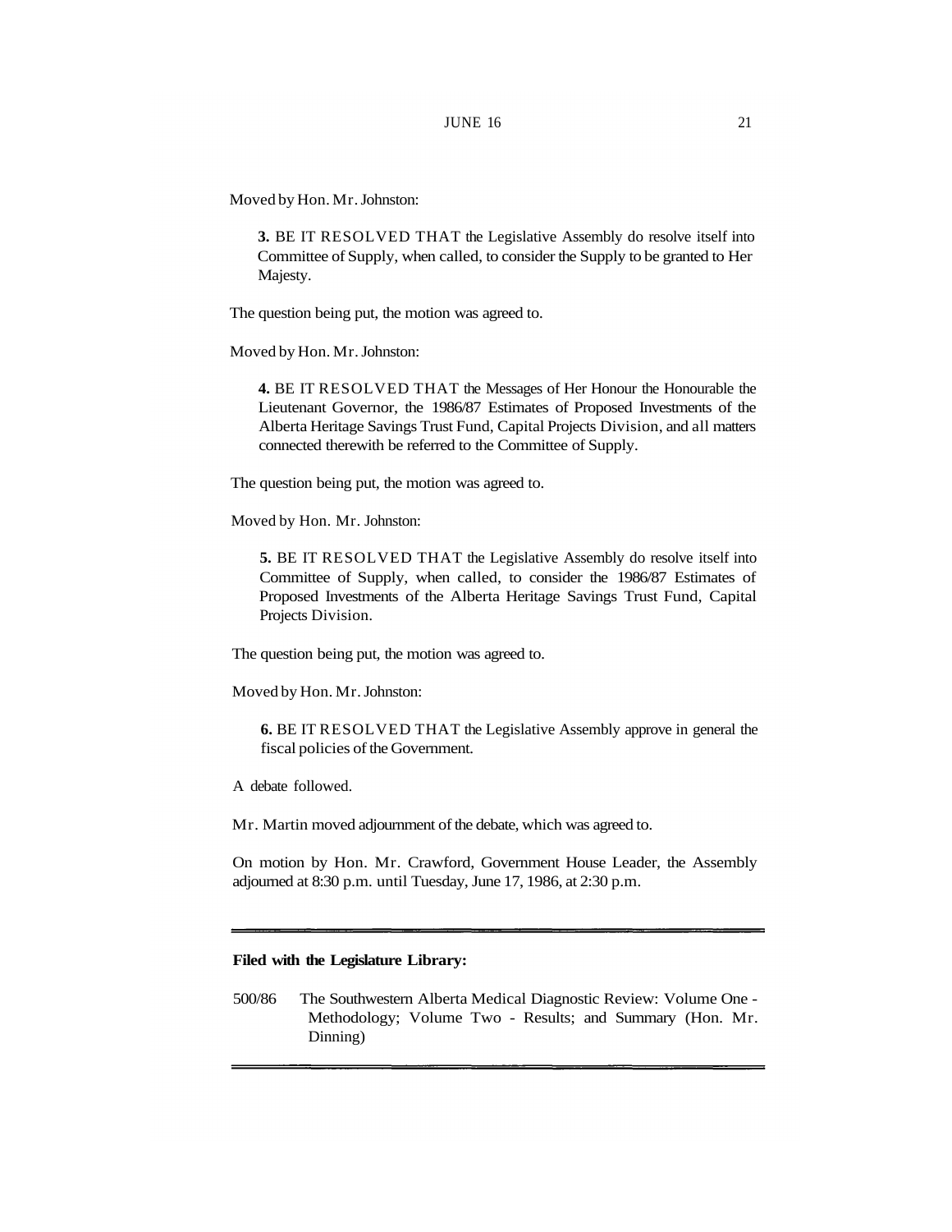Moved by Hon. Mr. Johnston:

> **3.** BE IT RESOLVED THAT the Legislative Assembly do resolve itself into Committee of Supply, when called, to consider the Supply to be granted to Her Majesty.

The question being put, the motion was agreed to.

Moved by Hon. Mr. Johnston:

> **4.** BE IT RESOLVED THAT the Messages of Her Honour the Honourable the Lieutenant Governor, the 1986/87 Estimates of Proposed Investments of the Alberta Heritage Savings Trust Fund, Capital Projects Division, and all matters connected therewith be referred to the Committee of Supply.

The question being put, the motion was agreed to.

Moved by Hon. Mr. Johnston:

> **5.** BE IT RESOLVED THAT the Legislative Assembly do resolve itself into Committee of Supply, when called, to consider the 1986/87 Estimates of Proposed Investments of the Alberta Heritage Savings Trust Fund, Capital Projects Division.

The question being put, the motion was agreed to.

Moved by Hon. Mr. Johnston:

> **6.** BE IT RESOLVED THAT the Legislative Assembly approve in general the fiscal policies of the Government.

A debate followed.

Mr. Martin moved adjournment of the debate, which was agreed to.

On motion by Hon. Mr. Crawford, Government House Leader, the Assembly adjourned at 8:30 p.m. until Tuesday, June 17, 1986, at 2:30 p.m.

---

**Filed with the Legislature Library:**

500/86 The Southwestern Alberta Medical Diagnostic Review: Volume One - Methodology; Volume Two - Results; and Summary (Hon. Mr. Dinning)

---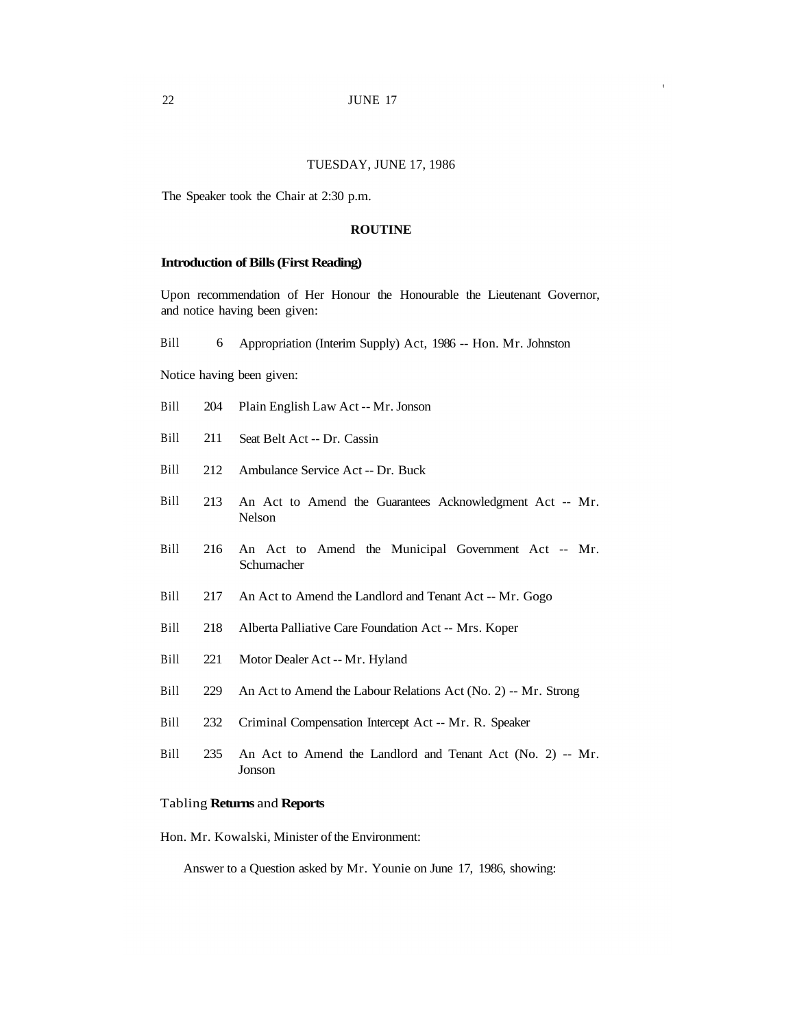TUESDAY, JUNE 17, 1986

The Speaker took the Chair at 2:30 p.m.

## ROUTINE

### Introduction of Bills (First Reading)

Upon recommendation of Her Honour the Honourable the Lieutenant Governor, and notice having been given:

Bill 6 Appropriation (Interim Supply) Act, 1986 -- Hon. Mr. Johnston

Notice having been given:

Bill 204 Plain English Law Act -- Mr. Jonson

Bill 211 Seat Belt Act -- Dr. Cassin

Bill 212 Ambulance Service Act -- Dr. Buck

Bill 213 An Act to Amend the Guarantees Acknowledgment Act -- Mr. Nelson

Bill 216 An Act to Amend the Municipal Government Act -- Mr. Schumacher

Bill 217 An Act to Amend the Landlord and Tenant Act -- Mr. Gogo

Bill 218 Alberta Palliative Care Foundation Act -- Mrs. Koper

Bill 221 Motor Dealer Act -- Mr. Hyland

Bill 229 An Act to Amend the Labour Relations Act (No. 2) -- Mr. Strong

Bill 232 Criminal Compensation Intercept Act -- Mr. R. Speaker

Bill 235 An Act to Amend the Landlord and Tenant Act (No. 2) -- Mr. Jonson

### Tabling Returns and Reports

Hon. Mr. Kowalski, Minister of the Environment:

Answer to a Question asked by Mr. Younie on June 17, 1986, showing: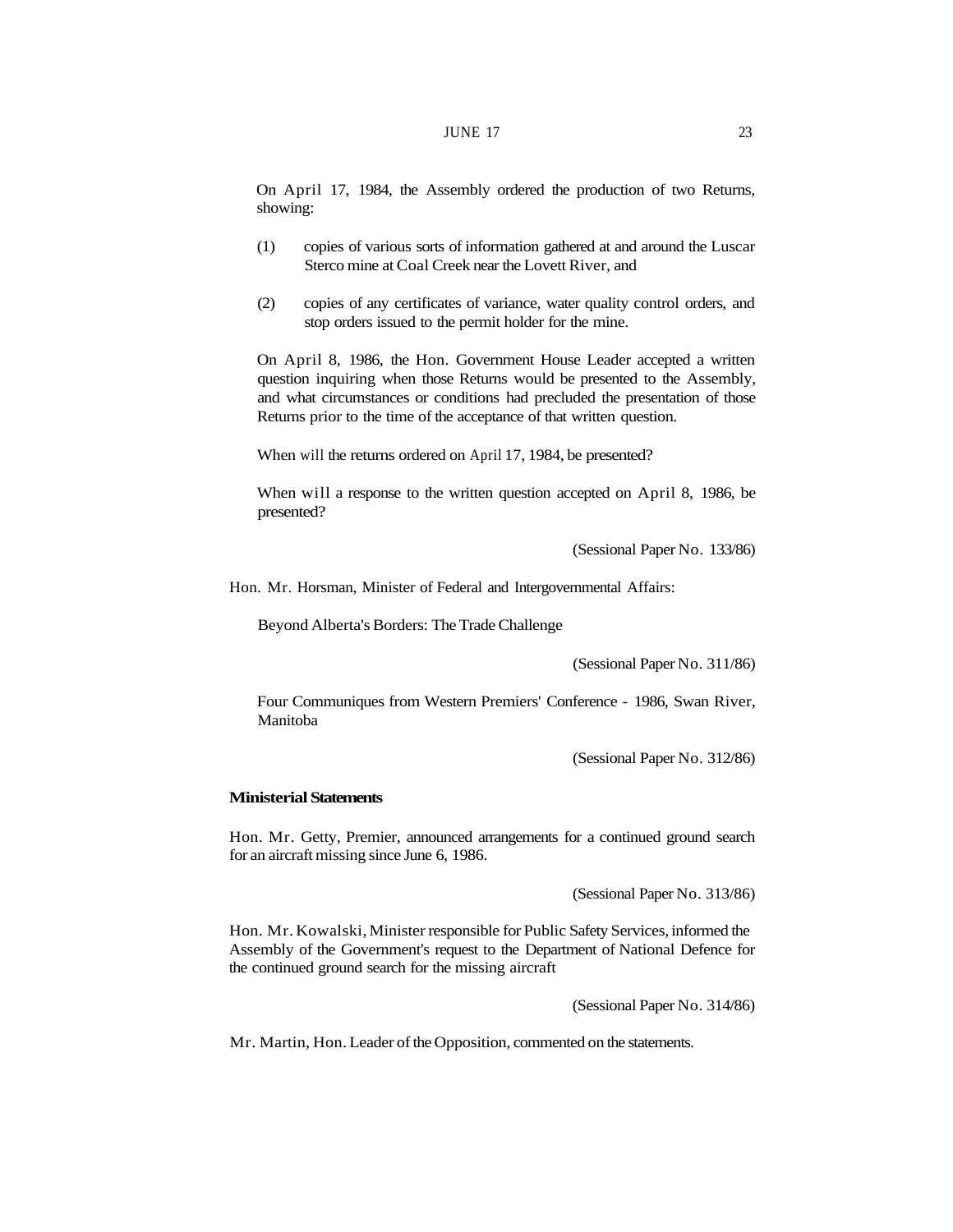On April 17, 1984, the Assembly ordered the production of two Returns, showing:

(1) copies of various sorts of information gathered at and around the Luscar Sterco mine at Coal Creek near the Lovett River, and

(2) copies of any certificates of variance, water quality control orders, and stop orders issued to the permit holder for the mine.

On April 8, 1986, the Hon. Government House Leader accepted a written question inquiring when those Returns would be presented to the Assembly, and what circumstances or conditions had precluded the presentation of those Returns prior to the time of the acceptance of that written question.

When will the returns ordered on April 17, 1984, be presented?

When will a response to the written question accepted on April 8, 1986, be presented?

(Sessional Paper No. 133/86)

Hon. Mr. Horsman, Minister of Federal and Intergovernmental Affairs:

Beyond Alberta's Borders: The Trade Challenge

(Sessional Paper No. 311/86)

Four Communiques from Western Premiers' Conference - 1986, Swan River, Manitoba

(Sessional Paper No. 312/86)

**Ministerial Statements**

Hon. Mr. Getty, Premier, announced arrangements for a continued ground search for an aircraft missing since June 6, 1986.

(Sessional Paper No. 313/86)

Hon. Mr. Kowalski, Minister responsible for Public Safety Services, informed the Assembly of the Government's request to the Department of National Defence for the continued ground search for the missing aircraft

(Sessional Paper No. 314/86)

Mr. Martin, Hon. Leader of the Opposition, commented on the statements.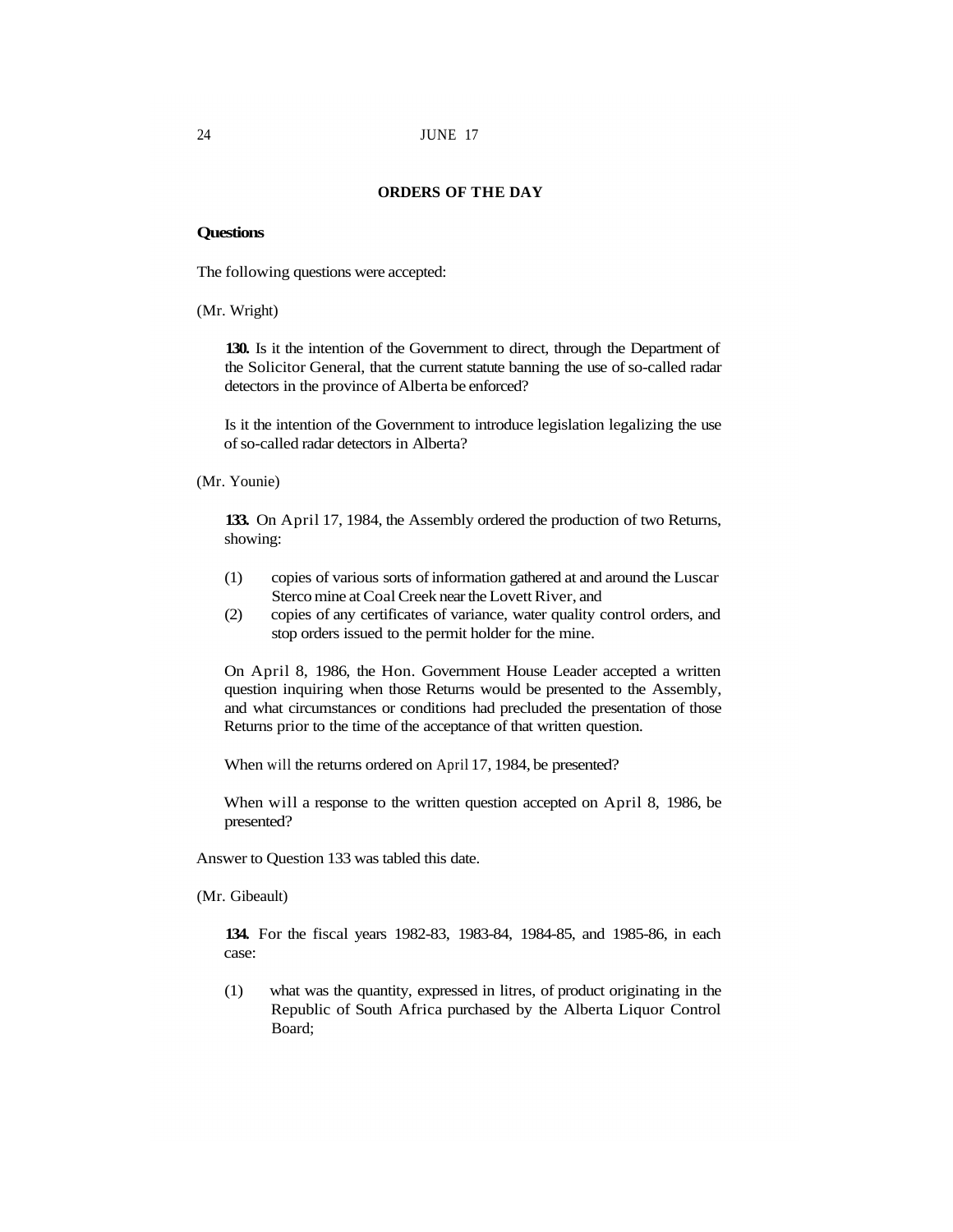## ORDERS OF THE DAY

**Questions**

The following questions were accepted:

(Mr. Wright)

> **130.** Is it the intention of the Government to direct, through the Department of the Solicitor General, that the current statute banning the use of so-called radar detectors in the province of Alberta be enforced?
>
> Is it the intention of the Government to introduce legislation legalizing the use of so-called radar detectors in Alberta?

(Mr. Younie)

> **133.** On April 17, 1984, the Assembly ordered the production of two Returns, showing:
>
> (1) copies of various sorts of information gathered at and around the Luscar Sterco mine at Coal Creek near the Lovett River, and
>
> (2) copies of any certificates of variance, water quality control orders, and stop orders issued to the permit holder for the mine.
>
> On April 8, 1986, the Hon. Government House Leader accepted a written question inquiring when those Returns would be presented to the Assembly, and what circumstances or conditions had precluded the presentation of those Returns prior to the time of the acceptance of that written question.
>
> When will the returns ordered on April 17, 1984, be presented?
>
> When will a response to the written question accepted on April 8, 1986, be presented?

Answer to Question 133 was tabled this date.

(Mr. Gibeault)

> **134.** For the fiscal years 1982-83, 1983-84, 1984-85, and 1985-86, in each case:
>
> (1) what was the quantity, expressed in litres, of product originating in the Republic of South Africa purchased by the Alberta Liquor Control Board;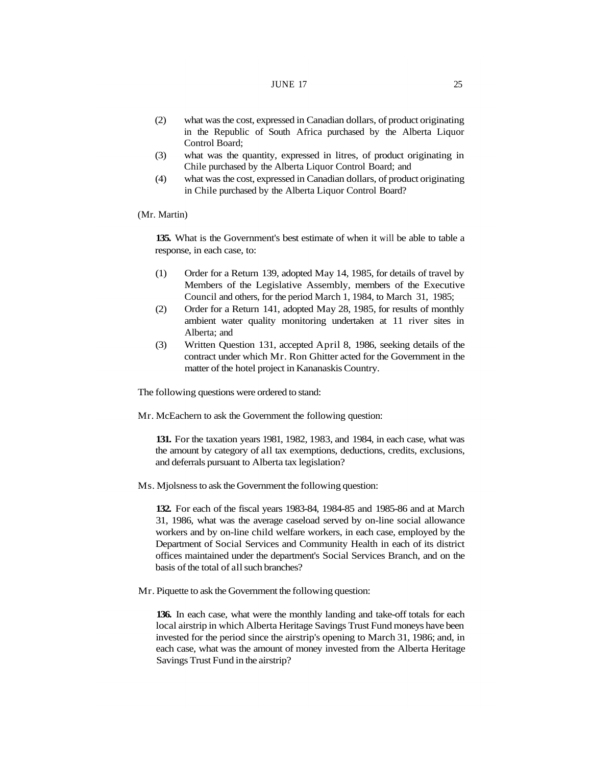(2) what was the cost, expressed in Canadian dollars, of product originating in the Republic of South Africa purchased by the Alberta Liquor Control Board;

(3) what was the quantity, expressed in litres, of product originating in Chile purchased by the Alberta Liquor Control Board; and

(4) what was the cost, expressed in Canadian dollars, of product originating in Chile purchased by the Alberta Liquor Control Board?

(Mr. Martin)

**135.** What is the Government's best estimate of when it will be able to table a response, in each case, to:

(1) Order for a Return 139, adopted May 14, 1985, for details of travel by Members of the Legislative Assembly, members of the Executive Council and others, for the period March 1, 1984, to March 31, 1985;

(2) Order for a Return 141, adopted May 28, 1985, for results of monthly ambient water quality monitoring undertaken at 11 river sites in Alberta; and

(3) Written Question 131, accepted April 8, 1986, seeking details of the contract under which Mr. Ron Ghitter acted for the Government in the matter of the hotel project in Kananaskis Country.

The following questions were ordered to stand:

Mr. McEachern to ask the Government the following question:

**131.** For the taxation years 1981, 1982, 1983, and 1984, in each case, what was the amount by category of all tax exemptions, deductions, credits, exclusions, and deferrals pursuant to Alberta tax legislation?

Ms. Mjolsness to ask the Government the following question:

**132.** For each of the fiscal years 1983-84, 1984-85 and 1985-86 and at March 31, 1986, what was the average caseload served by on-line social allowance workers and by on-line child welfare workers, in each case, employed by the Department of Social Services and Community Health in each of its district offices maintained under the department's Social Services Branch, and on the basis of the total of all such branches?

Mr. Piquette to ask the Government the following question:

**136.** In each case, what were the monthly landing and take-off totals for each local airstrip in which Alberta Heritage Savings Trust Fund moneys have been invested for the period since the airstrip's opening to March 31, 1986; and, in each case, what was the amount of money invested from the Alberta Heritage Savings Trust Fund in the airstrip?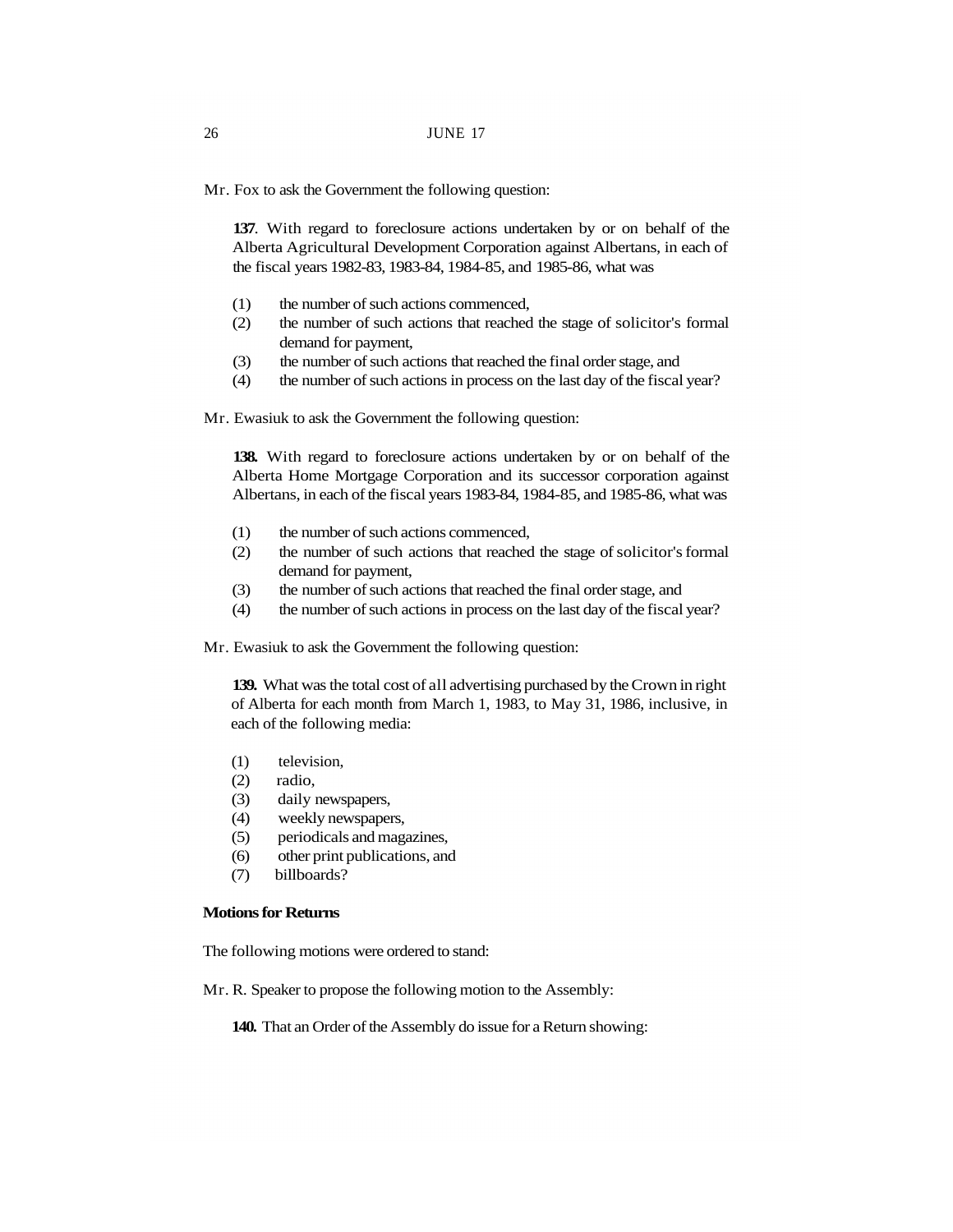Mr. Fox to ask the Government the following question:

**137**. With regard to foreclosure actions undertaken by or on behalf of the Alberta Agricultural Development Corporation against Albertans, in each of the fiscal years 1982-83, 1983-84, 1984-85, and 1985-86, what was

(1) the number of such actions commenced,
(2) the number of such actions that reached the stage of solicitor's formal demand for payment,
(3) the number of such actions that reached the final order stage, and
(4) the number of such actions in process on the last day of the fiscal year?

Mr. Ewasiuk to ask the Government the following question:

**138.** With regard to foreclosure actions undertaken by or on behalf of the Alberta Home Mortgage Corporation and its successor corporation against Albertans, in each of the fiscal years 1983-84, 1984-85, and 1985-86, what was

(1) the number of such actions commenced,
(2) the number of such actions that reached the stage of solicitor's formal demand for payment,
(3) the number of such actions that reached the final order stage, and
(4) the number of such actions in process on the last day of the fiscal year?

Mr. Ewasiuk to ask the Government the following question:

**139.** What was the total cost of all advertising purchased by the Crown in right of Alberta for each month from March 1, 1983, to May 31, 1986, inclusive, in each of the following media:

(1) television,
(2) radio,
(3) daily newspapers,
(4) weekly newspapers,
(5) periodicals and magazines,
(6) other print publications, and
(7) billboards?

**Motions for Returns**

The following motions were ordered to stand:

Mr. R. Speaker to propose the following motion to the Assembly:

**140.** That an Order of the Assembly do issue for a Return showing: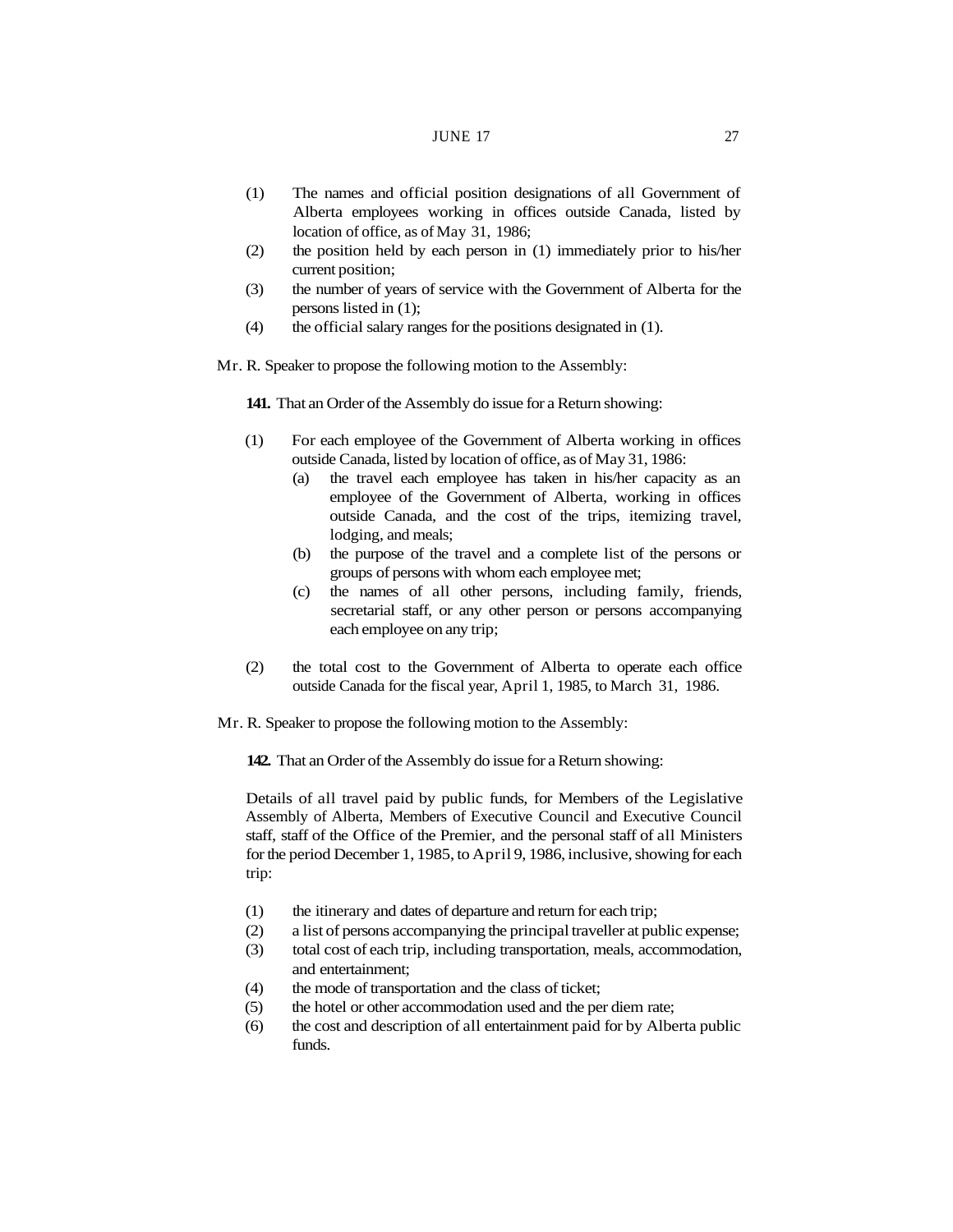(1) The names and official position designations of all Government of Alberta employees working in offices outside Canada, listed by location of office, as of May 31, 1986;

(2) the position held by each person in (1) immediately prior to his/her current position;

(3) the number of years of service with the Government of Alberta for the persons listed in (1);

(4) the official salary ranges for the positions designated in (1).

Mr. R. Speaker to propose the following motion to the Assembly:

**141.** That an Order of the Assembly do issue for a Return showing:

(1) For each employee of the Government of Alberta working in offices outside Canada, listed by location of office, as of May 31, 1986:
   - (a) the travel each employee has taken in his/her capacity as an employee of the Government of Alberta, working in offices outside Canada, and the cost of the trips, itemizing travel, lodging, and meals;
   - (b) the purpose of the travel and a complete list of the persons or groups of persons with whom each employee met;
   - (c) the names of all other persons, including family, friends, secretarial staff, or any other person or persons accompanying each employee on any trip;

(2) the total cost to the Government of Alberta to operate each office outside Canada for the fiscal year, April 1, 1985, to March 31, 1986.

Mr. R. Speaker to propose the following motion to the Assembly:

**142.** That an Order of the Assembly do issue for a Return showing:

Details of all travel paid by public funds, for Members of the Legislative Assembly of Alberta, Members of Executive Council and Executive Council staff, staff of the Office of the Premier, and the personal staff of all Ministers for the period December 1, 1985, to April 9, 1986, inclusive, showing for each trip:

(1) the itinerary and dates of departure and return for each trip;

(2) a list of persons accompanying the principal traveller at public expense;

(3) total cost of each trip, including transportation, meals, accommodation, and entertainment;

(4) the mode of transportation and the class of ticket;

(5) the hotel or other accommodation used and the per diem rate;

(6) the cost and description of all entertainment paid for by Alberta public funds.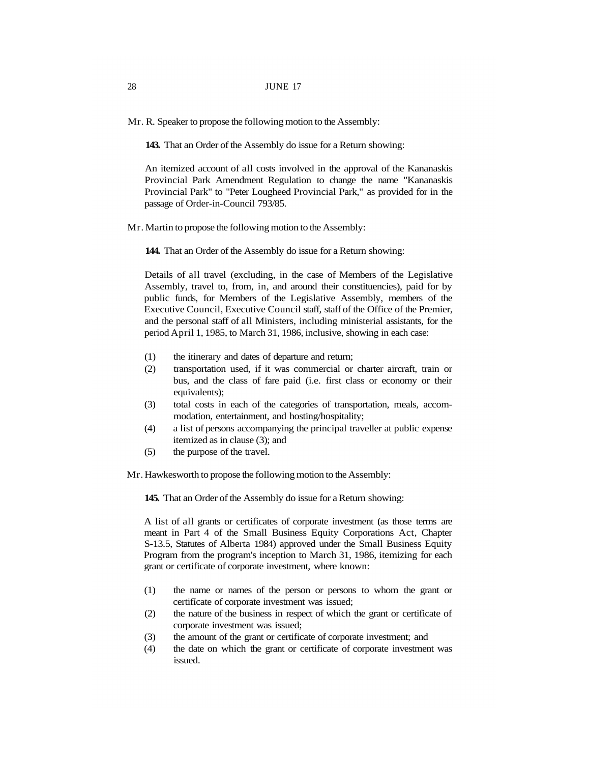Mr. R. Speaker to propose the following motion to the Assembly:

**143.** That an Order of the Assembly do issue for a Return showing:

An itemized account of all costs involved in the approval of the Kananaskis Provincial Park Amendment Regulation to change the name "Kananaskis Provincial Park" to "Peter Lougheed Provincial Park," as provided for in the passage of Order-in-Council 793/85.

Mr. Martin to propose the following motion to the Assembly:

**144.** That an Order of the Assembly do issue for a Return showing:

Details of all travel (excluding, in the case of Members of the Legislative Assembly, travel to, from, in, and around their constituencies), paid for by public funds, for Members of the Legislative Assembly, members of the Executive Council, Executive Council staff, staff of the Office of the Premier, and the personal staff of all Ministers, including ministerial assistants, for the period April 1, 1985, to March 31, 1986, inclusive, showing in each case:

(1) the itinerary and dates of departure and return;
(2) transportation used, if it was commercial or charter aircraft, train or bus, and the class of fare paid (i.e. first class or economy or their equivalents);
(3) total costs in each of the categories of transportation, meals, accommodation, entertainment, and hosting/hospitality;
(4) a list of persons accompanying the principal traveller at public expense itemized as in clause (3); and
(5) the purpose of the travel.

Mr. Hawkesworth to propose the following motion to the Assembly:

**145.** That an Order of the Assembly do issue for a Return showing:

A list of all grants or certificates of corporate investment (as those terms are meant in Part 4 of the Small Business Equity Corporations Act, Chapter S-13.5, Statutes of Alberta 1984) approved under the Small Business Equity Program from the program's inception to March 31, 1986, itemizing for each grant or certificate of corporate investment, where known:

(1) the name or names of the person or persons to whom the grant or certificate of corporate investment was issued;
(2) the nature of the business in respect of which the grant or certificate of corporate investment was issued;
(3) the amount of the grant or certificate of corporate investment; and
(4) the date on which the grant or certificate of corporate investment was issued.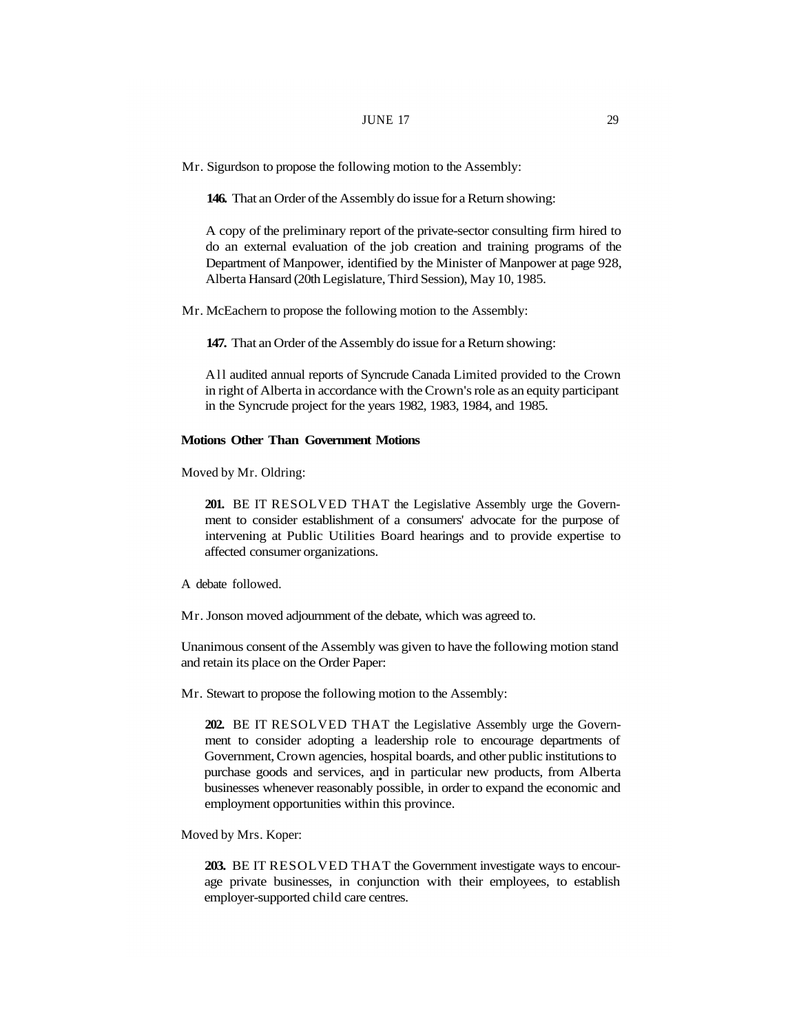Mr. Sigurdson to propose the following motion to the Assembly:

**146.** That an Order of the Assembly do issue for a Return showing:

A copy of the preliminary report of the private-sector consulting firm hired to do an external evaluation of the job creation and training programs of the Department of Manpower, identified by the Minister of Manpower at page 928, Alberta Hansard (20th Legislature, Third Session), May 10, 1985.

Mr. McEachern to propose the following motion to the Assembly:

**147.** That an Order of the Assembly do issue for a Return showing:

All audited annual reports of Syncrude Canada Limited provided to the Crown in right of Alberta in accordance with the Crown's role as an equity participant in the Syncrude project for the years 1982, 1983, 1984, and 1985.

**Motions Other Than Government Motions**

Moved by Mr. Oldring:

**201.** BE IT RESOLVED THAT the Legislative Assembly urge the Government to consider establishment of a consumers' advocate for the purpose of intervening at Public Utilities Board hearings and to provide expertise to affected consumer organizations.

A debate followed.

Mr. Jonson moved adjournment of the debate, which was agreed to.

Unanimous consent of the Assembly was given to have the following motion stand and retain its place on the Order Paper:

Mr. Stewart to propose the following motion to the Assembly:

**202.** BE IT RESOLVED THAT the Legislative Assembly urge the Government to consider adopting a leadership role to encourage departments of Government, Crown agencies, hospital boards, and other public institutions to purchase goods and services, and in particular new products, from Alberta businesses whenever reasonably possible, in order to expand the economic and employment opportunities within this province.

Moved by Mrs. Koper:

**203.** BE IT RESOLVED THAT the Government investigate ways to encourage private businesses, in conjunction with their employees, to establish employer-supported child care centres.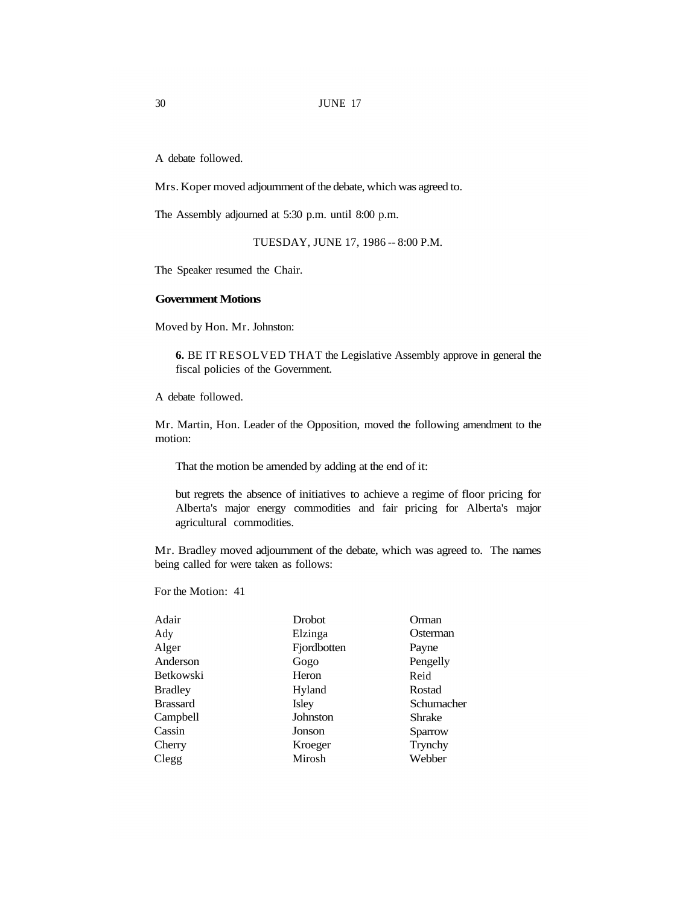A debate followed.

Mrs. Koper moved adjournment of the debate, which was agreed to.

The Assembly adjourned at 5:30 p.m. until 8:00 p.m.

TUESDAY, JUNE 17, 1986 -- 8:00 P.M.

The Speaker resumed the Chair.

**Government Motions**

Moved by Hon. Mr. Johnston:

> **6.** BE IT RESOLVED THAT the Legislative Assembly approve in general the fiscal policies of the Government.

A debate followed.

Mr. Martin, Hon. Leader of the Opposition, moved the following amendment to the motion:

> That the motion be amended by adding at the end of it:
>
> but regrets the absence of initiatives to achieve a regime of floor pricing for Alberta's major energy commodities and fair pricing for Alberta's major agricultural commodities.

Mr. Bradley moved adjournment of the debate, which was agreed to. The names being called for were taken as follows:

For the Motion: 41

| | | |
|---|---|---|
| Adair | Drobot | Orman |
| Ady | Elzinga | Osterman |
| Alger | Fjordbotten | Payne |
| Anderson | Gogo | Pengelly |
| Betkowski | Heron | Reid |
| Bradley | Hyland | Rostad |
| Brassard | Isley | Schumacher |
| Campbell | Johnston | Shrake |
| Cassin | Jonson | Sparrow |
| Cherry | Kroeger | Trynchy |
| Clegg | Mirosh | Webber |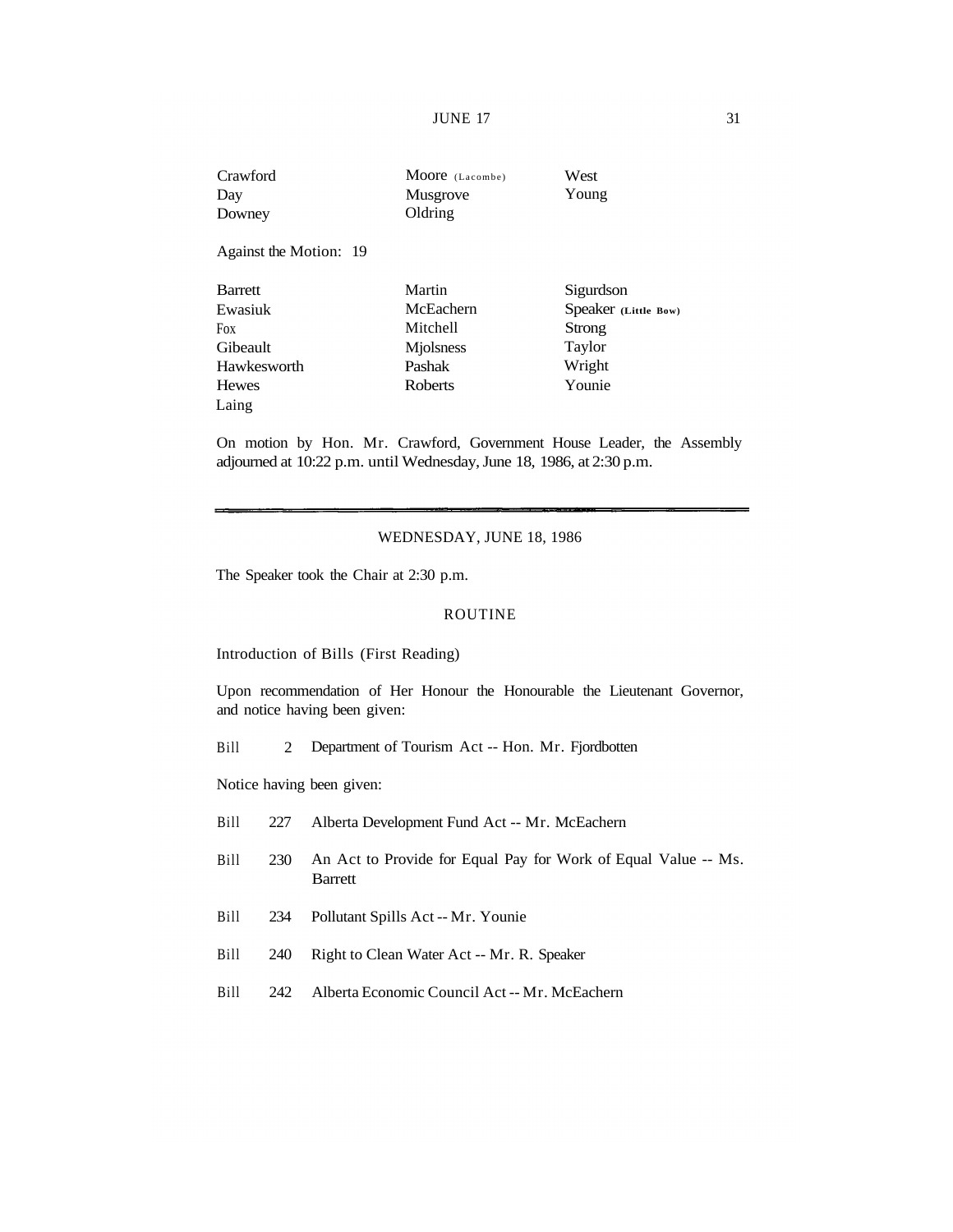| | | |
|---|---|---|
| Crawford | Moore (Lacombe) | West |
| Day | Musgrove | Young |
| Downey | Oldring | |

Against the Motion: 19

| | | |
|---|---|---|
| Barrett | Martin | Sigurdson |
| Ewasiuk | McEachern | Speaker (Little Bow) |
| Fox | Mitchell | Strong |
| Gibeault | Mjolsness | Taylor |
| Hawkesworth | Pashak | Wright |
| Hewes | Roberts | Younie |
| Laing | | |

On motion by Hon. Mr. Crawford, Government House Leader, the Assembly adjourned at 10:22 p.m. until Wednesday, June 18, 1986, at 2:30 p.m.

---

## WEDNESDAY, JUNE 18, 1986

The Speaker took the Chair at 2:30 p.m.

### ROUTINE

Introduction of Bills (First Reading)

Upon recommendation of Her Honour the Honourable the Lieutenant Governor, and notice having been given:

Bill 2 Department of Tourism Act -- Hon. Mr. Fjordbotten

Notice having been given:

Bill 227 Alberta Development Fund Act -- Mr. McEachern

Bill 230 An Act to Provide for Equal Pay for Work of Equal Value -- Ms. Barrett

Bill 234 Pollutant Spills Act -- Mr. Younie

Bill 240 Right to Clean Water Act -- Mr. R. Speaker

Bill 242 Alberta Economic Council Act -- Mr. McEachern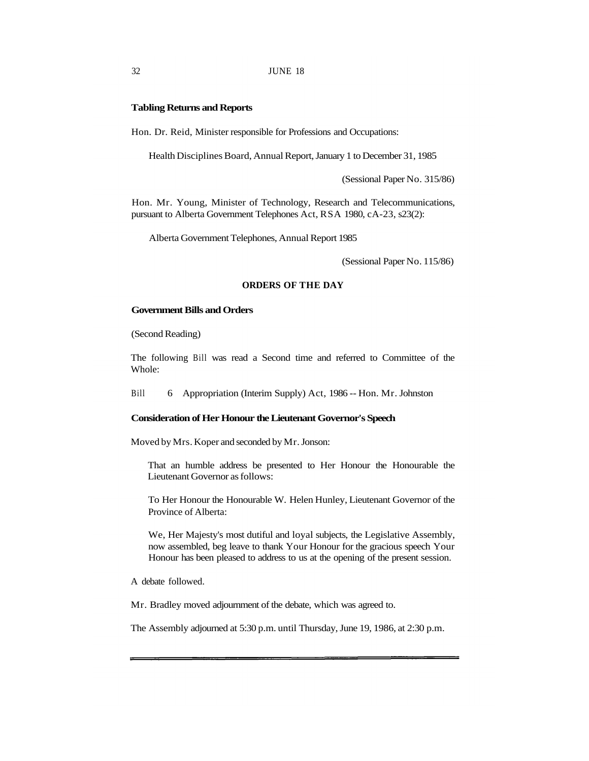**Tabling Returns and Reports**

Hon. Dr. Reid, Minister responsible for Professions and Occupations:

Health Disciplines Board, Annual Report, January 1 to December 31, 1985

(Sessional Paper No. 315/86)

Hon. Mr. Young, Minister of Technology, Research and Telecommunications, pursuant to Alberta Government Telephones Act, RSA 1980, cA-23, s23(2):

Alberta Government Telephones, Annual Report 1985

(Sessional Paper No. 115/86)

## ORDERS OF THE DAY

**Government Bills and Orders**

(Second Reading)

The following Bill was read a Second time and referred to Committee of the Whole:

Bill 6 Appropriation (Interim Supply) Act, 1986 -- Hon. Mr. Johnston

**Consideration of Her Honour the Lieutenant Governor's Speech**

Moved by Mrs. Koper and seconded by Mr. Jonson:

That an humble address be presented to Her Honour the Honourable the Lieutenant Governor as follows:

To Her Honour the Honourable W. Helen Hunley, Lieutenant Governor of the Province of Alberta:

We, Her Majesty's most dutiful and loyal subjects, the Legislative Assembly, now assembled, beg leave to thank Your Honour for the gracious speech Your Honour has been pleased to address to us at the opening of the present session.

A debate followed.

Mr. Bradley moved adjournment of the debate, which was agreed to.

The Assembly adjourned at 5:30 p.m. until Thursday, June 19, 1986, at 2:30 p.m.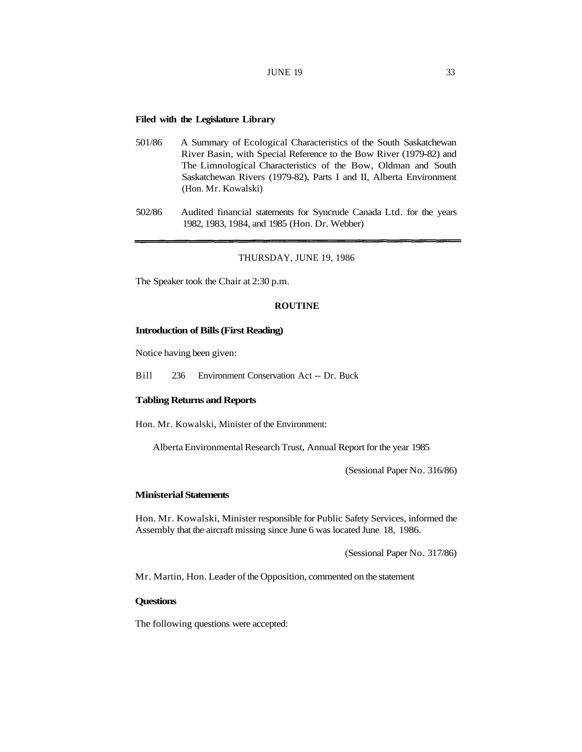**Filed with the Legislature Library**

501/86 A Summary of Ecological Characteristics of the South Saskatchewan River Basin, with Special Reference to the Bow River (1979-82) and The Limnological Characteristics of the Bow, Oldman and South Saskatchewan Rivers (1979-82), Parts I and II, Alberta Environment (Hon. Mr. Kowalski)

502/86 Audited financial statements for Syncrude Canada Ltd. for the years 1982, 1983, 1984, and 1985 (Hon. Dr. Webber)

---

THURSDAY, JUNE 19, 1986

The Speaker took the Chair at 2:30 p.m.

**ROUTINE**

**Introduction of Bills (First Reading)**

Notice having been given:

Bill 236 Environment Conservation Act -- Dr. Buck

**Tabling Returns and Reports**

Hon. Mr. Kowalski, Minister of the Environment:

Alberta Environmental Research Trust, Annual Report for the year 1985

(Sessional Paper No. 316/86)

**Ministerial Statements**

Hon. Mr. Kowalski, Minister responsible for Public Safety Services, informed the Assembly that the aircraft missing since June 6 was located June 18, 1986.

(Sessional Paper No. 317/86)

Mr. Martin, Hon. Leader of the Opposition, commented on the statement

**Questions**

The following questions were accepted: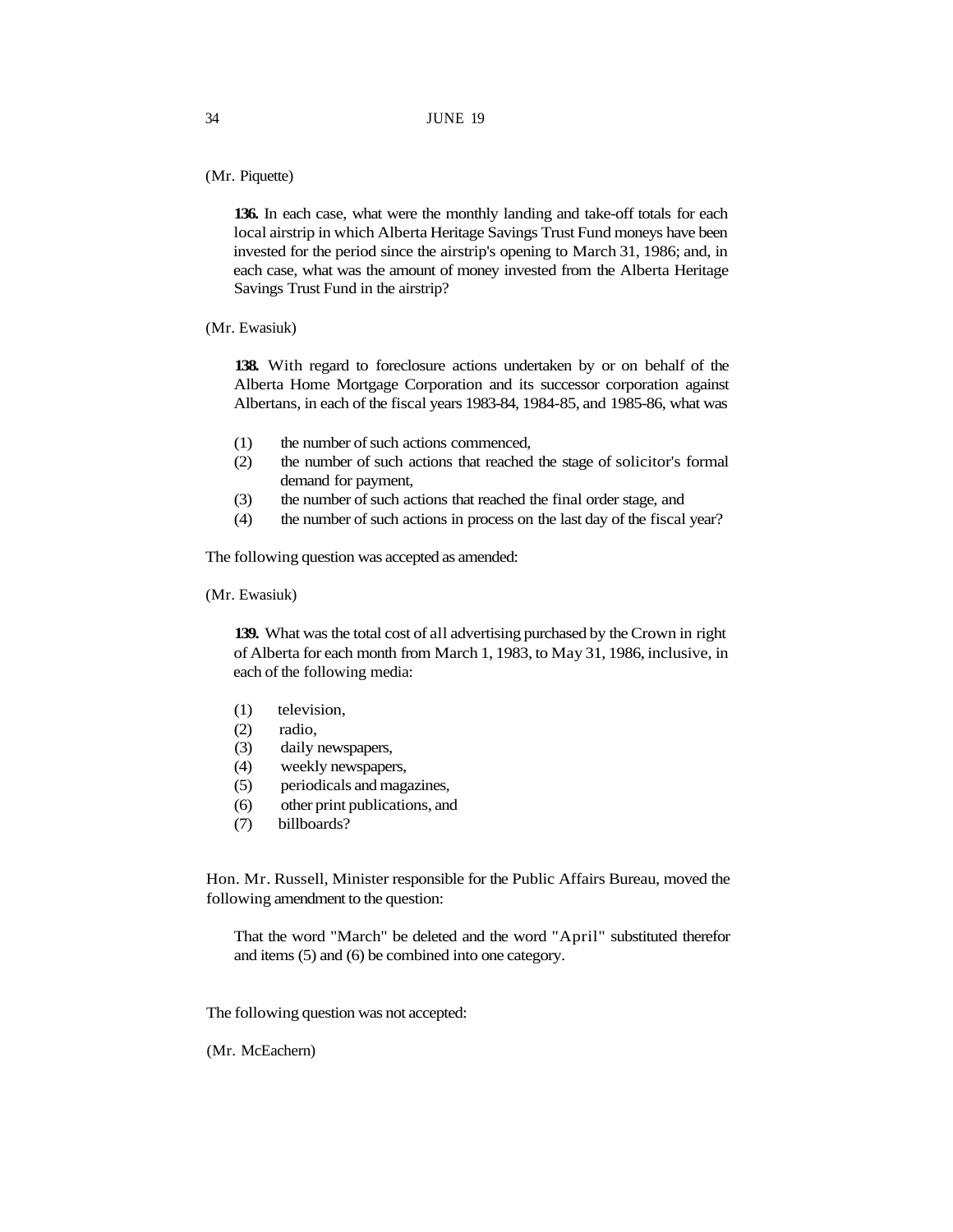(Mr. Piquette)

**136.** In each case, what were the monthly landing and take-off totals for each local airstrip in which Alberta Heritage Savings Trust Fund moneys have been invested for the period since the airstrip's opening to March 31, 1986; and, in each case, what was the amount of money invested from the Alberta Heritage Savings Trust Fund in the airstrip?

(Mr. Ewasiuk)

**138.** With regard to foreclosure actions undertaken by or on behalf of the Alberta Home Mortgage Corporation and its successor corporation against Albertans, in each of the fiscal years 1983-84, 1984-85, and 1985-86, what was

(1) the number of such actions commenced,
(2) the number of such actions that reached the stage of solicitor's formal demand for payment,
(3) the number of such actions that reached the final order stage, and
(4) the number of such actions in process on the last day of the fiscal year?

The following question was accepted as amended:

(Mr. Ewasiuk)

**139.** What was the total cost of all advertising purchased by the Crown in right of Alberta for each month from March 1, 1983, to May 31, 1986, inclusive, in each of the following media:

(1) television,
(2) radio,
(3) daily newspapers,
(4) weekly newspapers,
(5) periodicals and magazines,
(6) other print publications, and
(7) billboards?

Hon. Mr. Russell, Minister responsible for the Public Affairs Bureau, moved the following amendment to the question:

That the word "March" be deleted and the word "April" substituted therefor and items (5) and (6) be combined into one category.

The following question was not accepted:

(Mr. McEachern)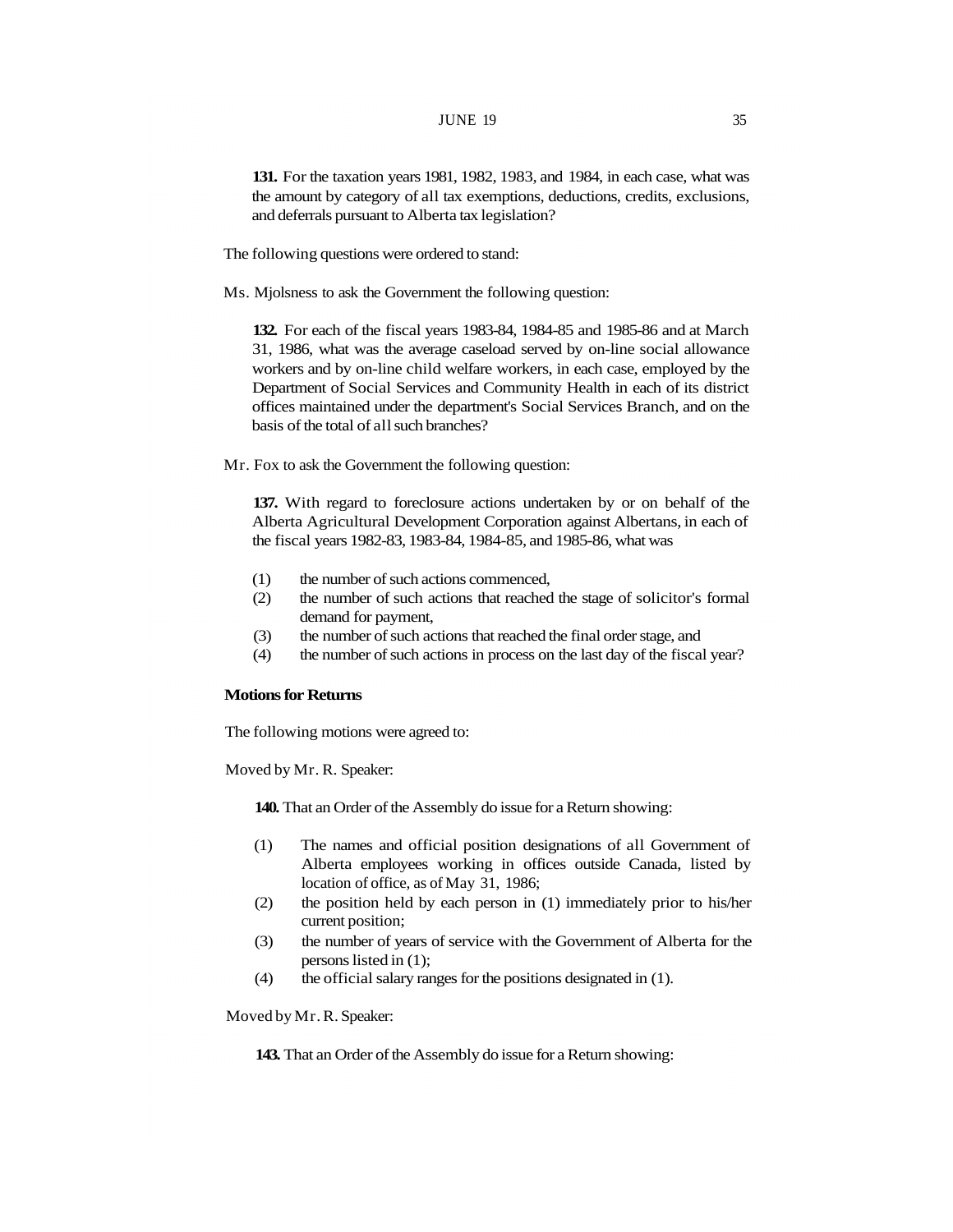**131.** For the taxation years 1981, 1982, 1983, and 1984, in each case, what was the amount by category of all tax exemptions, deductions, credits, exclusions, and deferrals pursuant to Alberta tax legislation?

The following questions were ordered to stand:

Ms. Mjolsness to ask the Government the following question:

**132.** For each of the fiscal years 1983-84, 1984-85 and 1985-86 and at March 31, 1986, what was the average caseload served by on-line social allowance workers and by on-line child welfare workers, in each case, employed by the Department of Social Services and Community Health in each of its district offices maintained under the department's Social Services Branch, and on the basis of the total of all such branches?

Mr. Fox to ask the Government the following question:

**137.** With regard to foreclosure actions undertaken by or on behalf of the Alberta Agricultural Development Corporation against Albertans, in each of the fiscal years 1982-83, 1983-84, 1984-85, and 1985-86, what was

(1) the number of such actions commenced,
(2) the number of such actions that reached the stage of solicitor's formal demand for payment,
(3) the number of such actions that reached the final order stage, and
(4) the number of such actions in process on the last day of the fiscal year?

**Motions for Returns**

The following motions were agreed to:

Moved by Mr. R. Speaker:

**140.** That an Order of the Assembly do issue for a Return showing:

(1) The names and official position designations of all Government of Alberta employees working in offices outside Canada, listed by location of office, as of May 31, 1986;
(2) the position held by each person in (1) immediately prior to his/her current position;
(3) the number of years of service with the Government of Alberta for the persons listed in (1);
(4) the official salary ranges for the positions designated in (1).

Moved by Mr. R. Speaker:

**143.** That an Order of the Assembly do issue for a Return showing: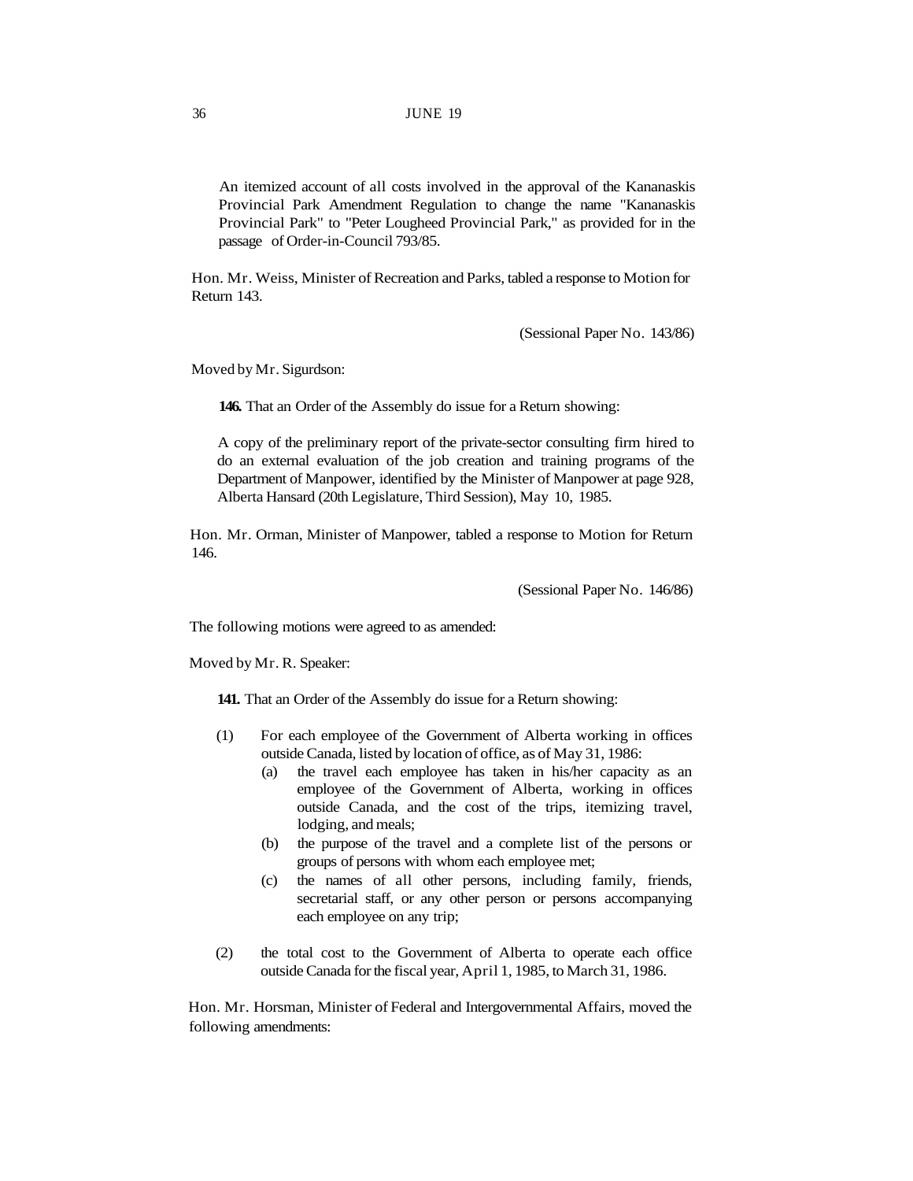An itemized account of all costs involved in the approval of the Kananaskis Provincial Park Amendment Regulation to change the name "Kananaskis Provincial Park" to "Peter Lougheed Provincial Park," as provided for in the passage of Order-in-Council 793/85.

Hon. Mr. Weiss, Minister of Recreation and Parks, tabled a response to Motion for Return 143.

(Sessional Paper No. 143/86)

Moved by Mr. Sigurdson:

**146.** That an Order of the Assembly do issue for a Return showing:

A copy of the preliminary report of the private-sector consulting firm hired to do an external evaluation of the job creation and training programs of the Department of Manpower, identified by the Minister of Manpower at page 928, Alberta Hansard (20th Legislature, Third Session), May 10, 1985.

Hon. Mr. Orman, Minister of Manpower, tabled a response to Motion for Return 146.

(Sessional Paper No. 146/86)

The following motions were agreed to as amended:

Moved by Mr. R. Speaker:

**141.** That an Order of the Assembly do issue for a Return showing:

(1) For each employee of the Government of Alberta working in offices outside Canada, listed by location of office, as of May 31, 1986:
   (a) the travel each employee has taken in his/her capacity as an employee of the Government of Alberta, working in offices outside Canada, and the cost of the trips, itemizing travel, lodging, and meals;
   (b) the purpose of the travel and a complete list of the persons or groups of persons with whom each employee met;
   (c) the names of all other persons, including family, friends, secretarial staff, or any other person or persons accompanying each employee on any trip;

(2) the total cost to the Government of Alberta to operate each office outside Canada for the fiscal year, April 1, 1985, to March 31, 1986.

Hon. Mr. Horsman, Minister of Federal and Intergovernmental Affairs, moved the following amendments: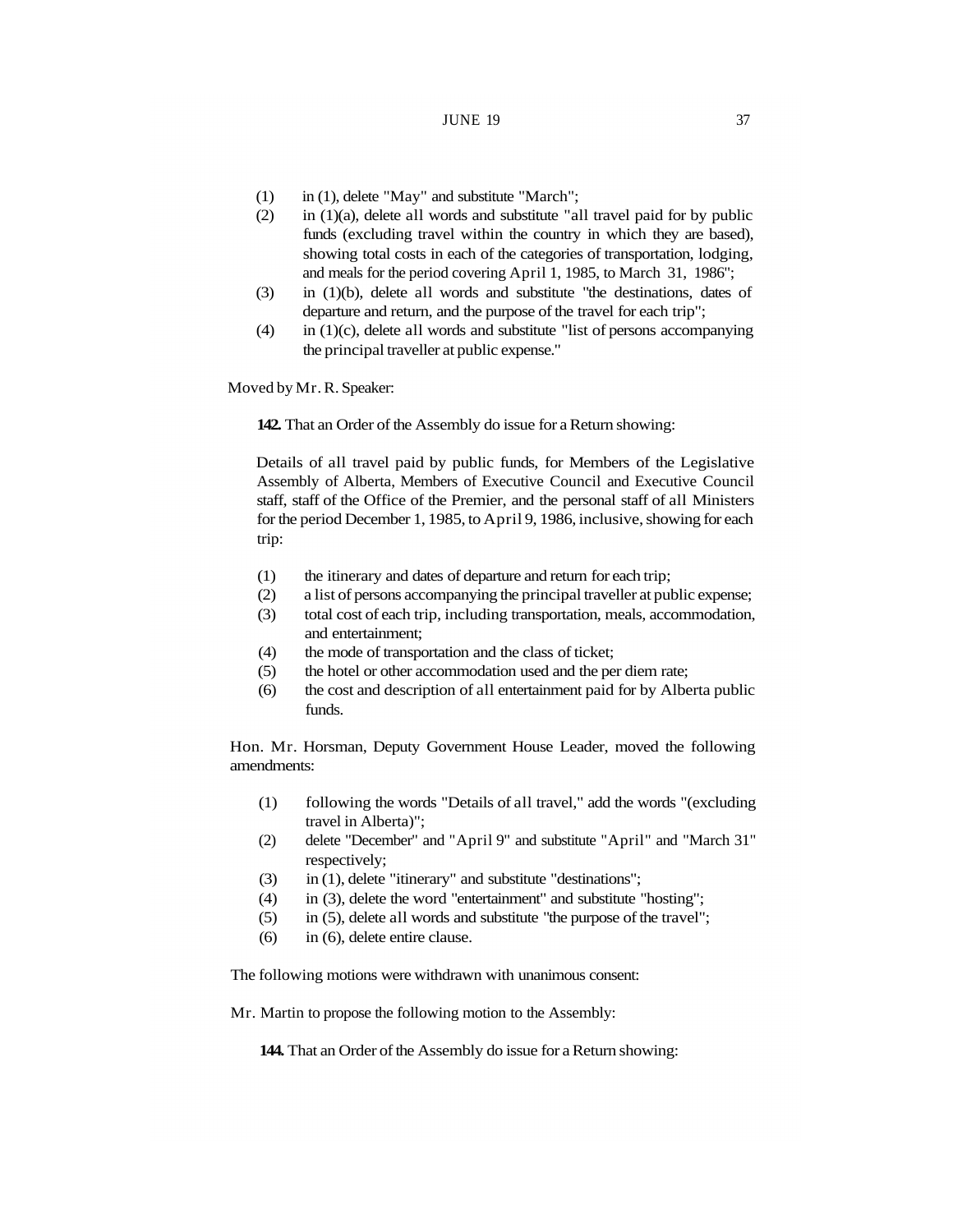(1) in (1), delete "May" and substitute "March";
(2) in (1)(a), delete all words and substitute "all travel paid for by public funds (excluding travel within the country in which they are based), showing total costs in each of the categories of transportation, lodging, and meals for the period covering April 1, 1985, to March 31, 1986";
(3) in (1)(b), delete all words and substitute "the destinations, dates of departure and return, and the purpose of the travel for each trip";
(4) in (1)(c), delete all words and substitute "list of persons accompanying the principal traveller at public expense."

Moved by Mr. R. Speaker:

**142.** That an Order of the Assembly do issue for a Return showing:

Details of all travel paid by public funds, for Members of the Legislative Assembly of Alberta, Members of Executive Council and Executive Council staff, staff of the Office of the Premier, and the personal staff of all Ministers for the period December 1, 1985, to April 9, 1986, inclusive, showing for each trip:

(1) the itinerary and dates of departure and return for each trip;
(2) a list of persons accompanying the principal traveller at public expense;
(3) total cost of each trip, including transportation, meals, accommodation, and entertainment;
(4) the mode of transportation and the class of ticket;
(5) the hotel or other accommodation used and the per diem rate;
(6) the cost and description of all entertainment paid for by Alberta public funds.

Hon. Mr. Horsman, Deputy Government House Leader, moved the following amendments:

(1) following the words "Details of all travel," add the words "(excluding travel in Alberta)";
(2) delete "December" and "April 9" and substitute "April" and "March 31" respectively;
(3) in (1), delete "itinerary" and substitute "destinations";
(4) in (3), delete the word "entertainment" and substitute "hosting";
(5) in (5), delete all words and substitute "the purpose of the travel";
(6) in (6), delete entire clause.

The following motions were withdrawn with unanimous consent:

Mr. Martin to propose the following motion to the Assembly:

**144.** That an Order of the Assembly do issue for a Return showing: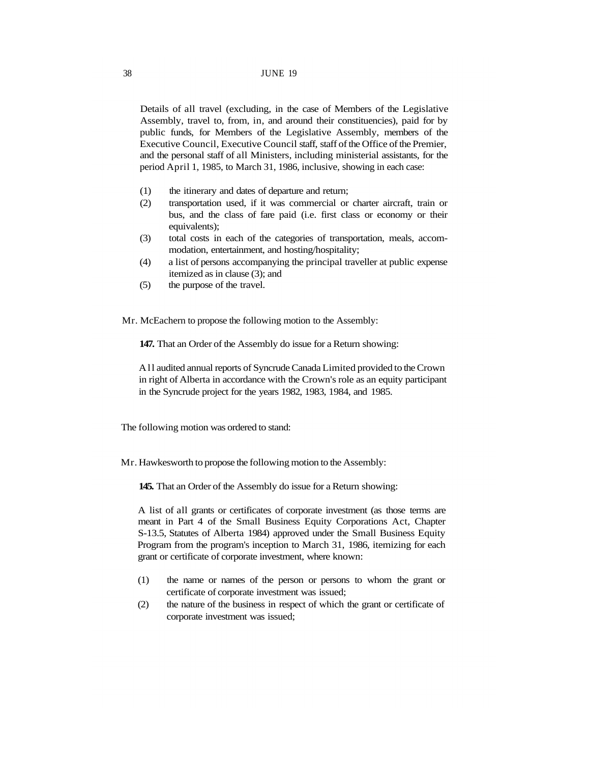Details of all travel (excluding, in the case of Members of the Legislative Assembly, travel to, from, in, and around their constituencies), paid for by public funds, for Members of the Legislative Assembly, members of the Executive Council, Executive Council staff, staff of the Office of the Premier, and the personal staff of all Ministers, including ministerial assistants, for the period April 1, 1985, to March 31, 1986, inclusive, showing in each case:

(1) the itinerary and dates of departure and return;
(2) transportation used, if it was commercial or charter aircraft, train or bus, and the class of fare paid (i.e. first class or economy or their equivalents);
(3) total costs in each of the categories of transportation, meals, accommodation, entertainment, and hosting/hospitality;
(4) a list of persons accompanying the principal traveller at public expense itemized as in clause (3); and
(5) the purpose of the travel.

Mr. McEachern to propose the following motion to the Assembly:

**147.** That an Order of the Assembly do issue for a Return showing:

All audited annual reports of Syncrude Canada Limited provided to the Crown in right of Alberta in accordance with the Crown's role as an equity participant in the Syncrude project for the years 1982, 1983, 1984, and 1985.

The following motion was ordered to stand:

Mr. Hawkesworth to propose the following motion to the Assembly:

**145.** That an Order of the Assembly do issue for a Return showing:

A list of all grants or certificates of corporate investment (as those terms are meant in Part 4 of the Small Business Equity Corporations Act, Chapter S-13.5, Statutes of Alberta 1984) approved under the Small Business Equity Program from the program's inception to March 31, 1986, itemizing for each grant or certificate of corporate investment, where known:

(1) the name or names of the person or persons to whom the grant or certificate of corporate investment was issued;
(2) the nature of the business in respect of which the grant or certificate of corporate investment was issued;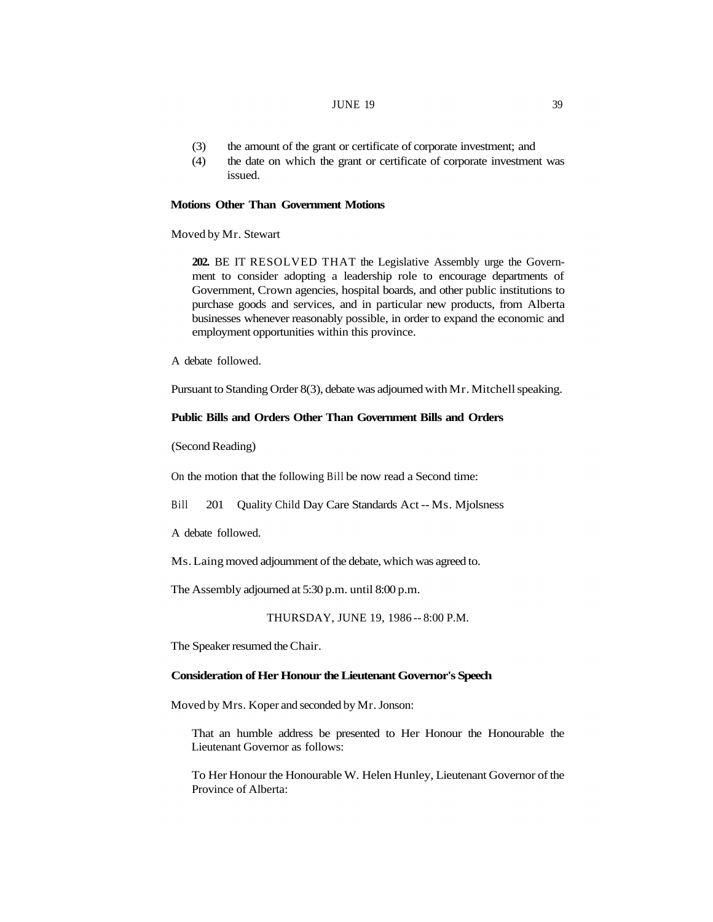(3) the amount of the grant or certificate of corporate investment; and
(4) the date on which the grant or certificate of corporate investment was issued.

**Motions Other Than Government Motions**

Moved by Mr. Stewart

> **202.** BE IT RESOLVED THAT the Legislative Assembly urge the Government to consider adopting a leadership role to encourage departments of Government, Crown agencies, hospital boards, and other public institutions to purchase goods and services, and in particular new products, from Alberta businesses whenever reasonably possible, in order to expand the economic and employment opportunities within this province.

A debate followed.

Pursuant to Standing Order 8(3), debate was adjourned with Mr. Mitchell speaking.

**Public Bills and Orders Other Than Government Bills and Orders**

(Second Reading)

On the motion that the following Bill be now read a Second time:

Bill 201 Quality Child Day Care Standards Act -- Ms. Mjolsness

A debate followed.

Ms. Laing moved adjournment of the debate, which was agreed to.

The Assembly adjourned at 5:30 p.m. until 8:00 p.m.

THURSDAY, JUNE 19, 1986 -- 8:00 P.M.

The Speaker resumed the Chair.

**Consideration of Her Honour the Lieutenant Governor's Speech**

Moved by Mrs. Koper and seconded by Mr. Jonson:

> That an humble address be presented to Her Honour the Honourable the Lieutenant Governor as follows:
>
> To Her Honour the Honourable W. Helen Hunley, Lieutenant Governor of the Province of Alberta: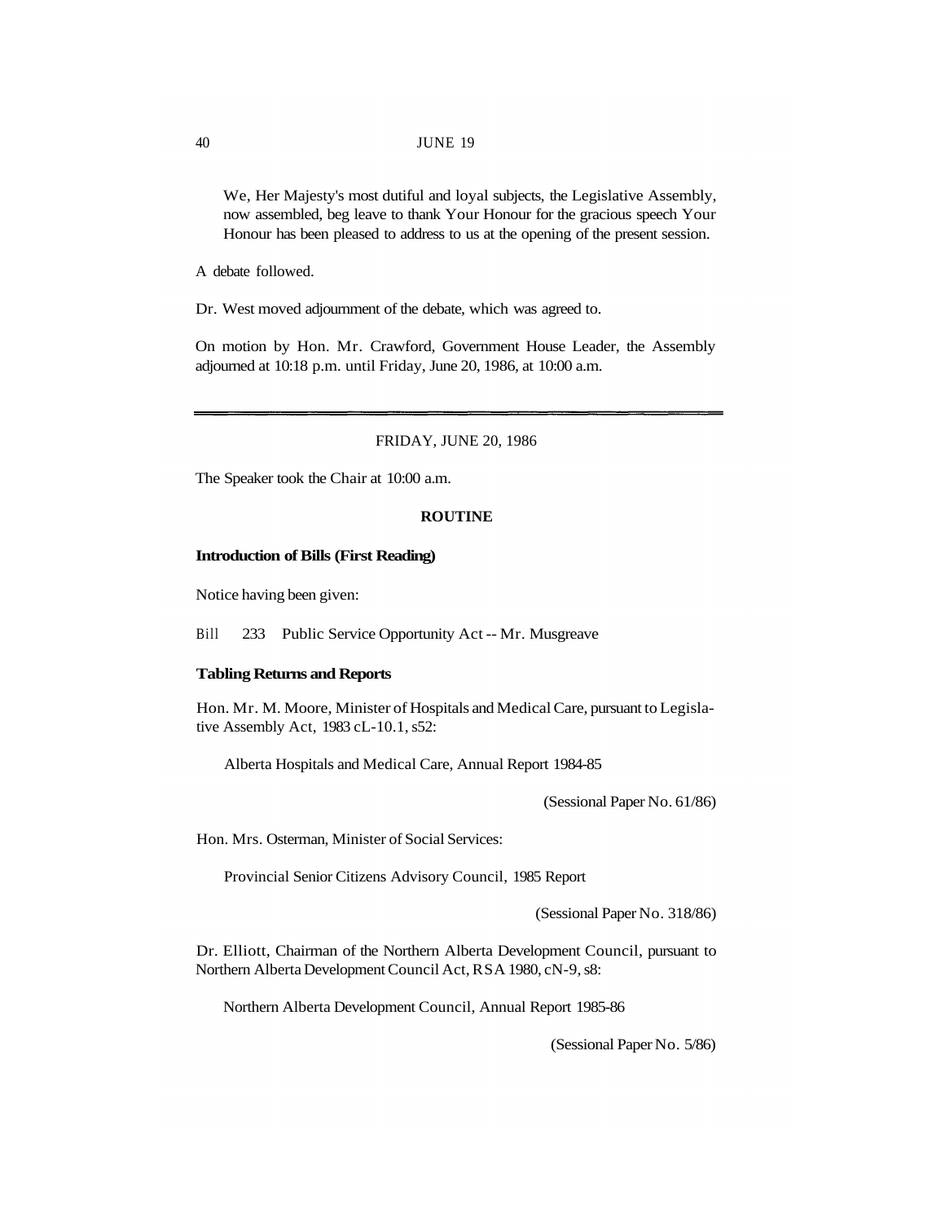> We, Her Majesty's most dutiful and loyal subjects, the Legislative Assembly, now assembled, beg leave to thank Your Honour for the gracious speech Your Honour has been pleased to address to us at the opening of the present session.

A debate followed.

Dr. West moved adjournment of the debate, which was agreed to.

On motion by Hon. Mr. Crawford, Government House Leader, the Assembly adjourned at 10:18 p.m. until Friday, June 20, 1986, at 10:00 a.m.

---

FRIDAY, JUNE 20, 1986

The Speaker took the Chair at 10:00 a.m.

**ROUTINE**

**Introduction of Bills (First Reading)**

Notice having been given:

Bill 233 Public Service Opportunity Act -- Mr. Musgreave

**Tabling Returns and Reports**

Hon. Mr. M. Moore, Minister of Hospitals and Medical Care, pursuant to Legislative Assembly Act, 1983 cL-10.1, s52:

Alberta Hospitals and Medical Care, Annual Report 1984-85

(Sessional Paper No. 61/86)

Hon. Mrs. Osterman, Minister of Social Services:

Provincial Senior Citizens Advisory Council, 1985 Report

(Sessional Paper No. 318/86)

Dr. Elliott, Chairman of the Northern Alberta Development Council, pursuant to Northern Alberta Development Council Act, RSA 1980, cN-9, s8:

Northern Alberta Development Council, Annual Report 1985-86

(Sessional Paper No. 5/86)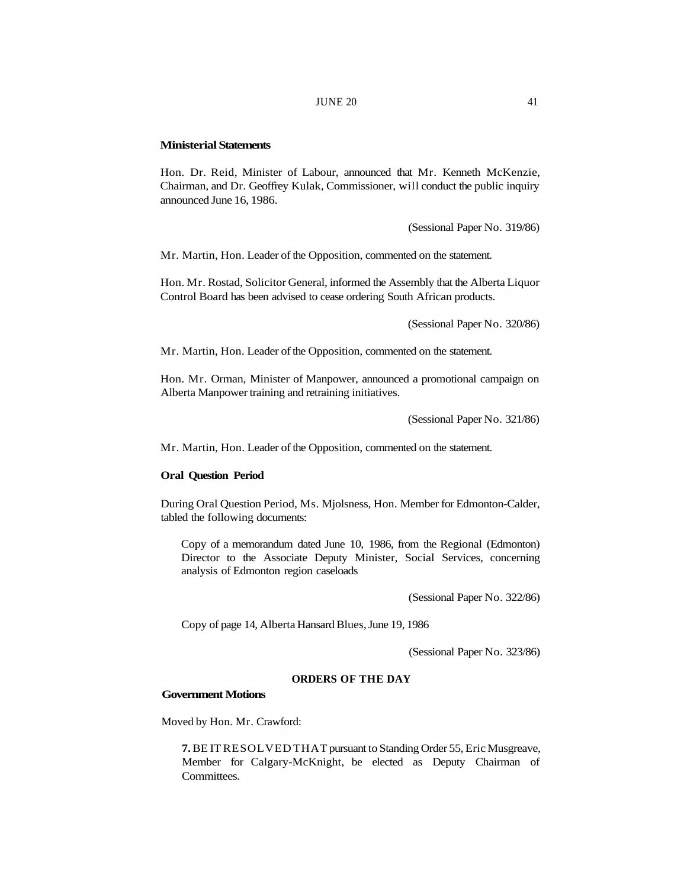**Ministerial Statements**

Hon. Dr. Reid, Minister of Labour, announced that Mr. Kenneth McKenzie, Chairman, and Dr. Geoffrey Kulak, Commissioner, will conduct the public inquiry announced June 16, 1986.

(Sessional Paper No. 319/86)

Mr. Martin, Hon. Leader of the Opposition, commented on the statement.

Hon. Mr. Rostad, Solicitor General, informed the Assembly that the Alberta Liquor Control Board has been advised to cease ordering South African products.

(Sessional Paper No. 320/86)

Mr. Martin, Hon. Leader of the Opposition, commented on the statement.

Hon. Mr. Orman, Minister of Manpower, announced a promotional campaign on Alberta Manpower training and retraining initiatives.

(Sessional Paper No. 321/86)

Mr. Martin, Hon. Leader of the Opposition, commented on the statement.

**Oral Question Period**

During Oral Question Period, Ms. Mjolsness, Hon. Member for Edmonton-Calder, tabled the following documents:

> Copy of a memorandum dated June 10, 1986, from the Regional (Edmonton) Director to the Associate Deputy Minister, Social Services, concerning analysis of Edmonton region caseloads
>
> (Sessional Paper No. 322/86)
>
> Copy of page 14, Alberta Hansard Blues, June 19, 1986
>
> (Sessional Paper No. 323/86)

## ORDERS OF THE DAY

**Government Motions**

Moved by Hon. Mr. Crawford:

> **7.** BE IT RESOLVED THAT pursuant to Standing Order 55, Eric Musgreave, Member for Calgary-McKnight, be elected as Deputy Chairman of Committees.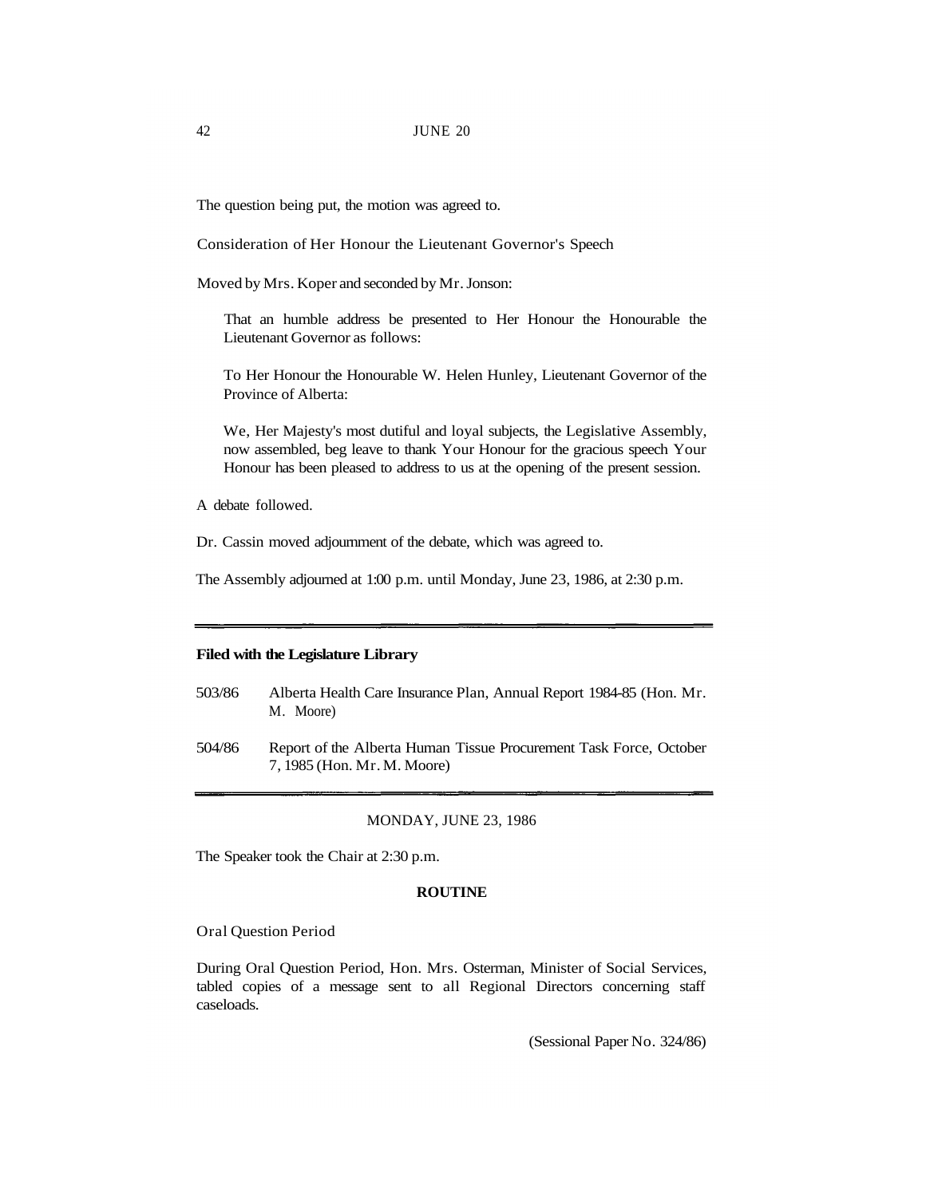The question being put, the motion was agreed to.

Consideration of Her Honour the Lieutenant Governor's Speech

Moved by Mrs. Koper and seconded by Mr. Jonson:

> That an humble address be presented to Her Honour the Honourable the Lieutenant Governor as follows:
>
> To Her Honour the Honourable W. Helen Hunley, Lieutenant Governor of the Province of Alberta:
>
> We, Her Majesty's most dutiful and loyal subjects, the Legislative Assembly, now assembled, beg leave to thank Your Honour for the gracious speech Your Honour has been pleased to address to us at the opening of the present session.

A debate followed.

Dr. Cassin moved adjournment of the debate, which was agreed to.

The Assembly adjourned at 1:00 p.m. until Monday, June 23, 1986, at 2:30 p.m.

---

**Filed with the Legislature Library**

503/86 Alberta Health Care Insurance Plan, Annual Report 1984-85 (Hon. Mr. M. Moore)

504/86 Report of the Alberta Human Tissue Procurement Task Force, October 7, 1985 (Hon. Mr. M. Moore)

---

MONDAY, JUNE 23, 1986

The Speaker took the Chair at 2:30 p.m.

**ROUTINE**

Oral Question Period

During Oral Question Period, Hon. Mrs. Osterman, Minister of Social Services, tabled copies of a message sent to all Regional Directors concerning staff caseloads.

(Sessional Paper No. 324/86)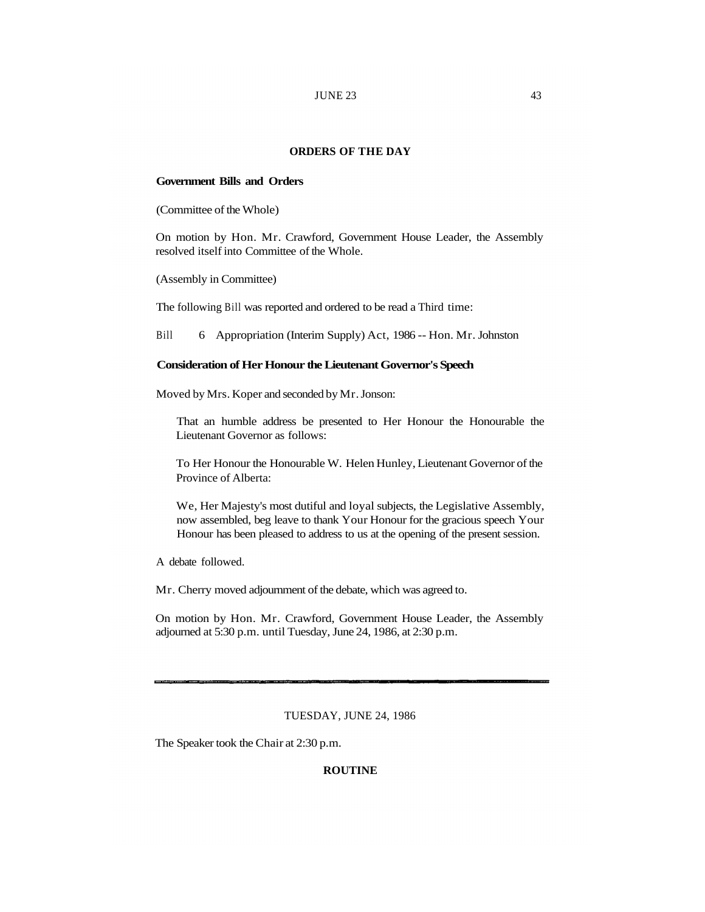## ORDERS OF THE DAY

### Government Bills and Orders

(Committee of the Whole)

On motion by Hon. Mr. Crawford, Government House Leader, the Assembly resolved itself into Committee of the Whole.

(Assembly in Committee)

The following Bill was reported and ordered to be read a Third time:

Bill 6 Appropriation (Interim Supply) Act, 1986 -- Hon. Mr. Johnston

### Consideration of Her Honour the Lieutenant Governor's Speech

Moved by Mrs. Koper and seconded by Mr. Jonson:

> That an humble address be presented to Her Honour the Honourable the Lieutenant Governor as follows:
>
> To Her Honour the Honourable W. Helen Hunley, Lieutenant Governor of the Province of Alberta:
>
> We, Her Majesty's most dutiful and loyal subjects, the Legislative Assembly, now assembled, beg leave to thank Your Honour for the gracious speech Your Honour has been pleased to address to us at the opening of the present session.

A debate followed.

Mr. Cherry moved adjournment of the debate, which was agreed to.

On motion by Hon. Mr. Crawford, Government House Leader, the Assembly adjourned at 5:30 p.m. until Tuesday, June 24, 1986, at 2:30 p.m.

---

TUESDAY, JUNE 24, 1986

The Speaker took the Chair at 2:30 p.m.

## ROUTINE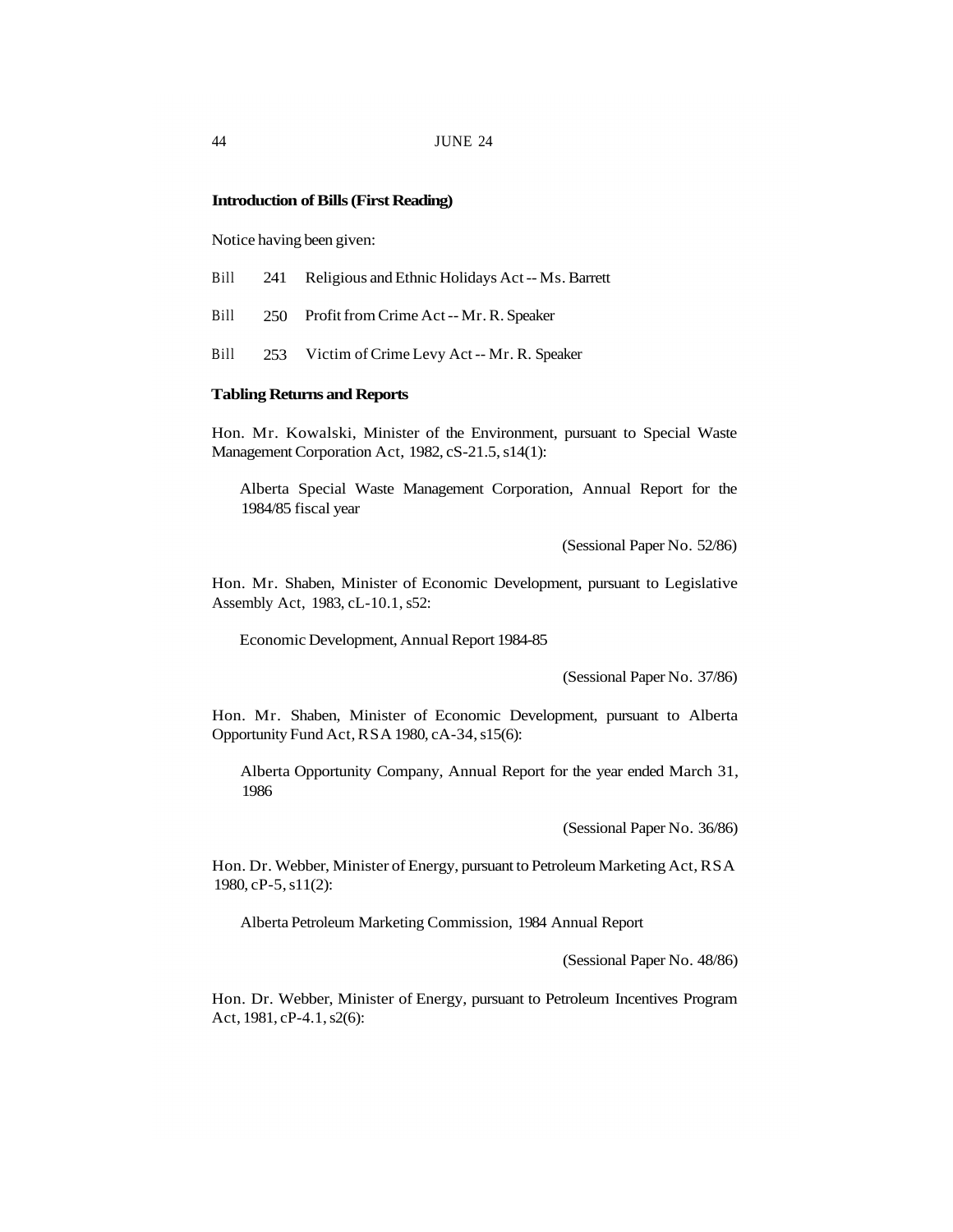## Introduction of Bills (First Reading)

Notice having been given:

Bill 241 Religious and Ethnic Holidays Act -- Ms. Barrett

Bill 250 Profit from Crime Act -- Mr. R. Speaker

Bill 253 Victim of Crime Levy Act -- Mr. R. Speaker

## Tabling Returns and Reports

Hon. Mr. Kowalski, Minister of the Environment, pursuant to Special Waste Management Corporation Act, 1982, cS-21.5, s14(1):

> Alberta Special Waste Management Corporation, Annual Report for the 1984/85 fiscal year

(Sessional Paper No. 52/86)

Hon. Mr. Shaben, Minister of Economic Development, pursuant to Legislative Assembly Act, 1983, cL-10.1, s52:

> Economic Development, Annual Report 1984-85

(Sessional Paper No. 37/86)

Hon. Mr. Shaben, Minister of Economic Development, pursuant to Alberta Opportunity Fund Act, RSA 1980, cA-34, s15(6):

> Alberta Opportunity Company, Annual Report for the year ended March 31, 1986

(Sessional Paper No. 36/86)

Hon. Dr. Webber, Minister of Energy, pursuant to Petroleum Marketing Act, RSA 1980, cP-5, s11(2):

> Alberta Petroleum Marketing Commission, 1984 Annual Report

(Sessional Paper No. 48/86)

Hon. Dr. Webber, Minister of Energy, pursuant to Petroleum Incentives Program Act, 1981, cP-4.1, s2(6):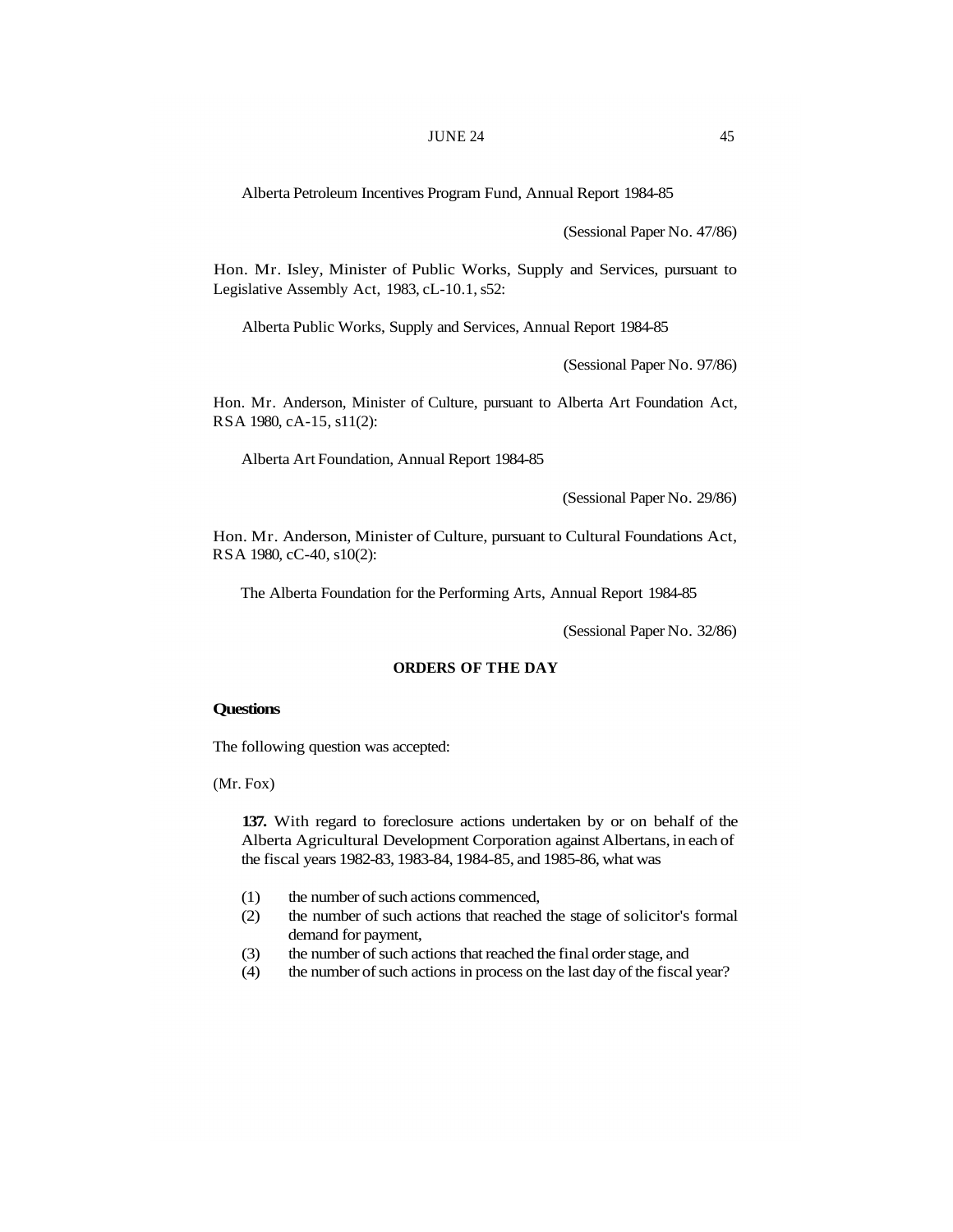Alberta Petroleum Incentives Program Fund, Annual Report 1984-85

(Sessional Paper No. 47/86)

Hon. Mr. Isley, Minister of Public Works, Supply and Services, pursuant to Legislative Assembly Act, 1983, cL-10.1, s52:

Alberta Public Works, Supply and Services, Annual Report 1984-85

(Sessional Paper No. 97/86)

Hon. Mr. Anderson, Minister of Culture, pursuant to Alberta Art Foundation Act, RSA 1980, cA-15, s11(2):

Alberta Art Foundation, Annual Report 1984-85

(Sessional Paper No. 29/86)

Hon. Mr. Anderson, Minister of Culture, pursuant to Cultural Foundations Act, RSA 1980, cC-40, s10(2):

The Alberta Foundation for the Performing Arts, Annual Report 1984-85

(Sessional Paper No. 32/86)

## ORDERS OF THE DAY

### Questions

The following question was accepted:

(Mr. Fox)

**137.** With regard to foreclosure actions undertaken by or on behalf of the Alberta Agricultural Development Corporation against Albertans, in each of the fiscal years 1982-83, 1983-84, 1984-85, and 1985-86, what was

(1) the number of such actions commenced,
(2) the number of such actions that reached the stage of solicitor's formal demand for payment,
(3) the number of such actions that reached the final order stage, and
(4) the number of such actions in process on the last day of the fiscal year?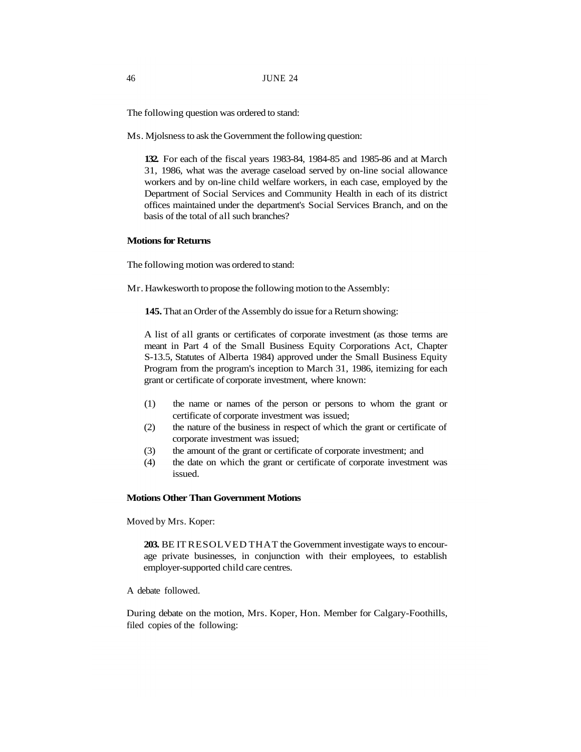The following question was ordered to stand:

Ms. Mjolsness to ask the Government the following question:

> **132.** For each of the fiscal years 1983-84, 1984-85 and 1985-86 and at March 31, 1986, what was the average caseload served by on-line social allowance workers and by on-line child welfare workers, in each case, employed by the Department of Social Services and Community Health in each of its district offices maintained under the department's Social Services Branch, and on the basis of the total of all such branches?

**Motions for Returns**

The following motion was ordered to stand:

Mr. Hawkesworth to propose the following motion to the Assembly:

> **145.** That an Order of the Assembly do issue for a Return showing:
>
> A list of all grants or certificates of corporate investment (as those terms are meant in Part 4 of the Small Business Equity Corporations Act, Chapter S-13.5, Statutes of Alberta 1984) approved under the Small Business Equity Program from the program's inception to March 31, 1986, itemizing for each grant or certificate of corporate investment, where known:
>
> (1) the name or names of the person or persons to whom the grant or certificate of corporate investment was issued;
> (2) the nature of the business in respect of which the grant or certificate of corporate investment was issued;
> (3) the amount of the grant or certificate of corporate investment; and
> (4) the date on which the grant or certificate of corporate investment was issued.

**Motions Other Than Government Motions**

Moved by Mrs. Koper:

> **203.** BE IT RESOLVED THAT the Government investigate ways to encourage private businesses, in conjunction with their employees, to establish employer-supported child care centres.

A debate followed.

During debate on the motion, Mrs. Koper, Hon. Member for Calgary-Foothills, filed copies of the following: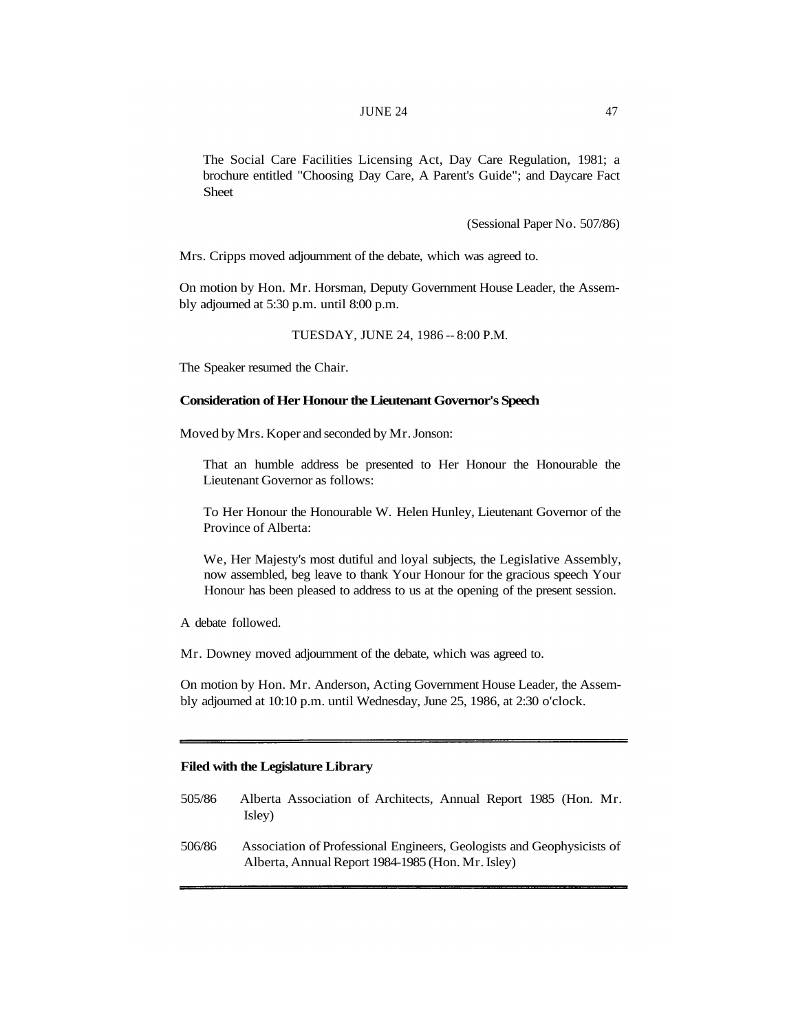The Social Care Facilities Licensing Act, Day Care Regulation, 1981; a brochure entitled "Choosing Day Care, A Parent's Guide"; and Daycare Fact Sheet

(Sessional Paper No. 507/86)

Mrs. Cripps moved adjournment of the debate, which was agreed to.

On motion by Hon. Mr. Horsman, Deputy Government House Leader, the Assembly adjourned at 5:30 p.m. until 8:00 p.m.

TUESDAY, JUNE 24, 1986 -- 8:00 P.M.

The Speaker resumed the Chair.

**Consideration of Her Honour the Lieutenant Governor's Speech**

Moved by Mrs. Koper and seconded by Mr. Jonson:

> That an humble address be presented to Her Honour the Honourable the Lieutenant Governor as follows:
>
> To Her Honour the Honourable W. Helen Hunley, Lieutenant Governor of the Province of Alberta:
>
> We, Her Majesty's most dutiful and loyal subjects, the Legislative Assembly, now assembled, beg leave to thank Your Honour for the gracious speech Your Honour has been pleased to address to us at the opening of the present session.

A debate followed.

Mr. Downey moved adjournment of the debate, which was agreed to.

On motion by Hon. Mr. Anderson, Acting Government House Leader, the Assembly adjourned at 10:10 p.m. until Wednesday, June 25, 1986, at 2:30 o'clock.

---

**Filed with the Legislature Library**

505/86 Alberta Association of Architects, Annual Report 1985 (Hon. Mr. Isley)

506/86 Association of Professional Engineers, Geologists and Geophysicists of Alberta, Annual Report 1984-1985 (Hon. Mr. Isley)

---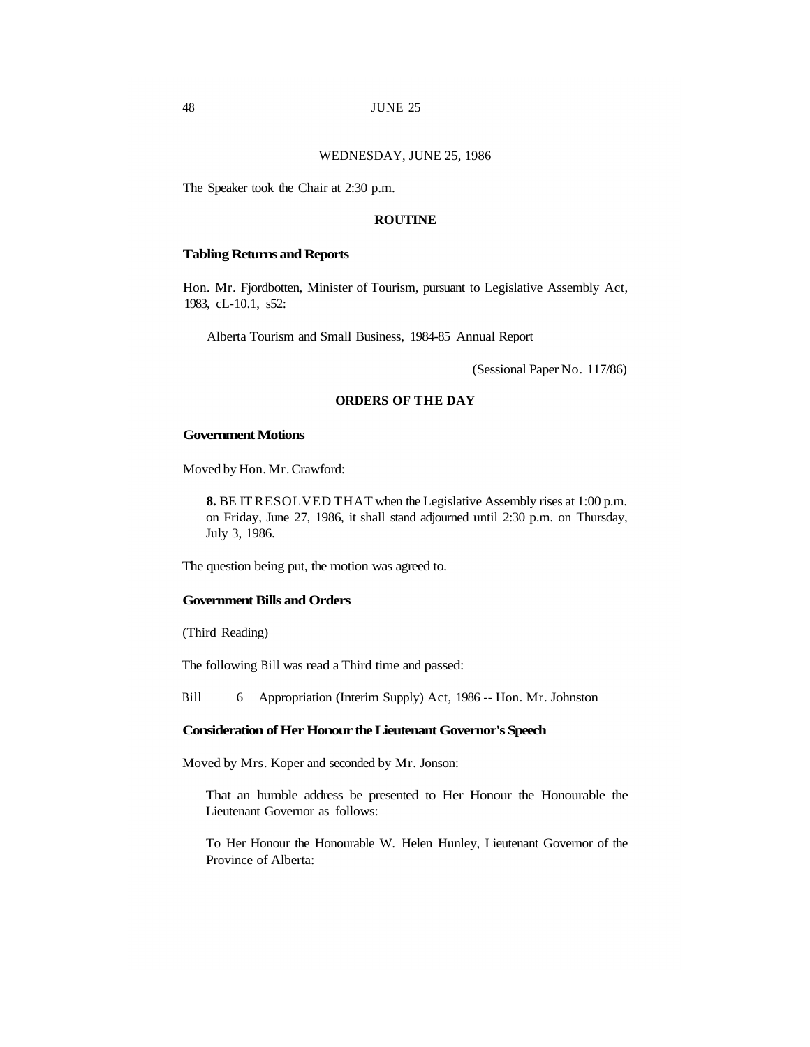WEDNESDAY, JUNE 25, 1986

The Speaker took the Chair at 2:30 p.m.

## ROUTINE

### Tabling Returns and Reports

Hon. Mr. Fjordbotten, Minister of Tourism, pursuant to Legislative Assembly Act, 1983, cL-10.1, s52:

Alberta Tourism and Small Business, 1984-85 Annual Report

(Sessional Paper No. 117/86)

## ORDERS OF THE DAY

### Government Motions

Moved by Hon. Mr. Crawford:

**8.** BE IT RESOLVED THAT when the Legislative Assembly rises at 1:00 p.m. on Friday, June 27, 1986, it shall stand adjourned until 2:30 p.m. on Thursday, July 3, 1986.

The question being put, the motion was agreed to.

### Government Bills and Orders

(Third Reading)

The following Bill was read a Third time and passed:

Bill 6 Appropriation (Interim Supply) Act, 1986 -- Hon. Mr. Johnston

### Consideration of Her Honour the Lieutenant Governor's Speech

Moved by Mrs. Koper and seconded by Mr. Jonson:

That an humble address be presented to Her Honour the Honourable the Lieutenant Governor as follows:

To Her Honour the Honourable W. Helen Hunley, Lieutenant Governor of the Province of Alberta: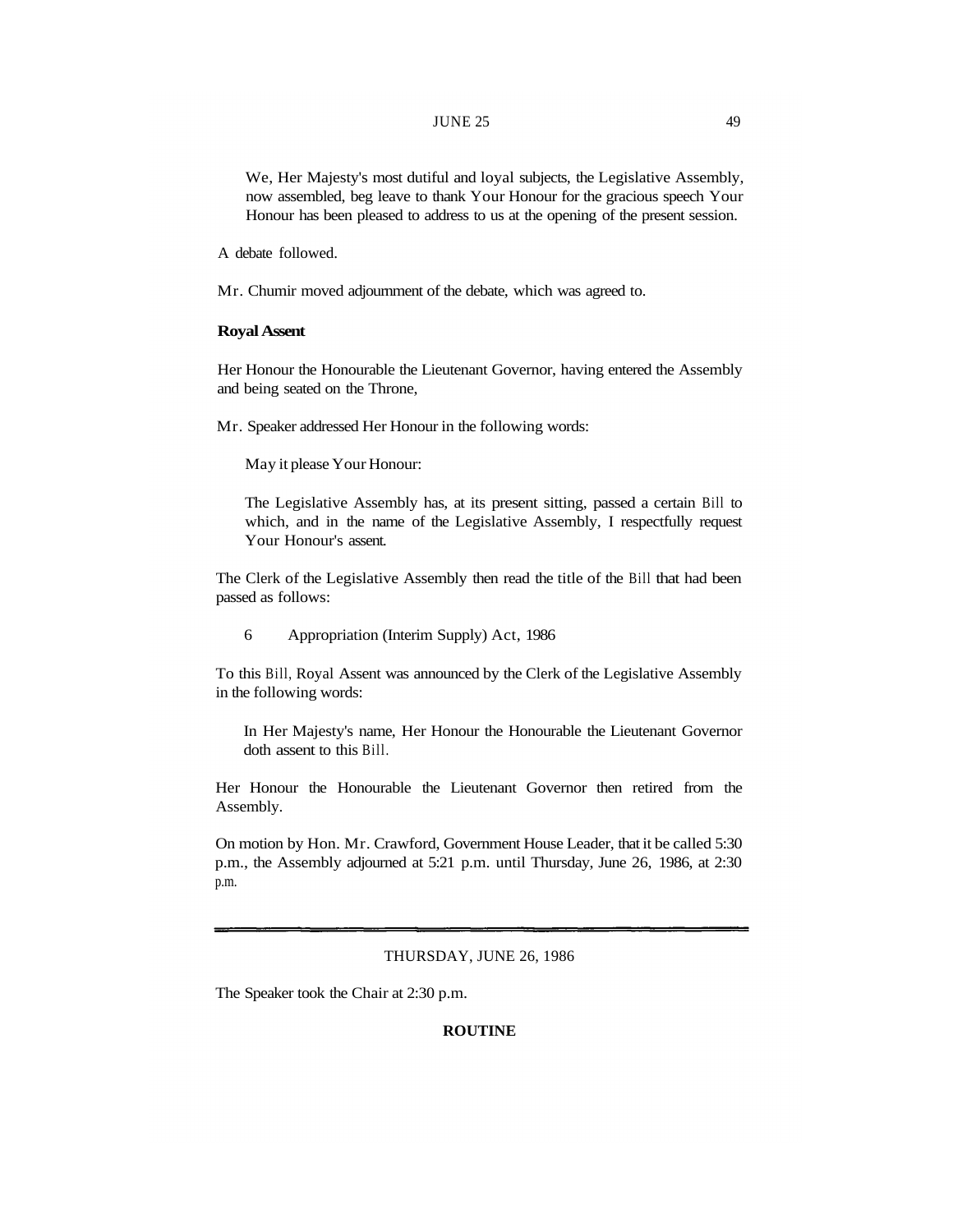> We, Her Majesty's most dutiful and loyal subjects, the Legislative Assembly, now assembled, beg leave to thank Your Honour for the gracious speech Your Honour has been pleased to address to us at the opening of the present session.

A debate followed.

Mr. Chumir moved adjournment of the debate, which was agreed to.

**Royal Assent**

Her Honour the Honourable the Lieutenant Governor, having entered the Assembly and being seated on the Throne,

Mr. Speaker addressed Her Honour in the following words:

> May it please Your Honour:
>
> The Legislative Assembly has, at its present sitting, passed a certain Bill to which, and in the name of the Legislative Assembly, I respectfully request Your Honour's assent.

The Clerk of the Legislative Assembly then read the title of the Bill that had been passed as follows:

> 6 Appropriation (Interim Supply) Act, 1986

To this Bill, Royal Assent was announced by the Clerk of the Legislative Assembly in the following words:

> In Her Majesty's name, Her Honour the Honourable the Lieutenant Governor doth assent to this Bill.

Her Honour the Honourable the Lieutenant Governor then retired from the Assembly.

On motion by Hon. Mr. Crawford, Government House Leader, that it be called 5:30 p.m., the Assembly adjourned at 5:21 p.m. until Thursday, June 26, 1986, at 2:30 p.m.

---

THURSDAY, JUNE 26, 1986

The Speaker took the Chair at 2:30 p.m.

**ROUTINE**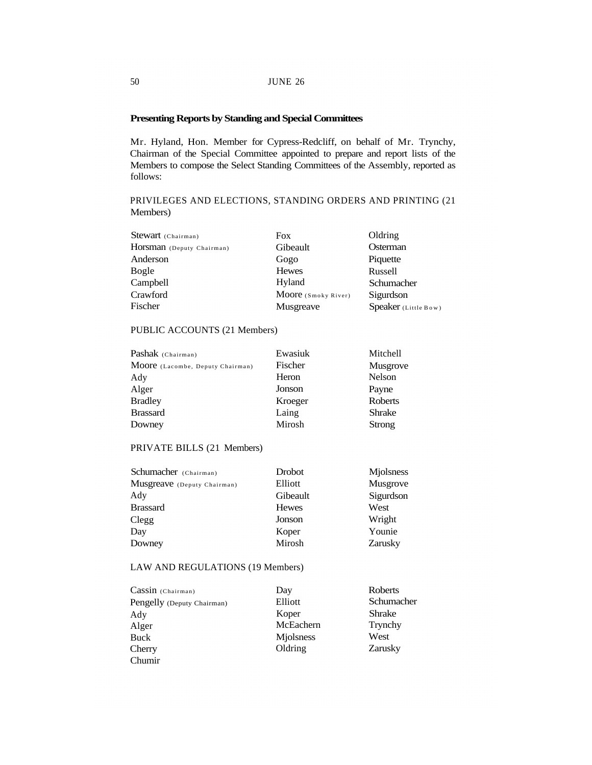### Presenting Reports by Standing and Special Committees

Mr. Hyland, Hon. Member for Cypress-Redcliff, on behalf of Mr. Trynchy, Chairman of the Special Committee appointed to prepare and report lists of the Members to compose the Select Standing Committees of the Assembly, reported as follows:

PRIVILEGES AND ELECTIONS, STANDING ORDERS AND PRINTING (21 Members)

| | | |
|---|---|---|
| Stewart (Chairman) | Fox | Oldring |
| Horsman (Deputy Chairman) | Gibeault | Osterman |
| Anderson | Gogo | Piquette |
| Bogle | Hewes | Russell |
| Campbell | Hyland | Schumacher |
| Crawford | Moore (Smoky River) | Sigurdson |
| Fischer | Musgreave | Speaker (Little Bow) |

PUBLIC ACCOUNTS (21 Members)

| | | |
|---|---|---|
| Pashak (Chairman) | Ewasiuk | Mitchell |
| Moore (Lacombe, Deputy Chairman) | Fischer | Musgrove |
| Ady | Heron | Nelson |
| Alger | Jonson | Payne |
| Bradley | Kroeger | Roberts |
| Brassard | Laing | Shrake |
| Downey | Mirosh | Strong |

PRIVATE BILLS (21 Members)

| | | |
|---|---|---|
| Schumacher (Chairman) | Drobot | Mjolsness |
| Musgreave (Deputy Chairman) | Elliott | Musgrove |
| Ady | Gibeault | Sigurdson |
| Brassard | Hewes | West |
| Clegg | Jonson | Wright |
| Day | Koper | Younie |
| Downey | Mirosh | Zarusky |

LAW AND REGULATIONS (19 Members)

| | | |
|---|---|---|
| Cassin (Chairman) | Day | Roberts |
| Pengelly (Deputy Chairman) | Elliott | Schumacher |
| Ady | Koper | Shrake |
| Alger | McEachern | Trynchy |
| Buck | Mjolsness | West |
| Cherry | Oldring | Zarusky |
| Chumir | | |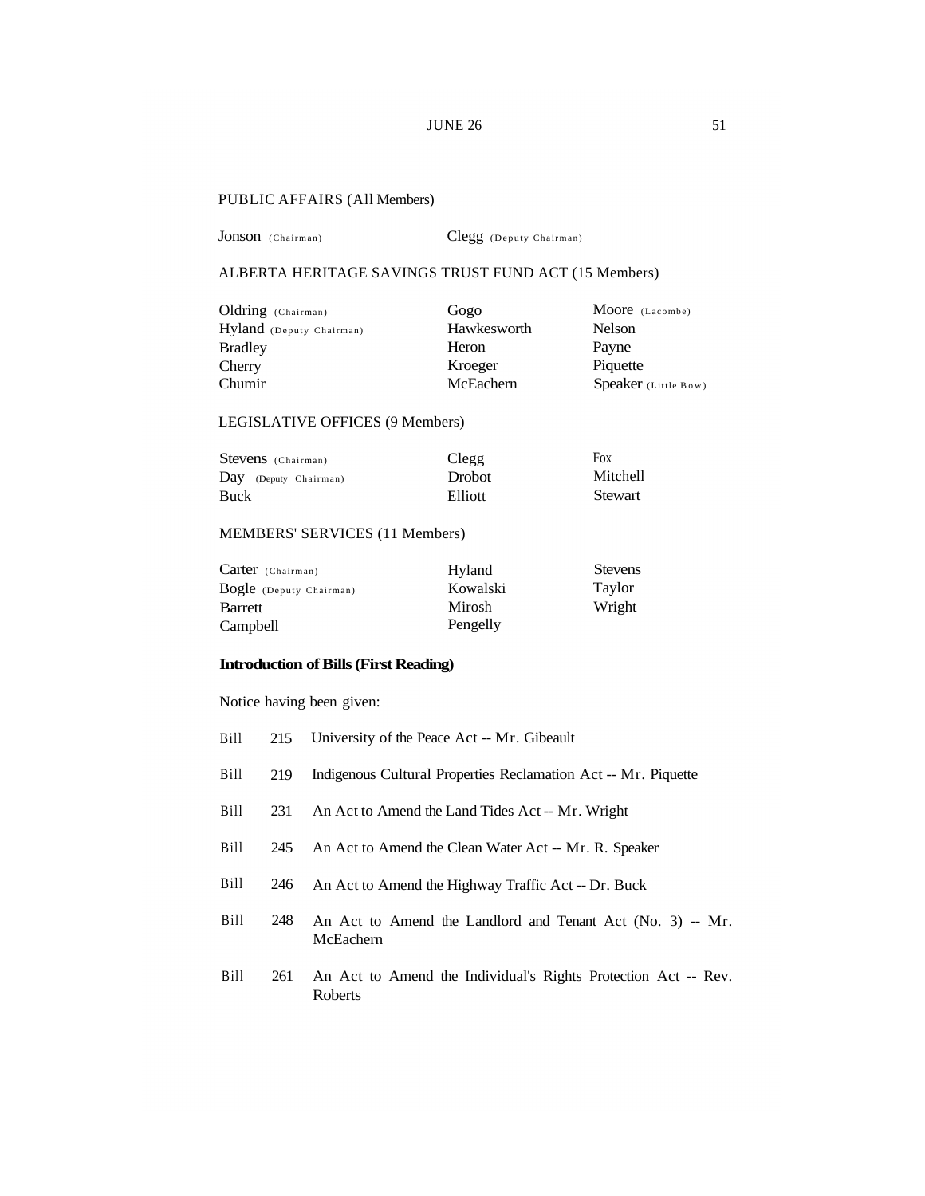PUBLIC AFFAIRS (All Members)

Jonson (Chairman) Clegg (Deputy Chairman)

ALBERTA HERITAGE SAVINGS TRUST FUND ACT (15 Members)

| | | |
|---|---|---|
| Oldring (Chairman) | Gogo | Moore (Lacombe) |
| Hyland (Deputy Chairman) | Hawkesworth | Nelson |
| Bradley | Heron | Payne |
| Cherry | Kroeger | Piquette |
| Chumir | McEachern | Speaker (Little Bow) |

LEGISLATIVE OFFICES (9 Members)

| | | |
|---|---|---|
| Stevens (Chairman) | Clegg | Fox |
| Day (Deputy Chairman) | Drobot | Mitchell |
| Buck | Elliott | Stewart |

MEMBERS' SERVICES (11 Members)

| | | |
|---|---|---|
| Carter (Chairman) | Hyland | Stevens |
| Bogle (Deputy Chairman) | Kowalski | Taylor |
| Barrett | Mirosh | Wright |
| Campbell | Pengelly | |

**Introduction of Bills (First Reading)**

Notice having been given:

Bill 215 University of the Peace Act -- Mr. Gibeault

Bill 219 Indigenous Cultural Properties Reclamation Act -- Mr. Piquette

Bill 231 An Act to Amend the Land Tides Act -- Mr. Wright

Bill 245 An Act to Amend the Clean Water Act -- Mr. R. Speaker

Bill 246 An Act to Amend the Highway Traffic Act -- Dr. Buck

Bill 248 An Act to Amend the Landlord and Tenant Act (No. 3) -- Mr. McEachern

Bill 261 An Act to Amend the Individual's Rights Protection Act -- Rev. Roberts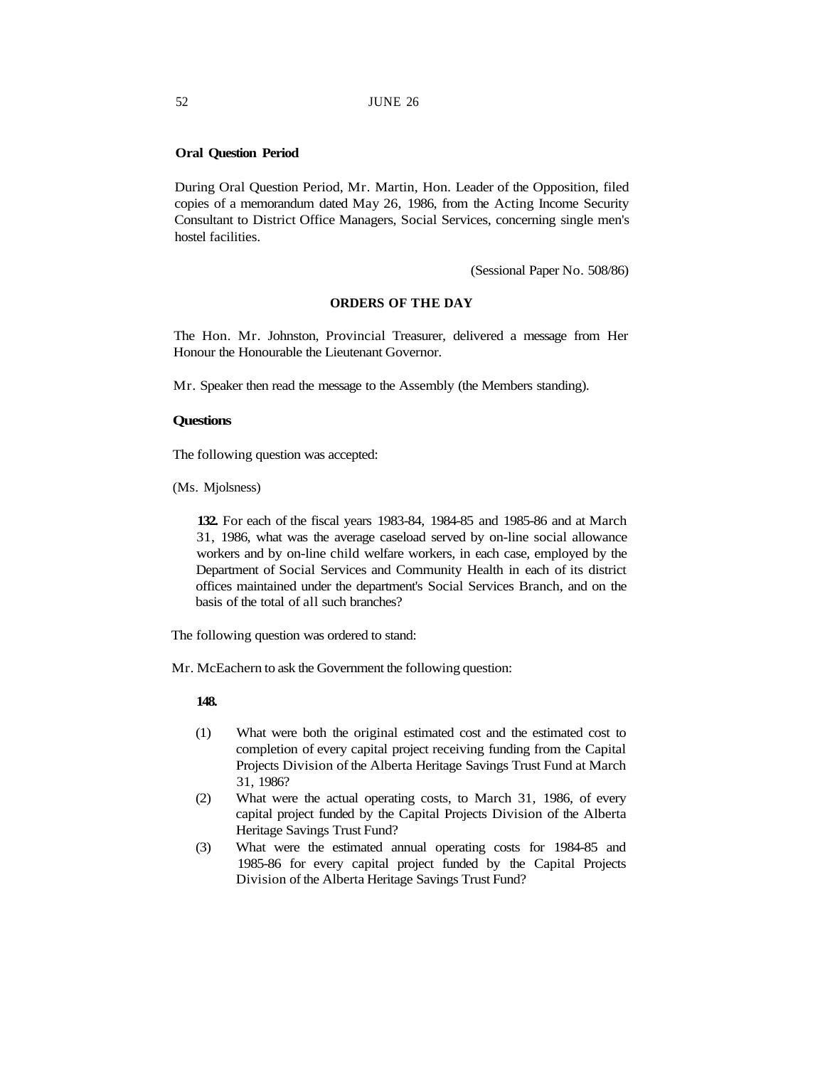**Oral Question Period**

During Oral Question Period, Mr. Martin, Hon. Leader of the Opposition, filed copies of a memorandum dated May 26, 1986, from the Acting Income Security Consultant to District Office Managers, Social Services, concerning single men's hostel facilities.

(Sessional Paper No. 508/86)

## ORDERS OF THE DAY

The Hon. Mr. Johnston, Provincial Treasurer, delivered a message from Her Honour the Honourable the Lieutenant Governor.

Mr. Speaker then read the message to the Assembly (the Members standing).

**Questions**

The following question was accepted:

(Ms. Mjolsness)

> **132.** For each of the fiscal years 1983-84, 1984-85 and 1985-86 and at March 31, 1986, what was the average caseload served by on-line social allowance workers and by on-line child welfare workers, in each case, employed by the Department of Social Services and Community Health in each of its district offices maintained under the department's Social Services Branch, and on the basis of the total of all such branches?

The following question was ordered to stand:

Mr. McEachern to ask the Government the following question:

> **148.**
>
> (1) What were both the original estimated cost and the estimated cost to completion of every capital project receiving funding from the Capital Projects Division of the Alberta Heritage Savings Trust Fund at March 31, 1986?
>
> (2) What were the actual operating costs, to March 31, 1986, of every capital project funded by the Capital Projects Division of the Alberta Heritage Savings Trust Fund?
>
> (3) What were the estimated annual operating costs for 1984-85 and 1985-86 for every capital project funded by the Capital Projects Division of the Alberta Heritage Savings Trust Fund?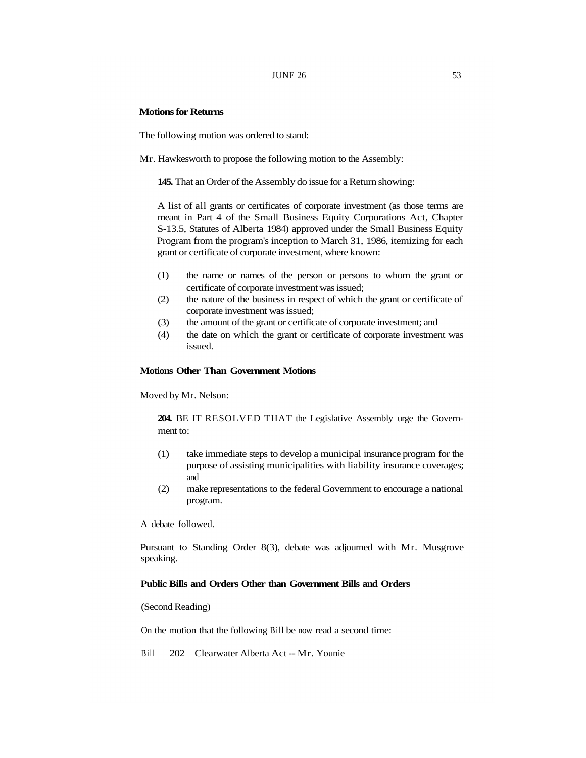**Motions for Returns**

The following motion was ordered to stand:

Mr. Hawkesworth to propose the following motion to the Assembly:

**145.** That an Order of the Assembly do issue for a Return showing:

A list of all grants or certificates of corporate investment (as those terms are meant in Part 4 of the Small Business Equity Corporations Act, Chapter S-13.5, Statutes of Alberta 1984) approved under the Small Business Equity Program from the program's inception to March 31, 1986, itemizing for each grant or certificate of corporate investment, where known:

(1) the name or names of the person or persons to whom the grant or certificate of corporate investment was issued;
(2) the nature of the business in respect of which the grant or certificate of corporate investment was issued;
(3) the amount of the grant or certificate of corporate investment; and
(4) the date on which the grant or certificate of corporate investment was issued.

**Motions Other Than Government Motions**

Moved by Mr. Nelson:

**204.** BE IT RESOLVED THAT the Legislative Assembly urge the Government to:

(1) take immediate steps to develop a municipal insurance program for the purpose of assisting municipalities with liability insurance coverages; and
(2) make representations to the federal Government to encourage a national program.

A debate followed.

Pursuant to Standing Order 8(3), debate was adjourned with Mr. Musgrove speaking.

**Public Bills and Orders Other than Government Bills and Orders**

(Second Reading)

On the motion that the following Bill be now read a second time:

Bill 202 Clearwater Alberta Act -- Mr. Younie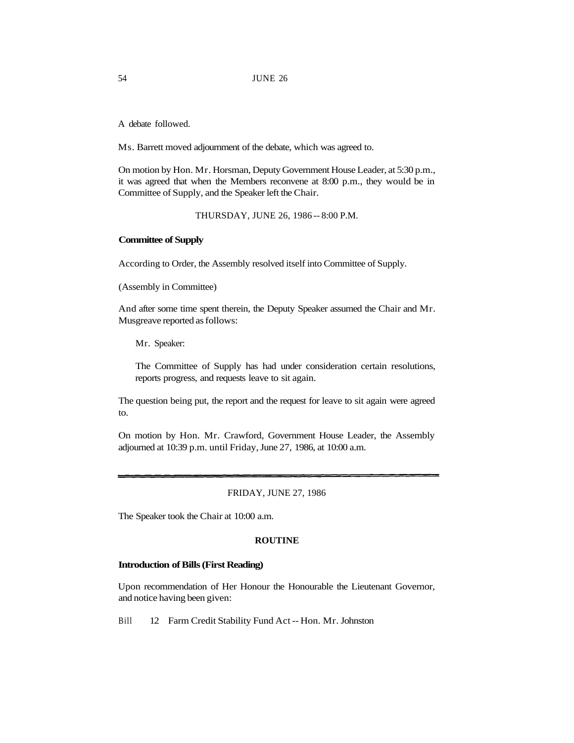A debate followed.

Ms. Barrett moved adjournment of the debate, which was agreed to.

On motion by Hon. Mr. Horsman, Deputy Government House Leader, at 5:30 p.m., it was agreed that when the Members reconvene at 8:00 p.m., they would be in Committee of Supply, and the Speaker left the Chair.

THURSDAY, JUNE 26, 1986 -- 8:00 P.M.

**Committee of Supply**

According to Order, the Assembly resolved itself into Committee of Supply.

(Assembly in Committee)

And after some time spent therein, the Deputy Speaker assumed the Chair and Mr. Musgreave reported as follows:

> Mr. Speaker:
>
> The Committee of Supply has had under consideration certain resolutions, reports progress, and requests leave to sit again.

The question being put, the report and the request for leave to sit again were agreed to.

On motion by Hon. Mr. Crawford, Government House Leader, the Assembly adjourned at 10:39 p.m. until Friday, June 27, 1986, at 10:00 a.m.

---

FRIDAY, JUNE 27, 1986

The Speaker took the Chair at 10:00 a.m.

**ROUTINE**

**Introduction of Bills (First Reading)**

Upon recommendation of Her Honour the Honourable the Lieutenant Governor, and notice having been given:

Bill 12 Farm Credit Stability Fund Act -- Hon. Mr. Johnston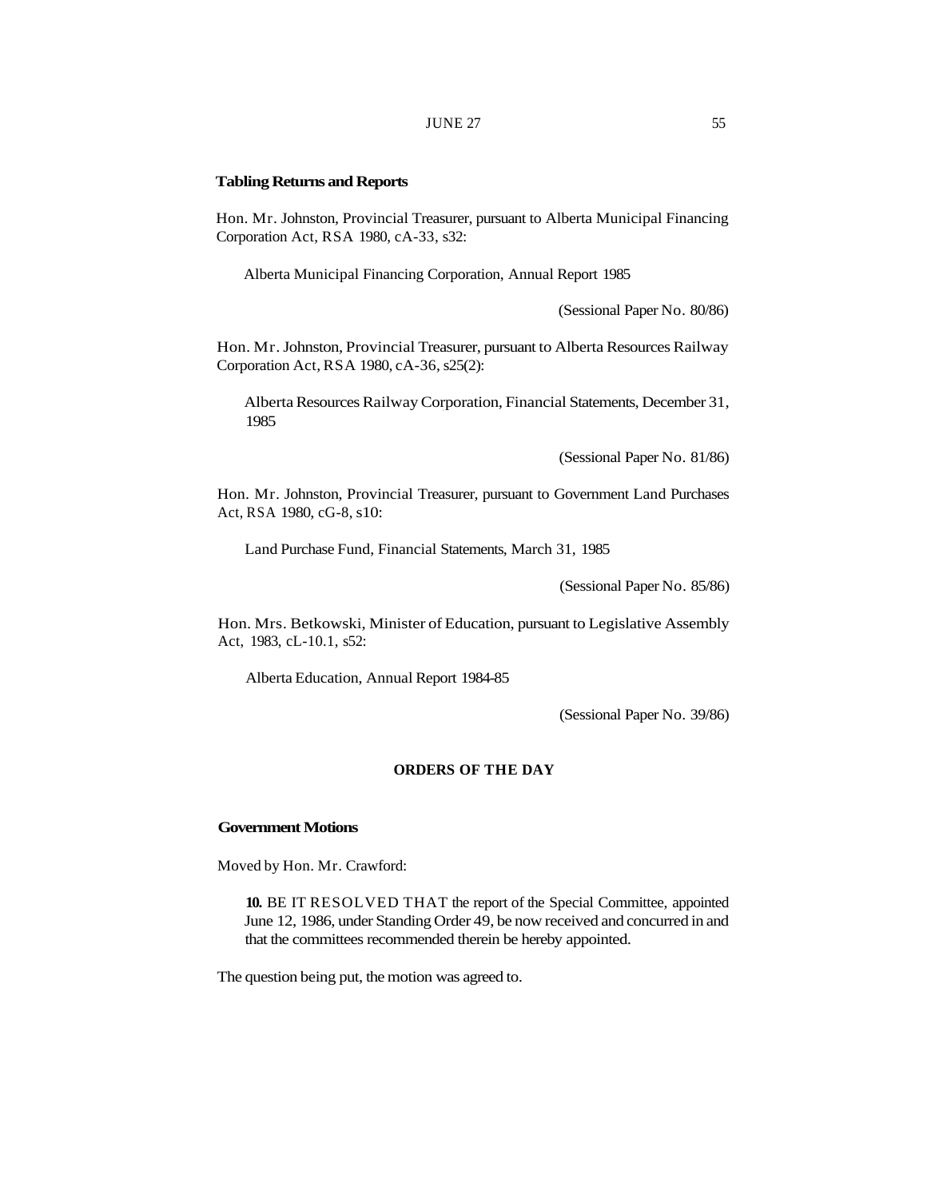**Tabling Returns and Reports**

Hon. Mr. Johnston, Provincial Treasurer, pursuant to Alberta Municipal Financing Corporation Act, RSA 1980, cA-33, s32:

Alberta Municipal Financing Corporation, Annual Report 1985

(Sessional Paper No. 80/86)

Hon. Mr. Johnston, Provincial Treasurer, pursuant to Alberta Resources Railway Corporation Act, RSA 1980, cA-36, s25(2):

Alberta Resources Railway Corporation, Financial Statements, December 31, 1985

(Sessional Paper No. 81/86)

Hon. Mr. Johnston, Provincial Treasurer, pursuant to Government Land Purchases Act, RSA 1980, cG-8, s10:

Land Purchase Fund, Financial Statements, March 31, 1985

(Sessional Paper No. 85/86)

Hon. Mrs. Betkowski, Minister of Education, pursuant to Legislative Assembly Act, 1983, cL-10.1, s52:

Alberta Education, Annual Report 1984-85

(Sessional Paper No. 39/86)

## ORDERS OF THE DAY

**Government Motions**

Moved by Hon. Mr. Crawford:

**10.** BE IT RESOLVED THAT the report of the Special Committee, appointed June 12, 1986, under Standing Order 49, be now received and concurred in and that the committees recommended therein be hereby appointed.

The question being put, the motion was agreed to.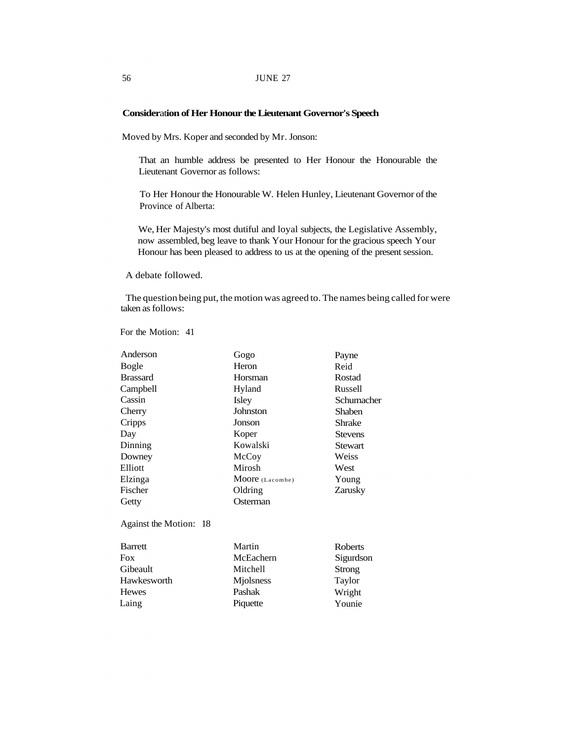### Consideration of Her Honour the Lieutenant Governor's Speech

Moved by Mrs. Koper and seconded by Mr. Jonson:

> That an humble address be presented to Her Honour the Honourable the Lieutenant Governor as follows:
>
> To Her Honour the Honourable W. Helen Hunley, Lieutenant Governor of the Province of Alberta:
>
> We, Her Majesty's most dutiful and loyal subjects, the Legislative Assembly, now assembled, beg leave to thank Your Honour for the gracious speech Your Honour has been pleased to address to us at the opening of the present session.

A debate followed.

The question being put, the motion was agreed to. The names being called for were taken as follows:

For the Motion: 41

| | | |
|---|---|---|
| Anderson | Gogo | Payne |
| Bogle | Heron | Reid |
| Brassard | Horsman | Rostad |
| Campbell | Hyland | Russell |
| Cassin | Isley | Schumacher |
| Cherry | Johnston | Shaben |
| Cripps | Jonson | Shrake |
| Day | Koper | Stevens |
| Dinning | Kowalski | Stewart |
| Downey | McCoy | Weiss |
| Elliott | Mirosh | West |
| Elzinga | Moore (Lacombe) | Young |
| Fischer | Oldring | Zarusky |
| Getty | Osterman | |

Against the Motion: 18

| | | |
|---|---|---|
| Barrett | Martin | Roberts |
| Fox | McEachern | Sigurdson |
| Gibeault | Mitchell | Strong |
| Hawkesworth | Mjolsness | Taylor |
| Hewes | Pashak | Wright |
| Laing | Piquette | Younie |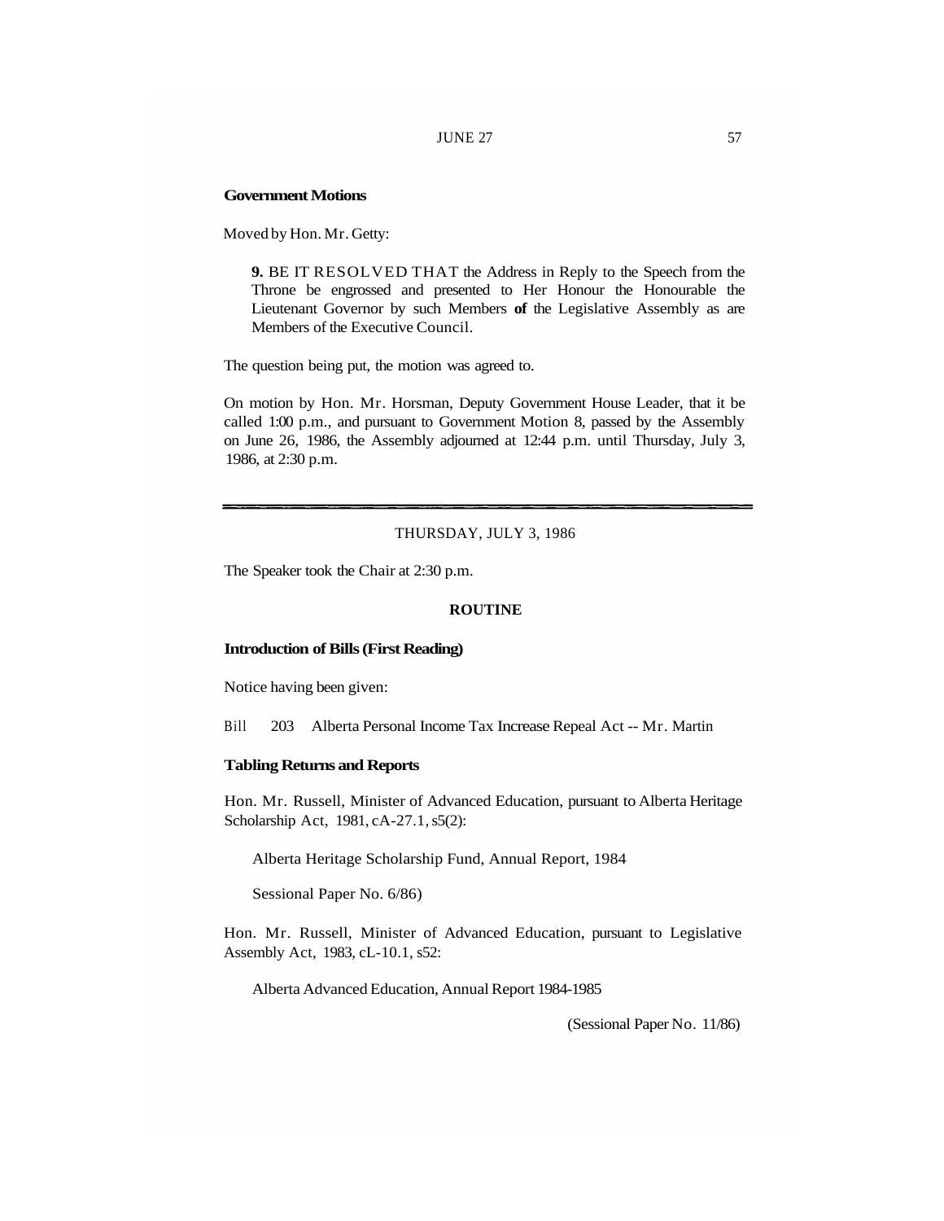**Government Motions**

Moved by Hon. Mr. Getty:

> **9.** BE IT RESOLVED THAT the Address in Reply to the Speech from the Throne be engrossed and presented to Her Honour the Honourable the Lieutenant Governor by such Members **of** the Legislative Assembly as are Members of the Executive Council.

The question being put, the motion was agreed to.

On motion by Hon. Mr. Horsman, Deputy Government House Leader, that it be called 1:00 p.m., and pursuant to Government Motion 8, passed by the Assembly on June 26, 1986, the Assembly adjourned at 12:44 p.m. until Thursday, July 3, 1986, at 2:30 p.m.

---

THURSDAY, JULY 3, 1986

The Speaker took the Chair at 2:30 p.m.

## ROUTINE

**Introduction of Bills (First Reading)**

Notice having been given:

Bill 203 Alberta Personal Income Tax Increase Repeal Act -- Mr. Martin

**Tabling Returns and Reports**

Hon. Mr. Russell, Minister of Advanced Education, pursuant to Alberta Heritage Scholarship Act, 1981, cA-27.1, s5(2):

Alberta Heritage Scholarship Fund, Annual Report, 1984

Sessional Paper No. 6/86)

Hon. Mr. Russell, Minister of Advanced Education, pursuant to Legislative Assembly Act, 1983, cL-10.1, s52:

Alberta Advanced Education, Annual Report 1984-1985

(Sessional Paper No. 11/86)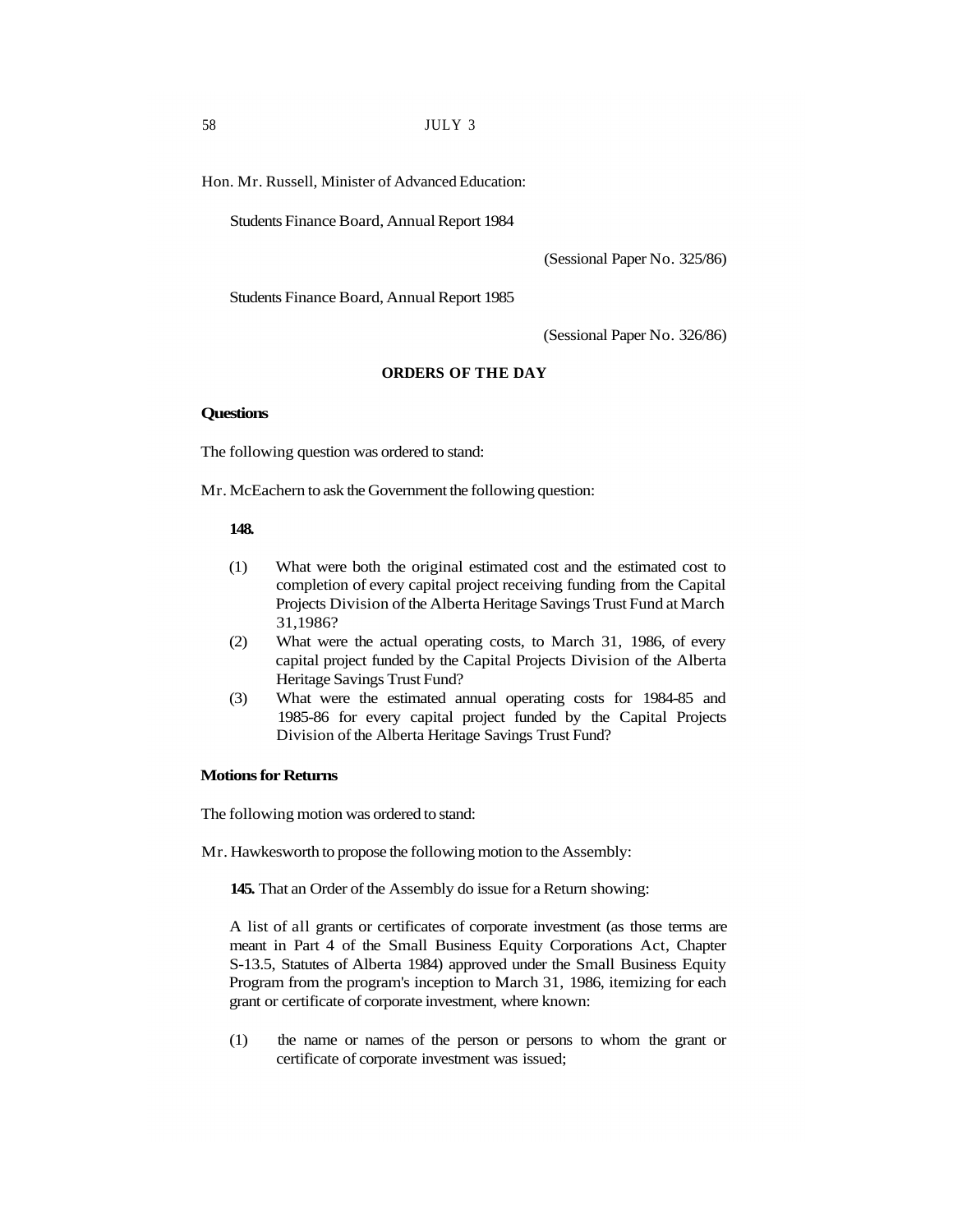Hon. Mr. Russell, Minister of Advanced Education:

Students Finance Board, Annual Report 1984

(Sessional Paper No. 325/86)

Students Finance Board, Annual Report 1985

(Sessional Paper No. 326/86)

## ORDERS OF THE DAY

### Questions

The following question was ordered to stand:

Mr. McEachern to ask the Government the following question:

**148.**

(1) What were both the original estimated cost and the estimated cost to completion of every capital project receiving funding from the Capital Projects Division of the Alberta Heritage Savings Trust Fund at March 31,1986?

(2) What were the actual operating costs, to March 31, 1986, of every capital project funded by the Capital Projects Division of the Alberta Heritage Savings Trust Fund?

(3) What were the estimated annual operating costs for 1984-85 and 1985-86 for every capital project funded by the Capital Projects Division of the Alberta Heritage Savings Trust Fund?

### Motions for Returns

The following motion was ordered to stand:

Mr. Hawkesworth to propose the following motion to the Assembly:

**145.** That an Order of the Assembly do issue for a Return showing:

A list of all grants or certificates of corporate investment (as those terms are meant in Part 4 of the Small Business Equity Corporations Act, Chapter S-13.5, Statutes of Alberta 1984) approved under the Small Business Equity Program from the program's inception to March 31, 1986, itemizing for each grant or certificate of corporate investment, where known:

(1) the name or names of the person or persons to whom the grant or certificate of corporate investment was issued;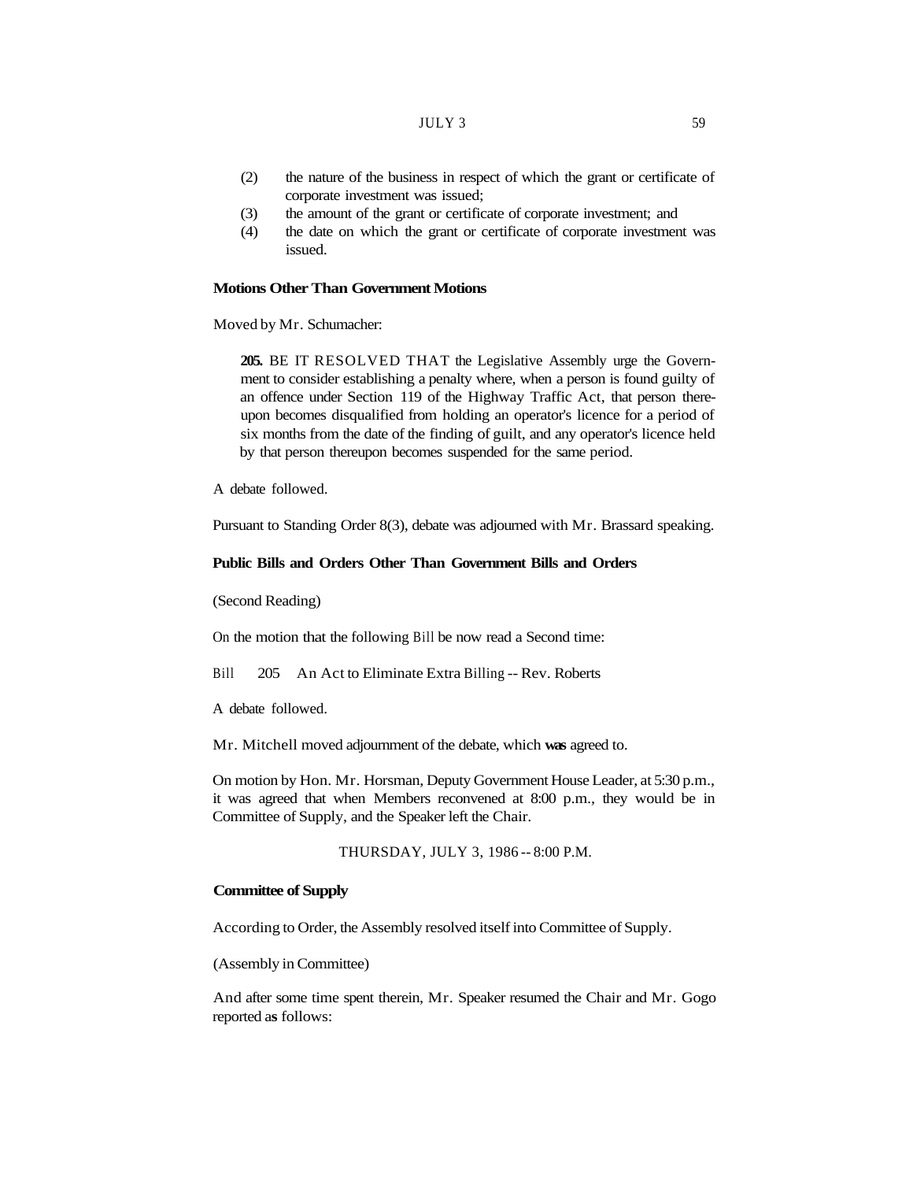(2) the nature of the business in respect of which the grant or certificate of corporate investment was issued;

(3) the amount of the grant or certificate of corporate investment; and

(4) the date on which the grant or certificate of corporate investment was issued.

**Motions Other Than Government Motions**

Moved by Mr. Schumacher:

> **205.** BE IT RESOLVED THAT the Legislative Assembly urge the Government to consider establishing a penalty where, when a person is found guilty of an offence under Section 119 of the Highway Traffic Act, that person thereupon becomes disqualified from holding an operator's licence for a period of six months from the date of the finding of guilt, and any operator's licence held by that person thereupon becomes suspended for the same period.

A debate followed.

Pursuant to Standing Order 8(3), debate was adjourned with Mr. Brassard speaking.

**Public Bills and Orders Other Than Government Bills and Orders**

(Second Reading)

On the motion that the following Bill be now read a Second time:

Bill 205 An Act to Eliminate Extra Billing -- Rev. Roberts

A debate followed.

Mr. Mitchell moved adjournment of the debate, which **was** agreed to.

On motion by Hon. Mr. Horsman, Deputy Government House Leader, at 5:30 p.m., it was agreed that when Members reconvened at 8:00 p.m., they would be in Committee of Supply, and the Speaker left the Chair.

THURSDAY, JULY 3, 1986 -- 8:00 P.M.

**Committee of Supply**

According to Order, the Assembly resolved itself into Committee of Supply.

(Assembly in Committee)

And after some time spent therein, Mr. Speaker resumed the Chair and Mr. Gogo reported as follows: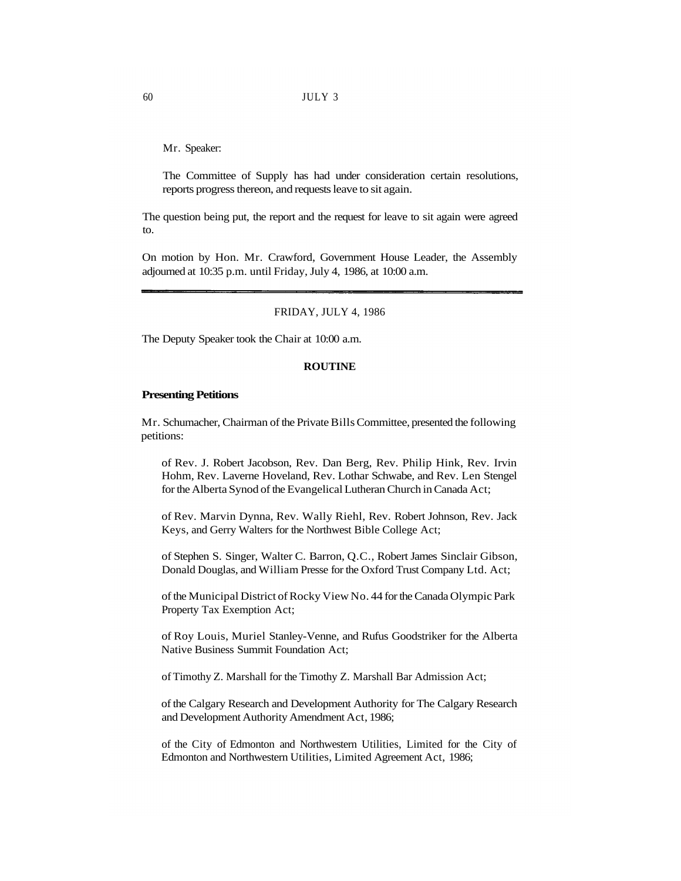Mr. Speaker:

> The Committee of Supply has had under consideration certain resolutions, reports progress thereon, and requests leave to sit again.

The question being put, the report and the request for leave to sit again were agreed to.

On motion by Hon. Mr. Crawford, Government House Leader, the Assembly adjourned at 10:35 p.m. until Friday, July 4, 1986, at 10:00 a.m.

---

FRIDAY, JULY 4, 1986

The Deputy Speaker took the Chair at 10:00 a.m.

## ROUTINE

### Presenting Petitions

Mr. Schumacher, Chairman of the Private Bills Committee, presented the following petitions:

> of Rev. J. Robert Jacobson, Rev. Dan Berg, Rev. Philip Hink, Rev. Irvin Hohm, Rev. Laverne Hoveland, Rev. Lothar Schwabe, and Rev. Len Stengel for the Alberta Synod of the Evangelical Lutheran Church in Canada Act;
>
> of Rev. Marvin Dynna, Rev. Wally Riehl, Rev. Robert Johnson, Rev. Jack Keys, and Gerry Walters for the Northwest Bible College Act;
>
> of Stephen S. Singer, Walter C. Barron, Q.C., Robert James Sinclair Gibson, Donald Douglas, and William Presse for the Oxford Trust Company Ltd. Act;
>
> of the Municipal District of Rocky View No. 44 for the Canada Olympic Park Property Tax Exemption Act;
>
> of Roy Louis, Muriel Stanley-Venne, and Rufus Goodstriker for the Alberta Native Business Summit Foundation Act;
>
> of Timothy Z. Marshall for the Timothy Z. Marshall Bar Admission Act;
>
> of the Calgary Research and Development Authority for The Calgary Research and Development Authority Amendment Act, 1986;
>
> of the City of Edmonton and Northwestern Utilities, Limited for the City of Edmonton and Northwestern Utilities, Limited Agreement Act, 1986;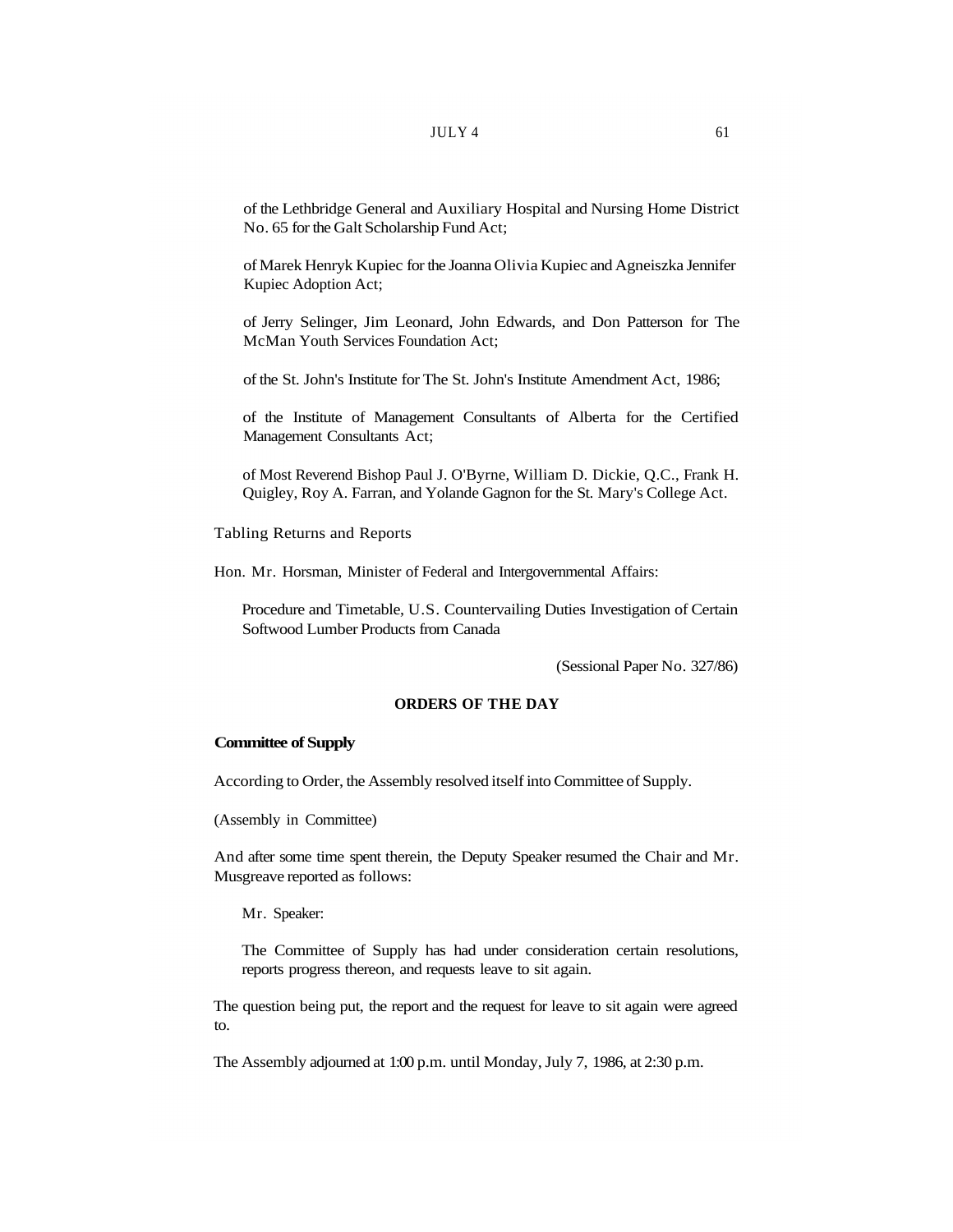of the Lethbridge General and Auxiliary Hospital and Nursing Home District No. 65 for the Galt Scholarship Fund Act;

of Marek Henryk Kupiec for the Joanna Olivia Kupiec and Agneiszka Jennifer Kupiec Adoption Act;

of Jerry Selinger, Jim Leonard, John Edwards, and Don Patterson for The McMan Youth Services Foundation Act;

of the St. John's Institute for The St. John's Institute Amendment Act, 1986;

of the Institute of Management Consultants of Alberta for the Certified Management Consultants Act;

of Most Reverend Bishop Paul J. O'Byrne, William D. Dickie, Q.C., Frank H. Quigley, Roy A. Farran, and Yolande Gagnon for the St. Mary's College Act.

Tabling Returns and Reports

Hon. Mr. Horsman, Minister of Federal and Intergovernmental Affairs:

Procedure and Timetable, U.S. Countervailing Duties Investigation of Certain Softwood Lumber Products from Canada

(Sessional Paper No. 327/86)

## ORDERS OF THE DAY

**Committee of Supply**

According to Order, the Assembly resolved itself into Committee of Supply.

(Assembly in Committee)

And after some time spent therein, the Deputy Speaker resumed the Chair and Mr. Musgreave reported as follows:

Mr. Speaker:

The Committee of Supply has had under consideration certain resolutions, reports progress thereon, and requests leave to sit again.

The question being put, the report and the request for leave to sit again were agreed to.

The Assembly adjourned at 1:00 p.m. until Monday, July 7, 1986, at 2:30 p.m.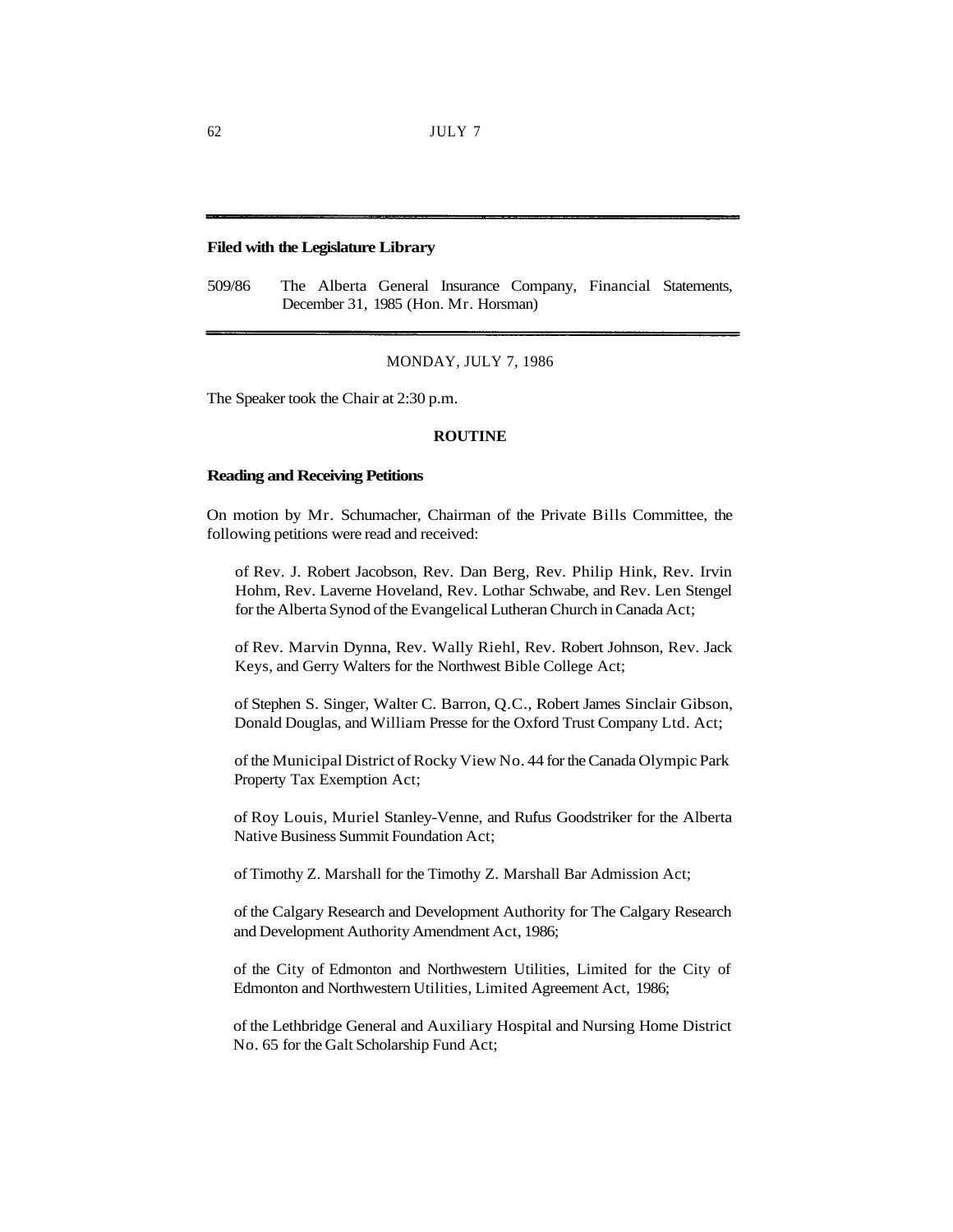**Filed with the Legislature Library**

509/86 The Alberta General Insurance Company, Financial Statements, December 31, 1985 (Hon. Mr. Horsman)

---

MONDAY, JULY 7, 1986

The Speaker took the Chair at 2:30 p.m.

**ROUTINE**

**Reading and Receiving Petitions**

On motion by Mr. Schumacher, Chairman of the Private Bills Committee, the following petitions were read and received:

of Rev. J. Robert Jacobson, Rev. Dan Berg, Rev. Philip Hink, Rev. Irvin Hohm, Rev. Laverne Hoveland, Rev. Lothar Schwabe, and Rev. Len Stengel for the Alberta Synod of the Evangelical Lutheran Church in Canada Act;

of Rev. Marvin Dynna, Rev. Wally Riehl, Rev. Robert Johnson, Rev. Jack Keys, and Gerry Walters for the Northwest Bible College Act;

of Stephen S. Singer, Walter C. Barron, Q.C., Robert James Sinclair Gibson, Donald Douglas, and William Presse for the Oxford Trust Company Ltd. Act;

of the Municipal District of Rocky View No. 44 for the Canada Olympic Park Property Tax Exemption Act;

of Roy Louis, Muriel Stanley-Venne, and Rufus Goodstriker for the Alberta Native Business Summit Foundation Act;

of Timothy Z. Marshall for the Timothy Z. Marshall Bar Admission Act;

of the Calgary Research and Development Authority for The Calgary Research and Development Authority Amendment Act, 1986;

of the City of Edmonton and Northwestern Utilities, Limited for the City of Edmonton and Northwestern Utilities, Limited Agreement Act, 1986;

of the Lethbridge General and Auxiliary Hospital and Nursing Home District No. 65 for the Galt Scholarship Fund Act;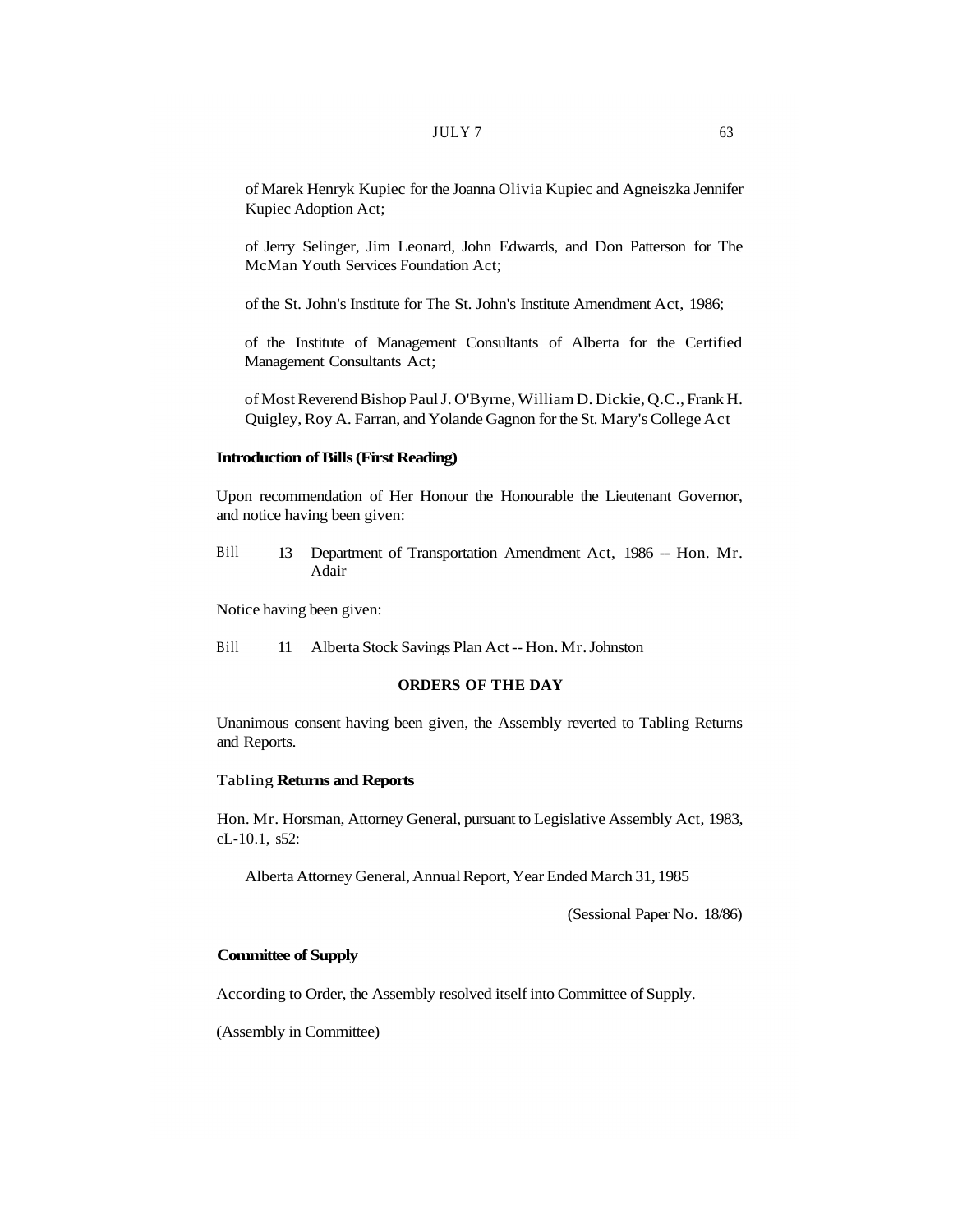of Marek Henryk Kupiec for the Joanna Olivia Kupiec and Agneiszka Jennifer Kupiec Adoption Act;

of Jerry Selinger, Jim Leonard, John Edwards, and Don Patterson for The McMan Youth Services Foundation Act;

of the St. John's Institute for The St. John's Institute Amendment Act, 1986;

of the Institute of Management Consultants of Alberta for the Certified Management Consultants Act;

of Most Reverend Bishop Paul J. O'Byrne, William D. Dickie, Q.C., Frank H. Quigley, Roy A. Farran, and Yolande Gagnon for the St. Mary's College Act

**Introduction of Bills (First Reading)**

Upon recommendation of Her Honour the Honourable the Lieutenant Governor, and notice having been given:

Bill 13 Department of Transportation Amendment Act, 1986 -- Hon. Mr. Adair

Notice having been given:

Bill 11 Alberta Stock Savings Plan Act -- Hon. Mr. Johnston

**ORDERS OF THE DAY**

Unanimous consent having been given, the Assembly reverted to Tabling Returns and Reports.

**Tabling Returns and Reports**

Hon. Mr. Horsman, Attorney General, pursuant to Legislative Assembly Act, 1983, cL-10.1, s52:

Alberta Attorney General, Annual Report, Year Ended March 31, 1985

(Sessional Paper No. 18/86)

**Committee of Supply**

According to Order, the Assembly resolved itself into Committee of Supply.

(Assembly in Committee)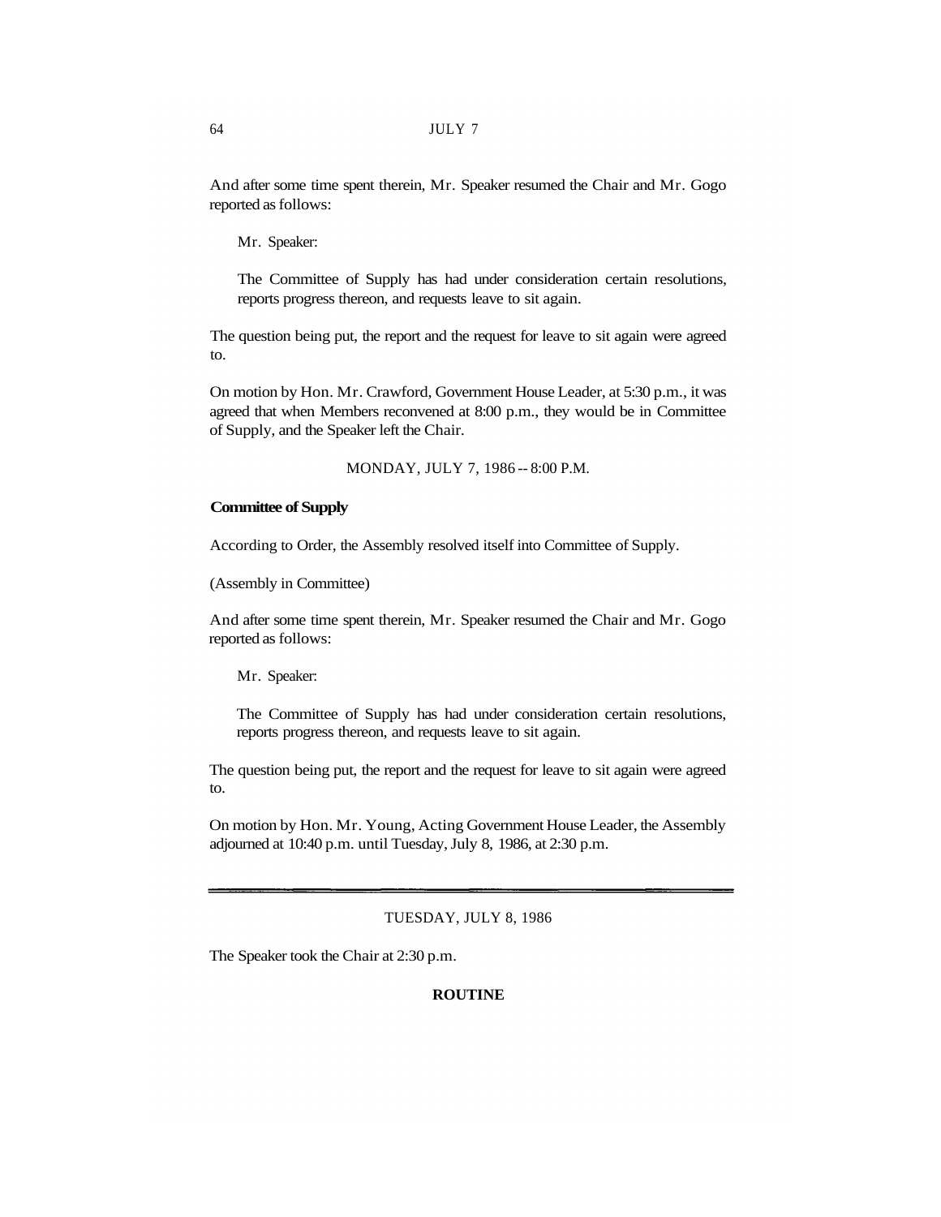And after some time spent therein, Mr. Speaker resumed the Chair and Mr. Gogo reported as follows:

> Mr. Speaker:
>
> The Committee of Supply has had under consideration certain resolutions, reports progress thereon, and requests leave to sit again.

The question being put, the report and the request for leave to sit again were agreed to.

On motion by Hon. Mr. Crawford, Government House Leader, at 5:30 p.m., it was agreed that when Members reconvened at 8:00 p.m., they would be in Committee of Supply, and the Speaker left the Chair.

MONDAY, JULY 7, 1986 -- 8:00 P.M.

**Committee of Supply**

According to Order, the Assembly resolved itself into Committee of Supply.

(Assembly in Committee)

And after some time spent therein, Mr. Speaker resumed the Chair and Mr. Gogo reported as follows:

> Mr. Speaker:
>
> The Committee of Supply has had under consideration certain resolutions, reports progress thereon, and requests leave to sit again.

The question being put, the report and the request for leave to sit again were agreed to.

On motion by Hon. Mr. Young, Acting Government House Leader, the Assembly adjourned at 10:40 p.m. until Tuesday, July 8, 1986, at 2:30 p.m.

---

TUESDAY, JULY 8, 1986

The Speaker took the Chair at 2:30 p.m.

**ROUTINE**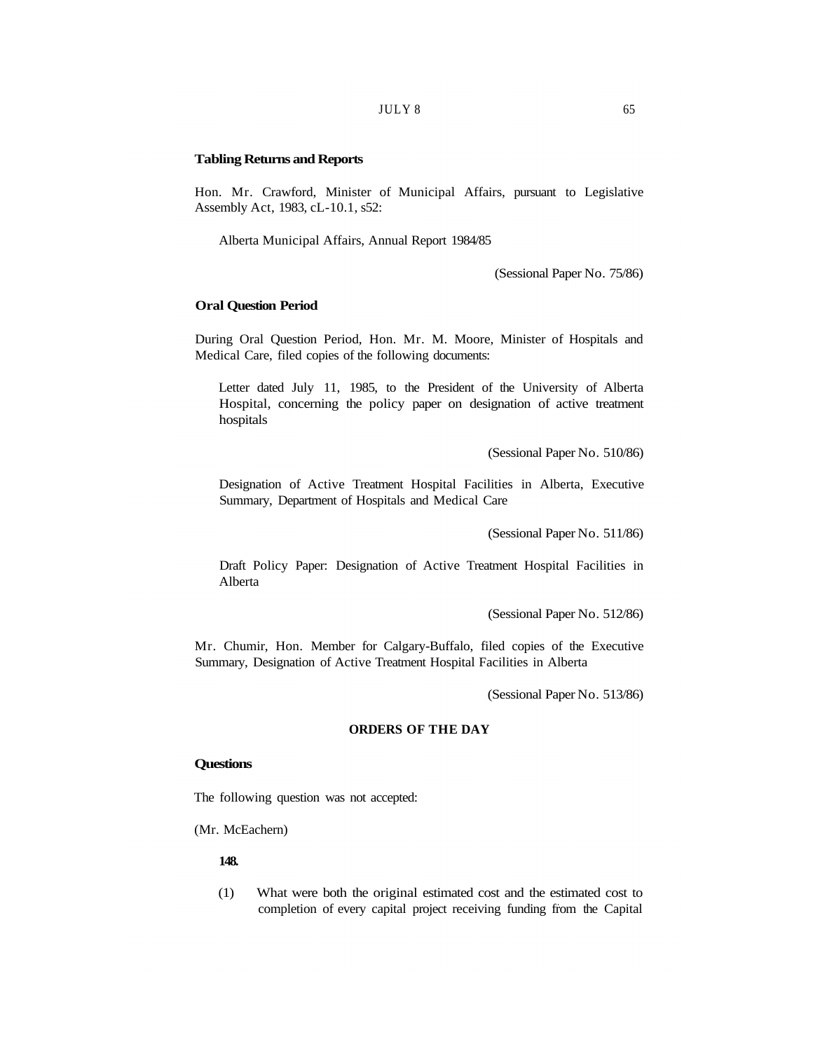**Tabling Returns and Reports**

Hon. Mr. Crawford, Minister of Municipal Affairs, pursuant to Legislative Assembly Act, 1983, cL-10.1, s52:

Alberta Municipal Affairs, Annual Report 1984/85

(Sessional Paper No. 75/86)

**Oral Question Period**

During Oral Question Period, Hon. Mr. M. Moore, Minister of Hospitals and Medical Care, filed copies of the following documents:

Letter dated July 11, 1985, to the President of the University of Alberta Hospital, concerning the policy paper on designation of active treatment hospitals

(Sessional Paper No. 510/86)

Designation of Active Treatment Hospital Facilities in Alberta, Executive Summary, Department of Hospitals and Medical Care

(Sessional Paper No. 511/86)

Draft Policy Paper: Designation of Active Treatment Hospital Facilities in Alberta

(Sessional Paper No. 512/86)

Mr. Chumir, Hon. Member for Calgary-Buffalo, filed copies of the Executive Summary, Designation of Active Treatment Hospital Facilities in Alberta

(Sessional Paper No. 513/86)

## ORDERS OF THE DAY

**Questions**

The following question was not accepted:

(Mr. McEachern)

**148.**

(1) What were both the original estimated cost and the estimated cost to completion of every capital project receiving funding from the Capital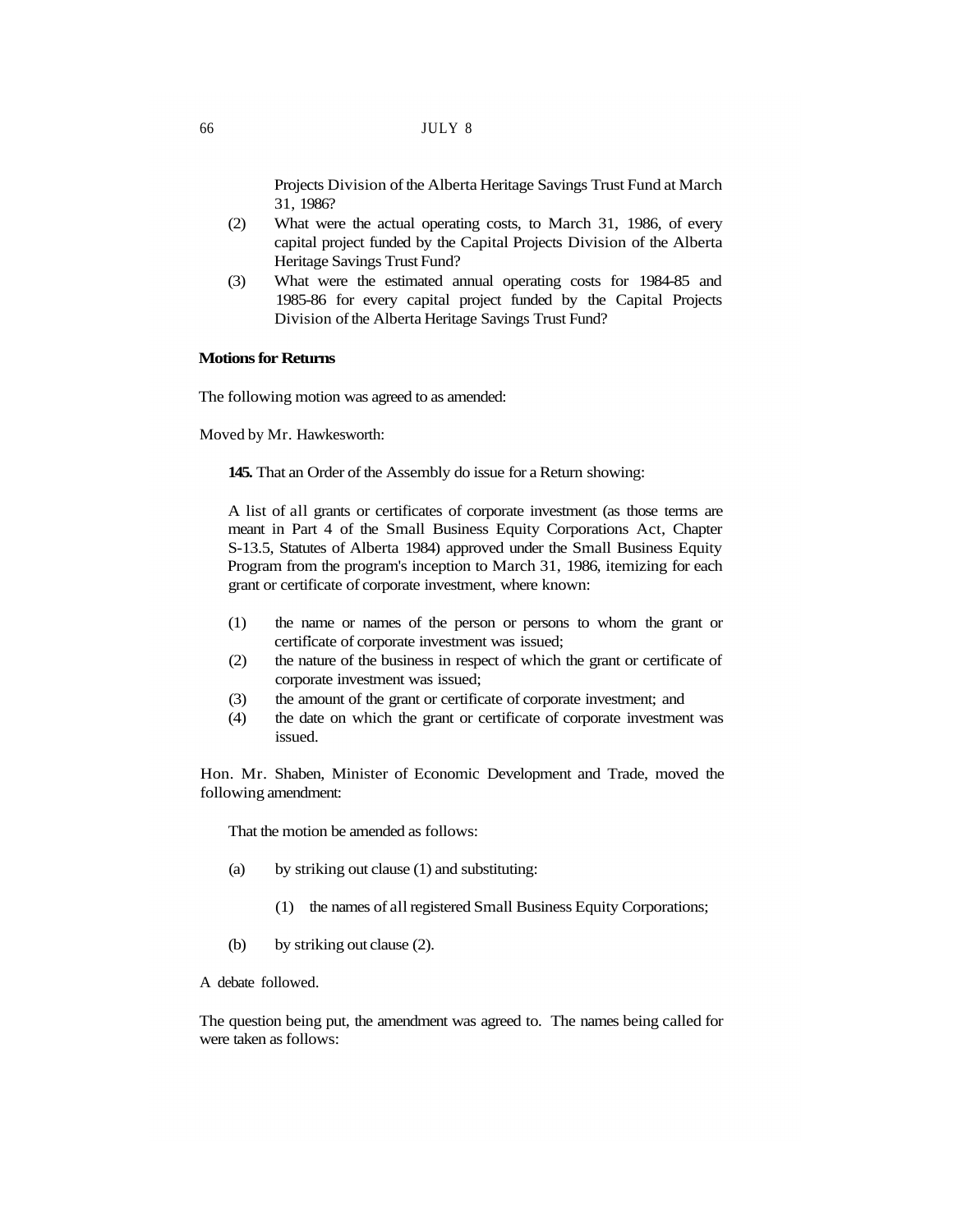Projects Division of the Alberta Heritage Savings Trust Fund at March 31, 1986?

(2) What were the actual operating costs, to March 31, 1986, of every capital project funded by the Capital Projects Division of the Alberta Heritage Savings Trust Fund?

(3) What were the estimated annual operating costs for 1984-85 and 1985-86 for every capital project funded by the Capital Projects Division of the Alberta Heritage Savings Trust Fund?

**Motions for Returns**

The following motion was agreed to as amended:

Moved by Mr. Hawkesworth:

**145.** That an Order of the Assembly do issue for a Return showing:

A list of all grants or certificates of corporate investment (as those terms are meant in Part 4 of the Small Business Equity Corporations Act, Chapter S-13.5, Statutes of Alberta 1984) approved under the Small Business Equity Program from the program's inception to March 31, 1986, itemizing for each grant or certificate of corporate investment, where known:

(1) the name or names of the person or persons to whom the grant or certificate of corporate investment was issued;

(2) the nature of the business in respect of which the grant or certificate of corporate investment was issued;

(3) the amount of the grant or certificate of corporate investment; and

(4) the date on which the grant or certificate of corporate investment was issued.

Hon. Mr. Shaben, Minister of Economic Development and Trade, moved the following amendment:

That the motion be amended as follows:

(a) by striking out clause (1) and substituting:

(1) the names of all registered Small Business Equity Corporations;

(b) by striking out clause (2).

A debate followed.

The question being put, the amendment was agreed to. The names being called for were taken as follows: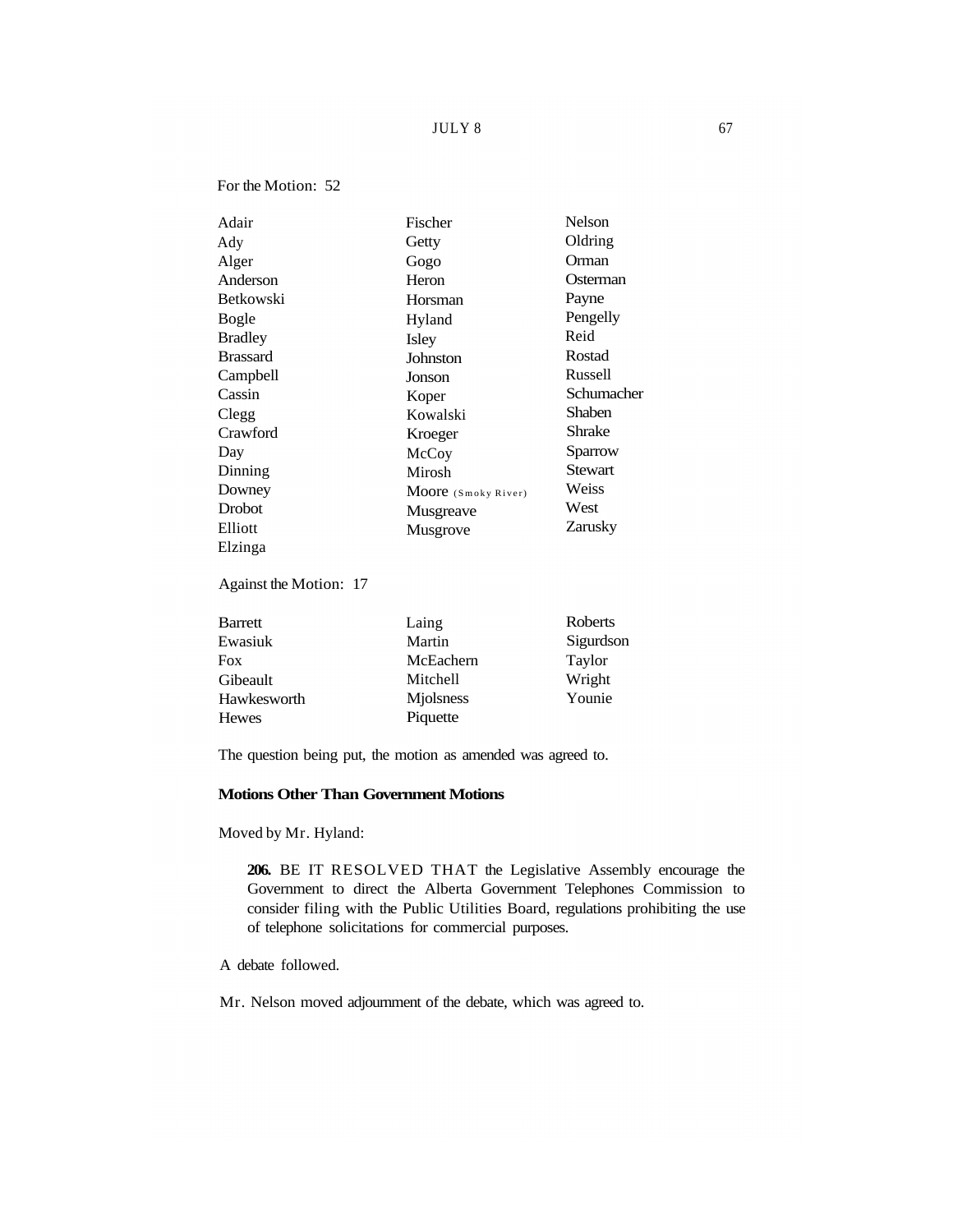For the Motion: 52

| | | |
|---|---|---|
| Adair | Fischer | Nelson |
| Ady | Getty | Oldring |
| Alger | Gogo | Orman |
| Anderson | Heron | Osterman |
| Betkowski | Horsman | Payne |
| Bogle | Hyland | Pengelly |
| Bradley | Isley | Reid |
| Brassard | Johnston | Rostad |
| Campbell | Jonson | Russell |
| Cassin | Koper | Schumacher |
| Clegg | Kowalski | Shaben |
| Crawford | Kroeger | Shrake |
| Day | McCoy | Sparrow |
| Dinning | Mirosh | Stewart |
| Downey | Moore (Smoky River) | Weiss |
| Drobot | Musgreave | West |
| Elliott | Musgrove | Zarusky |
| Elzinga | | |

Against the Motion: 17

| | | |
|---|---|---|
| Barrett | Laing | Roberts |
| Ewasiuk | Martin | Sigurdson |
| Fox | McEachern | Taylor |
| Gibeault | Mitchell | Wright |
| Hawkesworth | Mjolsness | Younie |
| Hewes | Piquette | |

The question being put, the motion as amended was agreed to.

**Motions Other Than Government Motions**

Moved by Mr. Hyland:

> **206.** BE IT RESOLVED THAT the Legislative Assembly encourage the Government to direct the Alberta Government Telephones Commission to consider filing with the Public Utilities Board, regulations prohibiting the use of telephone solicitations for commercial purposes.

A debate followed.

Mr. Nelson moved adjournment of the debate, which was agreed to.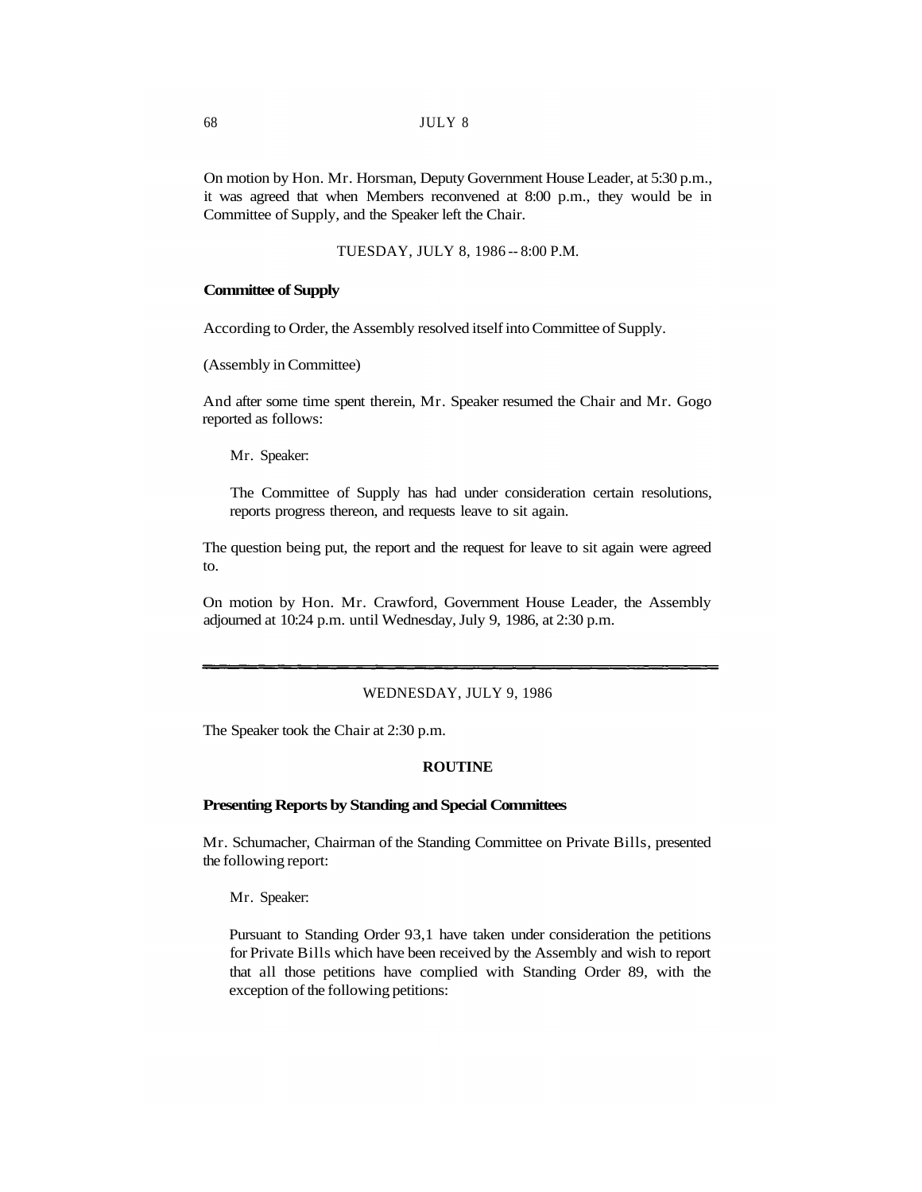On motion by Hon. Mr. Horsman, Deputy Government House Leader, at 5:30 p.m., it was agreed that when Members reconvened at 8:00 p.m., they would be in Committee of Supply, and the Speaker left the Chair.

TUESDAY, JULY 8, 1986 -- 8:00 P.M.

**Committee of Supply**

According to Order, the Assembly resolved itself into Committee of Supply.

(Assembly in Committee)

And after some time spent therein, Mr. Speaker resumed the Chair and Mr. Gogo reported as follows:

> Mr. Speaker:
>
> The Committee of Supply has had under consideration certain resolutions, reports progress thereon, and requests leave to sit again.

The question being put, the report and the request for leave to sit again were agreed to.

On motion by Hon. Mr. Crawford, Government House Leader, the Assembly adjourned at 10:24 p.m. until Wednesday, July 9, 1986, at 2:30 p.m.

---

WEDNESDAY, JULY 9, 1986

The Speaker took the Chair at 2:30 p.m.

## ROUTINE

**Presenting Reports by Standing and Special Committees**

Mr. Schumacher, Chairman of the Standing Committee on Private Bills, presented the following report:

> Mr. Speaker:
>
> Pursuant to Standing Order 93,1 have taken under consideration the petitions for Private Bills which have been received by the Assembly and wish to report that all those petitions have complied with Standing Order 89, with the exception of the following petitions: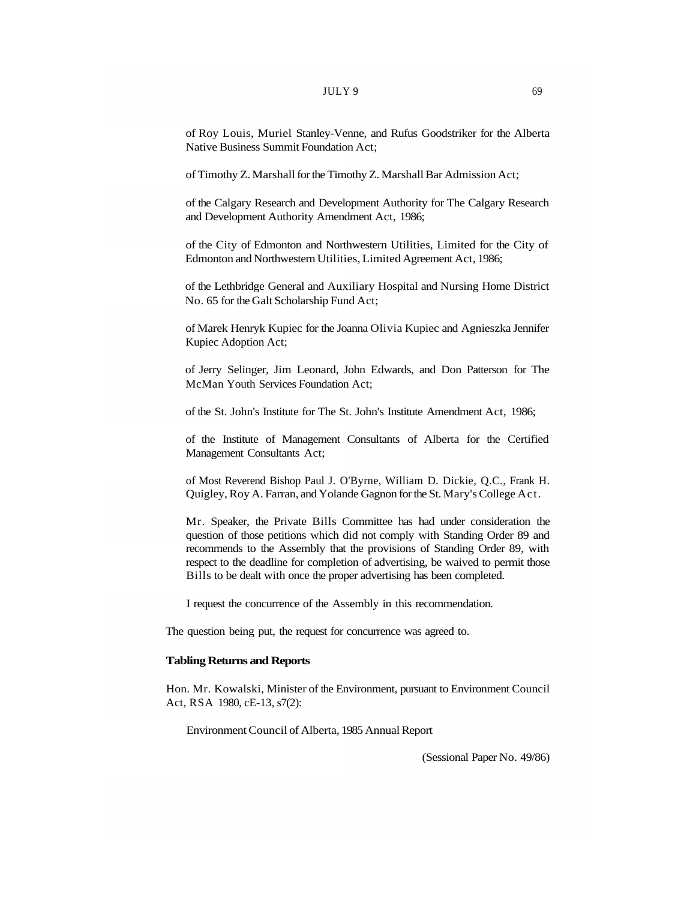of Roy Louis, Muriel Stanley-Venne, and Rufus Goodstriker for the Alberta Native Business Summit Foundation Act;

of Timothy Z. Marshall for the Timothy Z. Marshall Bar Admission Act;

of the Calgary Research and Development Authority for The Calgary Research and Development Authority Amendment Act, 1986;

of the City of Edmonton and Northwestern Utilities, Limited for the City of Edmonton and Northwestern Utilities, Limited Agreement Act, 1986;

of the Lethbridge General and Auxiliary Hospital and Nursing Home District No. 65 for the Galt Scholarship Fund Act;

of Marek Henryk Kupiec for the Joanna Olivia Kupiec and Agnieszka Jennifer Kupiec Adoption Act;

of Jerry Selinger, Jim Leonard, John Edwards, and Don Patterson for The McMan Youth Services Foundation Act;

of the St. John's Institute for The St. John's Institute Amendment Act, 1986;

of the Institute of Management Consultants of Alberta for the Certified Management Consultants Act;

of Most Reverend Bishop Paul J. O'Byrne, William D. Dickie, Q.C., Frank H. Quigley, Roy A. Farran, and Yolande Gagnon for the St. Mary's College Act.

Mr. Speaker, the Private Bills Committee has had under consideration the question of those petitions which did not comply with Standing Order 89 and recommends to the Assembly that the provisions of Standing Order 89, with respect to the deadline for completion of advertising, be waived to permit those Bills to be dealt with once the proper advertising has been completed.

I request the concurrence of the Assembly in this recommendation.

The question being put, the request for concurrence was agreed to.

**Tabling Returns and Reports**

Hon. Mr. Kowalski, Minister of the Environment, pursuant to Environment Council Act, RSA 1980, cE-13, s7(2):

Environment Council of Alberta, 1985 Annual Report

(Sessional Paper No. 49/86)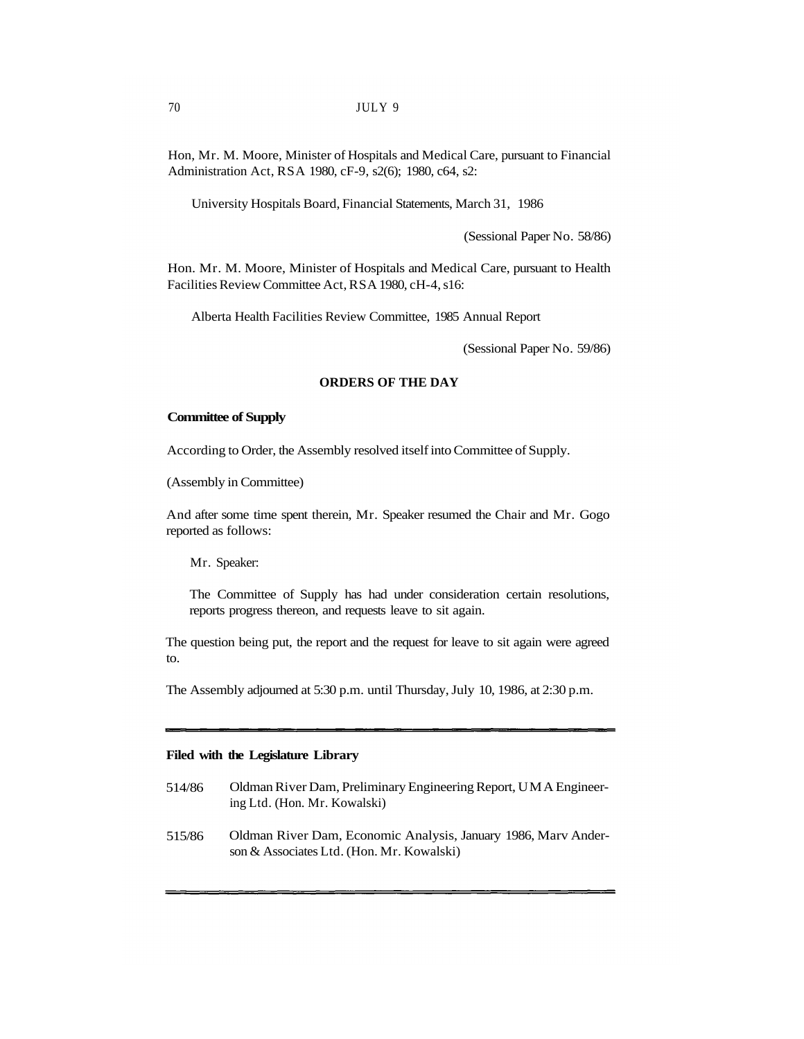Hon, Mr. M. Moore, Minister of Hospitals and Medical Care, pursuant to Financial Administration Act, RSA 1980, cF-9, s2(6); 1980, c64, s2:

University Hospitals Board, Financial Statements, March 31, 1986

(Sessional Paper No. 58/86)

Hon. Mr. M. Moore, Minister of Hospitals and Medical Care, pursuant to Health Facilities Review Committee Act, RSA 1980, cH-4, s16:

Alberta Health Facilities Review Committee, 1985 Annual Report

(Sessional Paper No. 59/86)

## ORDERS OF THE DAY

**Committee of Supply**

According to Order, the Assembly resolved itself into Committee of Supply.

(Assembly in Committee)

And after some time spent therein, Mr. Speaker resumed the Chair and Mr. Gogo reported as follows:

Mr. Speaker:

The Committee of Supply has had under consideration certain resolutions, reports progress thereon, and requests leave to sit again.

The question being put, the report and the request for leave to sit again were agreed to.

The Assembly adjourned at 5:30 p.m. until Thursday, July 10, 1986, at 2:30 p.m.

---

**Filed with the Legislature Library**

514/86 Oldman River Dam, Preliminary Engineering Report, UMA Engineering Ltd. (Hon. Mr. Kowalski)

515/86 Oldman River Dam, Economic Analysis, January 1986, Marv Anderson & Associates Ltd. (Hon. Mr. Kowalski)

---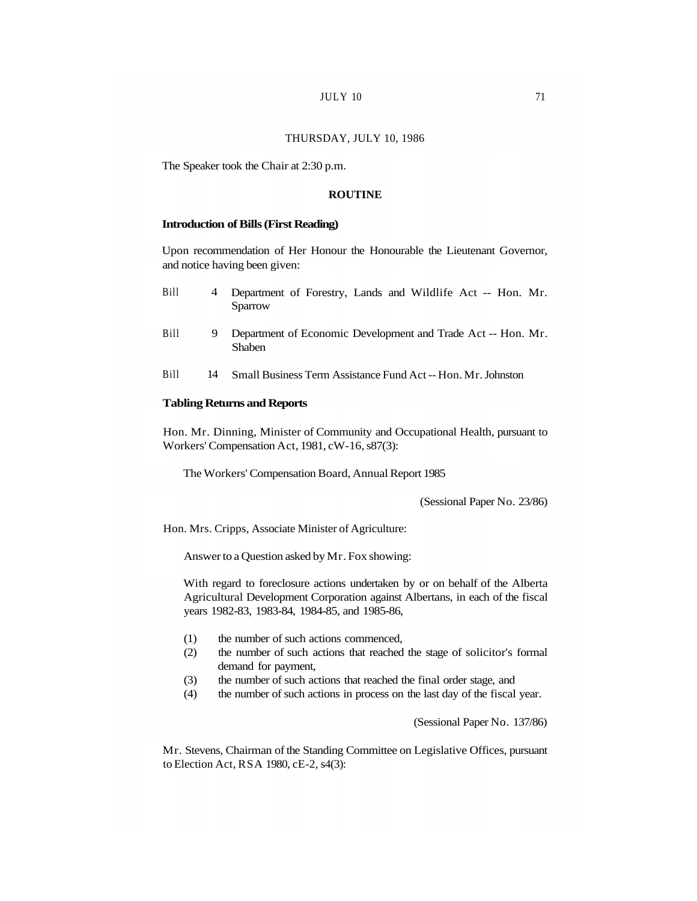THURSDAY, JULY 10, 1986

The Speaker took the Chair at 2:30 p.m.

## ROUTINE

### Introduction of Bills (First Reading)

Upon recommendation of Her Honour the Honourable the Lieutenant Governor, and notice having been given:

Bill 4 Department of Forestry, Lands and Wildlife Act -- Hon. Mr. Sparrow

Bill 9 Department of Economic Development and Trade Act -- Hon. Mr. Shaben

Bill 14 Small Business Term Assistance Fund Act -- Hon. Mr. Johnston

### Tabling Returns and Reports

Hon. Mr. Dinning, Minister of Community and Occupational Health, pursuant to Workers' Compensation Act, 1981, cW-16, s87(3):

The Workers' Compensation Board, Annual Report 1985

(Sessional Paper No. 23/86)

Hon. Mrs. Cripps, Associate Minister of Agriculture:

Answer to a Question asked by Mr. Fox showing:

With regard to foreclosure actions undertaken by or on behalf of the Alberta Agricultural Development Corporation against Albertans, in each of the fiscal years 1982-83, 1983-84, 1984-85, and 1985-86,

(1) the number of such actions commenced,
(2) the number of such actions that reached the stage of solicitor's formal demand for payment,
(3) the number of such actions that reached the final order stage, and
(4) the number of such actions in process on the last day of the fiscal year.

(Sessional Paper No. 137/86)

Mr. Stevens, Chairman of the Standing Committee on Legislative Offices, pursuant to Election Act, RSA 1980, cE-2, s4(3):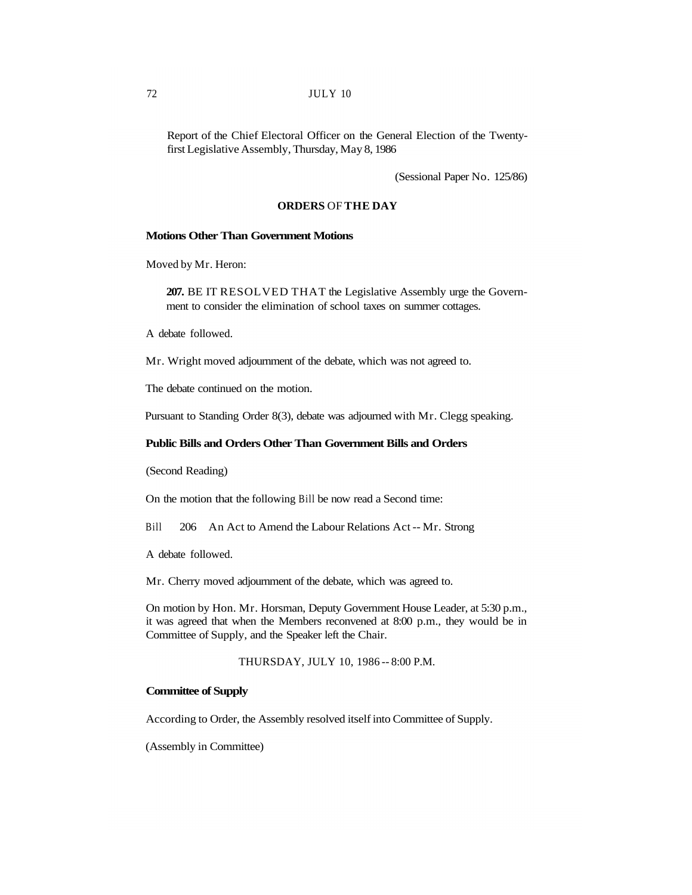Report of the Chief Electoral Officer on the General Election of the Twenty-first Legislative Assembly, Thursday, May 8, 1986

(Sessional Paper No. 125/86)

## ORDERS OF THE DAY

### Motions Other Than Government Motions

Moved by Mr. Heron:

**207.** BE IT RESOLVED THAT the Legislative Assembly urge the Government to consider the elimination of school taxes on summer cottages.

A debate followed.

Mr. Wright moved adjournment of the debate, which was not agreed to.

The debate continued on the motion.

Pursuant to Standing Order 8(3), debate was adjourned with Mr. Clegg speaking.

### Public Bills and Orders Other Than Government Bills and Orders

(Second Reading)

On the motion that the following Bill be now read a Second time:

Bill 206 An Act to Amend the Labour Relations Act -- Mr. Strong

A debate followed.

Mr. Cherry moved adjournment of the debate, which was agreed to.

On motion by Hon. Mr. Horsman, Deputy Government House Leader, at 5:30 p.m., it was agreed that when the Members reconvened at 8:00 p.m., they would be in Committee of Supply, and the Speaker left the Chair.

THURSDAY, JULY 10, 1986 -- 8:00 P.M.

### Committee of Supply

According to Order, the Assembly resolved itself into Committee of Supply.

(Assembly in Committee)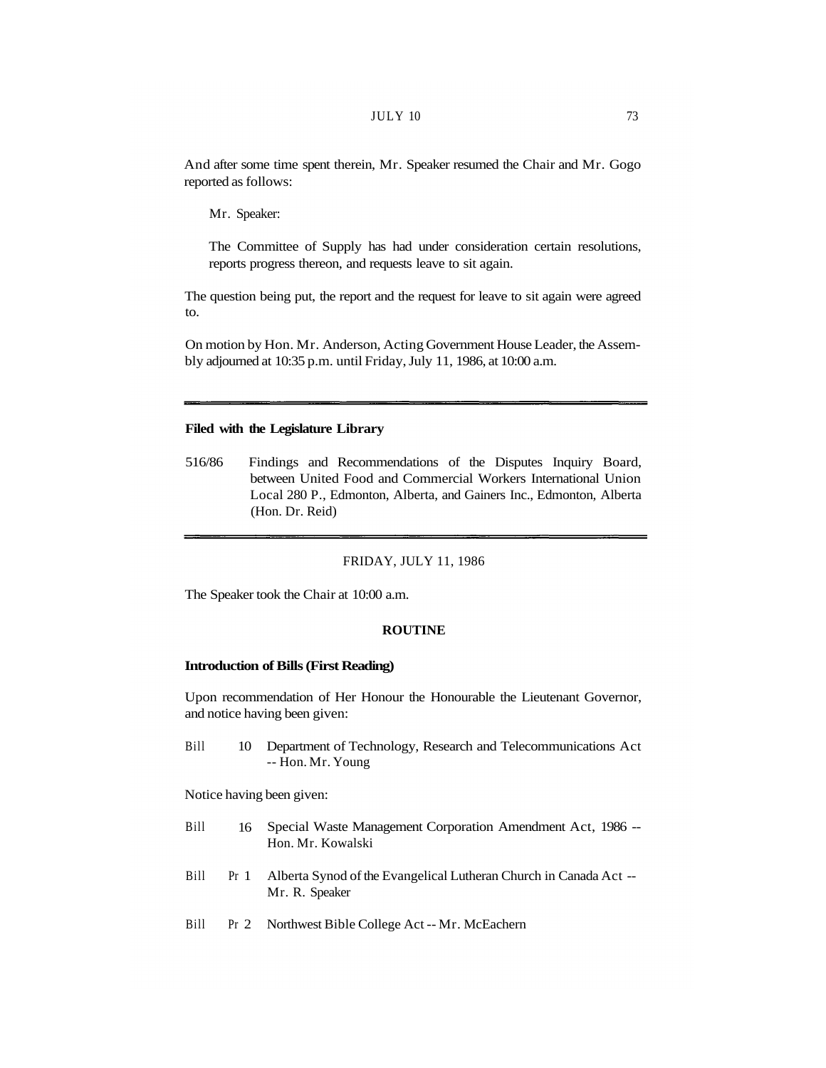And after some time spent therein, Mr. Speaker resumed the Chair and Mr. Gogo reported as follows:

Mr. Speaker:

The Committee of Supply has had under consideration certain resolutions, reports progress thereon, and requests leave to sit again.

The question being put, the report and the request for leave to sit again were agreed to.

On motion by Hon. Mr. Anderson, Acting Government House Leader, the Assembly adjourned at 10:35 p.m. until Friday, July 11, 1986, at 10:00 a.m.

---

**Filed with the Legislature Library**

516/86 Findings and Recommendations of the Disputes Inquiry Board, between United Food and Commercial Workers International Union Local 280 P., Edmonton, Alberta, and Gainers Inc., Edmonton, Alberta (Hon. Dr. Reid)

---

FRIDAY, JULY 11, 1986

The Speaker took the Chair at 10:00 a.m.

**ROUTINE**

**Introduction of Bills (First Reading)**

Upon recommendation of Her Honour the Honourable the Lieutenant Governor, and notice having been given:

Bill 10 Department of Technology, Research and Telecommunications Act -- Hon. Mr. Young

Notice having been given:

Bill 16 Special Waste Management Corporation Amendment Act, 1986 -- Hon. Mr. Kowalski

Bill Pr 1 Alberta Synod of the Evangelical Lutheran Church in Canada Act -- Mr. R. Speaker

Bill Pr 2 Northwest Bible College Act -- Mr. McEachern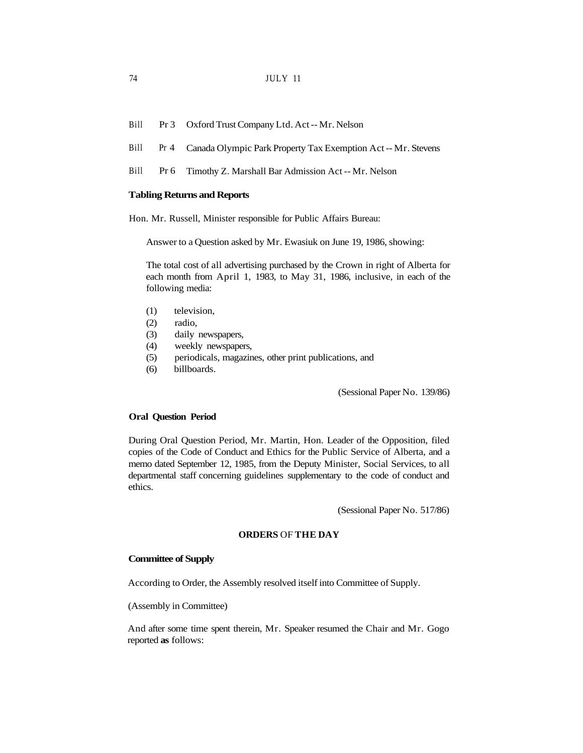Bill Pr 3 Oxford Trust Company Ltd. Act -- Mr. Nelson

Bill Pr 4 Canada Olympic Park Property Tax Exemption Act -- Mr. Stevens

Bill Pr 6 Timothy Z. Marshall Bar Admission Act -- Mr. Nelson

**Tabling Returns and Reports**

Hon. Mr. Russell, Minister responsible for Public Affairs Bureau:

Answer to a Question asked by Mr. Ewasiuk on June 19, 1986, showing:

The total cost of all advertising purchased by the Crown in right of Alberta for each month from April 1, 1983, to May 31, 1986, inclusive, in each of the following media:

(1) television,
(2) radio,
(3) daily newspapers,
(4) weekly newspapers,
(5) periodicals, magazines, other print publications, and
(6) billboards.

(Sessional Paper No. 139/86)

**Oral Question Period**

During Oral Question Period, Mr. Martin, Hon. Leader of the Opposition, filed copies of the Code of Conduct and Ethics for the Public Service of Alberta, and a memo dated September 12, 1985, from the Deputy Minister, Social Services, to all departmental staff concerning guidelines supplementary to the code of conduct and ethics.

(Sessional Paper No. 517/86)

## ORDERS OF THE DAY

**Committee of Supply**

According to Order, the Assembly resolved itself into Committee of Supply.

(Assembly in Committee)

And after some time spent therein, Mr. Speaker resumed the Chair and Mr. Gogo reported **as** follows: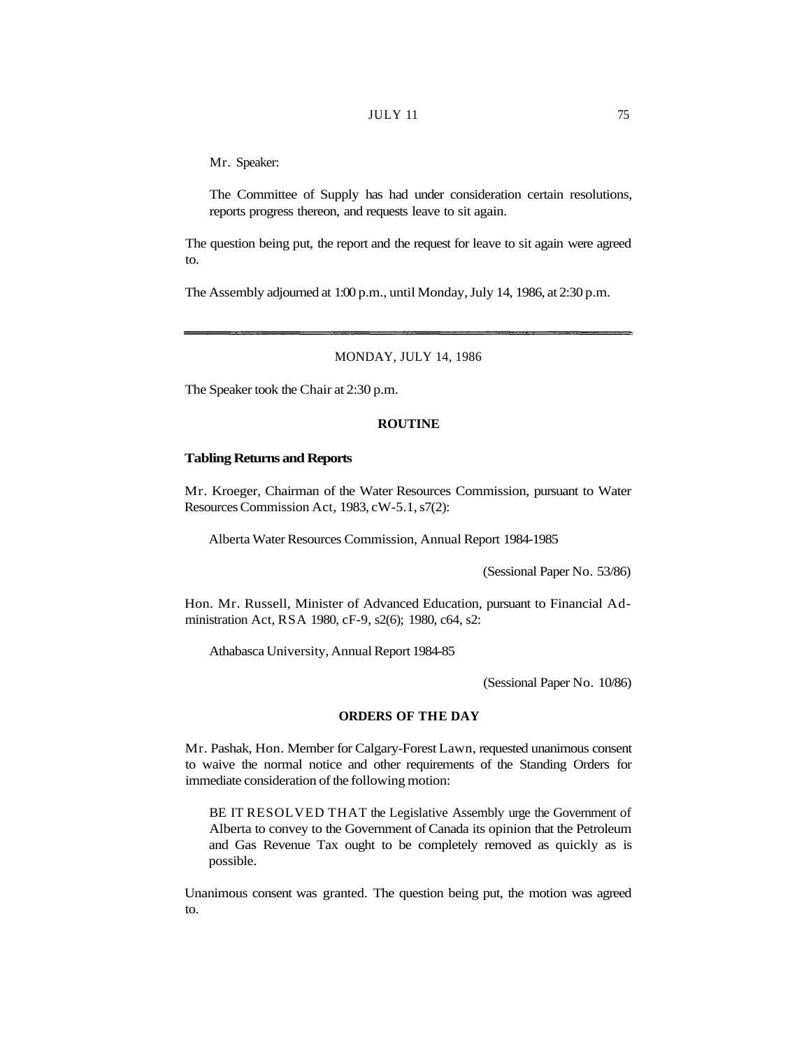Mr. Speaker:

The Committee of Supply has had under consideration certain resolutions, reports progress thereon, and requests leave to sit again.

The question being put, the report and the request for leave to sit again were agreed to.

The Assembly adjourned at 1:00 p.m., until Monday, July 14, 1986, at 2:30 p.m.

---

MONDAY, JULY 14, 1986

The Speaker took the Chair at 2:30 p.m.

## ROUTINE

### Tabling Returns and Reports

Mr. Kroeger, Chairman of the Water Resources Commission, pursuant to Water Resources Commission Act, 1983, cW-5.1, s7(2):

Alberta Water Resources Commission, Annual Report 1984-1985

(Sessional Paper No. 53/86)

Hon. Mr. Russell, Minister of Advanced Education, pursuant to Financial Administration Act, RSA 1980, cF-9, s2(6); 1980, c64, s2:

Athabasca University, Annual Report 1984-85

(Sessional Paper No. 10/86)

## ORDERS OF THE DAY

Mr. Pashak, Hon. Member for Calgary-Forest Lawn, requested unanimous consent to waive the normal notice and other requirements of the Standing Orders for immediate consideration of the following motion:

BE IT RESOLVED THAT the Legislative Assembly urge the Government of Alberta to convey to the Government of Canada its opinion that the Petroleum and Gas Revenue Tax ought to be completely removed as quickly as is possible.

Unanimous consent was granted. The question being put, the motion was agreed to.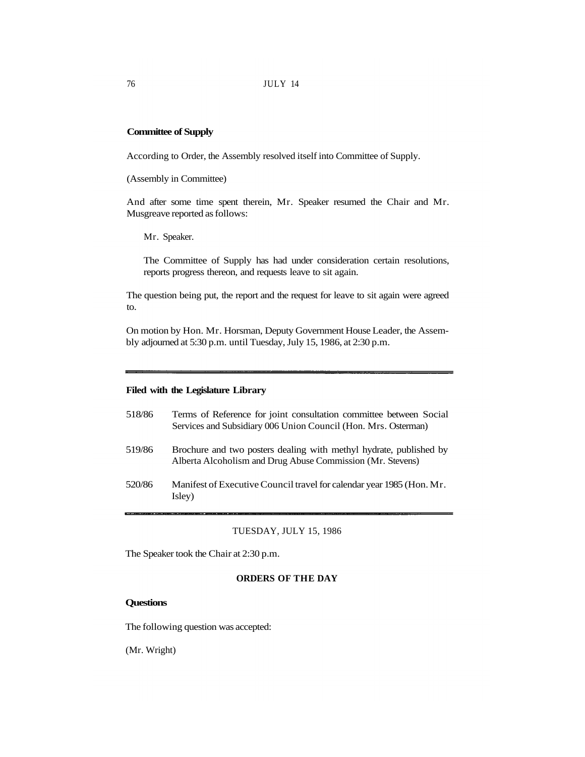**Committee of Supply**

According to Order, the Assembly resolved itself into Committee of Supply.

(Assembly in Committee)

And after some time spent therein, Mr. Speaker resumed the Chair and Mr. Musgreave reported as follows:

> Mr. Speaker.
>
> The Committee of Supply has had under consideration certain resolutions, reports progress thereon, and requests leave to sit again.

The question being put, the report and the request for leave to sit again were agreed to.

On motion by Hon. Mr. Horsman, Deputy Government House Leader, the Assembly adjourned at 5:30 p.m. until Tuesday, July 15, 1986, at 2:30 p.m.

---

**Filed with the Legislature Library**

518/86 Terms of Reference for joint consultation committee between Social Services and Subsidiary 006 Union Council (Hon. Mrs. Osterman)

519/86 Brochure and two posters dealing with methyl hydrate, published by Alberta Alcoholism and Drug Abuse Commission (Mr. Stevens)

520/86 Manifest of Executive Council travel for calendar year 1985 (Hon. Mr. Isley)

---

TUESDAY, JULY 15, 1986

The Speaker took the Chair at 2:30 p.m.

**ORDERS OF THE DAY**

**Questions**

The following question was accepted:

(Mr. Wright)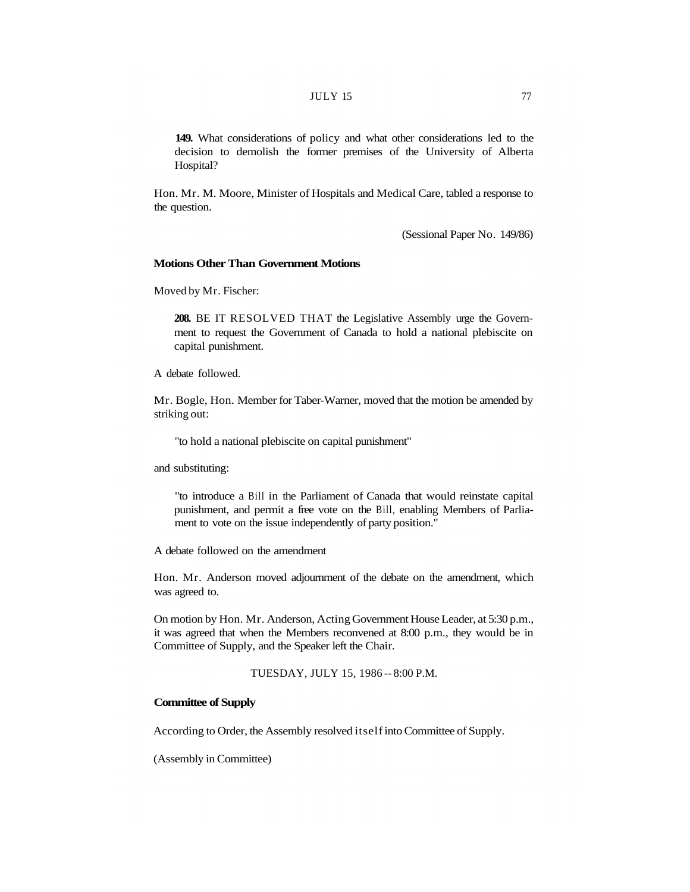**149.** What considerations of policy and what other considerations led to the decision to demolish the former premises of the University of Alberta Hospital?

Hon. Mr. M. Moore, Minister of Hospitals and Medical Care, tabled a response to the question.

(Sessional Paper No. 149/86)

**Motions Other Than Government Motions**

Moved by Mr. Fischer:

**208.** BE IT RESOLVED THAT the Legislative Assembly urge the Government to request the Government of Canada to hold a national plebiscite on capital punishment.

A debate followed.

Mr. Bogle, Hon. Member for Taber-Warner, moved that the motion be amended by striking out:

"to hold a national plebiscite on capital punishment"

and substituting:

"to introduce a Bill in the Parliament of Canada that would reinstate capital punishment, and permit a free vote on the Bill, enabling Members of Parliament to vote on the issue independently of party position."

A debate followed on the amendment

Hon. Mr. Anderson moved adjournment of the debate on the amendment, which was agreed to.

On motion by Hon. Mr. Anderson, Acting Government House Leader, at 5:30 p.m., it was agreed that when the Members reconvened at 8:00 p.m., they would be in Committee of Supply, and the Speaker left the Chair.

TUESDAY, JULY 15, 1986 -- 8:00 P.M.

**Committee of Supply**

According to Order, the Assembly resolved itself into Committee of Supply.

(Assembly in Committee)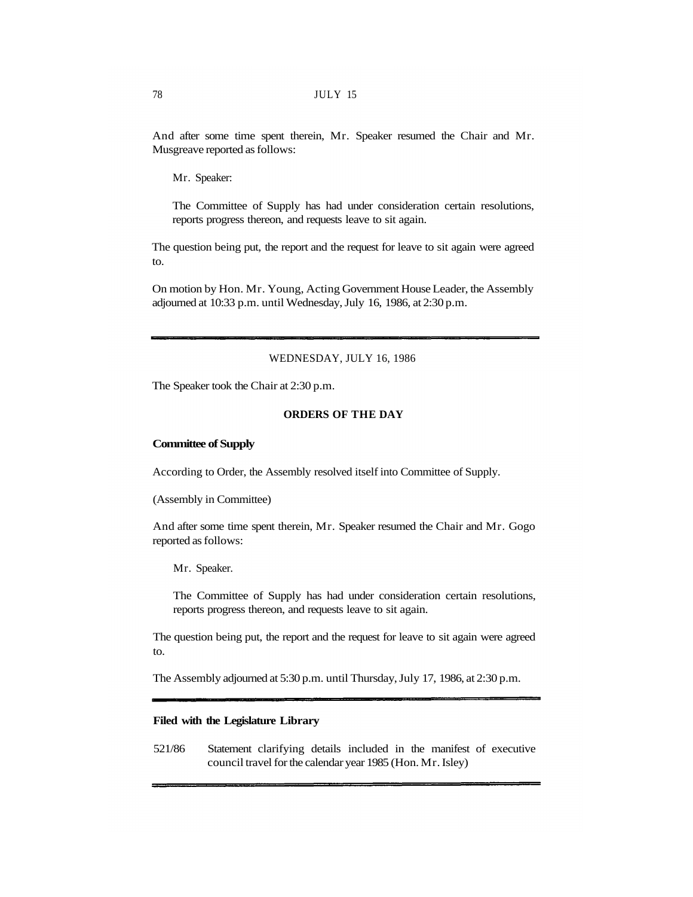And after some time spent therein, Mr. Speaker resumed the Chair and Mr. Musgreave reported as follows:

Mr. Speaker:

The Committee of Supply has had under consideration certain resolutions, reports progress thereon, and requests leave to sit again.

The question being put, the report and the request for leave to sit again were agreed to.

On motion by Hon. Mr. Young, Acting Government House Leader, the Assembly adjourned at 10:33 p.m. until Wednesday, July 16, 1986, at 2:30 p.m.

---

WEDNESDAY, JULY 16, 1986

The Speaker took the Chair at 2:30 p.m.

## ORDERS OF THE DAY

### Committee of Supply

According to Order, the Assembly resolved itself into Committee of Supply.

(Assembly in Committee)

And after some time spent therein, Mr. Speaker resumed the Chair and Mr. Gogo reported as follows:

Mr. Speaker.

The Committee of Supply has had under consideration certain resolutions, reports progress thereon, and requests leave to sit again.

The question being put, the report and the request for leave to sit again were agreed to.

The Assembly adjourned at 5:30 p.m. until Thursday, July 17, 1986, at 2:30 p.m.

---

### Filed with the Legislature Library

521/86 Statement clarifying details included in the manifest of executive council travel for the calendar year 1985 (Hon. Mr. Isley)

---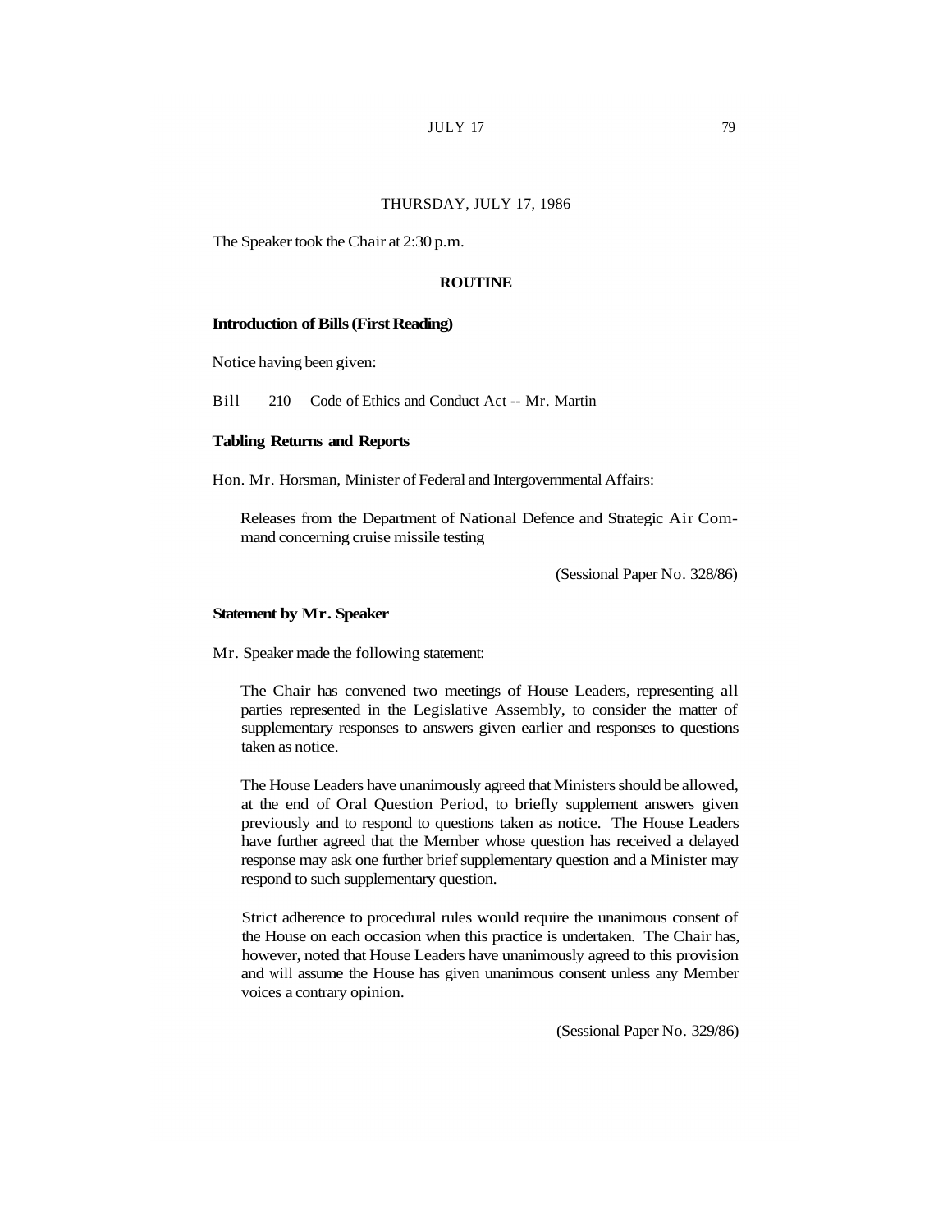THURSDAY, JULY 17, 1986

The Speaker took the Chair at 2:30 p.m.

## ROUTINE

### Introduction of Bills (First Reading)

Notice having been given:

Bill 210 Code of Ethics and Conduct Act -- Mr. Martin

### Tabling Returns and Reports

Hon. Mr. Horsman, Minister of Federal and Intergovernmental Affairs:

> Releases from the Department of National Defence and Strategic Air Command concerning cruise missile testing
>
> (Sessional Paper No. 328/86)

### Statement by Mr. Speaker

Mr. Speaker made the following statement:

> The Chair has convened two meetings of House Leaders, representing all parties represented in the Legislative Assembly, to consider the matter of supplementary responses to answers given earlier and responses to questions taken as notice.
>
> The House Leaders have unanimously agreed that Ministers should be allowed, at the end of Oral Question Period, to briefly supplement answers given previously and to respond to questions taken as notice. The House Leaders have further agreed that the Member whose question has received a delayed response may ask one further brief supplementary question and a Minister may respond to such supplementary question.
>
> Strict adherence to procedural rules would require the unanimous consent of the House on each occasion when this practice is undertaken. The Chair has, however, noted that House Leaders have unanimously agreed to this provision and will assume the House has given unanimous consent unless any Member voices a contrary opinion.
>
> (Sessional Paper No. 329/86)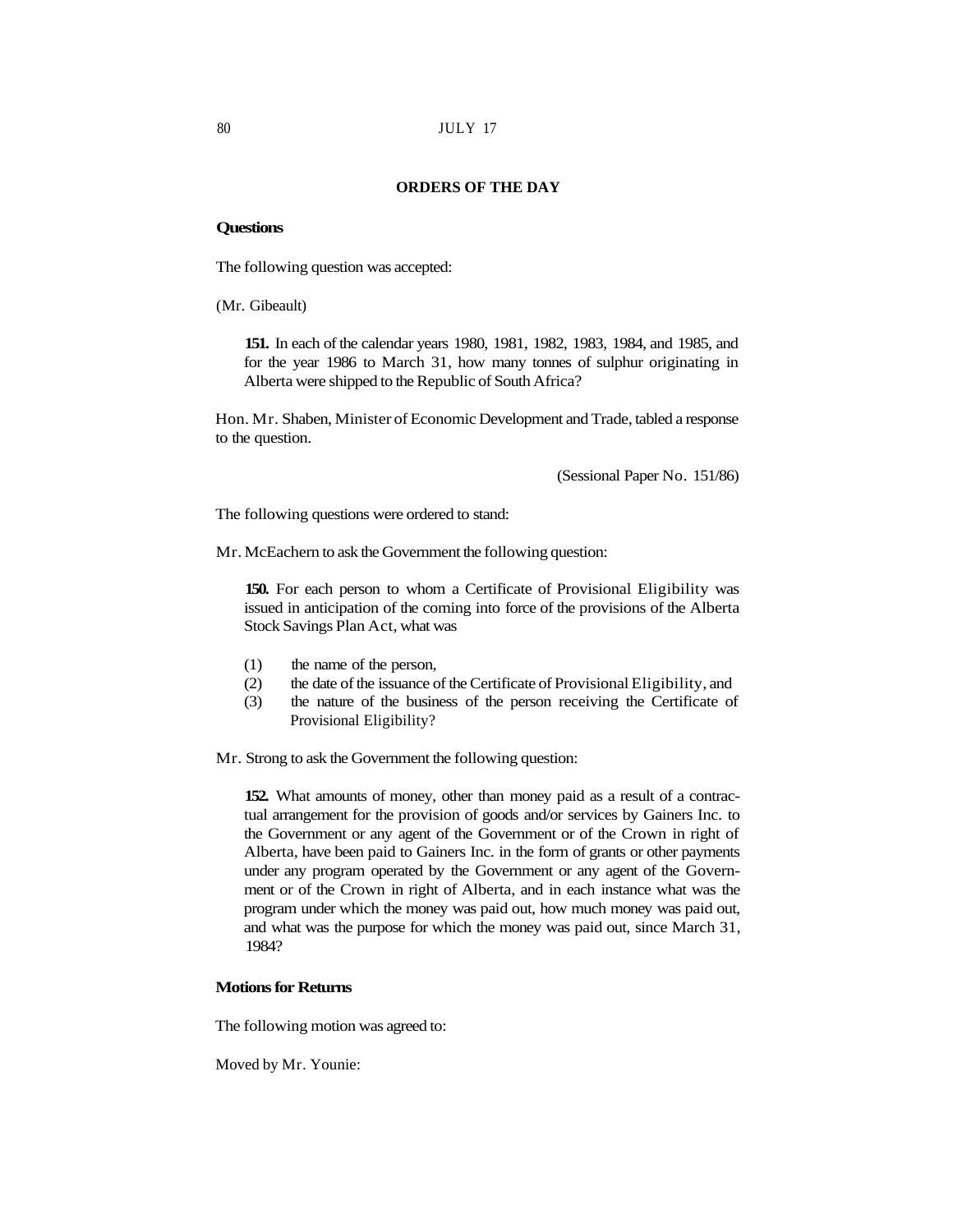## ORDERS OF THE DAY

### Questions

The following question was accepted:

(Mr. Gibeault)

> **151.** In each of the calendar years 1980, 1981, 1982, 1983, 1984, and 1985, and for the year 1986 to March 31, how many tonnes of sulphur originating in Alberta were shipped to the Republic of South Africa?

Hon. Mr. Shaben, Minister of Economic Development and Trade, tabled a response to the question.

(Sessional Paper No. 151/86)

The following questions were ordered to stand:

Mr. McEachern to ask the Government the following question:

> **150.** For each person to whom a Certificate of Provisional Eligibility was issued in anticipation of the coming into force of the provisions of the Alberta Stock Savings Plan Act, what was
>
> (1) the name of the person,
> (2) the date of the issuance of the Certificate of Provisional Eligibility, and
> (3) the nature of the business of the person receiving the Certificate of Provisional Eligibility?

Mr. Strong to ask the Government the following question:

> **152.** What amounts of money, other than money paid as a result of a contractual arrangement for the provision of goods and/or services by Gainers Inc. to the Government or any agent of the Government or of the Crown in right of Alberta, have been paid to Gainers Inc. in the form of grants or other payments under any program operated by the Government or any agent of the Government or of the Crown in right of Alberta, and in each instance what was the program under which the money was paid out, how much money was paid out, and what was the purpose for which the money was paid out, since March 31, 1984?

### Motions for Returns

The following motion was agreed to:

Moved by Mr. Younie: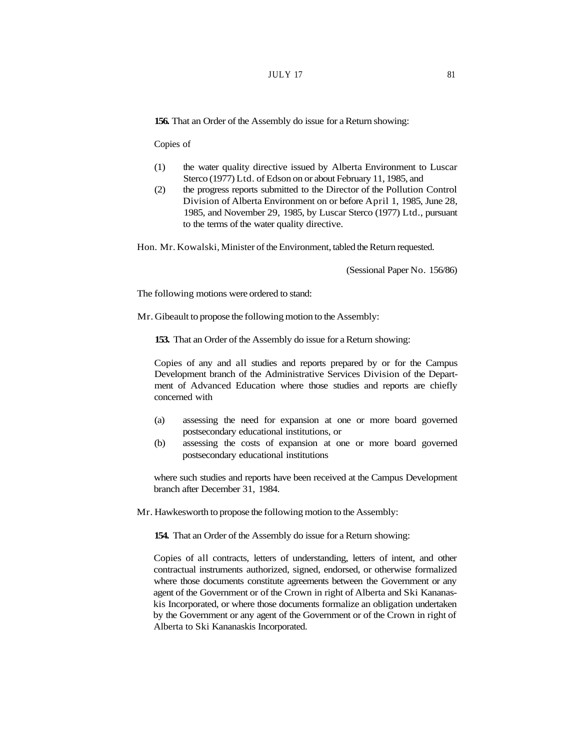**156.** That an Order of the Assembly do issue for a Return showing:

Copies of

(1) the water quality directive issued by Alberta Environment to Luscar Sterco (1977) Ltd. of Edson on or about February 11, 1985, and

(2) the progress reports submitted to the Director of the Pollution Control Division of Alberta Environment on or before April 1, 1985, June 28, 1985, and November 29, 1985, by Luscar Sterco (1977) Ltd., pursuant to the terms of the water quality directive.

Hon. Mr. Kowalski, Minister of the Environment, tabled the Return requested.

(Sessional Paper No. 156/86)

The following motions were ordered to stand:

Mr. Gibeault to propose the following motion to the Assembly:

**153.** That an Order of the Assembly do issue for a Return showing:

Copies of any and all studies and reports prepared by or for the Campus Development branch of the Administrative Services Division of the Department of Advanced Education where those studies and reports are chiefly concerned with

(a) assessing the need for expansion at one or more board governed postsecondary educational institutions, or

(b) assessing the costs of expansion at one or more board governed postsecondary educational institutions

where such studies and reports have been received at the Campus Development branch after December 31, 1984.

Mr. Hawkesworth to propose the following motion to the Assembly:

**154.** That an Order of the Assembly do issue for a Return showing:

Copies of all contracts, letters of understanding, letters of intent, and other contractual instruments authorized, signed, endorsed, or otherwise formalized where those documents constitute agreements between the Government or any agent of the Government or of the Crown in right of Alberta and Ski Kananaskis Incorporated, or where those documents formalize an obligation undertaken by the Government or any agent of the Government or of the Crown in right of Alberta to Ski Kananaskis Incorporated.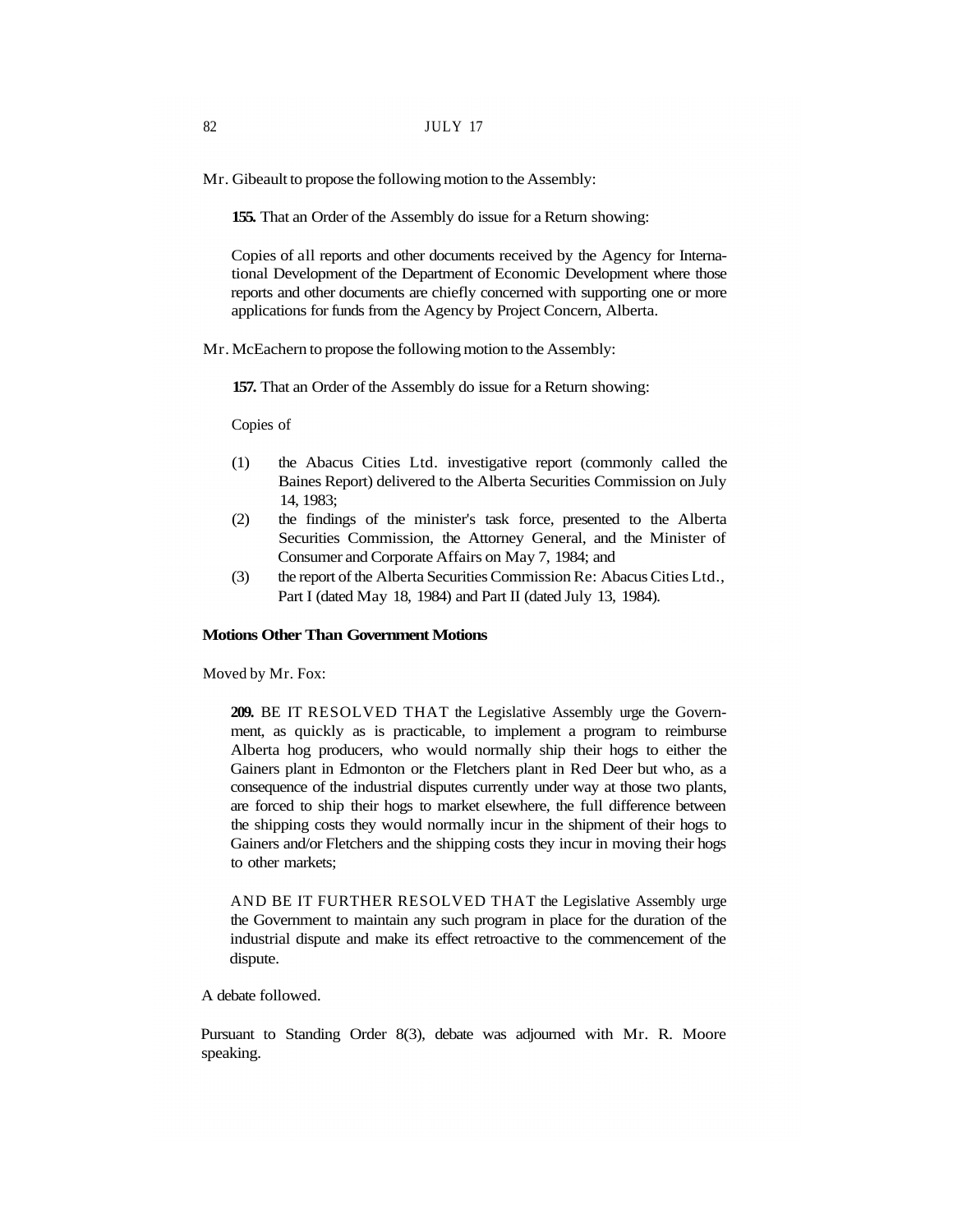Mr. Gibeault to propose the following motion to the Assembly:

**155.** That an Order of the Assembly do issue for a Return showing:

Copies of all reports and other documents received by the Agency for International Development of the Department of Economic Development where those reports and other documents are chiefly concerned with supporting one or more applications for funds from the Agency by Project Concern, Alberta.

Mr. McEachern to propose the following motion to the Assembly:

**157.** That an Order of the Assembly do issue for a Return showing:

Copies of

(1) the Abacus Cities Ltd. investigative report (commonly called the Baines Report) delivered to the Alberta Securities Commission on July 14, 1983;

(2) the findings of the minister's task force, presented to the Alberta Securities Commission, the Attorney General, and the Minister of Consumer and Corporate Affairs on May 7, 1984; and

(3) the report of the Alberta Securities Commission Re: Abacus Cities Ltd., Part I (dated May 18, 1984) and Part II (dated July 13, 1984).

**Motions Other Than Government Motions**

Moved by Mr. Fox:

**209.** BE IT RESOLVED THAT the Legislative Assembly urge the Government, as quickly as is practicable, to implement a program to reimburse Alberta hog producers, who would normally ship their hogs to either the Gainers plant in Edmonton or the Fletchers plant in Red Deer but who, as a consequence of the industrial disputes currently under way at those two plants, are forced to ship their hogs to market elsewhere, the full difference between the shipping costs they would normally incur in the shipment of their hogs to Gainers and/or Fletchers and the shipping costs they incur in moving their hogs to other markets;

AND BE IT FURTHER RESOLVED THAT the Legislative Assembly urge the Government to maintain any such program in place for the duration of the industrial dispute and make its effect retroactive to the commencement of the dispute.

A debate followed.

Pursuant to Standing Order 8(3), debate was adjourned with Mr. R. Moore speaking.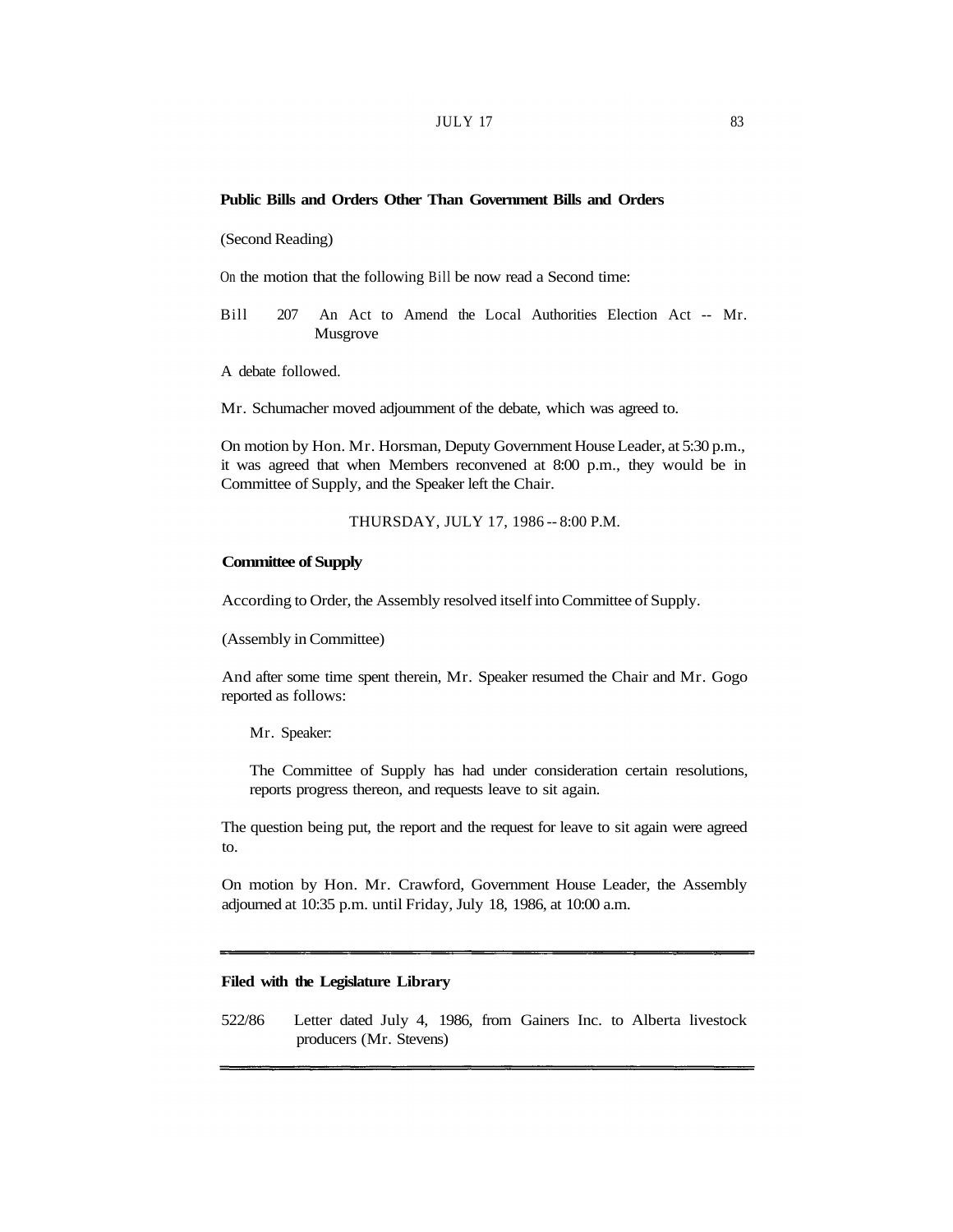**Public Bills and Orders Other Than Government Bills and Orders**

(Second Reading)

On the motion that the following Bill be now read a Second time:

Bill 207 An Act to Amend the Local Authorities Election Act -- Mr. Musgrove

A debate followed.

Mr. Schumacher moved adjournment of the debate, which was agreed to.

On motion by Hon. Mr. Horsman, Deputy Government House Leader, at 5:30 p.m., it was agreed that when Members reconvened at 8:00 p.m., they would be in Committee of Supply, and the Speaker left the Chair.

THURSDAY, JULY 17, 1986 -- 8:00 P.M.

**Committee of Supply**

According to Order, the Assembly resolved itself into Committee of Supply.

(Assembly in Committee)

And after some time spent therein, Mr. Speaker resumed the Chair and Mr. Gogo reported as follows:

> Mr. Speaker:
>
> The Committee of Supply has had under consideration certain resolutions, reports progress thereon, and requests leave to sit again.

The question being put, the report and the request for leave to sit again were agreed to.

On motion by Hon. Mr. Crawford, Government House Leader, the Assembly adjourned at 10:35 p.m. until Friday, July 18, 1986, at 10:00 a.m.

---

**Filed with the Legislature Library**

522/86 Letter dated July 4, 1986, from Gainers Inc. to Alberta livestock producers (Mr. Stevens)

---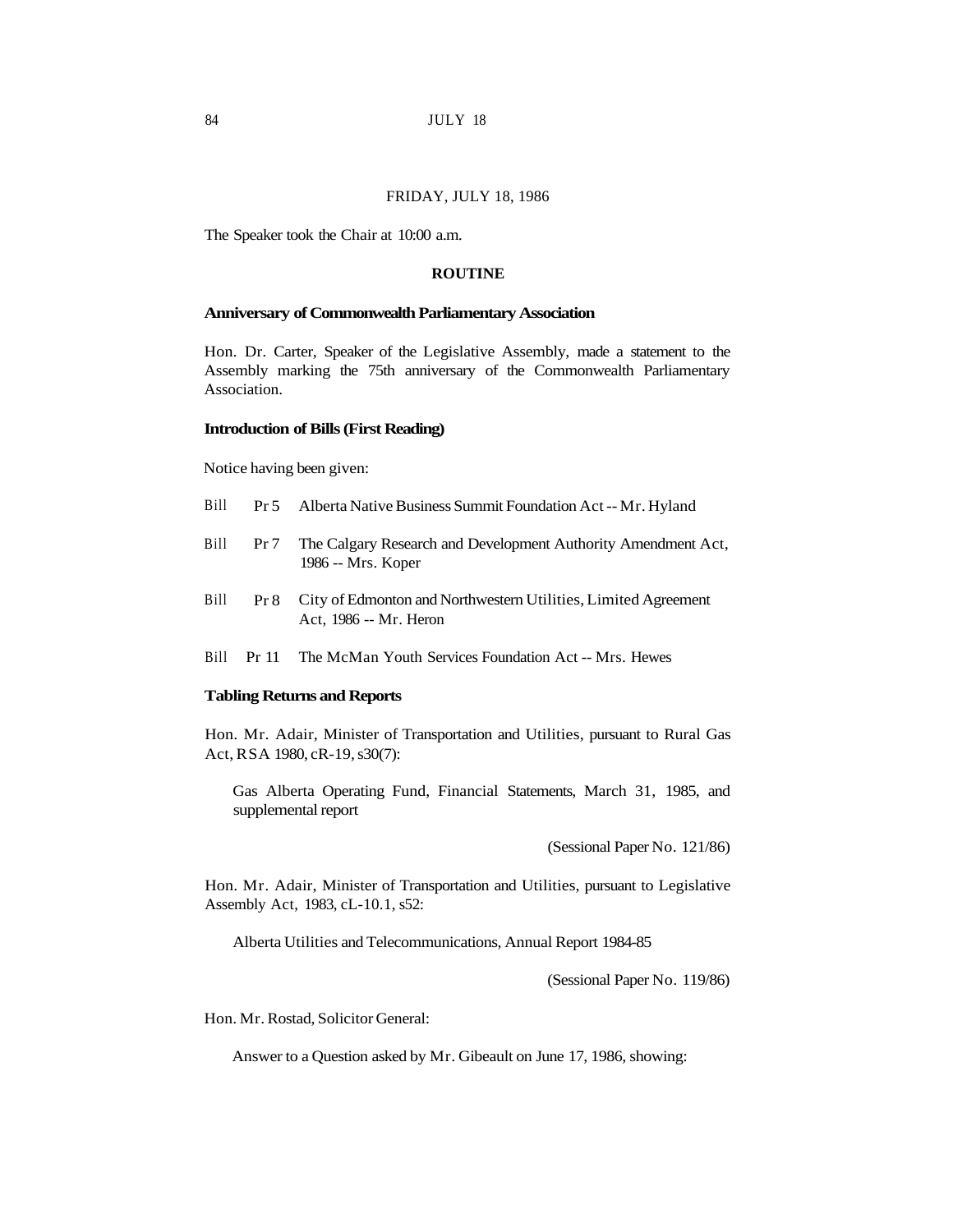FRIDAY, JULY 18, 1986

The Speaker took the Chair at 10:00 a.m.

## ROUTINE

### Anniversary of Commonwealth Parliamentary Association

Hon. Dr. Carter, Speaker of the Legislative Assembly, made a statement to the Assembly marking the 75th anniversary of the Commonwealth Parliamentary Association.

### Introduction of Bills (First Reading)

Notice having been given:

Bill Pr 5 Alberta Native Business Summit Foundation Act -- Mr. Hyland

Bill Pr 7 The Calgary Research and Development Authority Amendment Act, 1986 -- Mrs. Koper

Bill Pr 8 City of Edmonton and Northwestern Utilities, Limited Agreement Act, 1986 -- Mr. Heron

Bill Pr 11 The McMan Youth Services Foundation Act -- Mrs. Hewes

### Tabling Returns and Reports

Hon. Mr. Adair, Minister of Transportation and Utilities, pursuant to Rural Gas Act, RSA 1980, cR-19, s30(7):

Gas Alberta Operating Fund, Financial Statements, March 31, 1985, and supplemental report

(Sessional Paper No. 121/86)

Hon. Mr. Adair, Minister of Transportation and Utilities, pursuant to Legislative Assembly Act, 1983, cL-10.1, s52:

Alberta Utilities and Telecommunications, Annual Report 1984-85

(Sessional Paper No. 119/86)

Hon. Mr. Rostad, Solicitor General:

Answer to a Question asked by Mr. Gibeault on June 17, 1986, showing: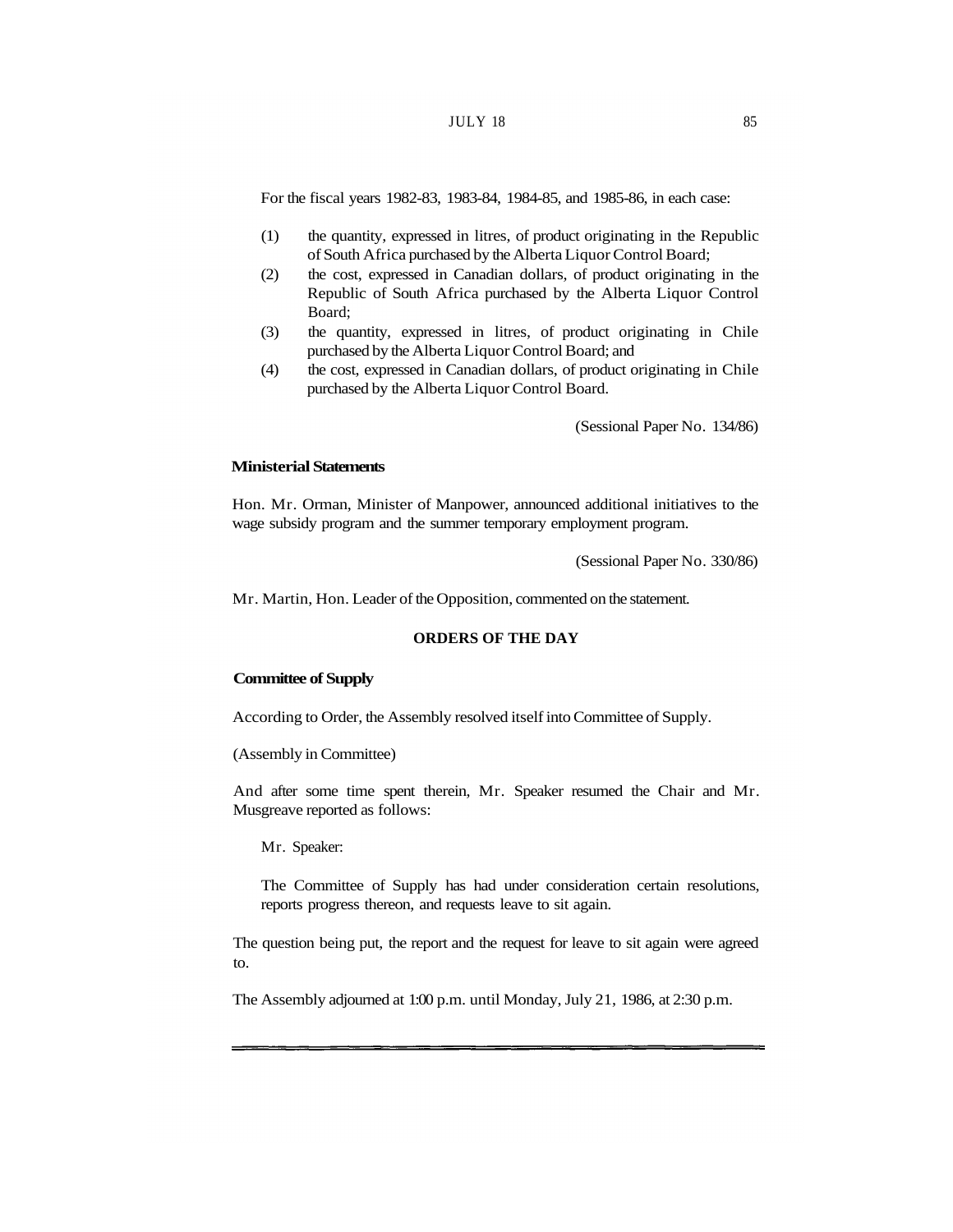For the fiscal years 1982-83, 1983-84, 1984-85, and 1985-86, in each case:

(1) the quantity, expressed in litres, of product originating in the Republic of South Africa purchased by the Alberta Liquor Control Board;
(2) the cost, expressed in Canadian dollars, of product originating in the Republic of South Africa purchased by the Alberta Liquor Control Board;
(3) the quantity, expressed in litres, of product originating in Chile purchased by the Alberta Liquor Control Board; and
(4) the cost, expressed in Canadian dollars, of product originating in Chile purchased by the Alberta Liquor Control Board.

(Sessional Paper No. 134/86)

**Ministerial Statements**

Hon. Mr. Orman, Minister of Manpower, announced additional initiatives to the wage subsidy program and the summer temporary employment program.

(Sessional Paper No. 330/86)

Mr. Martin, Hon. Leader of the Opposition, commented on the statement.

## ORDERS OF THE DAY

**Committee of Supply**

According to Order, the Assembly resolved itself into Committee of Supply.

(Assembly in Committee)

And after some time spent therein, Mr. Speaker resumed the Chair and Mr. Musgreave reported as follows:

Mr. Speaker:

The Committee of Supply has had under consideration certain resolutions, reports progress thereon, and requests leave to sit again.

The question being put, the report and the request for leave to sit again were agreed to.

The Assembly adjourned at 1:00 p.m. until Monday, July 21, 1986, at 2:30 p.m.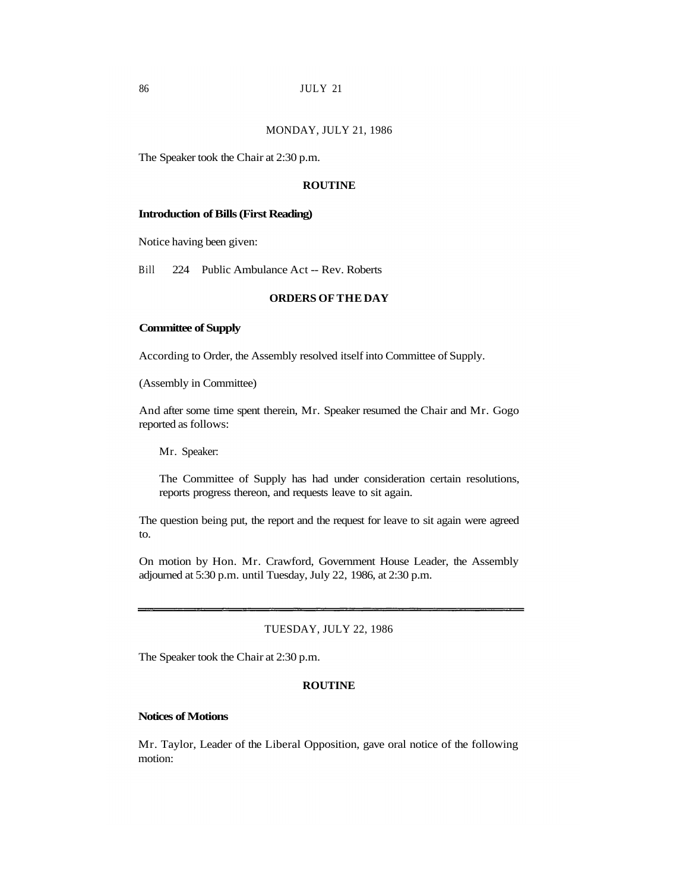MONDAY, JULY 21, 1986

The Speaker took the Chair at 2:30 p.m.

**ROUTINE**

**Introduction of Bills (First Reading)**

Notice having been given:

Bill 224 Public Ambulance Act -- Rev. Roberts

**ORDERS OF THE DAY**

**Committee of Supply**

According to Order, the Assembly resolved itself into Committee of Supply.

(Assembly in Committee)

And after some time spent therein, Mr. Speaker resumed the Chair and Mr. Gogo reported as follows:

> Mr. Speaker:
>
> The Committee of Supply has had under consideration certain resolutions, reports progress thereon, and requests leave to sit again.

The question being put, the report and the request for leave to sit again were agreed to.

On motion by Hon. Mr. Crawford, Government House Leader, the Assembly adjourned at 5:30 p.m. until Tuesday, July 22, 1986, at 2:30 p.m.

---

TUESDAY, JULY 22, 1986

The Speaker took the Chair at 2:30 p.m.

**ROUTINE**

**Notices of Motions**

Mr. Taylor, Leader of the Liberal Opposition, gave oral notice of the following motion: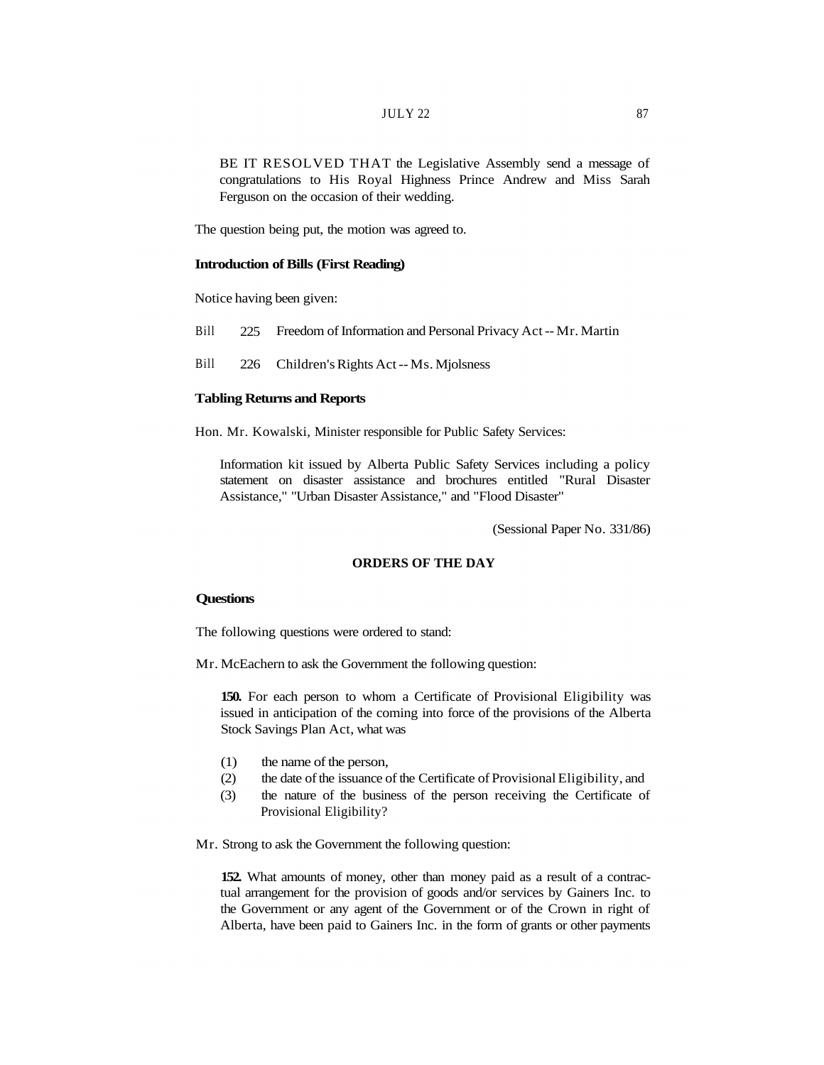BE IT RESOLVED THAT the Legislative Assembly send a message of congratulations to His Royal Highness Prince Andrew and Miss Sarah Ferguson on the occasion of their wedding.

The question being put, the motion was agreed to.

**Introduction of Bills (First Reading)**

Notice having been given:

Bill 225 Freedom of Information and Personal Privacy Act -- Mr. Martin

Bill 226 Children's Rights Act -- Ms. Mjolsness

**Tabling Returns and Reports**

Hon. Mr. Kowalski, Minister responsible for Public Safety Services:

> Information kit issued by Alberta Public Safety Services including a policy statement on disaster assistance and brochures entitled "Rural Disaster Assistance," "Urban Disaster Assistance," and "Flood Disaster"
>
> (Sessional Paper No. 331/86)

**ORDERS OF THE DAY**

**Questions**

The following questions were ordered to stand:

Mr. McEachern to ask the Government the following question:

> **150.** For each person to whom a Certificate of Provisional Eligibility was issued in anticipation of the coming into force of the provisions of the Alberta Stock Savings Plan Act, what was
>
> (1) the name of the person,
> (2) the date of the issuance of the Certificate of Provisional Eligibility, and
> (3) the nature of the business of the person receiving the Certificate of Provisional Eligibility?

Mr. Strong to ask the Government the following question:

> **152.** What amounts of money, other than money paid as a result of a contractual arrangement for the provision of goods and/or services by Gainers Inc. to the Government or any agent of the Government or of the Crown in right of Alberta, have been paid to Gainers Inc. in the form of grants or other payments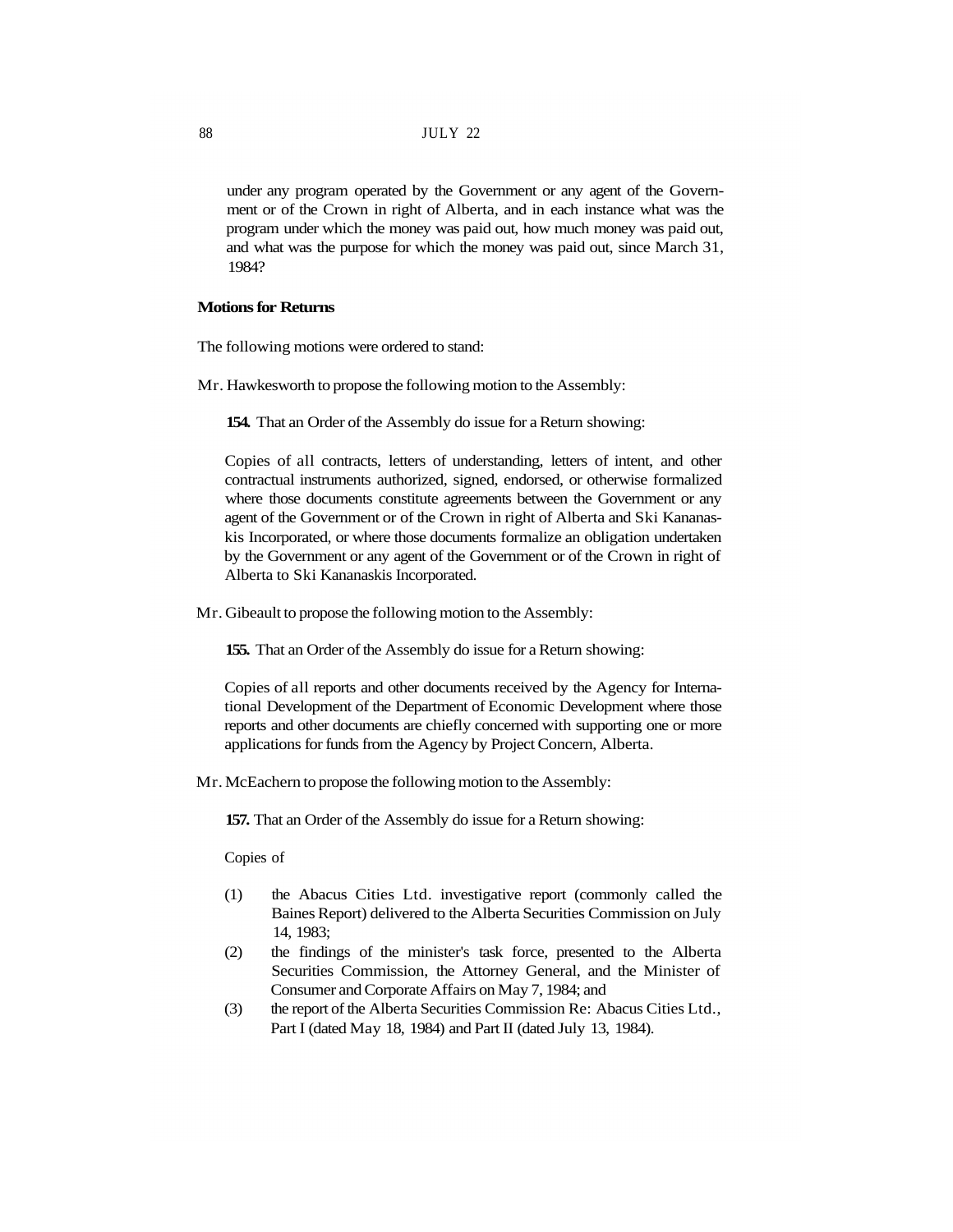under any program operated by the Government or any agent of the Government or of the Crown in right of Alberta, and in each instance what was the program under which the money was paid out, how much money was paid out, and what was the purpose for which the money was paid out, since March 31, 1984?

**Motions for Returns**

The following motions were ordered to stand:

Mr. Hawkesworth to propose the following motion to the Assembly:

**154.** That an Order of the Assembly do issue for a Return showing:

Copies of all contracts, letters of understanding, letters of intent, and other contractual instruments authorized, signed, endorsed, or otherwise formalized where those documents constitute agreements between the Government or any agent of the Government or of the Crown in right of Alberta and Ski Kananaskis Incorporated, or where those documents formalize an obligation undertaken by the Government or any agent of the Government or of the Crown in right of Alberta to Ski Kananaskis Incorporated.

Mr. Gibeault to propose the following motion to the Assembly:

**155.** That an Order of the Assembly do issue for a Return showing:

Copies of all reports and other documents received by the Agency for International Development of the Department of Economic Development where those reports and other documents are chiefly concerned with supporting one or more applications for funds from the Agency by Project Concern, Alberta.

Mr. McEachern to propose the following motion to the Assembly:

**157.** That an Order of the Assembly do issue for a Return showing:

Copies of

(1) the Abacus Cities Ltd. investigative report (commonly called the Baines Report) delivered to the Alberta Securities Commission on July 14, 1983;
(2) the findings of the minister's task force, presented to the Alberta Securities Commission, the Attorney General, and the Minister of Consumer and Corporate Affairs on May 7, 1984; and
(3) the report of the Alberta Securities Commission Re: Abacus Cities Ltd., Part I (dated May 18, 1984) and Part II (dated July 13, 1984).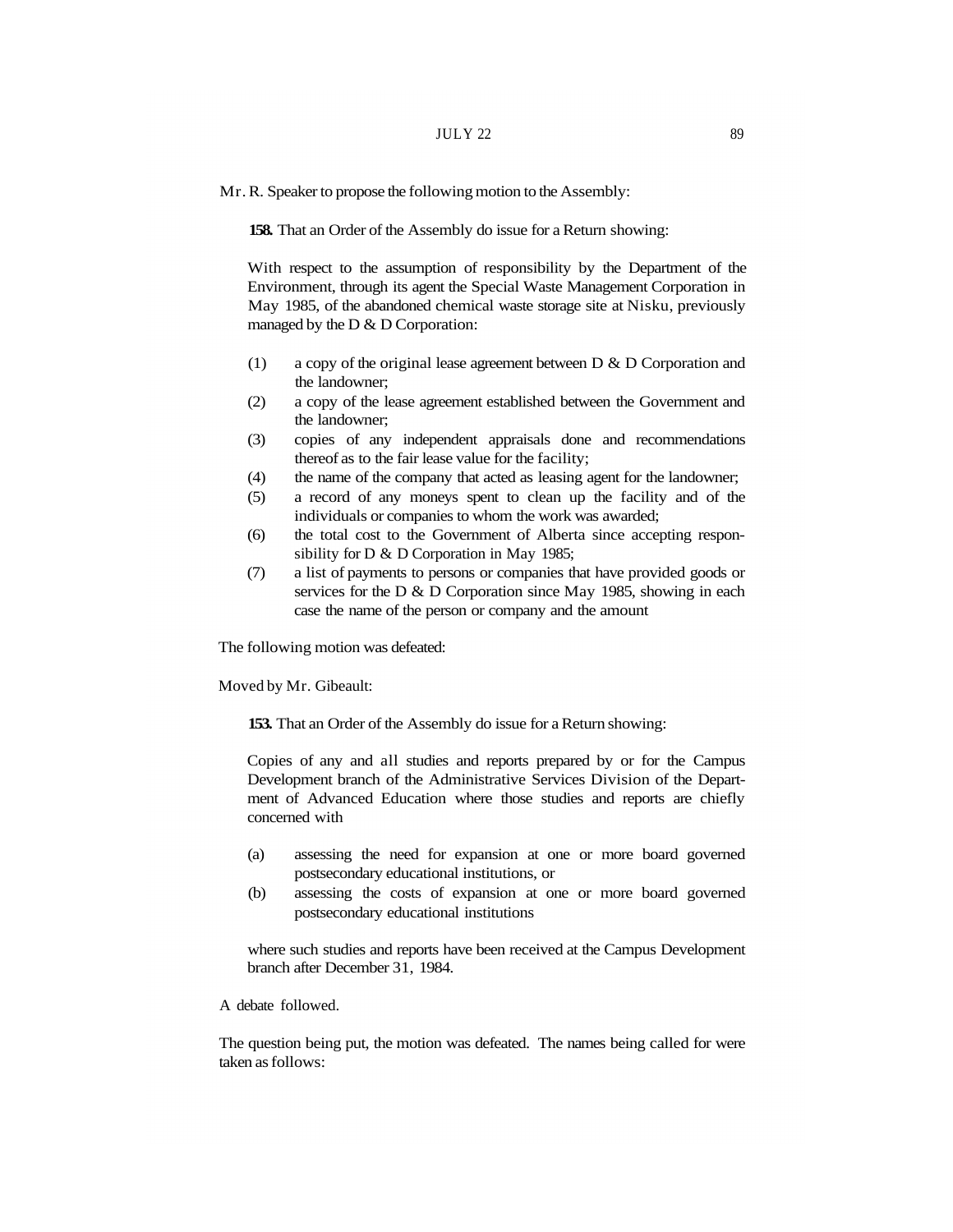Mr. R. Speaker to propose the following motion to the Assembly:

**158.** That an Order of the Assembly do issue for a Return showing:

With respect to the assumption of responsibility by the Department of the Environment, through its agent the Special Waste Management Corporation in May 1985, of the abandoned chemical waste storage site at Nisku, previously managed by the D & D Corporation:

(1) a copy of the original lease agreement between D & D Corporation and the landowner;
(2) a copy of the lease agreement established between the Government and the landowner;
(3) copies of any independent appraisals done and recommendations thereof as to the fair lease value for the facility;
(4) the name of the company that acted as leasing agent for the landowner;
(5) a record of any moneys spent to clean up the facility and of the individuals or companies to whom the work was awarded;
(6) the total cost to the Government of Alberta since accepting responsibility for D & D Corporation in May 1985;
(7) a list of payments to persons or companies that have provided goods or services for the D & D Corporation since May 1985, showing in each case the name of the person or company and the amount

The following motion was defeated:

Moved by Mr. Gibeault:

**153.** That an Order of the Assembly do issue for a Return showing:

Copies of any and all studies and reports prepared by or for the Campus Development branch of the Administrative Services Division of the Department of Advanced Education where those studies and reports are chiefly concerned with

(a) assessing the need for expansion at one or more board governed postsecondary educational institutions, or
(b) assessing the costs of expansion at one or more board governed postsecondary educational institutions

where such studies and reports have been received at the Campus Development branch after December 31, 1984.

A debate followed.

The question being put, the motion was defeated. The names being called for were taken as follows: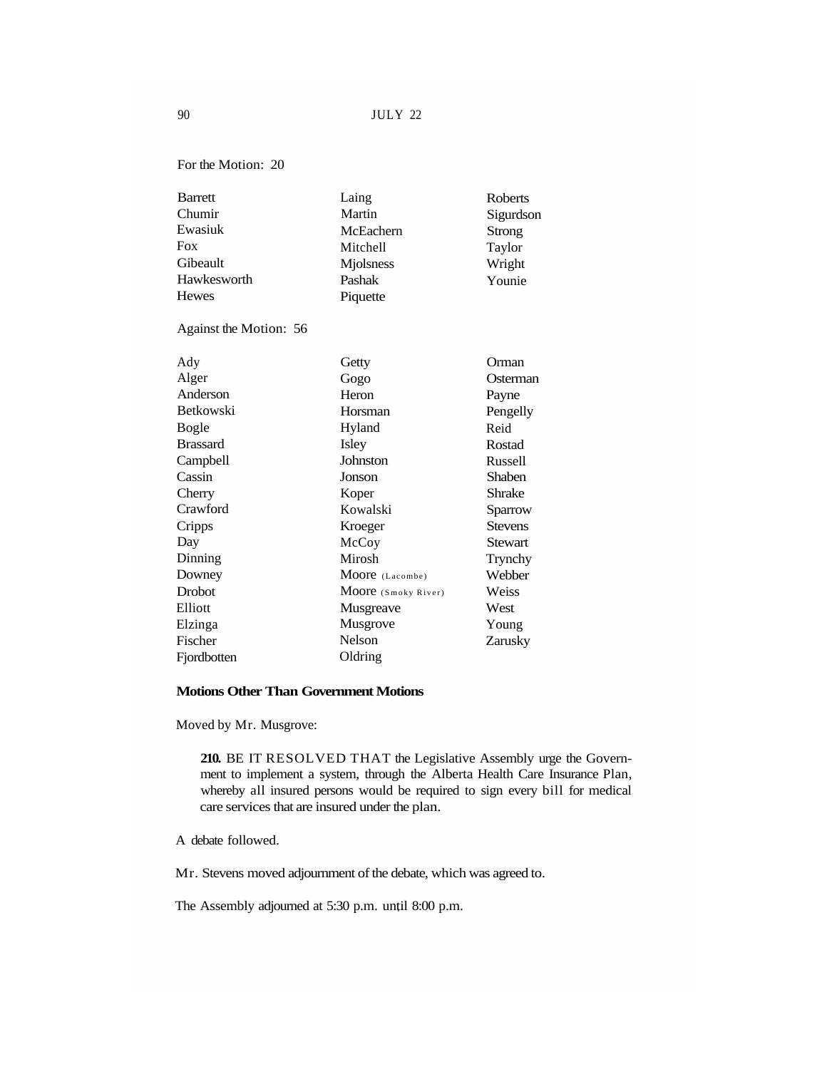For the Motion: 20

| | | |
|---|---|---|
| Barrett | Laing | Roberts |
| Chumir | Martin | Sigurdson |
| Ewasiuk | McEachern | Strong |
| Fox | Mitchell | Taylor |
| Gibeault | Mjolsness | Wright |
| Hawkesworth | Pashak | Younie |
| Hewes | Piquette | |

Against the Motion: 56

| | | |
|---|---|---|
| Ady | Getty | Orman |
| Alger | Gogo | Osterman |
| Anderson | Heron | Payne |
| Betkowski | Horsman | Pengelly |
| Bogle | Hyland | Reid |
| Brassard | Isley | Rostad |
| Campbell | Johnston | Russell |
| Cassin | Jonson | Shaben |
| Cherry | Koper | Shrake |
| Crawford | Kowalski | Sparrow |
| Cripps | Kroeger | Stevens |
| Day | McCoy | Stewart |
| Dinning | Mirosh | Trynchy |
| Downey | Moore (Lacombe) | Webber |
| Drobot | Moore (Smoky River) | Weiss |
| Elliott | Musgreave | West |
| Elzinga | Musgrove | Young |
| Fischer | Nelson | Zarusky |
| Fjordbotten | Oldring | |

**Motions Other Than Government Motions**

Moved by Mr. Musgrove:

> **210.** BE IT RESOLVED THAT the Legislative Assembly urge the Government to implement a system, through the Alberta Health Care Insurance Plan, whereby all insured persons would be required to sign every bill for medical care services that are insured under the plan.

A debate followed.

Mr. Stevens moved adjournment of the debate, which was agreed to.

The Assembly adjourned at 5:30 p.m. until 8:00 p.m.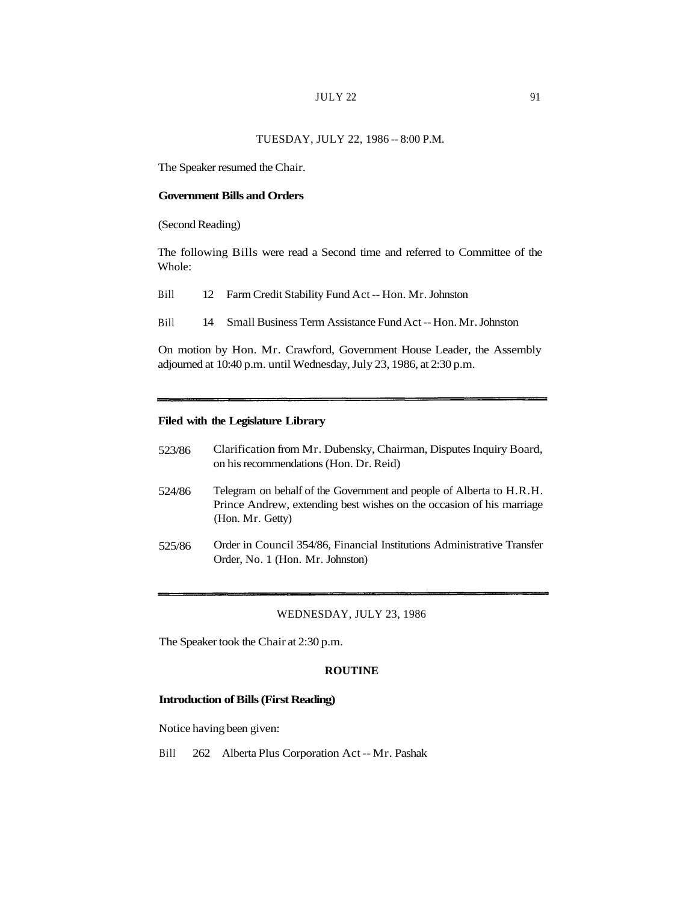TUESDAY, JULY 22, 1986 -- 8:00 P.M.

The Speaker resumed the Chair.

**Government Bills and Orders**

(Second Reading)

The following Bills were read a Second time and referred to Committee of the Whole:

Bill 12 Farm Credit Stability Fund Act -- Hon. Mr. Johnston

Bill 14 Small Business Term Assistance Fund Act -- Hon. Mr. Johnston

On motion by Hon. Mr. Crawford, Government House Leader, the Assembly adjourned at 10:40 p.m. until Wednesday, July 23, 1986, at 2:30 p.m.

---

**Filed with the Legislature Library**

523/86 Clarification from Mr. Dubensky, Chairman, Disputes Inquiry Board, on his recommendations (Hon. Dr. Reid)

524/86 Telegram on behalf of the Government and people of Alberta to H.R.H. Prince Andrew, extending best wishes on the occasion of his marriage (Hon. Mr. Getty)

525/86 Order in Council 354/86, Financial Institutions Administrative Transfer Order, No. 1 (Hon. Mr. Johnston)

---

WEDNESDAY, JULY 23, 1986

The Speaker took the Chair at 2:30 p.m.

**ROUTINE**

**Introduction of Bills (First Reading)**

Notice having been given:

Bill 262 Alberta Plus Corporation Act -- Mr. Pashak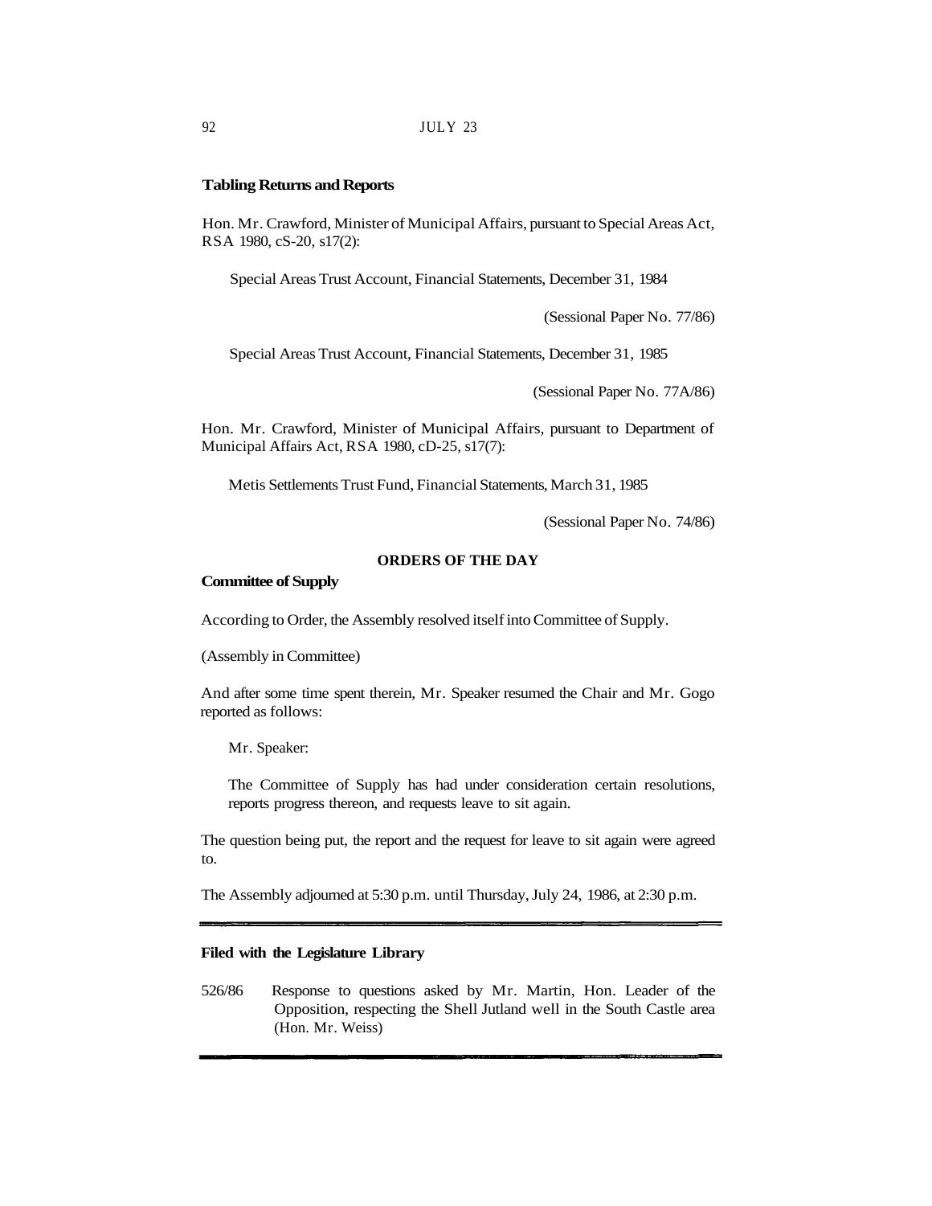**Tabling Returns and Reports**

Hon. Mr. Crawford, Minister of Municipal Affairs, pursuant to Special Areas Act, RSA 1980, cS-20, s17(2):

Special Areas Trust Account, Financial Statements, December 31, 1984

(Sessional Paper No. 77/86)

Special Areas Trust Account, Financial Statements, December 31, 1985

(Sessional Paper No. 77A/86)

Hon. Mr. Crawford, Minister of Municipal Affairs, pursuant to Department of Municipal Affairs Act, RSA 1980, cD-25, s17(7):

Metis Settlements Trust Fund, Financial Statements, March 31, 1985

(Sessional Paper No. 74/86)

## ORDERS OF THE DAY

**Committee of Supply**

According to Order, the Assembly resolved itself into Committee of Supply.

(Assembly in Committee)

And after some time spent therein, Mr. Speaker resumed the Chair and Mr. Gogo reported as follows:

Mr. Speaker:

The Committee of Supply has had under consideration certain resolutions, reports progress thereon, and requests leave to sit again.

The question being put, the report and the request for leave to sit again were agreed to.

The Assembly adjourned at 5:30 p.m. until Thursday, July 24, 1986, at 2:30 p.m.

---

**Filed with the Legislature Library**

526/86 Response to questions asked by Mr. Martin, Hon. Leader of the Opposition, respecting the Shell Jutland well in the South Castle area (Hon. Mr. Weiss)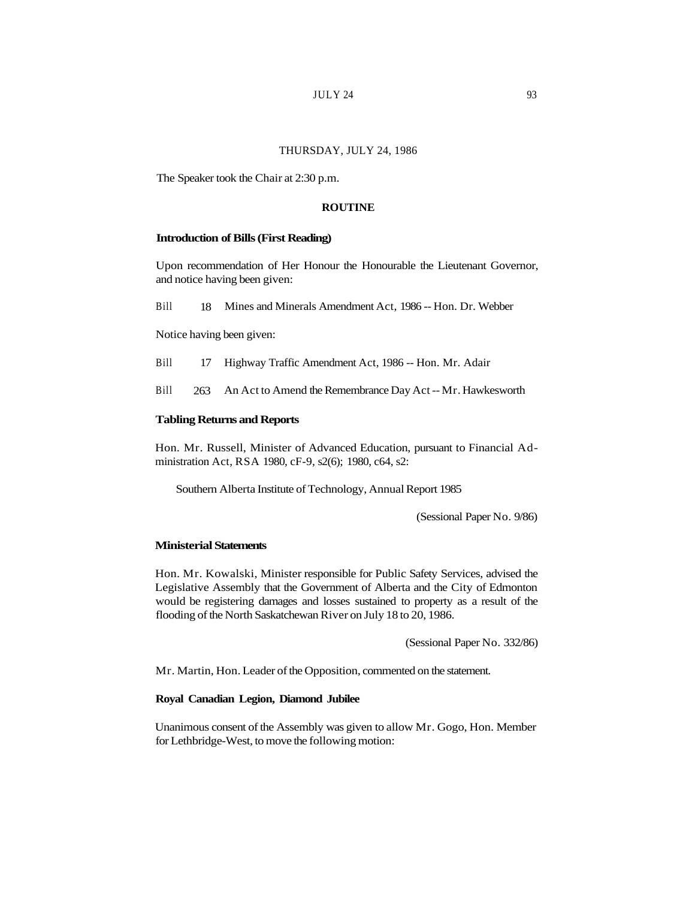THURSDAY, JULY 24, 1986

The Speaker took the Chair at 2:30 p.m.

## ROUTINE

### Introduction of Bills (First Reading)

Upon recommendation of Her Honour the Honourable the Lieutenant Governor, and notice having been given:

Bill 18 Mines and Minerals Amendment Act, 1986 -- Hon. Dr. Webber

Notice having been given:

Bill 17 Highway Traffic Amendment Act, 1986 -- Hon. Mr. Adair

Bill 263 An Act to Amend the Remembrance Day Act -- Mr. Hawkesworth

### Tabling Returns and Reports

Hon. Mr. Russell, Minister of Advanced Education, pursuant to Financial Administration Act, RSA 1980, cF-9, s2(6); 1980, c64, s2:

Southern Alberta Institute of Technology, Annual Report 1985

(Sessional Paper No. 9/86)

### Ministerial Statements

Hon. Mr. Kowalski, Minister responsible for Public Safety Services, advised the Legislative Assembly that the Government of Alberta and the City of Edmonton would be registering damages and losses sustained to property as a result of the flooding of the North Saskatchewan River on July 18 to 20, 1986.

(Sessional Paper No. 332/86)

Mr. Martin, Hon. Leader of the Opposition, commented on the statement.

### Royal Canadian Legion, Diamond Jubilee

Unanimous consent of the Assembly was given to allow Mr. Gogo, Hon. Member for Lethbridge-West, to move the following motion: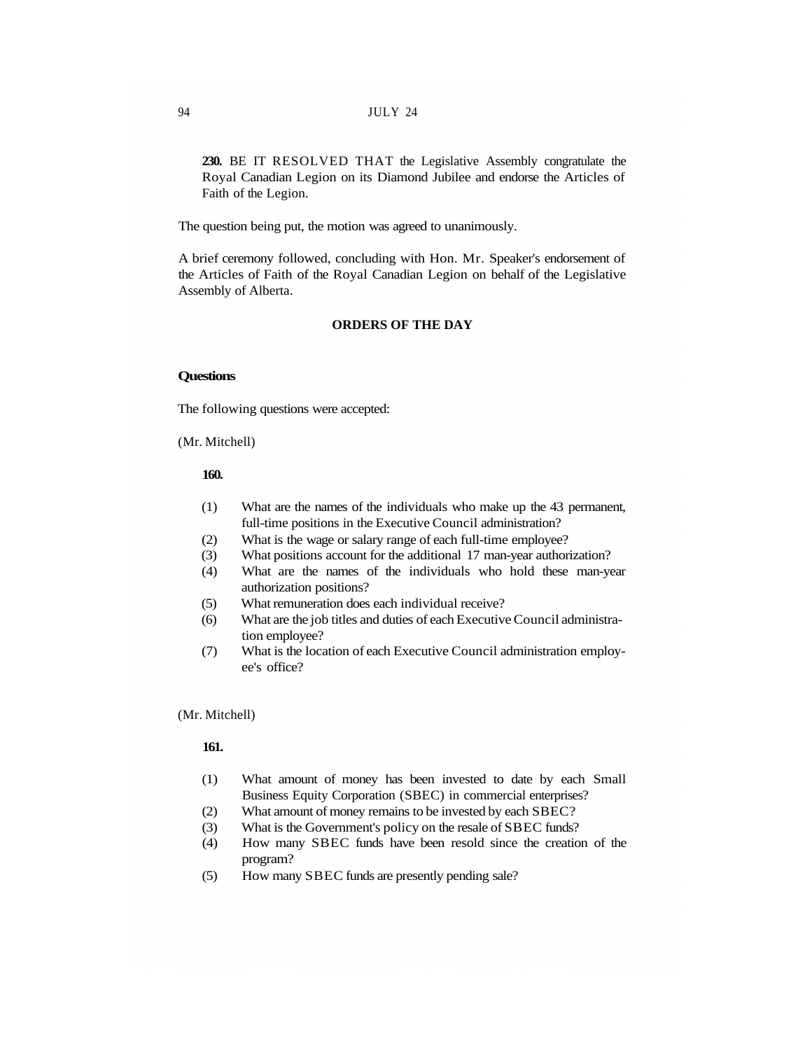**230.** BE IT RESOLVED THAT the Legislative Assembly congratulate the Royal Canadian Legion on its Diamond Jubilee and endorse the Articles of Faith of the Legion.

The question being put, the motion was agreed to unanimously.

A brief ceremony followed, concluding with Hon. Mr. Speaker's endorsement of the Articles of Faith of the Royal Canadian Legion on behalf of the Legislative Assembly of Alberta.

## ORDERS OF THE DAY

### Questions

The following questions were accepted:

(Mr. Mitchell)

**160.**

(1) What are the names of the individuals who make up the 43 permanent, full-time positions in the Executive Council administration?
(2) What is the wage or salary range of each full-time employee?
(3) What positions account for the additional 17 man-year authorization?
(4) What are the names of the individuals who hold these man-year authorization positions?
(5) What remuneration does each individual receive?
(6) What are the job titles and duties of each Executive Council administration employee?
(7) What is the location of each Executive Council administration employee's office?

(Mr. Mitchell)

**161.**

(1) What amount of money has been invested to date by each Small Business Equity Corporation (SBEC) in commercial enterprises?
(2) What amount of money remains to be invested by each SBEC?
(3) What is the Government's policy on the resale of SBEC funds?
(4) How many SBEC funds have been resold since the creation of the program?
(5) How many SBEC funds are presently pending sale?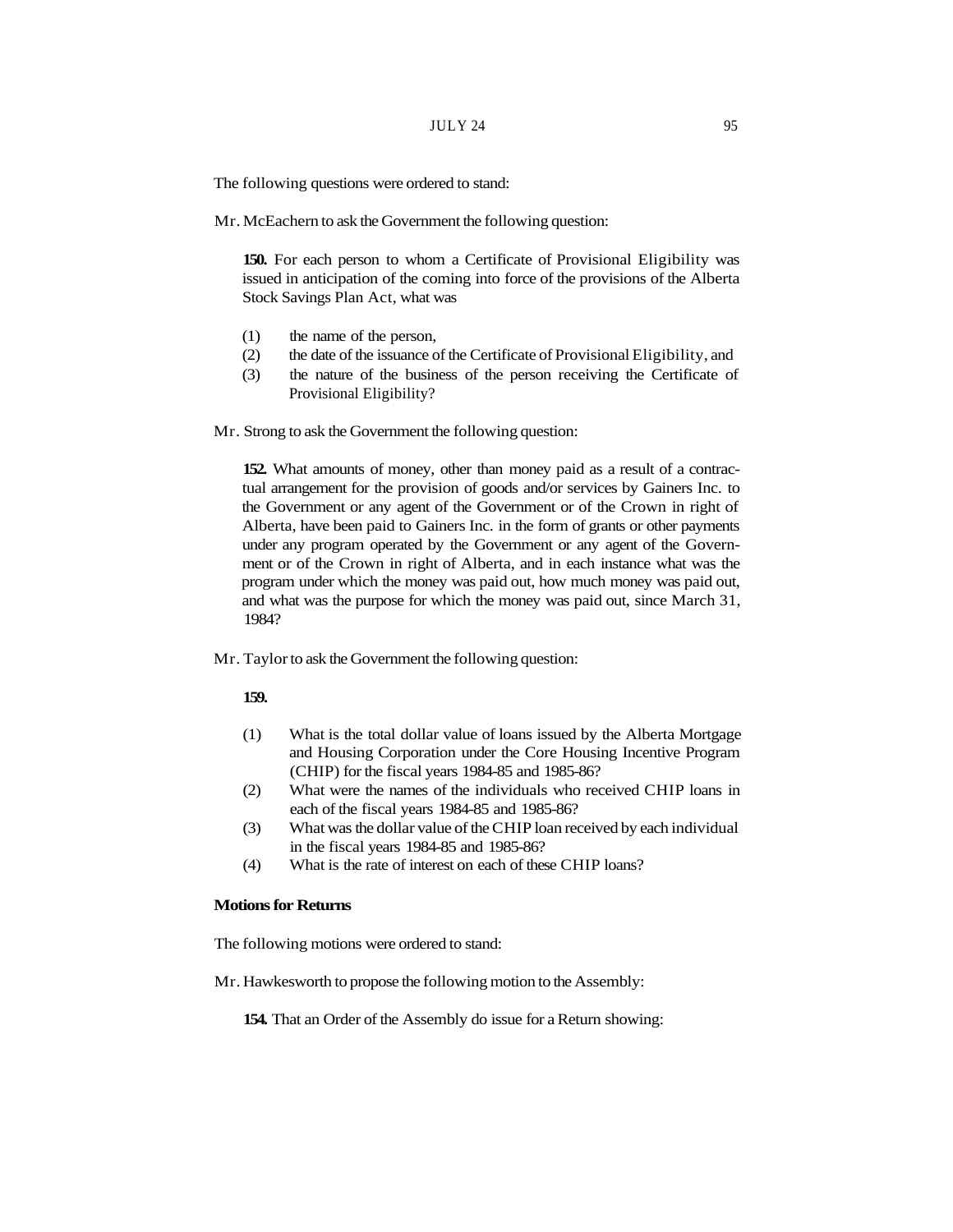The following questions were ordered to stand:

Mr. McEachern to ask the Government the following question:

> **150.** For each person to whom a Certificate of Provisional Eligibility was issued in anticipation of the coming into force of the provisions of the Alberta Stock Savings Plan Act, what was
>
> (1) the name of the person,
> (2) the date of the issuance of the Certificate of Provisional Eligibility, and
> (3) the nature of the business of the person receiving the Certificate of Provisional Eligibility?

Mr. Strong to ask the Government the following question:

> **152.** What amounts of money, other than money paid as a result of a contractual arrangement for the provision of goods and/or services by Gainers Inc. to the Government or any agent of the Government or of the Crown in right of Alberta, have been paid to Gainers Inc. in the form of grants or other payments under any program operated by the Government or any agent of the Government or of the Crown in right of Alberta, and in each instance what was the program under which the money was paid out, how much money was paid out, and what was the purpose for which the money was paid out, since March 31, 1984?

Mr. Taylor to ask the Government the following question:

> **159.**
>
> (1) What is the total dollar value of loans issued by the Alberta Mortgage and Housing Corporation under the Core Housing Incentive Program (CHIP) for the fiscal years 1984-85 and 1985-86?
> (2) What were the names of the individuals who received CHIP loans in each of the fiscal years 1984-85 and 1985-86?
> (3) What was the dollar value of the CHIP loan received by each individual in the fiscal years 1984-85 and 1985-86?
> (4) What is the rate of interest on each of these CHIP loans?

**Motions for Returns**

The following motions were ordered to stand:

Mr. Hawkesworth to propose the following motion to the Assembly:

> **154.** That an Order of the Assembly do issue for a Return showing: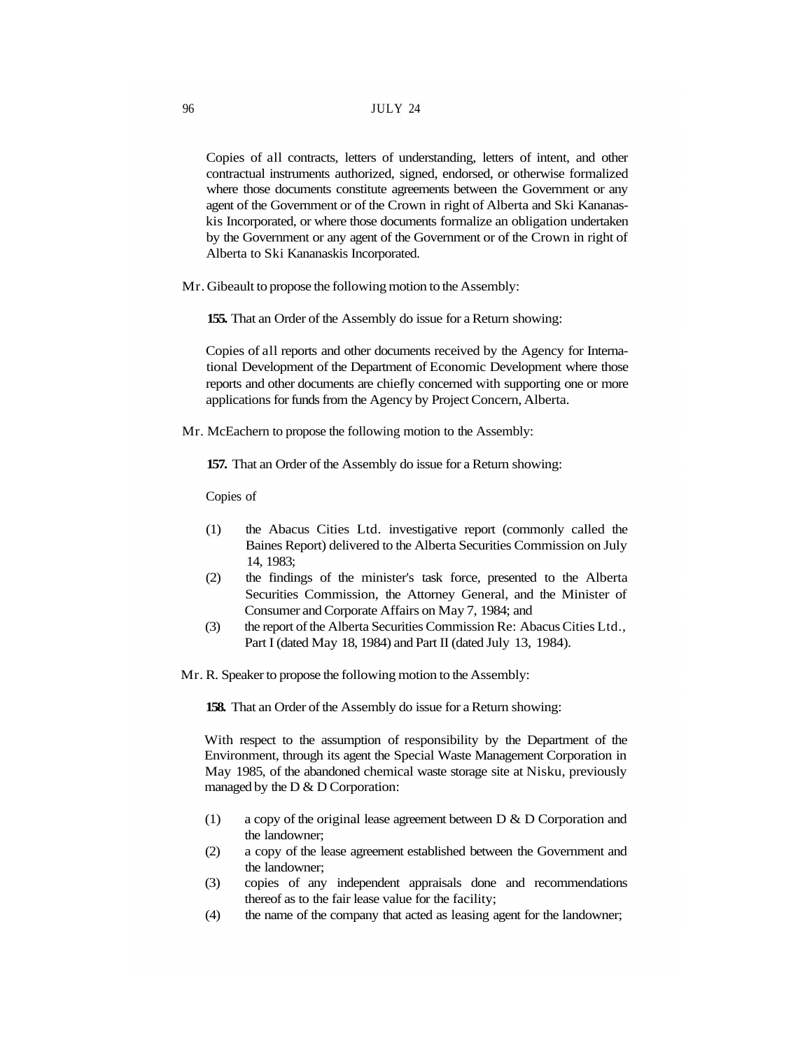Copies of all contracts, letters of understanding, letters of intent, and other contractual instruments authorized, signed, endorsed, or otherwise formalized where those documents constitute agreements between the Government or any agent of the Government or of the Crown in right of Alberta and Ski Kananaskis Incorporated, or where those documents formalize an obligation undertaken by the Government or any agent of the Government or of the Crown in right of Alberta to Ski Kananaskis Incorporated.

Mr. Gibeault to propose the following motion to the Assembly:

**155.** That an Order of the Assembly do issue for a Return showing:

Copies of all reports and other documents received by the Agency for International Development of the Department of Economic Development where those reports and other documents are chiefly concerned with supporting one or more applications for funds from the Agency by Project Concern, Alberta.

Mr. McEachern to propose the following motion to the Assembly:

**157.** That an Order of the Assembly do issue for a Return showing:

Copies of

(1) the Abacus Cities Ltd. investigative report (commonly called the Baines Report) delivered to the Alberta Securities Commission on July 14, 1983;
(2) the findings of the minister's task force, presented to the Alberta Securities Commission, the Attorney General, and the Minister of Consumer and Corporate Affairs on May 7, 1984; and
(3) the report of the Alberta Securities Commission Re: Abacus Cities Ltd., Part I (dated May 18, 1984) and Part II (dated July 13, 1984).

Mr. R. Speaker to propose the following motion to the Assembly:

**158.** That an Order of the Assembly do issue for a Return showing:

With respect to the assumption of responsibility by the Department of the Environment, through its agent the Special Waste Management Corporation in May 1985, of the abandoned chemical waste storage site at Nisku, previously managed by the D & D Corporation:

(1) a copy of the original lease agreement between D & D Corporation and the landowner;
(2) a copy of the lease agreement established between the Government and the landowner;
(3) copies of any independent appraisals done and recommendations thereof as to the fair lease value for the facility;
(4) the name of the company that acted as leasing agent for the landowner;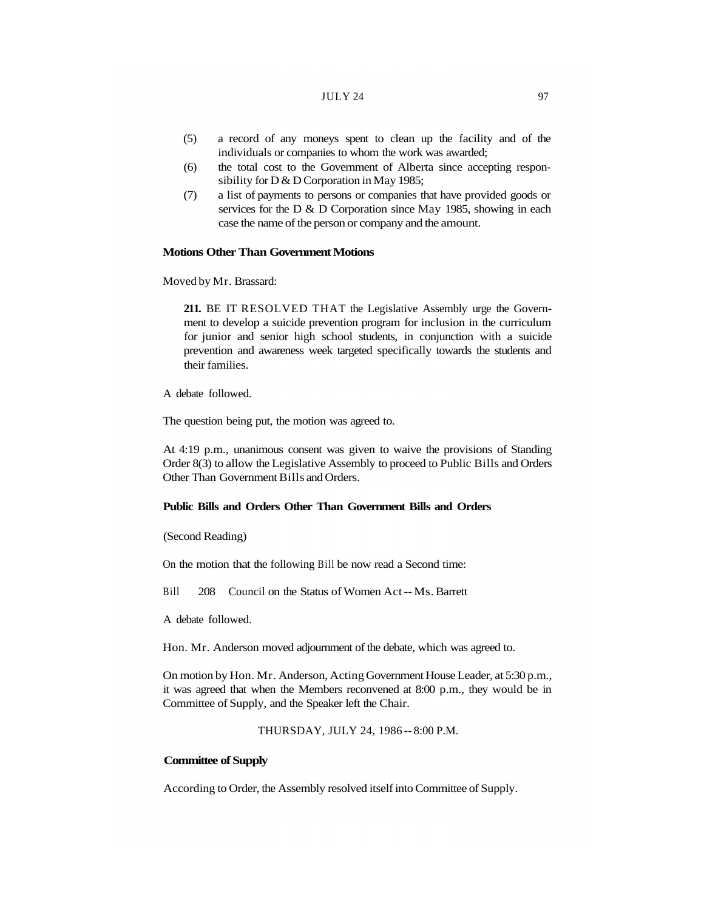(5) a record of any moneys spent to clean up the facility and of the individuals or companies to whom the work was awarded;

(6) the total cost to the Government of Alberta since accepting responsibility for D & D Corporation in May 1985;

(7) a list of payments to persons or companies that have provided goods or services for the D & D Corporation since May 1985, showing in each case the name of the person or company and the amount.

**Motions Other Than Government Motions**

Moved by Mr. Brassard:

> **211.** BE IT RESOLVED THAT the Legislative Assembly urge the Government to develop a suicide prevention program for inclusion in the curriculum for junior and senior high school students, in conjunction with a suicide prevention and awareness week targeted specifically towards the students and their families.

A debate followed.

The question being put, the motion was agreed to.

At 4:19 p.m., unanimous consent was given to waive the provisions of Standing Order 8(3) to allow the Legislative Assembly to proceed to Public Bills and Orders Other Than Government Bills and Orders.

**Public Bills and Orders Other Than Government Bills and Orders**

(Second Reading)

On the motion that the following Bill be now read a Second time:

Bill 208 Council on the Status of Women Act -- Ms. Barrett

A debate followed.

Hon. Mr. Anderson moved adjournment of the debate, which was agreed to.

On motion by Hon. Mr. Anderson, Acting Government House Leader, at 5:30 p.m., it was agreed that when the Members reconvened at 8:00 p.m., they would be in Committee of Supply, and the Speaker left the Chair.

THURSDAY, JULY 24, 1986 -- 8:00 P.M.

**Committee of Supply**

According to Order, the Assembly resolved itself into Committee of Supply.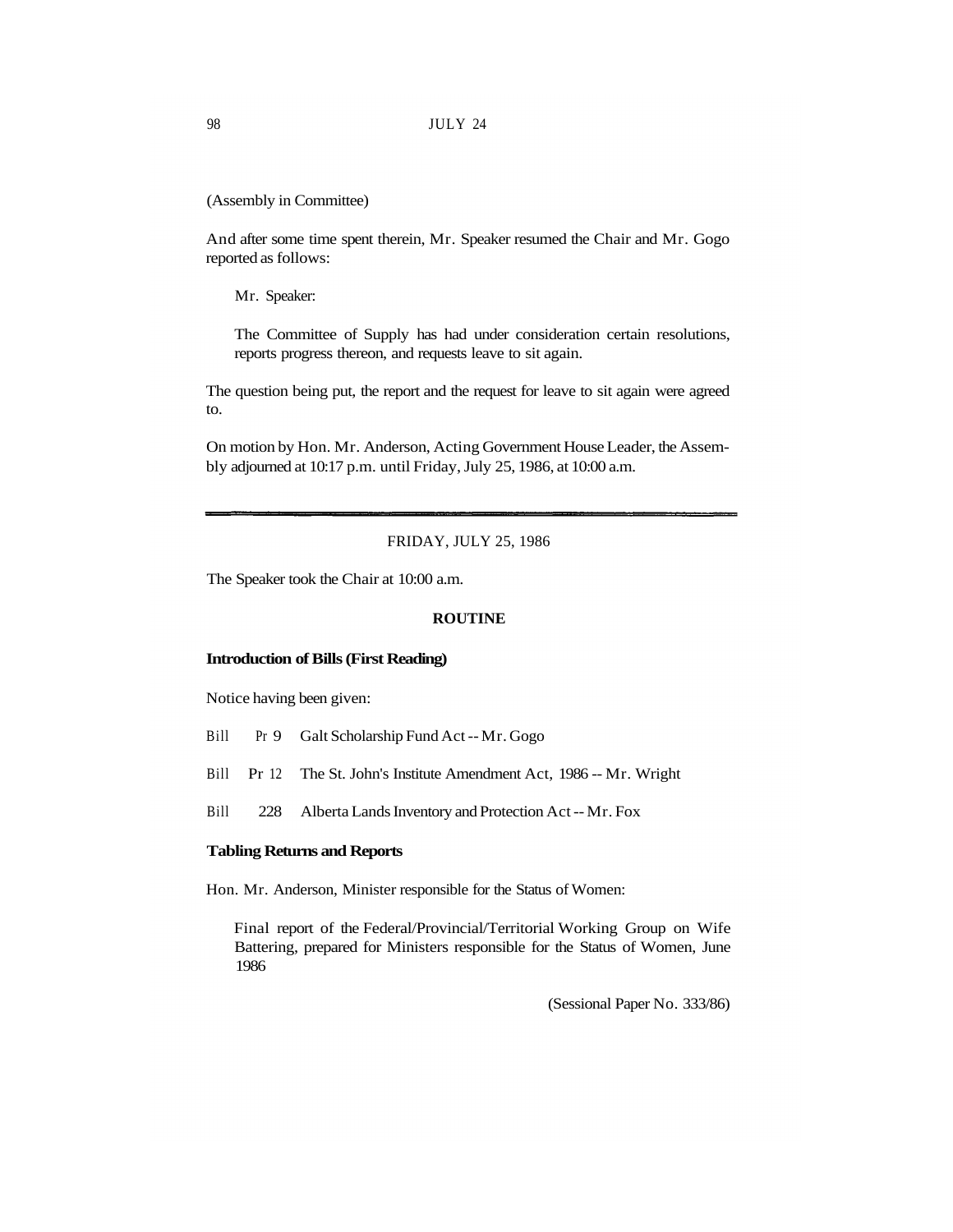(Assembly in Committee)

And after some time spent therein, Mr. Speaker resumed the Chair and Mr. Gogo reported as follows:

> Mr. Speaker:
>
> The Committee of Supply has had under consideration certain resolutions, reports progress thereon, and requests leave to sit again.

The question being put, the report and the request for leave to sit again were agreed to.

On motion by Hon. Mr. Anderson, Acting Government House Leader, the Assembly adjourned at 10:17 p.m. until Friday, July 25, 1986, at 10:00 a.m.

---

FRIDAY, JULY 25, 1986

The Speaker took the Chair at 10:00 a.m.

## ROUTINE

### Introduction of Bills (First Reading)

Notice having been given:

Bill Pr 9 Galt Scholarship Fund Act -- Mr. Gogo

Bill Pr 12 The St. John's Institute Amendment Act, 1986 -- Mr. Wright

Bill 228 Alberta Lands Inventory and Protection Act -- Mr. Fox

### Tabling Returns and Reports

Hon. Mr. Anderson, Minister responsible for the Status of Women:

> Final report of the Federal/Provincial/Territorial Working Group on Wife Battering, prepared for Ministers responsible for the Status of Women, June 1986
>
> (Sessional Paper No. 333/86)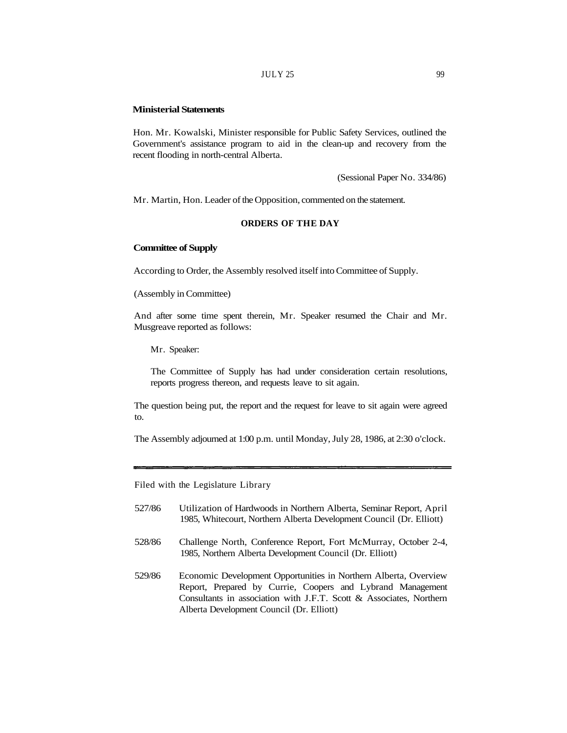**Ministerial Statements**

Hon. Mr. Kowalski, Minister responsible for Public Safety Services, outlined the Government's assistance program to aid in the clean-up and recovery from the recent flooding in north-central Alberta.

(Sessional Paper No. 334/86)

Mr. Martin, Hon. Leader of the Opposition, commented on the statement.

## ORDERS OF THE DAY

**Committee of Supply**

According to Order, the Assembly resolved itself into Committee of Supply.

(Assembly in Committee)

And after some time spent therein, Mr. Speaker resumed the Chair and Mr. Musgreave reported as follows:

> Mr. Speaker:
>
> The Committee of Supply has had under consideration certain resolutions, reports progress thereon, and requests leave to sit again.

The question being put, the report and the request for leave to sit again were agreed to.

The Assembly adjourned at 1:00 p.m. until Monday, July 28, 1986, at 2:30 o'clock.

---

Filed with the Legislature Library

527/86 Utilization of Hardwoods in Northern Alberta, Seminar Report, April 1985, Whitecourt, Northern Alberta Development Council (Dr. Elliott)

528/86 Challenge North, Conference Report, Fort McMurray, October 2-4, 1985, Northern Alberta Development Council (Dr. Elliott)

529/86 Economic Development Opportunities in Northern Alberta, Overview Report, Prepared by Currie, Coopers and Lybrand Management Consultants in association with J.F.T. Scott & Associates, Northern Alberta Development Council (Dr. Elliott)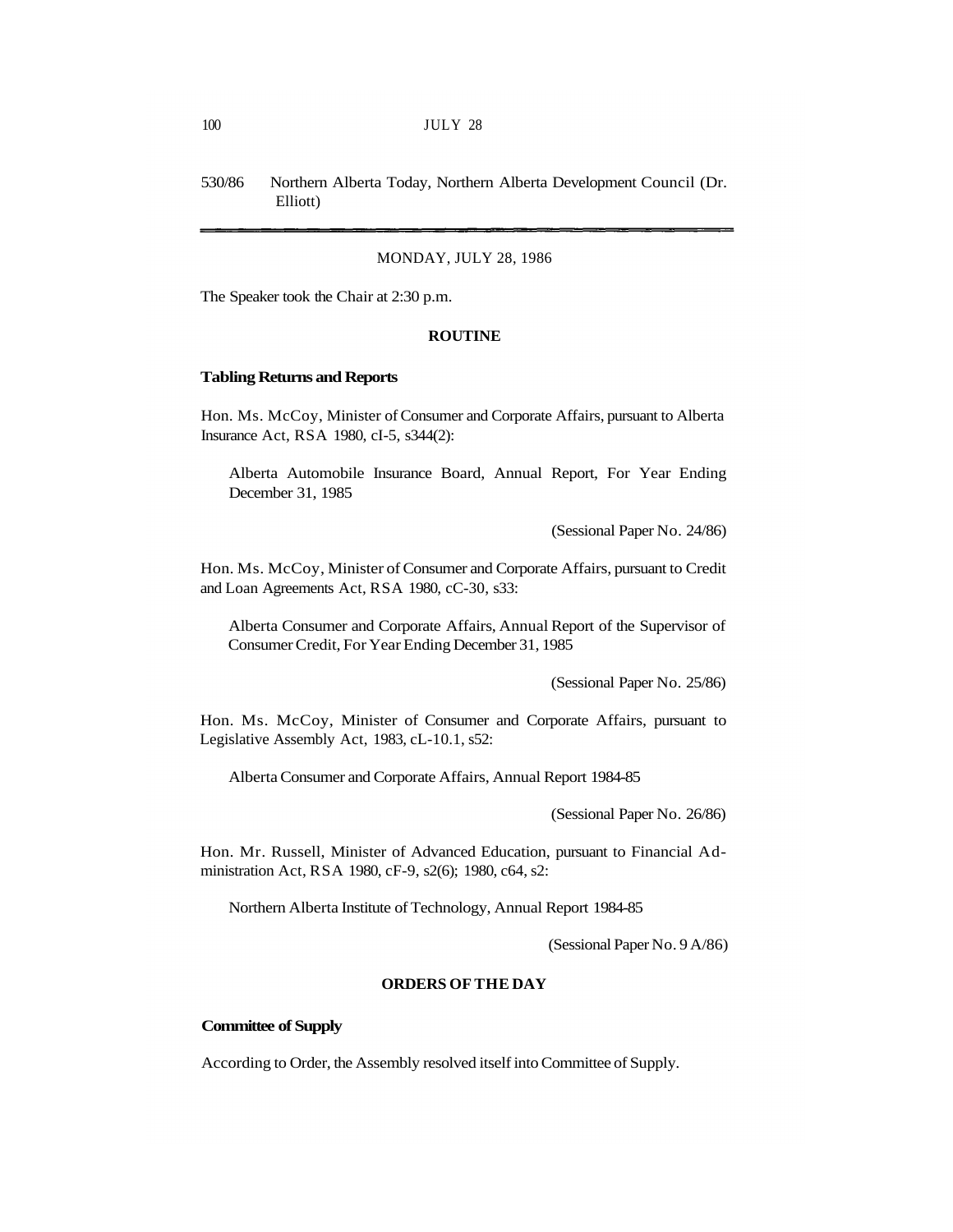530/86 Northern Alberta Today, Northern Alberta Development Council (Dr. Elliott)

---

MONDAY, JULY 28, 1986

The Speaker took the Chair at 2:30 p.m.

**ROUTINE**

**Tabling Returns and Reports**

Hon. Ms. McCoy, Minister of Consumer and Corporate Affairs, pursuant to Alberta Insurance Act, RSA 1980, cI-5, s344(2):

Alberta Automobile Insurance Board, Annual Report, For Year Ending December 31, 1985

(Sessional Paper No. 24/86)

Hon. Ms. McCoy, Minister of Consumer and Corporate Affairs, pursuant to Credit and Loan Agreements Act, RSA 1980, cC-30, s33:

Alberta Consumer and Corporate Affairs, Annual Report of the Supervisor of Consumer Credit, For Year Ending December 31, 1985

(Sessional Paper No. 25/86)

Hon. Ms. McCoy, Minister of Consumer and Corporate Affairs, pursuant to Legislative Assembly Act, 1983, cL-10.1, s52:

Alberta Consumer and Corporate Affairs, Annual Report 1984-85

(Sessional Paper No. 26/86)

Hon. Mr. Russell, Minister of Advanced Education, pursuant to Financial Administration Act, RSA 1980, cF-9, s2(6); 1980, c64, s2:

Northern Alberta Institute of Technology, Annual Report 1984-85

(Sessional Paper No. 9 A/86)

**ORDERS OF THE DAY**

**Committee of Supply**

According to Order, the Assembly resolved itself into Committee of Supply.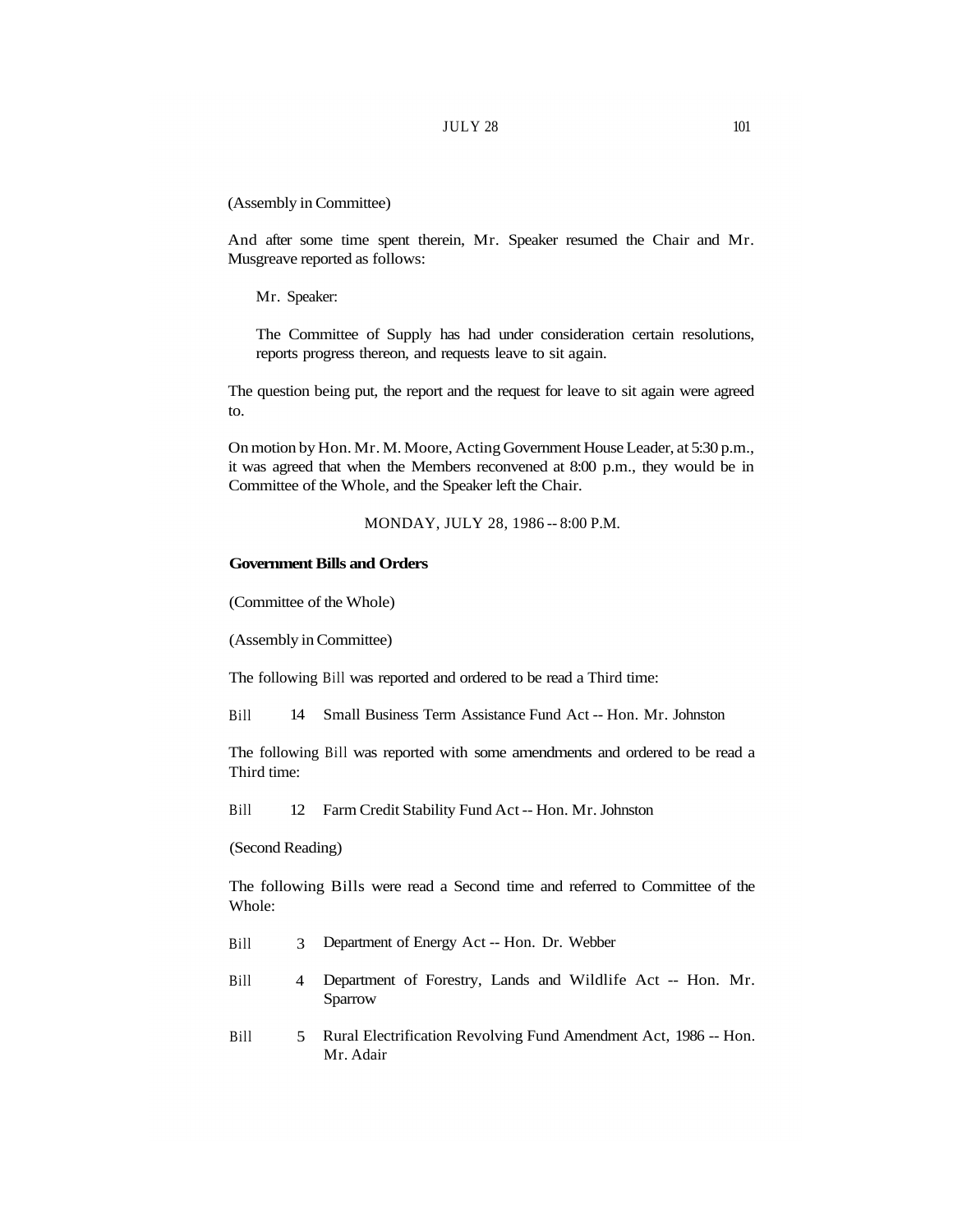(Assembly in Committee)

And after some time spent therein, Mr. Speaker resumed the Chair and Mr. Musgreave reported as follows:

> Mr. Speaker:
>
> The Committee of Supply has had under consideration certain resolutions, reports progress thereon, and requests leave to sit again.

The question being put, the report and the request for leave to sit again were agreed to.

On motion by Hon. Mr. M. Moore, Acting Government House Leader, at 5:30 p.m., it was agreed that when the Members reconvened at 8:00 p.m., they would be in Committee of the Whole, and the Speaker left the Chair.

MONDAY, JULY 28, 1986 -- 8:00 P.M.

**Government Bills and Orders**

(Committee of the Whole)

(Assembly in Committee)

The following Bill was reported and ordered to be read a Third time:

Bill 14 Small Business Term Assistance Fund Act -- Hon. Mr. Johnston

The following Bill was reported with some amendments and ordered to be read a Third time:

Bill 12 Farm Credit Stability Fund Act -- Hon. Mr. Johnston

(Second Reading)

The following Bills were read a Second time and referred to Committee of the Whole:

Bill 3 Department of Energy Act -- Hon. Dr. Webber

Bill 4 Department of Forestry, Lands and Wildlife Act -- Hon. Mr. Sparrow

Bill 5 Rural Electrification Revolving Fund Amendment Act, 1986 -- Hon. Mr. Adair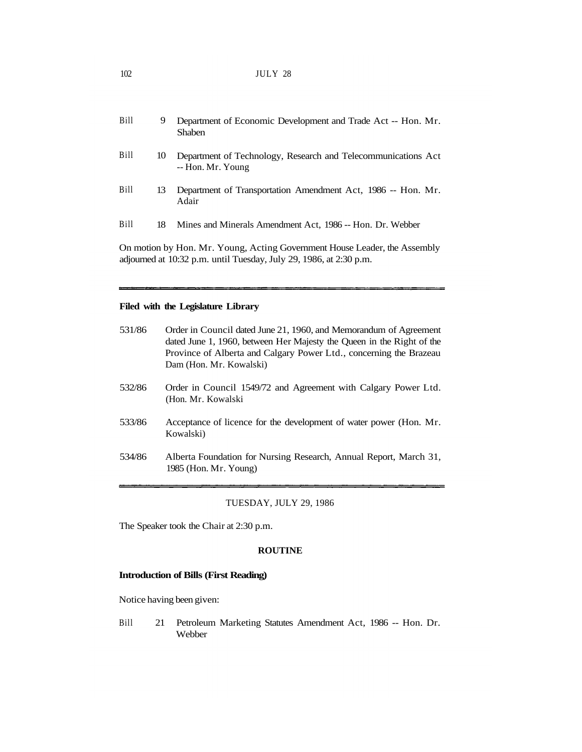Bill 9 Department of Economic Development and Trade Act -- Hon. Mr. Shaben

Bill 10 Department of Technology, Research and Telecommunications Act -- Hon. Mr. Young

Bill 13 Department of Transportation Amendment Act, 1986 -- Hon. Mr. Adair

Bill 18 Mines and Minerals Amendment Act, 1986 -- Hon. Dr. Webber

On motion by Hon. Mr. Young, Acting Government House Leader, the Assembly adjourned at 10:32 p.m. until Tuesday, July 29, 1986, at 2:30 p.m.

---

**Filed with the Legislature Library**

531/86 Order in Council dated June 21, 1960, and Memorandum of Agreement dated June 1, 1960, between Her Majesty the Queen in the Right of the Province of Alberta and Calgary Power Ltd., concerning the Brazeau Dam (Hon. Mr. Kowalski)

532/86 Order in Council 1549/72 and Agreement with Calgary Power Ltd. (Hon. Mr. Kowalski

533/86 Acceptance of licence for the development of water power (Hon. Mr. Kowalski)

534/86 Alberta Foundation for Nursing Research, Annual Report, March 31, 1985 (Hon. Mr. Young)

---

TUESDAY, JULY 29, 1986

The Speaker took the Chair at 2:30 p.m.

**ROUTINE**

**Introduction of Bills (First Reading)**

Notice having been given:

Bill 21 Petroleum Marketing Statutes Amendment Act, 1986 -- Hon. Dr. Webber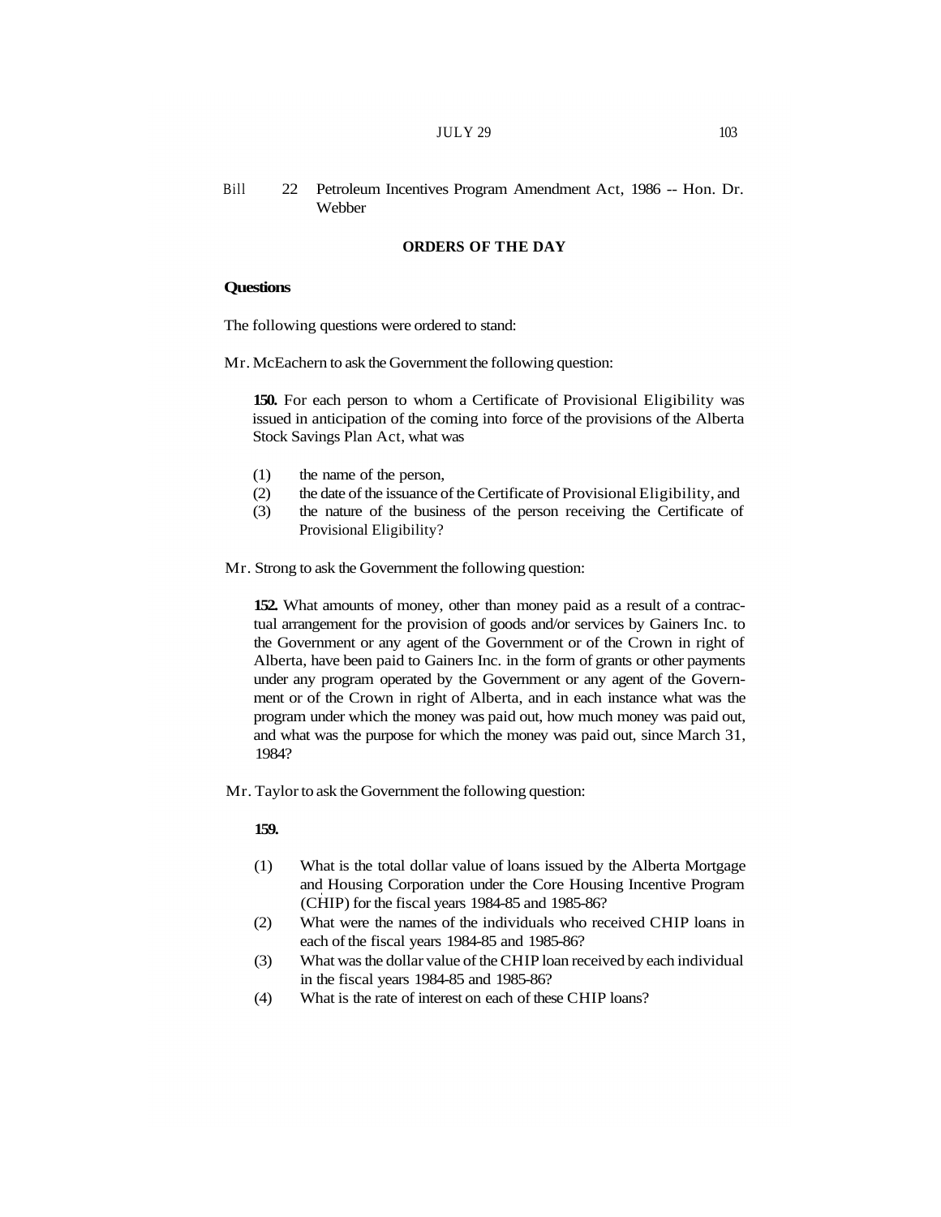Bill 22 Petroleum Incentives Program Amendment Act, 1986 -- Hon. Dr. Webber

## ORDERS OF THE DAY

**Questions**

The following questions were ordered to stand:

Mr. McEachern to ask the Government the following question:

**150.** For each person to whom a Certificate of Provisional Eligibility was issued in anticipation of the coming into force of the provisions of the Alberta Stock Savings Plan Act, what was

(1) the name of the person,
(2) the date of the issuance of the Certificate of Provisional Eligibility, and
(3) the nature of the business of the person receiving the Certificate of Provisional Eligibility?

Mr. Strong to ask the Government the following question:

**152.** What amounts of money, other than money paid as a result of a contractual arrangement for the provision of goods and/or services by Gainers Inc. to the Government or any agent of the Government or of the Crown in right of Alberta, have been paid to Gainers Inc. in the form of grants or other payments under any program operated by the Government or any agent of the Government or of the Crown in right of Alberta, and in each instance what was the program under which the money was paid out, how much money was paid out, and what was the purpose for which the money was paid out, since March 31, 1984?

Mr. Taylor to ask the Government the following question:

**159.**

(1) What is the total dollar value of loans issued by the Alberta Mortgage and Housing Corporation under the Core Housing Incentive Program (CHIP) for the fiscal years 1984-85 and 1985-86?
(2) What were the names of the individuals who received CHIP loans in each of the fiscal years 1984-85 and 1985-86?
(3) What was the dollar value of the CHIP loan received by each individual in the fiscal years 1984-85 and 1985-86?
(4) What is the rate of interest on each of these CHIP loans?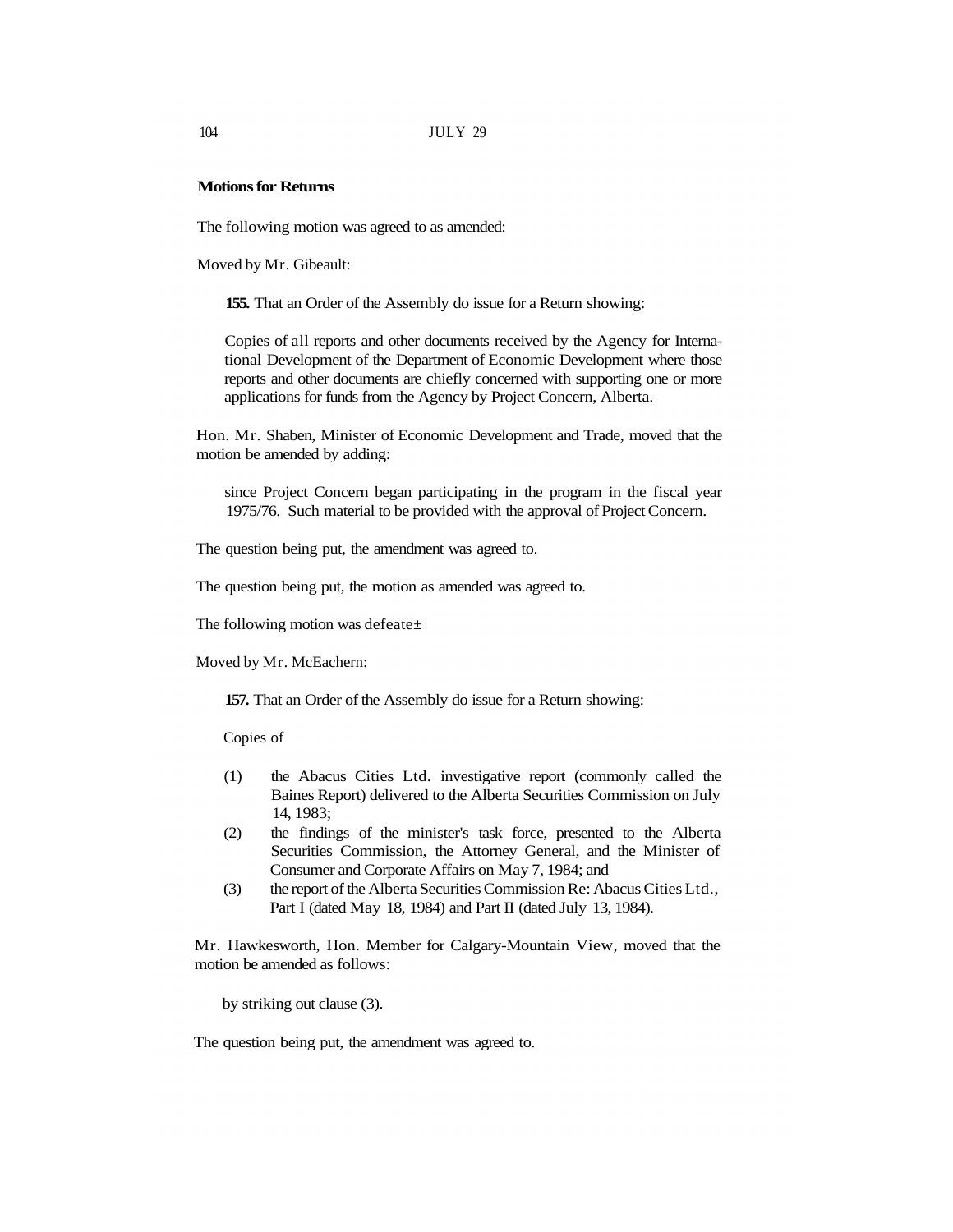**Motions for Returns**

The following motion was agreed to as amended:

Moved by Mr. Gibeault:

> **155.** That an Order of the Assembly do issue for a Return showing:
>
> Copies of all reports and other documents received by the Agency for International Development of the Department of Economic Development where those reports and other documents are chiefly concerned with supporting one or more applications for funds from the Agency by Project Concern, Alberta.

Hon. Mr. Shaben, Minister of Economic Development and Trade, moved that the motion be amended by adding:

> since Project Concern began participating in the program in the fiscal year 1975/76. Such material to be provided with the approval of Project Concern.

The question being put, the amendment was agreed to.

The question being put, the motion as amended was agreed to.

The following motion was defeate±

Moved by Mr. McEachern:

> **157.** That an Order of the Assembly do issue for a Return showing:
>
> Copies of
>
> (1) the Abacus Cities Ltd. investigative report (commonly called the Baines Report) delivered to the Alberta Securities Commission on July 14, 1983;
>
> (2) the findings of the minister's task force, presented to the Alberta Securities Commission, the Attorney General, and the Minister of Consumer and Corporate Affairs on May 7, 1984; and
>
> (3) the report of the Alberta Securities Commission Re: Abacus Cities Ltd., Part I (dated May 18, 1984) and Part II (dated July 13, 1984).

Mr. Hawkesworth, Hon. Member for Calgary-Mountain View, moved that the motion be amended as follows:

> by striking out clause (3).

The question being put, the amendment was agreed to.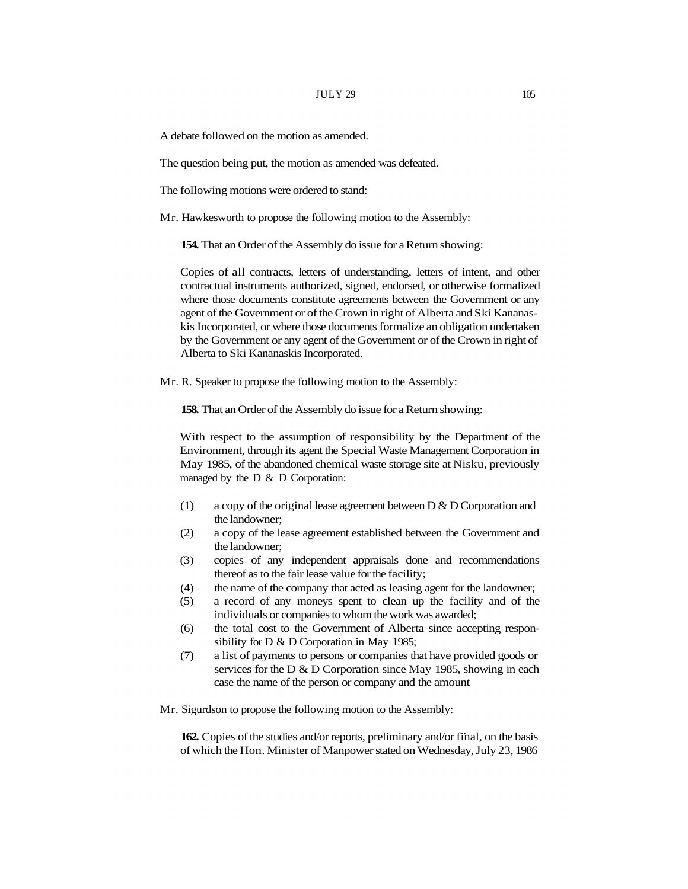A debate followed on the motion as amended.

The question being put, the motion as amended was defeated.

The following motions were ordered to stand:

Mr. Hawkesworth to propose the following motion to the Assembly:

> **154.** That an Order of the Assembly do issue for a Return showing:
>
> Copies of all contracts, letters of understanding, letters of intent, and other contractual instruments authorized, signed, endorsed, or otherwise formalized where those documents constitute agreements between the Government or any agent of the Government or of the Crown in right of Alberta and Ski Kananaskis Incorporated, or where those documents formalize an obligation undertaken by the Government or any agent of the Government or of the Crown in right of Alberta to Ski Kananaskis Incorporated.

Mr. R. Speaker to propose the following motion to the Assembly:

> **158.** That an Order of the Assembly do issue for a Return showing:
>
> With respect to the assumption of responsibility by the Department of the Environment, through its agent the Special Waste Management Corporation in May 1985, of the abandoned chemical waste storage site at Nisku, previously managed by the D & D Corporation:
>
> (1) a copy of the original lease agreement between D & D Corporation and the landowner;
> (2) a copy of the lease agreement established between the Government and the landowner;
> (3) copies of any independent appraisals done and recommendations thereof as to the fair lease value for the facility;
> (4) the name of the company that acted as leasing agent for the landowner;
> (5) a record of any moneys spent to clean up the facility and of the individuals or companies to whom the work was awarded;
> (6) the total cost to the Government of Alberta since accepting responsibility for D & D Corporation in May 1985;
> (7) a list of payments to persons or companies that have provided goods or services for the D & D Corporation since May 1985, showing in each case the name of the person or company and the amount

Mr. Sigurdson to propose the following motion to the Assembly:

> **162.** Copies of the studies and/or reports, preliminary and/or final, on the basis of which the Hon. Minister of Manpower stated on Wednesday, July 23, 1986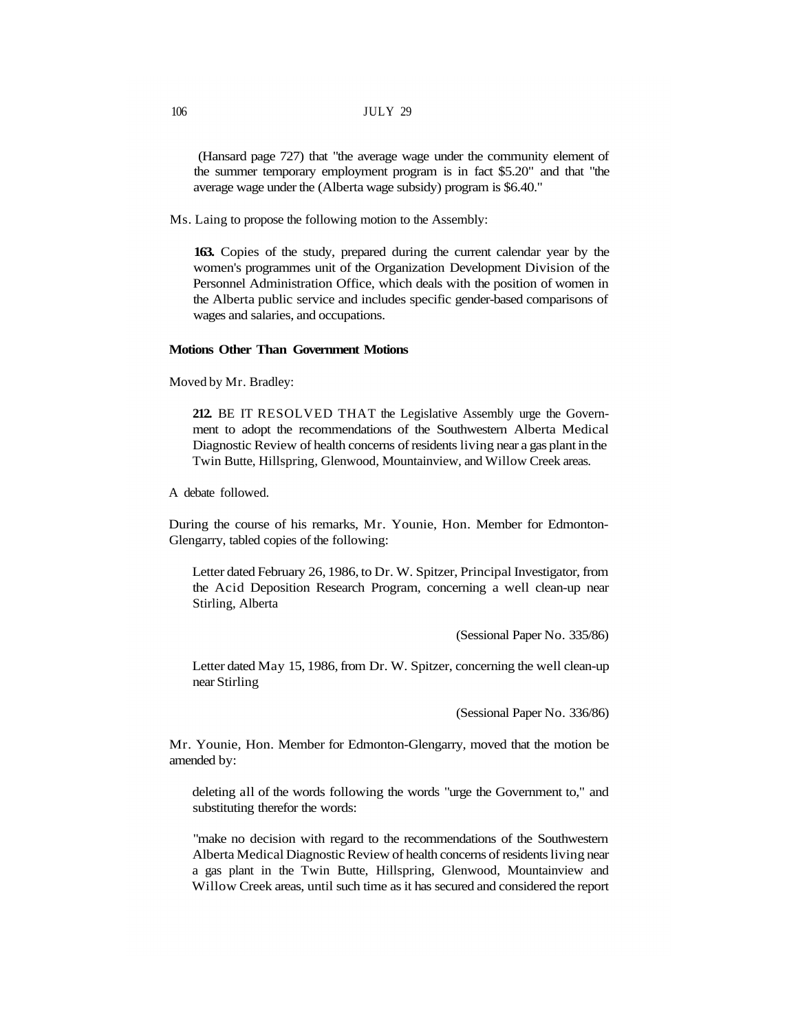(Hansard page 727) that "the average wage under the community element of the summer temporary employment program is in fact $5.20" and that "the average wage under the (Alberta wage subsidy) program is $6.40."

Ms. Laing to propose the following motion to the Assembly:

**163.** Copies of the study, prepared during the current calendar year by the women's programmes unit of the Organization Development Division of the Personnel Administration Office, which deals with the position of women in the Alberta public service and includes specific gender-based comparisons of wages and salaries, and occupations.

**Motions Other Than Government Motions**

Moved by Mr. Bradley:

**212.** BE IT RESOLVED THAT the Legislative Assembly urge the Government to adopt the recommendations of the Southwestern Alberta Medical Diagnostic Review of health concerns of residents living near a gas plant in the Twin Butte, Hillspring, Glenwood, Mountainview, and Willow Creek areas.

A debate followed.

During the course of his remarks, Mr. Younie, Hon. Member for Edmonton-Glengarry, tabled copies of the following:

Letter dated February 26, 1986, to Dr. W. Spitzer, Principal Investigator, from the Acid Deposition Research Program, concerning a well clean-up near Stirling, Alberta

(Sessional Paper No. 335/86)

Letter dated May 15, 1986, from Dr. W. Spitzer, concerning the well clean-up near Stirling

(Sessional Paper No. 336/86)

Mr. Younie, Hon. Member for Edmonton-Glengarry, moved that the motion be amended by:

deleting all of the words following the words "urge the Government to," and substituting therefor the words:

"make no decision with regard to the recommendations of the Southwestern Alberta Medical Diagnostic Review of health concerns of residents living near a gas plant in the Twin Butte, Hillspring, Glenwood, Mountainview and Willow Creek areas, until such time as it has secured and considered the report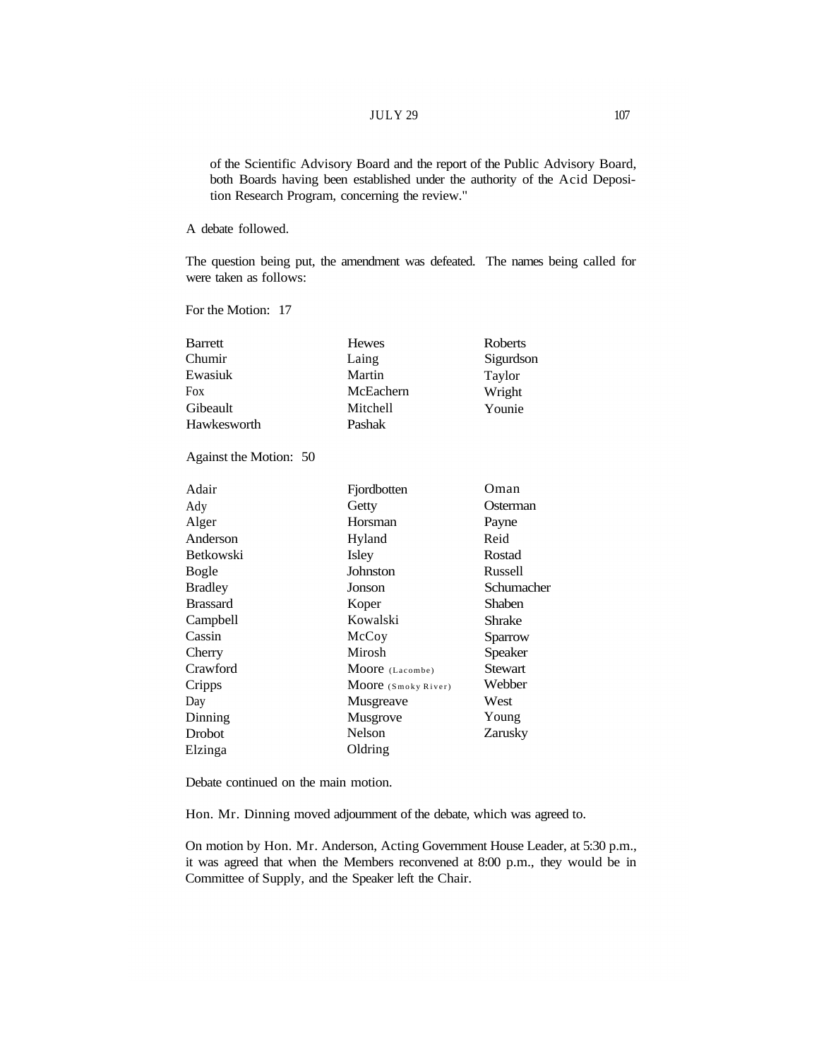of the Scientific Advisory Board and the report of the Public Advisory Board, both Boards having been established under the authority of the Acid Deposition Research Program, concerning the review."

A debate followed.

The question being put, the amendment was defeated. The names being called for were taken as follows:

For the Motion: 17

| | | |
|---|---|---|
| Barrett | Hewes | Roberts |
| Chumir | Laing | Sigurdson |
| Ewasiuk | Martin | Taylor |
| Fox | McEachern | Wright |
| Gibeault | Mitchell | Younie |
| Hawkesworth | Pashak | |

Against the Motion: 50

| | | |
|---|---|---|
| Adair | Fjordbotten | Oman |
| Ady | Getty | Osterman |
| Alger | Horsman | Payne |
| Anderson | Hyland | Reid |
| Betkowski | Isley | Rostad |
| Bogle | Johnston | Russell |
| Bradley | Jonson | Schumacher |
| Brassard | Koper | Shaben |
| Campbell | Kowalski | Shrake |
| Cassin | McCoy | Sparrow |
| Cherry | Mirosh | Speaker |
| Crawford | Moore (Lacombe) | Stewart |
| Cripps | Moore (Smoky River) | Webber |
| Day | Musgreave | West |
| Dinning | Musgrove | Young |
| Drobot | Nelson | Zarusky |
| Elzinga | Oldring | |

Debate continued on the main motion.

Hon. Mr. Dinning moved adjournment of the debate, which was agreed to.

On motion by Hon. Mr. Anderson, Acting Government House Leader, at 5:30 p.m., it was agreed that when the Members reconvened at 8:00 p.m., they would be in Committee of Supply, and the Speaker left the Chair.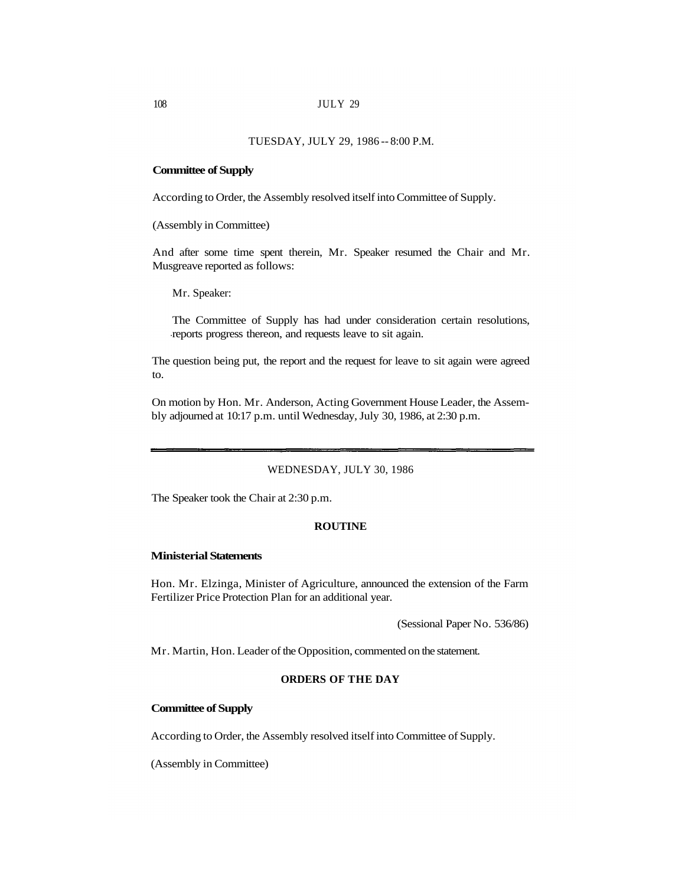TUESDAY, JULY 29, 1986 -- 8:00 P.M.

**Committee of Supply**

According to Order, the Assembly resolved itself into Committee of Supply.

(Assembly in Committee)

And after some time spent therein, Mr. Speaker resumed the Chair and Mr. Musgreave reported as follows:

> Mr. Speaker:
>
> The Committee of Supply has had under consideration certain resolutions, reports progress thereon, and requests leave to sit again.

The question being put, the report and the request for leave to sit again were agreed to.

On motion by Hon. Mr. Anderson, Acting Government House Leader, the Assembly adjourned at 10:17 p.m. until Wednesday, July 30, 1986, at 2:30 p.m.

---

WEDNESDAY, JULY 30, 1986

The Speaker took the Chair at 2:30 p.m.

**ROUTINE**

**Ministerial Statements**

Hon. Mr. Elzinga, Minister of Agriculture, announced the extension of the Farm Fertilizer Price Protection Plan for an additional year.

(Sessional Paper No. 536/86)

Mr. Martin, Hon. Leader of the Opposition, commented on the statement.

**ORDERS OF THE DAY**

**Committee of Supply**

According to Order, the Assembly resolved itself into Committee of Supply.

(Assembly in Committee)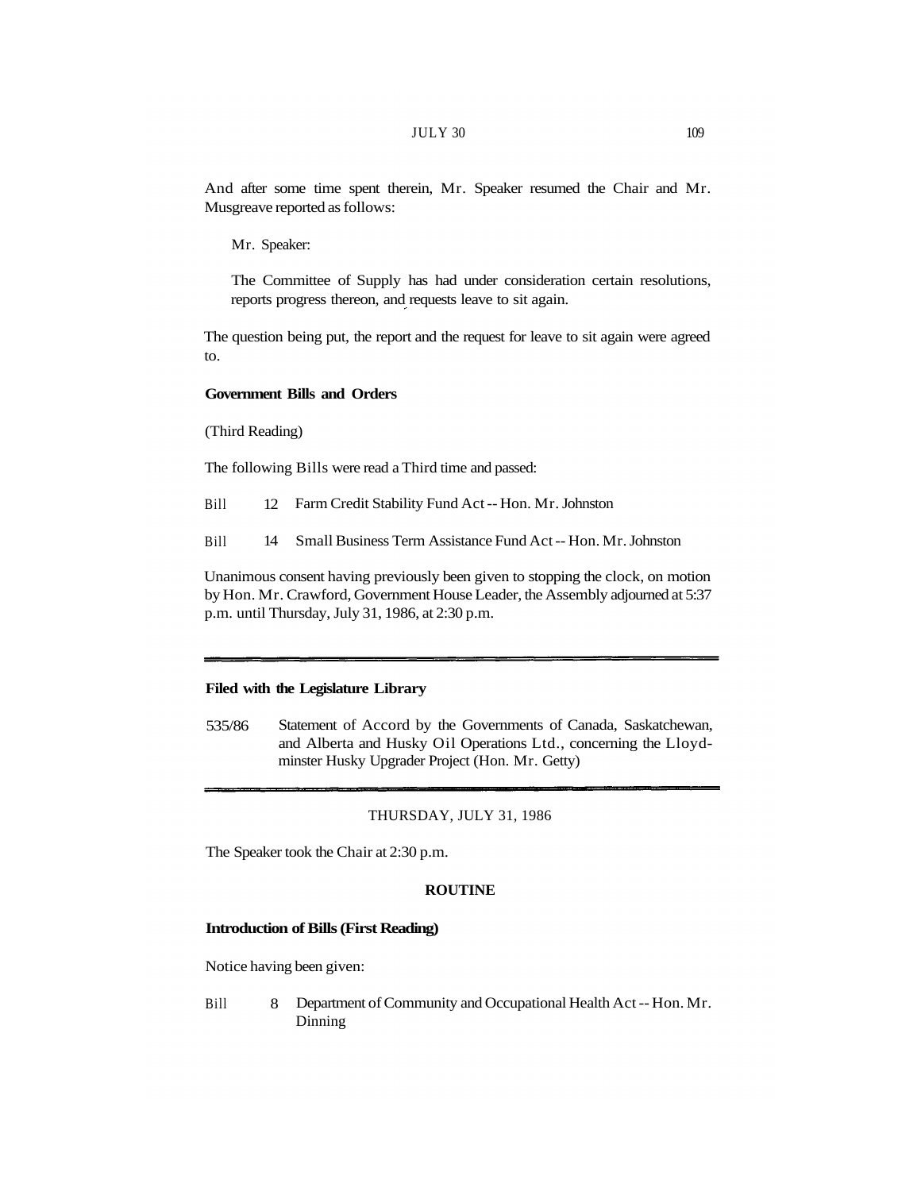And after some time spent therein, Mr. Speaker resumed the Chair and Mr. Musgreave reported as follows:

Mr. Speaker:

The Committee of Supply has had under consideration certain resolutions, reports progress thereon, and requests leave to sit again.

The question being put, the report and the request for leave to sit again were agreed to.

**Government Bills and Orders**

(Third Reading)

The following Bills were read a Third time and passed:

Bill 12 Farm Credit Stability Fund Act -- Hon. Mr. Johnston

Bill 14 Small Business Term Assistance Fund Act -- Hon. Mr. Johnston

Unanimous consent having previously been given to stopping the clock, on motion by Hon. Mr. Crawford, Government House Leader, the Assembly adjourned at 5:37 p.m. until Thursday, July 31, 1986, at 2:30 p.m.

---

**Filed with the Legislature Library**

535/86 Statement of Accord by the Governments of Canada, Saskatchewan, and Alberta and Husky Oil Operations Ltd., concerning the Lloydminster Husky Upgrader Project (Hon. Mr. Getty)

---

THURSDAY, JULY 31, 1986

The Speaker took the Chair at 2:30 p.m.

**ROUTINE**

**Introduction of Bills (First Reading)**

Notice having been given:

Bill 8 Department of Community and Occupational Health Act -- Hon. Mr. Dinning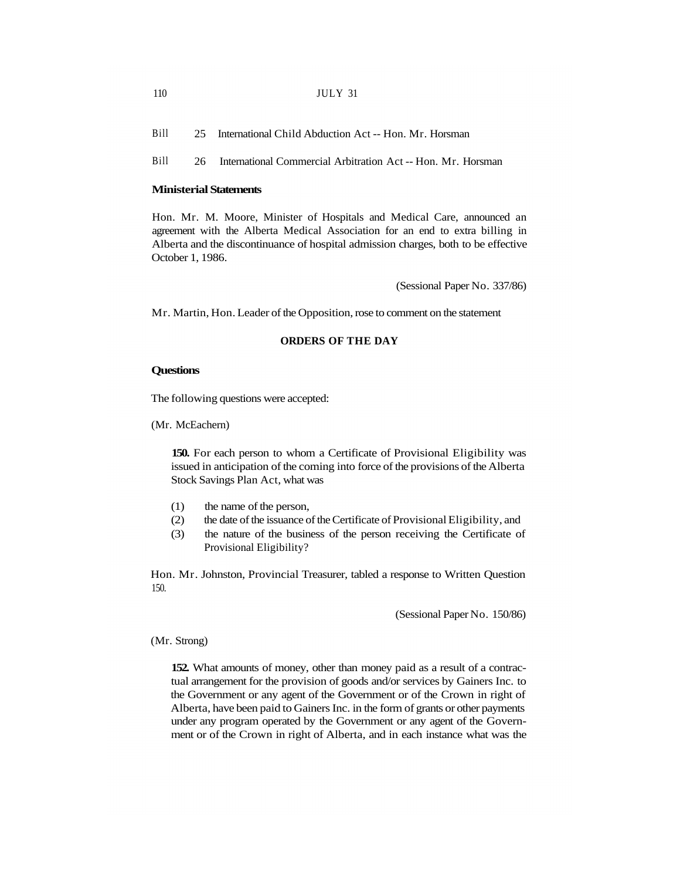Bill 25 International Child Abduction Act -- Hon. Mr. Horsman

Bill 26 International Commercial Arbitration Act -- Hon. Mr. Horsman

**Ministerial Statements**

Hon. Mr. M. Moore, Minister of Hospitals and Medical Care, announced an agreement with the Alberta Medical Association for an end to extra billing in Alberta and the discontinuance of hospital admission charges, both to be effective October 1, 1986.

(Sessional Paper No. 337/86)

Mr. Martin, Hon. Leader of the Opposition, rose to comment on the statement

## ORDERS OF THE DAY

**Questions**

The following questions were accepted:

(Mr. McEachern)

**150.** For each person to whom a Certificate of Provisional Eligibility was issued in anticipation of the coming into force of the provisions of the Alberta Stock Savings Plan Act, what was

(1) the name of the person,
(2) the date of the issuance of the Certificate of Provisional Eligibility, and
(3) the nature of the business of the person receiving the Certificate of Provisional Eligibility?

Hon. Mr. Johnston, Provincial Treasurer, tabled a response to Written Question 150.

(Sessional Paper No. 150/86)

(Mr. Strong)

**152.** What amounts of money, other than money paid as a result of a contractual arrangement for the provision of goods and/or services by Gainers Inc. to the Government or any agent of the Government or of the Crown in right of Alberta, have been paid to Gainers Inc. in the form of grants or other payments under any program operated by the Government or any agent of the Government or of the Crown in right of Alberta, and in each instance what was the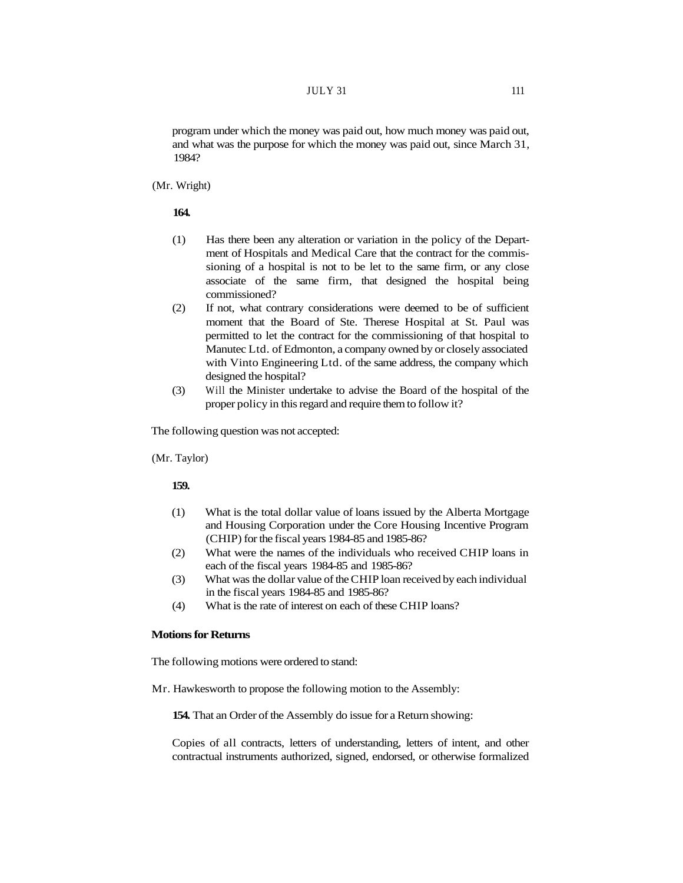program under which the money was paid out, how much money was paid out, and what was the purpose for which the money was paid out, since March 31, 1984?

(Mr. Wright)

**164.**

(1) Has there been any alteration or variation in the policy of the Department of Hospitals and Medical Care that the contract for the commissioning of a hospital is not to be let to the same firm, or any close associate of the same firm, that designed the hospital being commissioned?

(2) If not, what contrary considerations were deemed to be of sufficient moment that the Board of Ste. Therese Hospital at St. Paul was permitted to let the contract for the commissioning of that hospital to Manutec Ltd. of Edmonton, a company owned by or closely associated with Vinto Engineering Ltd. of the same address, the company which designed the hospital?

(3) Will the Minister undertake to advise the Board of the hospital of the proper policy in this regard and require them to follow it?

The following question was not accepted:

(Mr. Taylor)

**159.**

(1) What is the total dollar value of loans issued by the Alberta Mortgage and Housing Corporation under the Core Housing Incentive Program (CHIP) for the fiscal years 1984-85 and 1985-86?

(2) What were the names of the individuals who received CHIP loans in each of the fiscal years 1984-85 and 1985-86?

(3) What was the dollar value of the CHIP loan received by each individual in the fiscal years 1984-85 and 1985-86?

(4) What is the rate of interest on each of these CHIP loans?

**Motions for Returns**

The following motions were ordered to stand:

Mr. Hawkesworth to propose the following motion to the Assembly:

**154.** That an Order of the Assembly do issue for a Return showing:

Copies of all contracts, letters of understanding, letters of intent, and other contractual instruments authorized, signed, endorsed, or otherwise formalized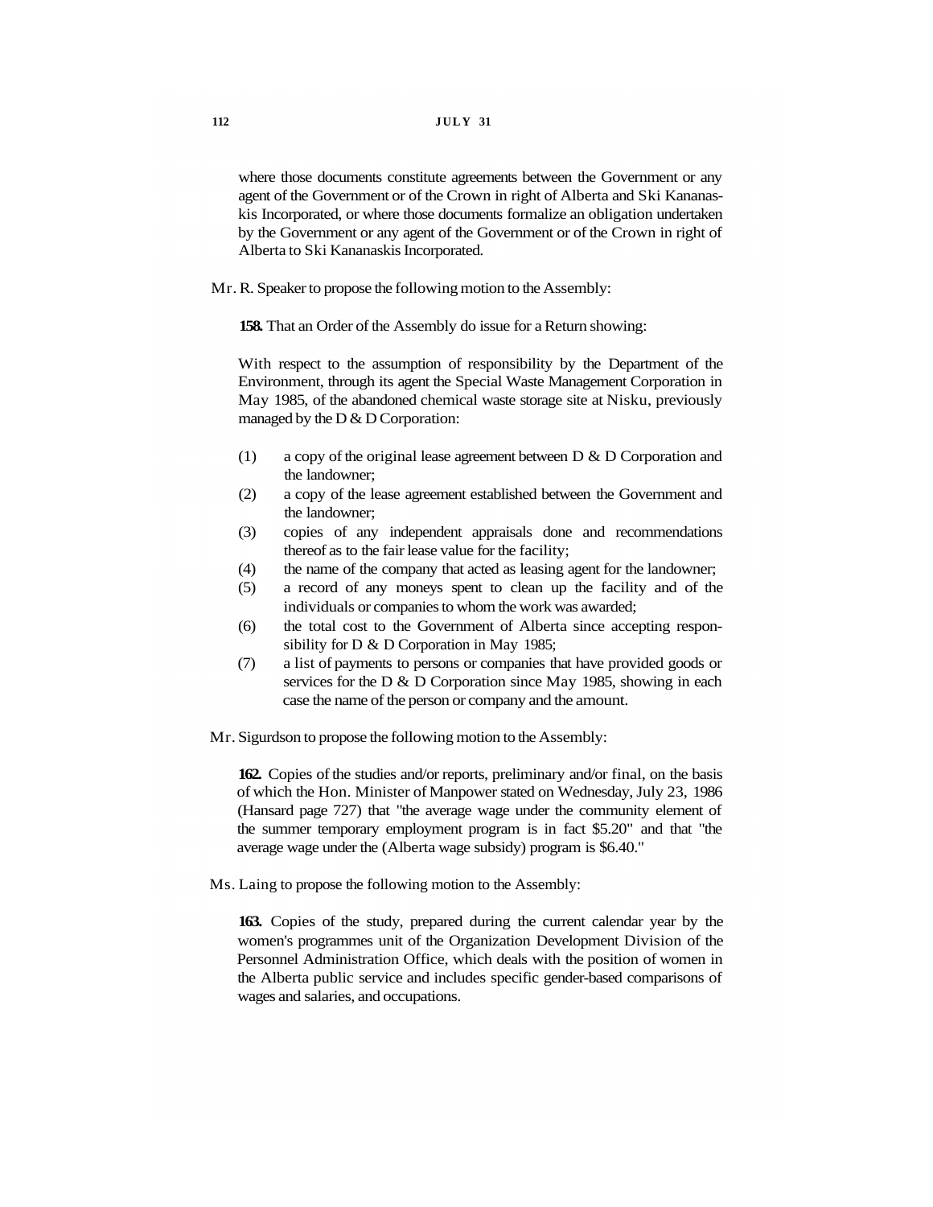where those documents constitute agreements between the Government or any agent of the Government or of the Crown in right of Alberta and Ski Kananaskis Incorporated, or where those documents formalize an obligation undertaken by the Government or any agent of the Government or of the Crown in right of Alberta to Ski Kananaskis Incorporated.

Mr. R. Speaker to propose the following motion to the Assembly:

**158.** That an Order of the Assembly do issue for a Return showing:

With respect to the assumption of responsibility by the Department of the Environment, through its agent the Special Waste Management Corporation in May 1985, of the abandoned chemical waste storage site at Nisku, previously managed by the D & D Corporation:

(1) a copy of the original lease agreement between D & D Corporation and the landowner;

(2) a copy of the lease agreement established between the Government and the landowner;

(3) copies of any independent appraisals done and recommendations thereof as to the fair lease value for the facility;

(4) the name of the company that acted as leasing agent for the landowner;

(5) a record of any moneys spent to clean up the facility and of the individuals or companies to whom the work was awarded;

(6) the total cost to the Government of Alberta since accepting responsibility for D & D Corporation in May 1985;

(7) a list of payments to persons or companies that have provided goods or services for the D & D Corporation since May 1985, showing in each case the name of the person or company and the amount.

Mr. Sigurdson to propose the following motion to the Assembly:

**162.** Copies of the studies and/or reports, preliminary and/or final, on the basis of which the Hon. Minister of Manpower stated on Wednesday, July 23, 1986 (Hansard page 727) that "the average wage under the community element of the summer temporary employment program is in fact $5.20" and that "the average wage under the (Alberta wage subsidy) program is $6.40."

Ms. Laing to propose the following motion to the Assembly:

**163.** Copies of the study, prepared during the current calendar year by the women's programmes unit of the Organization Development Division of the Personnel Administration Office, which deals with the position of women in the Alberta public service and includes specific gender-based comparisons of wages and salaries, and occupations.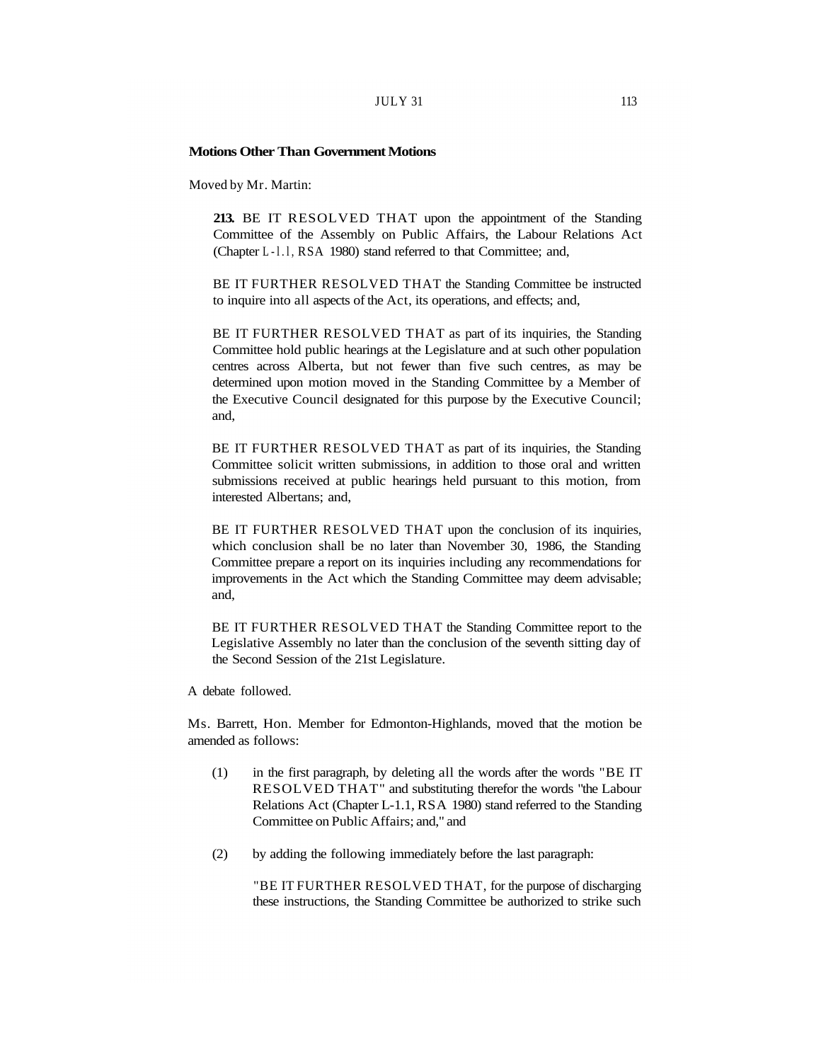**Motions Other Than Government Motions**

Moved by Mr. Martin:

> **213.** BE IT RESOLVED THAT upon the appointment of the Standing Committee of the Assembly on Public Affairs, the Labour Relations Act (Chapter L-1.1, RSA 1980) stand referred to that Committee; and,
>
> BE IT FURTHER RESOLVED THAT the Standing Committee be instructed to inquire into all aspects of the Act, its operations, and effects; and,
>
> BE IT FURTHER RESOLVED THAT as part of its inquiries, the Standing Committee hold public hearings at the Legislature and at such other population centres across Alberta, but not fewer than five such centres, as may be determined upon motion moved in the Standing Committee by a Member of the Executive Council designated for this purpose by the Executive Council; and,
>
> BE IT FURTHER RESOLVED THAT as part of its inquiries, the Standing Committee solicit written submissions, in addition to those oral and written submissions received at public hearings held pursuant to this motion, from interested Albertans; and,
>
> BE IT FURTHER RESOLVED THAT upon the conclusion of its inquiries, which conclusion shall be no later than November 30, 1986, the Standing Committee prepare a report on its inquiries including any recommendations for improvements in the Act which the Standing Committee may deem advisable; and,
>
> BE IT FURTHER RESOLVED THAT the Standing Committee report to the Legislative Assembly no later than the conclusion of the seventh sitting day of the Second Session of the 21st Legislature.

A debate followed.

Ms. Barrett, Hon. Member for Edmonton-Highlands, moved that the motion be amended as follows:

(1) in the first paragraph, by deleting all the words after the words "BE IT RESOLVED THAT" and substituting therefor the words "the Labour Relations Act (Chapter L-1.1, RSA 1980) stand referred to the Standing Committee on Public Affairs; and," and

(2) by adding the following immediately before the last paragraph:

> "BE IT FURTHER RESOLVED THAT, for the purpose of discharging these instructions, the Standing Committee be authorized to strike such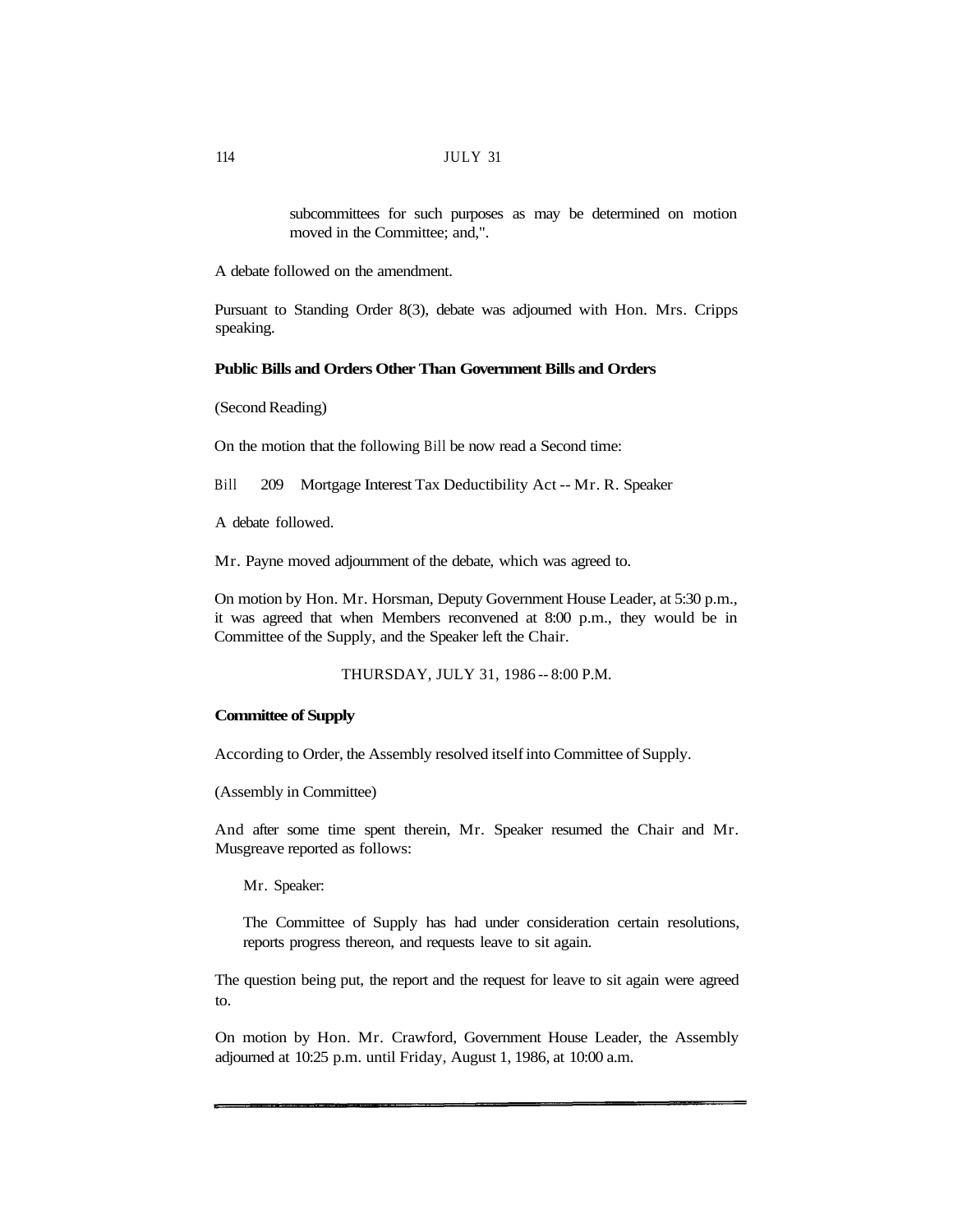subcommittees for such purposes as may be determined on motion moved in the Committee; and,".

A debate followed on the amendment.

Pursuant to Standing Order 8(3), debate was adjourned with Hon. Mrs. Cripps speaking.

**Public Bills and Orders Other Than Government Bills and Orders**

(Second Reading)

On the motion that the following Bill be now read a Second time:

Bill 209 Mortgage Interest Tax Deductibility Act -- Mr. R. Speaker

A debate followed.

Mr. Payne moved adjournment of the debate, which was agreed to.

On motion by Hon. Mr. Horsman, Deputy Government House Leader, at 5:30 p.m., it was agreed that when Members reconvened at 8:00 p.m., they would be in Committee of the Supply, and the Speaker left the Chair.

THURSDAY, JULY 31, 1986 -- 8:00 P.M.

**Committee of Supply**

According to Order, the Assembly resolved itself into Committee of Supply.

(Assembly in Committee)

And after some time spent therein, Mr. Speaker resumed the Chair and Mr. Musgreave reported as follows:

> Mr. Speaker:
>
> The Committee of Supply has had under consideration certain resolutions, reports progress thereon, and requests leave to sit again.

The question being put, the report and the request for leave to sit again were agreed to.

On motion by Hon. Mr. Crawford, Government House Leader, the Assembly adjourned at 10:25 p.m. until Friday, August 1, 1986, at 10:00 a.m.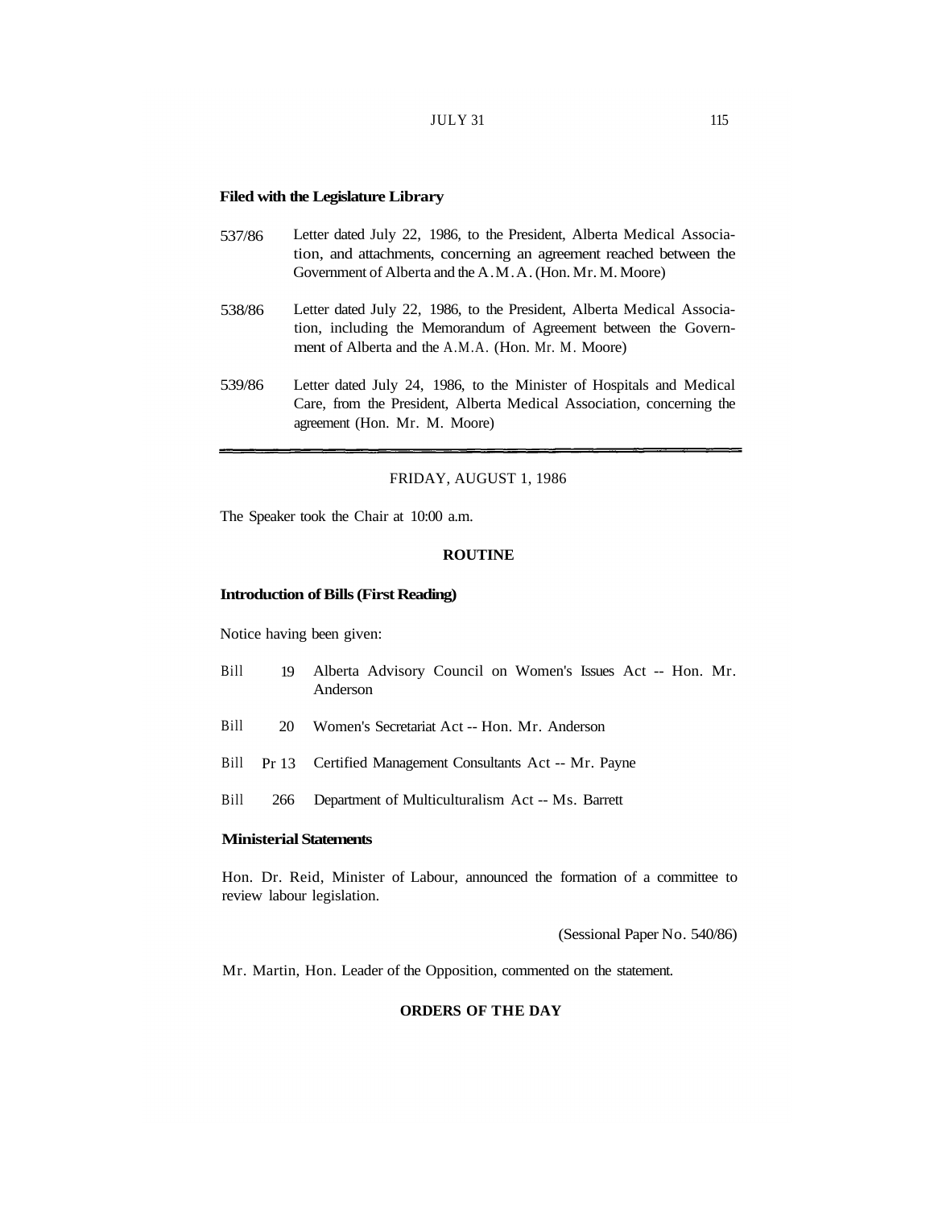**Filed with the Legislature Library**

537/86 Letter dated July 22, 1986, to the President, Alberta Medical Association, and attachments, concerning an agreement reached between the Government of Alberta and the A.M.A. (Hon. Mr. M. Moore)

538/86 Letter dated July 22, 1986, to the President, Alberta Medical Association, including the Memorandum of Agreement between the Government of Alberta and the A.M.A. (Hon. Mr. M. Moore)

539/86 Letter dated July 24, 1986, to the Minister of Hospitals and Medical Care, from the President, Alberta Medical Association, concerning the agreement (Hon. Mr. M. Moore)

---

FRIDAY, AUGUST 1, 1986

The Speaker took the Chair at 10:00 a.m.

**ROUTINE**

**Introduction of Bills (First Reading)**

Notice having been given:

Bill 19 Alberta Advisory Council on Women's Issues Act -- Hon. Mr. Anderson

Bill 20 Women's Secretariat Act -- Hon. Mr. Anderson

Bill Pr 13 Certified Management Consultants Act -- Mr. Payne

Bill 266 Department of Multiculturalism Act -- Ms. Barrett

**Ministerial Statements**

Hon. Dr. Reid, Minister of Labour, announced the formation of a committee to review labour legislation.

(Sessional Paper No. 540/86)

Mr. Martin, Hon. Leader of the Opposition, commented on the statement.

**ORDERS OF THE DAY**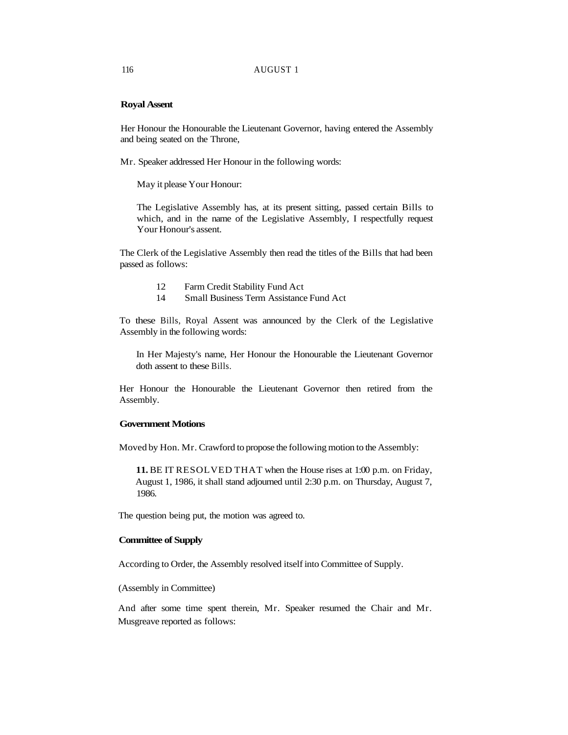**Royal Assent**

Her Honour the Honourable the Lieutenant Governor, having entered the Assembly and being seated on the Throne,

Mr. Speaker addressed Her Honour in the following words:

> May it please Your Honour:
>
> The Legislative Assembly has, at its present sitting, passed certain Bills to which, and in the name of the Legislative Assembly, I respectfully request Your Honour's assent.

The Clerk of the Legislative Assembly then read the titles of the Bills that had been passed as follows:

12 Farm Credit Stability Fund Act
14 Small Business Term Assistance Fund Act

To these Bills, Royal Assent was announced by the Clerk of the Legislative Assembly in the following words:

> In Her Majesty's name, Her Honour the Honourable the Lieutenant Governor doth assent to these Bills.

Her Honour the Honourable the Lieutenant Governor then retired from the Assembly.

**Government Motions**

Moved by Hon. Mr. Crawford to propose the following motion to the Assembly:

> **11.** BE IT RESOLVED THAT when the House rises at 1:00 p.m. on Friday, August 1, 1986, it shall stand adjourned until 2:30 p.m. on Thursday, August 7, 1986.

The question being put, the motion was agreed to.

**Committee of Supply**

According to Order, the Assembly resolved itself into Committee of Supply.

(Assembly in Committee)

And after some time spent therein, Mr. Speaker resumed the Chair and Mr. Musgreave reported as follows: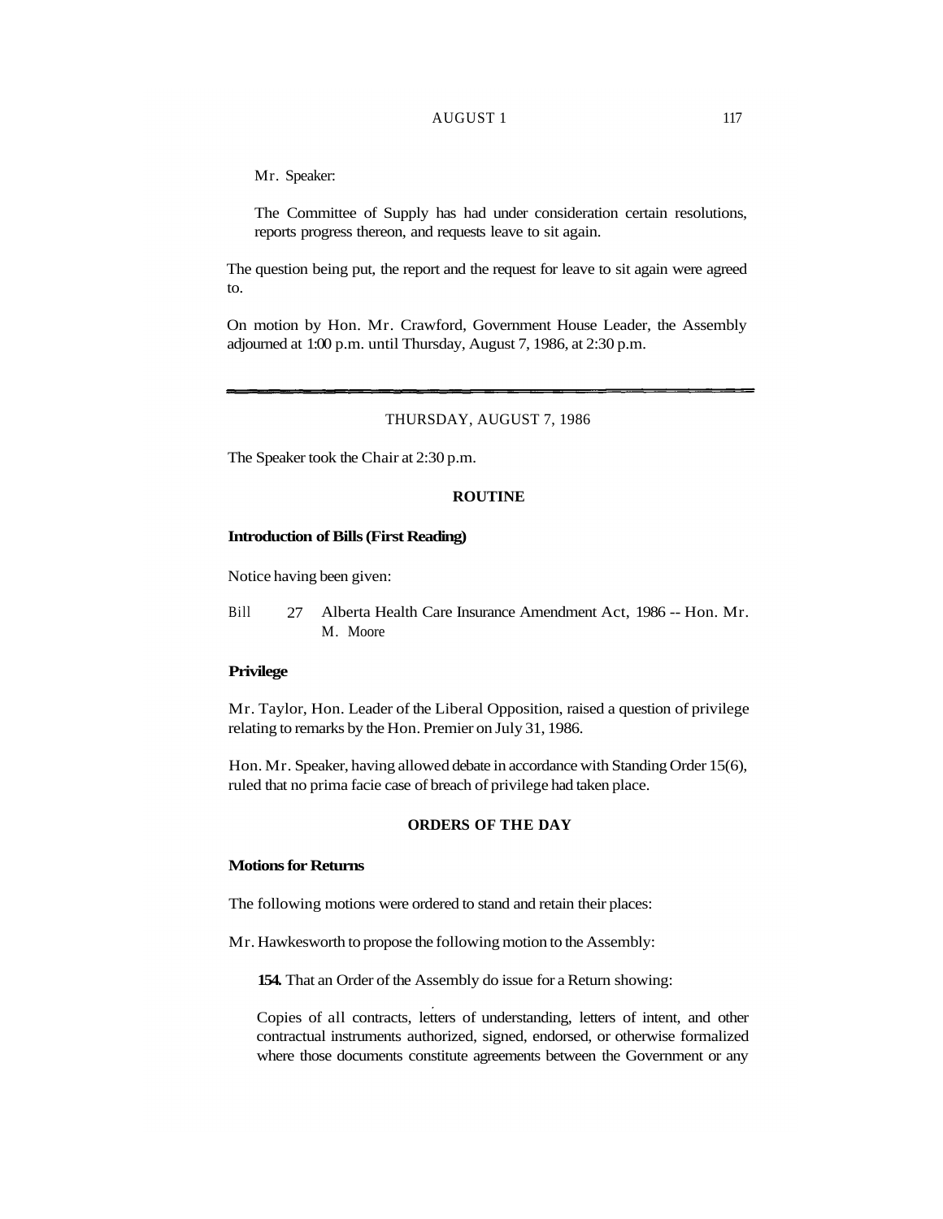Mr. Speaker:

The Committee of Supply has had under consideration certain resolutions, reports progress thereon, and requests leave to sit again.

The question being put, the report and the request for leave to sit again were agreed to.

On motion by Hon. Mr. Crawford, Government House Leader, the Assembly adjourned at 1:00 p.m. until Thursday, August 7, 1986, at 2:30 p.m.

---

## THURSDAY, AUGUST 7, 1986

The Speaker took the Chair at 2:30 p.m.

### ROUTINE

**Introduction of Bills (First Reading)**

Notice having been given:

Bill 27 Alberta Health Care Insurance Amendment Act, 1986 -- Hon. Mr. M. Moore

**Privilege**

Mr. Taylor, Hon. Leader of the Liberal Opposition, raised a question of privilege relating to remarks by the Hon. Premier on July 31, 1986.

Hon. Mr. Speaker, having allowed debate in accordance with Standing Order 15(6), ruled that no prima facie case of breach of privilege had taken place.

### ORDERS OF THE DAY

**Motions for Returns**

The following motions were ordered to stand and retain their places:

Mr. Hawkesworth to propose the following motion to the Assembly:

**154.** That an Order of the Assembly do issue for a Return showing:

Copies of all contracts, letters of understanding, letters of intent, and other contractual instruments authorized, signed, endorsed, or otherwise formalized where those documents constitute agreements between the Government or any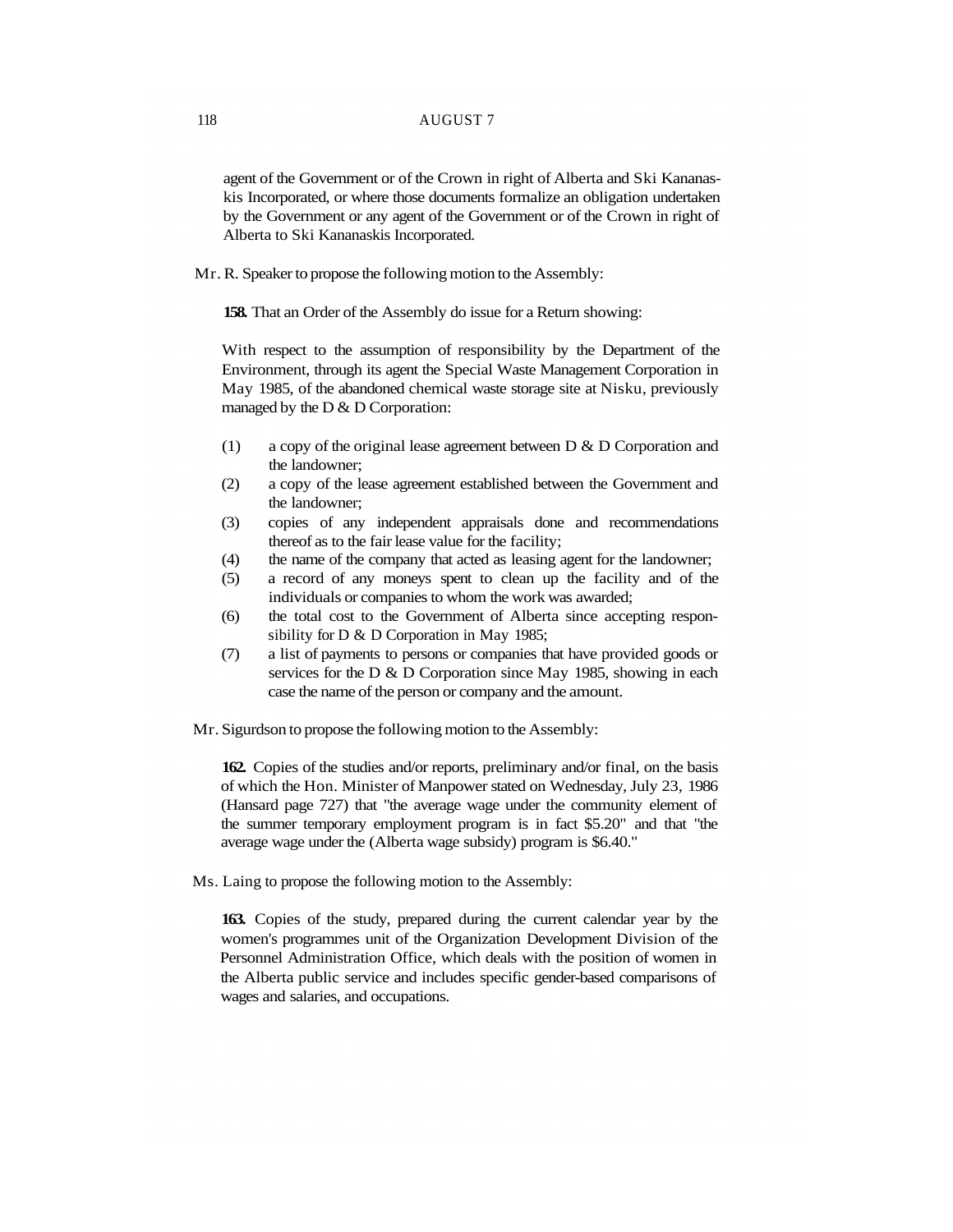agent of the Government or of the Crown in right of Alberta and Ski Kananaskis Incorporated, or where those documents formalize an obligation undertaken by the Government or any agent of the Government or of the Crown in right of Alberta to Ski Kananaskis Incorporated.

Mr. R. Speaker to propose the following motion to the Assembly:

**158.** That an Order of the Assembly do issue for a Return showing:

With respect to the assumption of responsibility by the Department of the Environment, through its agent the Special Waste Management Corporation in May 1985, of the abandoned chemical waste storage site at Nisku, previously managed by the D & D Corporation:

(1) a copy of the original lease agreement between D & D Corporation and the landowner;
(2) a copy of the lease agreement established between the Government and the landowner;
(3) copies of any independent appraisals done and recommendations thereof as to the fair lease value for the facility;
(4) the name of the company that acted as leasing agent for the landowner;
(5) a record of any moneys spent to clean up the facility and of the individuals or companies to whom the work was awarded;
(6) the total cost to the Government of Alberta since accepting responsibility for D & D Corporation in May 1985;
(7) a list of payments to persons or companies that have provided goods or services for the D & D Corporation since May 1985, showing in each case the name of the person or company and the amount.

Mr. Sigurdson to propose the following motion to the Assembly:

**162.** Copies of the studies and/or reports, preliminary and/or final, on the basis of which the Hon. Minister of Manpower stated on Wednesday, July 23, 1986 (Hansard page 727) that "the average wage under the community element of the summer temporary employment program is in fact $5.20" and that "the average wage under the (Alberta wage subsidy) program is $6.40."

Ms. Laing to propose the following motion to the Assembly:

**163.** Copies of the study, prepared during the current calendar year by the women's programmes unit of the Organization Development Division of the Personnel Administration Office, which deals with the position of women in the Alberta public service and includes specific gender-based comparisons of wages and salaries, and occupations.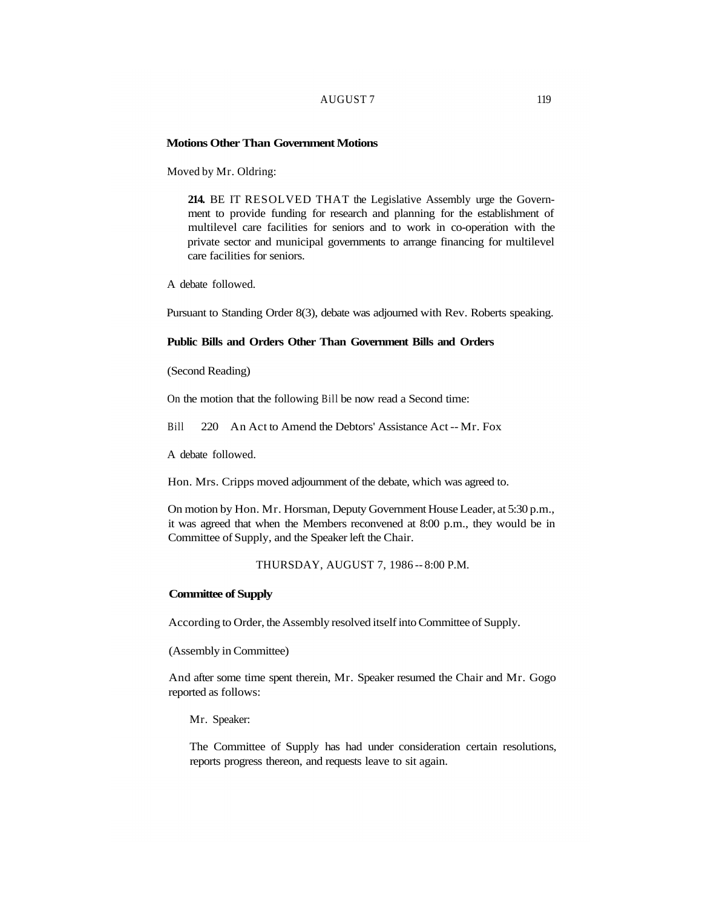**Motions Other Than Government Motions**

Moved by Mr. Oldring:

> **214.** BE IT RESOLVED THAT the Legislative Assembly urge the Government to provide funding for research and planning for the establishment of multilevel care facilities for seniors and to work in co-operation with the private sector and municipal governments to arrange financing for multilevel care facilities for seniors.

A debate followed.

Pursuant to Standing Order 8(3), debate was adjourned with Rev. Roberts speaking.

**Public Bills and Orders Other Than Government Bills and Orders**

(Second Reading)

On the motion that the following Bill be now read a Second time:

Bill 220 An Act to Amend the Debtors' Assistance Act -- Mr. Fox

A debate followed.

Hon. Mrs. Cripps moved adjournment of the debate, which was agreed to.

On motion by Hon. Mr. Horsman, Deputy Government House Leader, at 5:30 p.m., it was agreed that when the Members reconvened at 8:00 p.m., they would be in Committee of Supply, and the Speaker left the Chair.

THURSDAY, AUGUST 7, 1986 -- 8:00 P.M.

**Committee of Supply**

According to Order, the Assembly resolved itself into Committee of Supply.

(Assembly in Committee)

And after some time spent therein, Mr. Speaker resumed the Chair and Mr. Gogo reported as follows:

> Mr. Speaker:
>
> The Committee of Supply has had under consideration certain resolutions, reports progress thereon, and requests leave to sit again.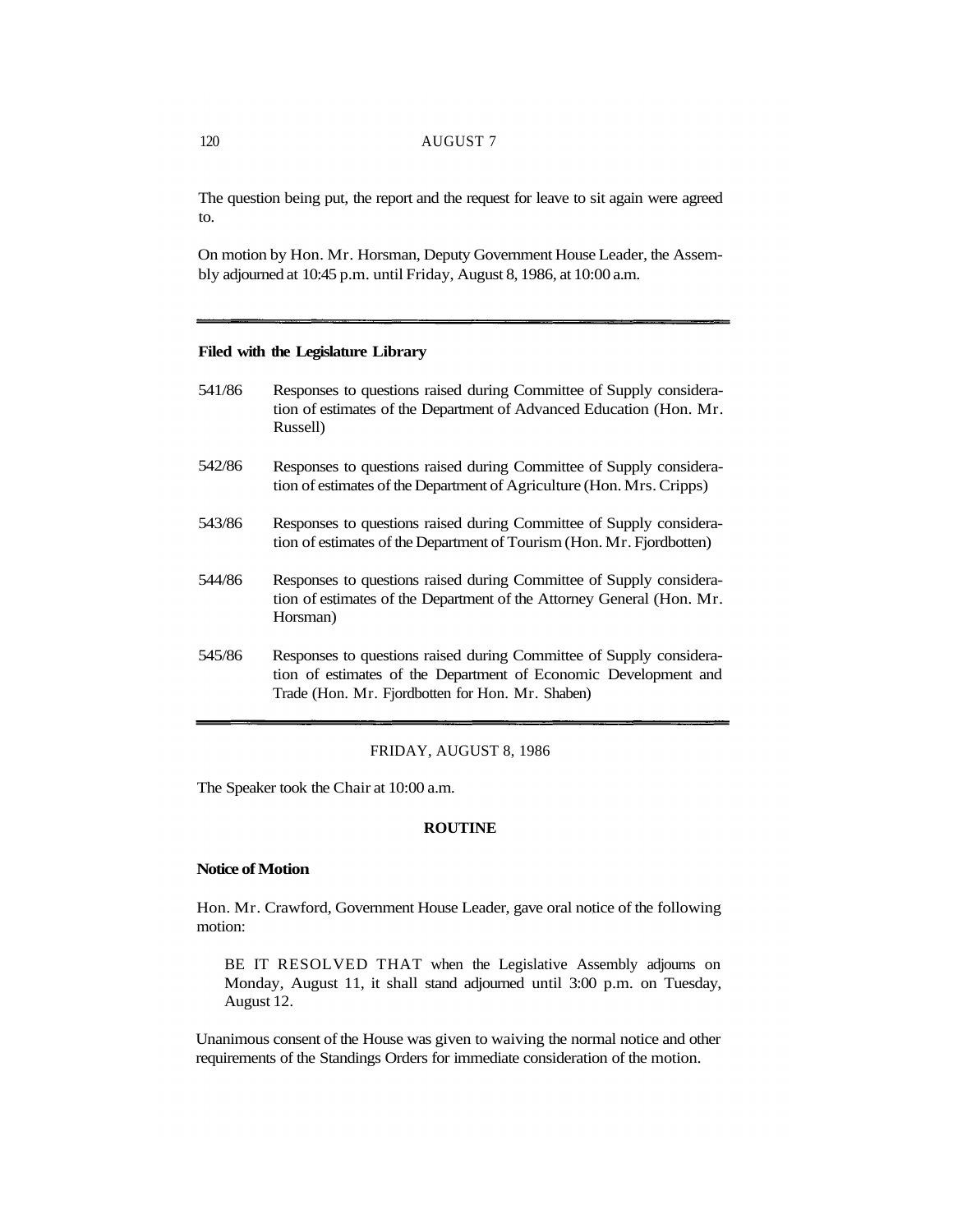The question being put, the report and the request for leave to sit again were agreed to.

On motion by Hon. Mr. Horsman, Deputy Government House Leader, the Assembly adjourned at 10:45 p.m. until Friday, August 8, 1986, at 10:00 a.m.

---

**Filed with the Legislature Library**

541/86 Responses to questions raised during Committee of Supply consideration of estimates of the Department of Advanced Education (Hon. Mr. Russell)

542/86 Responses to questions raised during Committee of Supply consideration of estimates of the Department of Agriculture (Hon. Mrs. Cripps)

543/86 Responses to questions raised during Committee of Supply consideration of estimates of the Department of Tourism (Hon. Mr. Fjordbotten)

544/86 Responses to questions raised during Committee of Supply consideration of estimates of the Department of the Attorney General (Hon. Mr. Horsman)

545/86 Responses to questions raised during Committee of Supply consideration of estimates of the Department of Economic Development and Trade (Hon. Mr. Fjordbotten for Hon. Mr. Shaben)

---

FRIDAY, AUGUST 8, 1986

The Speaker took the Chair at 10:00 a.m.

**ROUTINE**

**Notice of Motion**

Hon. Mr. Crawford, Government House Leader, gave oral notice of the following motion:

> BE IT RESOLVED THAT when the Legislative Assembly adjourns on Monday, August 11, it shall stand adjourned until 3:00 p.m. on Tuesday, August 12.

Unanimous consent of the House was given to waiving the normal notice and other requirements of the Standings Orders for immediate consideration of the motion.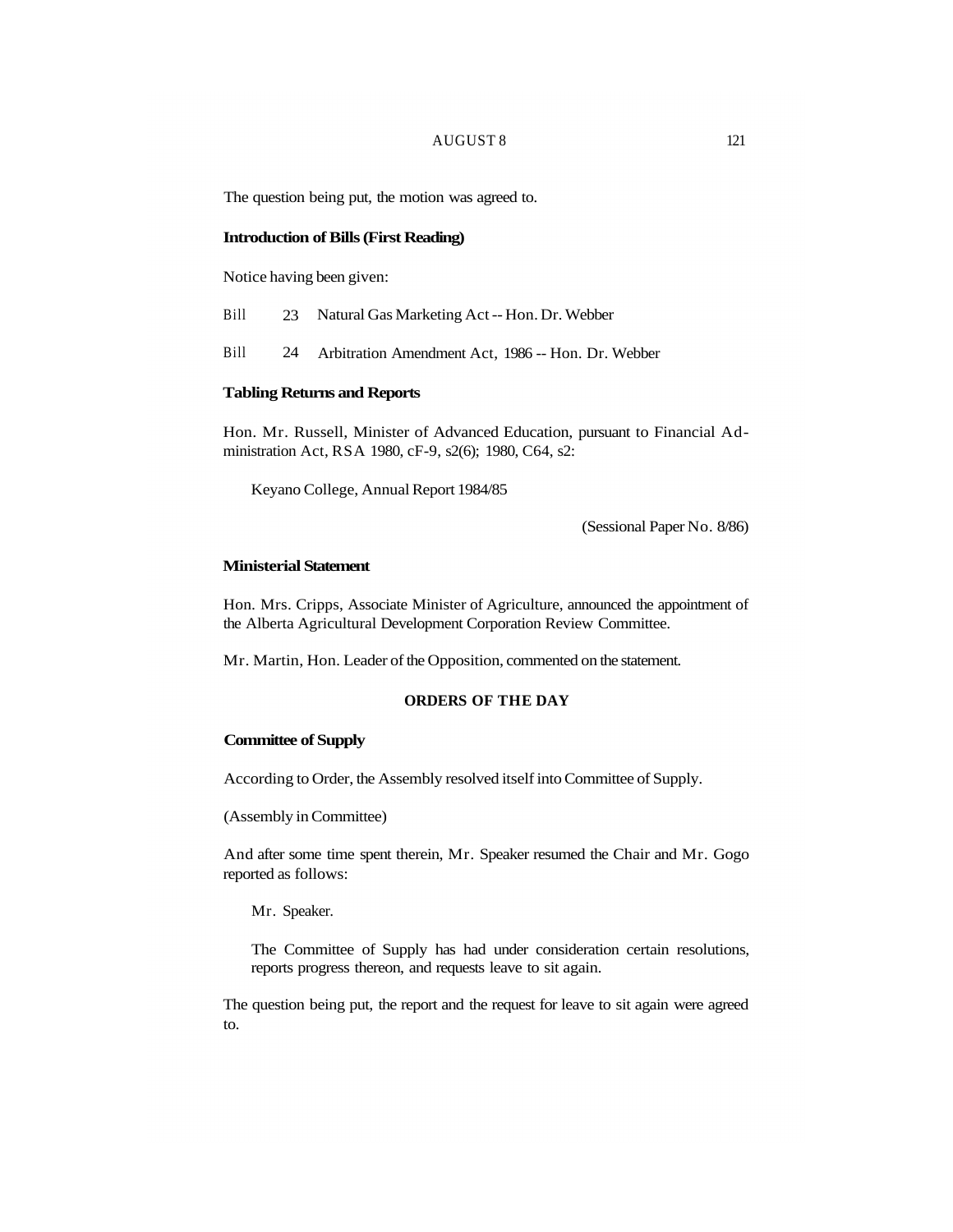The question being put, the motion was agreed to.

**Introduction of Bills (First Reading)**

Notice having been given:

Bill 23 Natural Gas Marketing Act -- Hon. Dr. Webber

Bill 24 Arbitration Amendment Act, 1986 -- Hon. Dr. Webber

**Tabling Returns and Reports**

Hon. Mr. Russell, Minister of Advanced Education, pursuant to Financial Administration Act, RSA 1980, cF-9, s2(6); 1980, C64, s2:

Keyano College, Annual Report 1984/85

(Sessional Paper No. 8/86)

**Ministerial Statement**

Hon. Mrs. Cripps, Associate Minister of Agriculture, announced the appointment of the Alberta Agricultural Development Corporation Review Committee.

Mr. Martin, Hon. Leader of the Opposition, commented on the statement.

## ORDERS OF THE DAY

**Committee of Supply**

According to Order, the Assembly resolved itself into Committee of Supply.

(Assembly in Committee)

And after some time spent therein, Mr. Speaker resumed the Chair and Mr. Gogo reported as follows:

> Mr. Speaker.
>
> The Committee of Supply has had under consideration certain resolutions, reports progress thereon, and requests leave to sit again.

The question being put, the report and the request for leave to sit again were agreed to.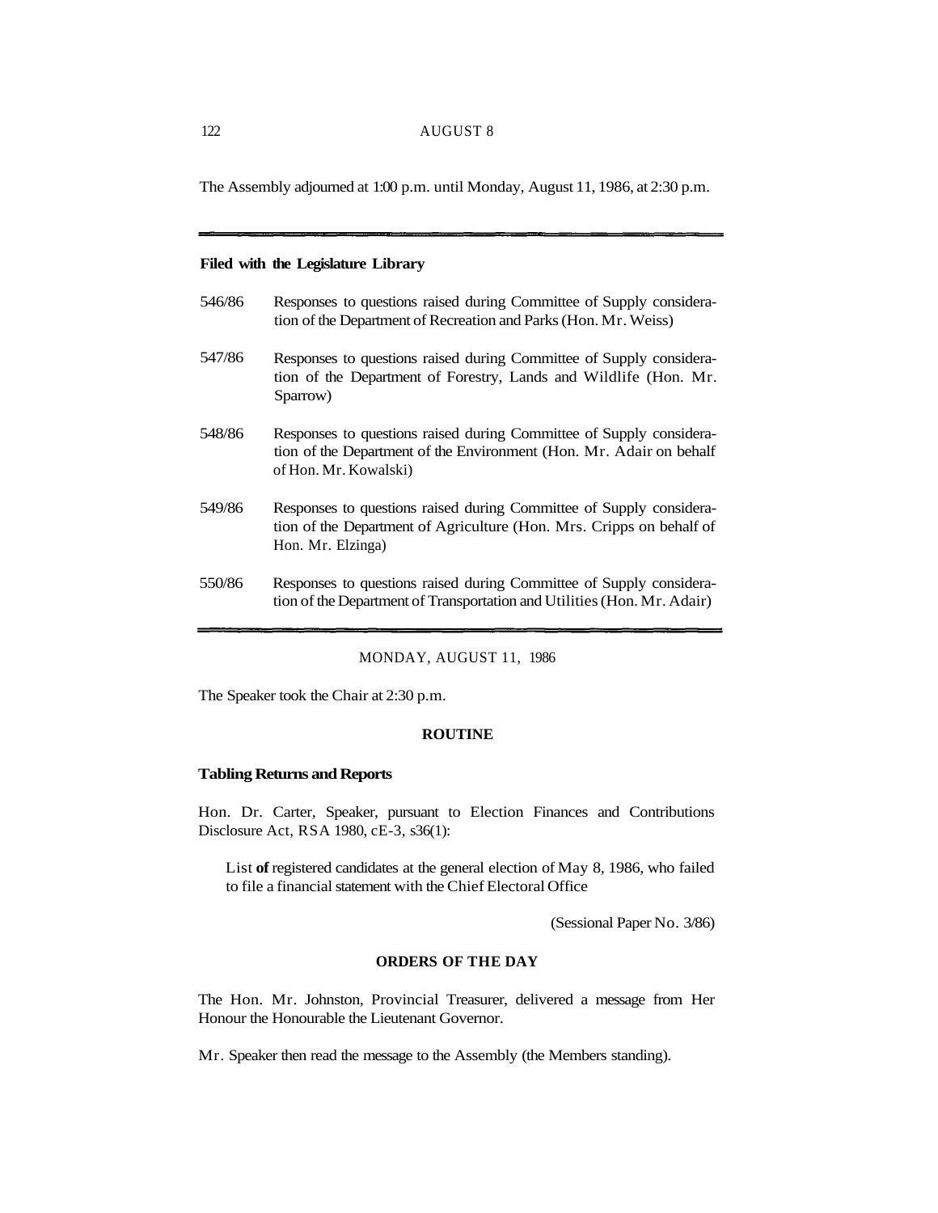The Assembly adjourned at 1:00 p.m. until Monday, August 11, 1986, at 2:30 p.m.

---

**Filed with the Legislature Library**

546/86 Responses to questions raised during Committee of Supply consideration of the Department of Recreation and Parks (Hon. Mr. Weiss)

547/86 Responses to questions raised during Committee of Supply consideration of the Department of Forestry, Lands and Wildlife (Hon. Mr. Sparrow)

548/86 Responses to questions raised during Committee of Supply consideration of the Department of the Environment (Hon. Mr. Adair on behalf of Hon. Mr. Kowalski)

549/86 Responses to questions raised during Committee of Supply consideration of the Department of Agriculture (Hon. Mrs. Cripps on behalf of Hon. Mr. Elzinga)

550/86 Responses to questions raised during Committee of Supply consideration of the Department of Transportation and Utilities (Hon. Mr. Adair)

---

MONDAY, AUGUST 11, 1986

The Speaker took the Chair at 2:30 p.m.

**ROUTINE**

**Tabling Returns and Reports**

Hon. Dr. Carter, Speaker, pursuant to Election Finances and Contributions Disclosure Act, RSA 1980, cE-3, s36(1):

List of registered candidates at the general election of May 8, 1986, who failed to file a financial statement with the Chief Electoral Office

(Sessional Paper No. 3/86)

**ORDERS OF THE DAY**

The Hon. Mr. Johnston, Provincial Treasurer, delivered a message from Her Honour the Honourable the Lieutenant Governor.

Mr. Speaker then read the message to the Assembly (the Members standing).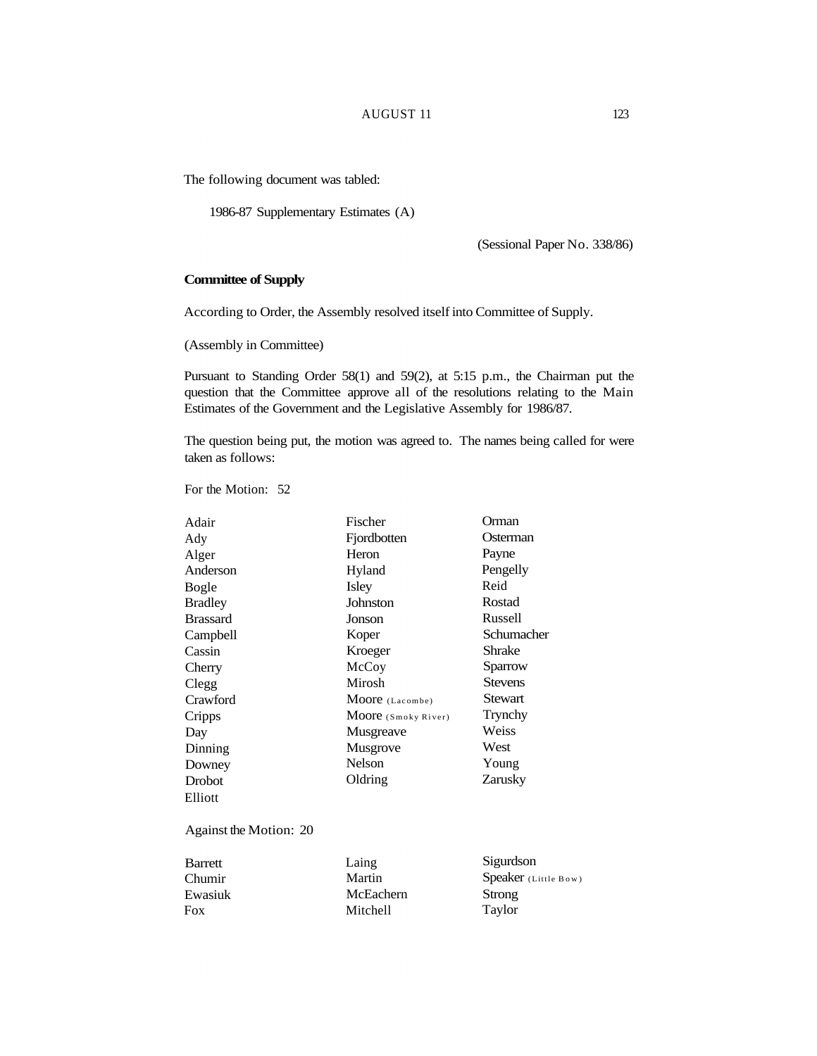The following document was tabled:

1986-87 Supplementary Estimates (A)

(Sessional Paper No. 338/86)

**Committee of Supply**

According to Order, the Assembly resolved itself into Committee of Supply.

(Assembly in Committee)

Pursuant to Standing Order 58(1) and 59(2), at 5:15 p.m., the Chairman put the question that the Committee approve all of the resolutions relating to the Main Estimates of the Government and the Legislative Assembly for 1986/87.

The question being put, the motion was agreed to. The names being called for were taken as follows:

For the Motion: 52

| | | |
|---|---|---|
| Adair | Fischer | Orman |
| Ady | Fjordbotten | Osterman |
| Alger | Heron | Payne |
| Anderson | Hyland | Pengelly |
| Bogle | Isley | Reid |
| Bradley | Johnston | Rostad |
| Brassard | Jonson | Russell |
| Campbell | Koper | Schumacher |
| Cassin | Kroeger | Shrake |
| Cherry | McCoy | Sparrow |
| Clegg | Mirosh | Stevens |
| Crawford | Moore (Lacombe) | Stewart |
| Cripps | Moore (Smoky River) | Trynchy |
| Day | Musgreave | Weiss |
| Dinning | Musgrove | West |
| Downey | Nelson | Young |
| Drobot | Oldring | Zarusky |
| Elliott | | |

Against the Motion: 20

| | | |
|---|---|---|
| Barrett | Laing | Sigurdson |
| Chumir | Martin | Speaker (Little Bow) |
| Ewasiuk | McEachern | Strong |
| Fox | Mitchell | Taylor |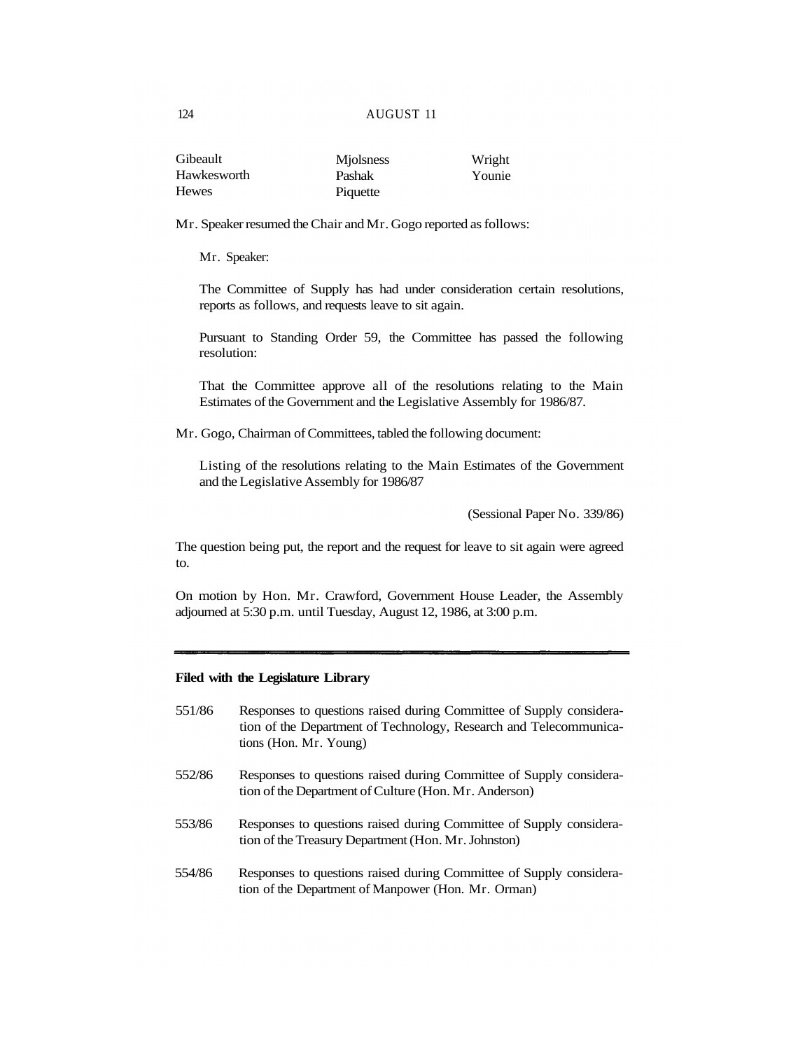| | | |
|---|---|---|
| Gibeault | Mjolsness | Wright |
| Hawkesworth | Pashak | Younie |
| Hewes | Piquette | |

Mr. Speaker resumed the Chair and Mr. Gogo reported as follows:

> Mr. Speaker:
>
> The Committee of Supply has had under consideration certain resolutions, reports as follows, and requests leave to sit again.
>
> Pursuant to Standing Order 59, the Committee has passed the following resolution:
>
> That the Committee approve all of the resolutions relating to the Main Estimates of the Government and the Legislative Assembly for 1986/87.

Mr. Gogo, Chairman of Committees, tabled the following document:

> Listing of the resolutions relating to the Main Estimates of the Government and the Legislative Assembly for 1986/87
>
> (Sessional Paper No. 339/86)

The question being put, the report and the request for leave to sit again were agreed to.

On motion by Hon. Mr. Crawford, Government House Leader, the Assembly adjourned at 5:30 p.m. until Tuesday, August 12, 1986, at 3:00 p.m.

---

**Filed with the Legislature Library**

551/86 Responses to questions raised during Committee of Supply consideration of the Department of Technology, Research and Telecommunications (Hon. Mr. Young)

552/86 Responses to questions raised during Committee of Supply consideration of the Department of Culture (Hon. Mr. Anderson)

553/86 Responses to questions raised during Committee of Supply consideration of the Treasury Department (Hon. Mr. Johnston)

554/86 Responses to questions raised during Committee of Supply consideration of the Department of Manpower (Hon. Mr. Orman)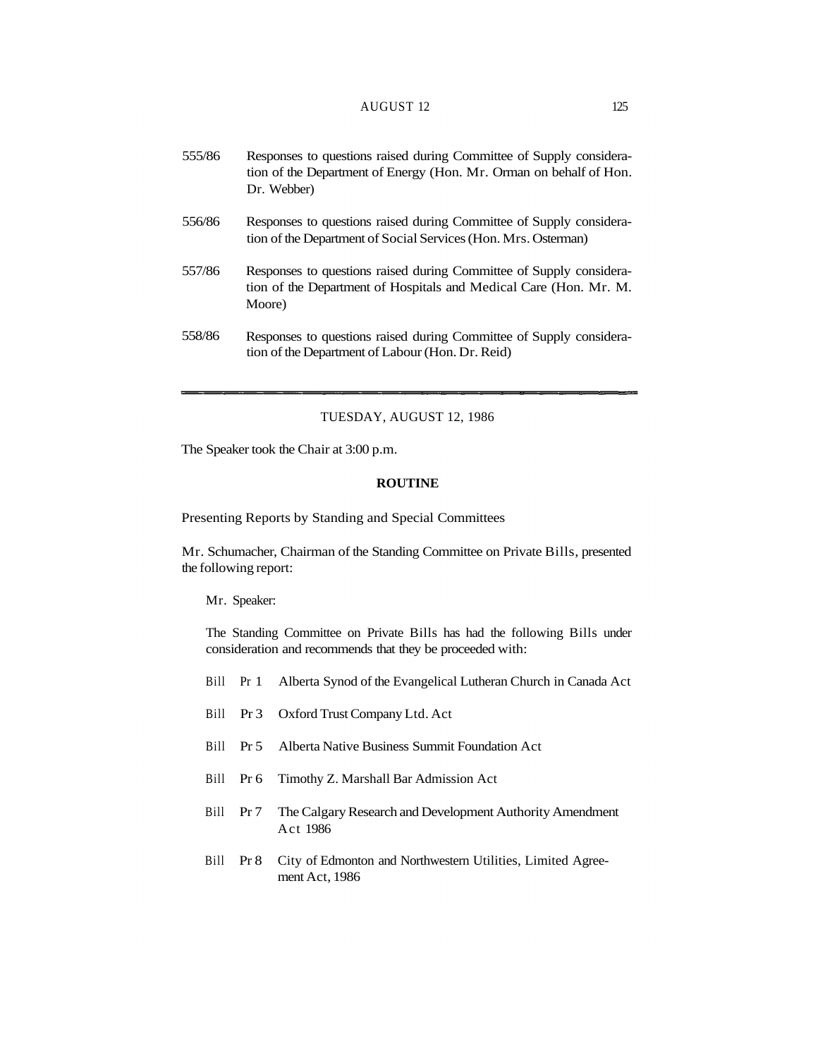555/86 Responses to questions raised during Committee of Supply consideration of the Department of Energy (Hon. Mr. Orman on behalf of Hon. Dr. Webber)

556/86 Responses to questions raised during Committee of Supply consideration of the Department of Social Services (Hon. Mrs. Osterman)

557/86 Responses to questions raised during Committee of Supply consideration of the Department of Hospitals and Medical Care (Hon. Mr. M. Moore)

558/86 Responses to questions raised during Committee of Supply consideration of the Department of Labour (Hon. Dr. Reid)

---

## TUESDAY, AUGUST 12, 1986

The Speaker took the Chair at 3:00 p.m.

### ROUTINE

Presenting Reports by Standing and Special Committees

Mr. Schumacher, Chairman of the Standing Committee on Private Bills, presented the following report:

> Mr. Speaker:
>
> The Standing Committee on Private Bills has had the following Bills under consideration and recommends that they be proceeded with:
>
> Bill Pr 1 Alberta Synod of the Evangelical Lutheran Church in Canada Act
>
> Bill Pr 3 Oxford Trust Company Ltd. Act
>
> Bill Pr 5 Alberta Native Business Summit Foundation Act
>
> Bill Pr 6 Timothy Z. Marshall Bar Admission Act
>
> Bill Pr 7 The Calgary Research and Development Authority Amendment Act 1986
>
> Bill Pr 8 City of Edmonton and Northwestern Utilities, Limited Agreement Act, 1986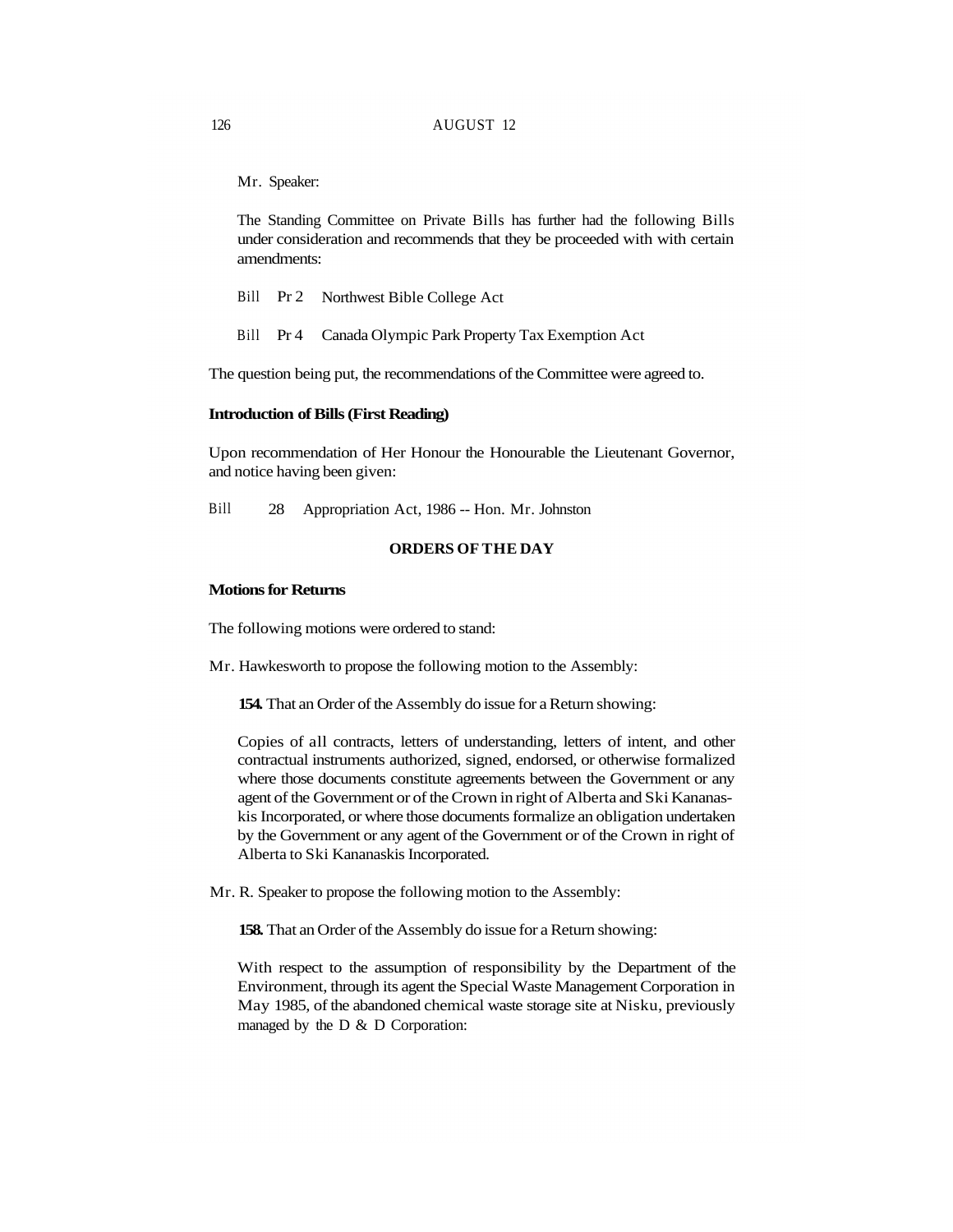Mr. Speaker:

The Standing Committee on Private Bills has further had the following Bills under consideration and recommends that they be proceeded with with certain amendments:

Bill Pr 2 Northwest Bible College Act

Bill Pr 4 Canada Olympic Park Property Tax Exemption Act

The question being put, the recommendations of the Committee were agreed to.

**Introduction of Bills (First Reading)**

Upon recommendation of Her Honour the Honourable the Lieutenant Governor, and notice having been given:

Bill 28 Appropriation Act, 1986 -- Hon. Mr. Johnston

## ORDERS OF THE DAY

**Motions for Returns**

The following motions were ordered to stand:

Mr. Hawkesworth to propose the following motion to the Assembly:

**154.** That an Order of the Assembly do issue for a Return showing:

Copies of all contracts, letters of understanding, letters of intent, and other contractual instruments authorized, signed, endorsed, or otherwise formalized where those documents constitute agreements between the Government or any agent of the Government or of the Crown in right of Alberta and Ski Kananaskis Incorporated, or where those documents formalize an obligation undertaken by the Government or any agent of the Government or of the Crown in right of Alberta to Ski Kananaskis Incorporated.

Mr. R. Speaker to propose the following motion to the Assembly:

**158.** That an Order of the Assembly do issue for a Return showing:

With respect to the assumption of responsibility by the Department of the Environment, through its agent the Special Waste Management Corporation in May 1985, of the abandoned chemical waste storage site at Nisku, previously managed by the D & D Corporation: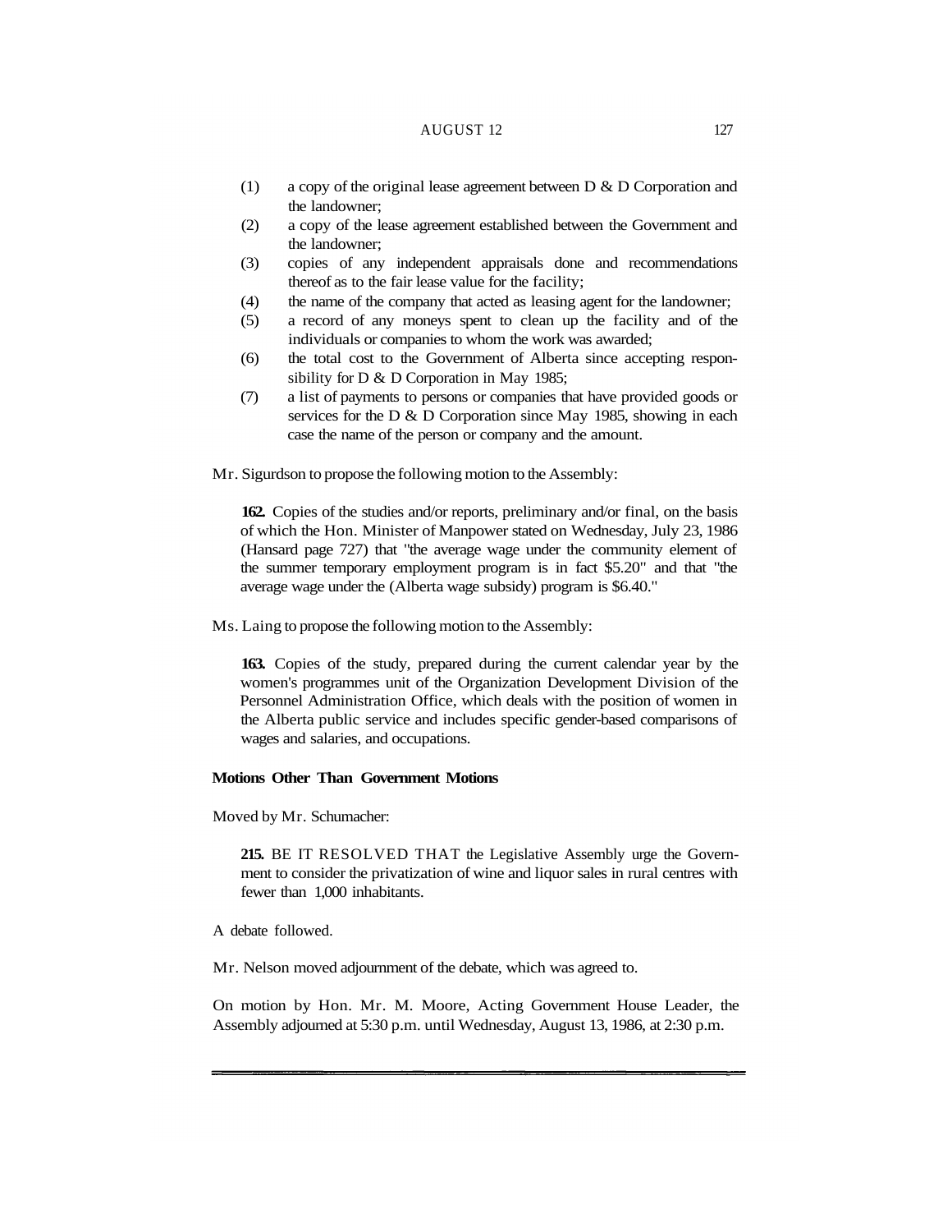(1) a copy of the original lease agreement between D & D Corporation and the landowner;

(2) a copy of the lease agreement established between the Government and the landowner;

(3) copies of any independent appraisals done and recommendations thereof as to the fair lease value for the facility;

(4) the name of the company that acted as leasing agent for the landowner;

(5) a record of any moneys spent to clean up the facility and of the individuals or companies to whom the work was awarded;

(6) the total cost to the Government of Alberta since accepting responsibility for D & D Corporation in May 1985;

(7) a list of payments to persons or companies that have provided goods or services for the D & D Corporation since May 1985, showing in each case the name of the person or company and the amount.

Mr. Sigurdson to propose the following motion to the Assembly:

> **162.** Copies of the studies and/or reports, preliminary and/or final, on the basis of which the Hon. Minister of Manpower stated on Wednesday, July 23, 1986 (Hansard page 727) that "the average wage under the community element of the summer temporary employment program is in fact $5.20" and that "the average wage under the (Alberta wage subsidy) program is $6.40."

Ms. Laing to propose the following motion to the Assembly:

> **163.** Copies of the study, prepared during the current calendar year by the women's programmes unit of the Organization Development Division of the Personnel Administration Office, which deals with the position of women in the Alberta public service and includes specific gender-based comparisons of wages and salaries, and occupations.

**Motions Other Than Government Motions**

Moved by Mr. Schumacher:

> **215.** BE IT RESOLVED THAT the Legislative Assembly urge the Government to consider the privatization of wine and liquor sales in rural centres with fewer than 1,000 inhabitants.

A debate followed.

Mr. Nelson moved adjournment of the debate, which was agreed to.

On motion by Hon. Mr. M. Moore, Acting Government House Leader, the Assembly adjourned at 5:30 p.m. until Wednesday, August 13, 1986, at 2:30 p.m.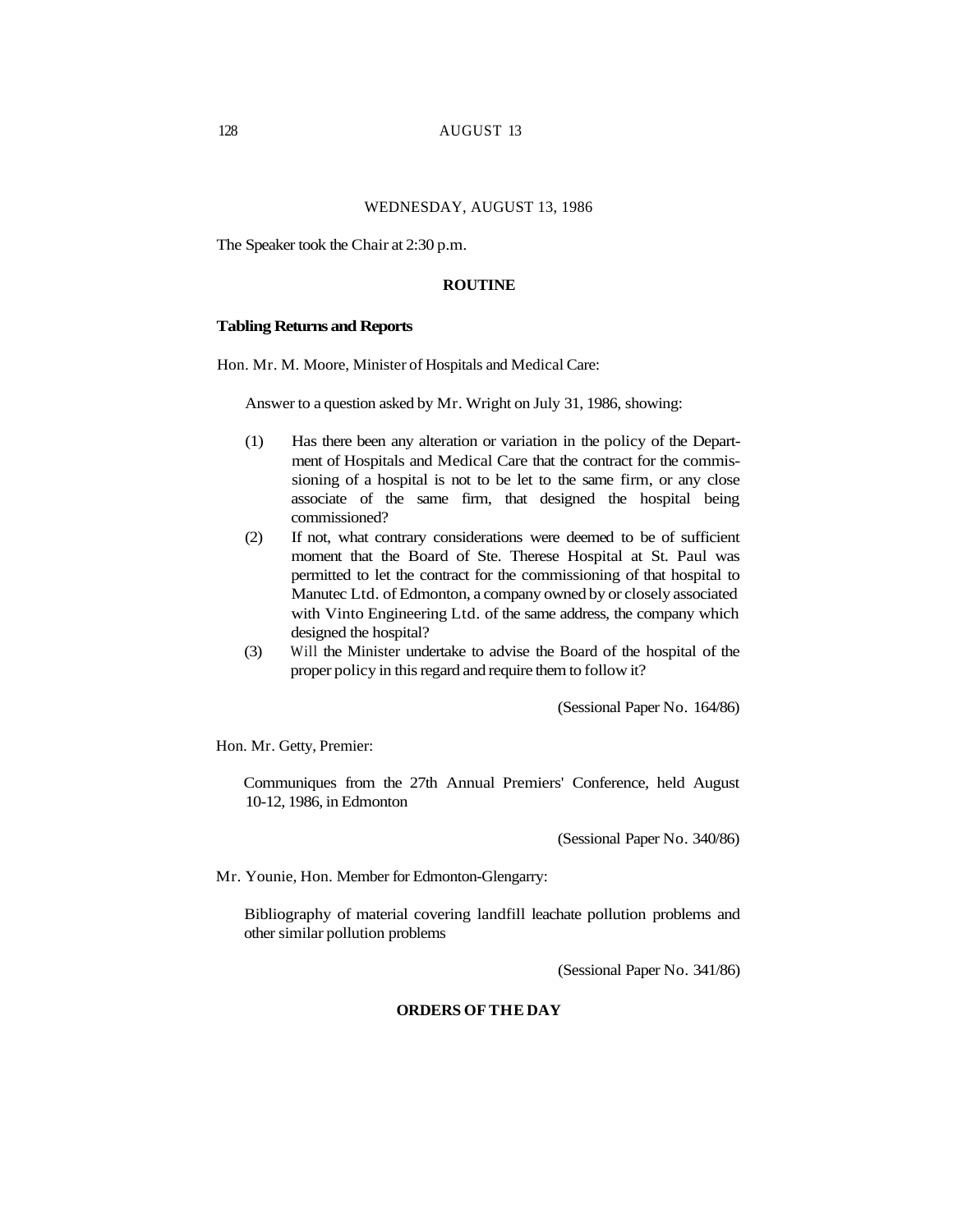WEDNESDAY, AUGUST 13, 1986

The Speaker took the Chair at 2:30 p.m.

## ROUTINE

### Tabling Returns and Reports

Hon. Mr. M. Moore, Minister of Hospitals and Medical Care:

Answer to a question asked by Mr. Wright on July 31, 1986, showing:

(1) Has there been any alteration or variation in the policy of the Department of Hospitals and Medical Care that the contract for the commissioning of a hospital is not to be let to the same firm, or any close associate of the same firm, that designed the hospital being commissioned?

(2) If not, what contrary considerations were deemed to be of sufficient moment that the Board of Ste. Therese Hospital at St. Paul was permitted to let the contract for the commissioning of that hospital to Manutec Ltd. of Edmonton, a company owned by or closely associated with Vinto Engineering Ltd. of the same address, the company which designed the hospital?

(3) Will the Minister undertake to advise the Board of the hospital of the proper policy in this regard and require them to follow it?

(Sessional Paper No. 164/86)

Hon. Mr. Getty, Premier:

Communiques from the 27th Annual Premiers' Conference, held August 10-12, 1986, in Edmonton

(Sessional Paper No. 340/86)

Mr. Younie, Hon. Member for Edmonton-Glengarry:

Bibliography of material covering landfill leachate pollution problems and other similar pollution problems

(Sessional Paper No. 341/86)

## ORDERS OF THE DAY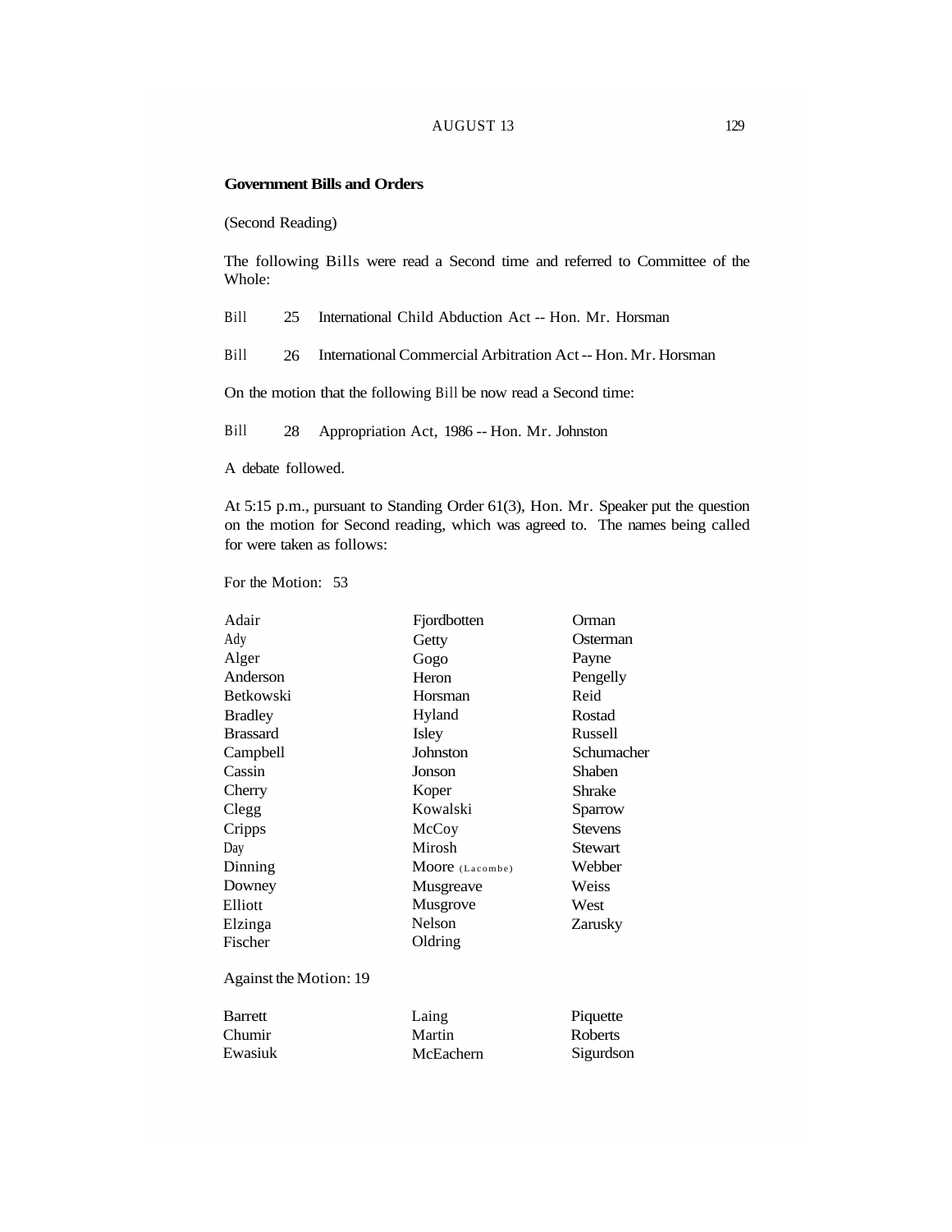**Government Bills and Orders**

(Second Reading)

The following Bills were read a Second time and referred to Committee of the Whole:

Bill 25 International Child Abduction Act -- Hon. Mr. Horsman

Bill 26 International Commercial Arbitration Act -- Hon. Mr. Horsman

On the motion that the following Bill be now read a Second time:

Bill 28 Appropriation Act, 1986 -- Hon. Mr. Johnston

A debate followed.

At 5:15 p.m., pursuant to Standing Order 61(3), Hon. Mr. Speaker put the question on the motion for Second reading, which was agreed to. The names being called for were taken as follows:

For the Motion: 53

| | | |
|---|---|---|
| Adair | Fjordbotten | Orman |
| Ady | Getty | Osterman |
| Alger | Gogo | Payne |
| Anderson | Heron | Pengelly |
| Betkowski | Horsman | Reid |
| Bradley | Hyland | Rostad |
| Brassard | Isley | Russell |
| Campbell | Johnston | Schumacher |
| Cassin | Jonson | Shaben |
| Cherry | Koper | Shrake |
| Clegg | Kowalski | Sparrow |
| Cripps | McCoy | Stevens |
| Day | Mirosh | Stewart |
| Dinning | Moore (Lacombe) | Webber |
| Downey | Musgreave | Weiss |
| Elliott | Musgrove | West |
| Elzinga | Nelson | Zarusky |
| Fischer | Oldring | |

Against the Motion: 19

| | | |
|---|---|---|
| Barrett | Laing | Piquette |
| Chumir | Martin | Roberts |
| Ewasiuk | McEachern | Sigurdson |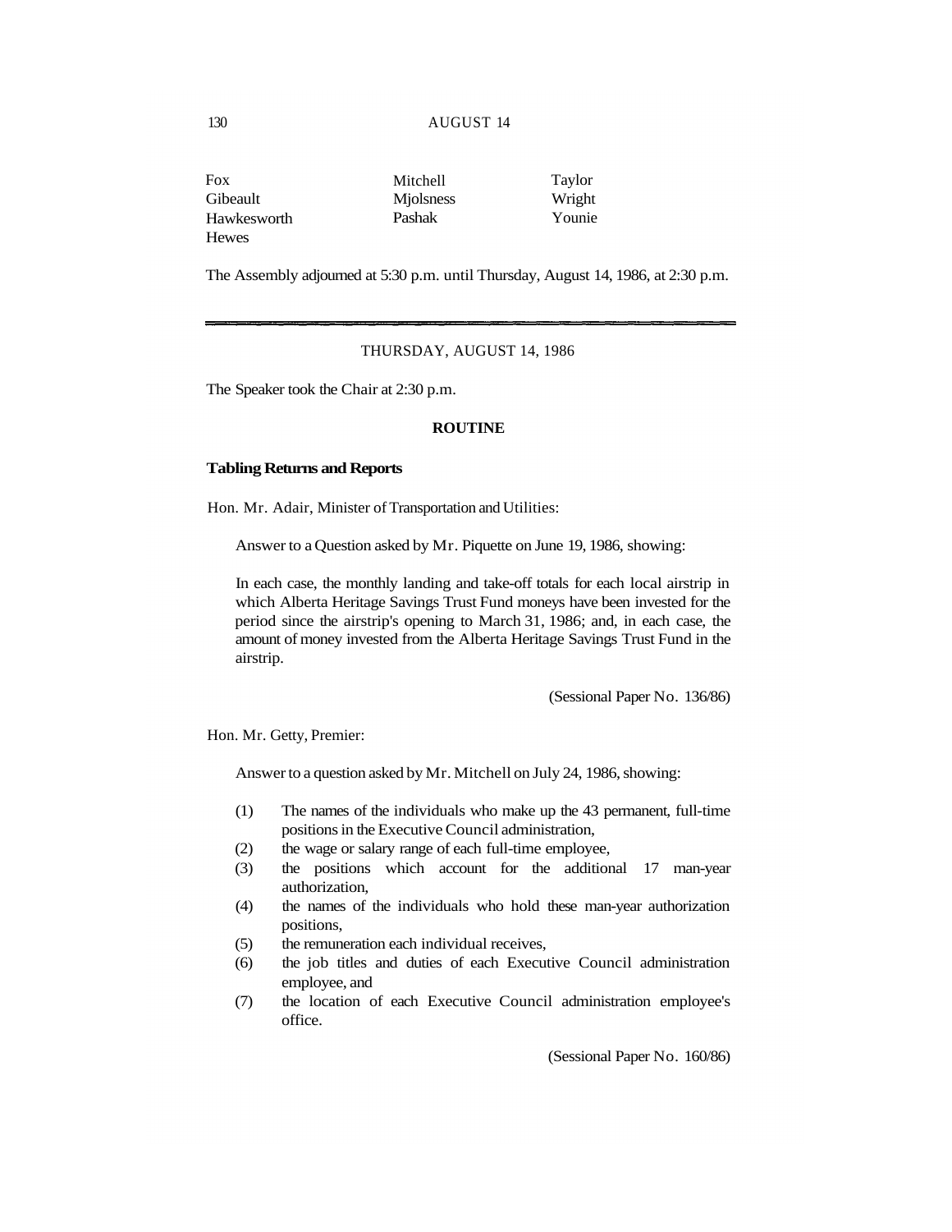| | | |
|---|---|---|
| Fox | Mitchell | Taylor |
| Gibeault | Mjolsness | Wright |
| Hawkesworth | Pashak | Younie |
| Hewes | | |

The Assembly adjourned at 5:30 p.m. until Thursday, August 14, 1986, at 2:30 p.m.

---

THURSDAY, AUGUST 14, 1986

The Speaker took the Chair at 2:30 p.m.

## ROUTINE

### Tabling Returns and Reports

Hon. Mr. Adair, Minister of Transportation and Utilities:

> Answer to a Question asked by Mr. Piquette on June 19, 1986, showing:
>
> In each case, the monthly landing and take-off totals for each local airstrip in which Alberta Heritage Savings Trust Fund moneys have been invested for the period since the airstrip's opening to March 31, 1986; and, in each case, the amount of money invested from the Alberta Heritage Savings Trust Fund in the airstrip.
>
> (Sessional Paper No. 136/86)

Hon. Mr. Getty, Premier:

> Answer to a question asked by Mr. Mitchell on July 24, 1986, showing:
>
> (1) The names of the individuals who make up the 43 permanent, full-time positions in the Executive Council administration,
> (2) the wage or salary range of each full-time employee,
> (3) the positions which account for the additional 17 man-year authorization,
> (4) the names of the individuals who hold these man-year authorization positions,
> (5) the remuneration each individual receives,
> (6) the job titles and duties of each Executive Council administration employee, and
> (7) the location of each Executive Council administration employee's office.
>
> (Sessional Paper No. 160/86)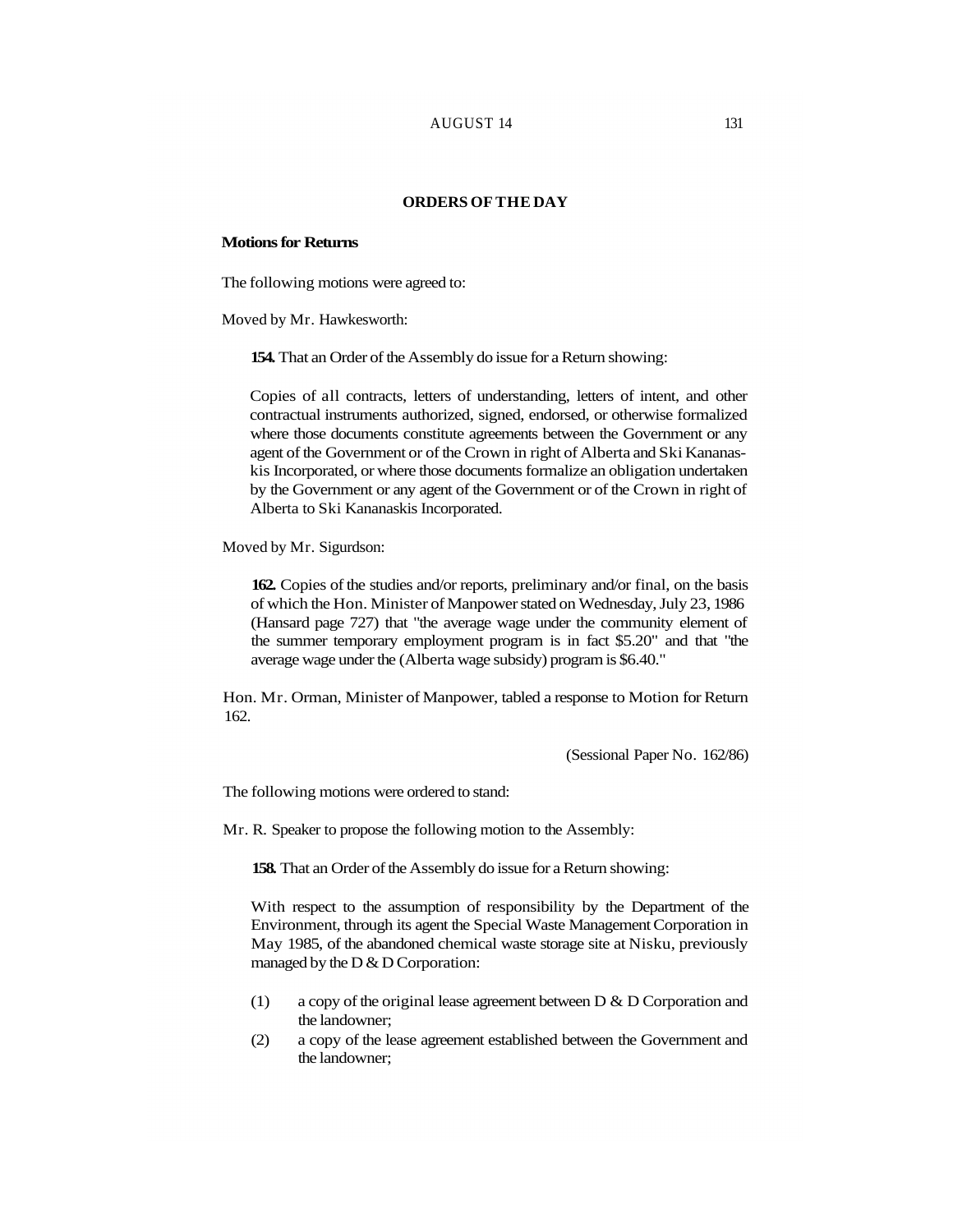## ORDERS OF THE DAY

### Motions for Returns

The following motions were agreed to:

Moved by Mr. Hawkesworth:

**154.** That an Order of the Assembly do issue for a Return showing:

Copies of all contracts, letters of understanding, letters of intent, and other contractual instruments authorized, signed, endorsed, or otherwise formalized where those documents constitute agreements between the Government or any agent of the Government or of the Crown in right of Alberta and Ski Kananaskis Incorporated, or where those documents formalize an obligation undertaken by the Government or any agent of the Government or of the Crown in right of Alberta to Ski Kananaskis Incorporated.

Moved by Mr. Sigurdson:

**162.** Copies of the studies and/or reports, preliminary and/or final, on the basis of which the Hon. Minister of Manpower stated on Wednesday, July 23, 1986 (Hansard page 727) that "the average wage under the community element of the summer temporary employment program is in fact $5.20" and that "the average wage under the (Alberta wage subsidy) program is $6.40."

Hon. Mr. Orman, Minister of Manpower, tabled a response to Motion for Return 162.

(Sessional Paper No. 162/86)

The following motions were ordered to stand:

Mr. R. Speaker to propose the following motion to the Assembly:

**158.** That an Order of the Assembly do issue for a Return showing:

With respect to the assumption of responsibility by the Department of the Environment, through its agent the Special Waste Management Corporation in May 1985, of the abandoned chemical waste storage site at Nisku, previously managed by the D & D Corporation:

(1) a copy of the original lease agreement between D & D Corporation and the landowner;

(2) a copy of the lease agreement established between the Government and the landowner;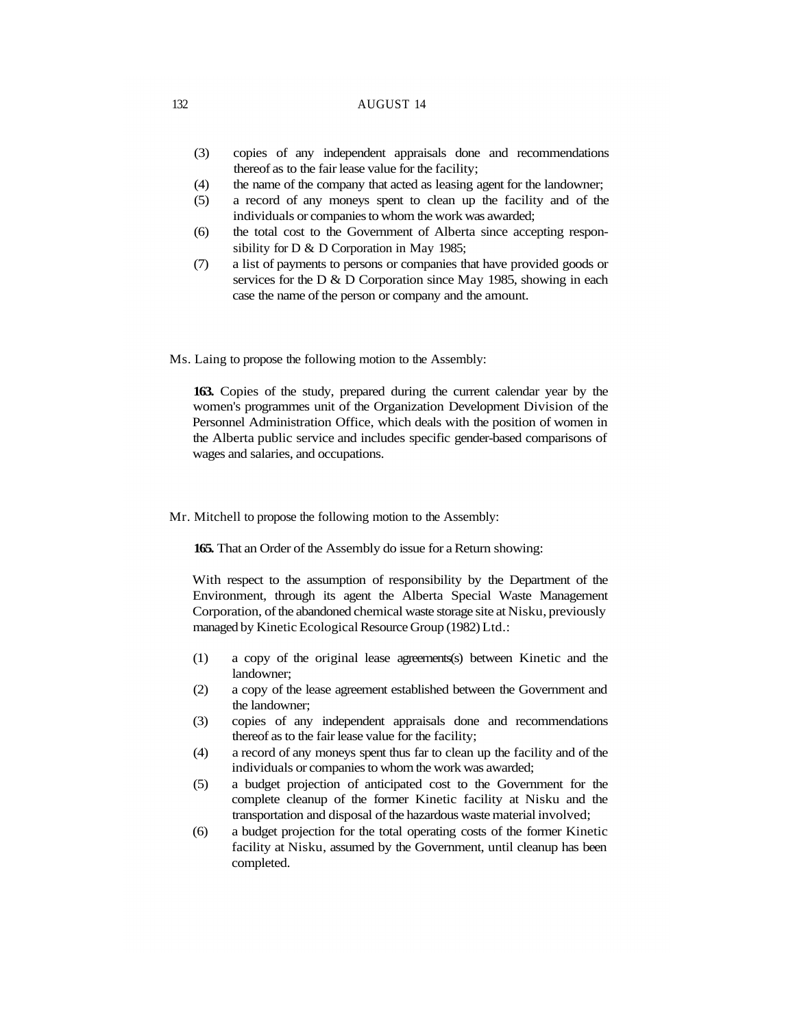(3) copies of any independent appraisals done and recommendations thereof as to the fair lease value for the facility;
(4) the name of the company that acted as leasing agent for the landowner;
(5) a record of any moneys spent to clean up the facility and of the individuals or companies to whom the work was awarded;
(6) the total cost to the Government of Alberta since accepting responsibility for D & D Corporation in May 1985;
(7) a list of payments to persons or companies that have provided goods or services for the D & D Corporation since May 1985, showing in each case the name of the person or company and the amount.

Ms. Laing to propose the following motion to the Assembly:

**163.** Copies of the study, prepared during the current calendar year by the women's programmes unit of the Organization Development Division of the Personnel Administration Office, which deals with the position of women in the Alberta public service and includes specific gender-based comparisons of wages and salaries, and occupations.

Mr. Mitchell to propose the following motion to the Assembly:

**165.** That an Order of the Assembly do issue for a Return showing:

With respect to the assumption of responsibility by the Department of the Environment, through its agent the Alberta Special Waste Management Corporation, of the abandoned chemical waste storage site at Nisku, previously managed by Kinetic Ecological Resource Group (1982) Ltd.:

(1) a copy of the original lease agreements(s) between Kinetic and the landowner;
(2) a copy of the lease agreement established between the Government and the landowner;
(3) copies of any independent appraisals done and recommendations thereof as to the fair lease value for the facility;
(4) a record of any moneys spent thus far to clean up the facility and of the individuals or companies to whom the work was awarded;
(5) a budget projection of anticipated cost to the Government for the complete cleanup of the former Kinetic facility at Nisku and the transportation and disposal of the hazardous waste material involved;
(6) a budget projection for the total operating costs of the former Kinetic facility at Nisku, assumed by the Government, until cleanup has been completed.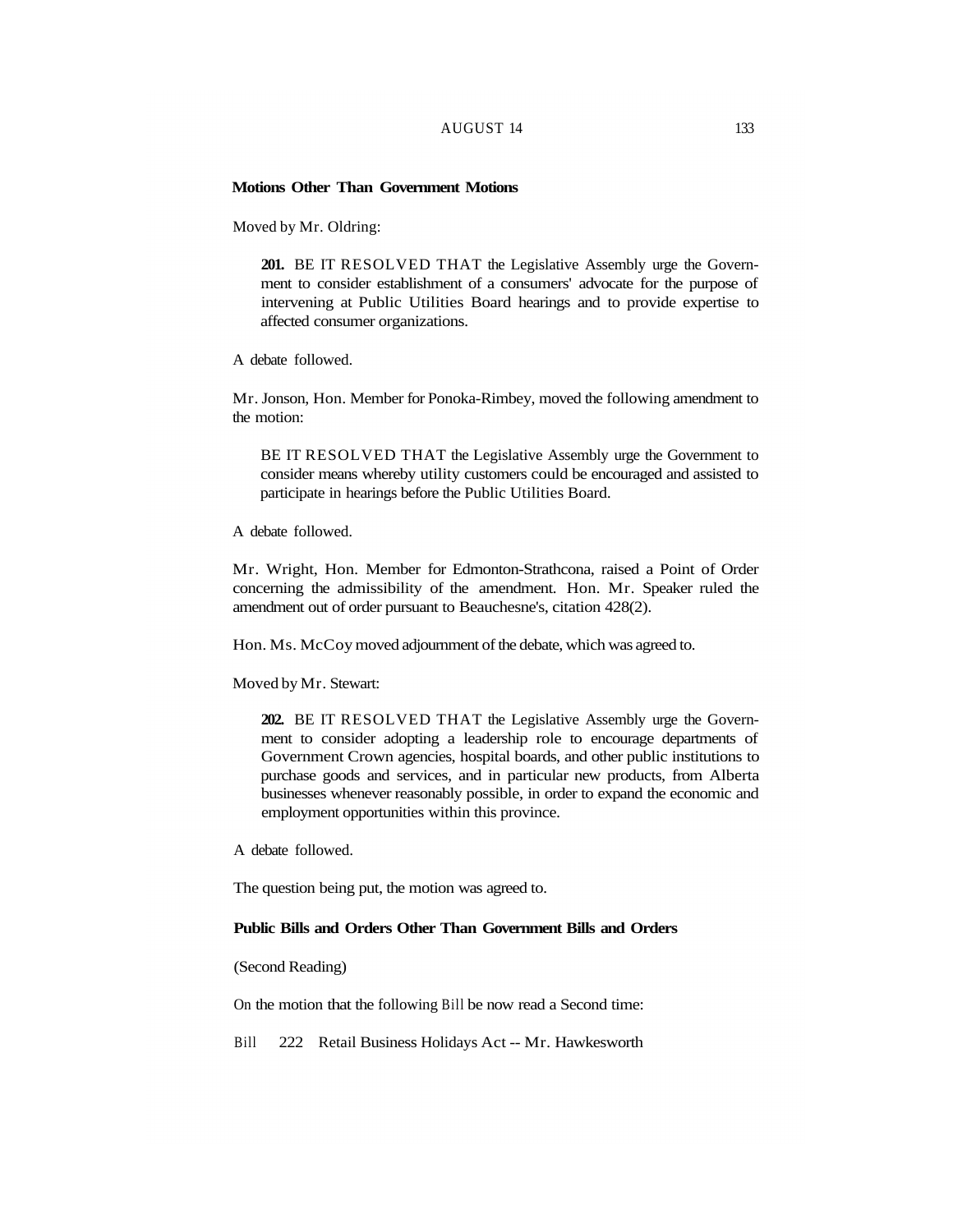**Motions Other Than Government Motions**

Moved by Mr. Oldring:

> **201.** BE IT RESOLVED THAT the Legislative Assembly urge the Government to consider establishment of a consumers' advocate for the purpose of intervening at Public Utilities Board hearings and to provide expertise to affected consumer organizations.

A debate followed.

Mr. Jonson, Hon. Member for Ponoka-Rimbey, moved the following amendment to the motion:

> BE IT RESOLVED THAT the Legislative Assembly urge the Government to consider means whereby utility customers could be encouraged and assisted to participate in hearings before the Public Utilities Board.

A debate followed.

Mr. Wright, Hon. Member for Edmonton-Strathcona, raised a Point of Order concerning the admissibility of the amendment. Hon. Mr. Speaker ruled the amendment out of order pursuant to Beauchesne's, citation 428(2).

Hon. Ms. McCoy moved adjournment of the debate, which was agreed to.

Moved by Mr. Stewart:

> **202.** BE IT RESOLVED THAT the Legislative Assembly urge the Government to consider adopting a leadership role to encourage departments of Government Crown agencies, hospital boards, and other public institutions to purchase goods and services, and in particular new products, from Alberta businesses whenever reasonably possible, in order to expand the economic and employment opportunities within this province.

A debate followed.

The question being put, the motion was agreed to.

**Public Bills and Orders Other Than Government Bills and Orders**

(Second Reading)

On the motion that the following Bill be now read a Second time:

Bill 222 Retail Business Holidays Act -- Mr. Hawkesworth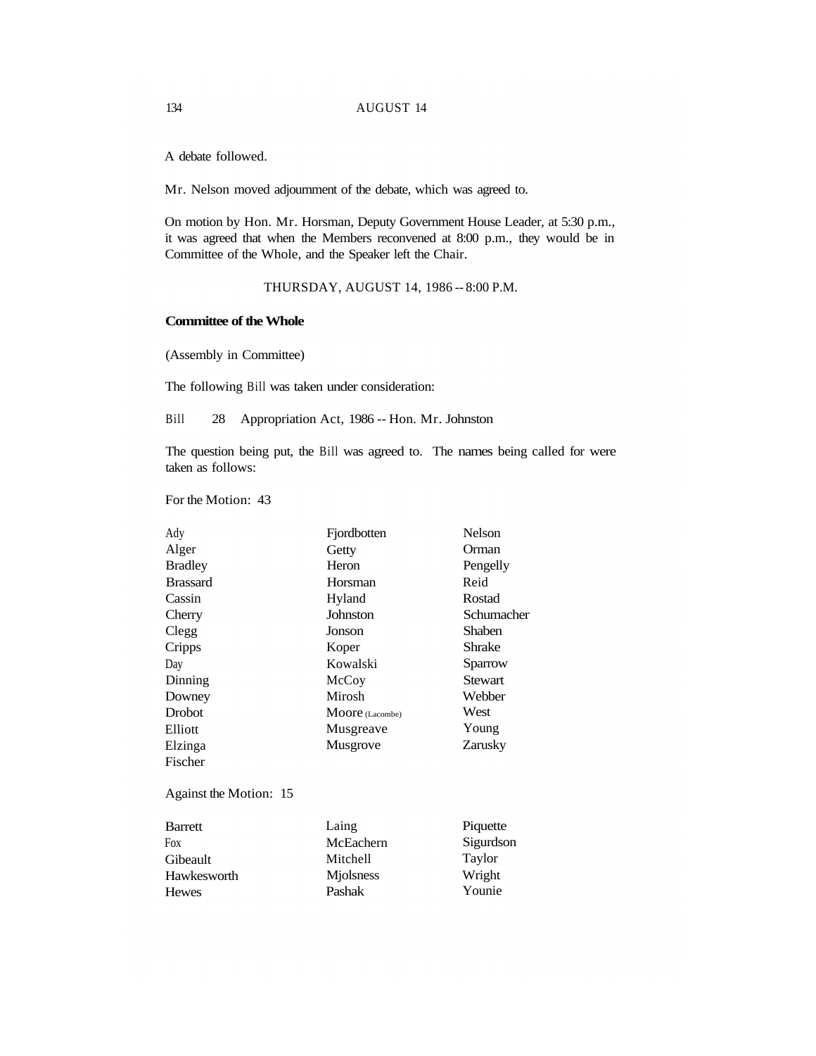A debate followed.

Mr. Nelson moved adjournment of the debate, which was agreed to.

On motion by Hon. Mr. Horsman, Deputy Government House Leader, at 5:30 p.m., it was agreed that when the Members reconvened at 8:00 p.m., they would be in Committee of the Whole, and the Speaker left the Chair.

THURSDAY, AUGUST 14, 1986 -- 8:00 P.M.

**Committee of the Whole**

(Assembly in Committee)

The following Bill was taken under consideration:

Bill 28 Appropriation Act, 1986 -- Hon. Mr. Johnston

The question being put, the Bill was agreed to. The names being called for were taken as follows:

For the Motion: 43

| | | |
|---|---|---|
| Ady | Fjordbotten | Nelson |
| Alger | Getty | Orman |
| Bradley | Heron | Pengelly |
| Brassard | Horsman | Reid |
| Cassin | Hyland | Rostad |
| Cherry | Johnston | Schumacher |
| Clegg | Jonson | Shaben |
| Cripps | Koper | Shrake |
| Day | Kowalski | Sparrow |
| Dinning | McCoy | Stewart |
| Downey | Mirosh | Webber |
| Drobot | Moore (Lacombe) | West |
| Elliott | Musgreave | Young |
| Elzinga | Musgrove | Zarusky |
| Fischer | | |

Against the Motion: 15

| | | |
|---|---|---|
| Barrett | Laing | Piquette |
| Fox | McEachern | Sigurdson |
| Gibeault | Mitchell | Taylor |
| Hawkesworth | Mjolsness | Wright |
| Hewes | Pashak | Younie |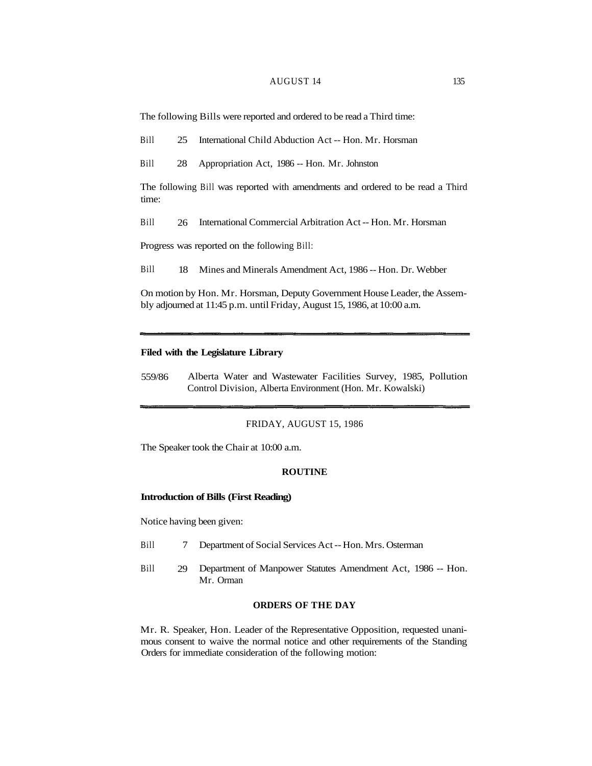The following Bills were reported and ordered to be read a Third time:

Bill 25 International Child Abduction Act -- Hon. Mr. Horsman

Bill 28 Appropriation Act, 1986 -- Hon. Mr. Johnston

The following Bill was reported with amendments and ordered to be read a Third time:

Bill 26 International Commercial Arbitration Act -- Hon. Mr. Horsman

Progress was reported on the following Bill:

Bill 18 Mines and Minerals Amendment Act, 1986 -- Hon. Dr. Webber

On motion by Hon. Mr. Horsman, Deputy Government House Leader, the Assembly adjourned at 11:45 p.m. until Friday, August 15, 1986, at 10:00 a.m.

---

**Filed with the Legislature Library**

559/86 Alberta Water and Wastewater Facilities Survey, 1985, Pollution Control Division, Alberta Environment (Hon. Mr. Kowalski)

---

FRIDAY, AUGUST 15, 1986

The Speaker took the Chair at 10:00 a.m.

**ROUTINE**

**Introduction of Bills (First Reading)**

Notice having been given:

Bill 7 Department of Social Services Act -- Hon. Mrs. Osterman

Bill 29 Department of Manpower Statutes Amendment Act, 1986 -- Hon. Mr. Orman

**ORDERS OF THE DAY**

Mr. R. Speaker, Hon. Leader of the Representative Opposition, requested unanimous consent to waive the normal notice and other requirements of the Standing Orders for immediate consideration of the following motion: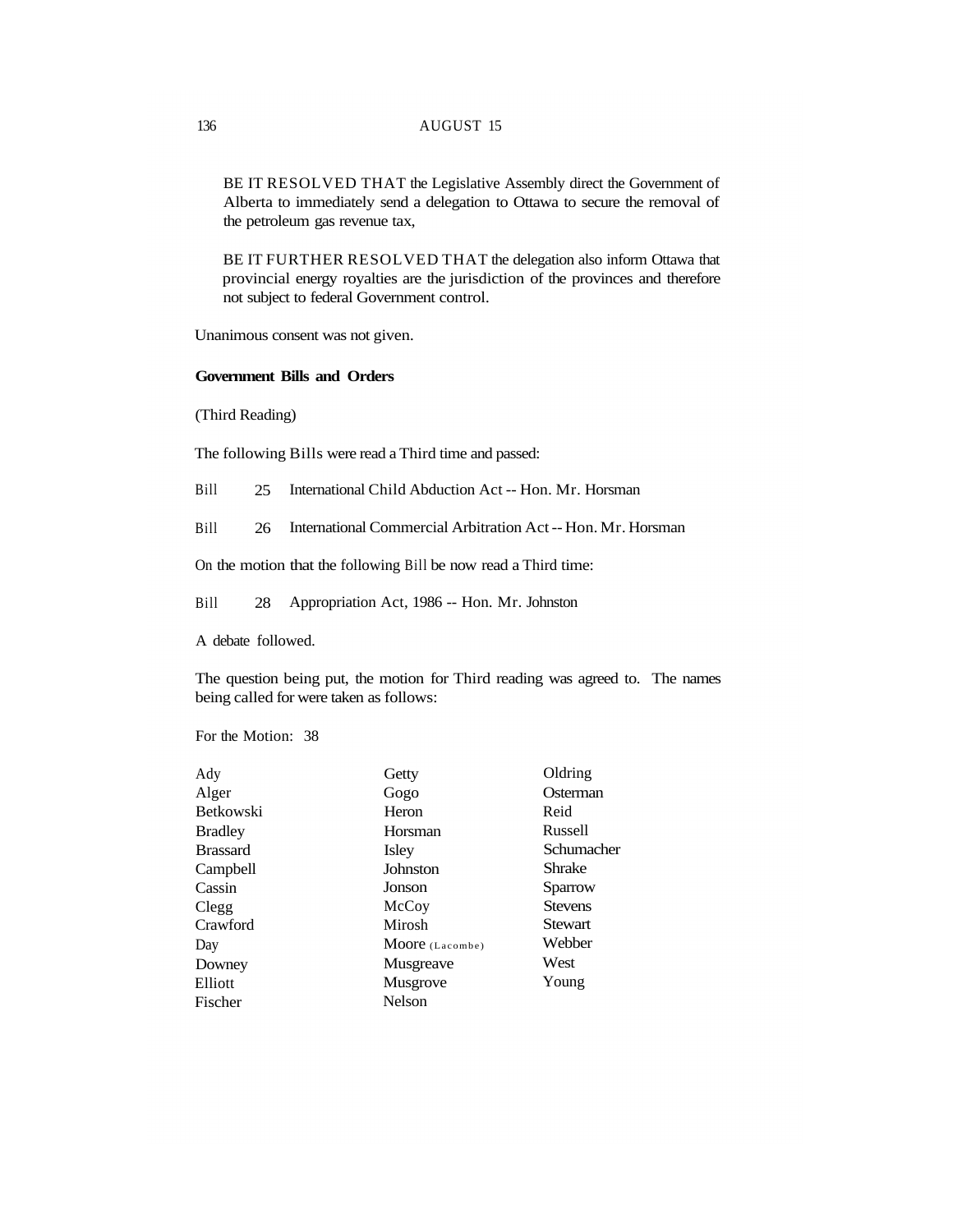BE IT RESOLVED THAT the Legislative Assembly direct the Government of Alberta to immediately send a delegation to Ottawa to secure the removal of the petroleum gas revenue tax,

BE IT FURTHER RESOLVED THAT the delegation also inform Ottawa that provincial energy royalties are the jurisdiction of the provinces and therefore not subject to federal Government control.

Unanimous consent was not given.

**Government Bills and Orders**

(Third Reading)

The following Bills were read a Third time and passed:

Bill 25 International Child Abduction Act -- Hon. Mr. Horsman

Bill 26 International Commercial Arbitration Act -- Hon. Mr. Horsman

On the motion that the following Bill be now read a Third time:

Bill 28 Appropriation Act, 1986 -- Hon. Mr. Johnston

A debate followed.

The question being put, the motion for Third reading was agreed to. The names being called for were taken as follows:

For the Motion: 38

| | | |
|---|---|---|
| Ady | Getty | Oldring |
| Alger | Gogo | Osterman |
| Betkowski | Heron | Reid |
| Bradley | Horsman | Russell |
| Brassard | Isley | Schumacher |
| Campbell | Johnston | Shrake |
| Cassin | Jonson | Sparrow |
| Clegg | McCoy | Stevens |
| Crawford | Mirosh | Stewart |
| Day | Moore (Lacombe) | Webber |
| Downey | Musgreave | West |
| Elliott | Musgrove | Young |
| Fischer | Nelson | |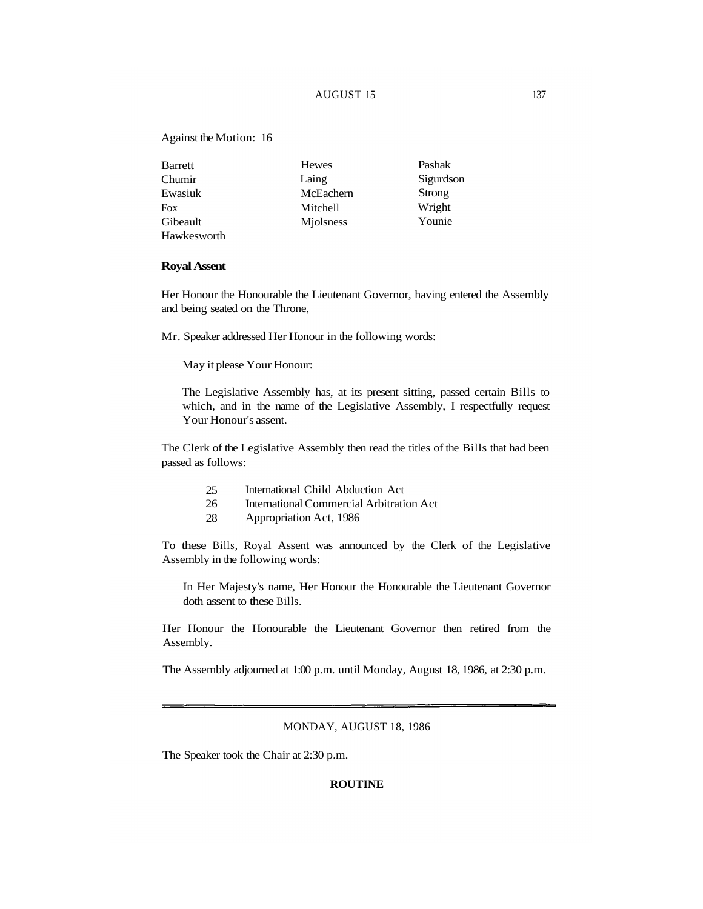Against the Motion: 16

| | | |
|---|---|---|
| Barrett | Hewes | Pashak |
| Chumir | Laing | Sigurdson |
| Ewasiuk | McEachern | Strong |
| Fox | Mitchell | Wright |
| Gibeault | Mjolsness | Younie |
| Hawkesworth | | |

**Royal Assent**

Her Honour the Honourable the Lieutenant Governor, having entered the Assembly and being seated on the Throne,

Mr. Speaker addressed Her Honour in the following words:

> May it please Your Honour:
>
> The Legislative Assembly has, at its present sitting, passed certain Bills to which, and in the name of the Legislative Assembly, I respectfully request Your Honour's assent.

The Clerk of the Legislative Assembly then read the titles of the Bills that had been passed as follows:

- 25 International Child Abduction Act
- 26 International Commercial Arbitration Act
- 28 Appropriation Act, 1986

To these Bills, Royal Assent was announced by the Clerk of the Legislative Assembly in the following words:

> In Her Majesty's name, Her Honour the Honourable the Lieutenant Governor doth assent to these Bills.

Her Honour the Honourable the Lieutenant Governor then retired from the Assembly.

The Assembly adjourned at 1:00 p.m. until Monday, August 18, 1986, at 2:30 p.m.

---

## MONDAY, AUGUST 18, 1986

The Speaker took the Chair at 2:30 p.m.

**ROUTINE**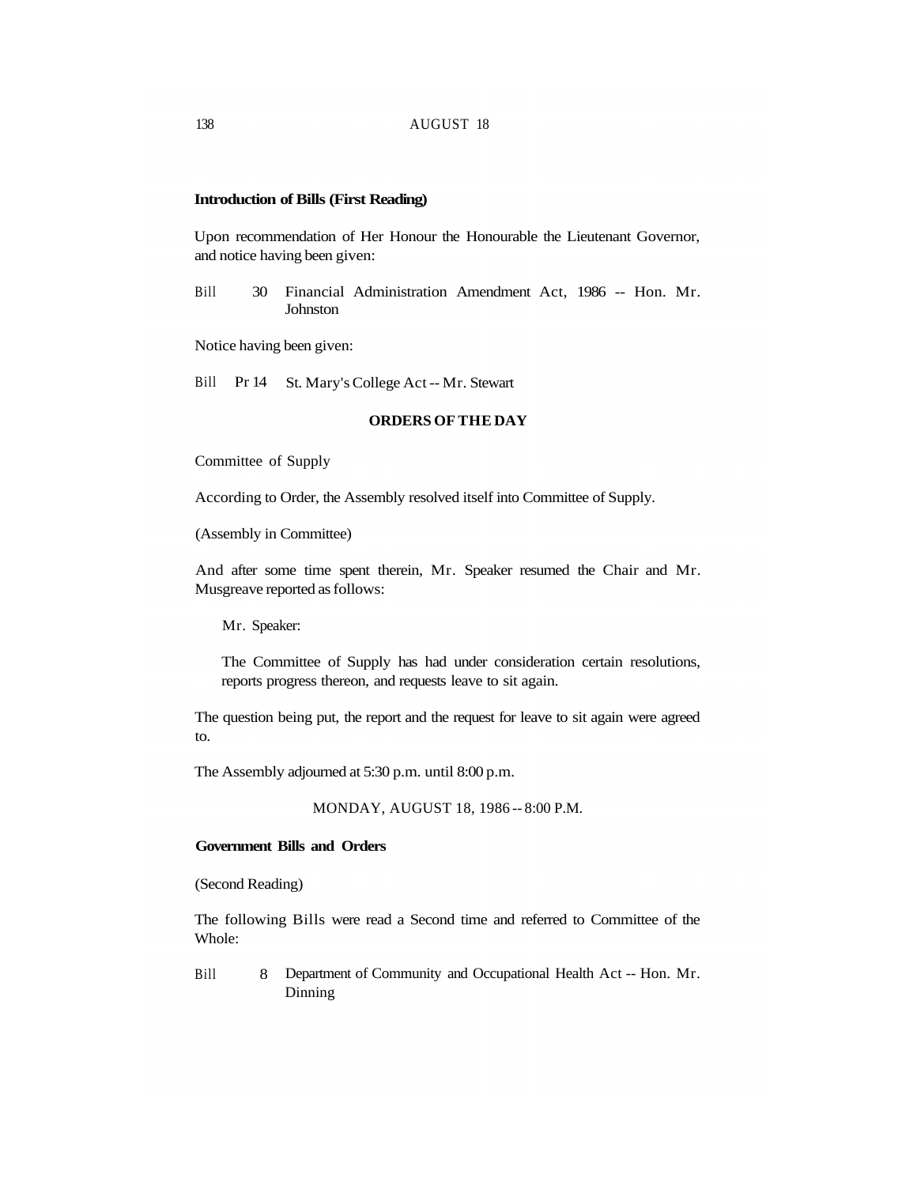**Introduction of Bills (First Reading)**

Upon recommendation of Her Honour the Honourable the Lieutenant Governor, and notice having been given:

Bill 30 Financial Administration Amendment Act, 1986 -- Hon. Mr. Johnston

Notice having been given:

Bill Pr 14 St. Mary's College Act -- Mr. Stewart

**ORDERS OF THE DAY**

Committee of Supply

According to Order, the Assembly resolved itself into Committee of Supply.

(Assembly in Committee)

And after some time spent therein, Mr. Speaker resumed the Chair and Mr. Musgreave reported as follows:

> Mr. Speaker:
>
> The Committee of Supply has had under consideration certain resolutions, reports progress thereon, and requests leave to sit again.

The question being put, the report and the request for leave to sit again were agreed to.

The Assembly adjourned at 5:30 p.m. until 8:00 p.m.

MONDAY, AUGUST 18, 1986 -- 8:00 P.M.

**Government Bills and Orders**

(Second Reading)

The following Bills were read a Second time and referred to Committee of the Whole:

Bill 8 Department of Community and Occupational Health Act -- Hon. Mr. Dinning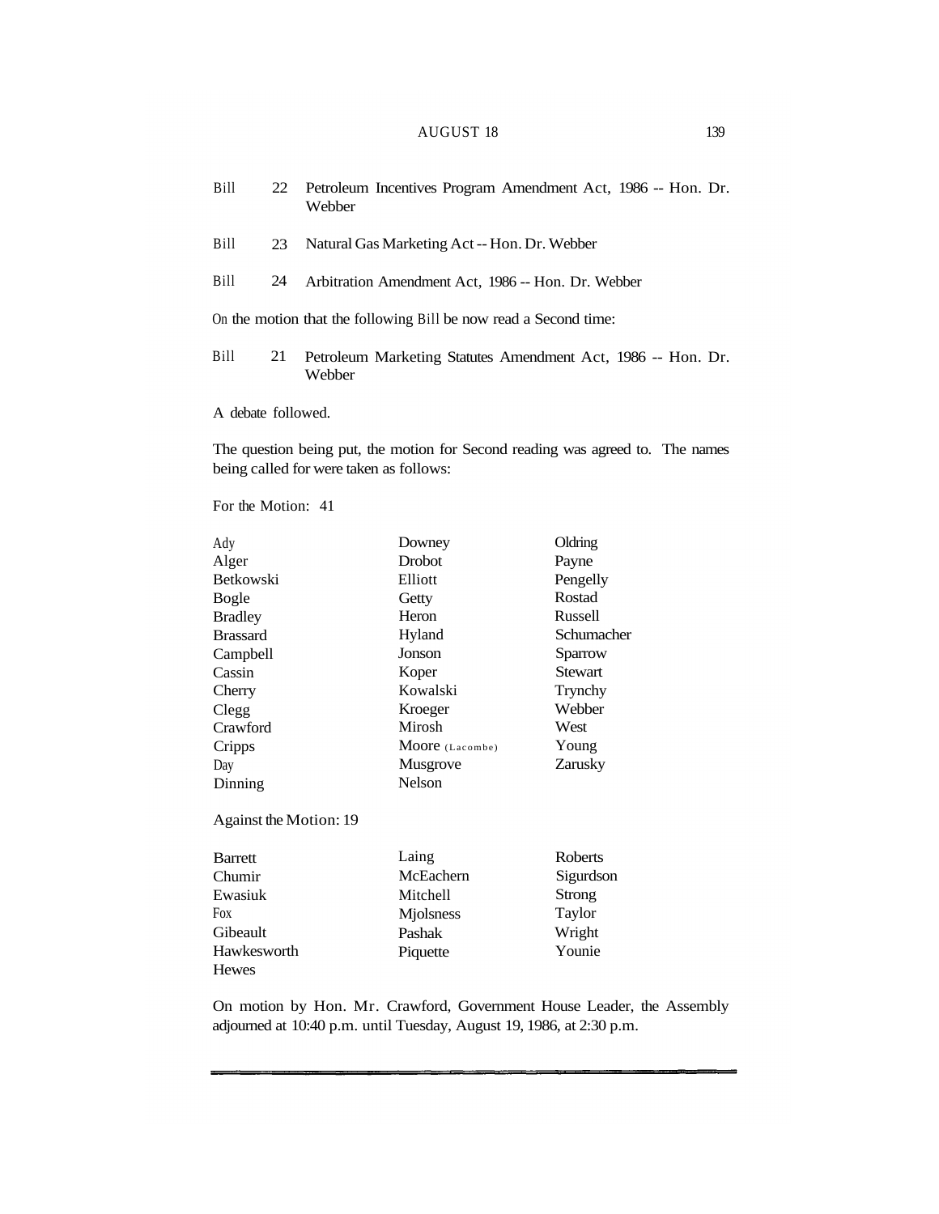Bill 22 Petroleum Incentives Program Amendment Act, 1986 -- Hon. Dr. Webber

Bill 23 Natural Gas Marketing Act -- Hon. Dr. Webber

Bill 24 Arbitration Amendment Act, 1986 -- Hon. Dr. Webber

On the motion that the following Bill be now read a Second time:

Bill 21 Petroleum Marketing Statutes Amendment Act, 1986 -- Hon. Dr. Webber

A debate followed.

The question being put, the motion for Second reading was agreed to. The names being called for were taken as follows:

For the Motion: 41

| | | |
|---|---|---|
| Ady | Downey | Oldring |
| Alger | Drobot | Payne |
| Betkowski | Elliott | Pengelly |
| Bogle | Getty | Rostad |
| Bradley | Heron | Russell |
| Brassard | Hyland | Schumacher |
| Campbell | Jonson | Sparrow |
| Cassin | Koper | Stewart |
| Cherry | Kowalski | Trynchy |
| Clegg | Kroeger | Webber |
| Crawford | Mirosh | West |
| Cripps | Moore (Lacombe) | Young |
| Day | Musgrove | Zarusky |
| Dinning | Nelson | |

Against the Motion: 19

| | | |
|---|---|---|
| Barrett | Laing | Roberts |
| Chumir | McEachern | Sigurdson |
| Ewasiuk | Mitchell | Strong |
| Fox | Mjolsness | Taylor |
| Gibeault | Pashak | Wright |
| Hawkesworth | Piquette | Younie |
| Hewes | | |

On motion by Hon. Mr. Crawford, Government House Leader, the Assembly adjourned at 10:40 p.m. until Tuesday, August 19, 1986, at 2:30 p.m.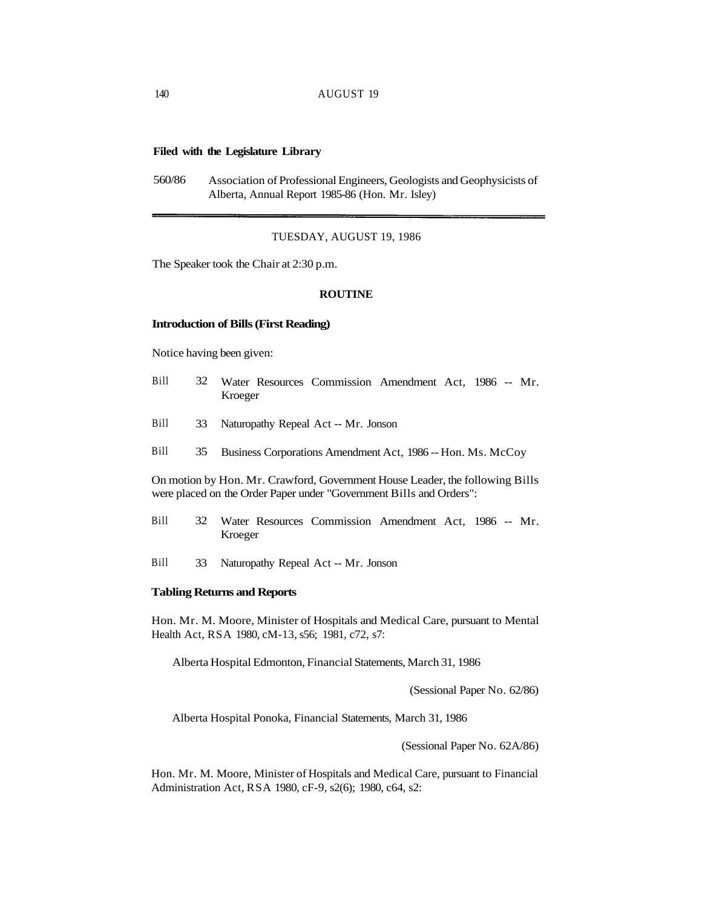**Filed with the Legislature Library**

560/86 Association of Professional Engineers, Geologists and Geophysicists of Alberta, Annual Report 1985-86 (Hon. Mr. Isley)

---

TUESDAY, AUGUST 19, 1986

The Speaker took the Chair at 2:30 p.m.

**ROUTINE**

**Introduction of Bills (First Reading)**

Notice having been given:

Bill 32 Water Resources Commission Amendment Act, 1986 -- Mr. Kroeger

Bill 33 Naturopathy Repeal Act -- Mr. Jonson

Bill 35 Business Corporations Amendment Act, 1986 -- Hon. Ms. McCoy

On motion by Hon. Mr. Crawford, Government House Leader, the following Bills were placed on the Order Paper under "Government Bills and Orders":

Bill 32 Water Resources Commission Amendment Act, 1986 -- Mr. Kroeger

Bill 33 Naturopathy Repeal Act -- Mr. Jonson

**Tabling Returns and Reports**

Hon. Mr. M. Moore, Minister of Hospitals and Medical Care, pursuant to Mental Health Act, RSA 1980, cM-13, s56; 1981, c72, s7:

Alberta Hospital Edmonton, Financial Statements, March 31, 1986

(Sessional Paper No. 62/86)

Alberta Hospital Ponoka, Financial Statements, March 31, 1986

(Sessional Paper No. 62A/86)

Hon. Mr. M. Moore, Minister of Hospitals and Medical Care, pursuant to Financial Administration Act, RSA 1980, cF-9, s2(6); 1980, c64, s2: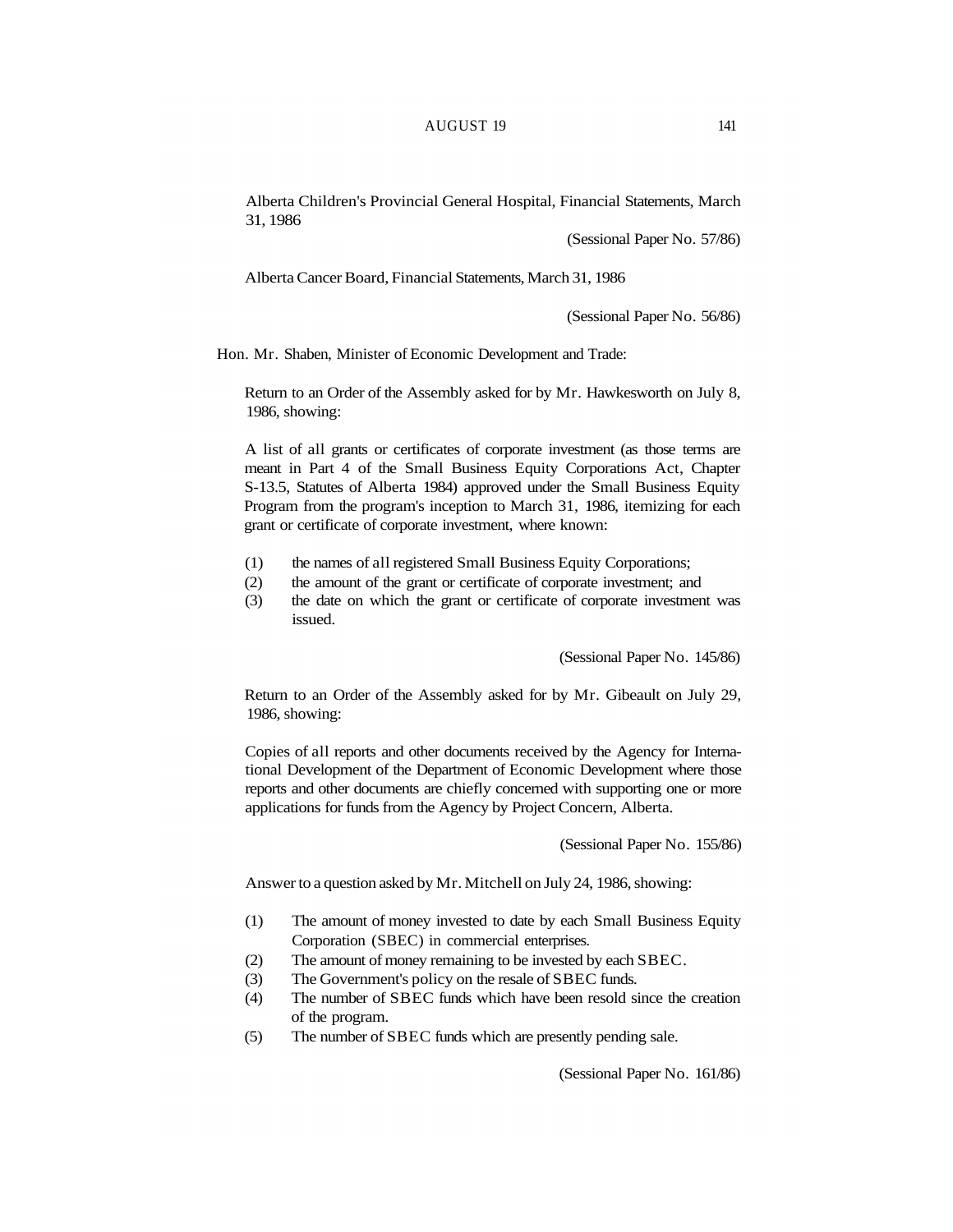Alberta Children's Provincial General Hospital, Financial Statements, March 31, 1986

(Sessional Paper No. 57/86)

Alberta Cancer Board, Financial Statements, March 31, 1986

(Sessional Paper No. 56/86)

Hon. Mr. Shaben, Minister of Economic Development and Trade:

Return to an Order of the Assembly asked for by Mr. Hawkesworth on July 8, 1986, showing:

A list of all grants or certificates of corporate investment (as those terms are meant in Part 4 of the Small Business Equity Corporations Act, Chapter S-13.5, Statutes of Alberta 1984) approved under the Small Business Equity Program from the program's inception to March 31, 1986, itemizing for each grant or certificate of corporate investment, where known:

(1) the names of all registered Small Business Equity Corporations;
(2) the amount of the grant or certificate of corporate investment; and
(3) the date on which the grant or certificate of corporate investment was issued.

(Sessional Paper No. 145/86)

Return to an Order of the Assembly asked for by Mr. Gibeault on July 29, 1986, showing:

Copies of all reports and other documents received by the Agency for International Development of the Department of Economic Development where those reports and other documents are chiefly concerned with supporting one or more applications for funds from the Agency by Project Concern, Alberta.

(Sessional Paper No. 155/86)

Answer to a question asked by Mr. Mitchell on July 24, 1986, showing:

(1) The amount of money invested to date by each Small Business Equity Corporation (SBEC) in commercial enterprises.
(2) The amount of money remaining to be invested by each SBEC.
(3) The Government's policy on the resale of SBEC funds.
(4) The number of SBEC funds which have been resold since the creation of the program.
(5) The number of SBEC funds which are presently pending sale.

(Sessional Paper No. 161/86)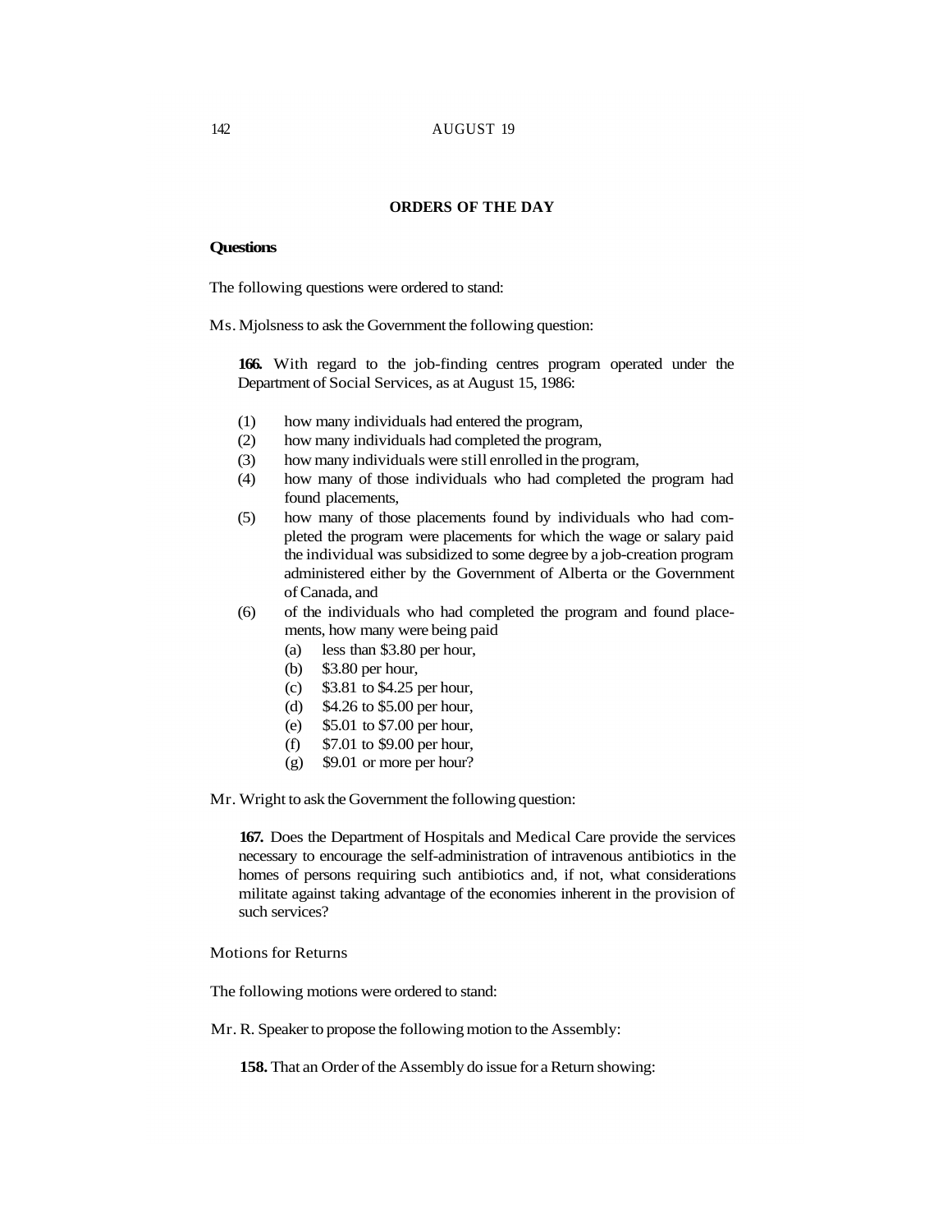## ORDERS OF THE DAY

**Questions**

The following questions were ordered to stand:

Ms. Mjolsness to ask the Government the following question:

> **166.** With regard to the job-finding centres program operated under the Department of Social Services, as at August 15, 1986:
>
> (1) how many individuals had entered the program,
> (2) how many individuals had completed the program,
> (3) how many individuals were still enrolled in the program,
> (4) how many of those individuals who had completed the program had found placements,
> (5) how many of those placements found by individuals who had completed the program were placements for which the wage or salary paid the individual was subsidized to some degree by a job-creation program administered either by the Government of Alberta or the Government of Canada, and
> (6) of the individuals who had completed the program and found placements, how many were being paid
>     (a) less than $3.80 per hour,
>     (b) $3.80 per hour,
>     (c) $3.81 to $4.25 per hour,
>     (d) $4.26 to $5.00 per hour,
>     (e) $5.01 to $7.00 per hour,
>     (f) $7.01 to $9.00 per hour,
>     (g) $9.01 or more per hour?

Mr. Wright to ask the Government the following question:

> **167.** Does the Department of Hospitals and Medical Care provide the services necessary to encourage the self-administration of intravenous antibiotics in the homes of persons requiring such antibiotics and, if not, what considerations militate against taking advantage of the economies inherent in the provision of such services?

Motions for Returns

The following motions were ordered to stand:

Mr. R. Speaker to propose the following motion to the Assembly:

> **158.** That an Order of the Assembly do issue for a Return showing: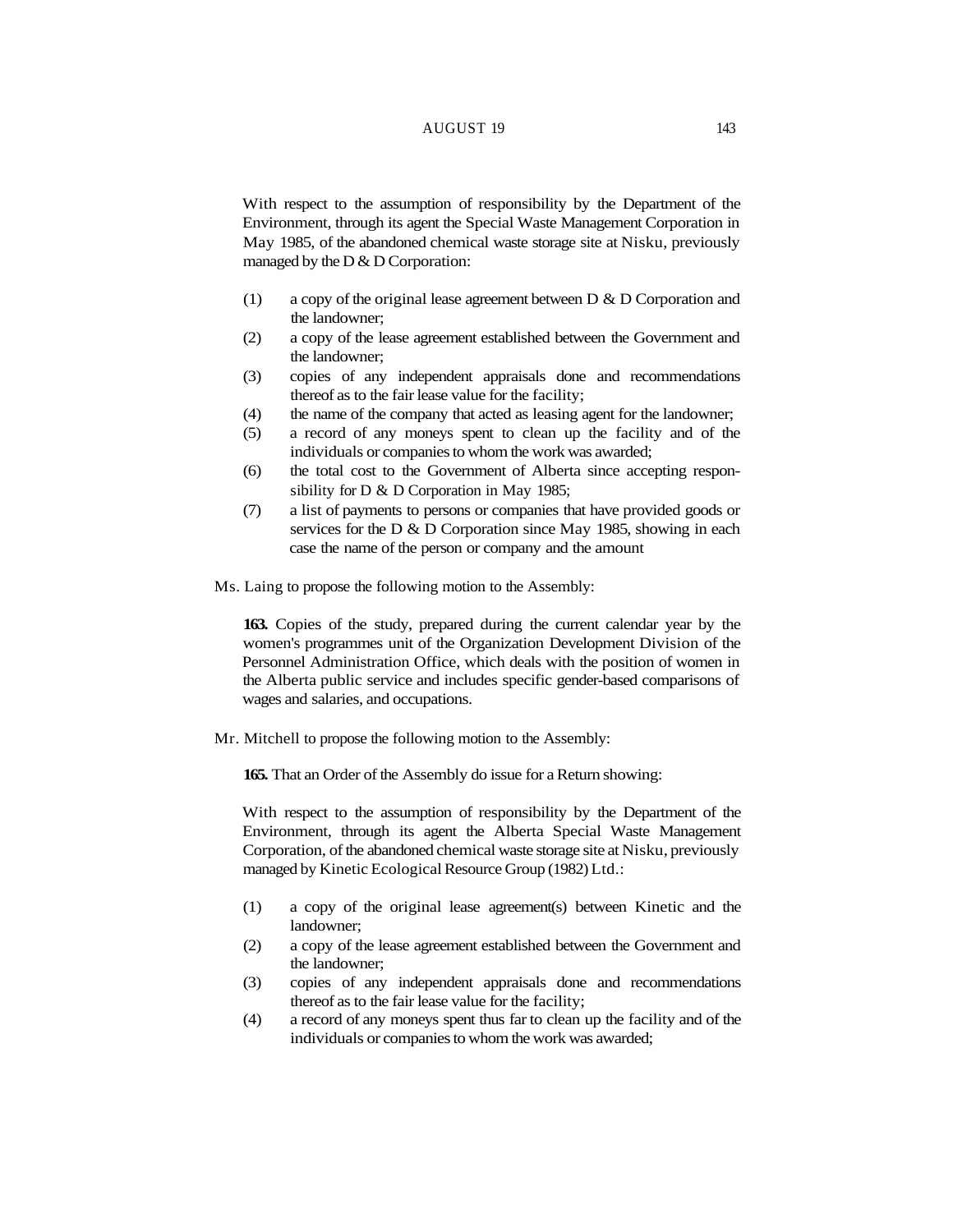With respect to the assumption of responsibility by the Department of the Environment, through its agent the Special Waste Management Corporation in May 1985, of the abandoned chemical waste storage site at Nisku, previously managed by the D & D Corporation:

(1) a copy of the original lease agreement between D & D Corporation and the landowner;
(2) a copy of the lease agreement established between the Government and the landowner;
(3) copies of any independent appraisals done and recommendations thereof as to the fair lease value for the facility;
(4) the name of the company that acted as leasing agent for the landowner;
(5) a record of any moneys spent to clean up the facility and of the individuals or companies to whom the work was awarded;
(6) the total cost to the Government of Alberta since accepting responsibility for D & D Corporation in May 1985;
(7) a list of payments to persons or companies that have provided goods or services for the D & D Corporation since May 1985, showing in each case the name of the person or company and the amount

Ms. Laing to propose the following motion to the Assembly:

**163.** Copies of the study, prepared during the current calendar year by the women's programmes unit of the Organization Development Division of the Personnel Administration Office, which deals with the position of women in the Alberta public service and includes specific gender-based comparisons of wages and salaries, and occupations.

Mr. Mitchell to propose the following motion to the Assembly:

**165.** That an Order of the Assembly do issue for a Return showing:

With respect to the assumption of responsibility by the Department of the Environment, through its agent the Alberta Special Waste Management Corporation, of the abandoned chemical waste storage site at Nisku, previously managed by Kinetic Ecological Resource Group (1982) Ltd.:

(1) a copy of the original lease agreement(s) between Kinetic and the landowner;
(2) a copy of the lease agreement established between the Government and the landowner;
(3) copies of any independent appraisals done and recommendations thereof as to the fair lease value for the facility;
(4) a record of any moneys spent thus far to clean up the facility and of the individuals or companies to whom the work was awarded;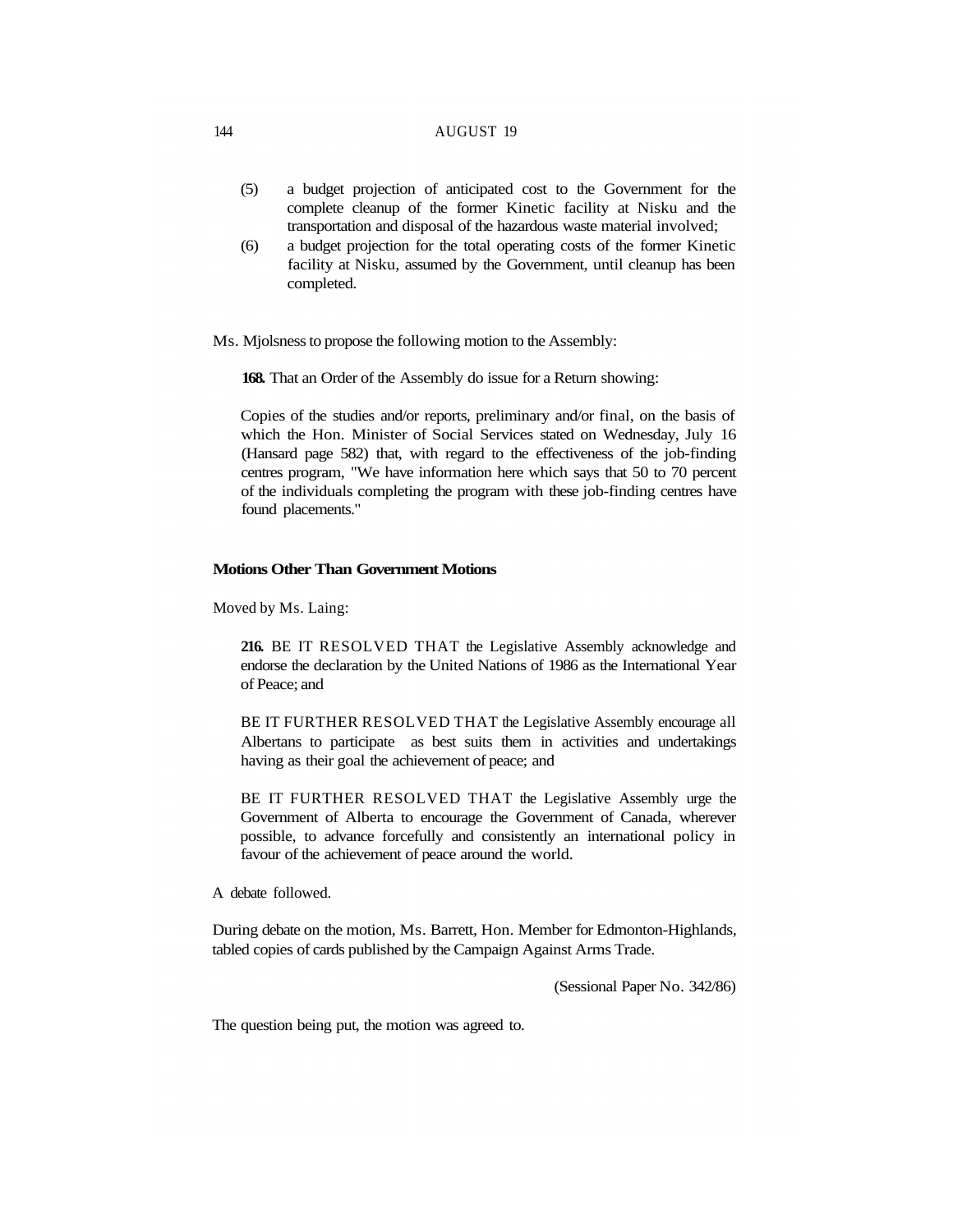(5) a budget projection of anticipated cost to the Government for the complete cleanup of the former Kinetic facility at Nisku and the transportation and disposal of the hazardous waste material involved;

(6) a budget projection for the total operating costs of the former Kinetic facility at Nisku, assumed by the Government, until cleanup has been completed.

Ms. Mjolsness to propose the following motion to the Assembly:

**168.** That an Order of the Assembly do issue for a Return showing:

Copies of the studies and/or reports, preliminary and/or final, on the basis of which the Hon. Minister of Social Services stated on Wednesday, July 16 (Hansard page 582) that, with regard to the effectiveness of the job-finding centres program, "We have information here which says that 50 to 70 percent of the individuals completing the program with these job-finding centres have found placements."

**Motions Other Than Government Motions**

Moved by Ms. Laing:

**216.** BE IT RESOLVED THAT the Legislative Assembly acknowledge and endorse the declaration by the United Nations of 1986 as the International Year of Peace; and

BE IT FURTHER RESOLVED THAT the Legislative Assembly encourage all Albertans to participate as best suits them in activities and undertakings having as their goal the achievement of peace; and

BE IT FURTHER RESOLVED THAT the Legislative Assembly urge the Government of Alberta to encourage the Government of Canada, wherever possible, to advance forcefully and consistently an international policy in favour of the achievement of peace around the world.

A debate followed.

During debate on the motion, Ms. Barrett, Hon. Member for Edmonton-Highlands, tabled copies of cards published by the Campaign Against Arms Trade.

(Sessional Paper No. 342/86)

The question being put, the motion was agreed to.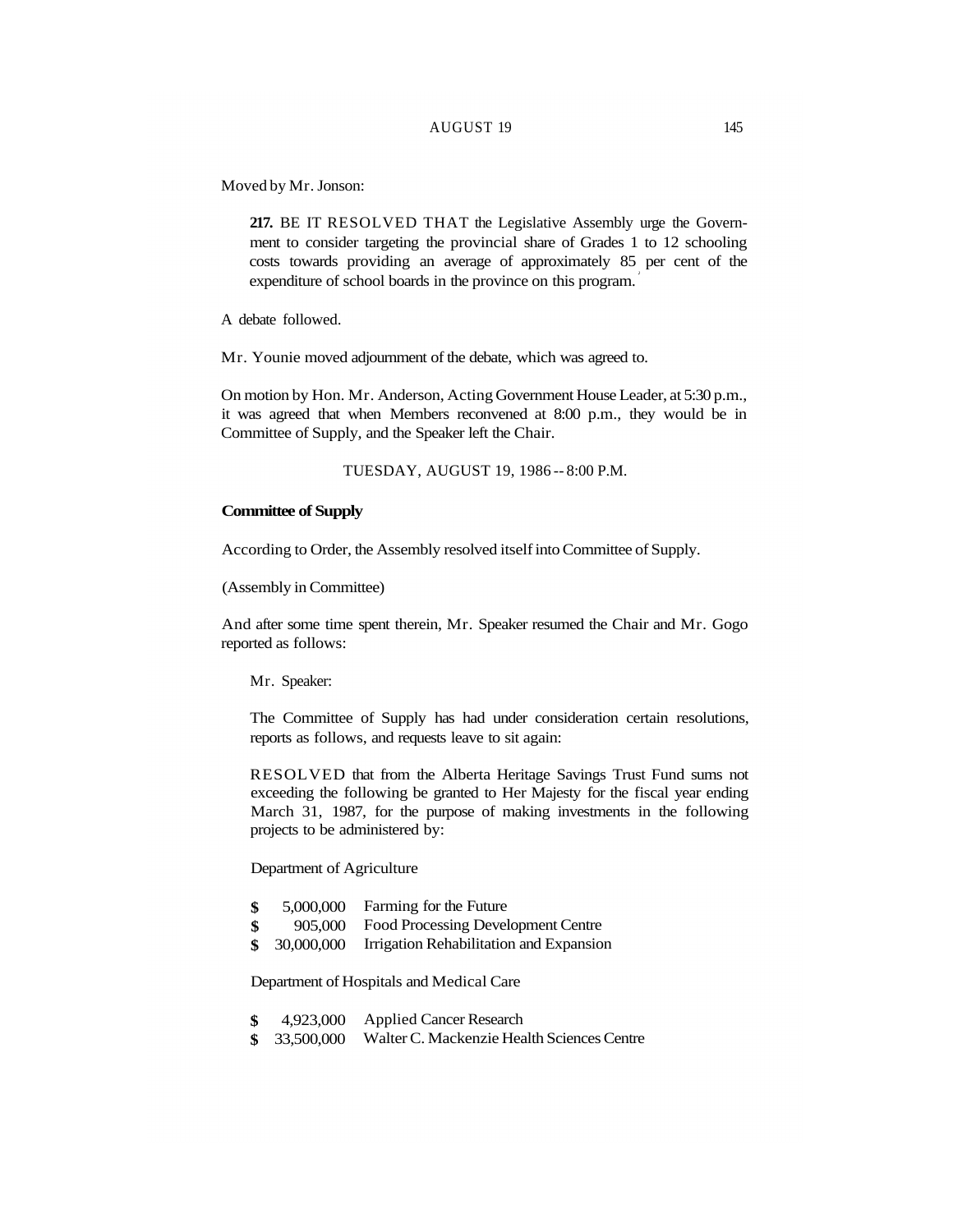Moved by Mr. Jonson:

> **217.** BE IT RESOLVED THAT the Legislative Assembly urge the Government to consider targeting the provincial share of Grades 1 to 12 schooling costs towards providing an average of approximately 85 per cent of the expenditure of school boards in the province on this program.

A debate followed.

Mr. Younie moved adjournment of the debate, which was agreed to.

On motion by Hon. Mr. Anderson, Acting Government House Leader, at 5:30 p.m., it was agreed that when Members reconvened at 8:00 p.m., they would be in Committee of Supply, and the Speaker left the Chair.

TUESDAY, AUGUST 19, 1986 -- 8:00 P.M.

**Committee of Supply**

According to Order, the Assembly resolved itself into Committee of Supply.

(Assembly in Committee)

And after some time spent therein, Mr. Speaker resumed the Chair and Mr. Gogo reported as follows:

> Mr. Speaker:
>
> The Committee of Supply has had under consideration certain resolutions, reports as follows, and requests leave to sit again:
>
> RESOLVED that from the Alberta Heritage Savings Trust Fund sums not exceeding the following be granted to Her Majesty for the fiscal year ending March 31, 1987, for the purpose of making investments in the following projects to be administered by:
>
> Department of Agriculture
>
> **$** 5,000,000 Farming for the Future
> **$** 905,000 Food Processing Development Centre
> **$** 30,000,000 Irrigation Rehabilitation and Expansion
>
> Department of Hospitals and Medical Care
>
> **$** 4,923,000 Applied Cancer Research
> **$** 33,500,000 Walter C. Mackenzie Health Sciences Centre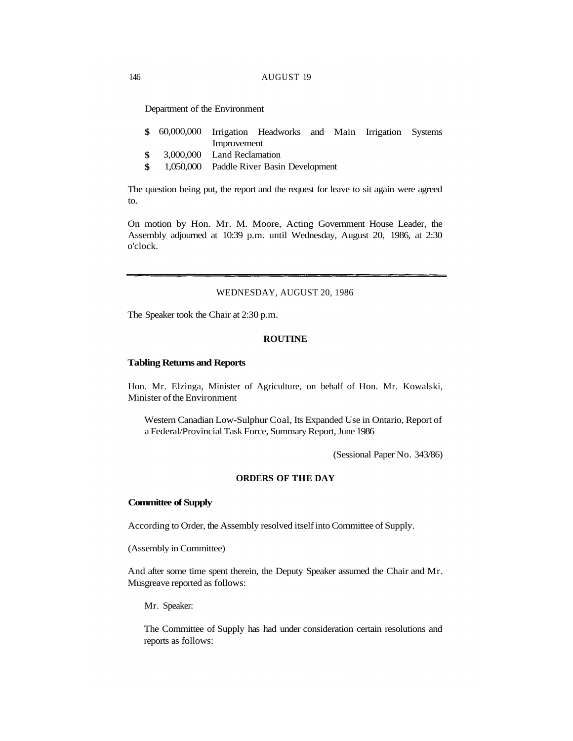Department of the Environment

| | | |
|---|---|---|
| $ | 60,000,000 | Irrigation Headworks and Main Irrigation Systems Improvement |
| $ | 3,000,000 | Land Reclamation |
| $ | 1,050,000 | Paddle River Basin Development |

The question being put, the report and the request for leave to sit again were agreed to.

On motion by Hon. Mr. M. Moore, Acting Government House Leader, the Assembly adjourned at 10:39 p.m. until Wednesday, August 20, 1986, at 2:30 o'clock.

---

WEDNESDAY, AUGUST 20, 1986

The Speaker took the Chair at 2:30 p.m.

**ROUTINE**

**Tabling Returns and Reports**

Hon. Mr. Elzinga, Minister of Agriculture, on behalf of Hon. Mr. Kowalski, Minister of the Environment

Western Canadian Low-Sulphur Coal, Its Expanded Use in Ontario, Report of a Federal/Provincial Task Force, Summary Report, June 1986

(Sessional Paper No. 343/86)

**ORDERS OF THE DAY**

**Committee of Supply**

According to Order, the Assembly resolved itself into Committee of Supply.

(Assembly in Committee)

And after some time spent therein, the Deputy Speaker assumed the Chair and Mr. Musgreave reported as follows:

Mr. Speaker:

The Committee of Supply has had under consideration certain resolutions and reports as follows: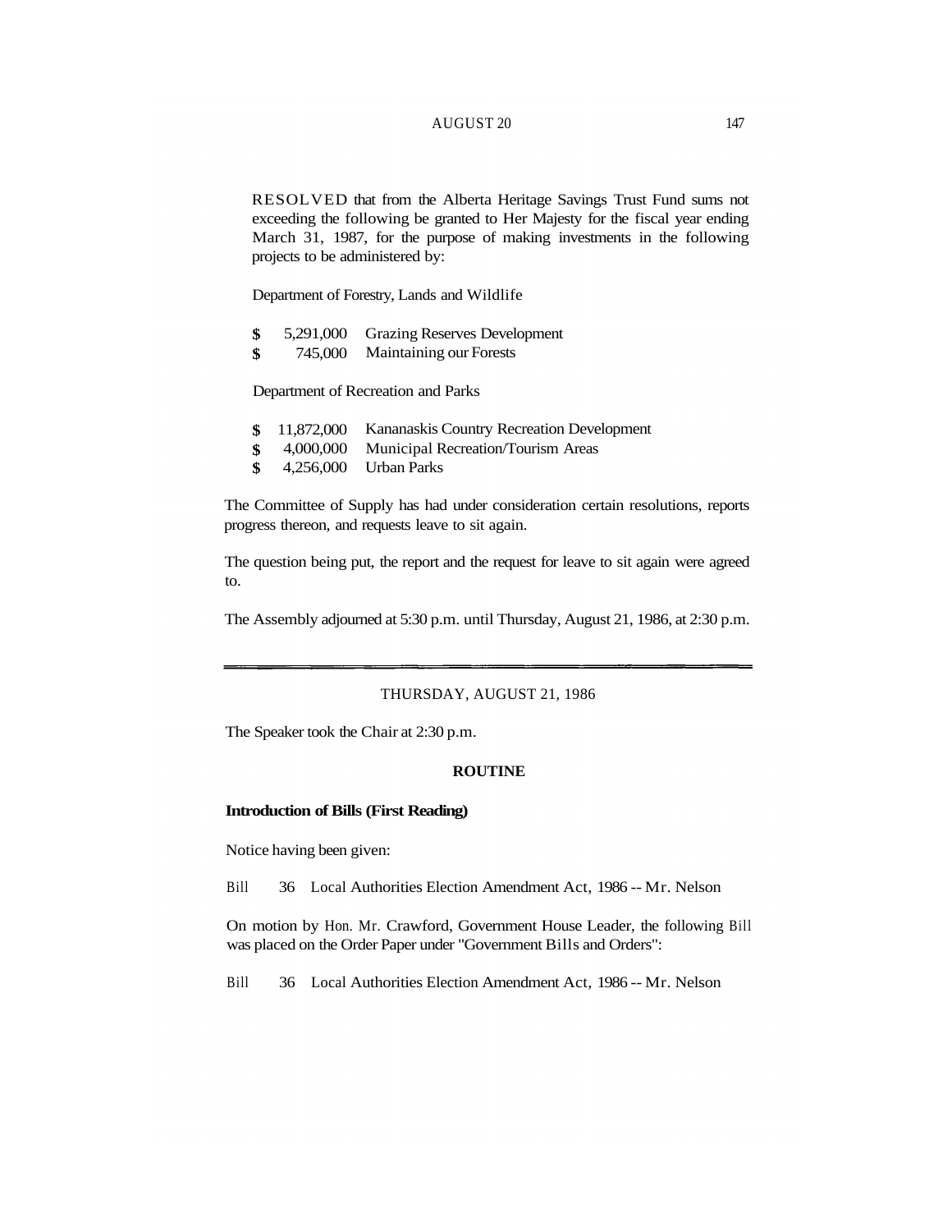RESOLVED that from the Alberta Heritage Savings Trust Fund sums not exceeding the following be granted to Her Majesty for the fiscal year ending March 31, 1987, for the purpose of making investments in the following projects to be administered by:

Department of Forestry, Lands and Wildlife

| | | |
|---|---|---|
| $ | 5,291,000 | Grazing Reserves Development |
| $ | 745,000 | Maintaining our Forests |

Department of Recreation and Parks

| | | |
|---|---|---|
| $ | 11,872,000 | Kananaskis Country Recreation Development |
| $ | 4,000,000 | Municipal Recreation/Tourism Areas |
| $ | 4,256,000 | Urban Parks |

The Committee of Supply has had under consideration certain resolutions, reports progress thereon, and requests leave to sit again.

The question being put, the report and the request for leave to sit again were agreed to.

The Assembly adjourned at 5:30 p.m. until Thursday, August 21, 1986, at 2:30 p.m.

---

THURSDAY, AUGUST 21, 1986

The Speaker took the Chair at 2:30 p.m.

**ROUTINE**

**Introduction of Bills (First Reading)**

Notice having been given:

Bill 36 Local Authorities Election Amendment Act, 1986 -- Mr. Nelson

On motion by Hon. Mr. Crawford, Government House Leader, the following Bill was placed on the Order Paper under "Government Bills and Orders":

Bill 36 Local Authorities Election Amendment Act, 1986 -- Mr. Nelson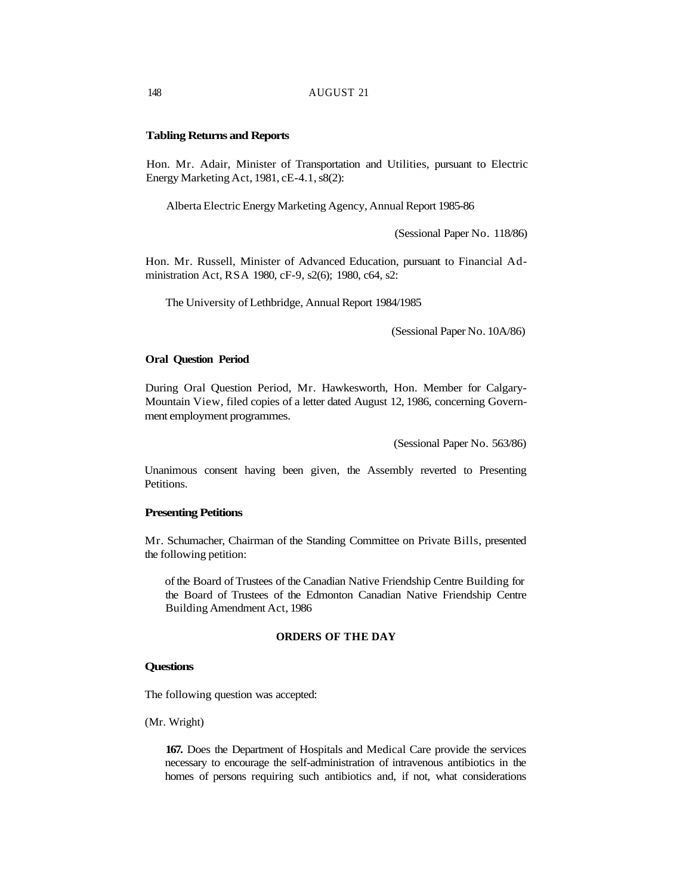**Tabling Returns and Reports**

Hon. Mr. Adair, Minister of Transportation and Utilities, pursuant to Electric Energy Marketing Act, 1981, cE-4.1, s8(2):

Alberta Electric Energy Marketing Agency, Annual Report 1985-86

(Sessional Paper No. 118/86)

Hon. Mr. Russell, Minister of Advanced Education, pursuant to Financial Administration Act, RSA 1980, cF-9, s2(6); 1980, c64, s2:

The University of Lethbridge, Annual Report 1984/1985

(Sessional Paper No. 10A/86)

**Oral Question Period**

During Oral Question Period, Mr. Hawkesworth, Hon. Member for Calgary-Mountain View, filed copies of a letter dated August 12, 1986, concerning Government employment programmes.

(Sessional Paper No. 563/86)

Unanimous consent having been given, the Assembly reverted to Presenting Petitions.

**Presenting Petitions**

Mr. Schumacher, Chairman of the Standing Committee on Private Bills, presented the following petition:

of the Board of Trustees of the Canadian Native Friendship Centre Building for the Board of Trustees of the Edmonton Canadian Native Friendship Centre Building Amendment Act, 1986

## ORDERS OF THE DAY

**Questions**

The following question was accepted:

(Mr. Wright)

**167.** Does the Department of Hospitals and Medical Care provide the services necessary to encourage the self-administration of intravenous antibiotics in the homes of persons requiring such antibiotics and, if not, what considerations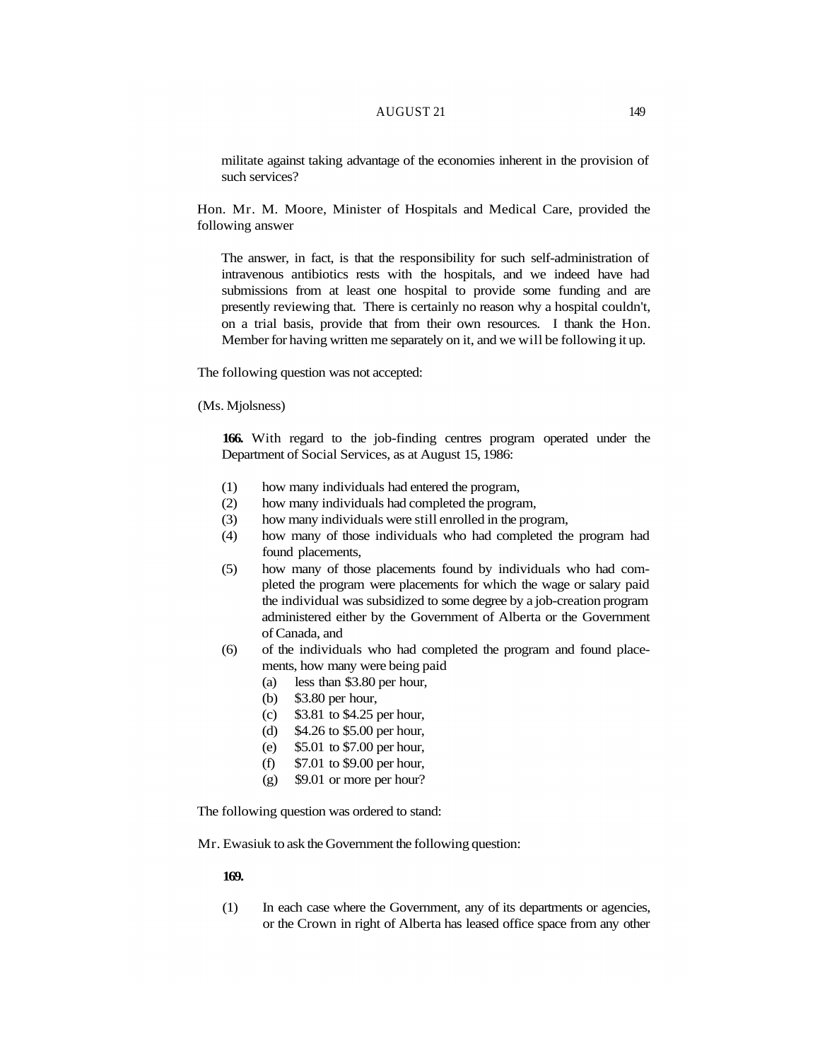militate against taking advantage of the economies inherent in the provision of such services?

Hon. Mr. M. Moore, Minister of Hospitals and Medical Care, provided the following answer

The answer, in fact, is that the responsibility for such self-administration of intravenous antibiotics rests with the hospitals, and we indeed have had submissions from at least one hospital to provide some funding and are presently reviewing that. There is certainly no reason why a hospital couldn't, on a trial basis, provide that from their own resources. I thank the Hon. Member for having written me separately on it, and we will be following it up.

The following question was not accepted:

(Ms. Mjolsness)

**166.** With regard to the job-finding centres program operated under the Department of Social Services, as at August 15, 1986:

(1) how many individuals had entered the program,
(2) how many individuals had completed the program,
(3) how many individuals were still enrolled in the program,
(4) how many of those individuals who had completed the program had found placements,
(5) how many of those placements found by individuals who had completed the program were placements for which the wage or salary paid the individual was subsidized to some degree by a job-creation program administered either by the Government of Alberta or the Government of Canada, and
(6) of the individuals who had completed the program and found placements, how many were being paid
  (a) less than $3.80 per hour,
  (b) $3.80 per hour,
  (c) $3.81 to $4.25 per hour,
  (d) $4.26 to $5.00 per hour,
  (e) $5.01 to $7.00 per hour,
  (f) $7.01 to $9.00 per hour,
  (g) $9.01 or more per hour?

The following question was ordered to stand:

Mr. Ewasiuk to ask the Government the following question:

**169.**

(1) In each case where the Government, any of its departments or agencies, or the Crown in right of Alberta has leased office space from any other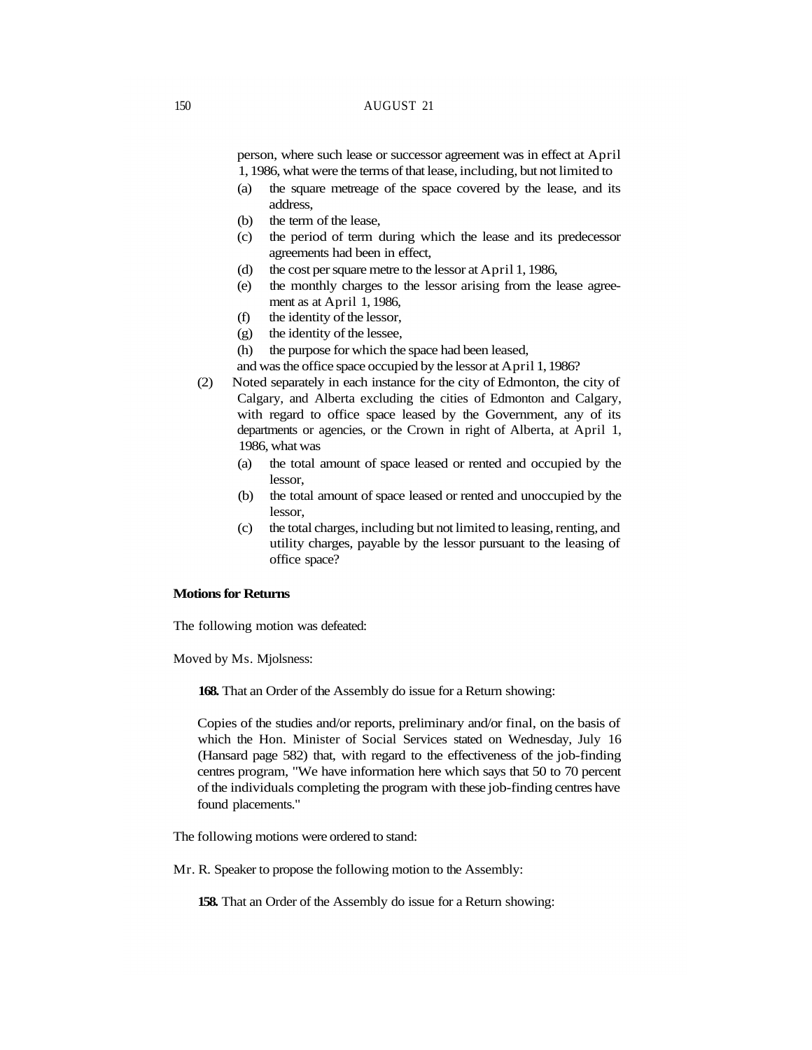person, where such lease or successor agreement was in effect at April 1, 1986, what were the terms of that lease, including, but not limited to

(a) the square metreage of the space covered by the lease, and its address,
(b) the term of the lease,
(c) the period of term during which the lease and its predecessor agreements had been in effect,
(d) the cost per square metre to the lessor at April 1, 1986,
(e) the monthly charges to the lessor arising from the lease agreement as at April 1, 1986,
(f) the identity of the lessor,
(g) the identity of the lessee,
(h) the purpose for which the space had been leased,

and was the office space occupied by the lessor at April 1, 1986?

(2) Noted separately in each instance for the city of Edmonton, the city of Calgary, and Alberta excluding the cities of Edmonton and Calgary, with regard to office space leased by the Government, any of its departments or agencies, or the Crown in right of Alberta, at April 1, 1986, what was

(a) the total amount of space leased or rented and occupied by the lessor,
(b) the total amount of space leased or rented and unoccupied by the lessor,
(c) the total charges, including but not limited to leasing, renting, and utility charges, payable by the lessor pursuant to the leasing of office space?

**Motions for Returns**

The following motion was defeated:

Moved by Ms. Mjolsness:

**168.** That an Order of the Assembly do issue for a Return showing:

Copies of the studies and/or reports, preliminary and/or final, on the basis of which the Hon. Minister of Social Services stated on Wednesday, July 16 (Hansard page 582) that, with regard to the effectiveness of the job-finding centres program, "We have information here which says that 50 to 70 percent of the individuals completing the program with these job-finding centres have found placements."

The following motions were ordered to stand:

Mr. R. Speaker to propose the following motion to the Assembly:

**158.** That an Order of the Assembly do issue for a Return showing: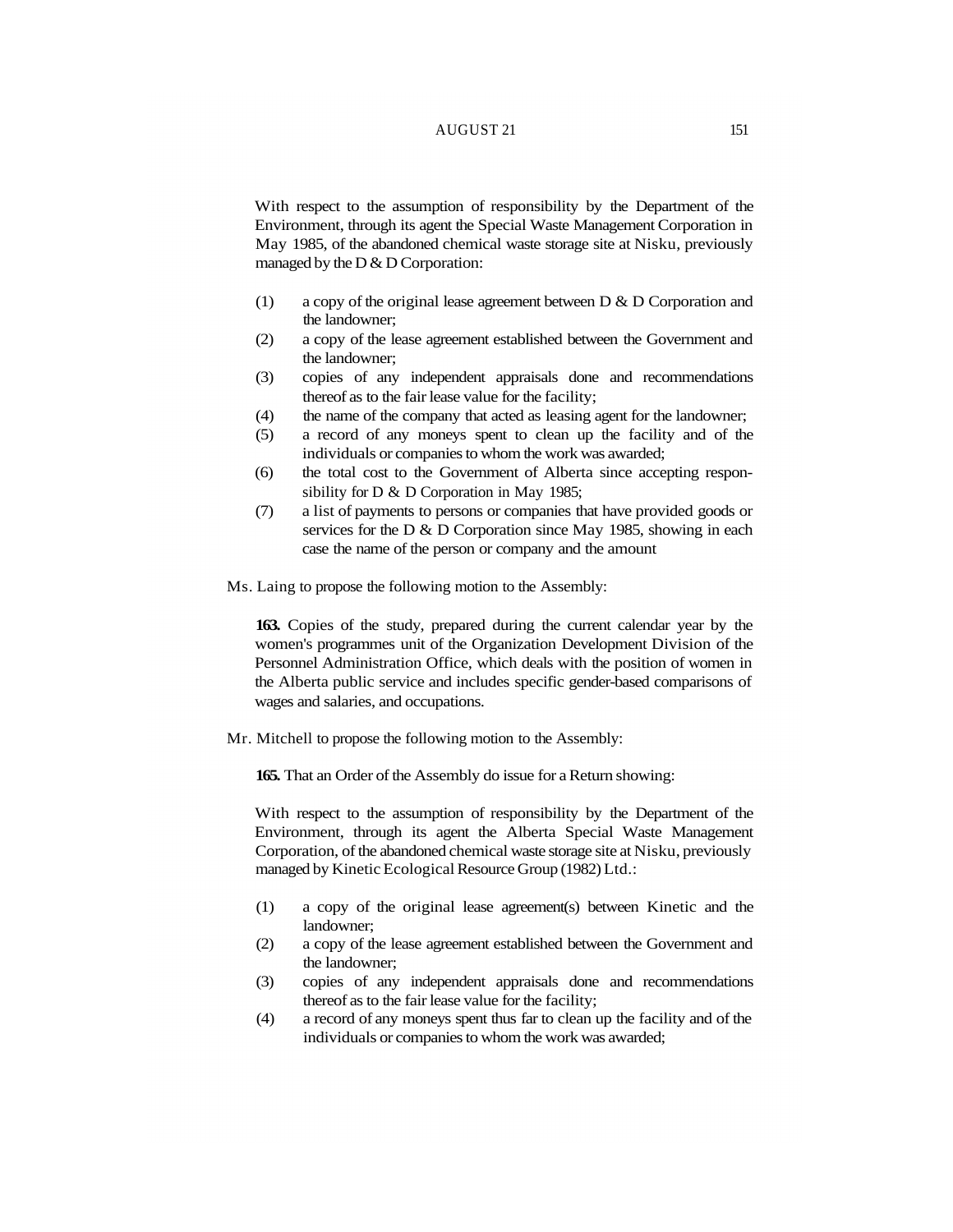With respect to the assumption of responsibility by the Department of the Environment, through its agent the Special Waste Management Corporation in May 1985, of the abandoned chemical waste storage site at Nisku, previously managed by the D & D Corporation:

(1) a copy of the original lease agreement between D & D Corporation and the landowner;
(2) a copy of the lease agreement established between the Government and the landowner;
(3) copies of any independent appraisals done and recommendations thereof as to the fair lease value for the facility;
(4) the name of the company that acted as leasing agent for the landowner;
(5) a record of any moneys spent to clean up the facility and of the individuals or companies to whom the work was awarded;
(6) the total cost to the Government of Alberta since accepting responsibility for D & D Corporation in May 1985;
(7) a list of payments to persons or companies that have provided goods or services for the D & D Corporation since May 1985, showing in each case the name of the person or company and the amount

Ms. Laing to propose the following motion to the Assembly:

**163.** Copies of the study, prepared during the current calendar year by the women's programmes unit of the Organization Development Division of the Personnel Administration Office, which deals with the position of women in the Alberta public service and includes specific gender-based comparisons of wages and salaries, and occupations.

Mr. Mitchell to propose the following motion to the Assembly:

**165.** That an Order of the Assembly do issue for a Return showing:

With respect to the assumption of responsibility by the Department of the Environment, through its agent the Alberta Special Waste Management Corporation, of the abandoned chemical waste storage site at Nisku, previously managed by Kinetic Ecological Resource Group (1982) Ltd.:

(1) a copy of the original lease agreement(s) between Kinetic and the landowner;
(2) a copy of the lease agreement established between the Government and the landowner;
(3) copies of any independent appraisals done and recommendations thereof as to the fair lease value for the facility;
(4) a record of any moneys spent thus far to clean up the facility and of the individuals or companies to whom the work was awarded;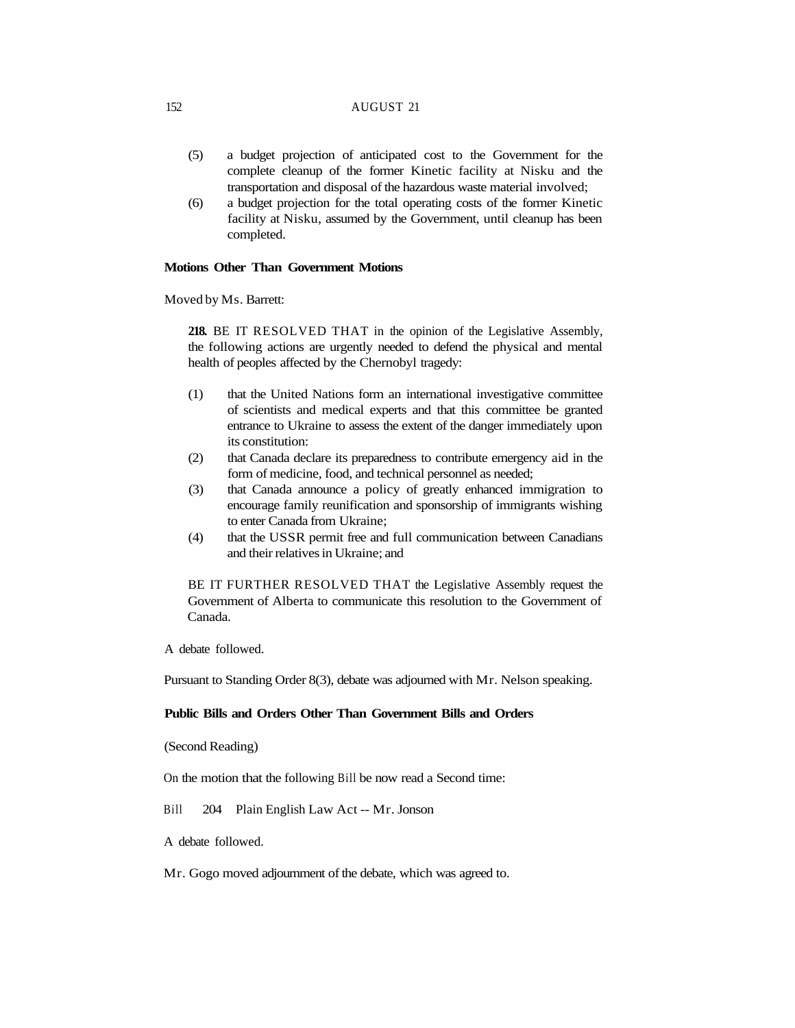(5) a budget projection of anticipated cost to the Government for the complete cleanup of the former Kinetic facility at Nisku and the transportation and disposal of the hazardous waste material involved;

(6) a budget projection for the total operating costs of the former Kinetic facility at Nisku, assumed by the Government, until cleanup has been completed.

**Motions Other Than Government Motions**

Moved by Ms. Barrett:

**218.** BE IT RESOLVED THAT in the opinion of the Legislative Assembly, the following actions are urgently needed to defend the physical and mental health of peoples affected by the Chernobyl tragedy:

(1) that the United Nations form an international investigative committee of scientists and medical experts and that this committee be granted entrance to Ukraine to assess the extent of the danger immediately upon its constitution:

(2) that Canada declare its preparedness to contribute emergency aid in the form of medicine, food, and technical personnel as needed;

(3) that Canada announce a policy of greatly enhanced immigration to encourage family reunification and sponsorship of immigrants wishing to enter Canada from Ukraine;

(4) that the USSR permit free and full communication between Canadians and their relatives in Ukraine; and

BE IT FURTHER RESOLVED THAT the Legislative Assembly request the Government of Alberta to communicate this resolution to the Government of Canada.

A debate followed.

Pursuant to Standing Order 8(3), debate was adjourned with Mr. Nelson speaking.

**Public Bills and Orders Other Than Government Bills and Orders**

(Second Reading)

On the motion that the following Bill be now read a Second time:

Bill 204 Plain English Law Act -- Mr. Jonson

A debate followed.

Mr. Gogo moved adjournment of the debate, which was agreed to.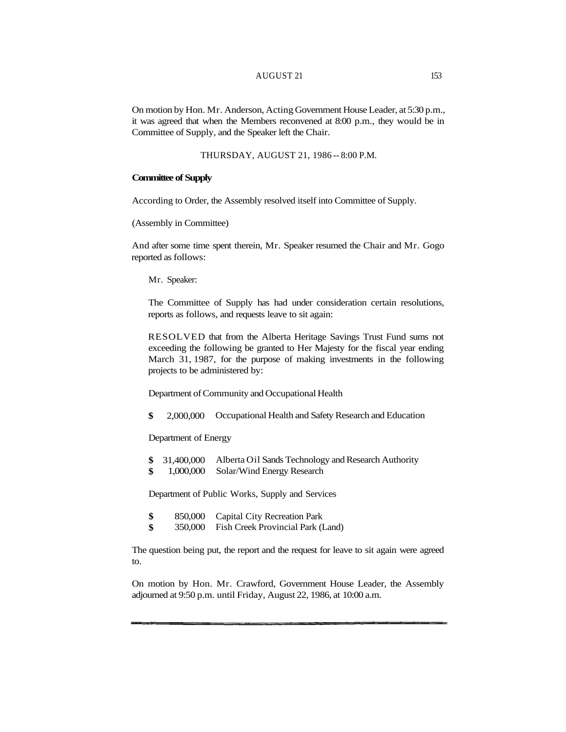On motion by Hon. Mr. Anderson, Acting Government House Leader, at 5:30 p.m., it was agreed that when the Members reconvened at 8:00 p.m., they would be in Committee of Supply, and the Speaker left the Chair.

THURSDAY, AUGUST 21, 1986 -- 8:00 P.M.

**Committee of Supply**

According to Order, the Assembly resolved itself into Committee of Supply.

(Assembly in Committee)

And after some time spent therein, Mr. Speaker resumed the Chair and Mr. Gogo reported as follows:

> Mr. Speaker:
>
> The Committee of Supply has had under consideration certain resolutions, reports as follows, and requests leave to sit again:
>
> RESOLVED that from the Alberta Heritage Savings Trust Fund sums not exceeding the following be granted to Her Majesty for the fiscal year ending March 31, 1987, for the purpose of making investments in the following projects to be administered by:
>
> Department of Community and Occupational Health
>
> $ 2,000,000 Occupational Health and Safety Research and Education
>
> Department of Energy
>
> $ 31,400,000 Alberta Oil Sands Technology and Research Authority
> $ 1,000,000 Solar/Wind Energy Research
>
> Department of Public Works, Supply and Services
>
> $ 850,000 Capital City Recreation Park
> $ 350,000 Fish Creek Provincial Park (Land)

The question being put, the report and the request for leave to sit again were agreed to.

On motion by Hon. Mr. Crawford, Government House Leader, the Assembly adjourned at 9:50 p.m. until Friday, August 22, 1986, at 10:00 a.m.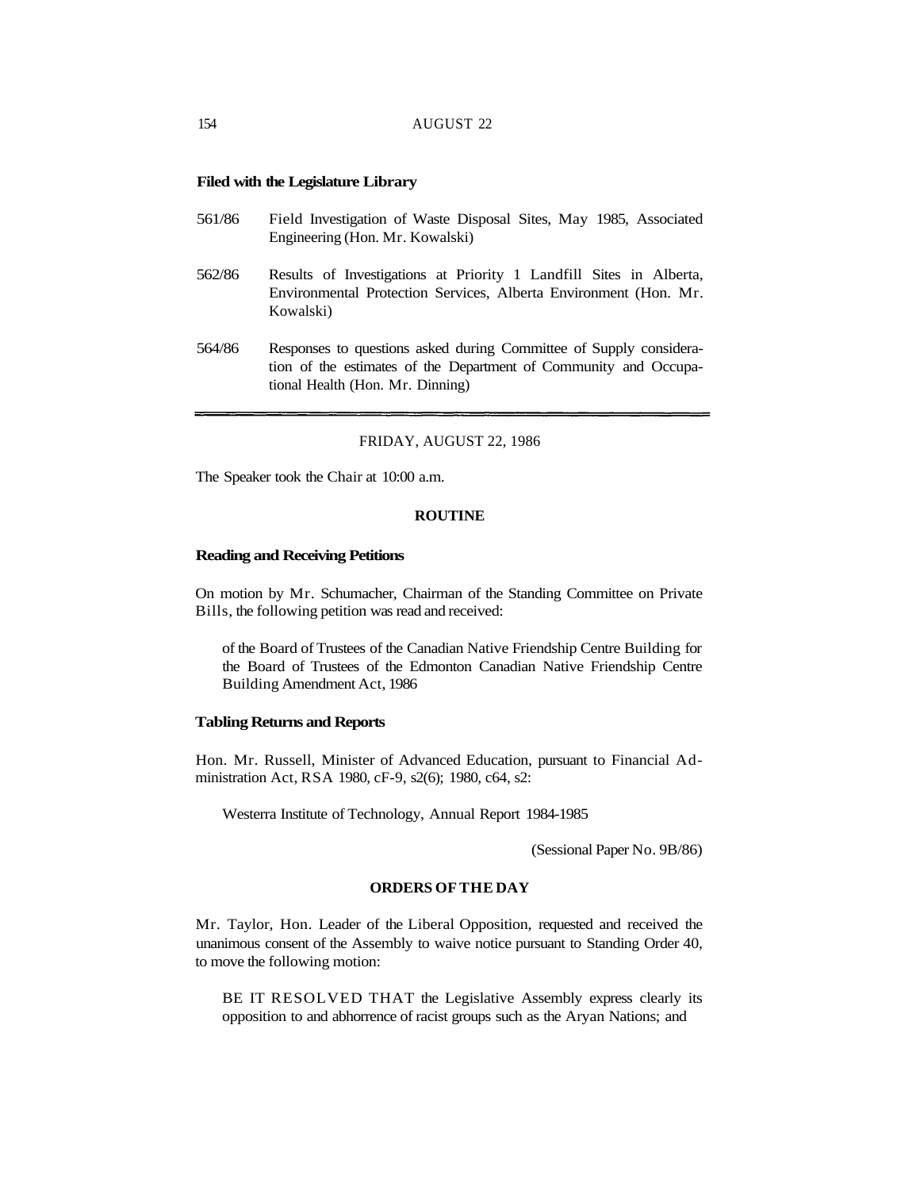**Filed with the Legislature Library**

561/86 Field Investigation of Waste Disposal Sites, May 1985, Associated Engineering (Hon. Mr. Kowalski)

562/86 Results of Investigations at Priority 1 Landfill Sites in Alberta, Environmental Protection Services, Alberta Environment (Hon. Mr. Kowalski)

564/86 Responses to questions asked during Committee of Supply consideration of the estimates of the Department of Community and Occupational Health (Hon. Mr. Dinning)

---

FRIDAY, AUGUST 22, 1986

The Speaker took the Chair at 10:00 a.m.

**ROUTINE**

**Reading and Receiving Petitions**

On motion by Mr. Schumacher, Chairman of the Standing Committee on Private Bills, the following petition was read and received:

> of the Board of Trustees of the Canadian Native Friendship Centre Building for the Board of Trustees of the Edmonton Canadian Native Friendship Centre Building Amendment Act, 1986

**Tabling Returns and Reports**

Hon. Mr. Russell, Minister of Advanced Education, pursuant to Financial Administration Act, RSA 1980, cF-9, s2(6); 1980, c64, s2:

> Westerra Institute of Technology, Annual Report 1984-1985
>
> (Sessional Paper No. 9B/86)

**ORDERS OF THE DAY**

Mr. Taylor, Hon. Leader of the Liberal Opposition, requested and received the unanimous consent of the Assembly to waive notice pursuant to Standing Order 40, to move the following motion:

> BE IT RESOLVED THAT the Legislative Assembly express clearly its opposition to and abhorrence of racist groups such as the Aryan Nations; and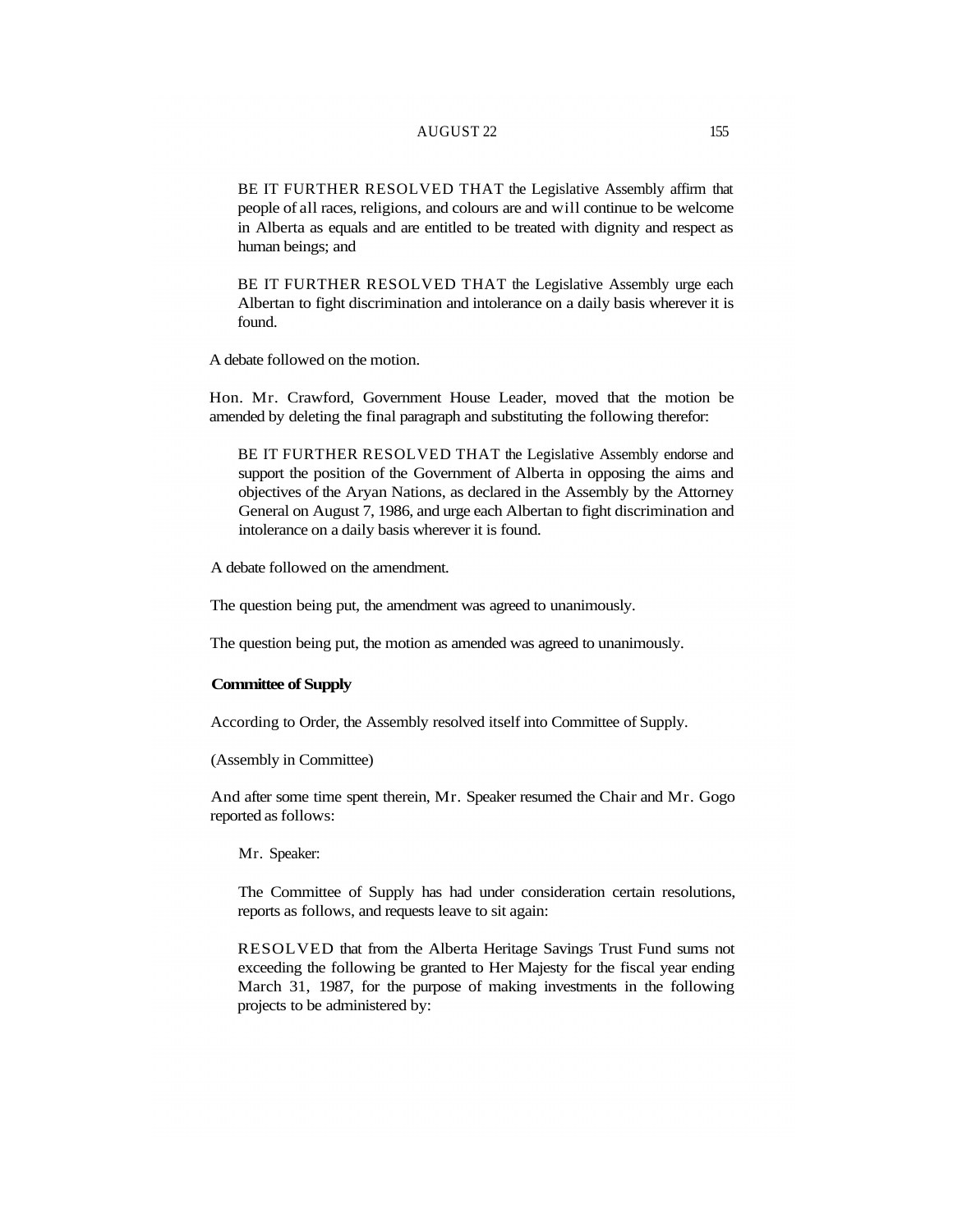BE IT FURTHER RESOLVED THAT the Legislative Assembly affirm that people of all races, religions, and colours are and will continue to be welcome in Alberta as equals and are entitled to be treated with dignity and respect as human beings; and

BE IT FURTHER RESOLVED THAT the Legislative Assembly urge each Albertan to fight discrimination and intolerance on a daily basis wherever it is found.

A debate followed on the motion.

Hon. Mr. Crawford, Government House Leader, moved that the motion be amended by deleting the final paragraph and substituting the following therefor:

BE IT FURTHER RESOLVED THAT the Legislative Assembly endorse and support the position of the Government of Alberta in opposing the aims and objectives of the Aryan Nations, as declared in the Assembly by the Attorney General on August 7, 1986, and urge each Albertan to fight discrimination and intolerance on a daily basis wherever it is found.

A debate followed on the amendment.

The question being put, the amendment was agreed to unanimously.

The question being put, the motion as amended was agreed to unanimously.

**Committee of Supply**

According to Order, the Assembly resolved itself into Committee of Supply.

(Assembly in Committee)

And after some time spent therein, Mr. Speaker resumed the Chair and Mr. Gogo reported as follows:

Mr. Speaker:

The Committee of Supply has had under consideration certain resolutions, reports as follows, and requests leave to sit again:

RESOLVED that from the Alberta Heritage Savings Trust Fund sums not exceeding the following be granted to Her Majesty for the fiscal year ending March 31, 1987, for the purpose of making investments in the following projects to be administered by: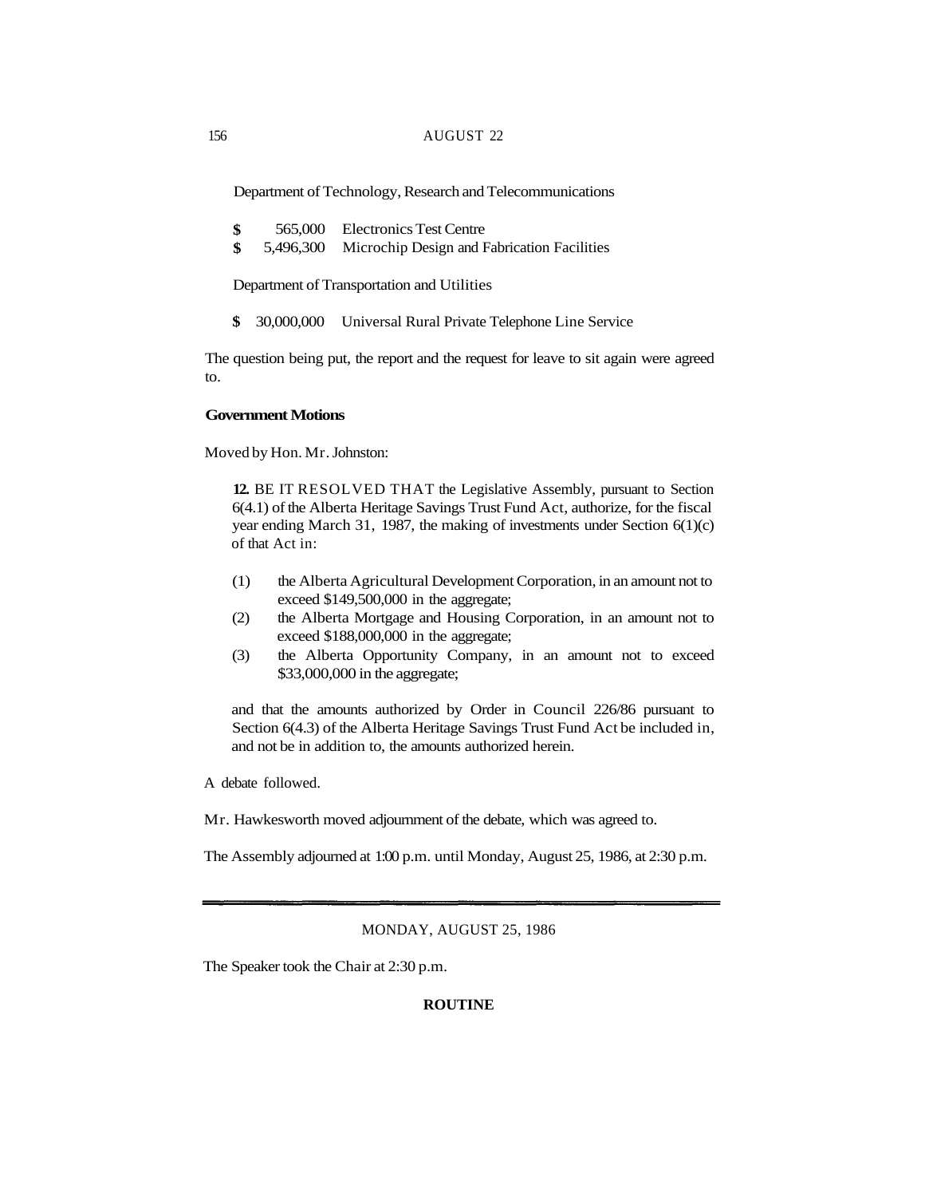Department of Technology, Research and Telecommunications

| | |
|---|---|
| $ 565,000 | Electronics Test Centre |
| $ 5,496,300 | Microchip Design and Fabrication Facilities |

Department of Transportation and Utilities

| | |
|---|---|
| $ 30,000,000 | Universal Rural Private Telephone Line Service |

The question being put, the report and the request for leave to sit again were agreed to.

**Government Motions**

Moved by Hon. Mr. Johnston:

> **12.** BE IT RESOLVED THAT the Legislative Assembly, pursuant to Section 6(4.1) of the Alberta Heritage Savings Trust Fund Act, authorize, for the fiscal year ending March 31, 1987, the making of investments under Section 6(1)(c) of that Act in:
>
> (1) the Alberta Agricultural Development Corporation, in an amount not to exceed $149,500,000 in the aggregate;
>
> (2) the Alberta Mortgage and Housing Corporation, in an amount not to exceed $188,000,000 in the aggregate;
>
> (3) the Alberta Opportunity Company, in an amount not to exceed $33,000,000 in the aggregate;
>
> and that the amounts authorized by Order in Council 226/86 pursuant to Section 6(4.3) of the Alberta Heritage Savings Trust Fund Act be included in, and not be in addition to, the amounts authorized herein.

A debate followed.

Mr. Hawkesworth moved adjournment of the debate, which was agreed to.

The Assembly adjourned at 1:00 p.m. until Monday, August 25, 1986, at 2:30 p.m.

---

## MONDAY, AUGUST 25, 1986

The Speaker took the Chair at 2:30 p.m.

### ROUTINE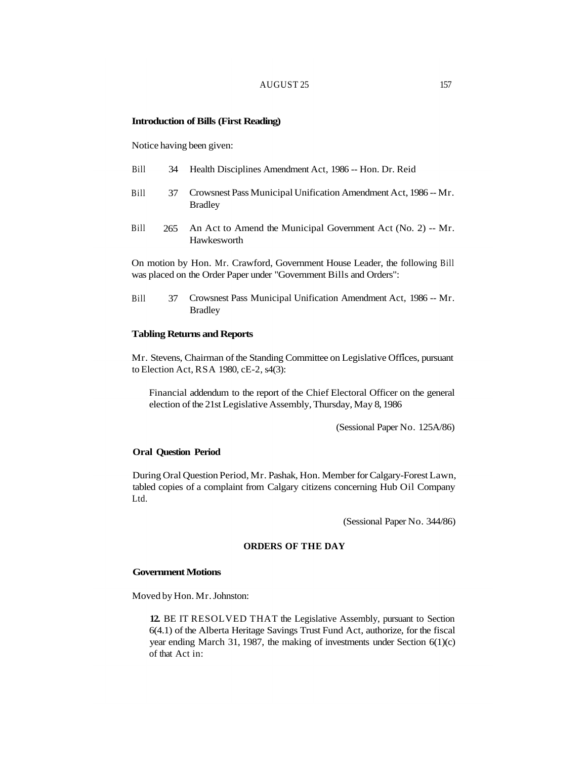**Introduction of Bills (First Reading)**

Notice having been given:

Bill 34 Health Disciplines Amendment Act, 1986 -- Hon. Dr. Reid

Bill 37 Crowsnest Pass Municipal Unification Amendment Act, 1986 -- Mr. Bradley

Bill 265 An Act to Amend the Municipal Government Act (No. 2) -- Mr. Hawkesworth

On motion by Hon. Mr. Crawford, Government House Leader, the following Bill was placed on the Order Paper under "Government Bills and Orders":

Bill 37 Crowsnest Pass Municipal Unification Amendment Act, 1986 -- Mr. Bradley

**Tabling Returns and Reports**

Mr. Stevens, Chairman of the Standing Committee on Legislative Offices, pursuant to Election Act, RSA 1980, cE-2, s4(3):

> Financial addendum to the report of the Chief Electoral Officer on the general election of the 21st Legislative Assembly, Thursday, May 8, 1986
>
> (Sessional Paper No. 125A/86)

**Oral Question Period**

During Oral Question Period, Mr. Pashak, Hon. Member for Calgary-Forest Lawn, tabled copies of a complaint from Calgary citizens concerning Hub Oil Company Ltd.

(Sessional Paper No. 344/86)

## ORDERS OF THE DAY

**Government Motions**

Moved by Hon. Mr. Johnston:

> **12.** BE IT RESOLVED THAT the Legislative Assembly, pursuant to Section 6(4.1) of the Alberta Heritage Savings Trust Fund Act, authorize, for the fiscal year ending March 31, 1987, the making of investments under Section 6(1)(c) of that Act in: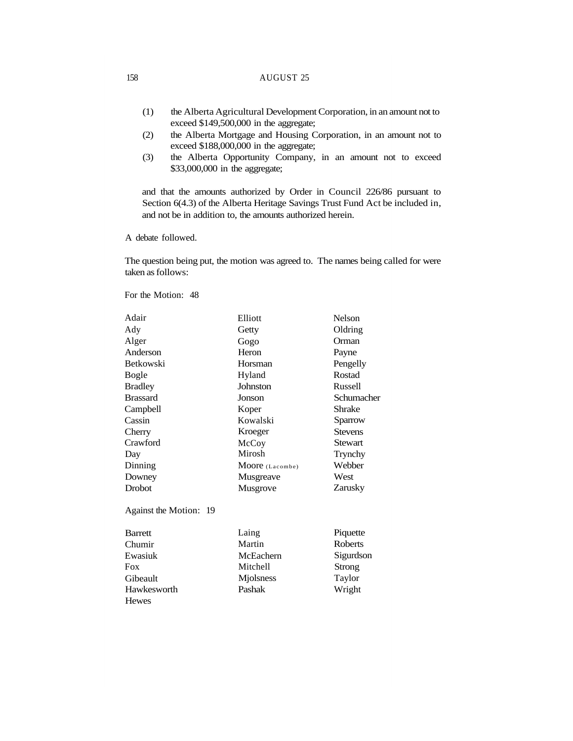(1) the Alberta Agricultural Development Corporation, in an amount not to exceed $149,500,000 in the aggregate;

(2) the Alberta Mortgage and Housing Corporation, in an amount not to exceed $188,000,000 in the aggregate;

(3) the Alberta Opportunity Company, in an amount not to exceed $33,000,000 in the aggregate;

and that the amounts authorized by Order in Council 226/86 pursuant to Section 6(4.3) of the Alberta Heritage Savings Trust Fund Act be included in, and not be in addition to, the amounts authorized herein.

A debate followed.

The question being put, the motion was agreed to. The names being called for were taken as follows:

For the Motion: 48

| | | |
|---|---|---|
| Adair | Elliott | Nelson |
| Ady | Getty | Oldring |
| Alger | Gogo | Orman |
| Anderson | Heron | Payne |
| Betkowski | Horsman | Pengelly |
| Bogle | Hyland | Rostad |
| Bradley | Johnston | Russell |
| Brassard | Jonson | Schumacher |
| Campbell | Koper | Shrake |
| Cassin | Kowalski | Sparrow |
| Cherry | Kroeger | Stevens |
| Crawford | McCoy | Stewart |
| Day | Mirosh | Trynchy |
| Dinning | Moore (Lacombe) | Webber |
| Downey | Musgreave | West |
| Drobot | Musgrove | Zarusky |

Against the Motion: 19

| | | |
|---|---|---|
| Barrett | Laing | Piquette |
| Chumir | Martin | Roberts |
| Ewasiuk | McEachern | Sigurdson |
| Fox | Mitchell | Strong |
| Gibeault | Mjolsness | Taylor |
| Hawkesworth | Pashak | Wright |
| Hewes | | |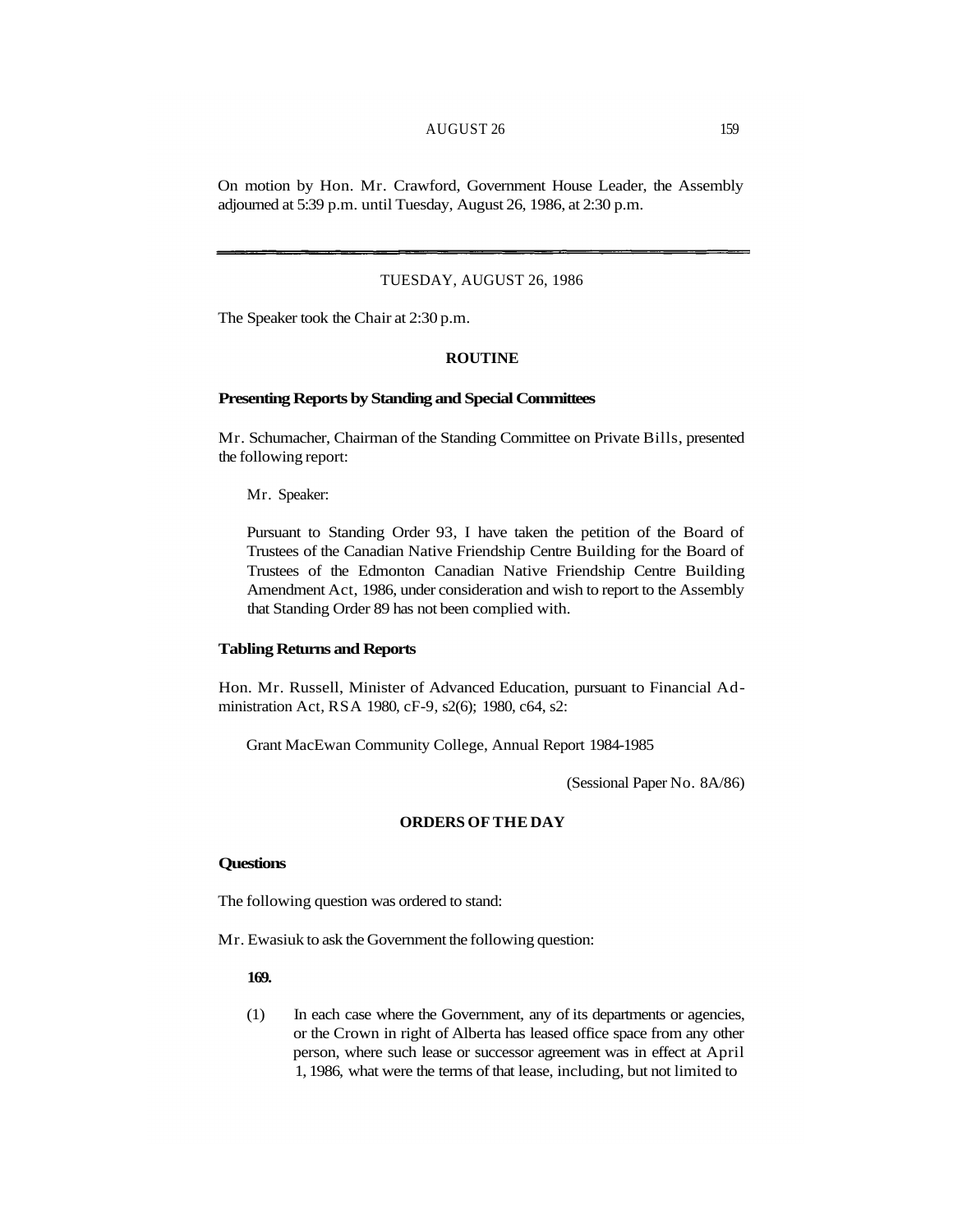On motion by Hon. Mr. Crawford, Government House Leader, the Assembly adjourned at 5:39 p.m. until Tuesday, August 26, 1986, at 2:30 p.m.

---

TUESDAY, AUGUST 26, 1986

The Speaker took the Chair at 2:30 p.m.

## ROUTINE

### Presenting Reports by Standing and Special Committees

Mr. Schumacher, Chairman of the Standing Committee on Private Bills, presented the following report:

> Mr. Speaker:
>
> Pursuant to Standing Order 93, I have taken the petition of the Board of Trustees of the Canadian Native Friendship Centre Building for the Board of Trustees of the Edmonton Canadian Native Friendship Centre Building Amendment Act, 1986, under consideration and wish to report to the Assembly that Standing Order 89 has not been complied with.

### Tabling Returns and Reports

Hon. Mr. Russell, Minister of Advanced Education, pursuant to Financial Administration Act, RSA 1980, cF-9, s2(6); 1980, c64, s2:

> Grant MacEwan Community College, Annual Report 1984-1985
>
> (Sessional Paper No. 8A/86)

## ORDERS OF THE DAY

### Questions

The following question was ordered to stand:

Mr. Ewasiuk to ask the Government the following question:

> **169.**
>
> (1) In each case where the Government, any of its departments or agencies, or the Crown in right of Alberta has leased office space from any other person, where such lease or successor agreement was in effect at April 1, 1986, what were the terms of that lease, including, but not limited to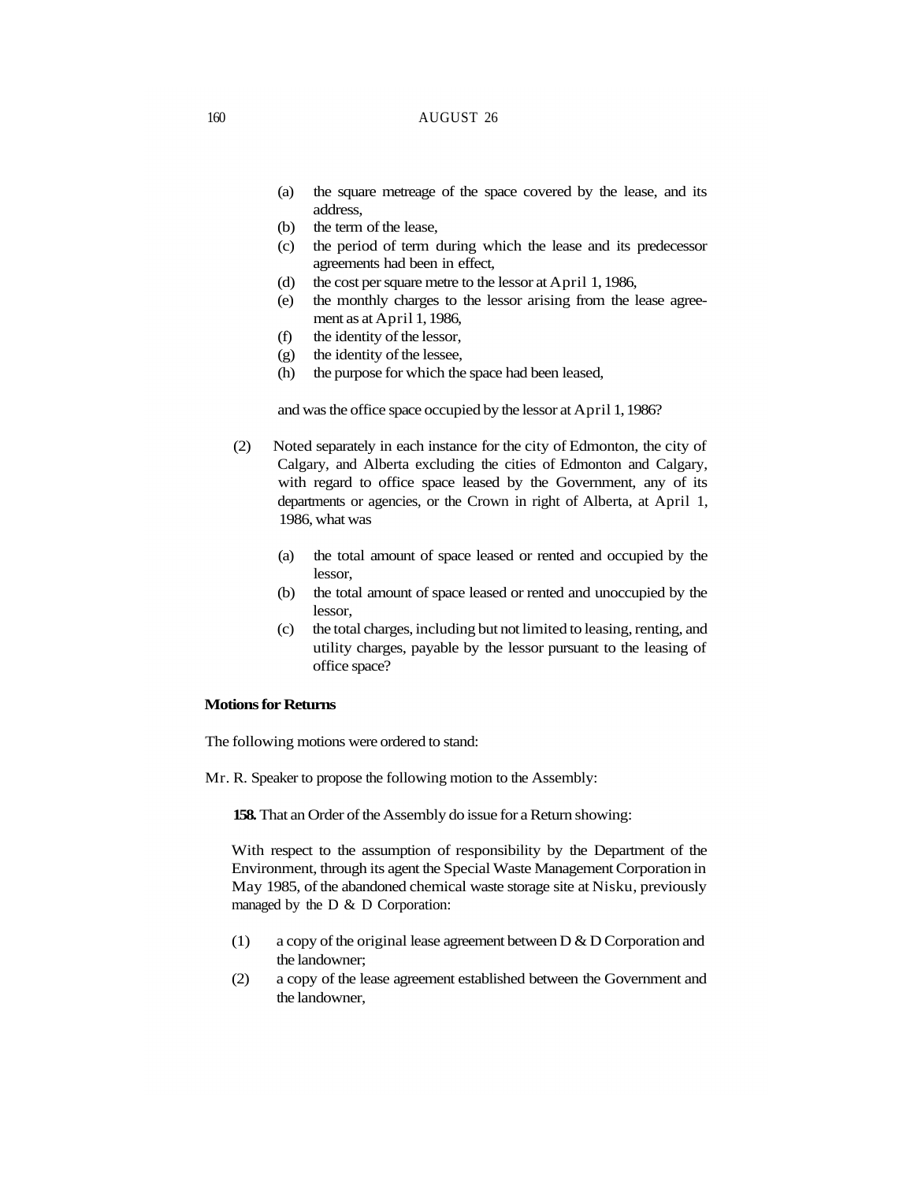(a) the square metreage of the space covered by the lease, and its address,
(b) the term of the lease,
(c) the period of term during which the lease and its predecessor agreements had been in effect,
(d) the cost per square metre to the lessor at April 1, 1986,
(e) the monthly charges to the lessor arising from the lease agreement as at April 1, 1986,
(f) the identity of the lessor,
(g) the identity of the lessee,
(h) the purpose for which the space had been leased,

and was the office space occupied by the lessor at April 1, 1986?

(2) Noted separately in each instance for the city of Edmonton, the city of Calgary, and Alberta excluding the cities of Edmonton and Calgary, with regard to office space leased by the Government, any of its departments or agencies, or the Crown in right of Alberta, at April 1, 1986, what was

(a) the total amount of space leased or rented and occupied by the lessor,
(b) the total amount of space leased or rented and unoccupied by the lessor,
(c) the total charges, including but not limited to leasing, renting, and utility charges, payable by the lessor pursuant to the leasing of office space?

**Motions for Returns**

The following motions were ordered to stand:

Mr. R. Speaker to propose the following motion to the Assembly:

**158.** That an Order of the Assembly do issue for a Return showing:

With respect to the assumption of responsibility by the Department of the Environment, through its agent the Special Waste Management Corporation in May 1985, of the abandoned chemical waste storage site at Nisku, previously managed by the D & D Corporation:

(1) a copy of the original lease agreement between D & D Corporation and the landowner;
(2) a copy of the lease agreement established between the Government and the landowner,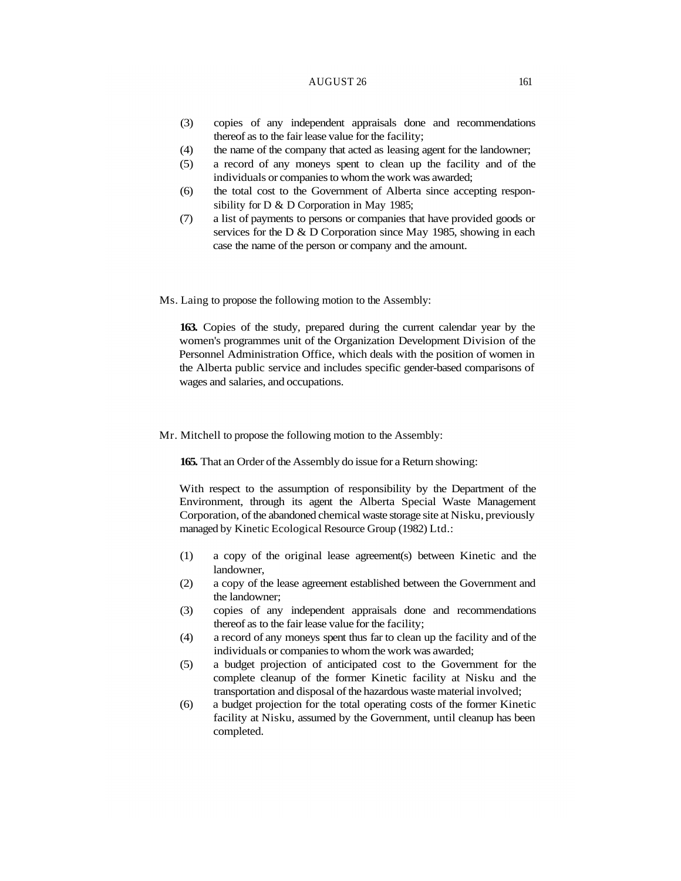(3) copies of any independent appraisals done and recommendations thereof as to the fair lease value for the facility;
(4) the name of the company that acted as leasing agent for the landowner;
(5) a record of any moneys spent to clean up the facility and of the individuals or companies to whom the work was awarded;
(6) the total cost to the Government of Alberta since accepting responsibility for D & D Corporation in May 1985;
(7) a list of payments to persons or companies that have provided goods or services for the D & D Corporation since May 1985, showing in each case the name of the person or company and the amount.

Ms. Laing to propose the following motion to the Assembly:

**163.** Copies of the study, prepared during the current calendar year by the women's programmes unit of the Organization Development Division of the Personnel Administration Office, which deals with the position of women in the Alberta public service and includes specific gender-based comparisons of wages and salaries, and occupations.

Mr. Mitchell to propose the following motion to the Assembly:

**165.** That an Order of the Assembly do issue for a Return showing:

With respect to the assumption of responsibility by the Department of the Environment, through its agent the Alberta Special Waste Management Corporation, of the abandoned chemical waste storage site at Nisku, previously managed by Kinetic Ecological Resource Group (1982) Ltd.:

(1) a copy of the original lease agreement(s) between Kinetic and the landowner,
(2) a copy of the lease agreement established between the Government and the landowner;
(3) copies of any independent appraisals done and recommendations thereof as to the fair lease value for the facility;
(4) a record of any moneys spent thus far to clean up the facility and of the individuals or companies to whom the work was awarded;
(5) a budget projection of anticipated cost to the Government for the complete cleanup of the former Kinetic facility at Nisku and the transportation and disposal of the hazardous waste material involved;
(6) a budget projection for the total operating costs of the former Kinetic facility at Nisku, assumed by the Government, until cleanup has been completed.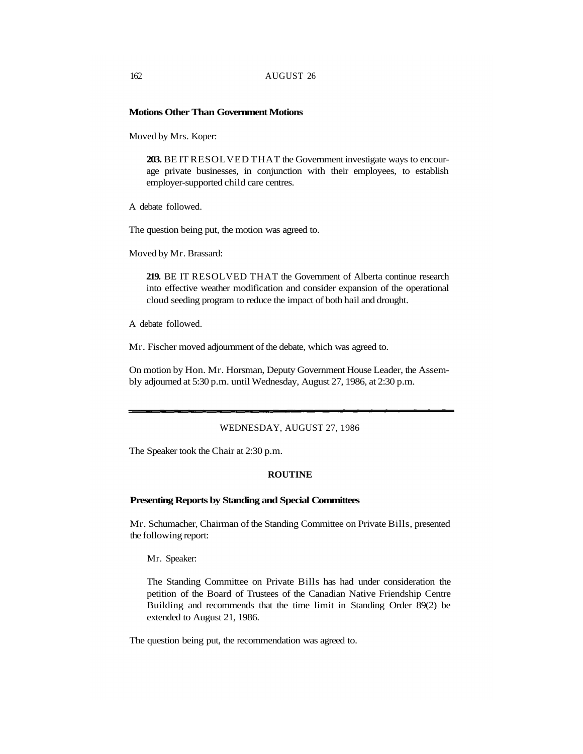**Motions Other Than Government Motions**

Moved by Mrs. Koper:

> **203.** BE IT RESOLVED THAT the Government investigate ways to encourage private businesses, in conjunction with their employees, to establish employer-supported child care centres.

A debate followed.

The question being put, the motion was agreed to.

Moved by Mr. Brassard:

> **219.** BE IT RESOLVED THAT the Government of Alberta continue research into effective weather modification and consider expansion of the operational cloud seeding program to reduce the impact of both hail and drought.

A debate followed.

Mr. Fischer moved adjournment of the debate, which was agreed to.

On motion by Hon. Mr. Horsman, Deputy Government House Leader, the Assembly adjourned at 5:30 p.m. until Wednesday, August 27, 1986, at 2:30 p.m.

---

WEDNESDAY, AUGUST 27, 1986

The Speaker took the Chair at 2:30 p.m.

**ROUTINE**

**Presenting Reports by Standing and Special Committees**

Mr. Schumacher, Chairman of the Standing Committee on Private Bills, presented the following report:

> Mr. Speaker:
>
> The Standing Committee on Private Bills has had under consideration the petition of the Board of Trustees of the Canadian Native Friendship Centre Building and recommends that the time limit in Standing Order 89(2) be extended to August 21, 1986.

The question being put, the recommendation was agreed to.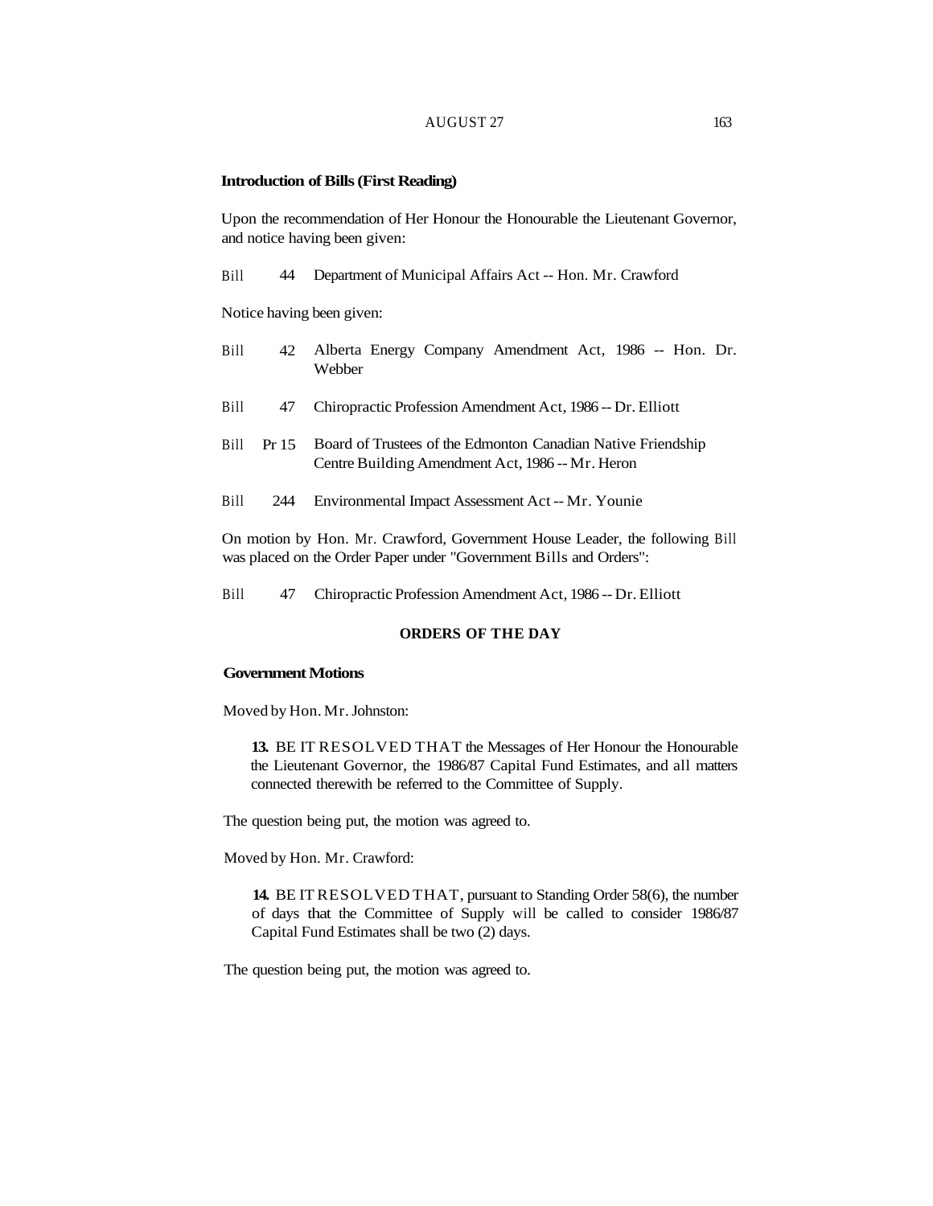**Introduction of Bills (First Reading)**

Upon the recommendation of Her Honour the Honourable the Lieutenant Governor, and notice having been given:

Bill 44 Department of Municipal Affairs Act -- Hon. Mr. Crawford

Notice having been given:

Bill 42 Alberta Energy Company Amendment Act, 1986 -- Hon. Dr. Webber

Bill 47 Chiropractic Profession Amendment Act, 1986 -- Dr. Elliott

Bill Pr 15 Board of Trustees of the Edmonton Canadian Native Friendship Centre Building Amendment Act, 1986 -- Mr. Heron

Bill 244 Environmental Impact Assessment Act -- Mr. Younie

On motion by Hon. Mr. Crawford, Government House Leader, the following Bill was placed on the Order Paper under "Government Bills and Orders":

Bill 47 Chiropractic Profession Amendment Act, 1986 -- Dr. Elliott

## ORDERS OF THE DAY

**Government Motions**

Moved by Hon. Mr. Johnston:

> **13.** BE IT RESOLVED THAT the Messages of Her Honour the Honourable the Lieutenant Governor, the 1986/87 Capital Fund Estimates, and all matters connected therewith be referred to the Committee of Supply.

The question being put, the motion was agreed to.

Moved by Hon. Mr. Crawford:

> **14.** BE IT RESOLVED THAT, pursuant to Standing Order 58(6), the number of days that the Committee of Supply will be called to consider 1986/87 Capital Fund Estimates shall be two (2) days.

The question being put, the motion was agreed to.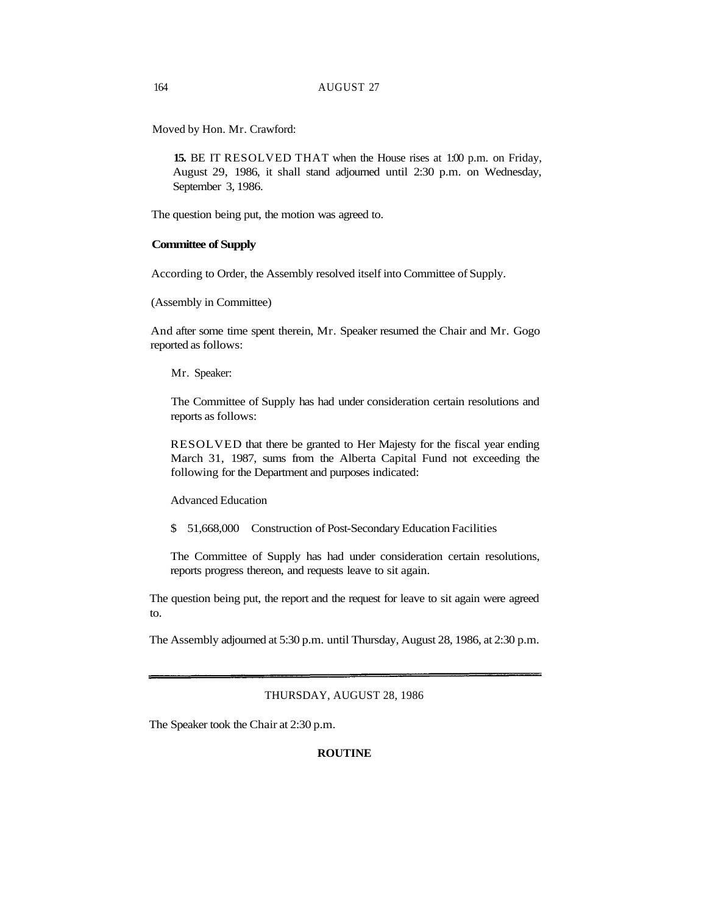Moved by Hon. Mr. Crawford:

> **15.** BE IT RESOLVED THAT when the House rises at 1:00 p.m. on Friday, August 29, 1986, it shall stand adjourned until 2:30 p.m. on Wednesday, September 3, 1986.

The question being put, the motion was agreed to.

**Committee of Supply**

According to Order, the Assembly resolved itself into Committee of Supply.

(Assembly in Committee)

And after some time spent therein, Mr. Speaker resumed the Chair and Mr. Gogo reported as follows:

> Mr. Speaker:
>
> The Committee of Supply has had under consideration certain resolutions and reports as follows:
>
> RESOLVED that there be granted to Her Majesty for the fiscal year ending March 31, 1987, sums from the Alberta Capital Fund not exceeding the following for the Department and purposes indicated:
>
> Advanced Education
>
> $ 51,668,000 Construction of Post-Secondary Education Facilities
>
> The Committee of Supply has had under consideration certain resolutions, reports progress thereon, and requests leave to sit again.

The question being put, the report and the request for leave to sit again were agreed to.

The Assembly adjourned at 5:30 p.m. until Thursday, August 28, 1986, at 2:30 p.m.

---

THURSDAY, AUGUST 28, 1986

The Speaker took the Chair at 2:30 p.m.

**ROUTINE**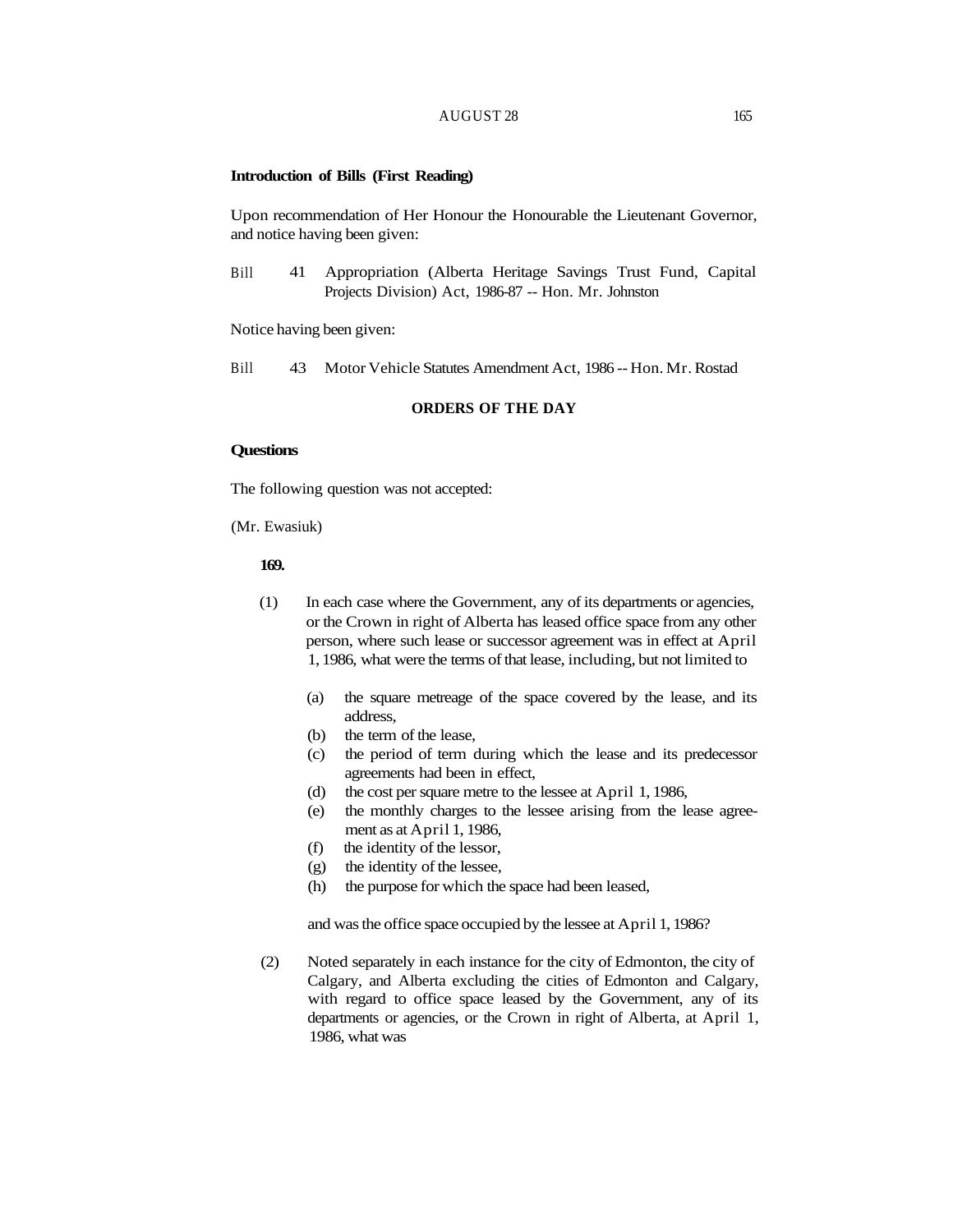**Introduction of Bills (First Reading)**

Upon recommendation of Her Honour the Honourable the Lieutenant Governor, and notice having been given:

Bill 41 Appropriation (Alberta Heritage Savings Trust Fund, Capital Projects Division) Act, 1986-87 -- Hon. Mr. Johnston

Notice having been given:

Bill 43 Motor Vehicle Statutes Amendment Act, 1986 -- Hon. Mr. Rostad

**ORDERS OF THE DAY**

**Questions**

The following question was not accepted:

(Mr. Ewasiuk)

**169.**

(1) In each case where the Government, any of its departments or agencies, or the Crown in right of Alberta has leased office space from any other person, where such lease or successor agreement was in effect at April 1, 1986, what were the terms of that lease, including, but not limited to

(a) the square metreage of the space covered by the lease, and its address,
(b) the term of the lease,
(c) the period of term during which the lease and its predecessor agreements had been in effect,
(d) the cost per square metre to the lessee at April 1, 1986,
(e) the monthly charges to the lessee arising from the lease agreement as at April 1, 1986,
(f) the identity of the lessor,
(g) the identity of the lessee,
(h) the purpose for which the space had been leased,

and was the office space occupied by the lessee at April 1, 1986?

(2) Noted separately in each instance for the city of Edmonton, the city of Calgary, and Alberta excluding the cities of Edmonton and Calgary, with regard to office space leased by the Government, any of its departments or agencies, or the Crown in right of Alberta, at April 1, 1986, what was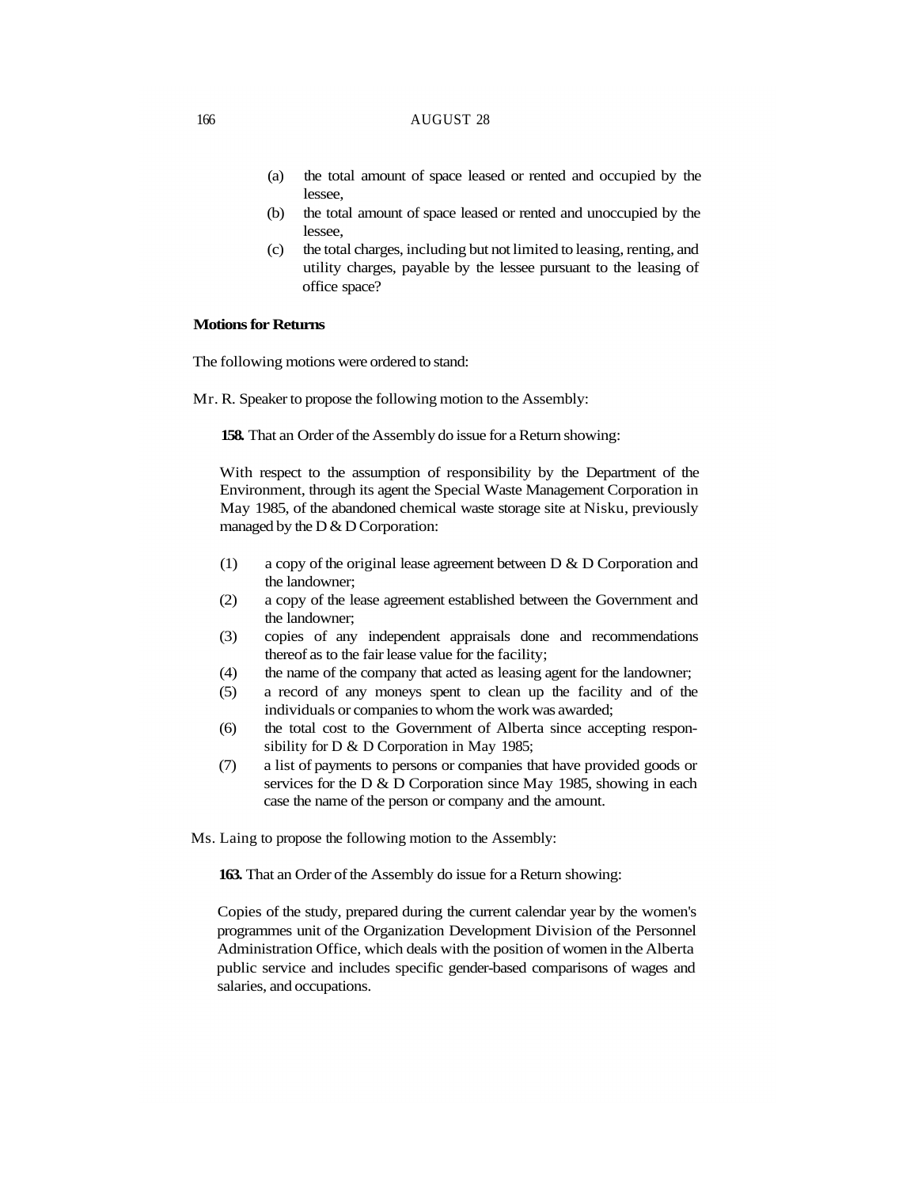(a) the total amount of space leased or rented and occupied by the lessee,
(b) the total amount of space leased or rented and unoccupied by the lessee,
(c) the total charges, including but not limited to leasing, renting, and utility charges, payable by the lessee pursuant to the leasing of office space?

**Motions for Returns**

The following motions were ordered to stand:

Mr. R. Speaker to propose the following motion to the Assembly:

**158.** That an Order of the Assembly do issue for a Return showing:

With respect to the assumption of responsibility by the Department of the Environment, through its agent the Special Waste Management Corporation in May 1985, of the abandoned chemical waste storage site at Nisku, previously managed by the D & D Corporation:

(1) a copy of the original lease agreement between D & D Corporation and the landowner;
(2) a copy of the lease agreement established between the Government and the landowner;
(3) copies of any independent appraisals done and recommendations thereof as to the fair lease value for the facility;
(4) the name of the company that acted as leasing agent for the landowner;
(5) a record of any moneys spent to clean up the facility and of the individuals or companies to whom the work was awarded;
(6) the total cost to the Government of Alberta since accepting responsibility for D & D Corporation in May 1985;
(7) a list of payments to persons or companies that have provided goods or services for the D & D Corporation since May 1985, showing in each case the name of the person or company and the amount.

Ms. Laing to propose the following motion to the Assembly:

**163.** That an Order of the Assembly do issue for a Return showing:

Copies of the study, prepared during the current calendar year by the women's programmes unit of the Organization Development Division of the Personnel Administration Office, which deals with the position of women in the Alberta public service and includes specific gender-based comparisons of wages and salaries, and occupations.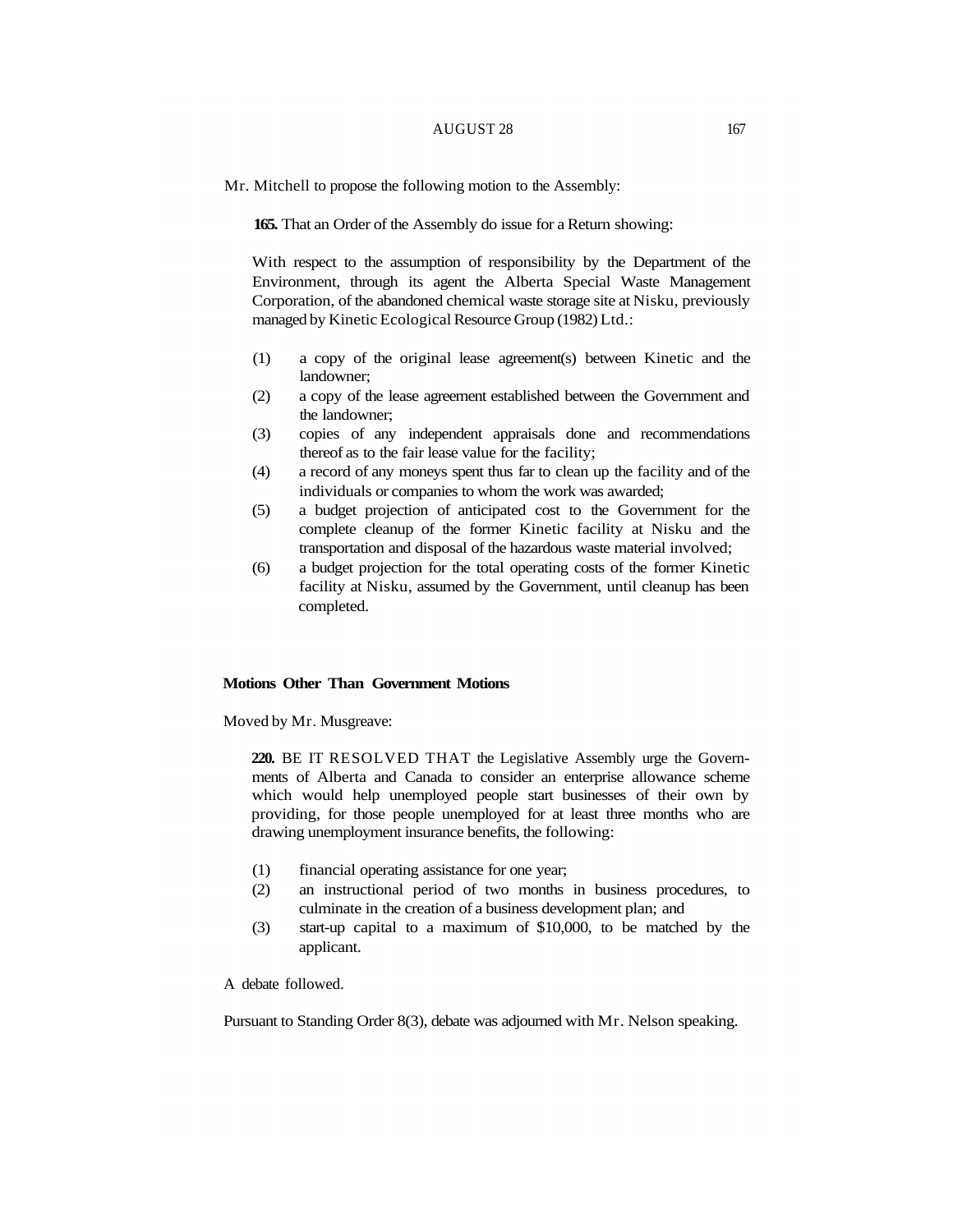Mr. Mitchell to propose the following motion to the Assembly:

**165.** That an Order of the Assembly do issue for a Return showing:

With respect to the assumption of responsibility by the Department of the Environment, through its agent the Alberta Special Waste Management Corporation, of the abandoned chemical waste storage site at Nisku, previously managed by Kinetic Ecological Resource Group (1982) Ltd.:

(1) a copy of the original lease agreement(s) between Kinetic and the landowner;
(2) a copy of the lease agreement established between the Government and the landowner;
(3) copies of any independent appraisals done and recommendations thereof as to the fair lease value for the facility;
(4) a record of any moneys spent thus far to clean up the facility and of the individuals or companies to whom the work was awarded;
(5) a budget projection of anticipated cost to the Government for the complete cleanup of the former Kinetic facility at Nisku and the transportation and disposal of the hazardous waste material involved;
(6) a budget projection for the total operating costs of the former Kinetic facility at Nisku, assumed by the Government, until cleanup has been completed.

**Motions Other Than Government Motions**

Moved by Mr. Musgreave:

**220.** BE IT RESOLVED THAT the Legislative Assembly urge the Governments of Alberta and Canada to consider an enterprise allowance scheme which would help unemployed people start businesses of their own by providing, for those people unemployed for at least three months who are drawing unemployment insurance benefits, the following:

(1) financial operating assistance for one year;
(2) an instructional period of two months in business procedures, to culminate in the creation of a business development plan; and
(3) start-up capital to a maximum of $10,000, to be matched by the applicant.

A debate followed.

Pursuant to Standing Order 8(3), debate was adjourned with Mr. Nelson speaking.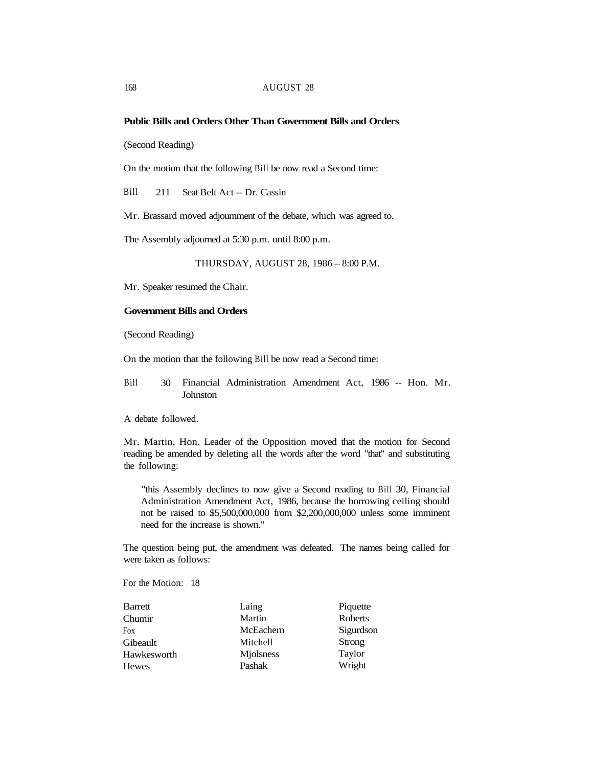**Public Bills and Orders Other Than Government Bills and Orders**

(Second Reading)

On the motion that the following Bill be now read a Second time:

Bill 211 Seat Belt Act -- Dr. Cassin

Mr. Brassard moved adjournment of the debate, which was agreed to.

The Assembly adjourned at 5:30 p.m. until 8:00 p.m.

THURSDAY, AUGUST 28, 1986 -- 8:00 P.M.

Mr. Speaker resumed the Chair.

**Government Bills and Orders**

(Second Reading)

On the motion that the following Bill be now read a Second time:

Bill 30 Financial Administration Amendment Act, 1986 -- Hon. Mr. Johnston

A debate followed.

Mr. Martin, Hon. Leader of the Opposition moved that the motion for Second reading be amended by deleting all the words after the word "that" and substituting the following:

> "this Assembly declines to now give a Second reading to Bill 30, Financial Administration Amendment Act, 1986, because the borrowing ceiling should not be raised to $5,500,000,000 from $2,200,000,000 unless some imminent need for the increase is shown."

The question being put, the amendment was defeated. The names being called for were taken as follows:

For the Motion: 18

| | | |
|---|---|---|
| Barrett | Laing | Piquette |
| Chumir | Martin | Roberts |
| Fox | McEachern | Sigurdson |
| Gibeault | Mitchell | Strong |
| Hawkesworth | Mjolsness | Taylor |
| Hewes | Pashak | Wright |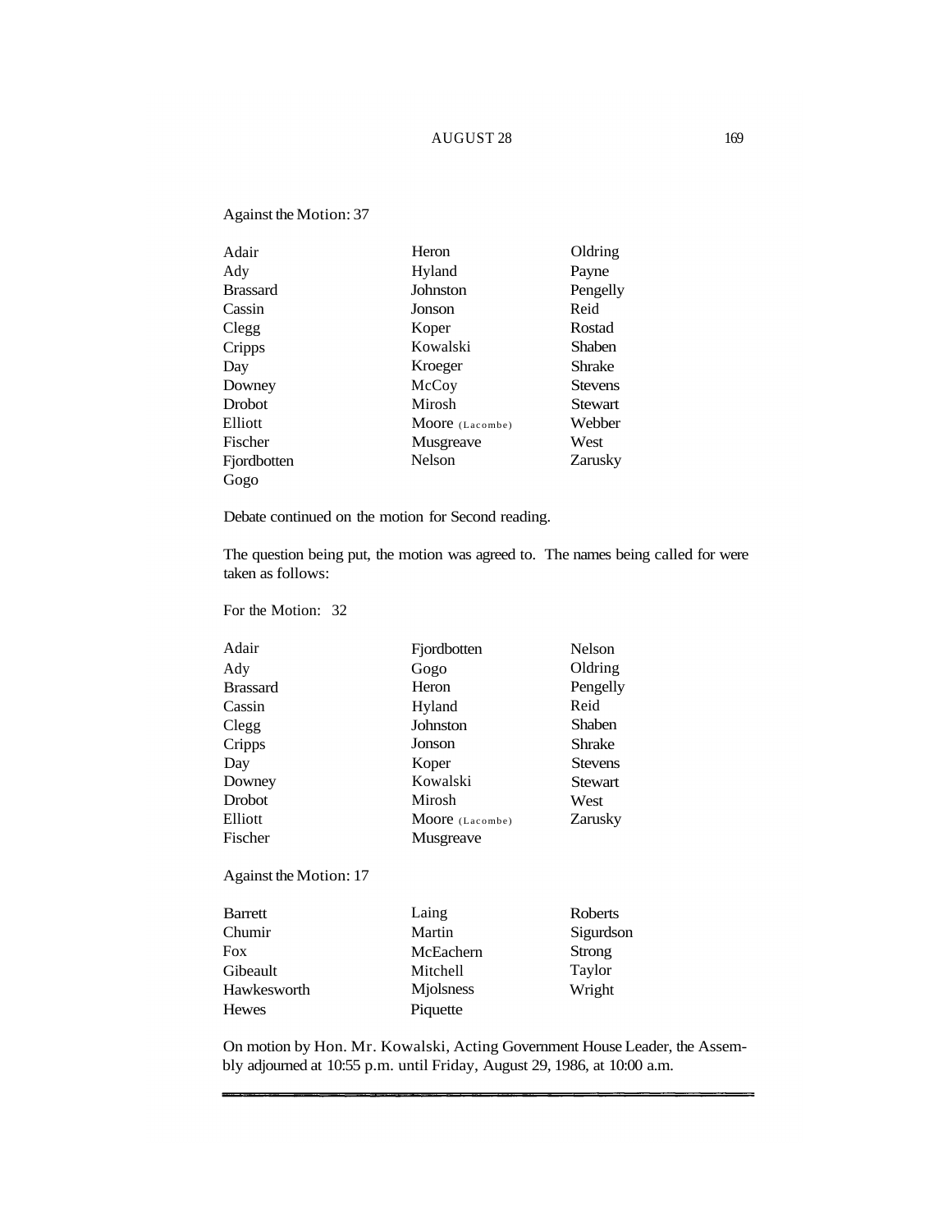Against the Motion: 37

| | | |
|---|---|---|
| Adair | Heron | Oldring |
| Ady | Hyland | Payne |
| Brassard | Johnston | Pengelly |
| Cassin | Jonson | Reid |
| Clegg | Koper | Rostad |
| Cripps | Kowalski | Shaben |
| Day | Kroeger | Shrake |
| Downey | McCoy | Stevens |
| Drobot | Mirosh | Stewart |
| Elliott | Moore (Lacombe) | Webber |
| Fischer | Musgreave | West |
| Fjordbotten | Nelson | Zarusky |
| Gogo | | |

Debate continued on the motion for Second reading.

The question being put, the motion was agreed to. The names being called for were taken as follows:

For the Motion: 32

| | | |
|---|---|---|
| Adair | Fjordbotten | Nelson |
| Ady | Gogo | Oldring |
| Brassard | Heron | Pengelly |
| Cassin | Hyland | Reid |
| Clegg | Johnston | Shaben |
| Cripps | Jonson | Shrake |
| Day | Koper | Stevens |
| Downey | Kowalski | Stewart |
| Drobot | Mirosh | West |
| Elliott | Moore (Lacombe) | Zarusky |
| Fischer | Musgreave | |

Against the Motion: 17

| | | |
|---|---|---|
| Barrett | Laing | Roberts |
| Chumir | Martin | Sigurdson |
| Fox | McEachern | Strong |
| Gibeault | Mitchell | Taylor |
| Hawkesworth | Mjolsness | Wright |
| Hewes | Piquette | |

On motion by Hon. Mr. Kowalski, Acting Government House Leader, the Assembly adjourned at 10:55 p.m. until Friday, August 29, 1986, at 10:00 a.m.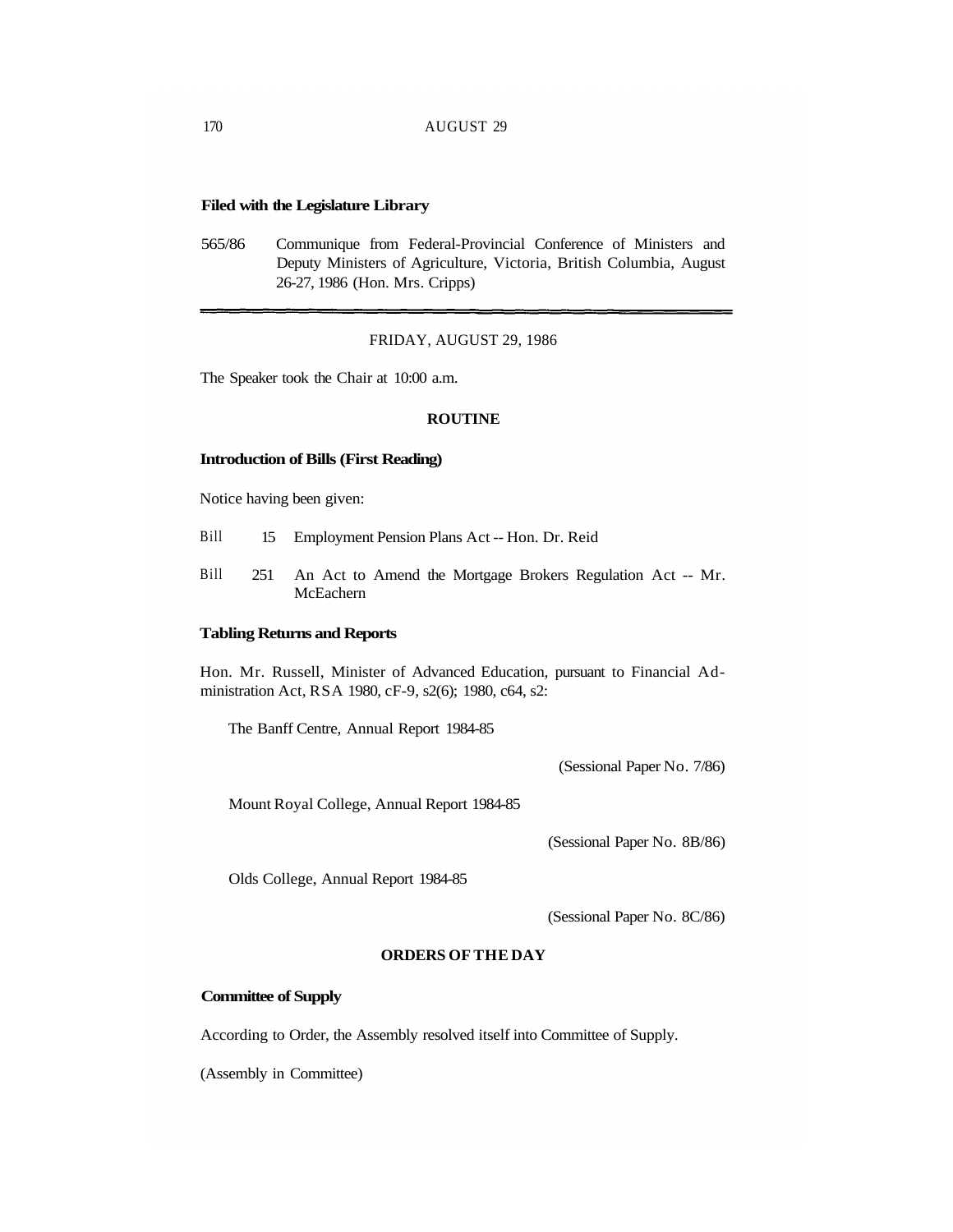**Filed with the Legislature Library**

565/86 Communique from Federal-Provincial Conference of Ministers and Deputy Ministers of Agriculture, Victoria, British Columbia, August 26-27, 1986 (Hon. Mrs. Cripps)

---

FRIDAY, AUGUST 29, 1986

The Speaker took the Chair at 10:00 a.m.

**ROUTINE**

**Introduction of Bills (First Reading)**

Notice having been given:

Bill 15 Employment Pension Plans Act -- Hon. Dr. Reid

Bill 251 An Act to Amend the Mortgage Brokers Regulation Act -- Mr. McEachern

**Tabling Returns and Reports**

Hon. Mr. Russell, Minister of Advanced Education, pursuant to Financial Administration Act, RSA 1980, cF-9, s2(6); 1980, c64, s2:

The Banff Centre, Annual Report 1984-85

(Sessional Paper No. 7/86)

Mount Royal College, Annual Report 1984-85

(Sessional Paper No. 8B/86)

Olds College, Annual Report 1984-85

(Sessional Paper No. 8C/86)

**ORDERS OF THE DAY**

**Committee of Supply**

According to Order, the Assembly resolved itself into Committee of Supply.

(Assembly in Committee)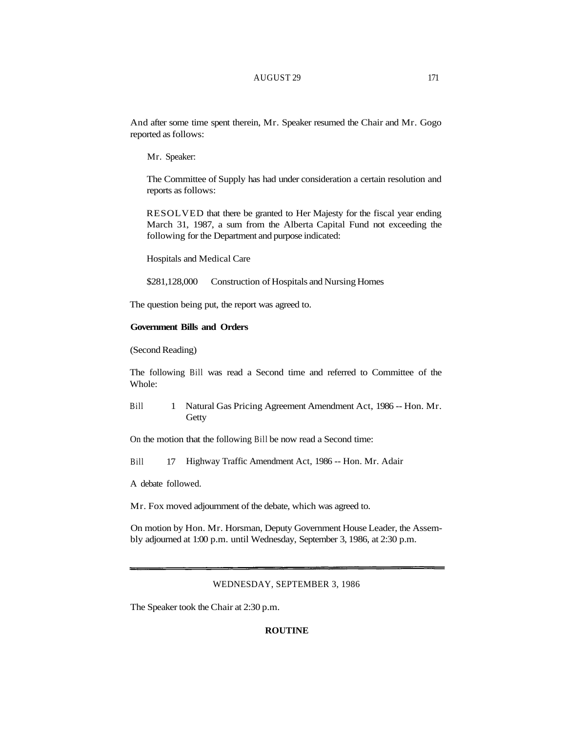And after some time spent therein, Mr. Speaker resumed the Chair and Mr. Gogo reported as follows:

Mr. Speaker:

The Committee of Supply has had under consideration a certain resolution and reports as follows:

RESOLVED that there be granted to Her Majesty for the fiscal year ending March 31, 1987, a sum from the Alberta Capital Fund not exceeding the following for the Department and purpose indicated:

Hospitals and Medical Care

\$281,128,000 Construction of Hospitals and Nursing Homes

The question being put, the report was agreed to.

**Government Bills and Orders**

(Second Reading)

The following Bill was read a Second time and referred to Committee of the Whole:

Bill 1 Natural Gas Pricing Agreement Amendment Act, 1986 -- Hon. Mr. Getty

On the motion that the following Bill be now read a Second time:

Bill 17 Highway Traffic Amendment Act, 1986 -- Hon. Mr. Adair

A debate followed.

Mr. Fox moved adjournment of the debate, which was agreed to.

On motion by Hon. Mr. Horsman, Deputy Government House Leader, the Assembly adjourned at 1:00 p.m. until Wednesday, September 3, 1986, at 2:30 p.m.

---

## WEDNESDAY, SEPTEMBER 3, 1986

The Speaker took the Chair at 2:30 p.m.

### ROUTINE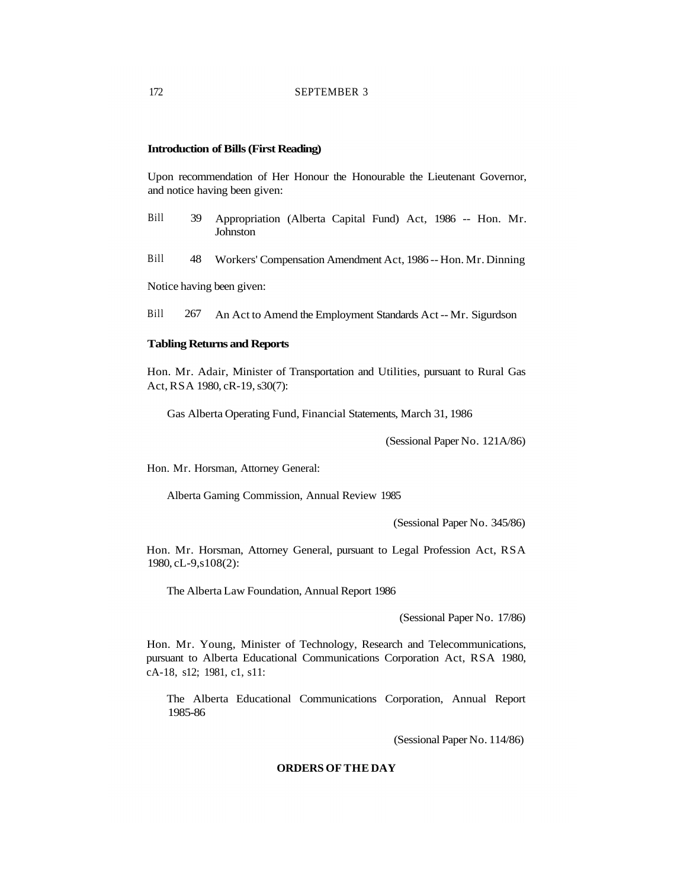**Introduction of Bills (First Reading)**

Upon recommendation of Her Honour the Honourable the Lieutenant Governor, and notice having been given:

Bill 39 Appropriation (Alberta Capital Fund) Act, 1986 -- Hon. Mr. Johnston

Bill 48 Workers' Compensation Amendment Act, 1986 -- Hon. Mr. Dinning

Notice having been given:

Bill 267 An Act to Amend the Employment Standards Act -- Mr. Sigurdson

**Tabling Returns and Reports**

Hon. Mr. Adair, Minister of Transportation and Utilities, pursuant to Rural Gas Act, RSA 1980, cR-19, s30(7):

Gas Alberta Operating Fund, Financial Statements, March 31, 1986

(Sessional Paper No. 121A/86)

Hon. Mr. Horsman, Attorney General:

Alberta Gaming Commission, Annual Review 1985

(Sessional Paper No. 345/86)

Hon. Mr. Horsman, Attorney General, pursuant to Legal Profession Act, RSA 1980, cL-9, s108(2):

The Alberta Law Foundation, Annual Report 1986

(Sessional Paper No. 17/86)

Hon. Mr. Young, Minister of Technology, Research and Telecommunications, pursuant to Alberta Educational Communications Corporation Act, RSA 1980, cA-18, s12; 1981, c1, s11:

The Alberta Educational Communications Corporation, Annual Report 1985-86

(Sessional Paper No. 114/86)

**ORDERS OF THE DAY**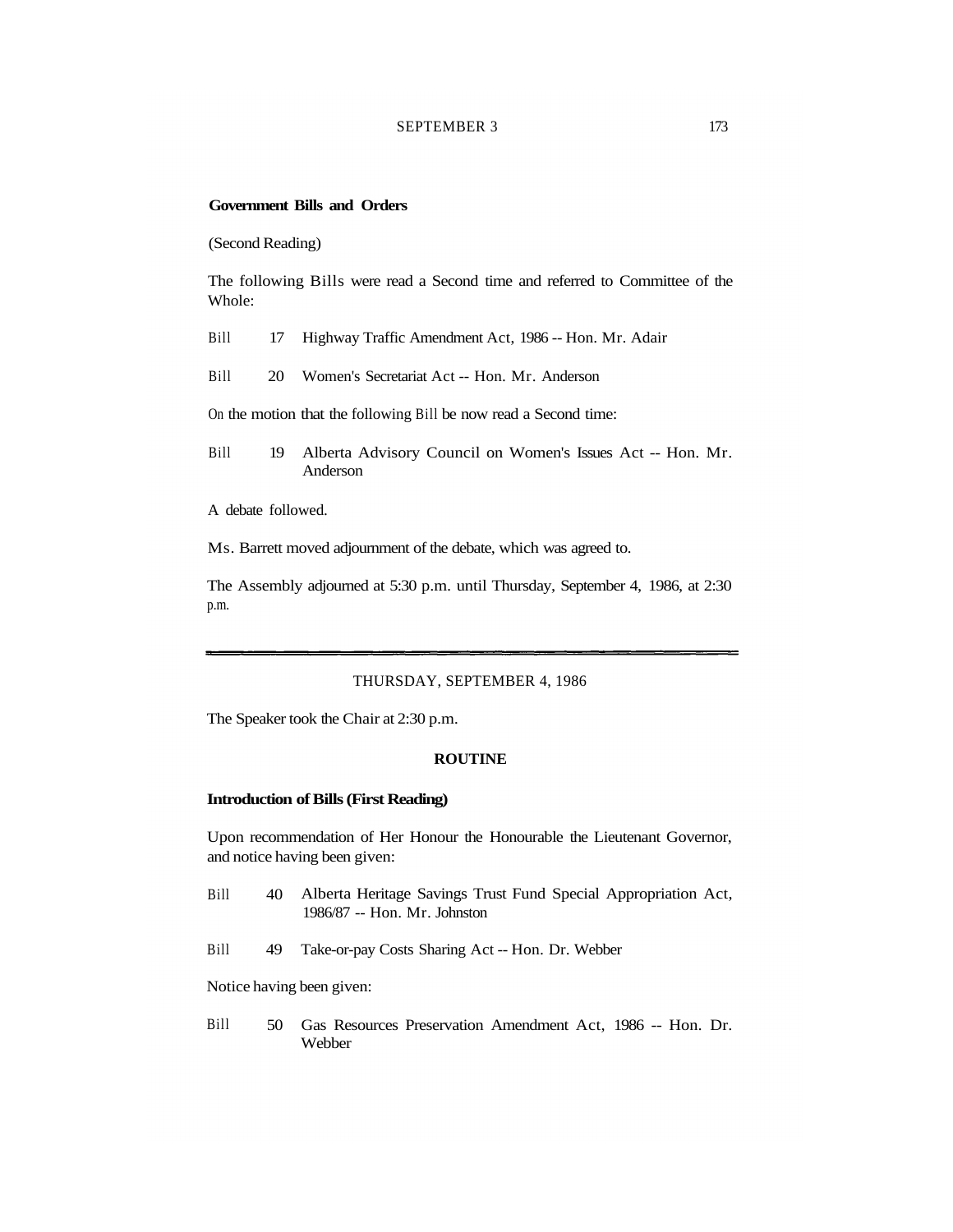**Government Bills and Orders**

(Second Reading)

The following Bills were read a Second time and referred to Committee of the Whole:

Bill 17 Highway Traffic Amendment Act, 1986 -- Hon. Mr. Adair

Bill 20 Women's Secretariat Act -- Hon. Mr. Anderson

On the motion that the following Bill be now read a Second time:

Bill 19 Alberta Advisory Council on Women's Issues Act -- Hon. Mr. Anderson

A debate followed.

Ms. Barrett moved adjournment of the debate, which was agreed to.

The Assembly adjourned at 5:30 p.m. until Thursday, September 4, 1986, at 2:30 p.m.

---

THURSDAY, SEPTEMBER 4, 1986

The Speaker took the Chair at 2:30 p.m.

**ROUTINE**

**Introduction of Bills (First Reading)**

Upon recommendation of Her Honour the Honourable the Lieutenant Governor, and notice having been given:

Bill 40 Alberta Heritage Savings Trust Fund Special Appropriation Act, 1986/87 -- Hon. Mr. Johnston

Bill 49 Take-or-pay Costs Sharing Act -- Hon. Dr. Webber

Notice having been given:

Bill 50 Gas Resources Preservation Amendment Act, 1986 -- Hon. Dr. Webber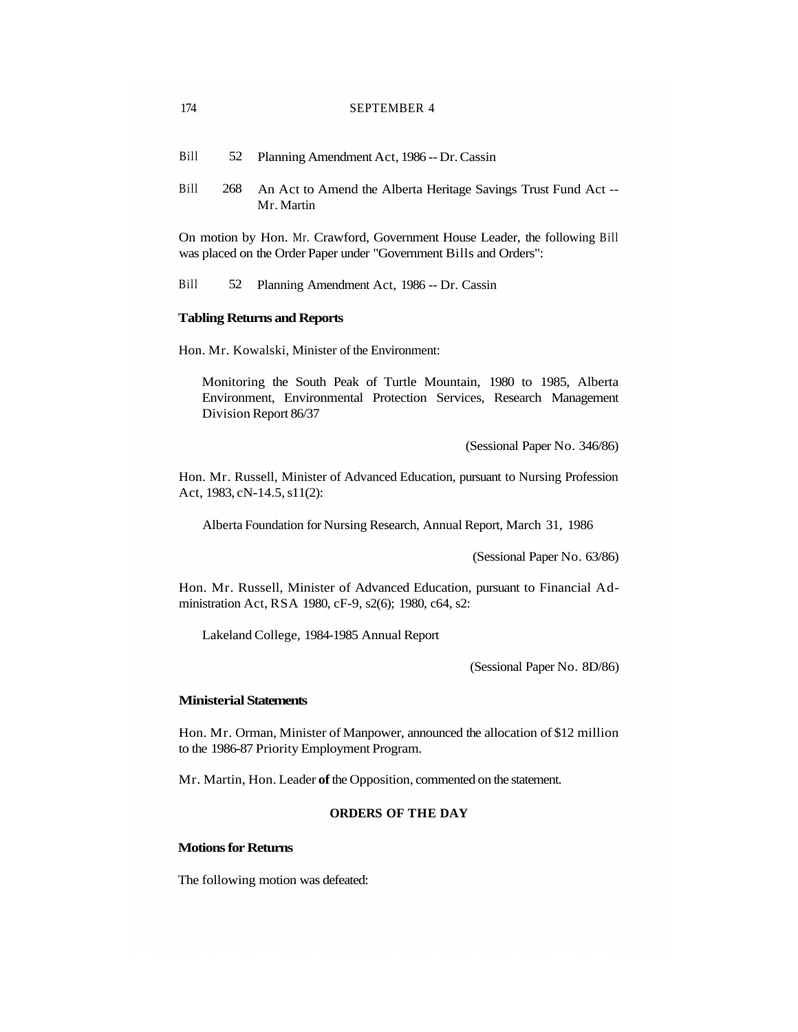Bill 52 Planning Amendment Act, 1986 -- Dr. Cassin

Bill 268 An Act to Amend the Alberta Heritage Savings Trust Fund Act -- Mr. Martin

On motion by Hon. Mr. Crawford, Government House Leader, the following Bill was placed on the Order Paper under "Government Bills and Orders":

Bill 52 Planning Amendment Act, 1986 -- Dr. Cassin

**Tabling Returns and Reports**

Hon. Mr. Kowalski, Minister of the Environment:

> Monitoring the South Peak of Turtle Mountain, 1980 to 1985, Alberta Environment, Environmental Protection Services, Research Management Division Report 86/37
>
> (Sessional Paper No. 346/86)

Hon. Mr. Russell, Minister of Advanced Education, pursuant to Nursing Profession Act, 1983, cN-14.5, s11(2):

> Alberta Foundation for Nursing Research, Annual Report, March 31, 1986
>
> (Sessional Paper No. 63/86)

Hon. Mr. Russell, Minister of Advanced Education, pursuant to Financial Administration Act, RSA 1980, cF-9, s2(6); 1980, c64, s2:

> Lakeland College, 1984-1985 Annual Report
>
> (Sessional Paper No. 8D/86)

**Ministerial Statements**

Hon. Mr. Orman, Minister of Manpower, announced the allocation of $12 million to the 1986-87 Priority Employment Program.

Mr. Martin, Hon. Leader of the Opposition, commented on the statement.

**ORDERS OF THE DAY**

**Motions for Returns**

The following motion was defeated: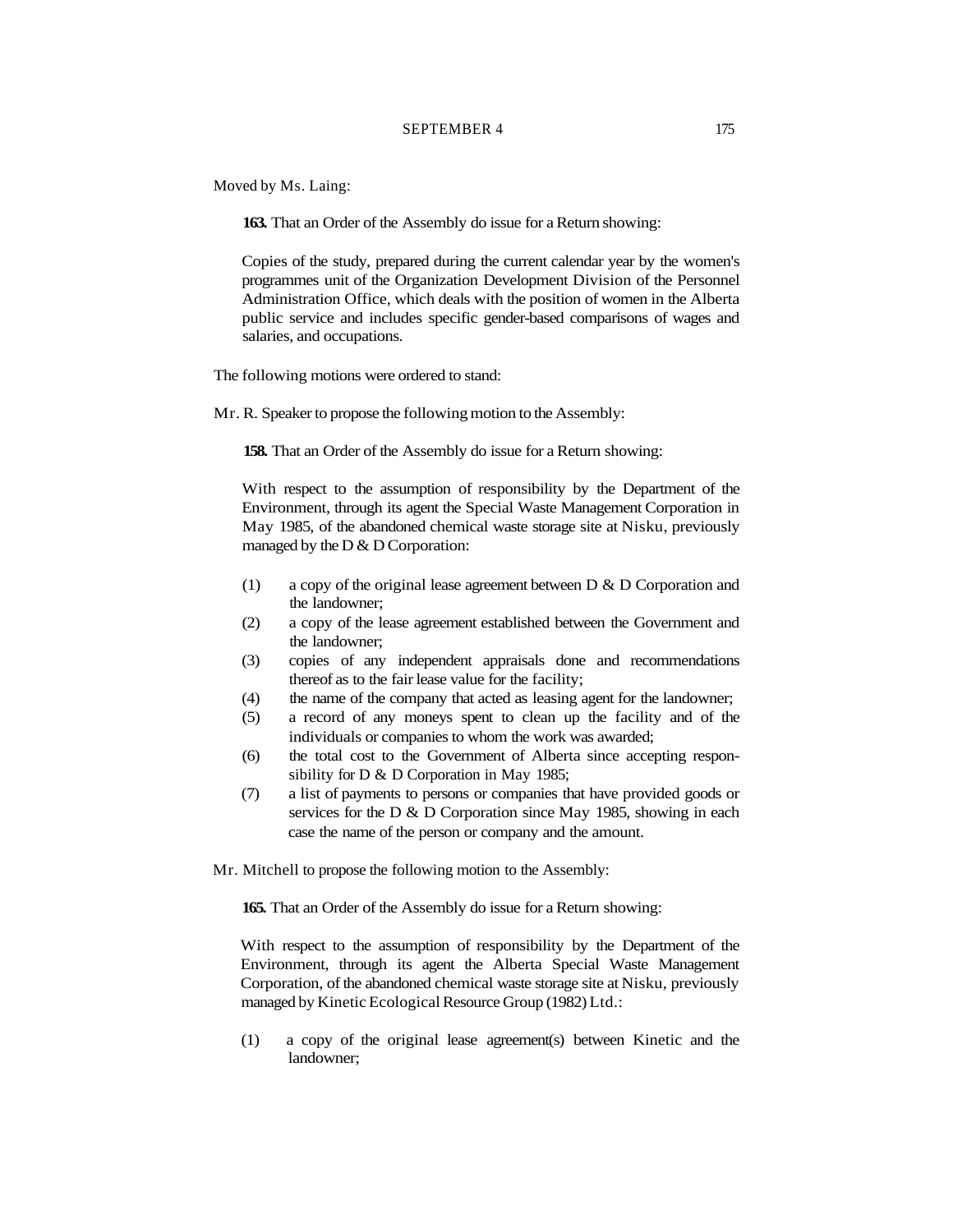Moved by Ms. Laing:

**163.** That an Order of the Assembly do issue for a Return showing:

Copies of the study, prepared during the current calendar year by the women's programmes unit of the Organization Development Division of the Personnel Administration Office, which deals with the position of women in the Alberta public service and includes specific gender-based comparisons of wages and salaries, and occupations.

The following motions were ordered to stand:

Mr. R. Speaker to propose the following motion to the Assembly:

**158.** That an Order of the Assembly do issue for a Return showing:

With respect to the assumption of responsibility by the Department of the Environment, through its agent the Special Waste Management Corporation in May 1985, of the abandoned chemical waste storage site at Nisku, previously managed by the D & D Corporation:

(1) a copy of the original lease agreement between D & D Corporation and the landowner;
(2) a copy of the lease agreement established between the Government and the landowner;
(3) copies of any independent appraisals done and recommendations thereof as to the fair lease value for the facility;
(4) the name of the company that acted as leasing agent for the landowner;
(5) a record of any moneys spent to clean up the facility and of the individuals or companies to whom the work was awarded;
(6) the total cost to the Government of Alberta since accepting responsibility for D & D Corporation in May 1985;
(7) a list of payments to persons or companies that have provided goods or services for the D & D Corporation since May 1985, showing in each case the name of the person or company and the amount.

Mr. Mitchell to propose the following motion to the Assembly:

**165.** That an Order of the Assembly do issue for a Return showing:

With respect to the assumption of responsibility by the Department of the Environment, through its agent the Alberta Special Waste Management Corporation, of the abandoned chemical waste storage site at Nisku, previously managed by Kinetic Ecological Resource Group (1982) Ltd.:

(1) a copy of the original lease agreement(s) between Kinetic and the landowner;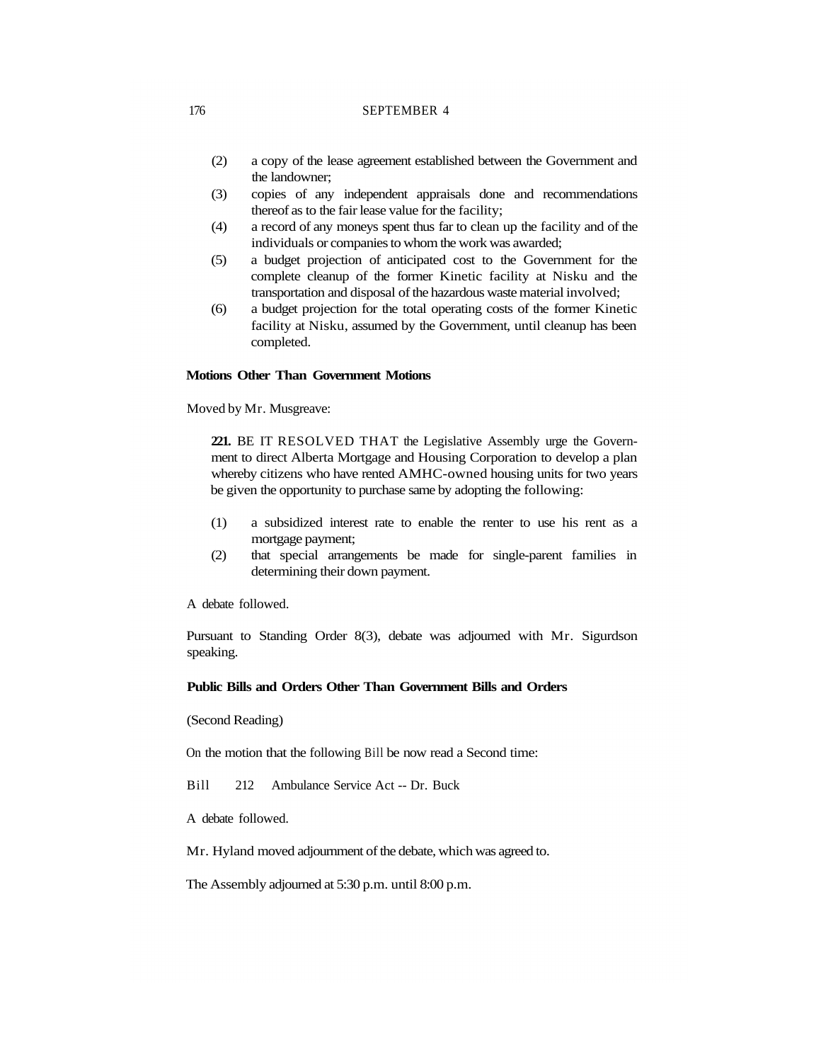(2) a copy of the lease agreement established between the Government and the landowner;

(3) copies of any independent appraisals done and recommendations thereof as to the fair lease value for the facility;

(4) a record of any moneys spent thus far to clean up the facility and of the individuals or companies to whom the work was awarded;

(5) a budget projection of anticipated cost to the Government for the complete cleanup of the former Kinetic facility at Nisku and the transportation and disposal of the hazardous waste material involved;

(6) a budget projection for the total operating costs of the former Kinetic facility at Nisku, assumed by the Government, until cleanup has been completed.

**Motions Other Than Government Motions**

Moved by Mr. Musgreave:

**221.** BE IT RESOLVED THAT the Legislative Assembly urge the Government to direct Alberta Mortgage and Housing Corporation to develop a plan whereby citizens who have rented AMHC-owned housing units for two years be given the opportunity to purchase same by adopting the following:

(1) a subsidized interest rate to enable the renter to use his rent as a mortgage payment;

(2) that special arrangements be made for single-parent families in determining their down payment.

A debate followed.

Pursuant to Standing Order 8(3), debate was adjourned with Mr. Sigurdson speaking.

**Public Bills and Orders Other Than Government Bills and Orders**

(Second Reading)

On the motion that the following Bill be now read a Second time:

Bill 212 Ambulance Service Act -- Dr. Buck

A debate followed.

Mr. Hyland moved adjournment of the debate, which was agreed to.

The Assembly adjourned at 5:30 p.m. until 8:00 p.m.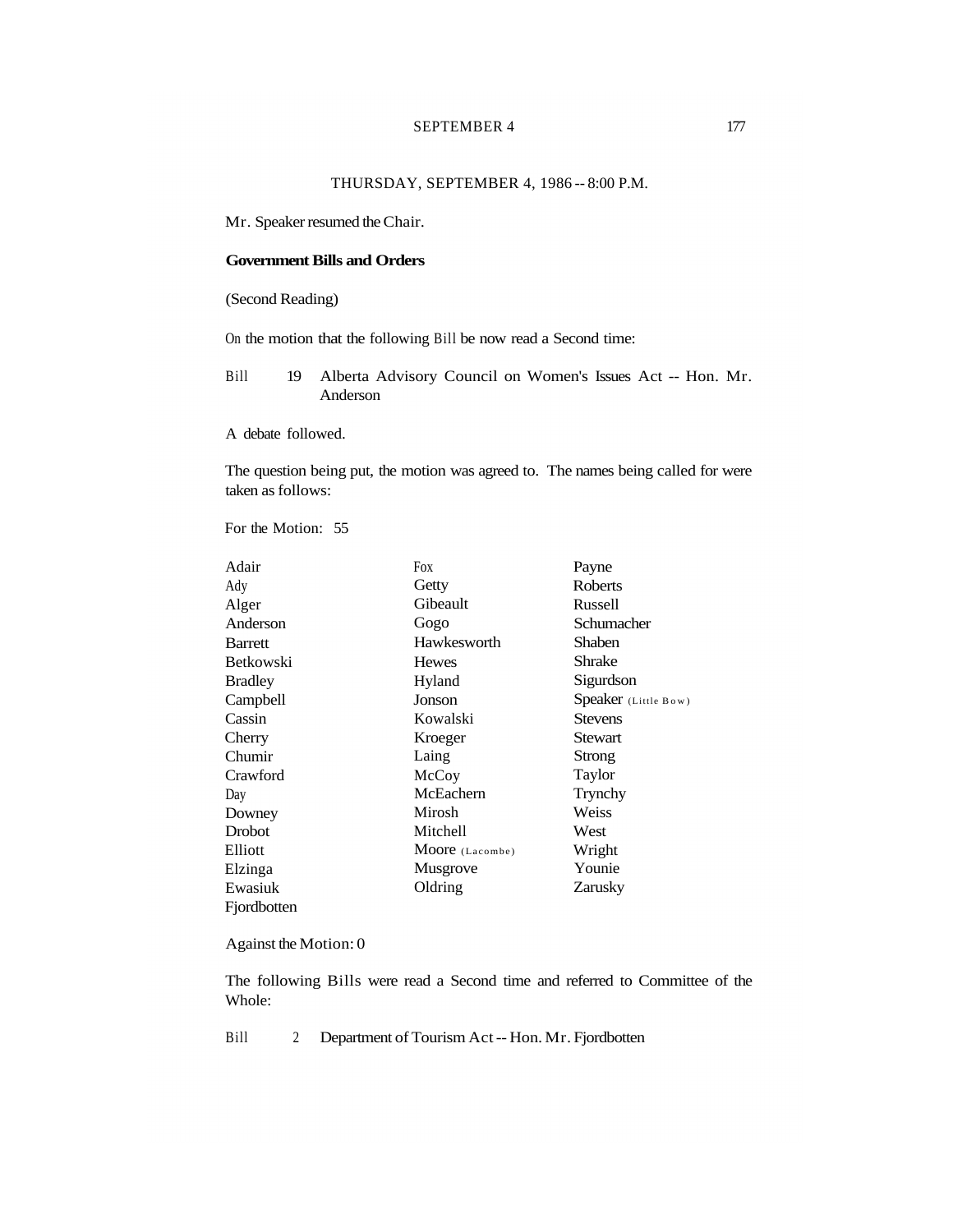THURSDAY, SEPTEMBER 4, 1986 -- 8:00 P.M.

Mr. Speaker resumed the Chair.

**Government Bills and Orders**

(Second Reading)

On the motion that the following Bill be now read a Second time:

Bill 19 Alberta Advisory Council on Women's Issues Act -- Hon. Mr. Anderson

A debate followed.

The question being put, the motion was agreed to. The names being called for were taken as follows:

For the Motion: 55

| | | |
|---|---|---|
| Adair | Fox | Payne |
| Ady | Getty | Roberts |
| Alger | Gibeault | Russell |
| Anderson | Gogo | Schumacher |
| Barrett | Hawkesworth | Shaben |
| Betkowski | Hewes | Shrake |
| Bradley | Hyland | Sigurdson |
| Campbell | Jonson | Speaker (Little Bow) |
| Cassin | Kowalski | Stevens |
| Cherry | Kroeger | Stewart |
| Chumir | Laing | Strong |
| Crawford | McCoy | Taylor |
| Day | McEachern | Trynchy |
| Downey | Mirosh | Weiss |
| Drobot | Mitchell | West |
| Elliott | Moore (Lacombe) | Wright |
| Elzinga | Musgrove | Younie |
| Ewasiuk | Oldring | Zarusky |
| Fjordbotten | | |

Against the Motion: 0

The following Bills were read a Second time and referred to Committee of the Whole:

Bill 2 Department of Tourism Act -- Hon. Mr. Fjordbotten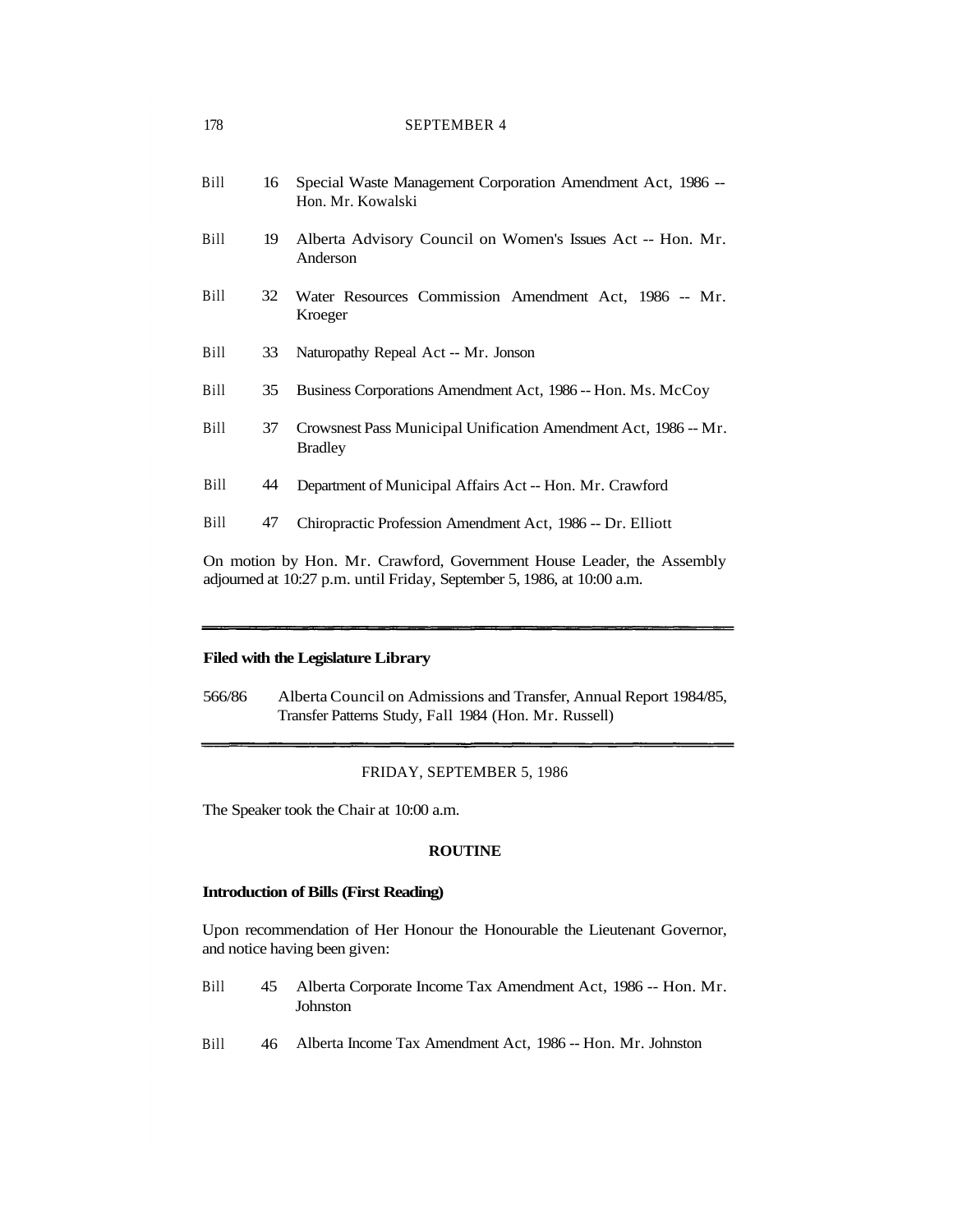Bill 16 Special Waste Management Corporation Amendment Act, 1986 -- Hon. Mr. Kowalski

Bill 19 Alberta Advisory Council on Women's Issues Act -- Hon. Mr. Anderson

Bill 32 Water Resources Commission Amendment Act, 1986 -- Mr. Kroeger

Bill 33 Naturopathy Repeal Act -- Mr. Jonson

Bill 35 Business Corporations Amendment Act, 1986 -- Hon. Ms. McCoy

Bill 37 Crowsnest Pass Municipal Unification Amendment Act, 1986 -- Mr. Bradley

Bill 44 Department of Municipal Affairs Act -- Hon. Mr. Crawford

Bill 47 Chiropractic Profession Amendment Act, 1986 -- Dr. Elliott

On motion by Hon. Mr. Crawford, Government House Leader, the Assembly adjourned at 10:27 p.m. until Friday, September 5, 1986, at 10:00 a.m.

---

**Filed with the Legislature Library**

566/86 Alberta Council on Admissions and Transfer, Annual Report 1984/85, Transfer Patterns Study, Fall 1984 (Hon. Mr. Russell)

---

FRIDAY, SEPTEMBER 5, 1986

The Speaker took the Chair at 10:00 a.m.

**ROUTINE**

**Introduction of Bills (First Reading)**

Upon recommendation of Her Honour the Honourable the Lieutenant Governor, and notice having been given:

Bill 45 Alberta Corporate Income Tax Amendment Act, 1986 -- Hon. Mr. Johnston

Bill 46 Alberta Income Tax Amendment Act, 1986 -- Hon. Mr. Johnston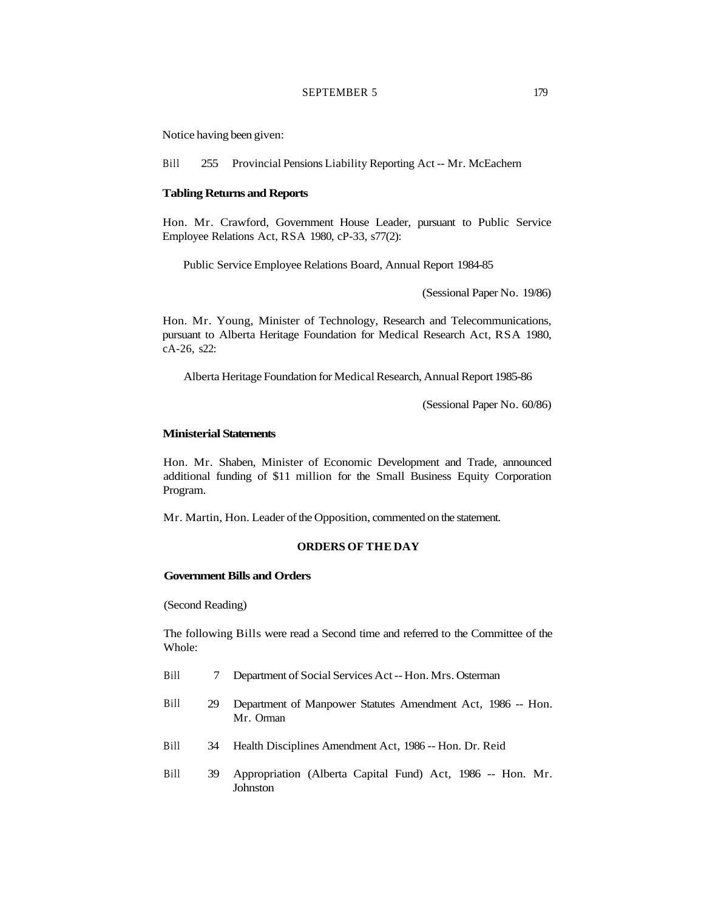Notice having been given:

Bill 255 Provincial Pensions Liability Reporting Act -- Mr. McEachern

**Tabling Returns and Reports**

Hon. Mr. Crawford, Government House Leader, pursuant to Public Service Employee Relations Act, RSA 1980, cP-33, s77(2):

Public Service Employee Relations Board, Annual Report 1984-85

(Sessional Paper No. 19/86)

Hon. Mr. Young, Minister of Technology, Research and Telecommunications, pursuant to Alberta Heritage Foundation for Medical Research Act, RSA 1980, cA-26, s22:

Alberta Heritage Foundation for Medical Research, Annual Report 1985-86

(Sessional Paper No. 60/86)

**Ministerial Statements**

Hon. Mr. Shaben, Minister of Economic Development and Trade, announced additional funding of $11 million for the Small Business Equity Corporation Program.

Mr. Martin, Hon. Leader of the Opposition, commented on the statement.

**ORDERS OF THE DAY**

**Government Bills and Orders**

(Second Reading)

The following Bills were read a Second time and referred to the Committee of the Whole:

Bill 7 Department of Social Services Act -- Hon. Mrs. Osterman

Bill 29 Department of Manpower Statutes Amendment Act, 1986 -- Hon. Mr. Orman

Bill 34 Health Disciplines Amendment Act, 1986 -- Hon. Dr. Reid

Bill 39 Appropriation (Alberta Capital Fund) Act, 1986 -- Hon. Mr. Johnston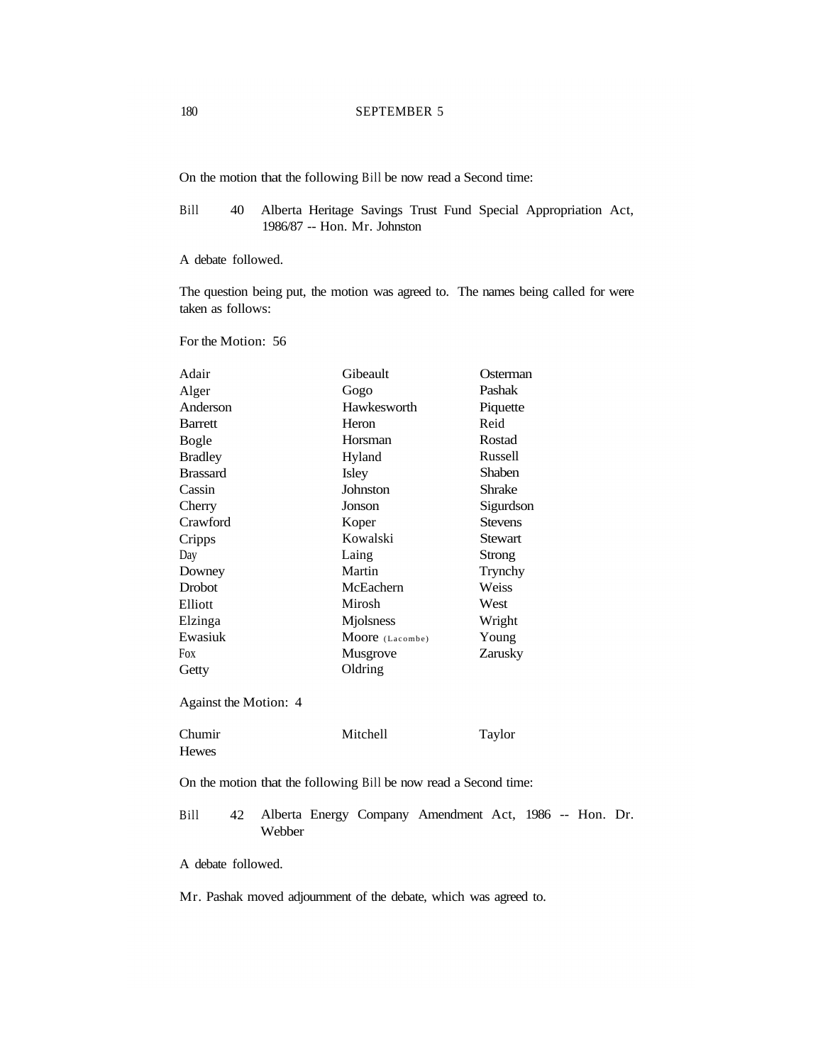On the motion that the following Bill be now read a Second time:

Bill 40 Alberta Heritage Savings Trust Fund Special Appropriation Act, 1986/87 -- Hon. Mr. Johnston

A debate followed.

The question being put, the motion was agreed to. The names being called for were taken as follows:

For the Motion: 56

| | | |
|---|---|---|
| Adair | Gibeault | Osterman |
| Alger | Gogo | Pashak |
| Anderson | Hawkesworth | Piquette |
| Barrett | Heron | Reid |
| Bogle | Horsman | Rostad |
| Bradley | Hyland | Russell |
| Brassard | Isley | Shaben |
| Cassin | Johnston | Shrake |
| Cherry | Jonson | Sigurdson |
| Crawford | Koper | Stevens |
| Cripps | Kowalski | Stewart |
| Day | Laing | Strong |
| Downey | Martin | Trynchy |
| Drobot | McEachern | Weiss |
| Elliott | Mirosh | West |
| Elzinga | Mjolsness | Wright |
| Ewasiuk | Moore (Lacombe) | Young |
| Fox | Musgrove | Zarusky |
| Getty | Oldring | |

Against the Motion: 4

| | | |
|---|---|---|
| Chumir | Mitchell | Taylor |
| Hewes | | |

On the motion that the following Bill be now read a Second time:

Bill 42 Alberta Energy Company Amendment Act, 1986 -- Hon. Dr. Webber

A debate followed.

Mr. Pashak moved adjournment of the debate, which was agreed to.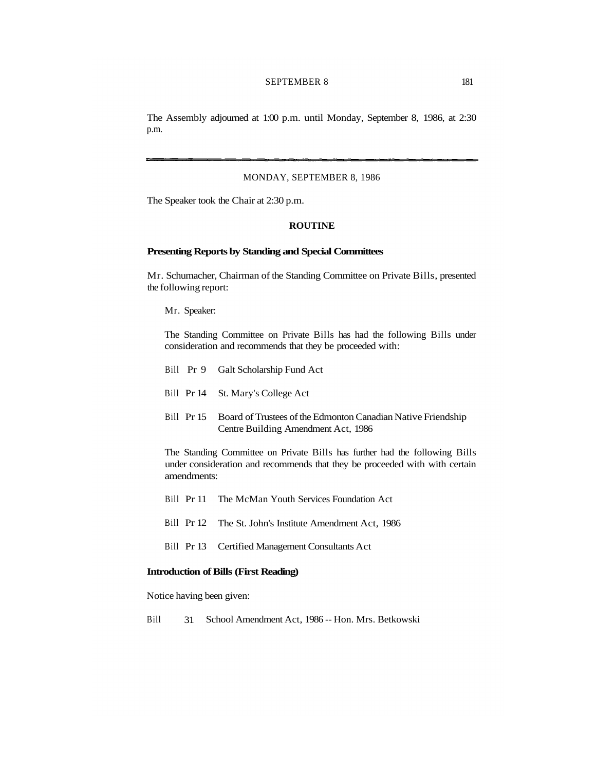The Assembly adjourned at 1:00 p.m. until Monday, September 8, 1986, at 2:30 p.m.

---

MONDAY, SEPTEMBER 8, 1986

The Speaker took the Chair at 2:30 p.m.

## ROUTINE

### Presenting Reports by Standing and Special Committees

Mr. Schumacher, Chairman of the Standing Committee on Private Bills, presented the following report:

> Mr. Speaker:
>
> The Standing Committee on Private Bills has had the following Bills under consideration and recommends that they be proceeded with:
>
> Bill Pr 9 Galt Scholarship Fund Act
>
> Bill Pr 14 St. Mary's College Act
>
> Bill Pr 15 Board of Trustees of the Edmonton Canadian Native Friendship Centre Building Amendment Act, 1986
>
> The Standing Committee on Private Bills has further had the following Bills under consideration and recommends that they be proceeded with with certain amendments:
>
> Bill Pr 11 The McMan Youth Services Foundation Act
>
> Bill Pr 12 The St. John's Institute Amendment Act, 1986
>
> Bill Pr 13 Certified Management Consultants Act

### Introduction of Bills (First Reading)

Notice having been given:

Bill 31 School Amendment Act, 1986 -- Hon. Mrs. Betkowski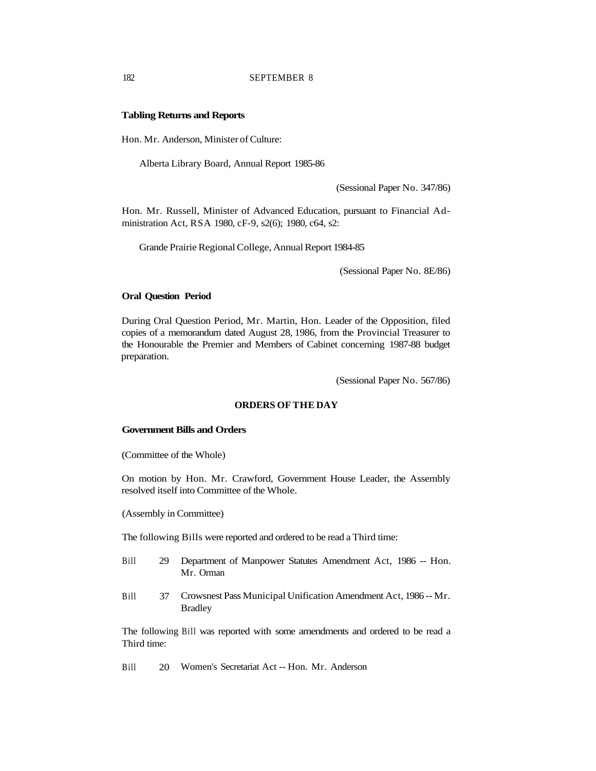**Tabling Returns and Reports**

Hon. Mr. Anderson, Minister of Culture:

Alberta Library Board, Annual Report 1985-86

(Sessional Paper No. 347/86)

Hon. Mr. Russell, Minister of Advanced Education, pursuant to Financial Administration Act, RSA 1980, cF-9, s2(6); 1980, c64, s2:

Grande Prairie Regional College, Annual Report 1984-85

(Sessional Paper No. 8E/86)

**Oral Question Period**

During Oral Question Period, Mr. Martin, Hon. Leader of the Opposition, filed copies of a memorandum dated August 28, 1986, from the Provincial Treasurer to the Honourable the Premier and Members of Cabinet concerning 1987-88 budget preparation.

(Sessional Paper No. 567/86)

**ORDERS OF THE DAY**

**Government Bills and Orders**

(Committee of the Whole)

On motion by Hon. Mr. Crawford, Government House Leader, the Assembly resolved itself into Committee of the Whole.

(Assembly in Committee)

The following Bills were reported and ordered to be read a Third time:

Bill 29 Department of Manpower Statutes Amendment Act, 1986 -- Hon. Mr. Orman

Bill 37 Crowsnest Pass Municipal Unification Amendment Act, 1986 -- Mr. Bradley

The following Bill was reported with some amendments and ordered to be read a Third time:

Bill 20 Women's Secretariat Act -- Hon. Mr. Anderson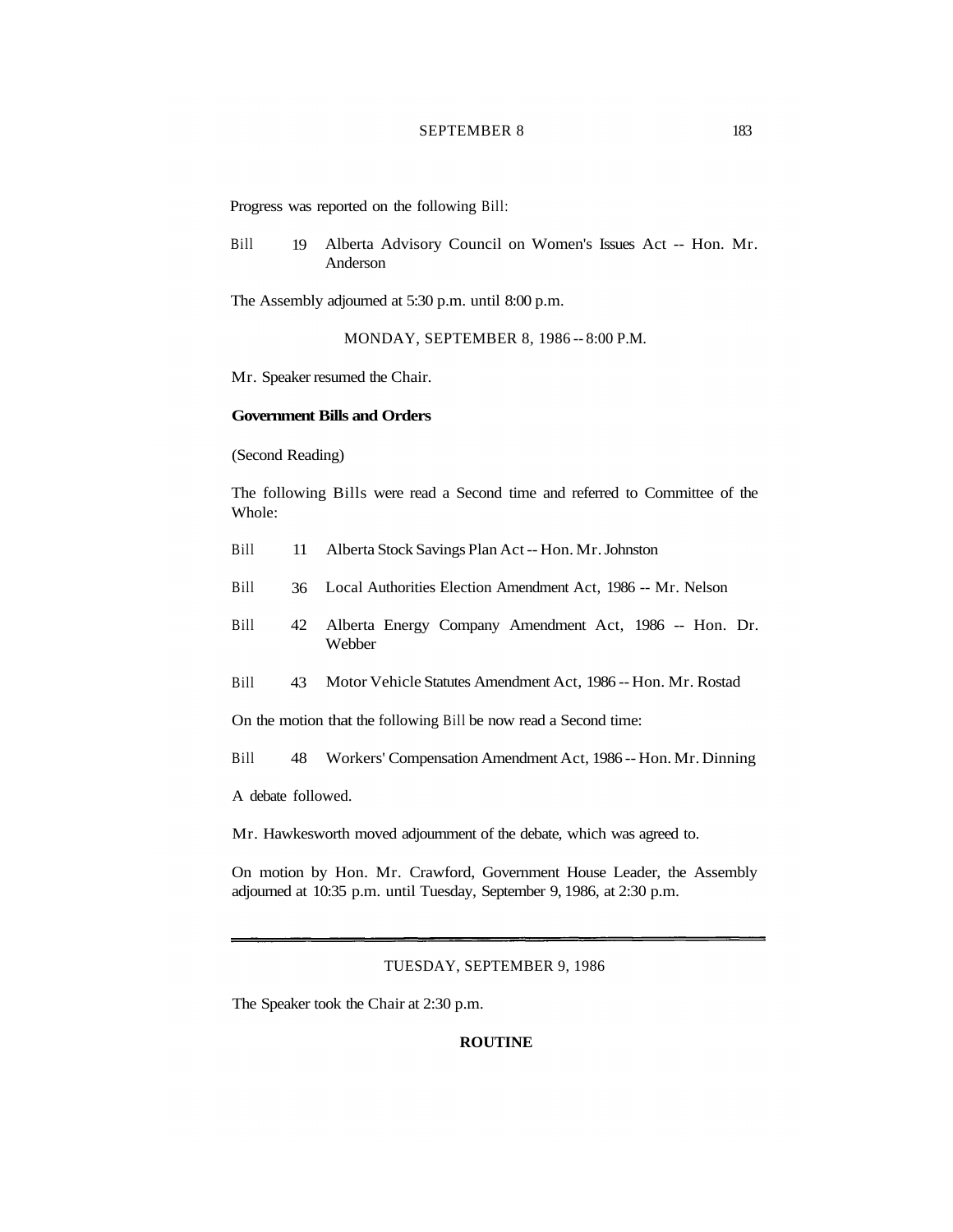Progress was reported on the following Bill:

Bill 19 Alberta Advisory Council on Women's Issues Act -- Hon. Mr. Anderson

The Assembly adjourned at 5:30 p.m. until 8:00 p.m.

MONDAY, SEPTEMBER 8, 1986 -- 8:00 P.M.

Mr. Speaker resumed the Chair.

**Government Bills and Orders**

(Second Reading)

The following Bills were read a Second time and referred to Committee of the Whole:

Bill 11 Alberta Stock Savings Plan Act -- Hon. Mr. Johnston

Bill 36 Local Authorities Election Amendment Act, 1986 -- Mr. Nelson

Bill 42 Alberta Energy Company Amendment Act, 1986 -- Hon. Dr. Webber

Bill 43 Motor Vehicle Statutes Amendment Act, 1986 -- Hon. Mr. Rostad

On the motion that the following Bill be now read a Second time:

Bill 48 Workers' Compensation Amendment Act, 1986 -- Hon. Mr. Dinning

A debate followed.

Mr. Hawkesworth moved adjournment of the debate, which was agreed to.

On motion by Hon. Mr. Crawford, Government House Leader, the Assembly adjourned at 10:35 p.m. until Tuesday, September 9, 1986, at 2:30 p.m.

---

TUESDAY, SEPTEMBER 9, 1986

The Speaker took the Chair at 2:30 p.m.

**ROUTINE**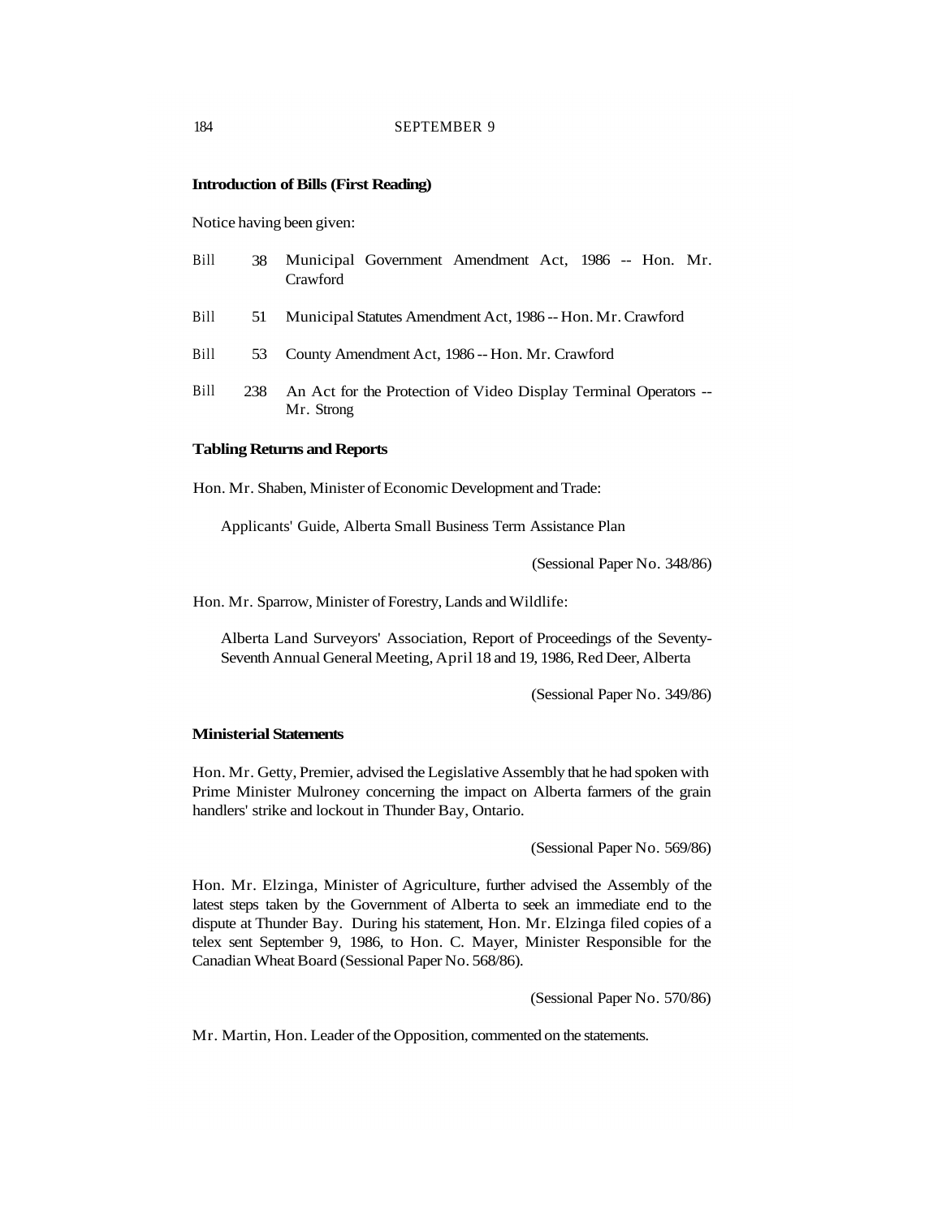### Introduction of Bills (First Reading)

Notice having been given:

| | | |
|---|---|---|
| Bill | 38 | Municipal Government Amendment Act, 1986 -- Hon. Mr. Crawford |
| Bill | 51 | Municipal Statutes Amendment Act, 1986 -- Hon. Mr. Crawford |
| Bill | 53 | County Amendment Act, 1986 -- Hon. Mr. Crawford |
| Bill | 238 | An Act for the Protection of Video Display Terminal Operators -- Mr. Strong |

### Tabling Returns and Reports

Hon. Mr. Shaben, Minister of Economic Development and Trade:

Applicants' Guide, Alberta Small Business Term Assistance Plan

(Sessional Paper No. 348/86)

Hon. Mr. Sparrow, Minister of Forestry, Lands and Wildlife:

Alberta Land Surveyors' Association, Report of Proceedings of the Seventy-Seventh Annual General Meeting, April 18 and 19, 1986, Red Deer, Alberta

(Sessional Paper No. 349/86)

### Ministerial Statements

Hon. Mr. Getty, Premier, advised the Legislative Assembly that he had spoken with Prime Minister Mulroney concerning the impact on Alberta farmers of the grain handlers' strike and lockout in Thunder Bay, Ontario.

(Sessional Paper No. 569/86)

Hon. Mr. Elzinga, Minister of Agriculture, further advised the Assembly of the latest steps taken by the Government of Alberta to seek an immediate end to the dispute at Thunder Bay. During his statement, Hon. Mr. Elzinga filed copies of a telex sent September 9, 1986, to Hon. C. Mayer, Minister Responsible for the Canadian Wheat Board (Sessional Paper No. 568/86).

(Sessional Paper No. 570/86)

Mr. Martin, Hon. Leader of the Opposition, commented on the statements.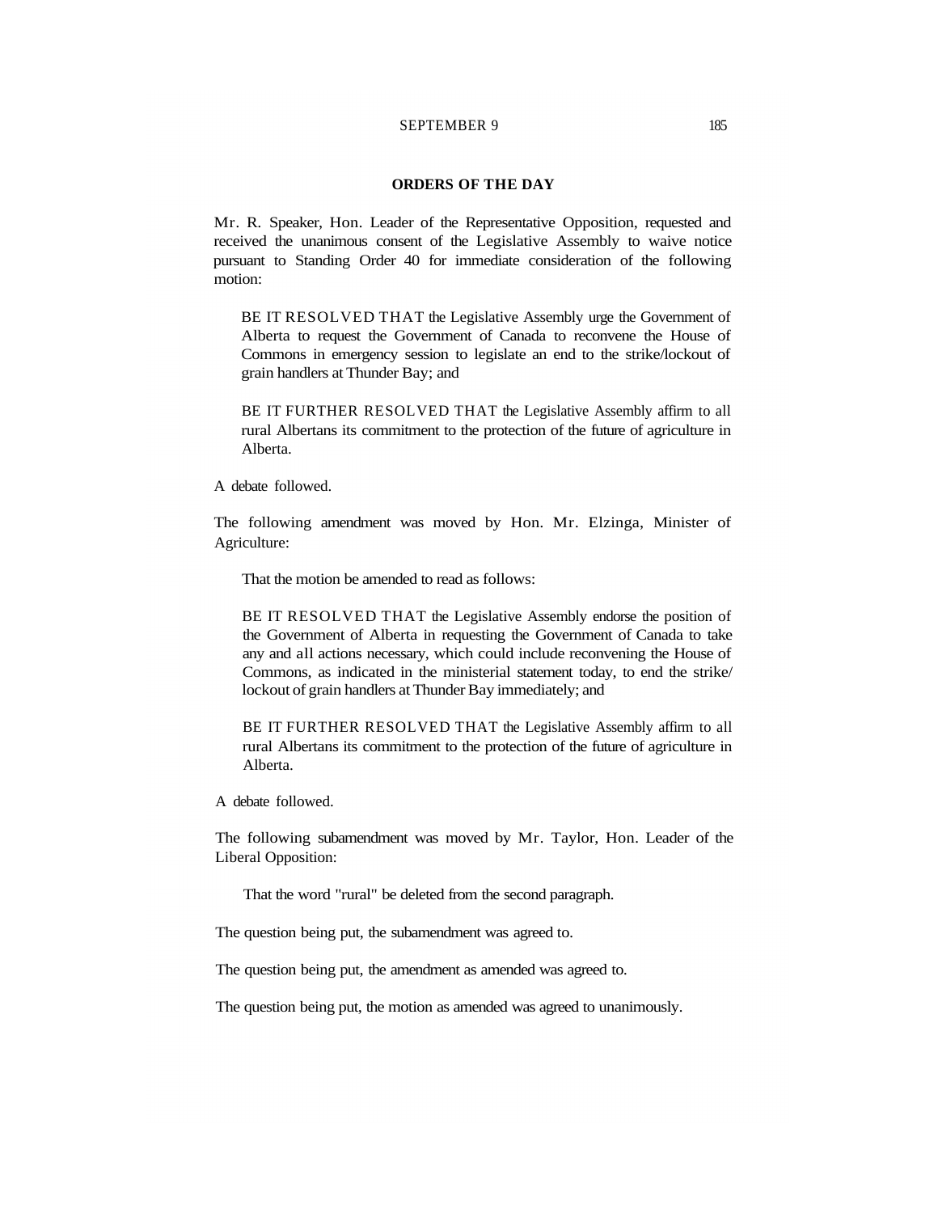## ORDERS OF THE DAY

Mr. R. Speaker, Hon. Leader of the Representative Opposition, requested and received the unanimous consent of the Legislative Assembly to waive notice pursuant to Standing Order 40 for immediate consideration of the following motion:

> BE IT RESOLVED THAT the Legislative Assembly urge the Government of Alberta to request the Government of Canada to reconvene the House of Commons in emergency session to legislate an end to the strike/lockout of grain handlers at Thunder Bay; and
>
> BE IT FURTHER RESOLVED THAT the Legislative Assembly affirm to all rural Albertans its commitment to the protection of the future of agriculture in Alberta.

A debate followed.

The following amendment was moved by Hon. Mr. Elzinga, Minister of Agriculture:

> That the motion be amended to read as follows:
>
> BE IT RESOLVED THAT the Legislative Assembly endorse the position of the Government of Alberta in requesting the Government of Canada to take any and all actions necessary, which could include reconvening the House of Commons, as indicated in the ministerial statement today, to end the strike/ lockout of grain handlers at Thunder Bay immediately; and
>
> BE IT FURTHER RESOLVED THAT the Legislative Assembly affirm to all rural Albertans its commitment to the protection of the future of agriculture in Alberta.

A debate followed.

The following subamendment was moved by Mr. Taylor, Hon. Leader of the Liberal Opposition:

> That the word "rural" be deleted from the second paragraph.

The question being put, the subamendment was agreed to.

The question being put, the amendment as amended was agreed to.

The question being put, the motion as amended was agreed to unanimously.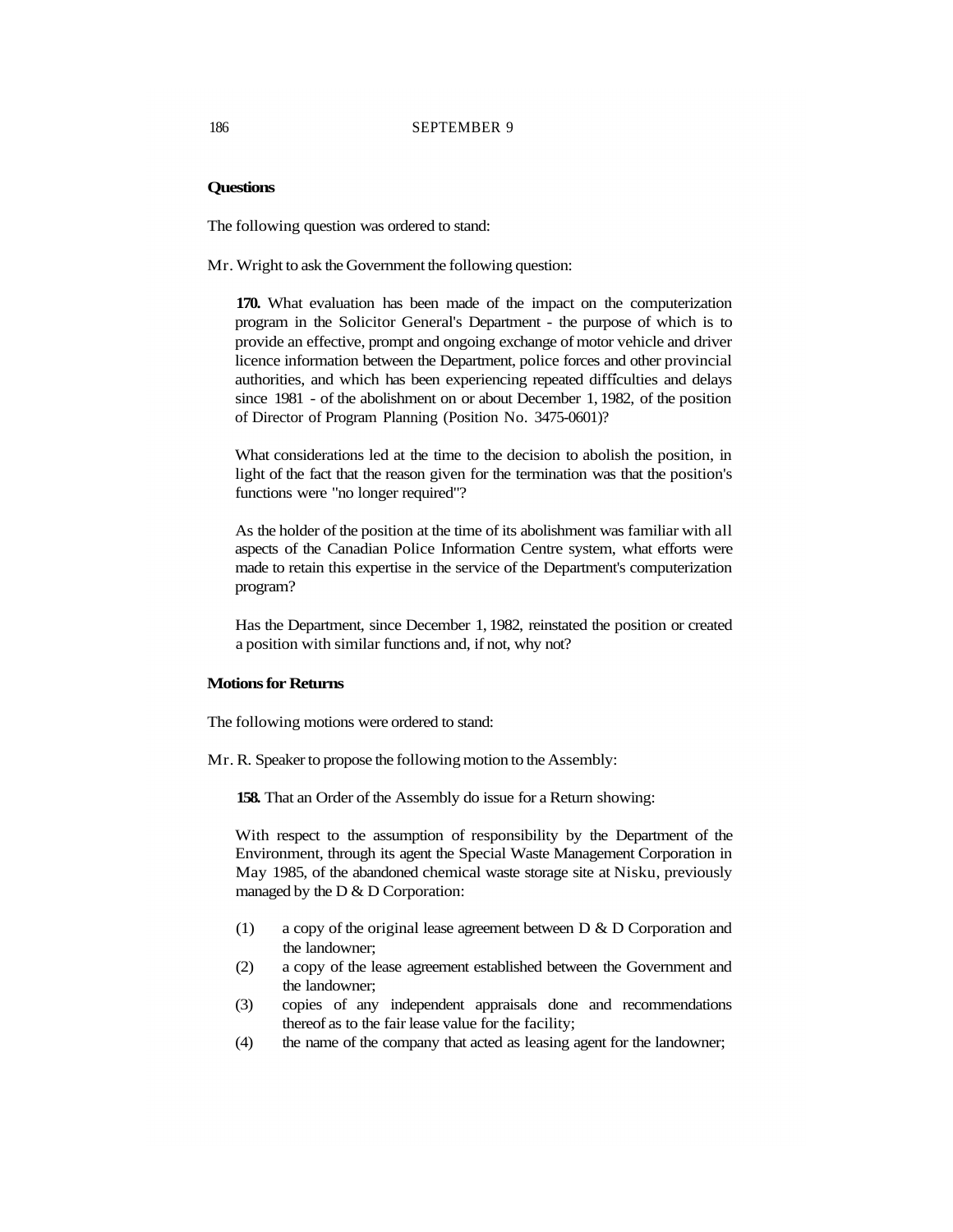**Questions**

The following question was ordered to stand:

Mr. Wright to ask the Government the following question:

**170.** What evaluation has been made of the impact on the computerization program in the Solicitor General's Department - the purpose of which is to provide an effective, prompt and ongoing exchange of motor vehicle and driver licence information between the Department, police forces and other provincial authorities, and which has been experiencing repeated difficulties and delays since 1981 - of the abolishment on or about December 1, 1982, of the position of Director of Program Planning (Position No. 3475-0601)?

What considerations led at the time to the decision to abolish the position, in light of the fact that the reason given for the termination was that the position's functions were "no longer required"?

As the holder of the position at the time of its abolishment was familiar with all aspects of the Canadian Police Information Centre system, what efforts were made to retain this expertise in the service of the Department's computerization program?

Has the Department, since December 1, 1982, reinstated the position or created a position with similar functions and, if not, why not?

**Motions for Returns**

The following motions were ordered to stand:

Mr. R. Speaker to propose the following motion to the Assembly:

**158.** That an Order of the Assembly do issue for a Return showing:

With respect to the assumption of responsibility by the Department of the Environment, through its agent the Special Waste Management Corporation in May 1985, of the abandoned chemical waste storage site at Nisku, previously managed by the D & D Corporation:

(1) a copy of the original lease agreement between D & D Corporation and the landowner;
(2) a copy of the lease agreement established between the Government and the landowner;
(3) copies of any independent appraisals done and recommendations thereof as to the fair lease value for the facility;
(4) the name of the company that acted as leasing agent for the landowner;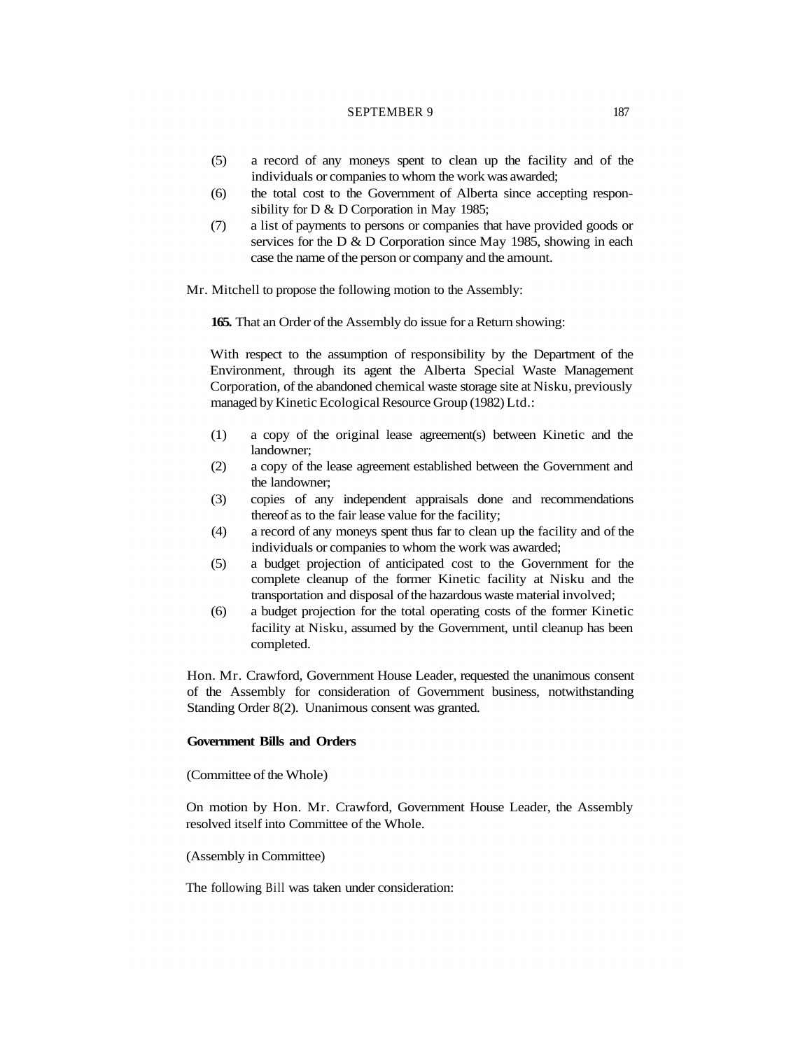(5) a record of any moneys spent to clean up the facility and of the individuals or companies to whom the work was awarded;

(6) the total cost to the Government of Alberta since accepting responsibility for D & D Corporation in May 1985;

(7) a list of payments to persons or companies that have provided goods or services for the D & D Corporation since May 1985, showing in each case the name of the person or company and the amount.

Mr. Mitchell to propose the following motion to the Assembly:

**165.** That an Order of the Assembly do issue for a Return showing:

With respect to the assumption of responsibility by the Department of the Environment, through its agent the Alberta Special Waste Management Corporation, of the abandoned chemical waste storage site at Nisku, previously managed by Kinetic Ecological Resource Group (1982) Ltd.:

(1) a copy of the original lease agreement(s) between Kinetic and the landowner;

(2) a copy of the lease agreement established between the Government and the landowner;

(3) copies of any independent appraisals done and recommendations thereof as to the fair lease value for the facility;

(4) a record of any moneys spent thus far to clean up the facility and of the individuals or companies to whom the work was awarded;

(5) a budget projection of anticipated cost to the Government for the complete cleanup of the former Kinetic facility at Nisku and the transportation and disposal of the hazardous waste material involved;

(6) a budget projection for the total operating costs of the former Kinetic facility at Nisku, assumed by the Government, until cleanup has been completed.

Hon. Mr. Crawford, Government House Leader, requested the unanimous consent of the Assembly for consideration of Government business, notwithstanding Standing Order 8(2). Unanimous consent was granted.

**Government Bills and Orders**

(Committee of the Whole)

On motion by Hon. Mr. Crawford, Government House Leader, the Assembly resolved itself into Committee of the Whole.

(Assembly in Committee)

The following Bill was taken under consideration: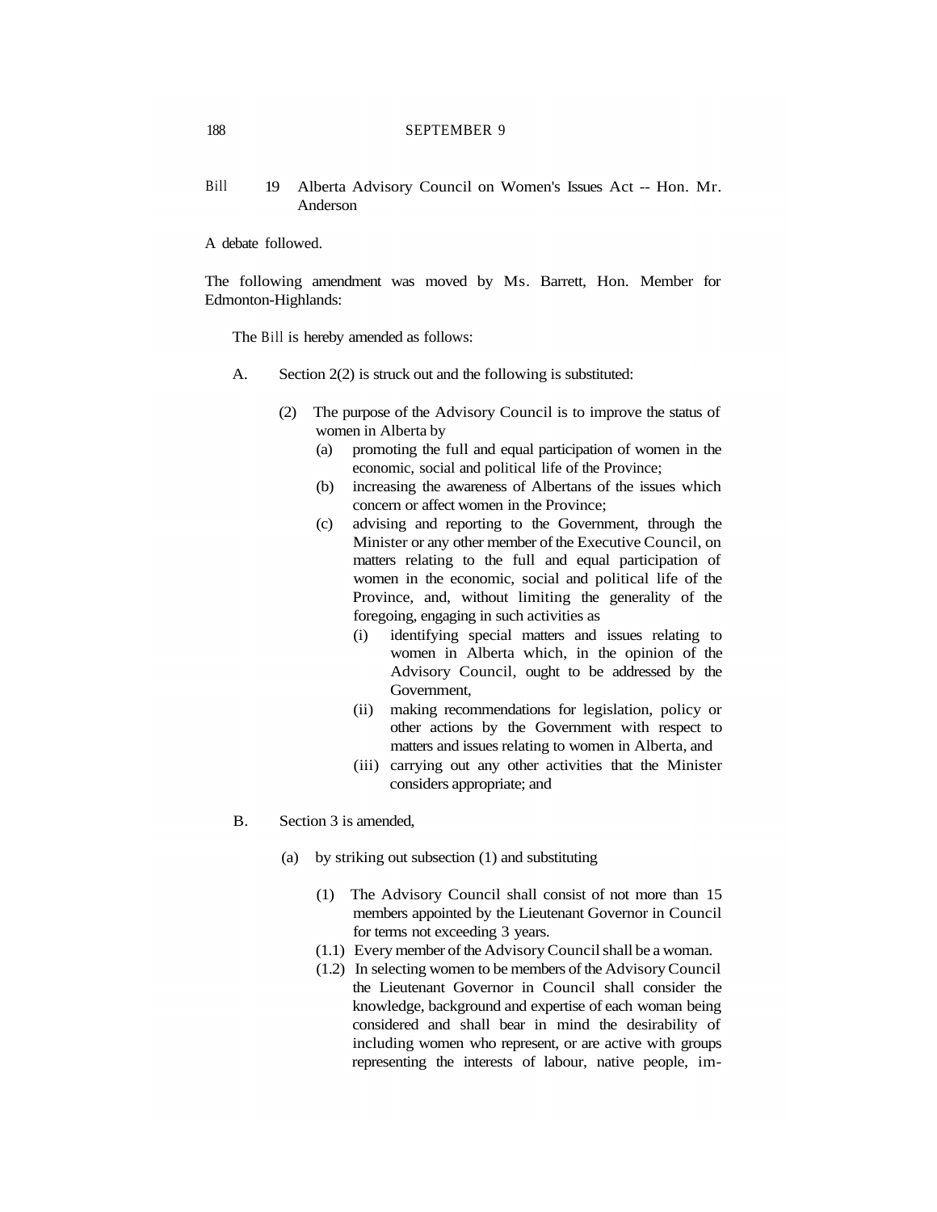Bill 19 Alberta Advisory Council on Women's Issues Act -- Hon. Mr. Anderson

A debate followed.

The following amendment was moved by Ms. Barrett, Hon. Member for Edmonton-Highlands:

The Bill is hereby amended as follows:

A. Section 2(2) is struck out and the following is substituted:

(2) The purpose of the Advisory Council is to improve the status of women in Alberta by

- (a) promoting the full and equal participation of women in the economic, social and political life of the Province;
- (b) increasing the awareness of Albertans of the issues which concern or affect women in the Province;
- (c) advising and reporting to the Government, through the Minister or any other member of the Executive Council, on matters relating to the full and equal participation of women in the economic, social and political life of the Province, and, without limiting the generality of the foregoing, engaging in such activities as
  - (i) identifying special matters and issues relating to women in Alberta which, in the opinion of the Advisory Council, ought to be addressed by the Government,
  - (ii) making recommendations for legislation, policy or other actions by the Government with respect to matters and issues relating to women in Alberta, and
  - (iii) carrying out any other activities that the Minister considers appropriate; and

B. Section 3 is amended,

(a) by striking out subsection (1) and substituting

(1) The Advisory Council shall consist of not more than 15 members appointed by the Lieutenant Governor in Council for terms not exceeding 3 years.

(1.1) Every member of the Advisory Council shall be a woman.

(1.2) In selecting women to be members of the Advisory Council the Lieutenant Governor in Council shall consider the knowledge, background and expertise of each woman being considered and shall bear in mind the desirability of including women who represent, or are active with groups representing the interests of labour, native people, im-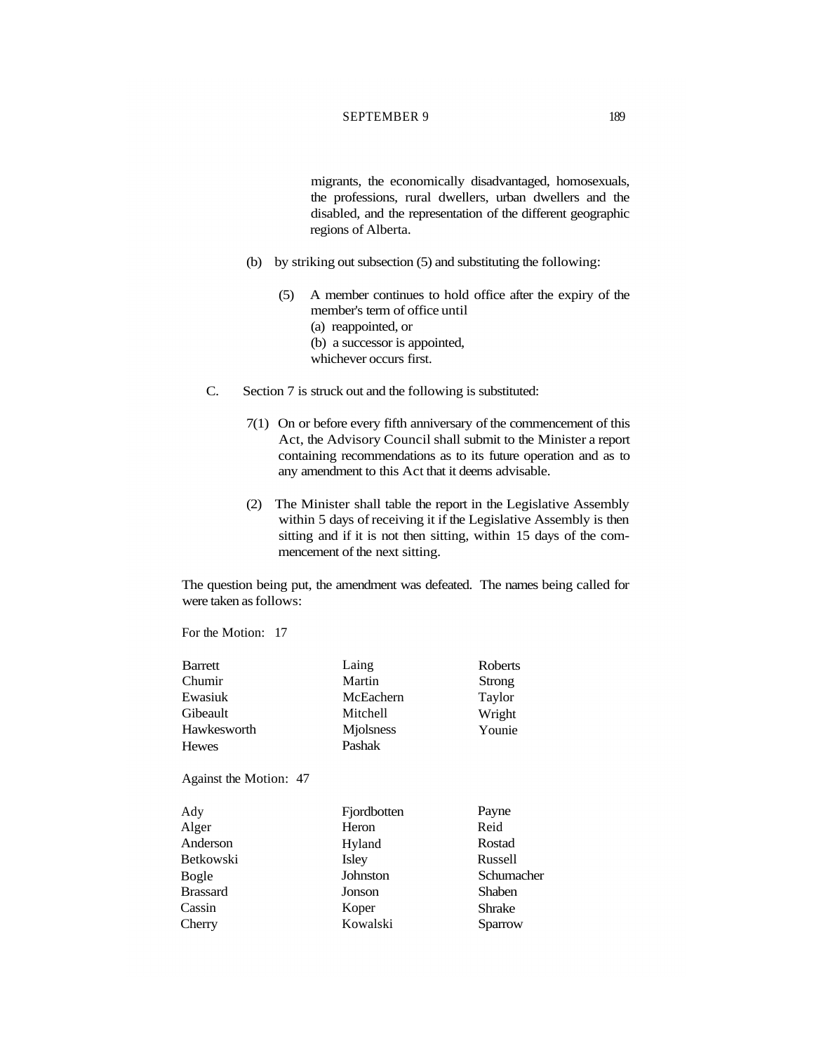migrants, the economically disadvantaged, homosexuals, the professions, rural dwellers, urban dwellers and the disabled, and the representation of the different geographic regions of Alberta.

(b) by striking out subsection (5) and substituting the following:

(5) A member continues to hold office after the expiry of the member's term of office until
(a) reappointed, or
(b) a successor is appointed,
whichever occurs first.

C. Section 7 is struck out and the following is substituted:

7(1) On or before every fifth anniversary of the commencement of this Act, the Advisory Council shall submit to the Minister a report containing recommendations as to its future operation and as to any amendment to this Act that it deems advisable.

(2) The Minister shall table the report in the Legislative Assembly within 5 days of receiving it if the Legislative Assembly is then sitting and if it is not then sitting, within 15 days of the commencement of the next sitting.

The question being put, the amendment was defeated. The names being called for were taken as follows:

For the Motion: 17

| | | |
|---|---|---|
| Barrett | Laing | Roberts |
| Chumir | Martin | Strong |
| Ewasiuk | McEachern | Taylor |
| Gibeault | Mitchell | Wright |
| Hawkesworth | Mjolsness | Younie |
| Hewes | Pashak | |

Against the Motion: 47

| | | |
|---|---|---|
| Ady | Fjordbotten | Payne |
| Alger | Heron | Reid |
| Anderson | Hyland | Rostad |
| Betkowski | Isley | Russell |
| Bogle | Johnston | Schumacher |
| Brassard | Jonson | Shaben |
| Cassin | Koper | Shrake |
| Cherry | Kowalski | Sparrow |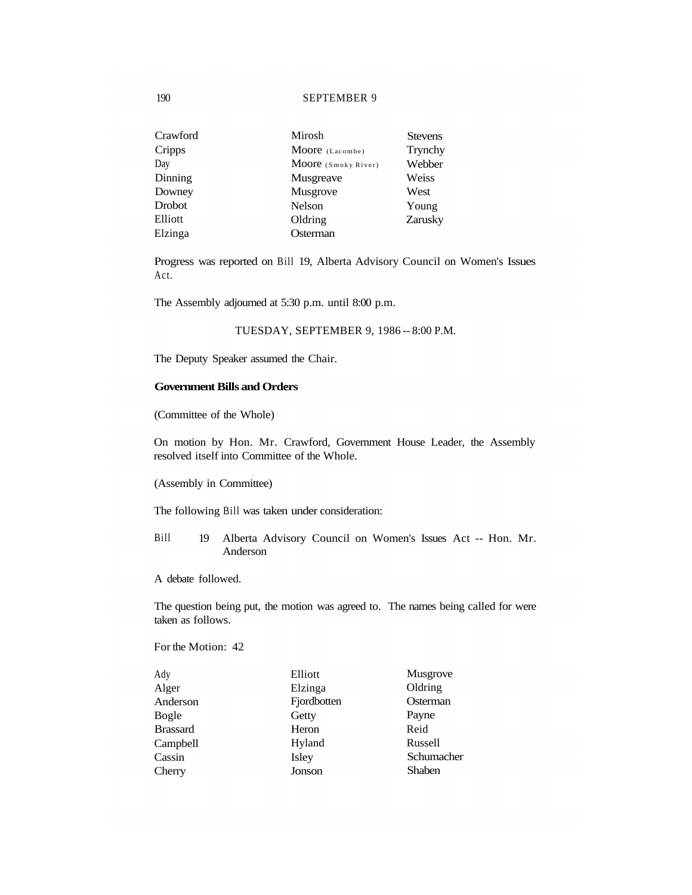| | | |
|---|---|---|
| Crawford | Mirosh | Stevens |
| Cripps | Moore (Lacombe) | Trynchy |
| Day | Moore (Smoky River) | Webber |
| Dinning | Musgreave | Weiss |
| Downey | Musgrove | West |
| Drobot | Nelson | Young |
| Elliott | Oldring | Zarusky |
| Elzinga | Osterman | |

Progress was reported on Bill 19, Alberta Advisory Council on Women's Issues Act.

The Assembly adjourned at 5:30 p.m. until 8:00 p.m.

TUESDAY, SEPTEMBER 9, 1986 -- 8:00 P.M.

The Deputy Speaker assumed the Chair.

**Government Bills and Orders**

(Committee of the Whole)

On motion by Hon. Mr. Crawford, Government House Leader, the Assembly resolved itself into Committee of the Whole.

(Assembly in Committee)

The following Bill was taken under consideration:

Bill 19 Alberta Advisory Council on Women's Issues Act -- Hon. Mr. Anderson

A debate followed.

The question being put, the motion was agreed to. The names being called for were taken as follows.

For the Motion: 42

| | | |
|---|---|---|
| Ady | Elliott | Musgrove |
| Alger | Elzinga | Oldring |
| Anderson | Fjordbotten | Osterman |
| Bogle | Getty | Payne |
| Brassard | Heron | Reid |
| Campbell | Hyland | Russell |
| Cassin | Isley | Schumacher |
| Cherry | Jonson | Shaben |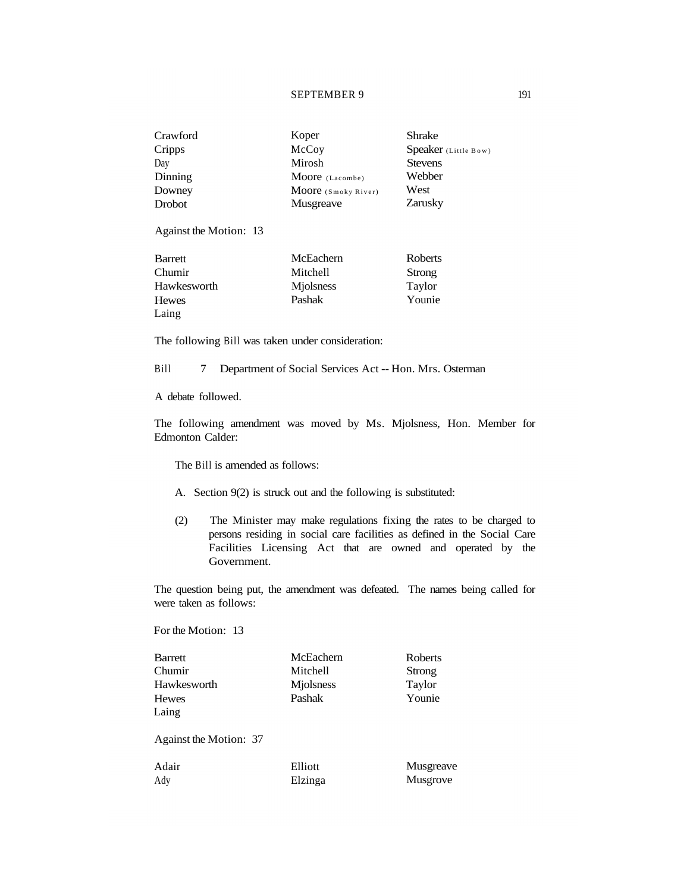| | | |
|---|---|---|
| Crawford | Koper | Shrake |
| Cripps | McCoy | Speaker (Little Bow) |
| Day | Mirosh | Stevens |
| Dinning | Moore (Lacombe) | Webber |
| Downey | Moore (Smoky River) | West |
| Drobot | Musgreave | Zarusky |

Against the Motion: 13

| | | |
|---|---|---|
| Barrett | McEachern | Roberts |
| Chumir | Mitchell | Strong |
| Hawkesworth | Mjolsness | Taylor |
| Hewes | Pashak | Younie |
| Laing | | |

The following Bill was taken under consideration:

Bill 7 Department of Social Services Act -- Hon. Mrs. Osterman

A debate followed.

The following amendment was moved by Ms. Mjolsness, Hon. Member for Edmonton Calder:

The Bill is amended as follows:

A. Section 9(2) is struck out and the following is substituted:

(2) The Minister may make regulations fixing the rates to be charged to persons residing in social care facilities as defined in the Social Care Facilities Licensing Act that are owned and operated by the Government.

The question being put, the amendment was defeated. The names being called for were taken as follows:

For the Motion: 13

| | | |
|---|---|---|
| Barrett | McEachern | Roberts |
| Chumir | Mitchell | Strong |
| Hawkesworth | Mjolsness | Taylor |
| Hewes | Pashak | Younie |
| Laing | | |

Against the Motion: 37

| | | |
|---|---|---|
| Adair | Elliott | Musgreave |
| Ady | Elzinga | Musgrove |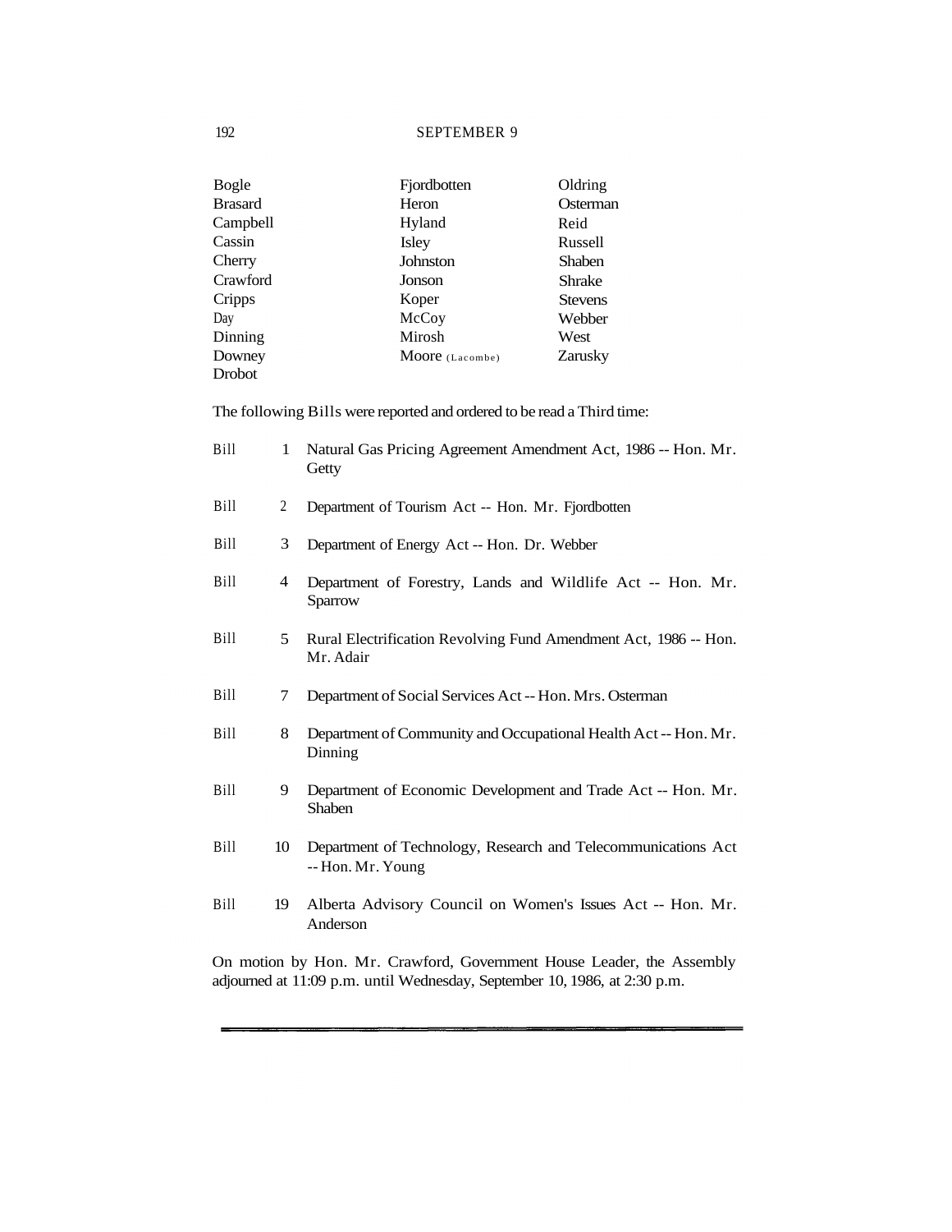| | | |
|---|---|---|
| Bogle | Fjordbotten | Oldring |
| Brasard | Heron | Osterman |
| Campbell | Hyland | Reid |
| Cassin | Isley | Russell |
| Cherry | Johnston | Shaben |
| Crawford | Jonson | Shrake |
| Cripps | Koper | Stevens |
| Day | McCoy | Webber |
| Dinning | Mirosh | West |
| Downey | Moore (Lacombe) | Zarusky |
| Drobot | | |

The following Bills were reported and ordered to be read a Third time:

| | | |
|---|---|---|
| Bill | 1 | Natural Gas Pricing Agreement Amendment Act, 1986 -- Hon. Mr. Getty |
| Bill | 2 | Department of Tourism Act -- Hon. Mr. Fjordbotten |
| Bill | 3 | Department of Energy Act -- Hon. Dr. Webber |
| Bill | 4 | Department of Forestry, Lands and Wildlife Act -- Hon. Mr. Sparrow |
| Bill | 5 | Rural Electrification Revolving Fund Amendment Act, 1986 -- Hon. Mr. Adair |
| Bill | 7 | Department of Social Services Act -- Hon. Mrs. Osterman |
| Bill | 8 | Department of Community and Occupational Health Act -- Hon. Mr. Dinning |
| Bill | 9 | Department of Economic Development and Trade Act -- Hon. Mr. Shaben |
| Bill | 10 | Department of Technology, Research and Telecommunications Act -- Hon. Mr. Young |
| Bill | 19 | Alberta Advisory Council on Women's Issues Act -- Hon. Mr. Anderson |

On motion by Hon. Mr. Crawford, Government House Leader, the Assembly adjourned at 11:09 p.m. until Wednesday, September 10, 1986, at 2:30 p.m.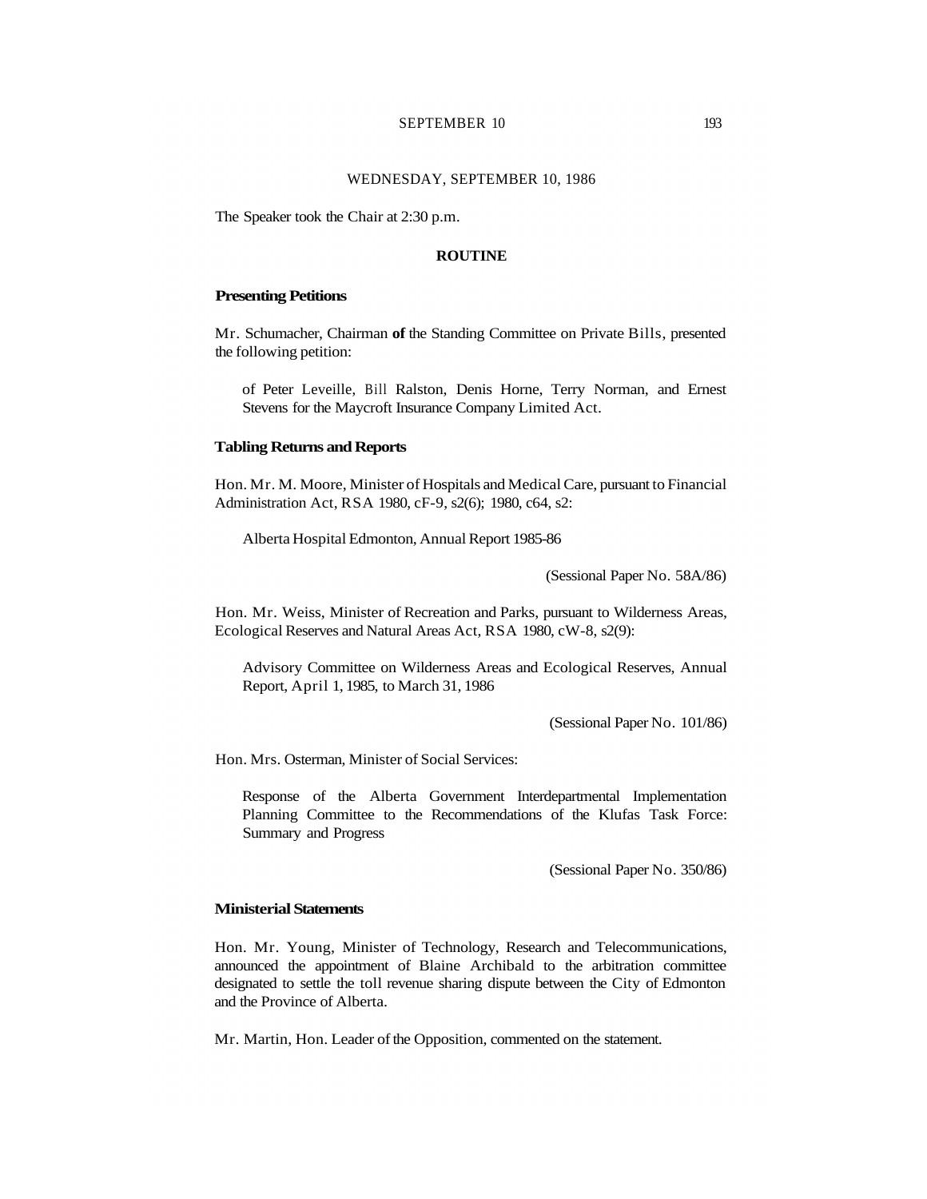WEDNESDAY, SEPTEMBER 10, 1986

The Speaker took the Chair at 2:30 p.m.

## ROUTINE

### Presenting Petitions

Mr. Schumacher, Chairman of the Standing Committee on Private Bills, presented the following petition:

> of Peter Leveille, Bill Ralston, Denis Horne, Terry Norman, and Ernest Stevens for the Maycroft Insurance Company Limited Act.

### Tabling Returns and Reports

Hon. Mr. M. Moore, Minister of Hospitals and Medical Care, pursuant to Financial Administration Act, RSA 1980, cF-9, s2(6); 1980, c64, s2:

> Alberta Hospital Edmonton, Annual Report 1985-86

(Sessional Paper No. 58A/86)

Hon. Mr. Weiss, Minister of Recreation and Parks, pursuant to Wilderness Areas, Ecological Reserves and Natural Areas Act, RSA 1980, cW-8, s2(9):

> Advisory Committee on Wilderness Areas and Ecological Reserves, Annual Report, April 1, 1985, to March 31, 1986

(Sessional Paper No. 101/86)

Hon. Mrs. Osterman, Minister of Social Services:

> Response of the Alberta Government Interdepartmental Implementation Planning Committee to the Recommendations of the Klufas Task Force: Summary and Progress

(Sessional Paper No. 350/86)

### Ministerial Statements

Hon. Mr. Young, Minister of Technology, Research and Telecommunications, announced the appointment of Blaine Archibald to the arbitration committee designated to settle the toll revenue sharing dispute between the City of Edmonton and the Province of Alberta.

Mr. Martin, Hon. Leader of the Opposition, commented on the statement.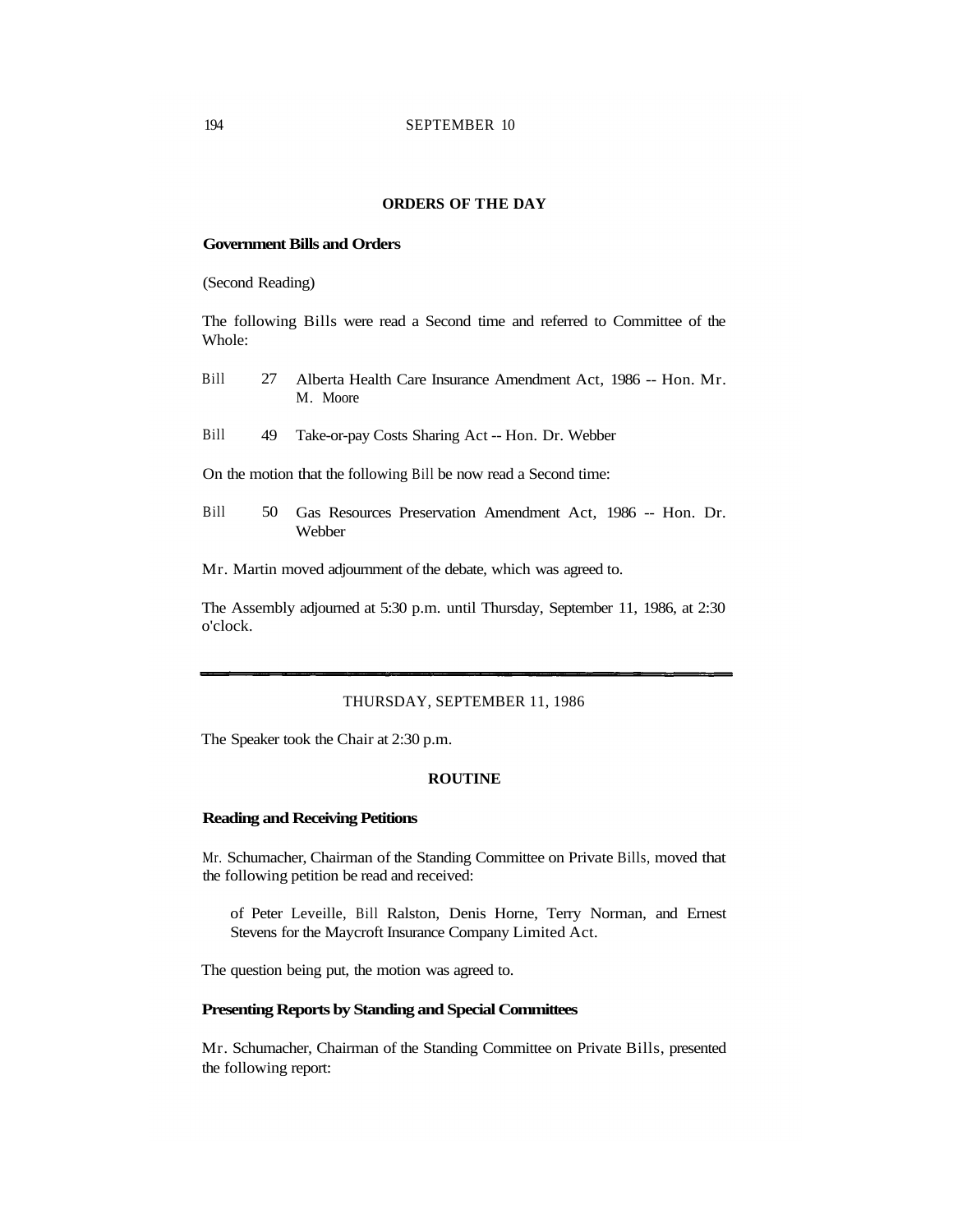## ORDERS OF THE DAY

### Government Bills and Orders

(Second Reading)

The following Bills were read a Second time and referred to Committee of the Whole:

Bill 27 Alberta Health Care Insurance Amendment Act, 1986 -- Hon. Mr. M. Moore

Bill 49 Take-or-pay Costs Sharing Act -- Hon. Dr. Webber

On the motion that the following Bill be now read a Second time:

Bill 50 Gas Resources Preservation Amendment Act, 1986 -- Hon. Dr. Webber

Mr. Martin moved adjournment of the debate, which was agreed to.

The Assembly adjourned at 5:30 p.m. until Thursday, September 11, 1986, at 2:30 o'clock.

---

THURSDAY, SEPTEMBER 11, 1986

The Speaker took the Chair at 2:30 p.m.

## ROUTINE

### Reading and Receiving Petitions

Mr. Schumacher, Chairman of the Standing Committee on Private Bills, moved that the following petition be read and received:

> of Peter Leveille, Bill Ralston, Denis Horne, Terry Norman, and Ernest Stevens for the Maycroft Insurance Company Limited Act.

The question being put, the motion was agreed to.

### Presenting Reports by Standing and Special Committees

Mr. Schumacher, Chairman of the Standing Committee on Private Bills, presented the following report: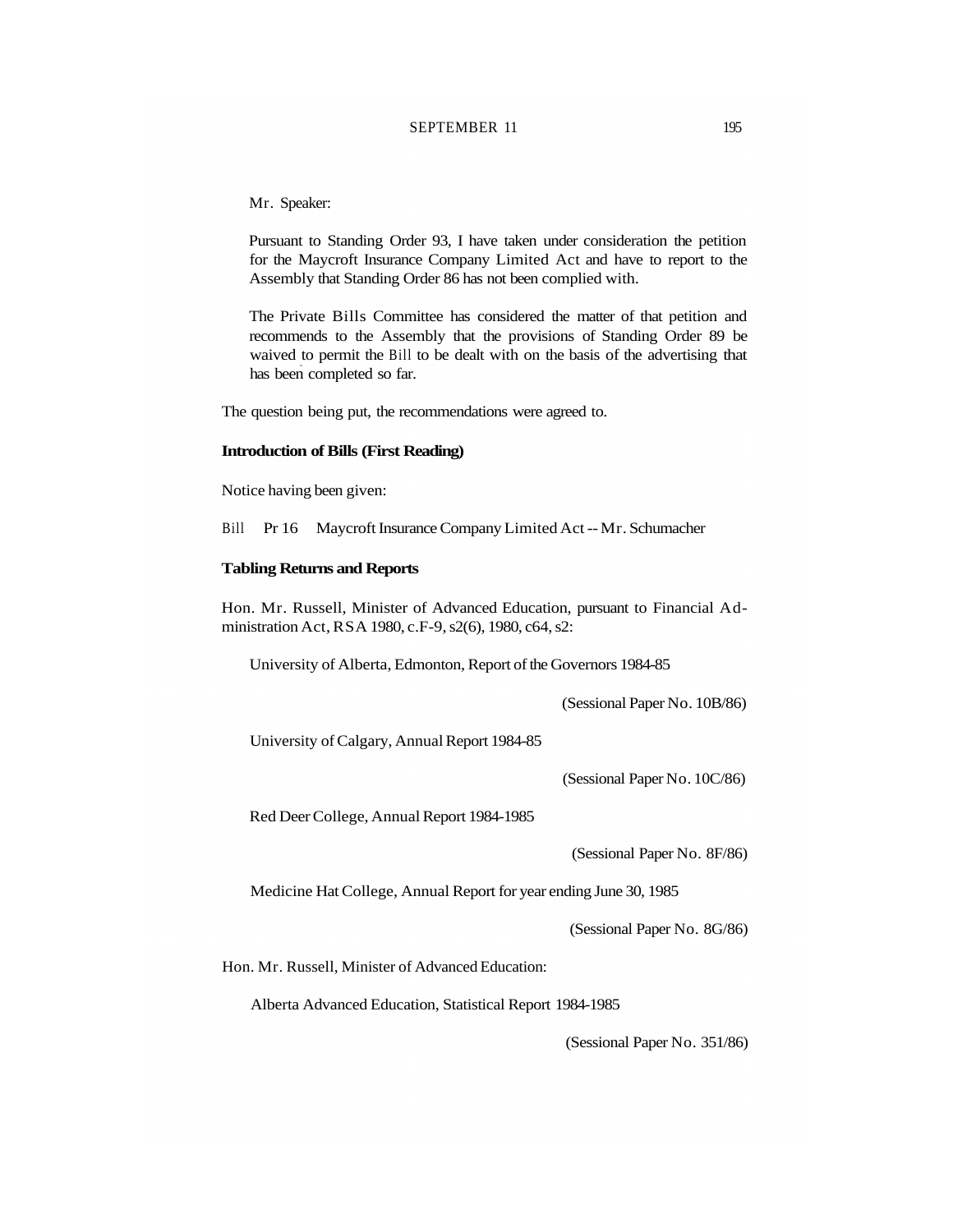Mr. Speaker:

Pursuant to Standing Order 93, I have taken under consideration the petition for the Maycroft Insurance Company Limited Act and have to report to the Assembly that Standing Order 86 has not been complied with.

The Private Bills Committee has considered the matter of that petition and recommends to the Assembly that the provisions of Standing Order 89 be waived to permit the Bill to be dealt with on the basis of the advertising that has been completed so far.

The question being put, the recommendations were agreed to.

**Introduction of Bills (First Reading)**

Notice having been given:

Bill Pr 16 Maycroft Insurance Company Limited Act -- Mr. Schumacher

**Tabling Returns and Reports**

Hon. Mr. Russell, Minister of Advanced Education, pursuant to Financial Administration Act, RSA 1980, c.F-9, s2(6), 1980, c64, s2:

University of Alberta, Edmonton, Report of the Governors 1984-85

(Sessional Paper No. 10B/86)

University of Calgary, Annual Report 1984-85

(Sessional Paper No. 10C/86)

Red Deer College, Annual Report 1984-1985

(Sessional Paper No. 8F/86)

Medicine Hat College, Annual Report for year ending June 30, 1985

(Sessional Paper No. 8G/86)

Hon. Mr. Russell, Minister of Advanced Education:

Alberta Advanced Education, Statistical Report 1984-1985

(Sessional Paper No. 351/86)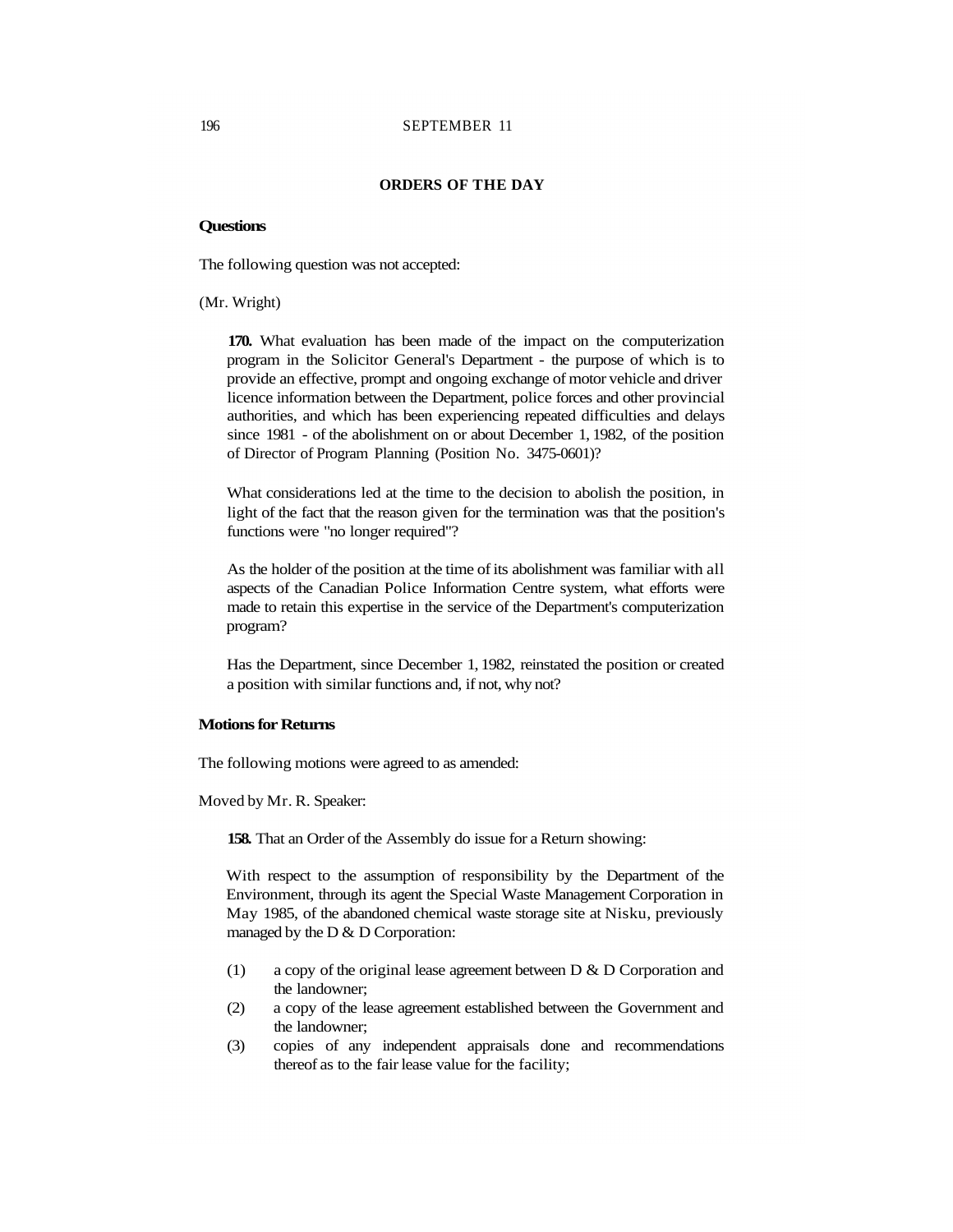## ORDERS OF THE DAY

### Questions

The following question was not accepted:

(Mr. Wright)

> **170.** What evaluation has been made of the impact on the computerization program in the Solicitor General's Department - the purpose of which is to provide an effective, prompt and ongoing exchange of motor vehicle and driver licence information between the Department, police forces and other provincial authorities, and which has been experiencing repeated difficulties and delays since 1981 - of the abolishment on or about December 1, 1982, of the position of Director of Program Planning (Position No. 3475-0601)?
>
> What considerations led at the time to the decision to abolish the position, in light of the fact that the reason given for the termination was that the position's functions were "no longer required"?
>
> As the holder of the position at the time of its abolishment was familiar with all aspects of the Canadian Police Information Centre system, what efforts were made to retain this expertise in the service of the Department's computerization program?
>
> Has the Department, since December 1, 1982, reinstated the position or created a position with similar functions and, if not, why not?

### Motions for Returns

The following motions were agreed to as amended:

Moved by Mr. R. Speaker:

> **158.** That an Order of the Assembly do issue for a Return showing:
>
> With respect to the assumption of responsibility by the Department of the Environment, through its agent the Special Waste Management Corporation in May 1985, of the abandoned chemical waste storage site at Nisku, previously managed by the D & D Corporation:
>
> (1) a copy of the original lease agreement between D & D Corporation and the landowner;
>
> (2) a copy of the lease agreement established between the Government and the landowner;
>
> (3) copies of any independent appraisals done and recommendations thereof as to the fair lease value for the facility;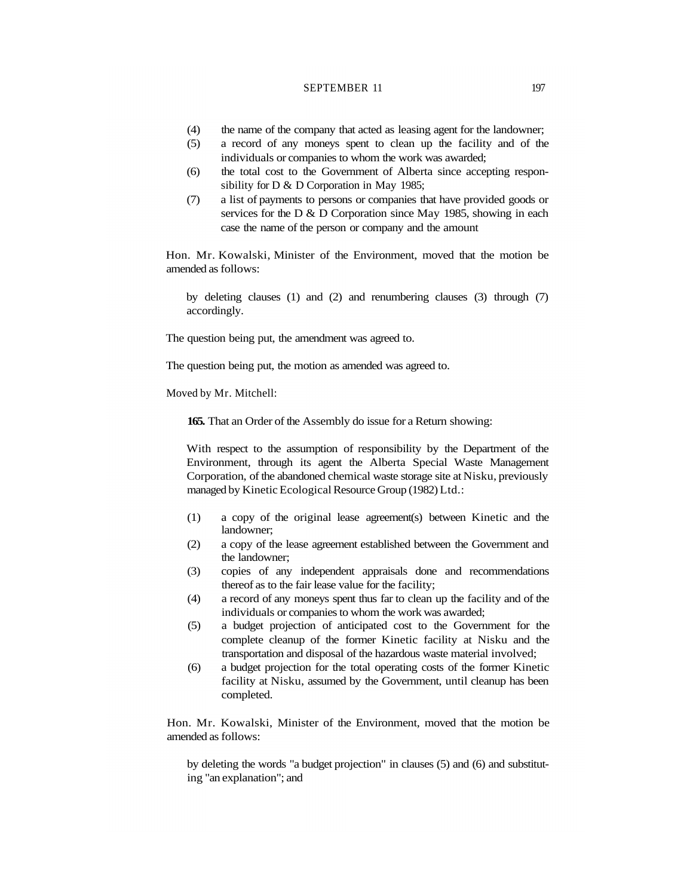(4) the name of the company that acted as leasing agent for the landowner;
(5) a record of any moneys spent to clean up the facility and of the individuals or companies to whom the work was awarded;
(6) the total cost to the Government of Alberta since accepting responsibility for D & D Corporation in May 1985;
(7) a list of payments to persons or companies that have provided goods or services for the D & D Corporation since May 1985, showing in each case the name of the person or company and the amount

Hon. Mr. Kowalski, Minister of the Environment, moved that the motion be amended as follows:

> by deleting clauses (1) and (2) and renumbering clauses (3) through (7) accordingly.

The question being put, the amendment was agreed to.

The question being put, the motion as amended was agreed to.

Moved by Mr. Mitchell:

> **165.** That an Order of the Assembly do issue for a Return showing:
>
> With respect to the assumption of responsibility by the Department of the Environment, through its agent the Alberta Special Waste Management Corporation, of the abandoned chemical waste storage site at Nisku, previously managed by Kinetic Ecological Resource Group (1982) Ltd.:
>
> (1) a copy of the original lease agreement(s) between Kinetic and the landowner;
> (2) a copy of the lease agreement established between the Government and the landowner;
> (3) copies of any independent appraisals done and recommendations thereof as to the fair lease value for the facility;
> (4) a record of any moneys spent thus far to clean up the facility and of the individuals or companies to whom the work was awarded;
> (5) a budget projection of anticipated cost to the Government for the complete cleanup of the former Kinetic facility at Nisku and the transportation and disposal of the hazardous waste material involved;
> (6) a budget projection for the total operating costs of the former Kinetic facility at Nisku, assumed by the Government, until cleanup has been completed.

Hon. Mr. Kowalski, Minister of the Environment, moved that the motion be amended as follows:

> by deleting the words "a budget projection" in clauses (5) and (6) and substituting "an explanation"; and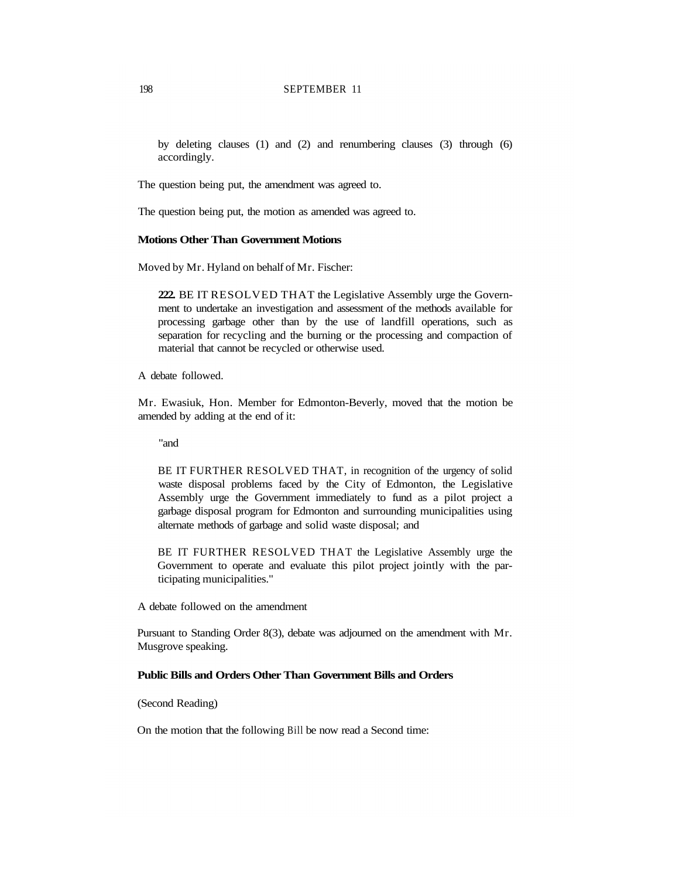by deleting clauses (1) and (2) and renumbering clauses (3) through (6) accordingly.

The question being put, the amendment was agreed to.

The question being put, the motion as amended was agreed to.

**Motions Other Than Government Motions**

Moved by Mr. Hyland on behalf of Mr. Fischer:

> **222.** BE IT RESOLVED THAT the Legislative Assembly urge the Government to undertake an investigation and assessment of the methods available for processing garbage other than by the use of landfill operations, such as separation for recycling and the burning or the processing and compaction of material that cannot be recycled or otherwise used.

A debate followed.

Mr. Ewasiuk, Hon. Member for Edmonton-Beverly, moved that the motion be amended by adding at the end of it:

> "and
>
> BE IT FURTHER RESOLVED THAT, in recognition of the urgency of solid waste disposal problems faced by the City of Edmonton, the Legislative Assembly urge the Government immediately to fund as a pilot project a garbage disposal program for Edmonton and surrounding municipalities using alternate methods of garbage and solid waste disposal; and
>
> BE IT FURTHER RESOLVED THAT the Legislative Assembly urge the Government to operate and evaluate this pilot project jointly with the participating municipalities."

A debate followed on the amendment

Pursuant to Standing Order 8(3), debate was adjourned on the amendment with Mr. Musgrove speaking.

**Public Bills and Orders Other Than Government Bills and Orders**

(Second Reading)

On the motion that the following Bill be now read a Second time: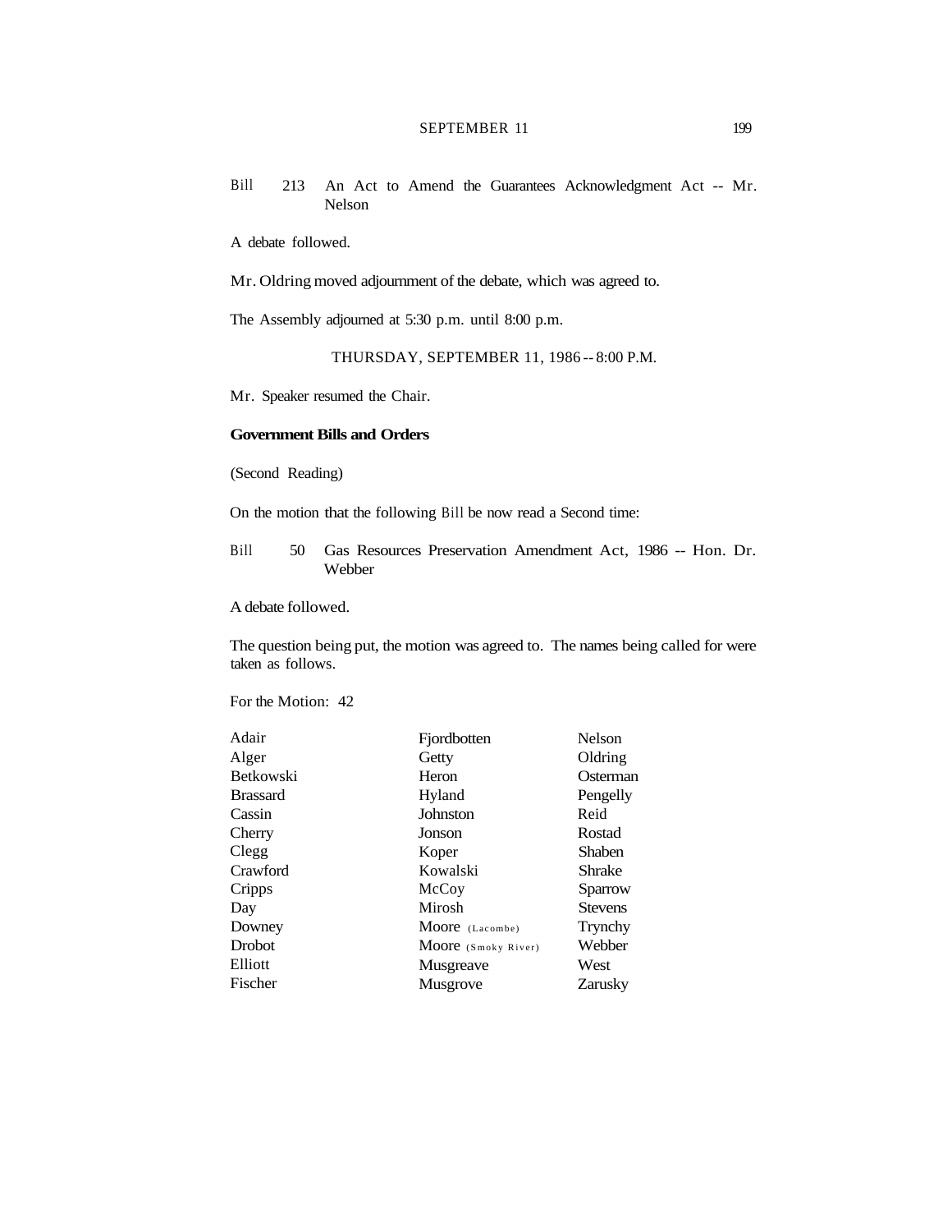Bill 213 An Act to Amend the Guarantees Acknowledgment Act -- Mr. Nelson

A debate followed.

Mr. Oldring moved adjournment of the debate, which was agreed to.

The Assembly adjourned at 5:30 p.m. until 8:00 p.m.

THURSDAY, SEPTEMBER 11, 1986 -- 8:00 P.M.

Mr. Speaker resumed the Chair.

**Government Bills and Orders**

(Second Reading)

On the motion that the following Bill be now read a Second time:

Bill 50 Gas Resources Preservation Amendment Act, 1986 -- Hon. Dr. Webber

A debate followed.

The question being put, the motion was agreed to. The names being called for were taken as follows.

For the Motion: 42

| | | |
|---|---|---|
| Adair | Fjordbotten | Nelson |
| Alger | Getty | Oldring |
| Betkowski | Heron | Osterman |
| Brassard | Hyland | Pengelly |
| Cassin | Johnston | Reid |
| Cherry | Jonson | Rostad |
| Clegg | Koper | Shaben |
| Crawford | Kowalski | Shrake |
| Cripps | McCoy | Sparrow |
| Day | Mirosh | Stevens |
| Downey | Moore (Lacombe) | Trynchy |
| Drobot | Moore (Smoky River) | Webber |
| Elliott | Musgreave | West |
| Fischer | Musgrove | Zarusky |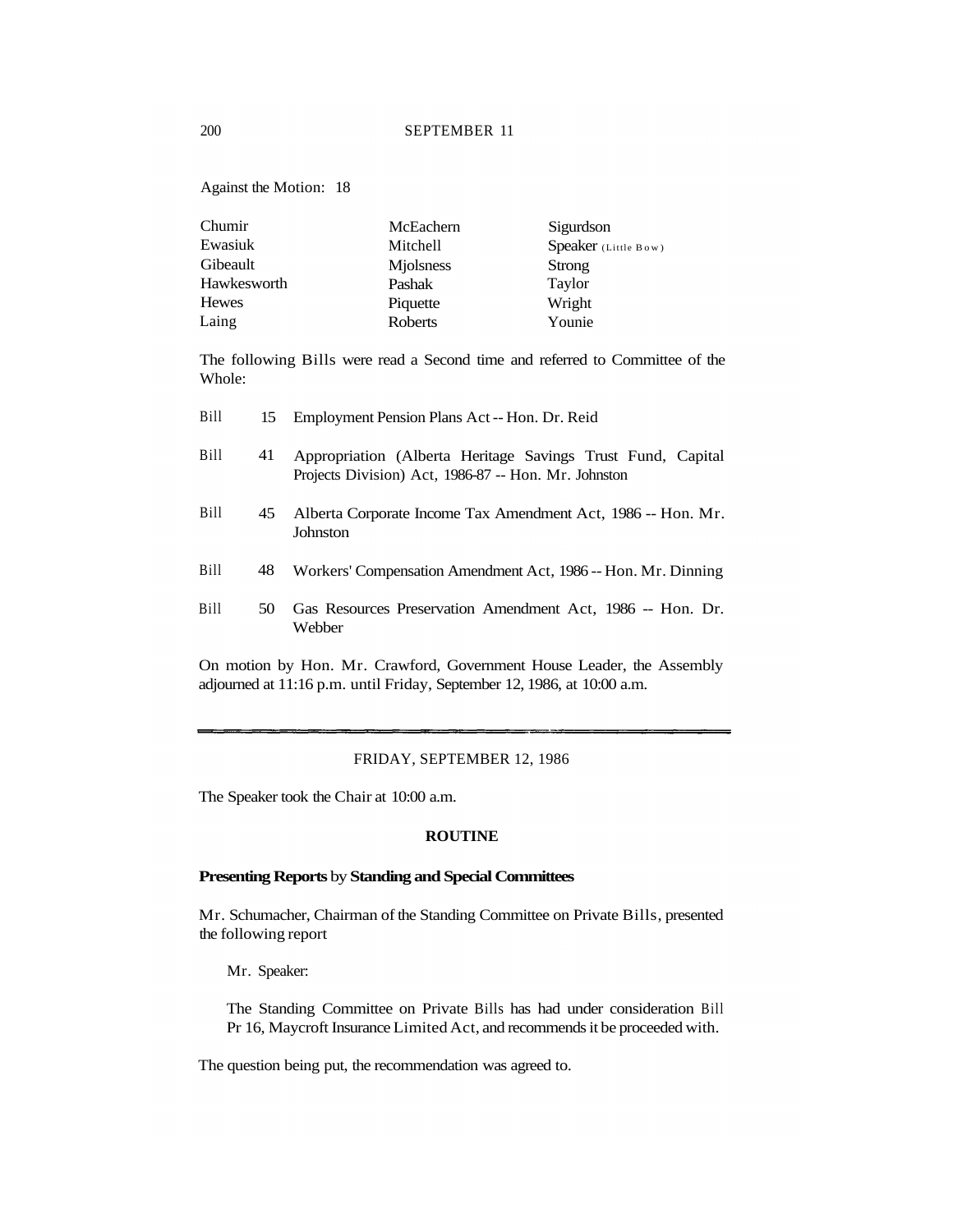Against the Motion: 18

| | | |
|---|---|---|
| Chumir | McEachern | Sigurdson |
| Ewasiuk | Mitchell | Speaker (Little Bow) |
| Gibeault | Mjolsness | Strong |
| Hawkesworth | Pashak | Taylor |
| Hewes | Piquette | Wright |
| Laing | Roberts | Younie |

The following Bills were read a Second time and referred to Committee of the Whole:

Bill 15 Employment Pension Plans Act -- Hon. Dr. Reid

Bill 41 Appropriation (Alberta Heritage Savings Trust Fund, Capital Projects Division) Act, 1986-87 -- Hon. Mr. Johnston

Bill 45 Alberta Corporate Income Tax Amendment Act, 1986 -- Hon. Mr. Johnston

Bill 48 Workers' Compensation Amendment Act, 1986 -- Hon. Mr. Dinning

Bill 50 Gas Resources Preservation Amendment Act, 1986 -- Hon. Dr. Webber

On motion by Hon. Mr. Crawford, Government House Leader, the Assembly adjourned at 11:16 p.m. until Friday, September 12, 1986, at 10:00 a.m.

---

## FRIDAY, SEPTEMBER 12, 1986

The Speaker took the Chair at 10:00 a.m.

### ROUTINE

**Presenting Reports** by **Standing and Special Committees**

Mr. Schumacher, Chairman of the Standing Committee on Private Bills, presented the following report

> Mr. Speaker:
>
> The Standing Committee on Private Bills has had under consideration Bill Pr 16, Maycroft Insurance Limited Act, and recommends it be proceeded with.

The question being put, the recommendation was agreed to.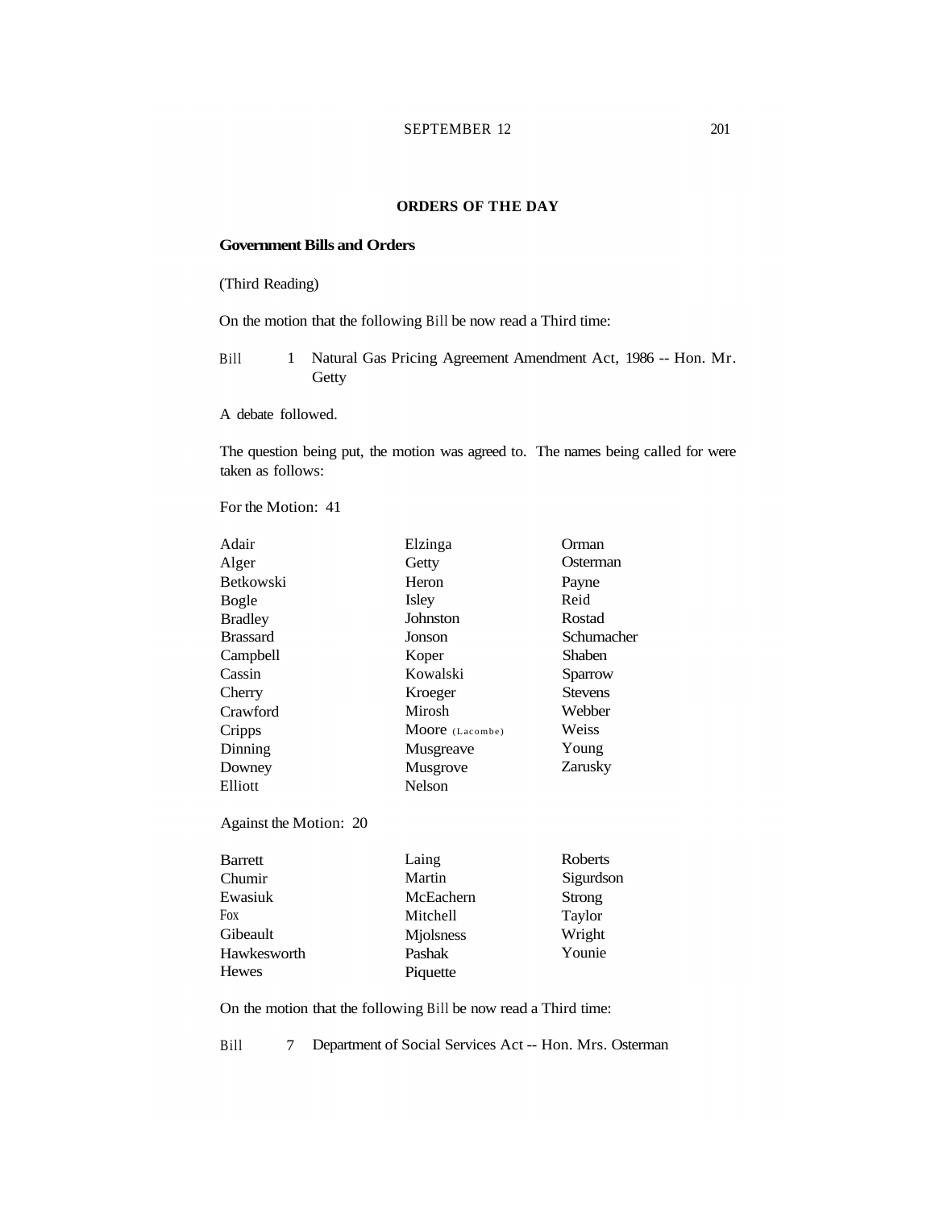## ORDERS OF THE DAY

**Government Bills and Orders**

(Third Reading)

On the motion that the following Bill be now read a Third time:

Bill 1 Natural Gas Pricing Agreement Amendment Act, 1986 -- Hon. Mr. Getty

A debate followed.

The question being put, the motion was agreed to. The names being called for were taken as follows:

For the Motion: 41

| | | |
|---|---|---|
| Adair | Elzinga | Orman |
| Alger | Getty | Osterman |
| Betkowski | Heron | Payne |
| Bogle | Isley | Reid |
| Bradley | Johnston | Rostad |
| Brassard | Jonson | Schumacher |
| Campbell | Koper | Shaben |
| Cassin | Kowalski | Sparrow |
| Cherry | Kroeger | Stevens |
| Crawford | Mirosh | Webber |
| Cripps | Moore (Lacombe) | Weiss |
| Dinning | Musgreave | Young |
| Downey | Musgrove | Zarusky |
| Elliott | Nelson | |

Against the Motion: 20

| | | |
|---|---|---|
| Barrett | Laing | Roberts |
| Chumir | Martin | Sigurdson |
| Ewasiuk | McEachern | Strong |
| Fox | Mitchell | Taylor |
| Gibeault | Mjolsness | Wright |
| Hawkesworth | Pashak | Younie |
| Hewes | Piquette | |

On the motion that the following Bill be now read a Third time:

Bill 7 Department of Social Services Act -- Hon. Mrs. Osterman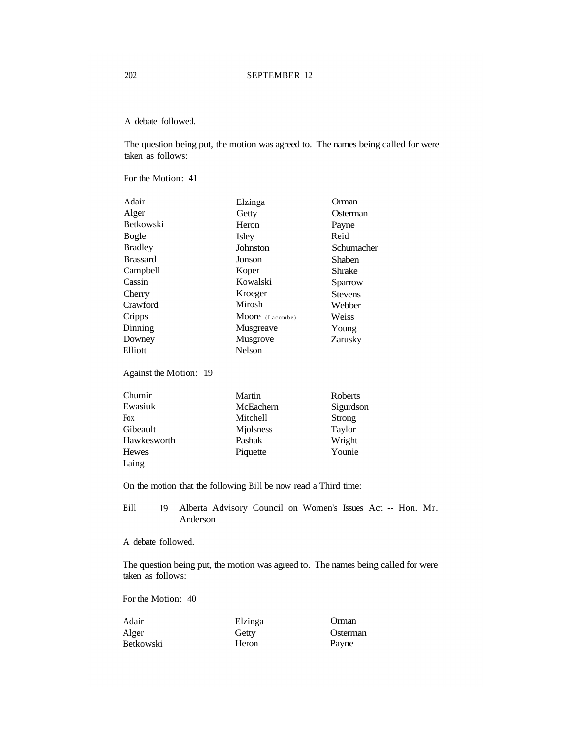A debate followed.

The question being put, the motion was agreed to. The names being called for were taken as follows:

For the Motion: 41

| | | |
|---|---|---|
| Adair | Elzinga | Orman |
| Alger | Getty | Osterman |
| Betkowski | Heron | Payne |
| Bogle | Isley | Reid |
| Bradley | Johnston | Schumacher |
| Brassard | Jonson | Shaben |
| Campbell | Koper | Shrake |
| Cassin | Kowalski | Sparrow |
| Cherry | Kroeger | Stevens |
| Crawford | Mirosh | Webber |
| Cripps | Moore (Lacombe) | Weiss |
| Dinning | Musgreave | Young |
| Downey | Musgrove | Zarusky |
| Elliott | Nelson | |

Against the Motion: 19

| | | |
|---|---|---|
| Chumir | Martin | Roberts |
| Ewasiuk | McEachern | Sigurdson |
| Fox | Mitchell | Strong |
| Gibeault | Mjolsness | Taylor |
| Hawkesworth | Pashak | Wright |
| Hewes | Piquette | Younie |
| Laing | | |

On the motion that the following Bill be now read a Third time:

Bill 19 Alberta Advisory Council on Women's Issues Act -- Hon. Mr. Anderson

A debate followed.

The question being put, the motion was agreed to. The names being called for were taken as follows:

For the Motion: 40

| | | |
|---|---|---|
| Adair | Elzinga | Orman |
| Alger | Getty | Osterman |
| Betkowski | Heron | Payne |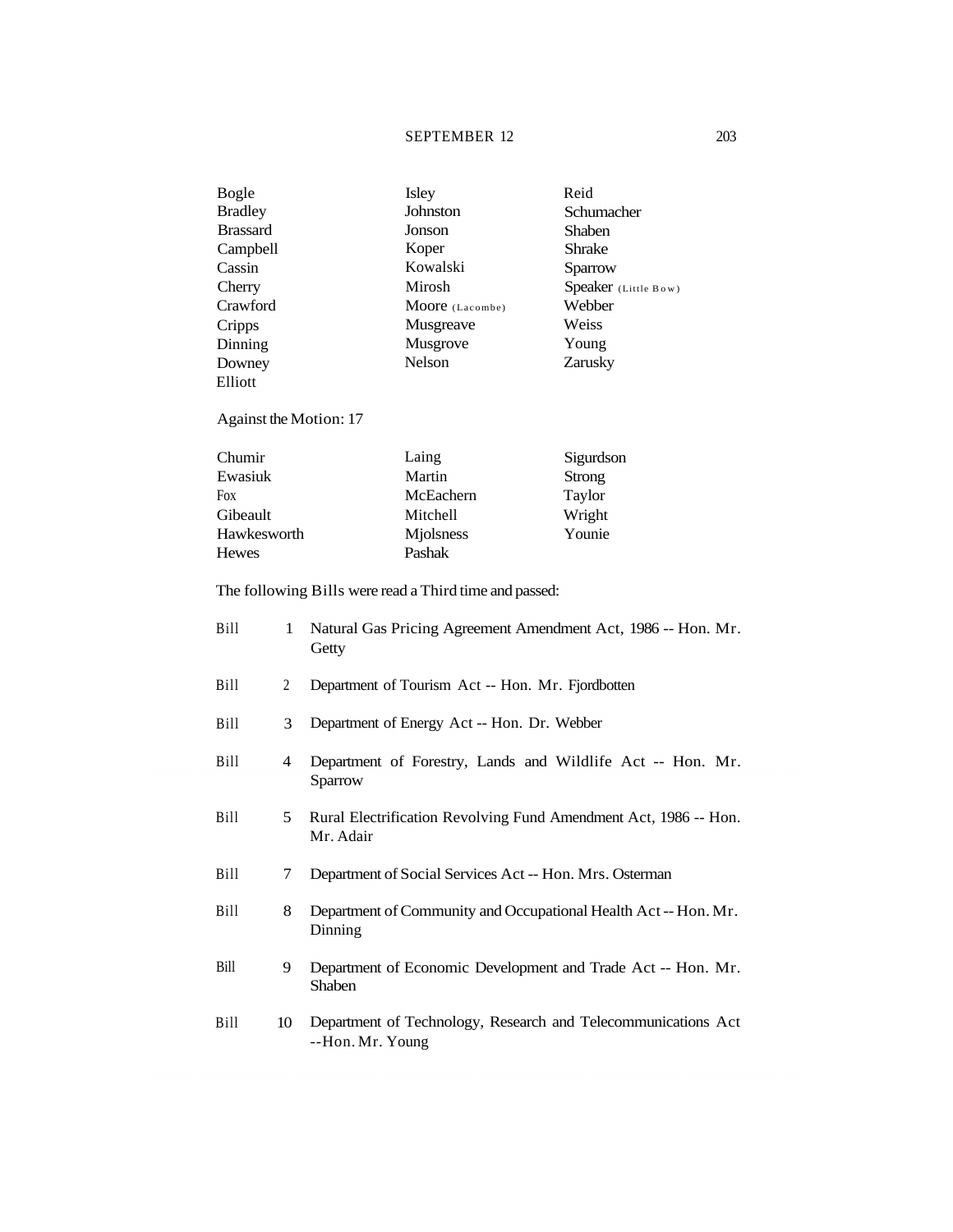| | | |
|---|---|---|
| Bogle | Isley | Reid |
| Bradley | Johnston | Schumacher |
| Brassard | Jonson | Shaben |
| Campbell | Koper | Shrake |
| Cassin | Kowalski | Sparrow |
| Cherry | Mirosh | Speaker (Little Bow) |
| Crawford | Moore (Lacombe) | Webber |
| Cripps | Musgreave | Weiss |
| Dinning | Musgrove | Young |
| Downey | Nelson | Zarusky |
| Elliott | | |

Against the Motion: 17

| | | |
|---|---|---|
| Chumir | Laing | Sigurdson |
| Ewasiuk | Martin | Strong |
| Fox | McEachern | Taylor |
| Gibeault | Mitchell | Wright |
| Hawkesworth | Mjolsness | Younie |
| Hewes | Pashak | |

The following Bills were read a Third time and passed:

| | | |
|---|---|---|
| Bill | 1 | Natural Gas Pricing Agreement Amendment Act, 1986 -- Hon. Mr. Getty |
| Bill | 2 | Department of Tourism Act -- Hon. Mr. Fjordbotten |
| Bill | 3 | Department of Energy Act -- Hon. Dr. Webber |
| Bill | 4 | Department of Forestry, Lands and Wildlife Act -- Hon. Mr. Sparrow |
| Bill | 5 | Rural Electrification Revolving Fund Amendment Act, 1986 -- Hon. Mr. Adair |
| Bill | 7 | Department of Social Services Act -- Hon. Mrs. Osterman |
| Bill | 8 | Department of Community and Occupational Health Act -- Hon. Mr. Dinning |
| Bill | 9 | Department of Economic Development and Trade Act -- Hon. Mr. Shaben |
| Bill | 10 | Department of Technology, Research and Telecommunications Act --Hon. Mr. Young |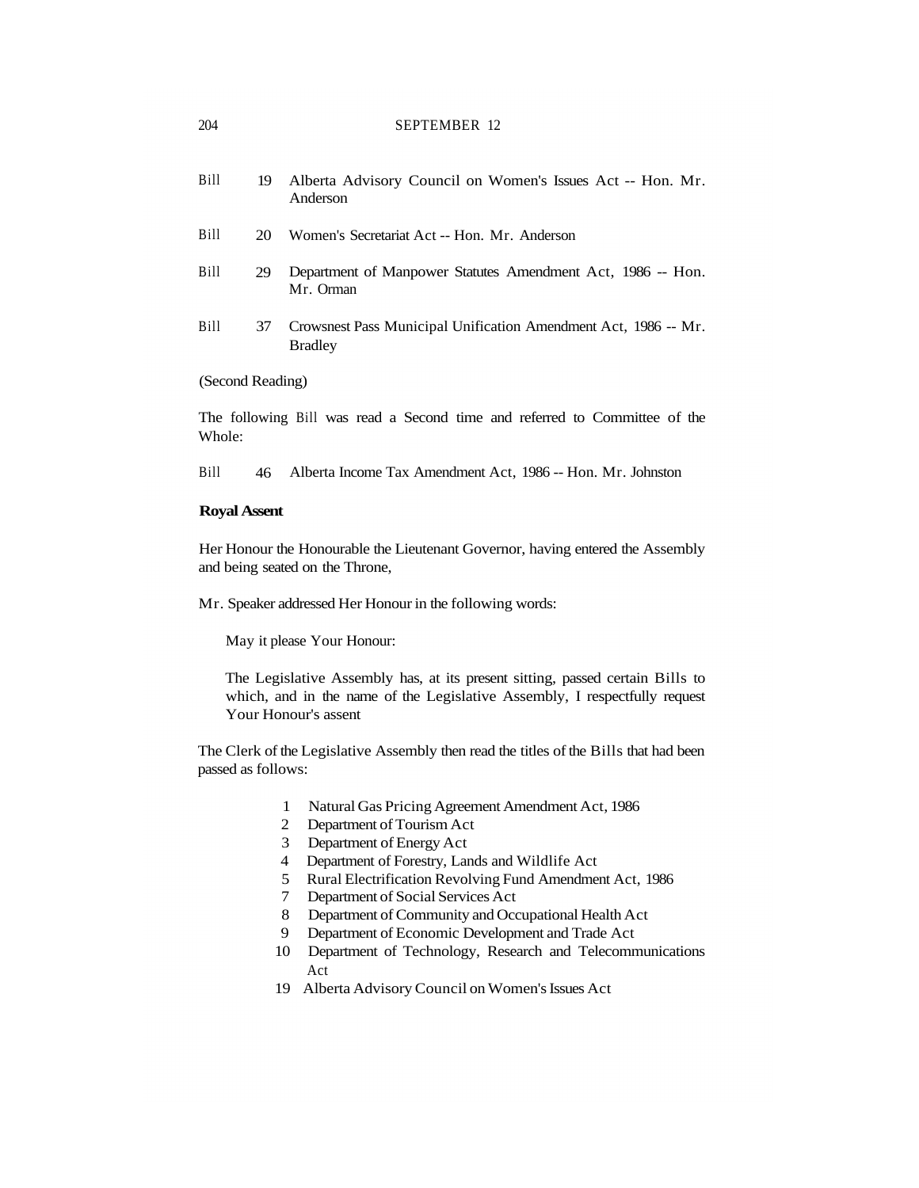Bill 19 Alberta Advisory Council on Women's Issues Act -- Hon. Mr. Anderson

Bill 20 Women's Secretariat Act -- Hon. Mr. Anderson

Bill 29 Department of Manpower Statutes Amendment Act, 1986 -- Hon. Mr. Orman

Bill 37 Crowsnest Pass Municipal Unification Amendment Act, 1986 -- Mr. Bradley

(Second Reading)

The following Bill was read a Second time and referred to Committee of the Whole:

Bill 46 Alberta Income Tax Amendment Act, 1986 -- Hon. Mr. Johnston

**Royal Assent**

Her Honour the Honourable the Lieutenant Governor, having entered the Assembly and being seated on the Throne,

Mr. Speaker addressed Her Honour in the following words:

May it please Your Honour:

The Legislative Assembly has, at its present sitting, passed certain Bills to which, and in the name of the Legislative Assembly, I respectfully request Your Honour's assent

The Clerk of the Legislative Assembly then read the titles of the Bills that had been passed as follows:

1 Natural Gas Pricing Agreement Amendment Act, 1986
2 Department of Tourism Act
3 Department of Energy Act
4 Department of Forestry, Lands and Wildlife Act
5 Rural Electrification Revolving Fund Amendment Act, 1986
7 Department of Social Services Act
8 Department of Community and Occupational Health Act
9 Department of Economic Development and Trade Act
10 Department of Technology, Research and Telecommunications Act
19 Alberta Advisory Council on Women's Issues Act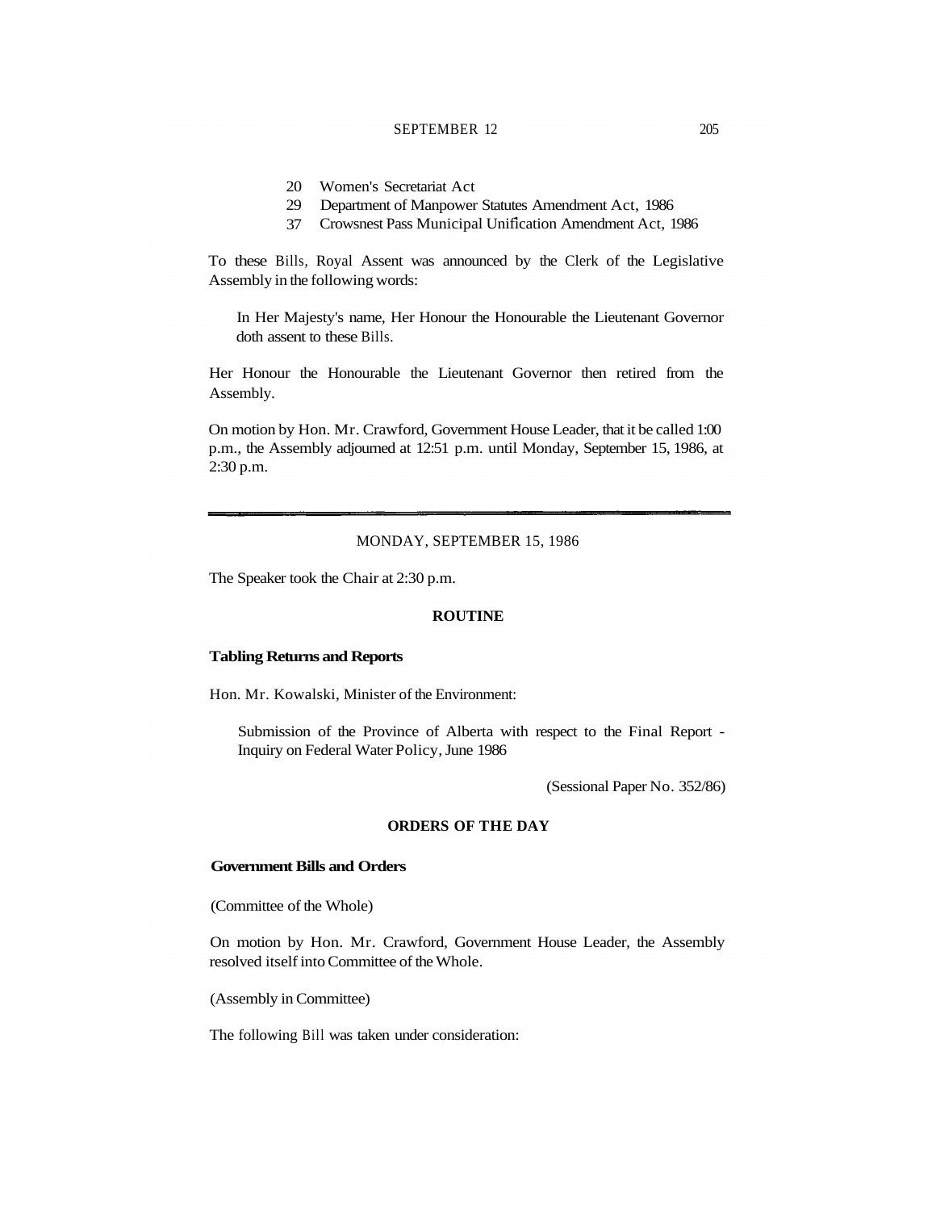20 Women's Secretariat Act
29 Department of Manpower Statutes Amendment Act, 1986
37 Crowsnest Pass Municipal Unification Amendment Act, 1986

To these Bills, Royal Assent was announced by the Clerk of the Legislative Assembly in the following words:

> In Her Majesty's name, Her Honour the Honourable the Lieutenant Governor doth assent to these Bills.

Her Honour the Honourable the Lieutenant Governor then retired from the Assembly.

On motion by Hon. Mr. Crawford, Government House Leader, that it be called 1:00 p.m., the Assembly adjourned at 12:51 p.m. until Monday, September 15, 1986, at 2:30 p.m.

---

MONDAY, SEPTEMBER 15, 1986

The Speaker took the Chair at 2:30 p.m.

## ROUTINE

### Tabling Returns and Reports

Hon. Mr. Kowalski, Minister of the Environment:

> Submission of the Province of Alberta with respect to the Final Report - Inquiry on Federal Water Policy, June 1986
>
> (Sessional Paper No. 352/86)

## ORDERS OF THE DAY

### Government Bills and Orders

(Committee of the Whole)

On motion by Hon. Mr. Crawford, Government House Leader, the Assembly resolved itself into Committee of the Whole.

(Assembly in Committee)

The following Bill was taken under consideration: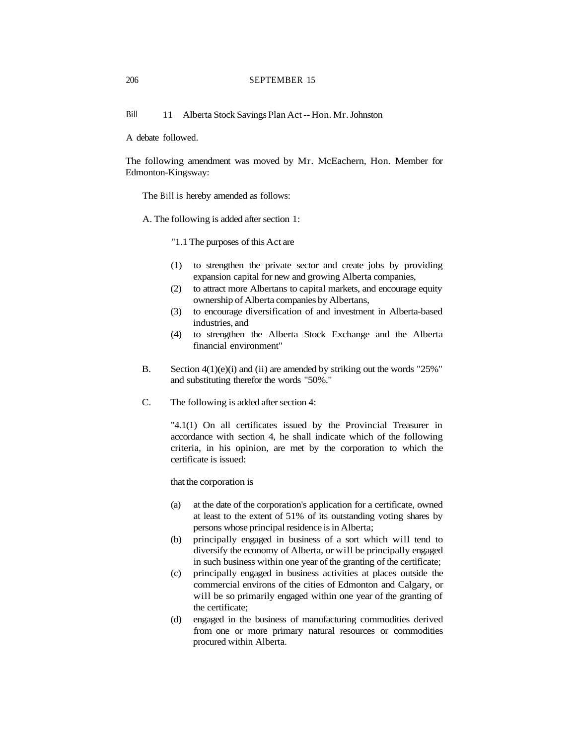Bill 11 Alberta Stock Savings Plan Act -- Hon. Mr. Johnston

A debate followed.

The following amendment was moved by Mr. McEachern, Hon. Member for Edmonton-Kingsway:

The Bill is hereby amended as follows:

A. The following is added after section 1:

"1.1 The purposes of this Act are

(1) to strengthen the private sector and create jobs by providing expansion capital for new and growing Alberta companies,
(2) to attract more Albertans to capital markets, and encourage equity ownership of Alberta companies by Albertans,
(3) to encourage diversification of and investment in Alberta-based industries, and
(4) to strengthen the Alberta Stock Exchange and the Alberta financial environment"

B. Section 4(1)(e)(i) and (ii) are amended by striking out the words "25%" and substituting therefor the words "50%."

C. The following is added after section 4:

"4.1(1) On all certificates issued by the Provincial Treasurer in accordance with section 4, he shall indicate which of the following criteria, in his opinion, are met by the corporation to which the certificate is issued:

that the corporation is

(a) at the date of the corporation's application for a certificate, owned at least to the extent of 51% of its outstanding voting shares by persons whose principal residence is in Alberta;
(b) principally engaged in business of a sort which will tend to diversify the economy of Alberta, or will be principally engaged in such business within one year of the granting of the certificate;
(c) principally engaged in business activities at places outside the commercial environs of the cities of Edmonton and Calgary, or will be so primarily engaged within one year of the granting of the certificate;
(d) engaged in the business of manufacturing commodities derived from one or more primary natural resources or commodities procured within Alberta.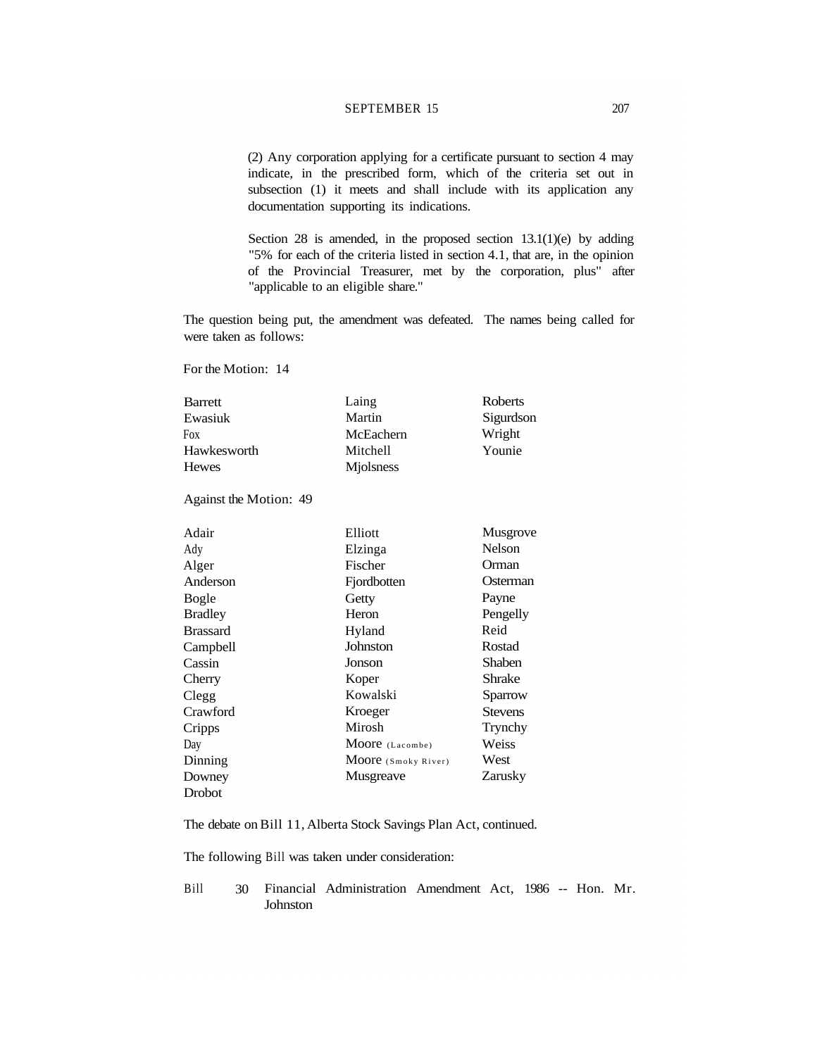(2) Any corporation applying for a certificate pursuant to section 4 may indicate, in the prescribed form, which of the criteria set out in subsection (1) it meets and shall include with its application any documentation supporting its indications.

Section 28 is amended, in the proposed section 13.1(1)(e) by adding "5% for each of the criteria listed in section 4.1, that are, in the opinion of the Provincial Treasurer, met by the corporation, plus" after "applicable to an eligible share."

The question being put, the amendment was defeated. The names being called for were taken as follows:

For the Motion: 14

| | | |
|---|---|---|
| Barrett | Laing | Roberts |
| Ewasiuk | Martin | Sigurdson |
| Fox | McEachern | Wright |
| Hawkesworth | Mitchell | Younie |
| Hewes | Mjolsness | |

Against the Motion: 49

| | | |
|---|---|---|
| Adair | Elliott | Musgrove |
| Ady | Elzinga | Nelson |
| Alger | Fischer | Orman |
| Anderson | Fjordbotten | Osterman |
| Bogle | Getty | Payne |
| Bradley | Heron | Pengelly |
| Brassard | Hyland | Reid |
| Campbell | Johnston | Rostad |
| Cassin | Jonson | Shaben |
| Cherry | Koper | Shrake |
| Clegg | Kowalski | Sparrow |
| Crawford | Kroeger | Stevens |
| Cripps | Mirosh | Trynchy |
| Day | Moore (Lacombe) | Weiss |
| Dinning | Moore (Smoky River) | West |
| Downey | Musgreave | Zarusky |
| Drobot | | |

The debate on Bill 11, Alberta Stock Savings Plan Act, continued.

The following Bill was taken under consideration:

Bill 30 Financial Administration Amendment Act, 1986 -- Hon. Mr. Johnston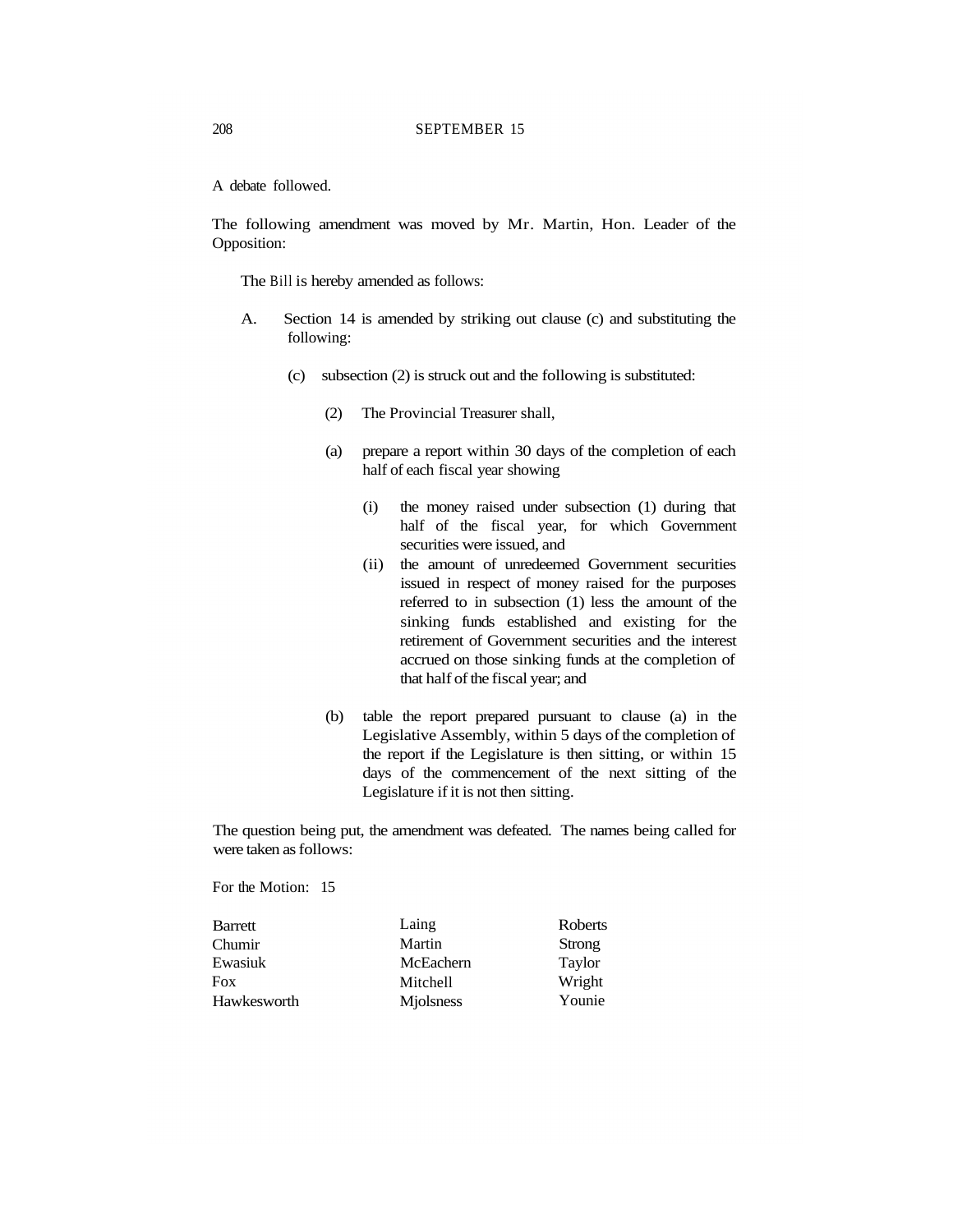A debate followed.

The following amendment was moved by Mr. Martin, Hon. Leader of the Opposition:

The Bill is hereby amended as follows:

A. Section 14 is amended by striking out clause (c) and substituting the following:

(c) subsection (2) is struck out and the following is substituted:

(2) The Provincial Treasurer shall,

(a) prepare a report within 30 days of the completion of each half of each fiscal year showing

(i) the money raised under subsection (1) during that half of the fiscal year, for which Government securities were issued, and

(ii) the amount of unredeemed Government securities issued in respect of money raised for the purposes referred to in subsection (1) less the amount of the sinking funds established and existing for the retirement of Government securities and the interest accrued on those sinking funds at the completion of that half of the fiscal year; and

(b) table the report prepared pursuant to clause (a) in the Legislative Assembly, within 5 days of the completion of the report if the Legislature is then sitting, or within 15 days of the commencement of the next sitting of the Legislature if it is not then sitting.

The question being put, the amendment was defeated. The names being called for were taken as follows:

For the Motion: 15

| | | |
|---|---|---|
| Barrett | Laing | Roberts |
| Chumir | Martin | Strong |
| Ewasiuk | McEachern | Taylor |
| Fox | Mitchell | Wright |
| Hawkesworth | Mjolsness | Younie |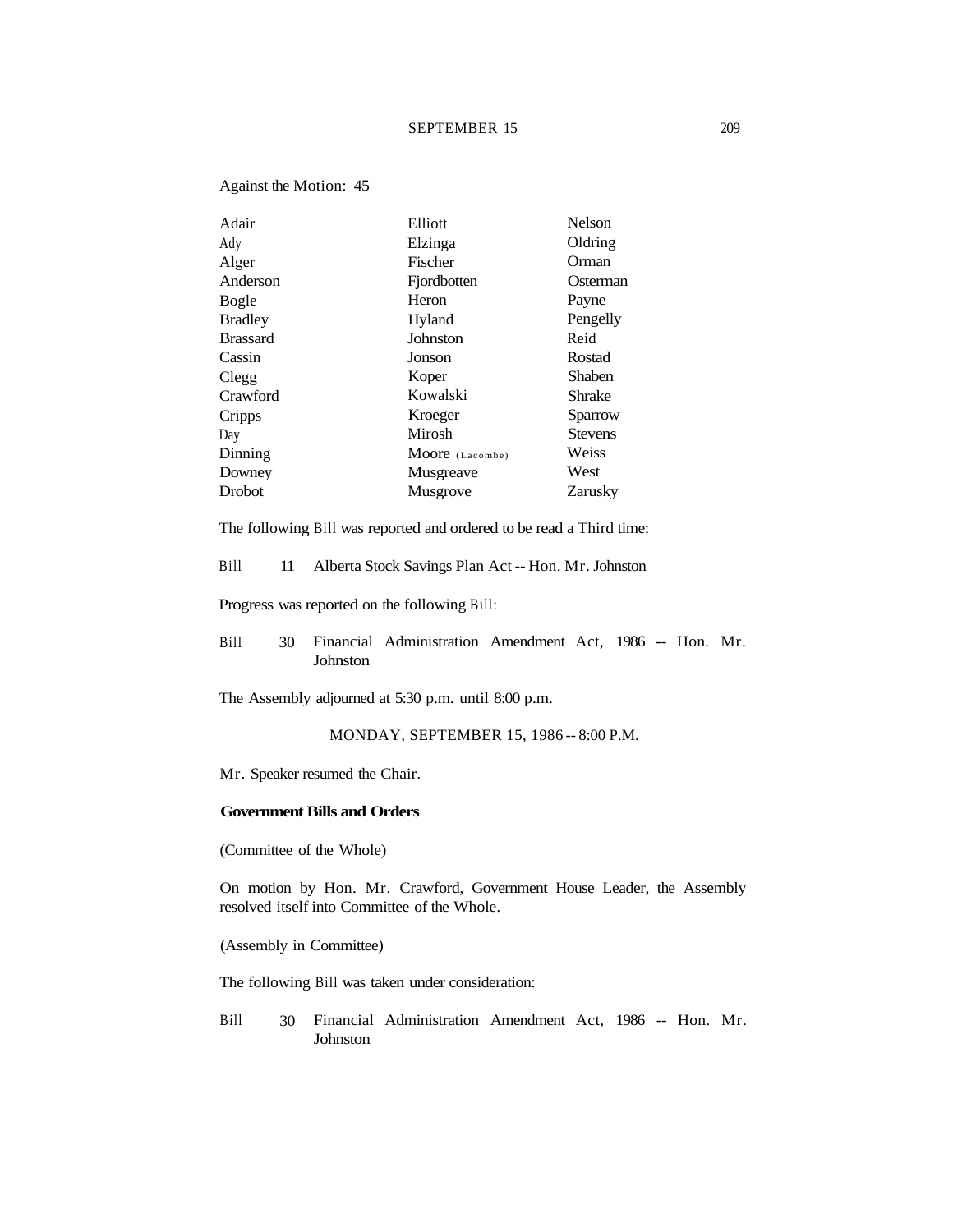Against the Motion: 45

| | | |
|---|---|---|
| Adair | Elliott | Nelson |
| Ady | Elzinga | Oldring |
| Alger | Fischer | Orman |
| Anderson | Fjordbotten | Osterman |
| Bogle | Heron | Payne |
| Bradley | Hyland | Pengelly |
| Brassard | Johnston | Reid |
| Cassin | Jonson | Rostad |
| Clegg | Koper | Shaben |
| Crawford | Kowalski | Shrake |
| Cripps | Kroeger | Sparrow |
| Day | Mirosh | Stevens |
| Dinning | Moore (Lacombe) | Weiss |
| Downey | Musgreave | West |
| Drobot | Musgrove | Zarusky |

The following Bill was reported and ordered to be read a Third time:

Bill 11 Alberta Stock Savings Plan Act -- Hon. Mr. Johnston

Progress was reported on the following Bill:

Bill 30 Financial Administration Amendment Act, 1986 -- Hon. Mr. Johnston

The Assembly adjourned at 5:30 p.m. until 8:00 p.m.

MONDAY, SEPTEMBER 15, 1986 -- 8:00 P.M.

Mr. Speaker resumed the Chair.

**Government Bills and Orders**

(Committee of the Whole)

On motion by Hon. Mr. Crawford, Government House Leader, the Assembly resolved itself into Committee of the Whole.

(Assembly in Committee)

The following Bill was taken under consideration:

Bill 30 Financial Administration Amendment Act, 1986 -- Hon. Mr. Johnston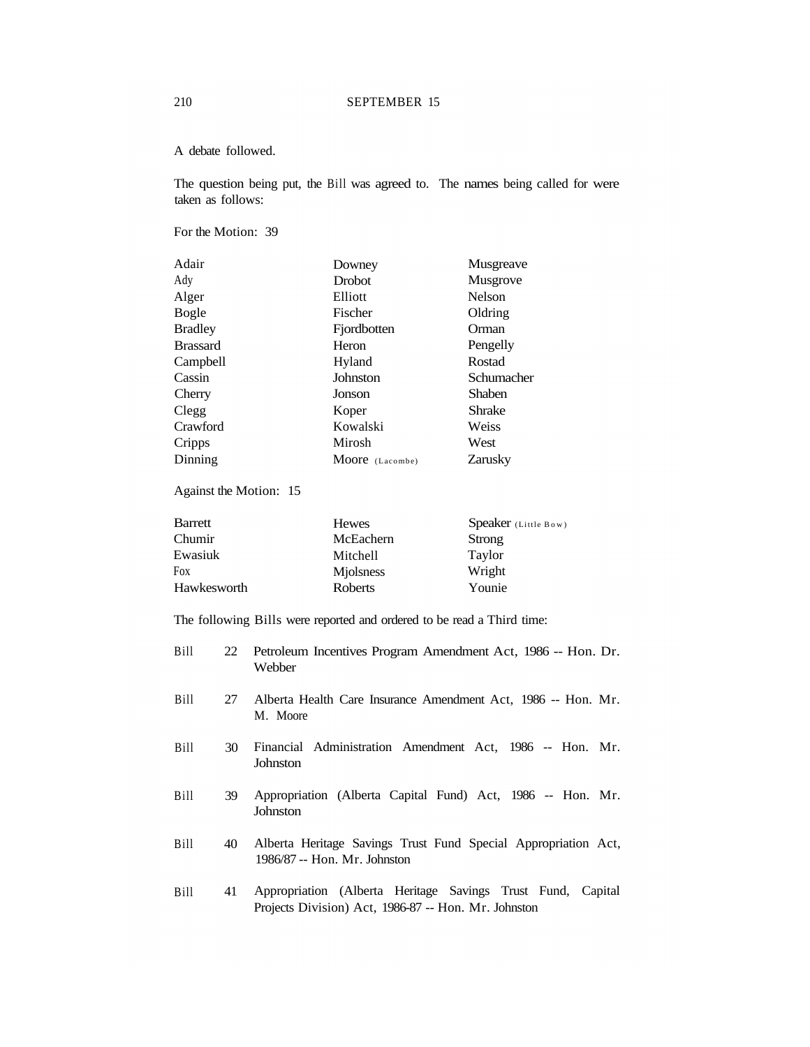A debate followed.

The question being put, the Bill was agreed to. The names being called for were taken as follows:

For the Motion: 39

| | | |
|---|---|---|
| Adair | Downey | Musgreave |
| Ady | Drobot | Musgrove |
| Alger | Elliott | Nelson |
| Bogle | Fischer | Oldring |
| Bradley | Fjordbotten | Orman |
| Brassard | Heron | Pengelly |
| Campbell | Hyland | Rostad |
| Cassin | Johnston | Schumacher |
| Cherry | Jonson | Shaben |
| Clegg | Koper | Shrake |
| Crawford | Kowalski | Weiss |
| Cripps | Mirosh | West |
| Dinning | Moore (Lacombe) | Zarusky |

Against the Motion: 15

| | | |
|---|---|---|
| Barrett | Hewes | Speaker (Little Bow) |
| Chumir | McEachern | Strong |
| Ewasiuk | Mitchell | Taylor |
| Fox | Mjolsness | Wright |
| Hawkesworth | Roberts | Younie |

The following Bills were reported and ordered to be read a Third time:

Bill 22 Petroleum Incentives Program Amendment Act, 1986 -- Hon. Dr. Webber

Bill 27 Alberta Health Care Insurance Amendment Act, 1986 -- Hon. Mr. M. Moore

Bill 30 Financial Administration Amendment Act, 1986 -- Hon. Mr. Johnston

Bill 39 Appropriation (Alberta Capital Fund) Act, 1986 -- Hon. Mr. Johnston

Bill 40 Alberta Heritage Savings Trust Fund Special Appropriation Act, 1986/87 -- Hon. Mr. Johnston

Bill 41 Appropriation (Alberta Heritage Savings Trust Fund, Capital Projects Division) Act, 1986-87 -- Hon. Mr. Johnston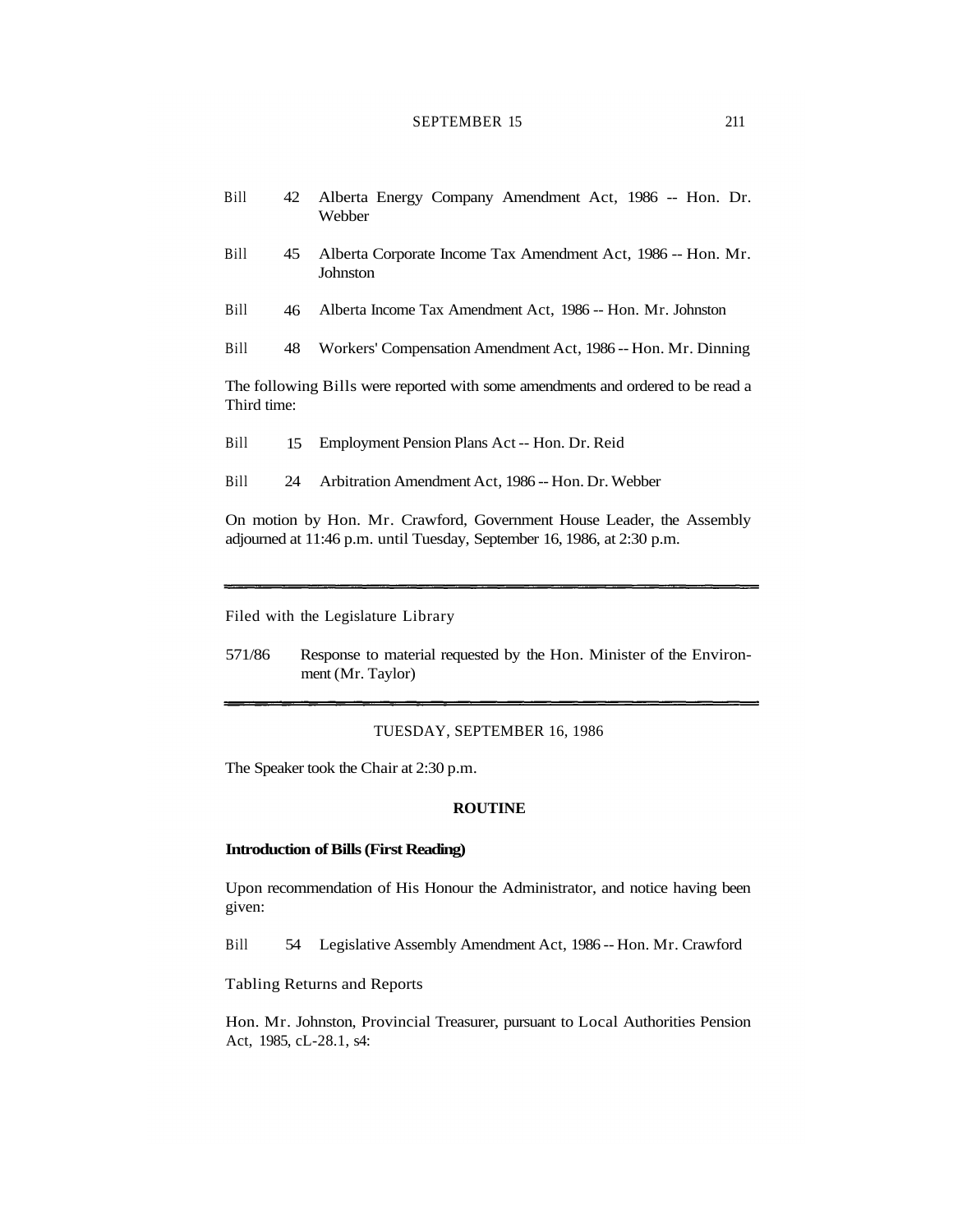Bill 42 Alberta Energy Company Amendment Act, 1986 -- Hon. Dr. Webber

Bill 45 Alberta Corporate Income Tax Amendment Act, 1986 -- Hon. Mr. Johnston

Bill 46 Alberta Income Tax Amendment Act, 1986 -- Hon. Mr. Johnston

Bill 48 Workers' Compensation Amendment Act, 1986 -- Hon. Mr. Dinning

The following Bills were reported with some amendments and ordered to be read a Third time:

Bill 15 Employment Pension Plans Act -- Hon. Dr. Reid

Bill 24 Arbitration Amendment Act, 1986 -- Hon. Dr. Webber

On motion by Hon. Mr. Crawford, Government House Leader, the Assembly adjourned at 11:46 p.m. until Tuesday, September 16, 1986, at 2:30 p.m.

---

Filed with the Legislature Library

571/86 Response to material requested by the Hon. Minister of the Environment (Mr. Taylor)

---

TUESDAY, SEPTEMBER 16, 1986

The Speaker took the Chair at 2:30 p.m.

## ROUTINE

### Introduction of Bills (First Reading)

Upon recommendation of His Honour the Administrator, and notice having been given:

Bill 54 Legislative Assembly Amendment Act, 1986 -- Hon. Mr. Crawford

Tabling Returns and Reports

Hon. Mr. Johnston, Provincial Treasurer, pursuant to Local Authorities Pension Act, 1985, cL-28.1, s4: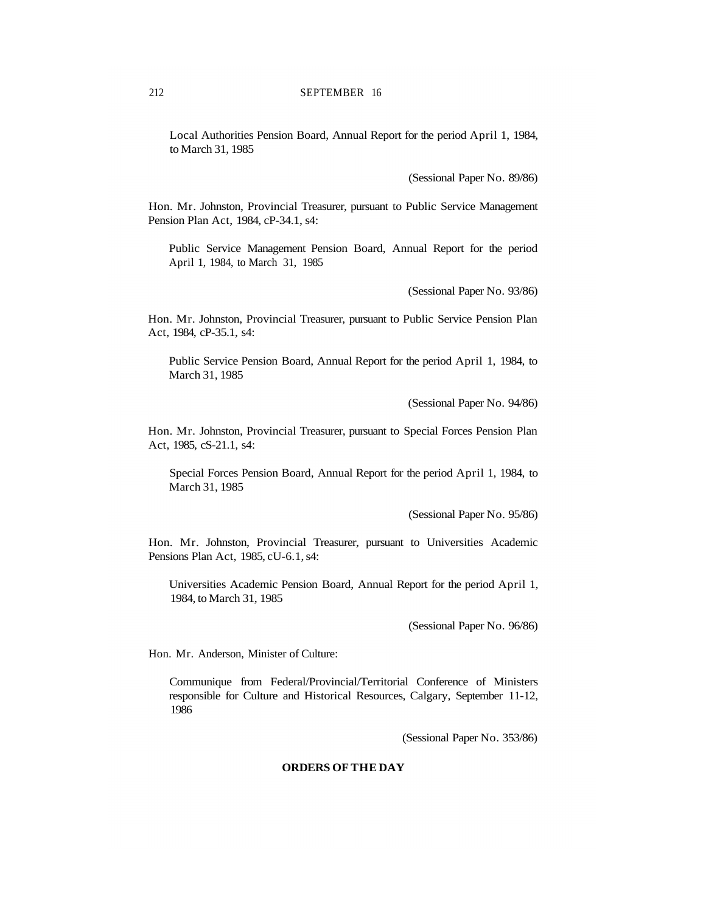Local Authorities Pension Board, Annual Report for the period April 1, 1984, to March 31, 1985

(Sessional Paper No. 89/86)

Hon. Mr. Johnston, Provincial Treasurer, pursuant to Public Service Management Pension Plan Act, 1984, cP-34.1, s4:

Public Service Management Pension Board, Annual Report for the period April 1, 1984, to March 31, 1985

(Sessional Paper No. 93/86)

Hon. Mr. Johnston, Provincial Treasurer, pursuant to Public Service Pension Plan Act, 1984, cP-35.1, s4:

Public Service Pension Board, Annual Report for the period April 1, 1984, to March 31, 1985

(Sessional Paper No. 94/86)

Hon. Mr. Johnston, Provincial Treasurer, pursuant to Special Forces Pension Plan Act, 1985, cS-21.1, s4:

Special Forces Pension Board, Annual Report for the period April 1, 1984, to March 31, 1985

(Sessional Paper No. 95/86)

Hon. Mr. Johnston, Provincial Treasurer, pursuant to Universities Academic Pensions Plan Act, 1985, cU-6.1, s4:

Universities Academic Pension Board, Annual Report for the period April 1, 1984, to March 31, 1985

(Sessional Paper No. 96/86)

Hon. Mr. Anderson, Minister of Culture:

Communique from Federal/Provincial/Territorial Conference of Ministers responsible for Culture and Historical Resources, Calgary, September 11-12, 1986

(Sessional Paper No. 353/86)

**ORDERS OF THE DAY**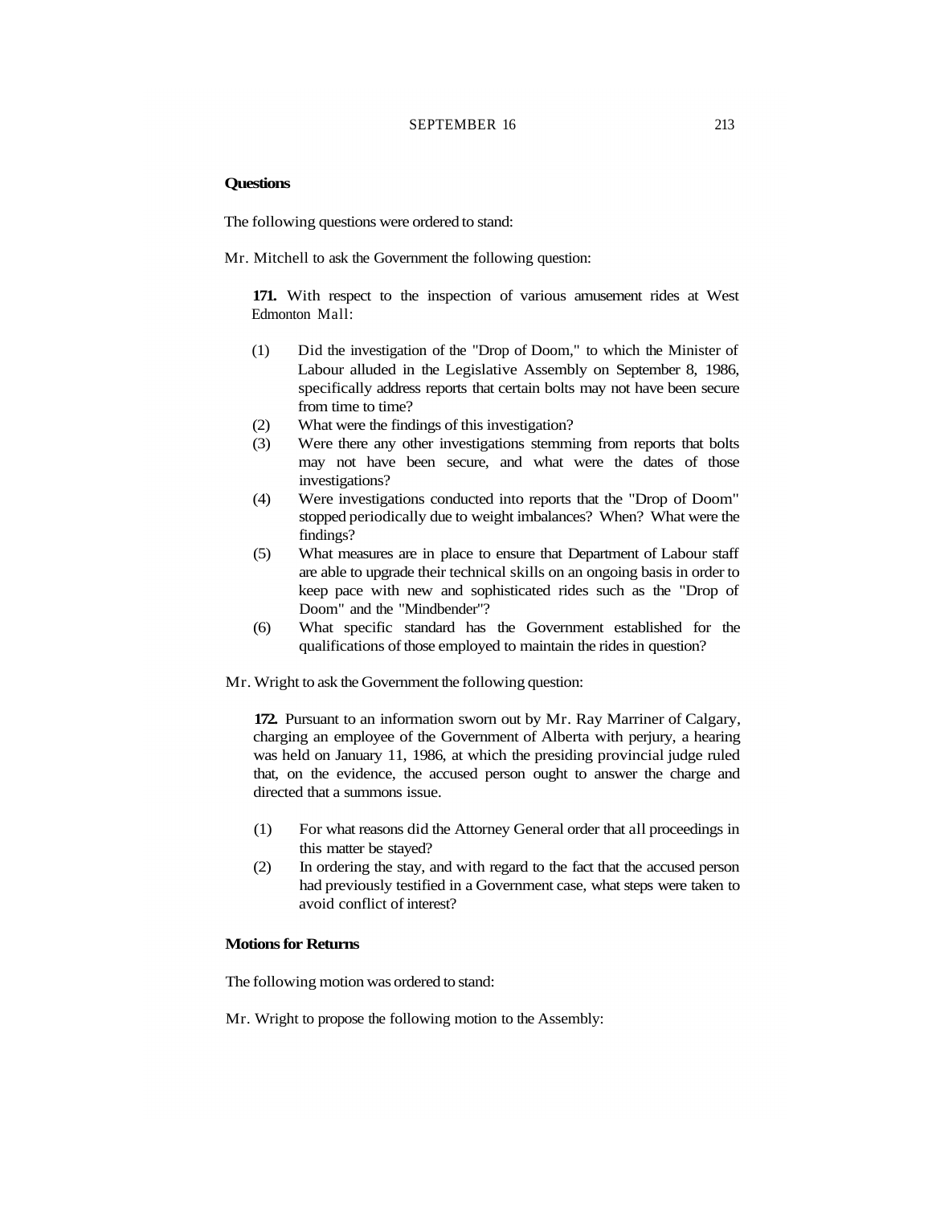**Questions**

The following questions were ordered to stand:

Mr. Mitchell to ask the Government the following question:

**171.** With respect to the inspection of various amusement rides at West Edmonton Mall:

(1) Did the investigation of the "Drop of Doom," to which the Minister of Labour alluded in the Legislative Assembly on September 8, 1986, specifically address reports that certain bolts may not have been secure from time to time?

(2) What were the findings of this investigation?

(3) Were there any other investigations stemming from reports that bolts may not have been secure, and what were the dates of those investigations?

(4) Were investigations conducted into reports that the "Drop of Doom" stopped periodically due to weight imbalances? When? What were the findings?

(5) What measures are in place to ensure that Department of Labour staff are able to upgrade their technical skills on an ongoing basis in order to keep pace with new and sophisticated rides such as the "Drop of Doom" and the "Mindbender"?

(6) What specific standard has the Government established for the qualifications of those employed to maintain the rides in question?

Mr. Wright to ask the Government the following question:

**172.** Pursuant to an information sworn out by Mr. Ray Marriner of Calgary, charging an employee of the Government of Alberta with perjury, a hearing was held on January 11, 1986, at which the presiding provincial judge ruled that, on the evidence, the accused person ought to answer the charge and directed that a summons issue.

(1) For what reasons did the Attorney General order that all proceedings in this matter be stayed?

(2) In ordering the stay, and with regard to the fact that the accused person had previously testified in a Government case, what steps were taken to avoid conflict of interest?

**Motions for Returns**

The following motion was ordered to stand:

Mr. Wright to propose the following motion to the Assembly: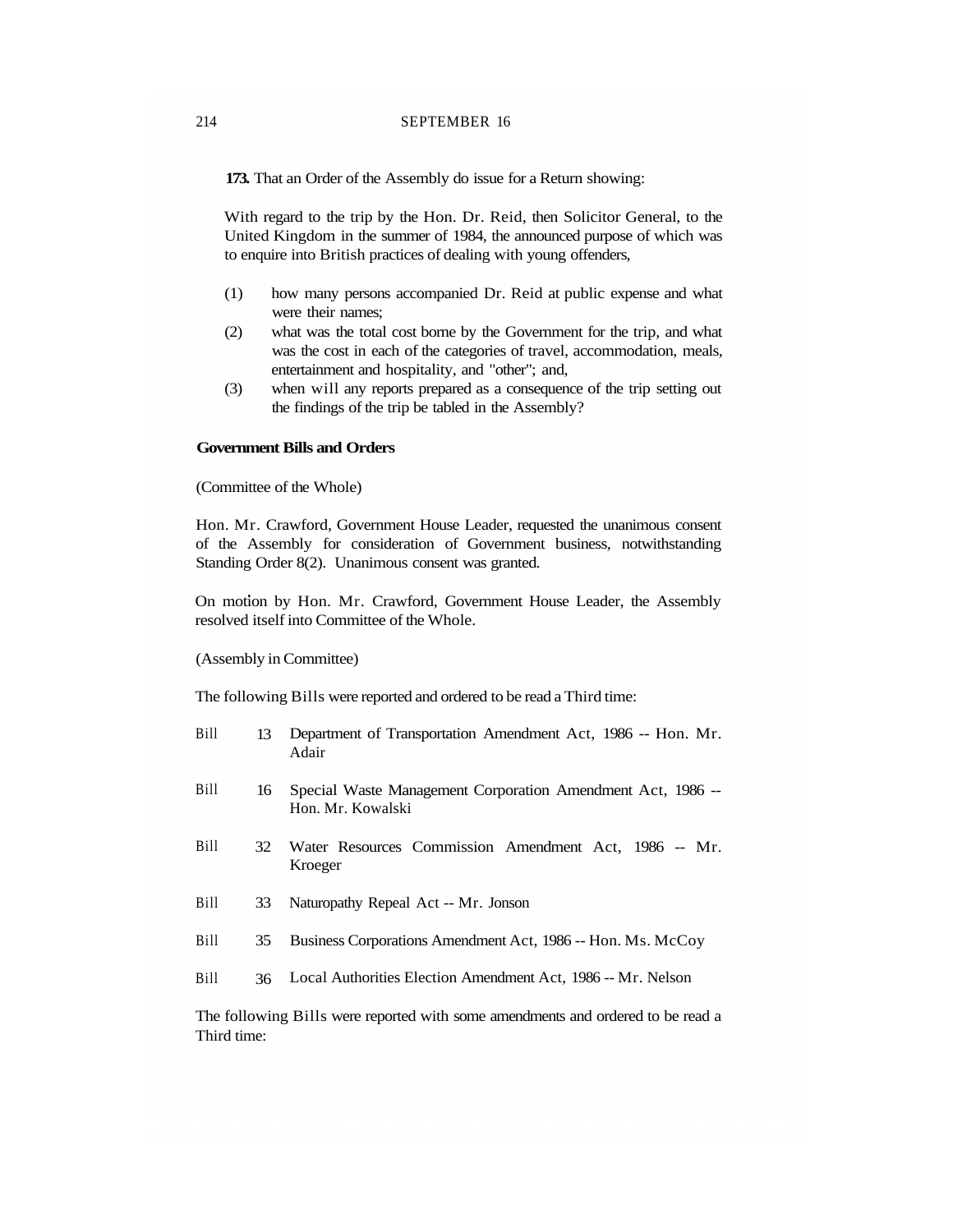**173.** That an Order of the Assembly do issue for a Return showing:

With regard to the trip by the Hon. Dr. Reid, then Solicitor General, to the United Kingdom in the summer of 1984, the announced purpose of which was to enquire into British practices of dealing with young offenders,

(1) how many persons accompanied Dr. Reid at public expense and what were their names;

(2) what was the total cost borne by the Government for the trip, and what was the cost in each of the categories of travel, accommodation, meals, entertainment and hospitality, and "other"; and,

(3) when will any reports prepared as a consequence of the trip setting out the findings of the trip be tabled in the Assembly?

**Government Bills and Orders**

(Committee of the Whole)

Hon. Mr. Crawford, Government House Leader, requested the unanimous consent of the Assembly for consideration of Government business, notwithstanding Standing Order 8(2). Unanimous consent was granted.

On motion by Hon. Mr. Crawford, Government House Leader, the Assembly resolved itself into Committee of the Whole.

(Assembly in Committee)

The following Bills were reported and ordered to be read a Third time:

Bill 13 Department of Transportation Amendment Act, 1986 -- Hon. Mr. Adair

Bill 16 Special Waste Management Corporation Amendment Act, 1986 -- Hon. Mr. Kowalski

Bill 32 Water Resources Commission Amendment Act, 1986 -- Mr. Kroeger

Bill 33 Naturopathy Repeal Act -- Mr. Jonson

Bill 35 Business Corporations Amendment Act, 1986 -- Hon. Ms. McCoy

Bill 36 Local Authorities Election Amendment Act, 1986 -- Mr. Nelson

The following Bills were reported with some amendments and ordered to be read a Third time: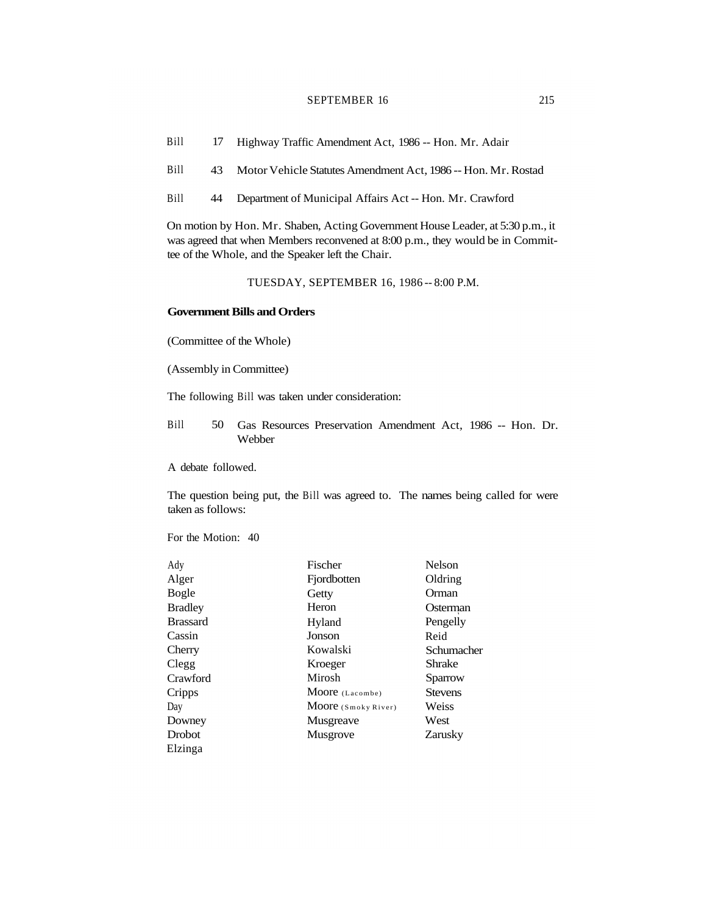Bill 17 Highway Traffic Amendment Act, 1986 -- Hon. Mr. Adair

Bill 43 Motor Vehicle Statutes Amendment Act, 1986 -- Hon. Mr. Rostad

Bill 44 Department of Municipal Affairs Act -- Hon. Mr. Crawford

On motion by Hon. Mr. Shaben, Acting Government House Leader, at 5:30 p.m., it was agreed that when Members reconvened at 8:00 p.m., they would be in Committee of the Whole, and the Speaker left the Chair.

TUESDAY, SEPTEMBER 16, 1986 -- 8:00 P.M.

**Government Bills and Orders**

(Committee of the Whole)

(Assembly in Committee)

The following Bill was taken under consideration:

Bill 50 Gas Resources Preservation Amendment Act, 1986 -- Hon. Dr. Webber

A debate followed.

The question being put, the Bill was agreed to. The names being called for were taken as follows:

For the Motion: 40

| | | |
|---|---|---|
| Ady | Fischer | Nelson |
| Alger | Fjordbotten | Oldring |
| Bogle | Getty | Orman |
| Bradley | Heron | Osterman |
| Brassard | Hyland | Pengelly |
| Cassin | Jonson | Reid |
| Cherry | Kowalski | Schumacher |
| Clegg | Kroeger | Shrake |
| Crawford | Mirosh | Sparrow |
| Cripps | Moore (Lacombe) | Stevens |
| Day | Moore (Smoky River) | Weiss |
| Downey | Musgreave | West |
| Drobot | Musgrove | Zarusky |
| Elzinga | | |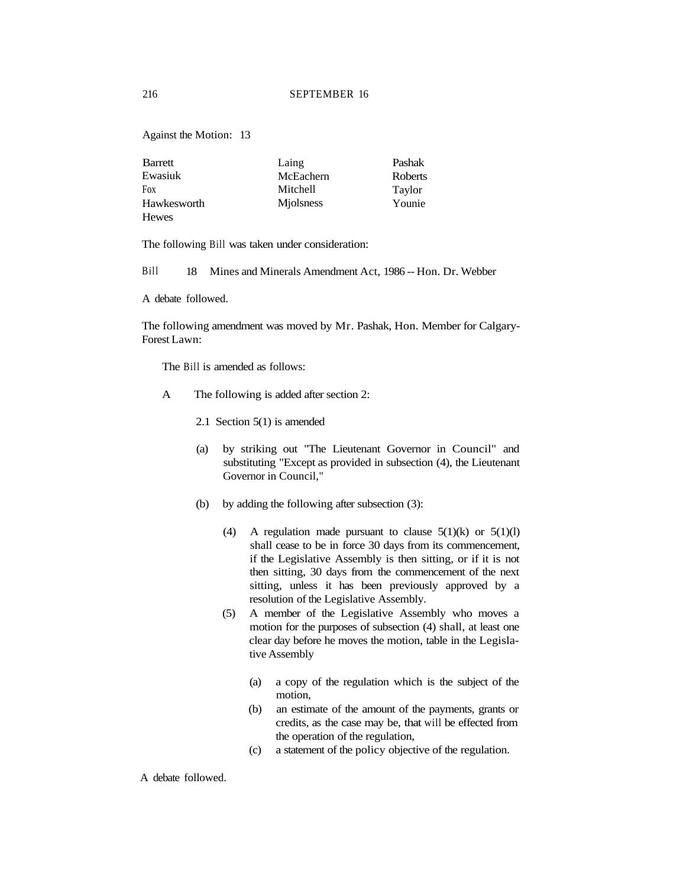Against the Motion: 13

| | | |
|---|---|---|
| Barrett | Laing | Pashak |
| Ewasiuk | McEachern | Roberts |
| Fox | Mitchell | Taylor |
| Hawkesworth | Mjolsness | Younie |
| Hewes | | |

The following Bill was taken under consideration:

Bill 18 Mines and Minerals Amendment Act, 1986 -- Hon. Dr. Webber

A debate followed.

The following amendment was moved by Mr. Pashak, Hon. Member for Calgary-Forest Lawn:

The Bill is amended as follows:

A The following is added after section 2:

2.1 Section 5(1) is amended

(a) by striking out "The Lieutenant Governor in Council" and substituting "Except as provided in subsection (4), the Lieutenant Governor in Council,"

(b) by adding the following after subsection (3):

(4) A regulation made pursuant to clause 5(1)(k) or 5(1)(l) shall cease to be in force 30 days from its commencement, if the Legislative Assembly is then sitting, or if it is not then sitting, 30 days from the commencement of the next sitting, unless it has been previously approved by a resolution of the Legislative Assembly.

(5) A member of the Legislative Assembly who moves a motion for the purposes of subsection (4) shall, at least one clear day before he moves the motion, table in the Legislative Assembly

(a) a copy of the regulation which is the subject of the motion,

(b) an estimate of the amount of the payments, grants or credits, as the case may be, that will be effected from the operation of the regulation,

(c) a statement of the policy objective of the regulation.

A debate followed.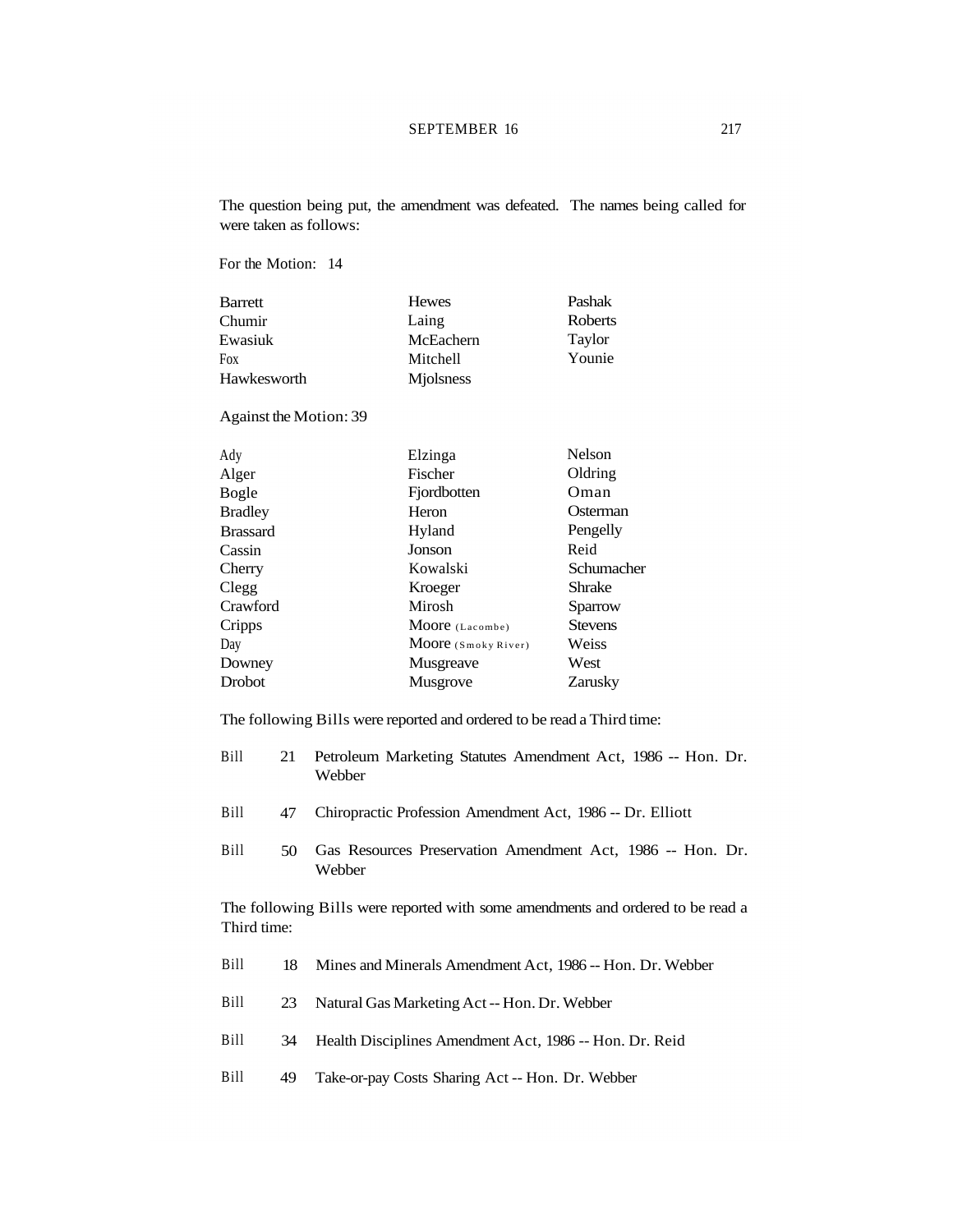The question being put, the amendment was defeated. The names being called for were taken as follows:

For the Motion: 14

| | | |
|---|---|---|
| Barrett | Hewes | Pashak |
| Chumir | Laing | Roberts |
| Ewasiuk | McEachern | Taylor |
| Fox | Mitchell | Younie |
| Hawkesworth | Mjolsness | |

Against the Motion: 39

| | | |
|---|---|---|
| Ady | Elzinga | Nelson |
| Alger | Fischer | Oldring |
| Bogle | Fjordbotten | Oman |
| Bradley | Heron | Osterman |
| Brassard | Hyland | Pengelly |
| Cassin | Jonson | Reid |
| Cherry | Kowalski | Schumacher |
| Clegg | Kroeger | Shrake |
| Crawford | Mirosh | Sparrow |
| Cripps | Moore (Lacombe) | Stevens |
| Day | Moore (Smoky River) | Weiss |
| Downey | Musgreave | West |
| Drobot | Musgrove | Zarusky |

The following Bills were reported and ordered to be read a Third time:

Bill 21 Petroleum Marketing Statutes Amendment Act, 1986 -- Hon. Dr. Webber

Bill 47 Chiropractic Profession Amendment Act, 1986 -- Dr. Elliott

Bill 50 Gas Resources Preservation Amendment Act, 1986 -- Hon. Dr. Webber

The following Bills were reported with some amendments and ordered to be read a Third time:

Bill 18 Mines and Minerals Amendment Act, 1986 -- Hon. Dr. Webber

Bill 23 Natural Gas Marketing Act -- Hon. Dr. Webber

Bill 34 Health Disciplines Amendment Act, 1986 -- Hon. Dr. Reid

Bill 49 Take-or-pay Costs Sharing Act -- Hon. Dr. Webber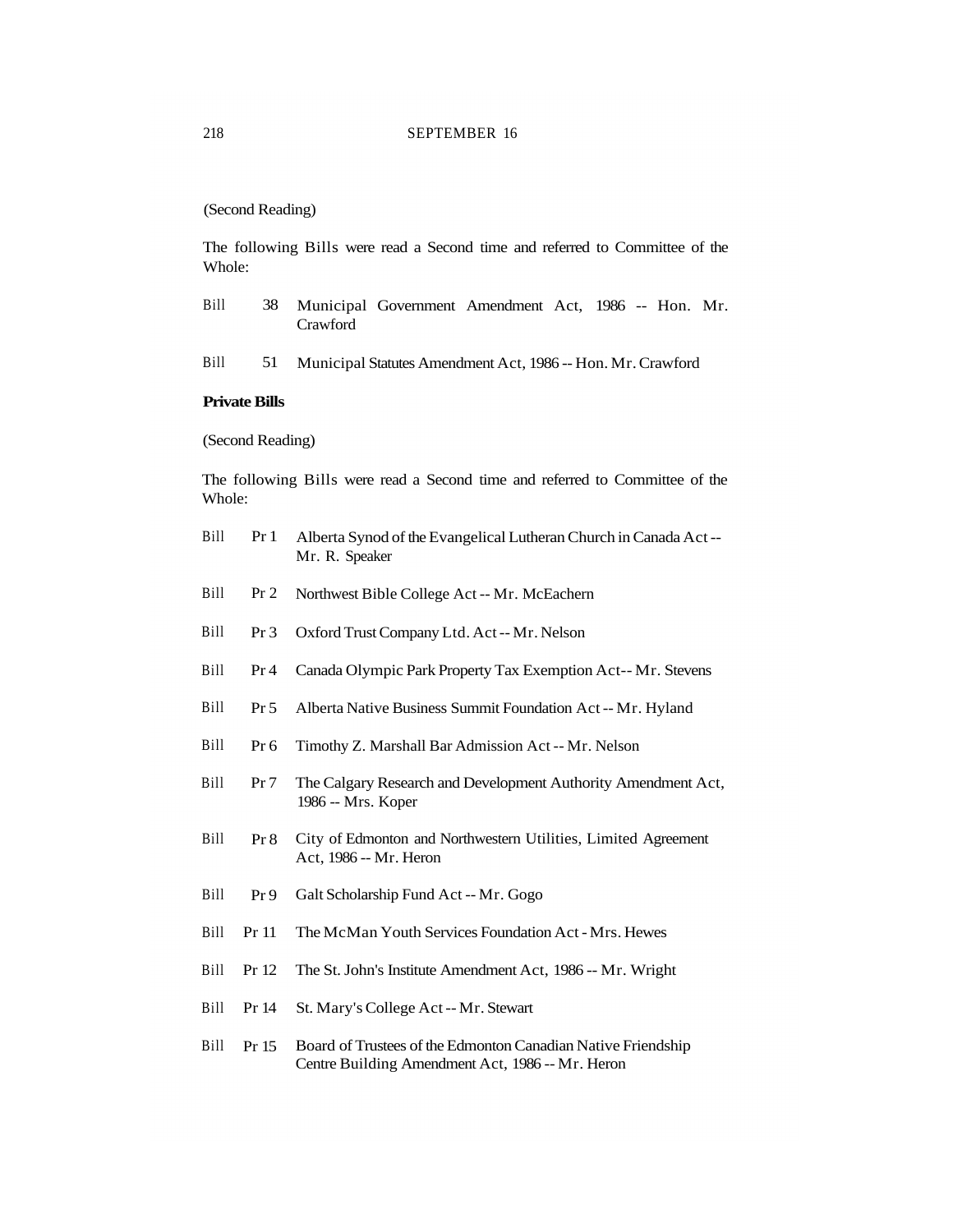(Second Reading)

The following Bills were read a Second time and referred to Committee of the Whole:

Bill 38 Municipal Government Amendment Act, 1986 -- Hon. Mr. Crawford

Bill 51 Municipal Statutes Amendment Act, 1986 -- Hon. Mr. Crawford

**Private Bills**

(Second Reading)

The following Bills were read a Second time and referred to Committee of the Whole:

Bill Pr 1 Alberta Synod of the Evangelical Lutheran Church in Canada Act -- Mr. R. Speaker

Bill Pr 2 Northwest Bible College Act -- Mr. McEachern

Bill Pr 3 Oxford Trust Company Ltd. Act -- Mr. Nelson

Bill Pr 4 Canada Olympic Park Property Tax Exemption Act-- Mr. Stevens

Bill Pr 5 Alberta Native Business Summit Foundation Act -- Mr. Hyland

Bill Pr 6 Timothy Z. Marshall Bar Admission Act -- Mr. Nelson

Bill Pr 7 The Calgary Research and Development Authority Amendment Act, 1986 -- Mrs. Koper

Bill Pr 8 City of Edmonton and Northwestern Utilities, Limited Agreement Act, 1986 -- Mr. Heron

Bill Pr 9 Galt Scholarship Fund Act -- Mr. Gogo

Bill Pr 11 The McMan Youth Services Foundation Act - Mrs. Hewes

Bill Pr 12 The St. John's Institute Amendment Act, 1986 -- Mr. Wright

Bill Pr 14 St. Mary's College Act -- Mr. Stewart

Bill Pr 15 Board of Trustees of the Edmonton Canadian Native Friendship Centre Building Amendment Act, 1986 -- Mr. Heron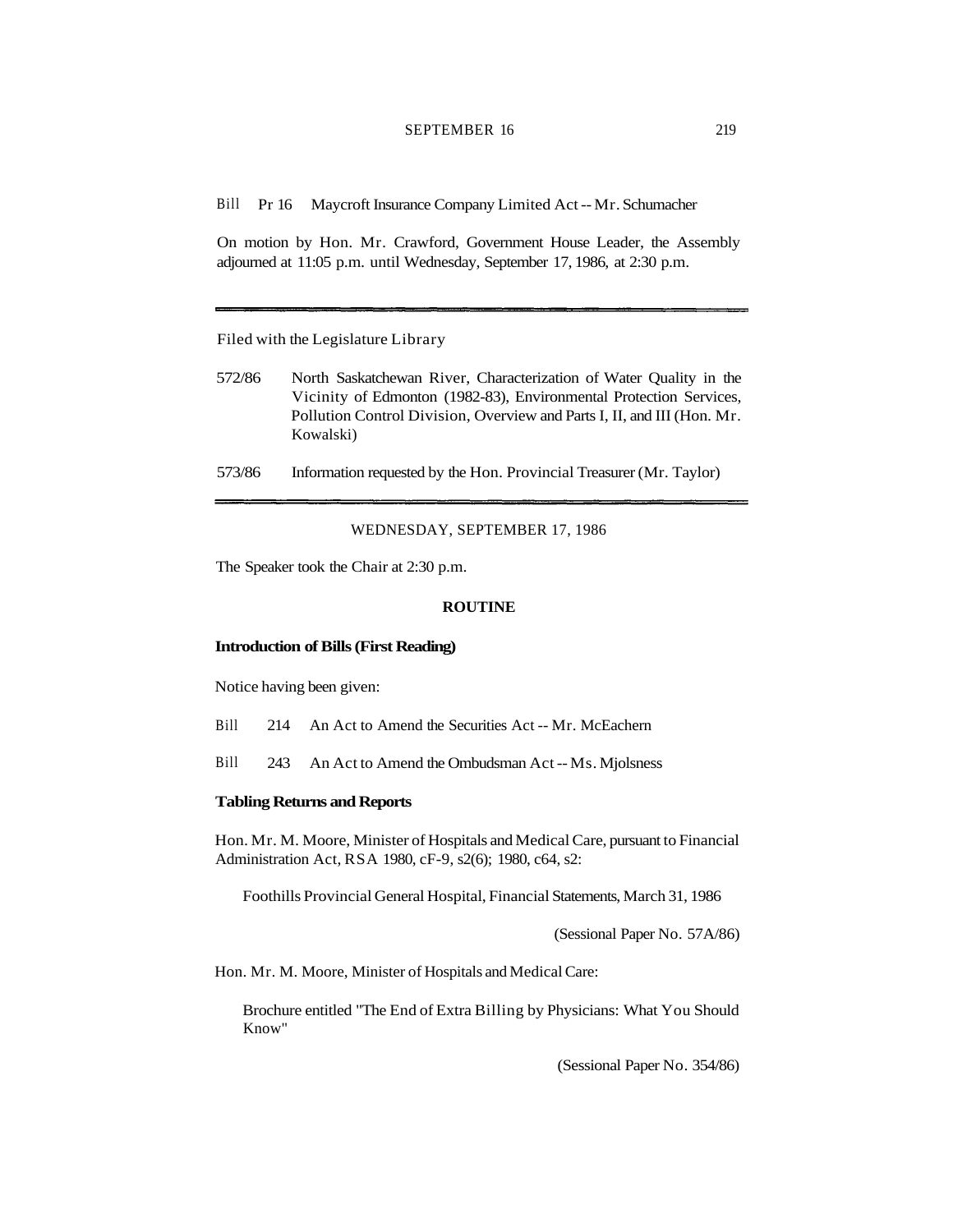Bill Pr 16 Maycroft Insurance Company Limited Act -- Mr. Schumacher

On motion by Hon. Mr. Crawford, Government House Leader, the Assembly adjourned at 11:05 p.m. until Wednesday, September 17, 1986, at 2:30 p.m.

---

Filed with the Legislature Library

572/86 North Saskatchewan River, Characterization of Water Quality in the Vicinity of Edmonton (1982-83), Environmental Protection Services, Pollution Control Division, Overview and Parts I, II, and III (Hon. Mr. Kowalski)

573/86 Information requested by the Hon. Provincial Treasurer (Mr. Taylor)

---

WEDNESDAY, SEPTEMBER 17, 1986

The Speaker took the Chair at 2:30 p.m.

## ROUTINE

### Introduction of Bills (First Reading)

Notice having been given:

Bill 214 An Act to Amend the Securities Act -- Mr. McEachern

Bill 243 An Act to Amend the Ombudsman Act -- Ms. Mjolsness

### Tabling Returns and Reports

Hon. Mr. M. Moore, Minister of Hospitals and Medical Care, pursuant to Financial Administration Act, RSA 1980, cF-9, s2(6); 1980, c64, s2:

Foothills Provincial General Hospital, Financial Statements, March 31, 1986

(Sessional Paper No. 57A/86)

Hon. Mr. M. Moore, Minister of Hospitals and Medical Care:

Brochure entitled "The End of Extra Billing by Physicians: What You Should Know"

(Sessional Paper No. 354/86)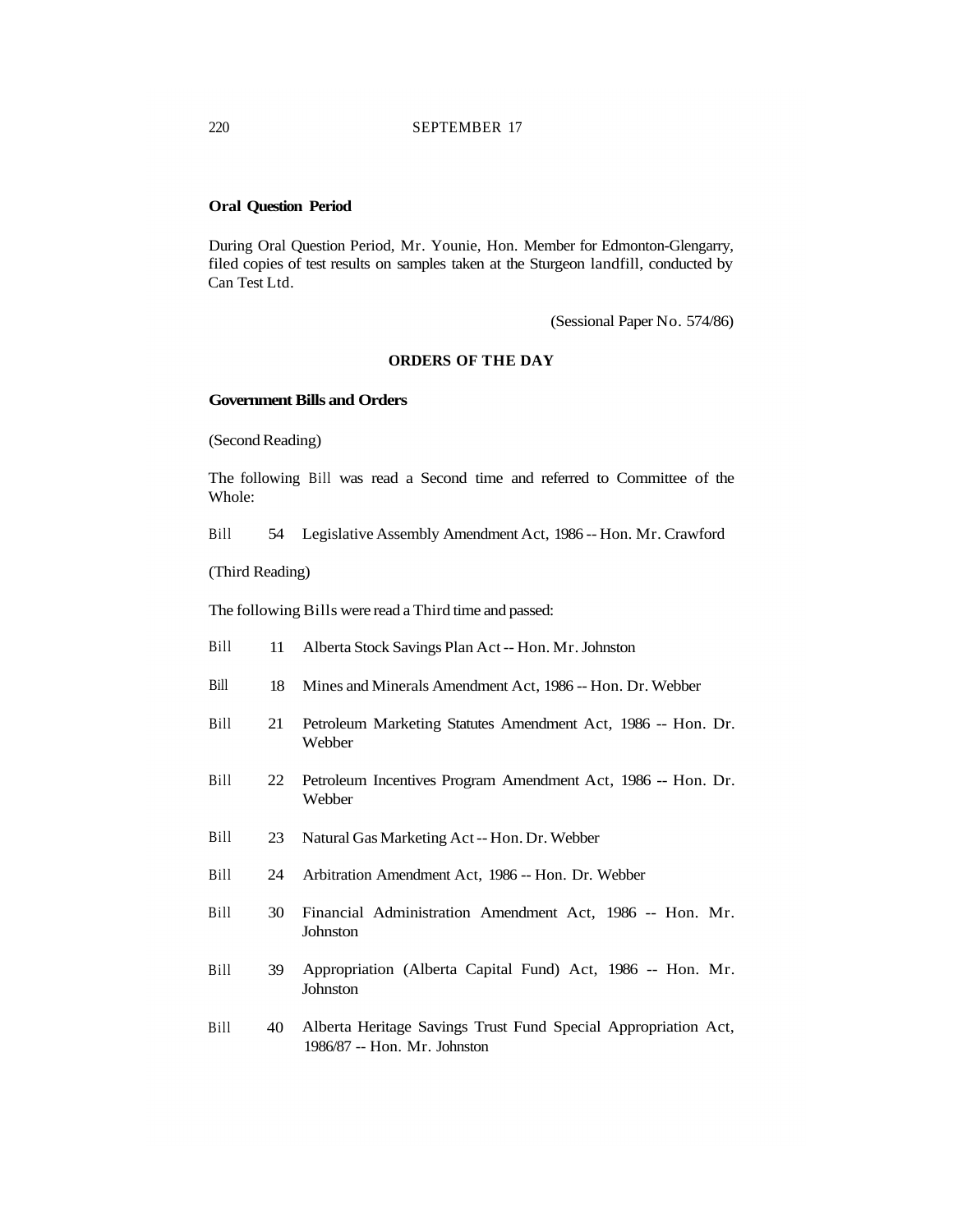**Oral Question Period**

During Oral Question Period, Mr. Younie, Hon. Member for Edmonton-Glengarry, filed copies of test results on samples taken at the Sturgeon landfill, conducted by Can Test Ltd.

(Sessional Paper No. 574/86)

**ORDERS OF THE DAY**

**Government Bills and Orders**

(Second Reading)

The following Bill was read a Second time and referred to Committee of the Whole:

Bill 54 Legislative Assembly Amendment Act, 1986 -- Hon. Mr. Crawford

(Third Reading)

The following Bills were read a Third time and passed:

Bill 11 Alberta Stock Savings Plan Act -- Hon. Mr. Johnston

Bill 18 Mines and Minerals Amendment Act, 1986 -- Hon. Dr. Webber

Bill 21 Petroleum Marketing Statutes Amendment Act, 1986 -- Hon. Dr. Webber

Bill 22 Petroleum Incentives Program Amendment Act, 1986 -- Hon. Dr. Webber

Bill 23 Natural Gas Marketing Act -- Hon. Dr. Webber

Bill 24 Arbitration Amendment Act, 1986 -- Hon. Dr. Webber

Bill 30 Financial Administration Amendment Act, 1986 -- Hon. Mr. Johnston

Bill 39 Appropriation (Alberta Capital Fund) Act, 1986 -- Hon. Mr. Johnston

Bill 40 Alberta Heritage Savings Trust Fund Special Appropriation Act, 1986/87 -- Hon. Mr. Johnston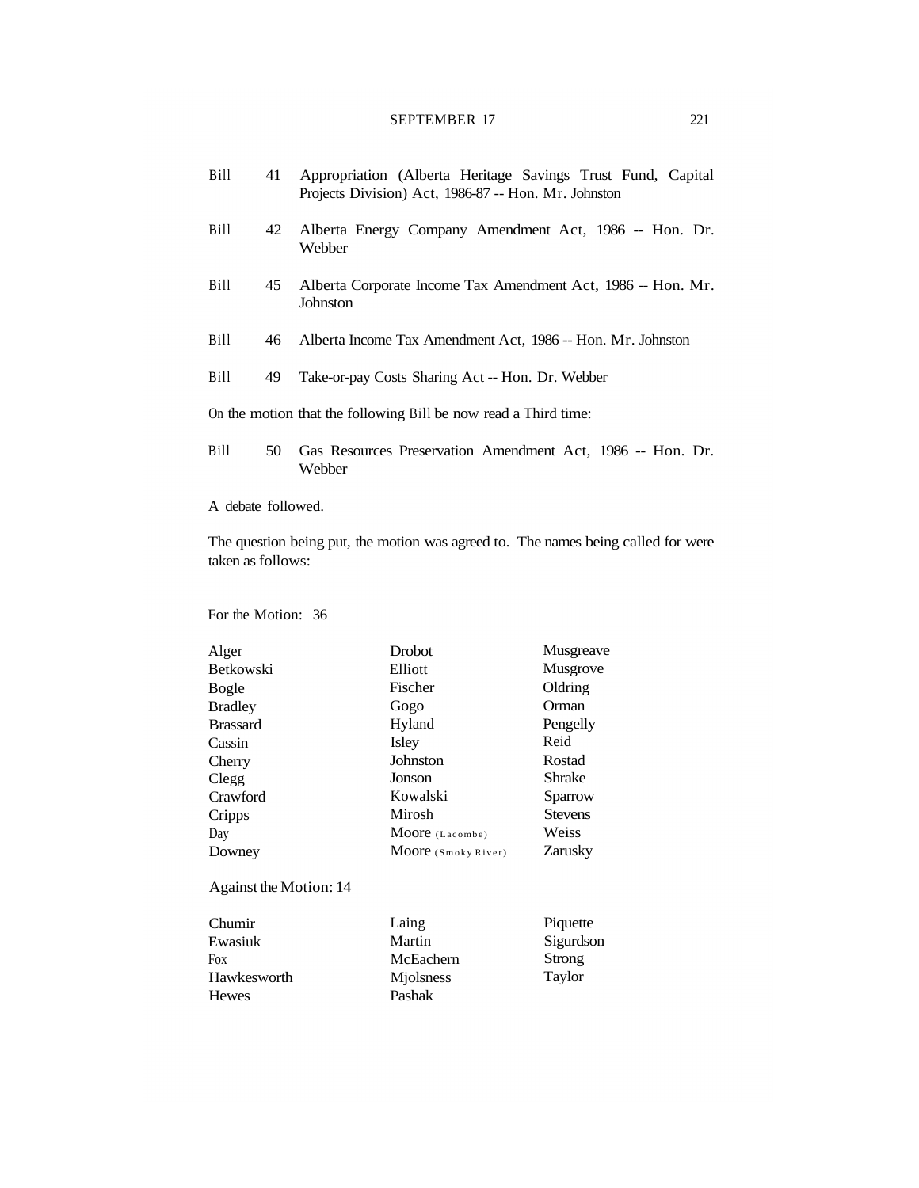Bill 41 Appropriation (Alberta Heritage Savings Trust Fund, Capital Projects Division) Act, 1986-87 -- Hon. Mr. Johnston

Bill 42 Alberta Energy Company Amendment Act, 1986 -- Hon. Dr. Webber

Bill 45 Alberta Corporate Income Tax Amendment Act, 1986 -- Hon. Mr. Johnston

Bill 46 Alberta Income Tax Amendment Act, 1986 -- Hon. Mr. Johnston

Bill 49 Take-or-pay Costs Sharing Act -- Hon. Dr. Webber

On the motion that the following Bill be now read a Third time:

Bill 50 Gas Resources Preservation Amendment Act, 1986 -- Hon. Dr. Webber

A debate followed.

The question being put, the motion was agreed to. The names being called for were taken as follows:

For the Motion: 36

| | | |
|---|---|---|
| Alger | Drobot | Musgreave |
| Betkowski | Elliott | Musgrove |
| Bogle | Fischer | Oldring |
| Bradley | Gogo | Orman |
| Brassard | Hyland | Pengelly |
| Cassin | Isley | Reid |
| Cherry | Johnston | Rostad |
| Clegg | Jonson | Shrake |
| Crawford | Kowalski | Sparrow |
| Cripps | Mirosh | Stevens |
| Day | Moore (Lacombe) | Weiss |
| Downey | Moore (Smoky River) | Zarusky |

Against the Motion: 14

| | | |
|---|---|---|
| Chumir | Laing | Piquette |
| Ewasiuk | Martin | Sigurdson |
| Fox | McEachern | Strong |
| Hawkesworth | Mjolsness | Taylor |
| Hewes | Pashak | |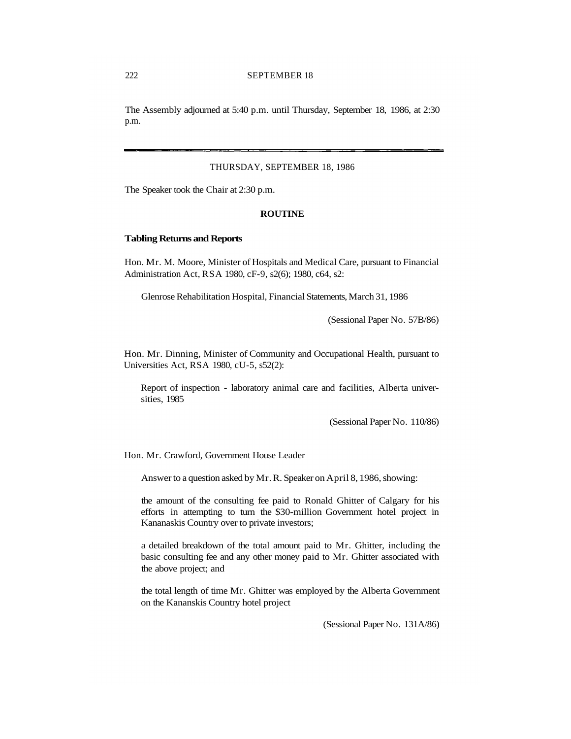The Assembly adjourned at 5:40 p.m. until Thursday, September 18, 1986, at 2:30 p.m.

---

THURSDAY, SEPTEMBER 18, 1986

The Speaker took the Chair at 2:30 p.m.

## ROUTINE

### Tabling Returns and Reports

Hon. Mr. M. Moore, Minister of Hospitals and Medical Care, pursuant to Financial Administration Act, RSA 1980, cF-9, s2(6); 1980, c64, s2:

Glenrose Rehabilitation Hospital, Financial Statements, March 31, 1986

(Sessional Paper No. 57B/86)

Hon. Mr. Dinning, Minister of Community and Occupational Health, pursuant to Universities Act, RSA 1980, cU-5, s52(2):

Report of inspection - laboratory animal care and facilities, Alberta universities, 1985

(Sessional Paper No. 110/86)

Hon. Mr. Crawford, Government House Leader

Answer to a question asked by Mr. R. Speaker on April 8, 1986, showing:

the amount of the consulting fee paid to Ronald Ghitter of Calgary for his efforts in attempting to turn the $30-million Government hotel project in Kananaskis Country over to private investors;

a detailed breakdown of the total amount paid to Mr. Ghitter, including the basic consulting fee and any other money paid to Mr. Ghitter associated with the above project; and

the total length of time Mr. Ghitter was employed by the Alberta Government on the Kananskis Country hotel project

(Sessional Paper No. 131A/86)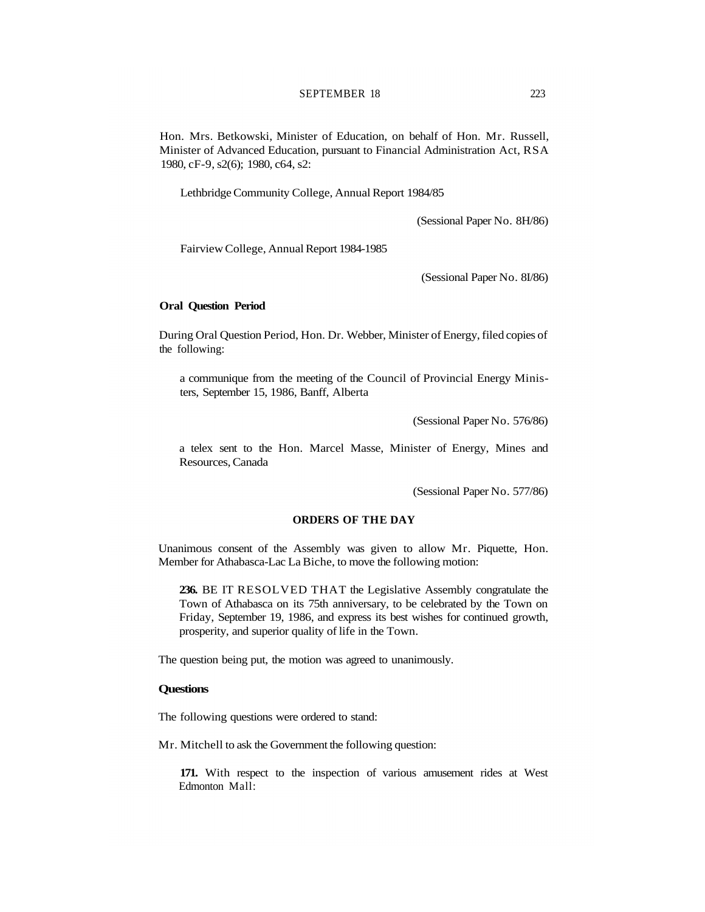Hon. Mrs. Betkowski, Minister of Education, on behalf of Hon. Mr. Russell, Minister of Advanced Education, pursuant to Financial Administration Act, RSA 1980, cF-9, s2(6); 1980, c64, s2:

> Lethbridge Community College, Annual Report 1984/85
>
> (Sessional Paper No. 8H/86)
>
> Fairview College, Annual Report 1984-1985
>
> (Sessional Paper No. 8I/86)

**Oral Question Period**

During Oral Question Period, Hon. Dr. Webber, Minister of Energy, filed copies of the following:

> a communique from the meeting of the Council of Provincial Energy Ministers, September 15, 1986, Banff, Alberta
>
> (Sessional Paper No. 576/86)
>
> a telex sent to the Hon. Marcel Masse, Minister of Energy, Mines and Resources, Canada
>
> (Sessional Paper No. 577/86)

## ORDERS OF THE DAY

Unanimous consent of the Assembly was given to allow Mr. Piquette, Hon. Member for Athabasca-Lac La Biche, to move the following motion:

> **236.** BE IT RESOLVED THAT the Legislative Assembly congratulate the Town of Athabasca on its 75th anniversary, to be celebrated by the Town on Friday, September 19, 1986, and express its best wishes for continued growth, prosperity, and superior quality of life in the Town.

The question being put, the motion was agreed to unanimously.

**Questions**

The following questions were ordered to stand:

Mr. Mitchell to ask the Government the following question:

> **171.** With respect to the inspection of various amusement rides at West Edmonton Mall: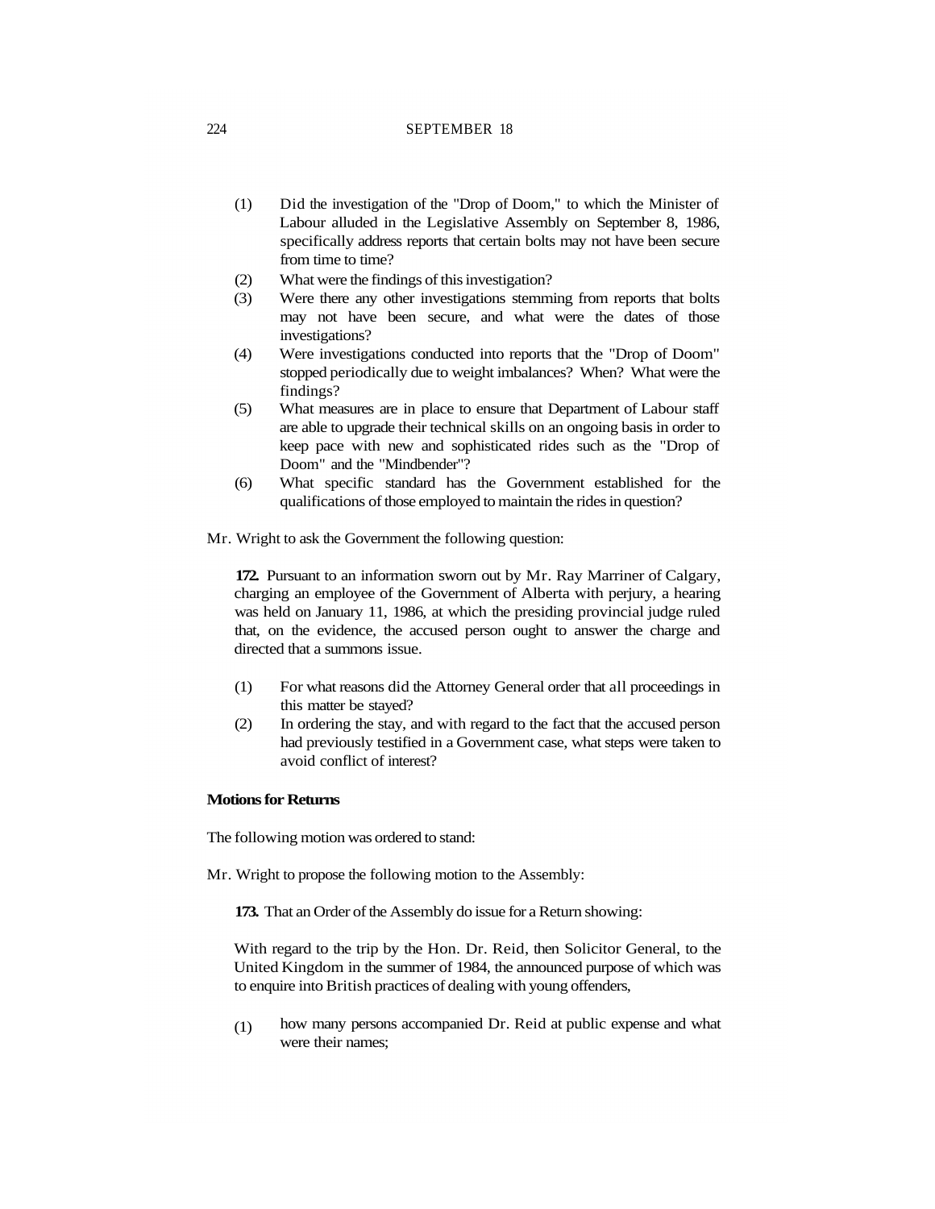(1) Did the investigation of the "Drop of Doom," to which the Minister of Labour alluded in the Legislative Assembly on September 8, 1986, specifically address reports that certain bolts may not have been secure from time to time?

(2) What were the findings of this investigation?

(3) Were there any other investigations stemming from reports that bolts may not have been secure, and what were the dates of those investigations?

(4) Were investigations conducted into reports that the "Drop of Doom" stopped periodically due to weight imbalances? When? What were the findings?

(5) What measures are in place to ensure that Department of Labour staff are able to upgrade their technical skills on an ongoing basis in order to keep pace with new and sophisticated rides such as the "Drop of Doom" and the "Mindbender"?

(6) What specific standard has the Government established for the qualifications of those employed to maintain the rides in question?

Mr. Wright to ask the Government the following question:

**172.** Pursuant to an information sworn out by Mr. Ray Marriner of Calgary, charging an employee of the Government of Alberta with perjury, a hearing was held on January 11, 1986, at which the presiding provincial judge ruled that, on the evidence, the accused person ought to answer the charge and directed that a summons issue.

(1) For what reasons did the Attorney General order that all proceedings in this matter be stayed?

(2) In ordering the stay, and with regard to the fact that the accused person had previously testified in a Government case, what steps were taken to avoid conflict of interest?

**Motions for Returns**

The following motion was ordered to stand:

Mr. Wright to propose the following motion to the Assembly:

**173.** That an Order of the Assembly do issue for a Return showing:

With regard to the trip by the Hon. Dr. Reid, then Solicitor General, to the United Kingdom in the summer of 1984, the announced purpose of which was to enquire into British practices of dealing with young offenders,

(1) how many persons accompanied Dr. Reid at public expense and what were their names;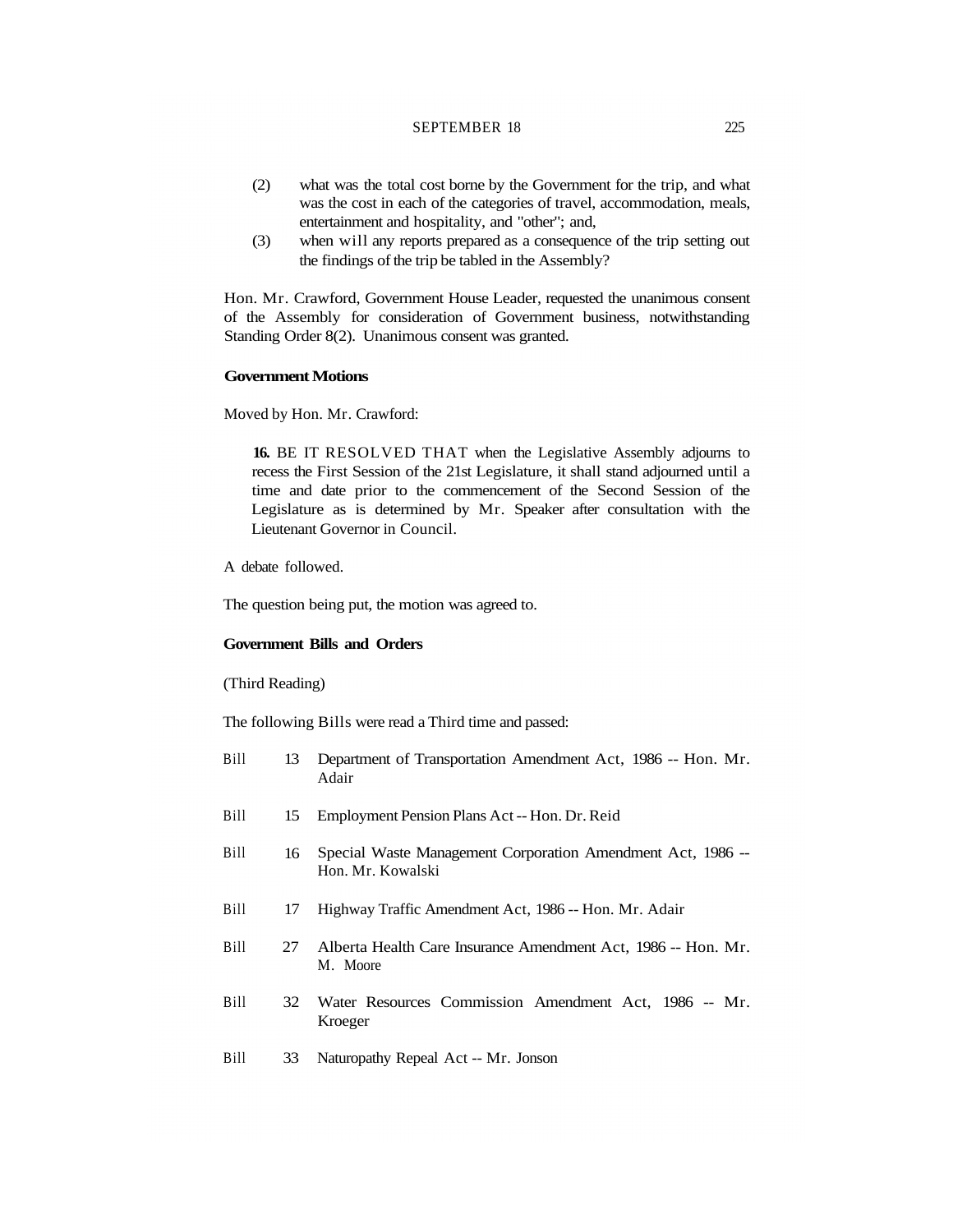(2) what was the total cost borne by the Government for the trip, and what was the cost in each of the categories of travel, accommodation, meals, entertainment and hospitality, and "other"; and,

(3) when will any reports prepared as a consequence of the trip setting out the findings of the trip be tabled in the Assembly?

Hon. Mr. Crawford, Government House Leader, requested the unanimous consent of the Assembly for consideration of Government business, notwithstanding Standing Order 8(2). Unanimous consent was granted.

**Government Motions**

Moved by Hon. Mr. Crawford:

> **16.** BE IT RESOLVED THAT when the Legislative Assembly adjourns to recess the First Session of the 21st Legislature, it shall stand adjourned until a time and date prior to the commencement of the Second Session of the Legislature as is determined by Mr. Speaker after consultation with the Lieutenant Governor in Council.

A debate followed.

The question being put, the motion was agreed to.

**Government Bills and Orders**

(Third Reading)

The following Bills were read a Third time and passed:

Bill 13 Department of Transportation Amendment Act, 1986 -- Hon. Mr. Adair

Bill 15 Employment Pension Plans Act -- Hon. Dr. Reid

Bill 16 Special Waste Management Corporation Amendment Act, 1986 -- Hon. Mr. Kowalski

Bill 17 Highway Traffic Amendment Act, 1986 -- Hon. Mr. Adair

Bill 27 Alberta Health Care Insurance Amendment Act, 1986 -- Hon. Mr. M. Moore

Bill 32 Water Resources Commission Amendment Act, 1986 -- Mr. Kroeger

Bill 33 Naturopathy Repeal Act -- Mr. Jonson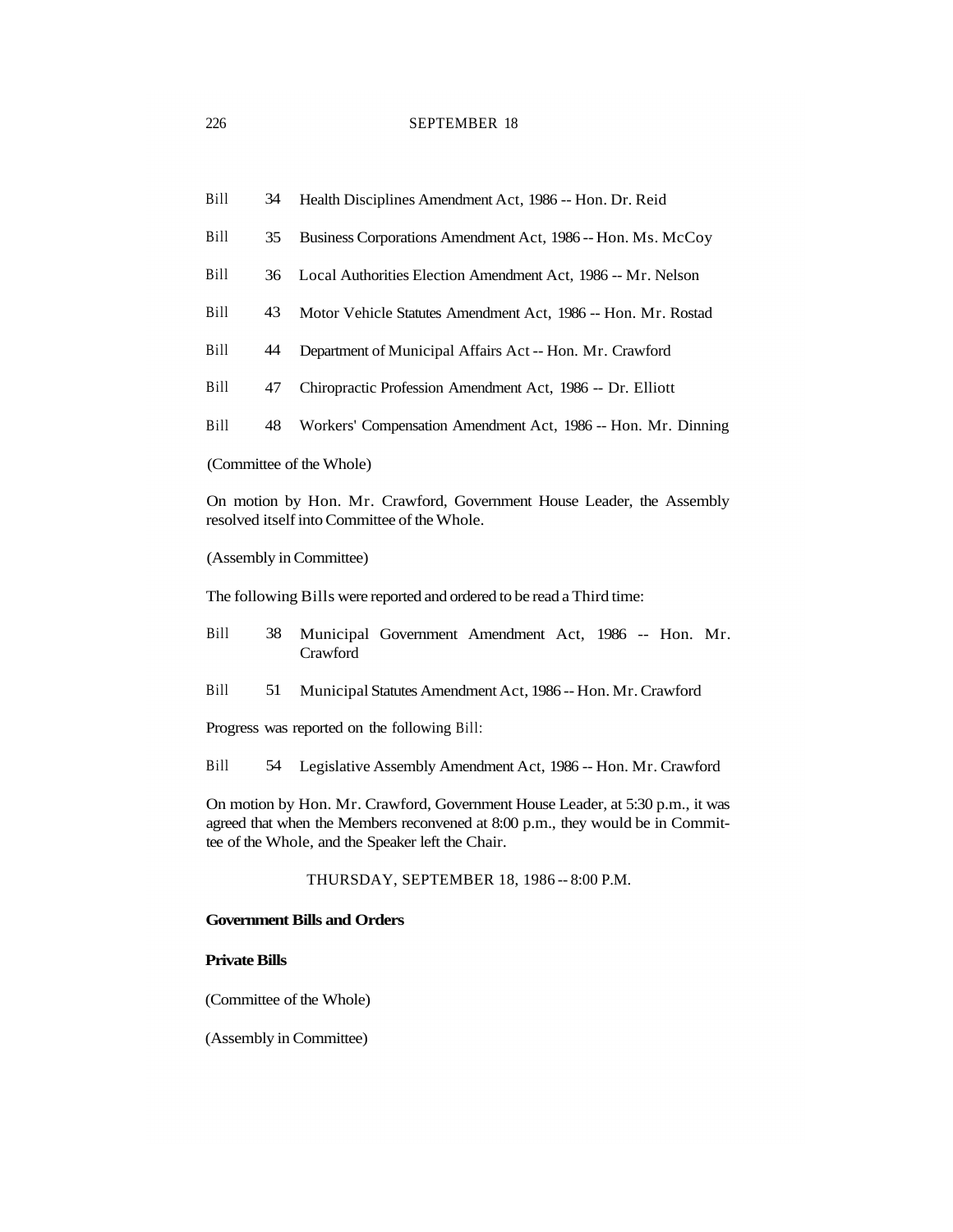| | | |
|---|---|---|
| Bill | 34 | Health Disciplines Amendment Act, 1986 -- Hon. Dr. Reid |
| Bill | 35 | Business Corporations Amendment Act, 1986 -- Hon. Ms. McCoy |
| Bill | 36 | Local Authorities Election Amendment Act, 1986 -- Mr. Nelson |
| Bill | 43 | Motor Vehicle Statutes Amendment Act, 1986 -- Hon. Mr. Rostad |
| Bill | 44 | Department of Municipal Affairs Act -- Hon. Mr. Crawford |
| Bill | 47 | Chiropractic Profession Amendment Act, 1986 -- Dr. Elliott |
| Bill | 48 | Workers' Compensation Amendment Act, 1986 -- Hon. Mr. Dinning |

(Committee of the Whole)

On motion by Hon. Mr. Crawford, Government House Leader, the Assembly resolved itself into Committee of the Whole.

(Assembly in Committee)

The following Bills were reported and ordered to be read a Third time:

| | | |
|---|---|---|
| Bill | 38 | Municipal Government Amendment Act, 1986 -- Hon. Mr. Crawford |
| Bill | 51 | Municipal Statutes Amendment Act, 1986 -- Hon. Mr. Crawford |

Progress was reported on the following Bill:

| | | |
|---|---|---|
| Bill | 54 | Legislative Assembly Amendment Act, 1986 -- Hon. Mr. Crawford |

On motion by Hon. Mr. Crawford, Government House Leader, at 5:30 p.m., it was agreed that when the Members reconvened at 8:00 p.m., they would be in Committee of the Whole, and the Speaker left the Chair.

THURSDAY, SEPTEMBER 18, 1986 -- 8:00 P.M.

**Government Bills and Orders**

**Private Bills**

(Committee of the Whole)

(Assembly in Committee)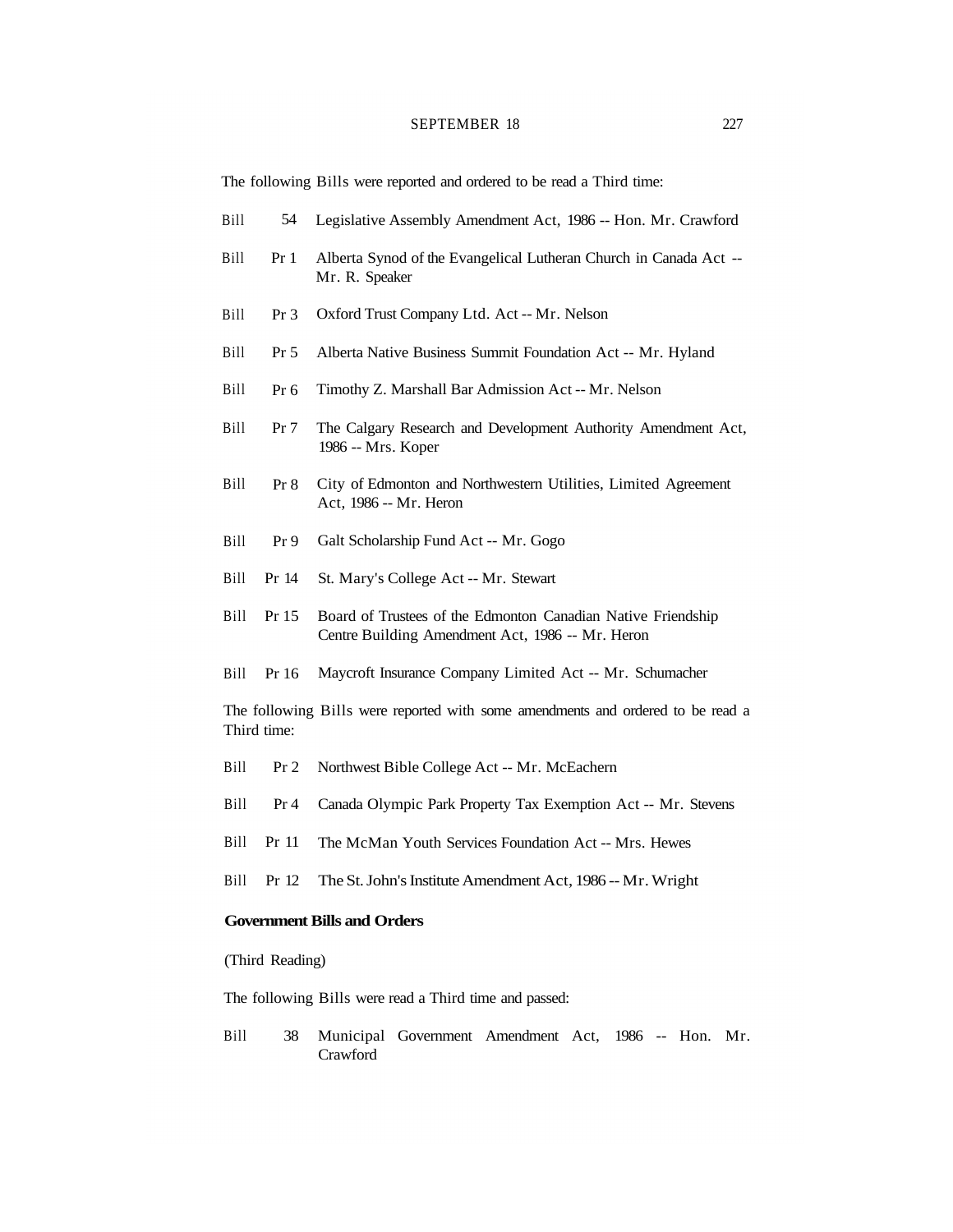The following Bills were reported and ordered to be read a Third time:

Bill 54 Legislative Assembly Amendment Act, 1986 -- Hon. Mr. Crawford

Bill Pr 1 Alberta Synod of the Evangelical Lutheran Church in Canada Act -- Mr. R. Speaker

Bill Pr 3 Oxford Trust Company Ltd. Act -- Mr. Nelson

Bill Pr 5 Alberta Native Business Summit Foundation Act -- Mr. Hyland

Bill Pr 6 Timothy Z. Marshall Bar Admission Act -- Mr. Nelson

Bill Pr 7 The Calgary Research and Development Authority Amendment Act, 1986 -- Mrs. Koper

Bill Pr 8 City of Edmonton and Northwestern Utilities, Limited Agreement Act, 1986 -- Mr. Heron

Bill Pr 9 Galt Scholarship Fund Act -- Mr. Gogo

Bill Pr 14 St. Mary's College Act -- Mr. Stewart

Bill Pr 15 Board of Trustees of the Edmonton Canadian Native Friendship Centre Building Amendment Act, 1986 -- Mr. Heron

Bill Pr 16 Maycroft Insurance Company Limited Act -- Mr. Schumacher

The following Bills were reported with some amendments and ordered to be read a Third time:

Bill Pr 2 Northwest Bible College Act -- Mr. McEachern

Bill Pr 4 Canada Olympic Park Property Tax Exemption Act -- Mr. Stevens

Bill Pr 11 The McMan Youth Services Foundation Act -- Mrs. Hewes

Bill Pr 12 The St. John's Institute Amendment Act, 1986 -- Mr. Wright

**Government Bills and Orders**

(Third Reading)

The following Bills were read a Third time and passed:

Bill 38 Municipal Government Amendment Act, 1986 -- Hon. Mr. Crawford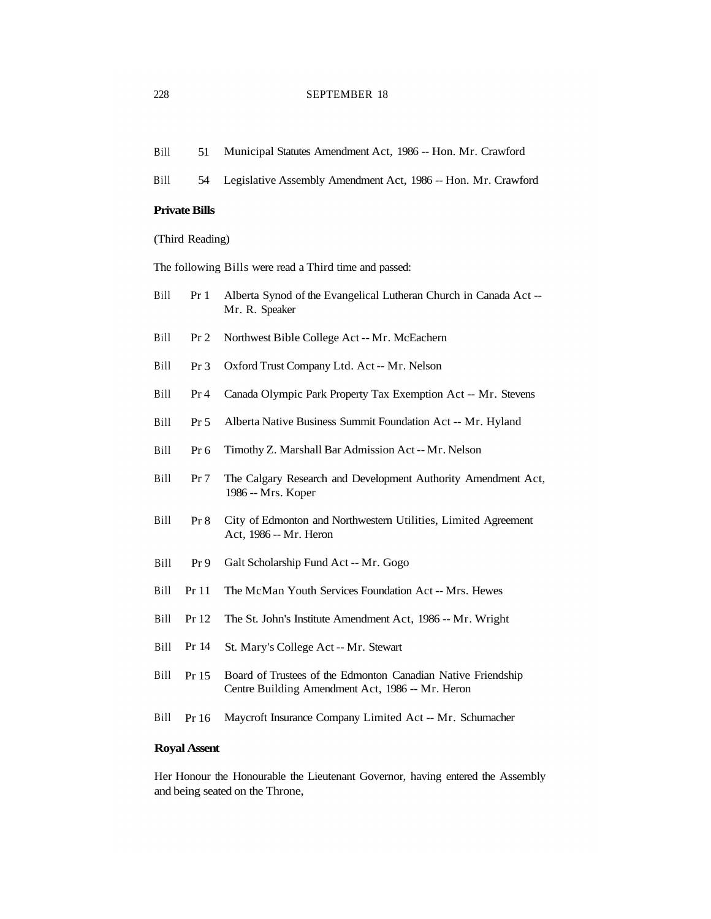Bill 51 Municipal Statutes Amendment Act, 1986 -- Hon. Mr. Crawford

Bill 54 Legislative Assembly Amendment Act, 1986 -- Hon. Mr. Crawford

**Private Bills**

(Third Reading)

The following Bills were read a Third time and passed:

Bill Pr 1 Alberta Synod of the Evangelical Lutheran Church in Canada Act -- Mr. R. Speaker

Bill Pr 2 Northwest Bible College Act -- Mr. McEachern

Bill Pr 3 Oxford Trust Company Ltd. Act -- Mr. Nelson

Bill Pr 4 Canada Olympic Park Property Tax Exemption Act -- Mr. Stevens

Bill Pr 5 Alberta Native Business Summit Foundation Act -- Mr. Hyland

Bill Pr 6 Timothy Z. Marshall Bar Admission Act -- Mr. Nelson

Bill Pr 7 The Calgary Research and Development Authority Amendment Act, 1986 -- Mrs. Koper

Bill Pr 8 City of Edmonton and Northwestern Utilities, Limited Agreement Act, 1986 -- Mr. Heron

Bill Pr 9 Galt Scholarship Fund Act -- Mr. Gogo

Bill Pr 11 The McMan Youth Services Foundation Act -- Mrs. Hewes

Bill Pr 12 The St. John's Institute Amendment Act, 1986 -- Mr. Wright

Bill Pr 14 St. Mary's College Act -- Mr. Stewart

Bill Pr 15 Board of Trustees of the Edmonton Canadian Native Friendship Centre Building Amendment Act, 1986 -- Mr. Heron

Bill Pr 16 Maycroft Insurance Company Limited Act -- Mr. Schumacher

**Royal Assent**

Her Honour the Honourable the Lieutenant Governor, having entered the Assembly and being seated on the Throne,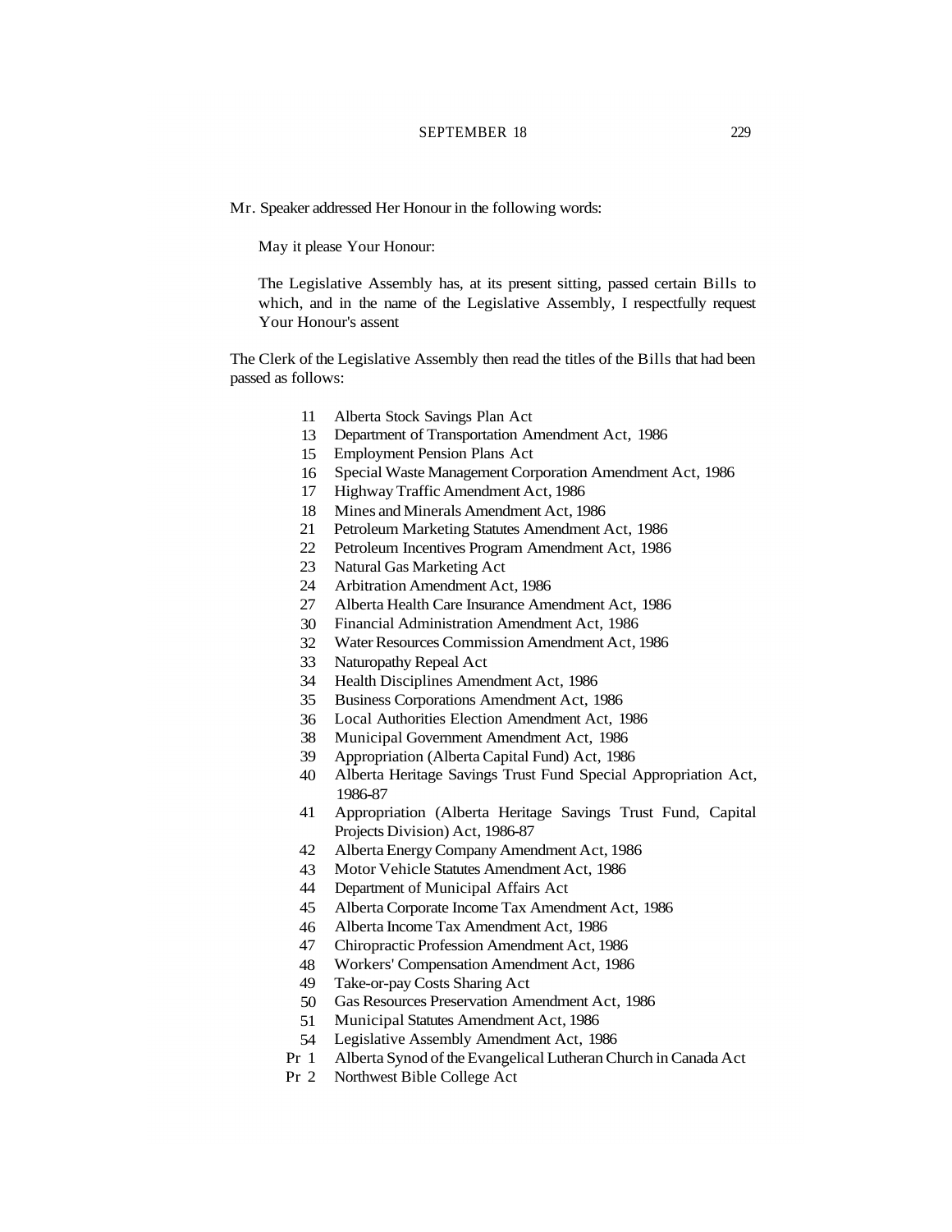Mr. Speaker addressed Her Honour in the following words:

> May it please Your Honour:
>
> The Legislative Assembly has, at its present sitting, passed certain Bills to which, and in the name of the Legislative Assembly, I respectfully request Your Honour's assent

The Clerk of the Legislative Assembly then read the titles of the Bills that had been passed as follows:

| | |
|---|---|
| 11 | Alberta Stock Savings Plan Act |
| 13 | Department of Transportation Amendment Act, 1986 |
| 15 | Employment Pension Plans Act |
| 16 | Special Waste Management Corporation Amendment Act, 1986 |
| 17 | Highway Traffic Amendment Act, 1986 |
| 18 | Mines and Minerals Amendment Act, 1986 |
| 21 | Petroleum Marketing Statutes Amendment Act, 1986 |
| 22 | Petroleum Incentives Program Amendment Act, 1986 |
| 23 | Natural Gas Marketing Act |
| 24 | Arbitration Amendment Act, 1986 |
| 27 | Alberta Health Care Insurance Amendment Act, 1986 |
| 30 | Financial Administration Amendment Act, 1986 |
| 32 | Water Resources Commission Amendment Act, 1986 |
| 33 | Naturopathy Repeal Act |
| 34 | Health Disciplines Amendment Act, 1986 |
| 35 | Business Corporations Amendment Act, 1986 |
| 36 | Local Authorities Election Amendment Act, 1986 |
| 38 | Municipal Government Amendment Act, 1986 |
| 39 | Appropriation (Alberta Capital Fund) Act, 1986 |
| 40 | Alberta Heritage Savings Trust Fund Special Appropriation Act, 1986-87 |
| 41 | Appropriation (Alberta Heritage Savings Trust Fund, Capital Projects Division) Act, 1986-87 |
| 42 | Alberta Energy Company Amendment Act, 1986 |
| 43 | Motor Vehicle Statutes Amendment Act, 1986 |
| 44 | Department of Municipal Affairs Act |
| 45 | Alberta Corporate Income Tax Amendment Act, 1986 |
| 46 | Alberta Income Tax Amendment Act, 1986 |
| 47 | Chiropractic Profession Amendment Act, 1986 |
| 48 | Workers' Compensation Amendment Act, 1986 |
| 49 | Take-or-pay Costs Sharing Act |
| 50 | Gas Resources Preservation Amendment Act, 1986 |
| 51 | Municipal Statutes Amendment Act, 1986 |
| 54 | Legislative Assembly Amendment Act, 1986 |
| Pr 1 | Alberta Synod of the Evangelical Lutheran Church in Canada Act |
| Pr 2 | Northwest Bible College Act |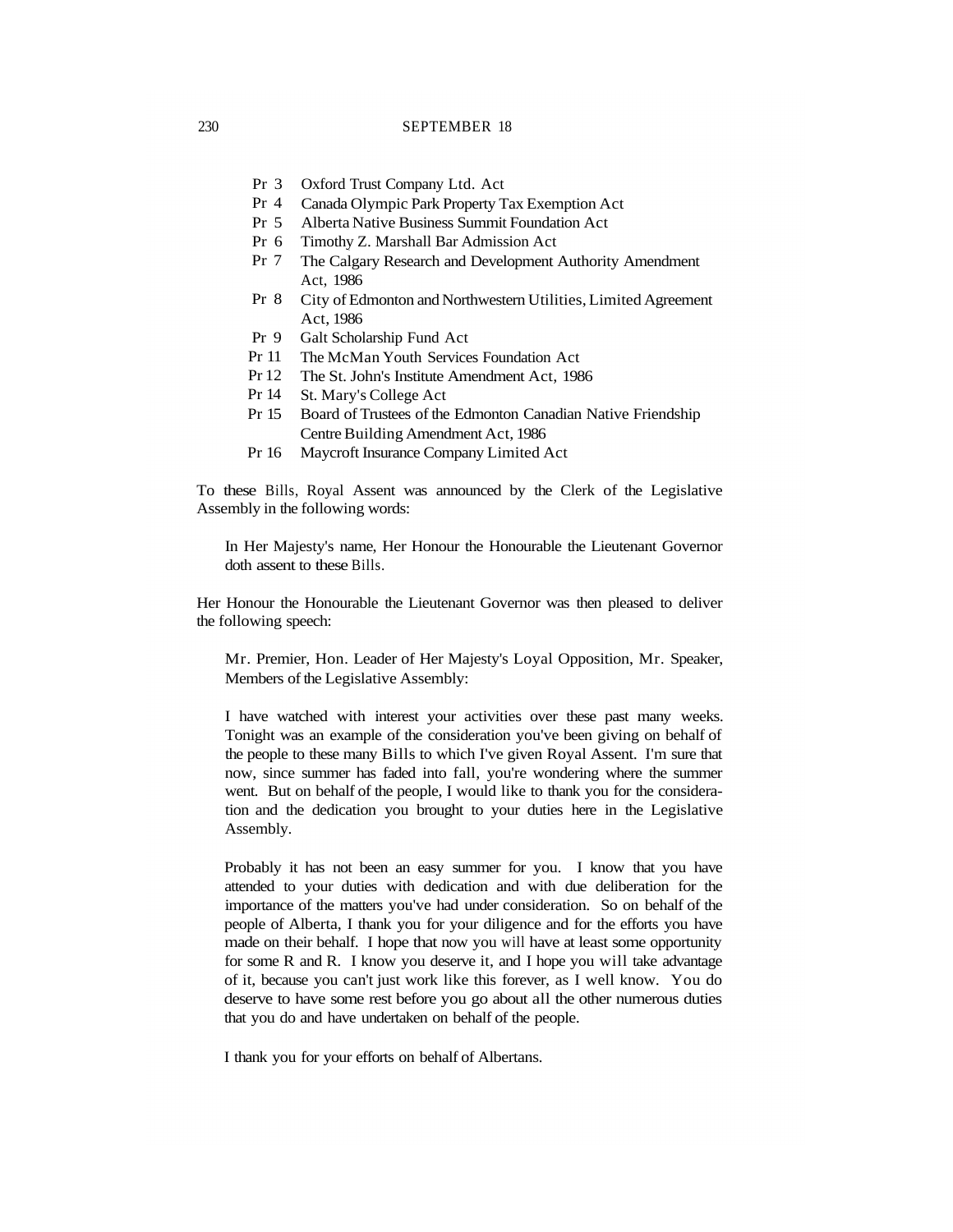| | |
|---|---|
| Pr 3 | Oxford Trust Company Ltd. Act |
| Pr 4 | Canada Olympic Park Property Tax Exemption Act |
| Pr 5 | Alberta Native Business Summit Foundation Act |
| Pr 6 | Timothy Z. Marshall Bar Admission Act |
| Pr 7 | The Calgary Research and Development Authority Amendment Act, 1986 |
| Pr 8 | City of Edmonton and Northwestern Utilities, Limited Agreement Act, 1986 |
| Pr 9 | Galt Scholarship Fund Act |
| Pr 11 | The McMan Youth Services Foundation Act |
| Pr 12 | The St. John's Institute Amendment Act, 1986 |
| Pr 14 | St. Mary's College Act |
| Pr 15 | Board of Trustees of the Edmonton Canadian Native Friendship Centre Building Amendment Act, 1986 |
| Pr 16 | Maycroft Insurance Company Limited Act |

To these Bills, Royal Assent was announced by the Clerk of the Legislative Assembly in the following words:

> In Her Majesty's name, Her Honour the Honourable the Lieutenant Governor doth assent to these Bills.

Her Honour the Honourable the Lieutenant Governor was then pleased to deliver the following speech:

> Mr. Premier, Hon. Leader of Her Majesty's Loyal Opposition, Mr. Speaker, Members of the Legislative Assembly:
>
> I have watched with interest your activities over these past many weeks. Tonight was an example of the consideration you've been giving on behalf of the people to these many Bills to which I've given Royal Assent. I'm sure that now, since summer has faded into fall, you're wondering where the summer went. But on behalf of the people, I would like to thank you for the consideration and the dedication you brought to your duties here in the Legislative Assembly.
>
> Probably it has not been an easy summer for you. I know that you have attended to your duties with dedication and with due deliberation for the importance of the matters you've had under consideration. So on behalf of the people of Alberta, I thank you for your diligence and for the efforts you have made on their behalf. I hope that now you will have at least some opportunity for some R and R. I know you deserve it, and I hope you will take advantage of it, because you can't just work like this forever, as I well know. You do deserve to have some rest before you go about all the other numerous duties that you do and have undertaken on behalf of the people.
>
> I thank you for your efforts on behalf of Albertans.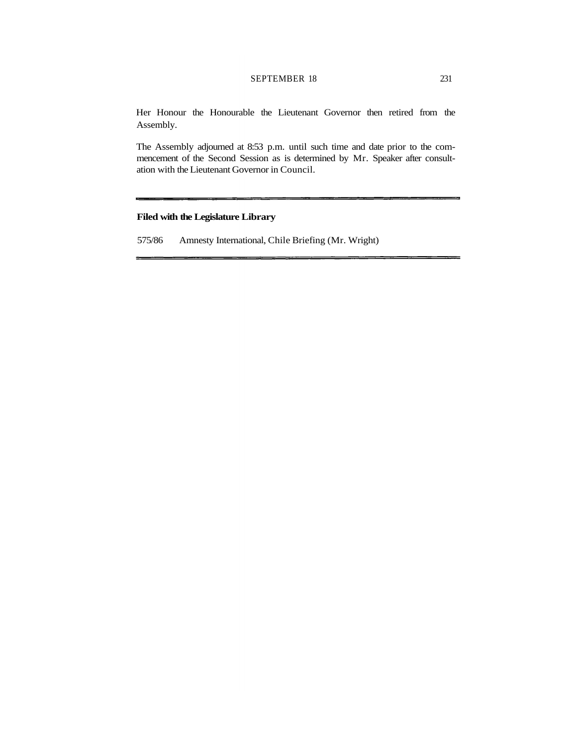Her Honour the Honourable the Lieutenant Governor then retired from the Assembly.

The Assembly adjourned at 8:53 p.m. until such time and date prior to the commencement of the Second Session as is determined by Mr. Speaker after consultation with the Lieutenant Governor in Council.

---

**Filed with the Legislature Library**

575/86 Amnesty International, Chile Briefing (Mr. Wright)

---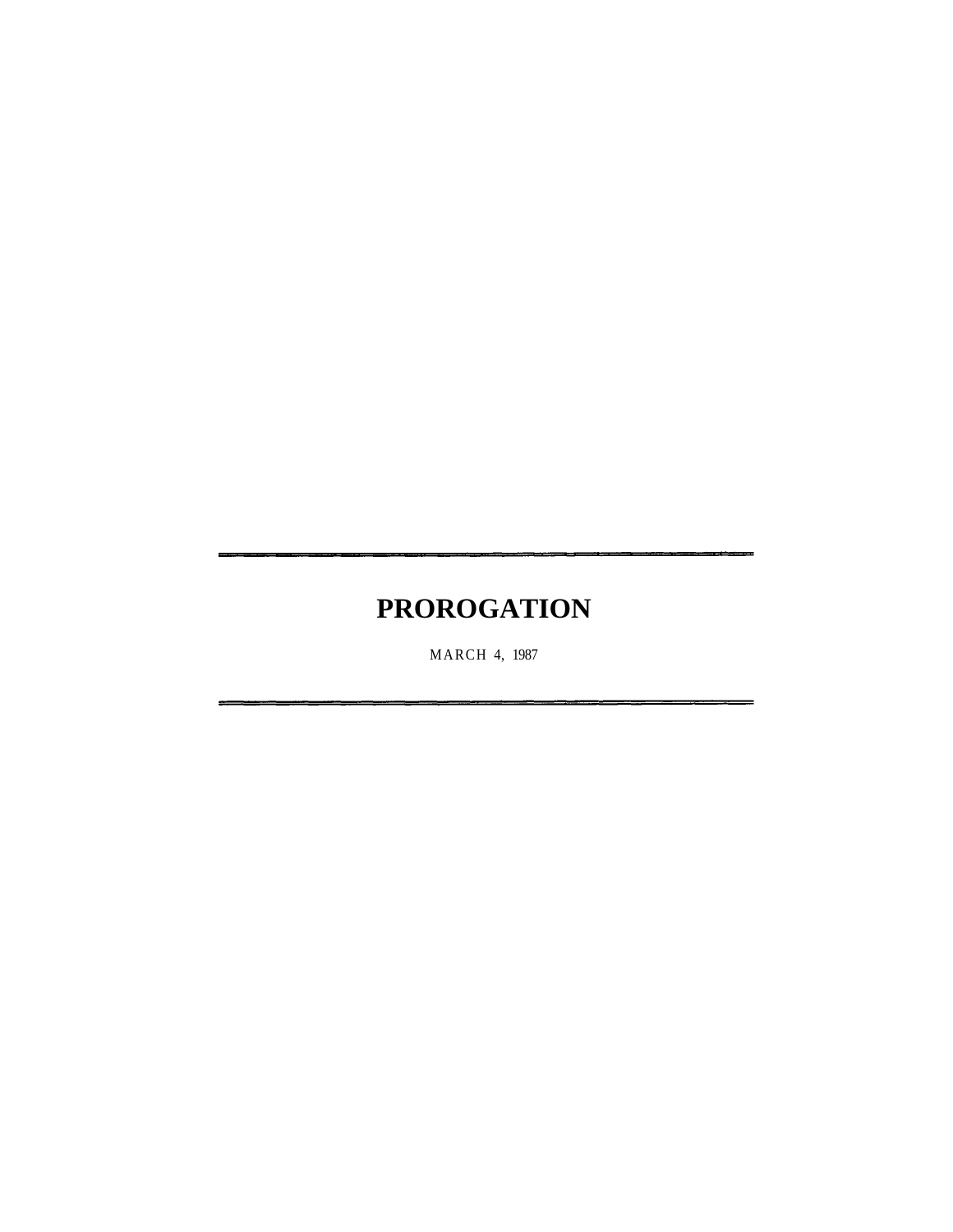# PROROGATION

MARCH 4, 1987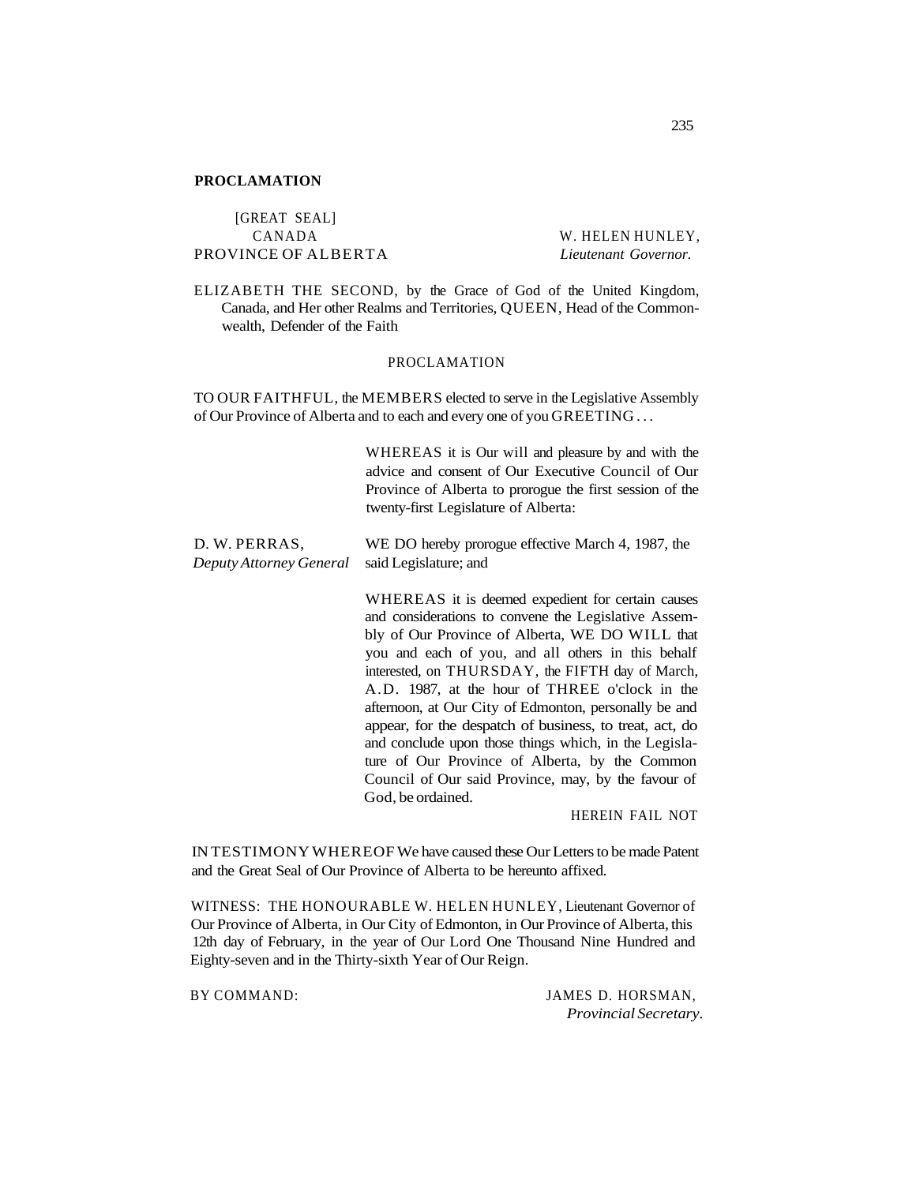**PROCLAMATION**

[GREAT SEAL]
CANADA
PROVINCE OF ALBERTA

W. HELEN HUNLEY,
*Lieutenant Governor.*

ELIZABETH THE SECOND, by the Grace of God of the United Kingdom, Canada, and Her other Realms and Territories, QUEEN, Head of the Commonwealth, Defender of the Faith

PROCLAMATION

TO OUR FAITHFUL, the MEMBERS elected to serve in the Legislative Assembly of Our Province of Alberta and to each and every one of you GREETING . . .

WHEREAS it is Our will and pleasure by and with the advice and consent of Our Executive Council of Our Province of Alberta to prorogue the first session of the twenty-first Legislature of Alberta:

D. W. PERRAS,
*Deputy Attorney General*

WE DO hereby prorogue effective March 4, 1987, the said Legislature; and

WHEREAS it is deemed expedient for certain causes and considerations to convene the Legislative Assembly of Our Province of Alberta, WE DO WILL that you and each of you, and all others in this behalf interested, on THURSDAY, the FIFTH day of March, A.D. 1987, at the hour of THREE o'clock in the afternoon, at Our City of Edmonton, personally be and appear, for the despatch of business, to treat, act, do and conclude upon those things which, in the Legislature of Our Province of Alberta, by the Common Council of Our said Province, may, by the favour of God, be ordained.

HEREIN FAIL NOT

IN TESTIMONY WHEREOF We have caused these Our Letters to be made Patent and the Great Seal of Our Province of Alberta to be hereunto affixed.

WITNESS: THE HONOURABLE W. HELEN HUNLEY, Lieutenant Governor of Our Province of Alberta, in Our City of Edmonton, in Our Province of Alberta, this 12th day of February, in the year of Our Lord One Thousand Nine Hundred and Eighty-seven and in the Thirty-sixth Year of Our Reign.

BY COMMAND:

JAMES D. HORSMAN,
*Provincial Secretary.*